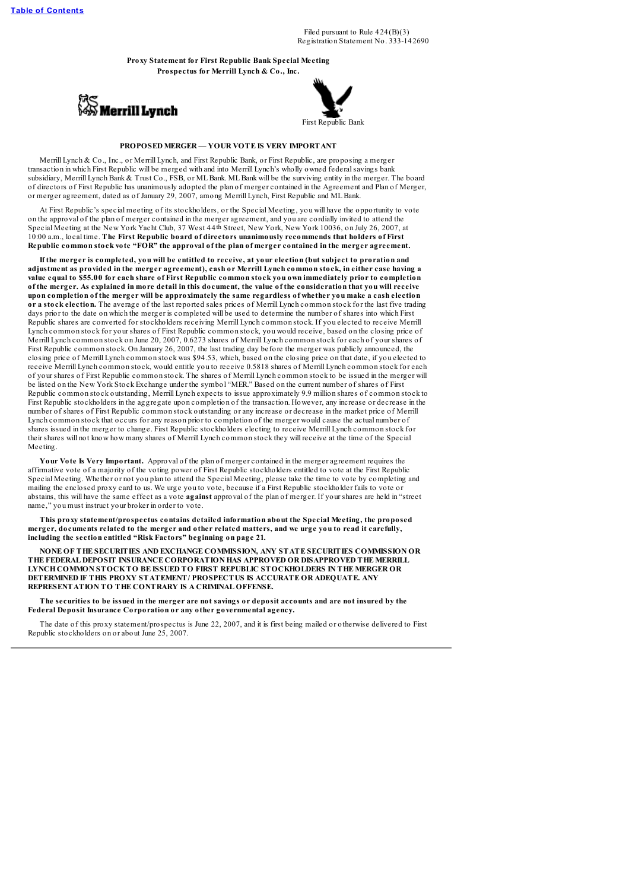Filed pursuant to Rule 424(B)(3)
Registration Statement No. 333-142690

**Proxy Statement for First Republic Bank Special Meeting**
**Prospectus for Merrill Lynch & Co., Inc.**

Merrill Lynch

First Republic Bank

**PROPOSED MERGER — YOUR VOTE IS VERY IMPORTANT**

Merrill Lynch & Co., Inc., or Merrill Lynch, and First Republic Bank, or First Republic, are proposing a merger transaction in which First Republic will be merged with and into Merrill Lynch's wholly owned federal savings bank subsidiary, Merrill Lynch Bank & Trust Co., FSB, or ML Bank. ML Bank will be the surviving entity in the merger. The board of directors of First Republic has unanimously adopted the plan of merger contained in the Agreement and Plan of Merger, or merger agreement, dated as of January 29, 2007, among Merrill Lynch, First Republic and ML Bank.

At First Republic's special meeting of its stockholders, or the Special Meeting, you will have the opportunity to vote on the approval of the plan of merger contained in the merger agreement, and you are cordially invited to attend the Special Meeting at the New York Yacht Club, 37 West 44th Street, New York, New York 10036, on July 26, 2007, at 10:00 a.m., local time. **The First Republic board of directors unanimously recommends that holders of First Republic common stock vote "FOR" the approval of the plan of merger contained in the merger agreement.**

**If the merger is completed, you will be entitled to receive, at your election (but subject to proration and adjustment as provided in the merger agreement), cash or Merrill Lynch common stock, in either case having a value equal to $55.00 for each share of First Republic common stock you own immediately prior to completion of the merger. As explained in more detail in this document, the value of the consideration that you will receive upon completion of the merger will be approximately the same regardless of whether you make a cash election or a stock election.** The average of the last reported sales prices of Merrill Lynch common stock for the last five trading days prior to the date on which the merger is completed will be used to determine the number of shares into which First Republic shares are converted for stockholders receiving Merrill Lynch common stock. If you elected to receive Merrill Lynch common stock for your shares of First Republic common stock, you would receive, based on the closing price of Merrill Lynch common stock on June 20, 2007, 0.6273 shares of Merrill Lynch common stock for each of your shares of First Republic common stock. On January 26, 2007, the last trading day before the merger was publicly announced, the closing price of Merrill Lynch common stock was $94.53, which, based on the closing price on that date, if you elected to receive Merrill Lynch common stock, would entitle you to receive 0.5818 shares of Merrill Lynch common stock for each of your shares of First Republic common stock. The shares of Merrill Lynch common stock to be issued in the merger will be listed on the New York Stock Exchange under the symbol "MER." Based on the current number of shares of First Republic common stock outstanding, Merrill Lynch expects to issue approximately 9.9 million shares of common stock to First Republic stockholders in the aggregate upon completion of the transaction. However, any increase or decrease in the number of shares of First Republic common stock outstanding or any increase or decrease in the market price of Merrill Lynch common stock that occurs for any reason prior to completion of the merger would cause the actual number of shares issued in the merger to change. First Republic stockholders electing to receive Merrill Lynch common stock for their shares will not know how many shares of Merrill Lynch common stock they will receive at the time of the Special Meeting.

**Your Vote Is Very Important.** Approval of the plan of merger contained in the merger agreement requires the affirmative vote of a majority of the voting power of First Republic stockholders entitled to vote at the First Republic Special Meeting. Whether or not you plan to attend the Special Meeting, please take the time to vote by completing and mailing the enclosed proxy card to us. We urge you to vote, because if a First Republic stockholder fails to vote or abstains, this will have the same effect as a vote **against** approval of the plan of merger. If your shares are held in "street name," you must instruct your broker in order to vote.

**This proxy statement/prospectus contains detailed information about the Special Meeting, the proposed merger, documents related to the merger and other related matters, and we urge you to read it carefully, including the section entitled "Risk Factors" beginning on page 21.**

**NONE OF THE SECURITIES AND EXCHANGE COMMISSION, ANY STATE SECURITIES COMMISSION OR THE FEDERAL DEPOSIT INSURANCE CORPORATION HAS APPROVED OR DISAPPROVED THE MERRILL LYNCH COMMON STOCK TO BE ISSUED TO FIRST REPUBLIC STOCKHOLDERS IN THE MERGER OR DETERMINED IF THIS PROXY STATEMENT/PROSPECTUS IS ACCURATE OR ADEQUATE. ANY REPRESENTATION TO THE CONTRARY IS A CRIMINAL OFFENSE.**

**The securities to be issued in the merger are not savings or deposit accounts and are not insured by the Federal Deposit Insurance Corporation or any other governmental agency.**

The date of this proxy statement/prospectus is June 22, 2007, and it is first being mailed or otherwise delivered to First Republic stockholders on or about June 25, 2007.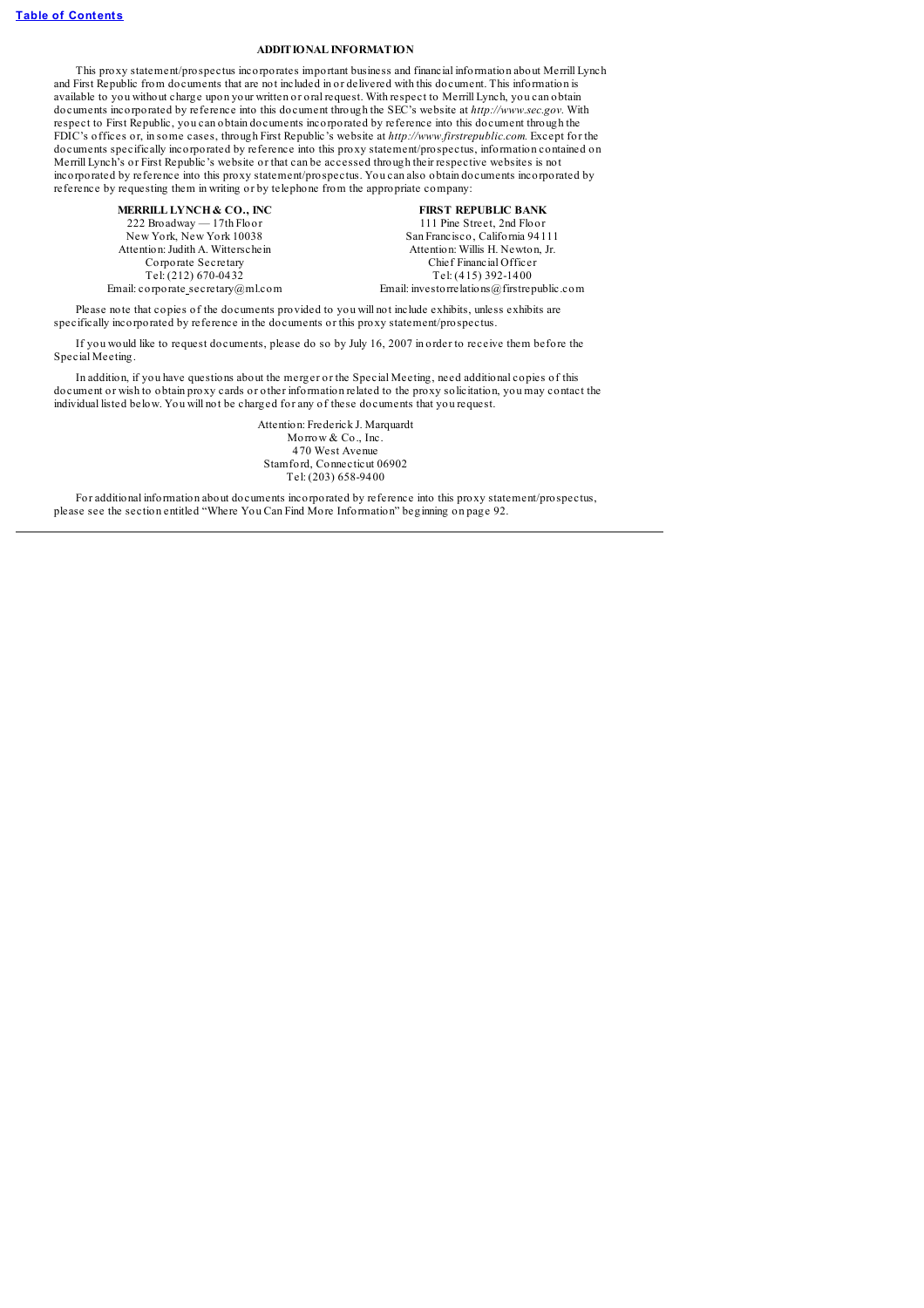## ADDITIONAL INFORMATION

This proxy statement/prospectus incorporates important business and financial information about Merrill Lynch and First Republic from documents that are not included in or delivered with this document. This information is available to you without charge upon your written or oral request. With respect to Merrill Lynch, you can obtain documents incorporated by reference into this document through the SEC's website at *http://www.sec.gov*. With respect to First Republic, you can obtain documents incorporated by reference into this document through the FDIC's offices or, in some cases, through First Republic's website at *http://www.firstrepublic.com*. Except for the documents specifically incorporated by reference into this proxy statement/prospectus, information contained on Merrill Lynch's or First Republic's website or that can be accessed through their respective websites is not incorporated by reference into this proxy statement/prospectus. You can also obtain documents incorporated by reference by requesting them in writing or by telephone from the appropriate company:

**MERRILL LYNCH & CO., INC**
222 Broadway — 17th Floor
New York, New York 10038
Attention: Judith A. Witterschein
Corporate Secretary
Tel: (212) 670-0432
Email: corporate_secretary@ml.com

**FIRST REPUBLIC BANK**
111 Pine Street, 2nd Floor
San Francisco, California 94111
Attention: Willis H. Newton, Jr.
Chief Financial Officer
Tel: (415) 392-1400
Email: investorrelations@firstrepublic.com

Please note that copies of the documents provided to you will not include exhibits, unless exhibits are specifically incorporated by reference in the documents or this proxy statement/prospectus.

If you would like to request documents, please do so by July 16, 2007 in order to receive them before the Special Meeting.

In addition, if you have questions about the merger or the Special Meeting, need additional copies of this document or wish to obtain proxy cards or other information related to the proxy solicitation, you may contact the individual listed below. You will not be charged for any of these documents that you request.

Attention: Frederick J. Marquardt
Morrow & Co., Inc.
470 West Avenue
Stamford, Connecticut 06902
Tel: (203) 658-9400

For additional information about documents incorporated by reference into this proxy statement/prospectus, please see the section entitled "Where You Can Find More Information" beginning on page 92.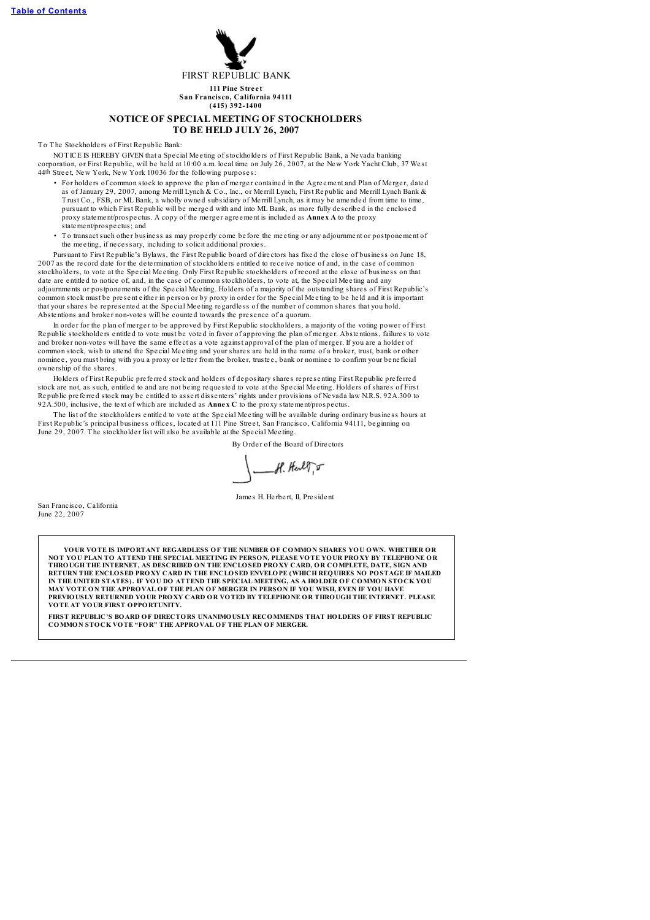FIRST REPUBLIC BANK

**111 Pine Street**
**San Francisco, California 94111**
**(415) 392-1400**

## NOTICE OF SPECIAL MEETING OF STOCKHOLDERS TO BE HELD JULY 26, 2007

To The Stockholders of First Republic Bank:

NOTICE IS HEREBY GIVEN that a Special Meeting of stockholders of First Republic Bank, a Nevada banking corporation, or First Republic, will be held at 10:00 a.m. local time on July 26, 2007, at the New York Yacht Club, 37 West 44th Street, New York, New York 10036 for the following purposes:

- For holders of common stock to approve the plan of merger contained in the Agreement and Plan of Merger, dated as of January 29, 2007, among Merrill Lynch & Co., Inc., or Merrill Lynch, First Republic and Merrill Lynch Bank & Trust Co., FSB, or ML Bank, a wholly owned subsidiary of Merrill Lynch, as it may be amended from time to time, pursuant to which First Republic will be merged with and into ML Bank, as more fully described in the enclosed proxy statement/prospectus. A copy of the merger agreement is included as **Annex A** to the proxy statement/prospectus; and
- To transact such other business as may properly come before the meeting or any adjournment or postponement of the meeting, if necessary, including to solicit additional proxies.

Pursuant to First Republic's Bylaws, the First Republic board of directors has fixed the close of business on June 18, 2007 as the record date for the determination of stockholders entitled to receive notice of and, in the case of common stockholders, to vote at the Special Meeting. Only First Republic stockholders of record at the close of business on that date are entitled to notice of, and, in the case of common stockholders, to vote at, the Special Meeting and any adjournments or postponements of the Special Meeting. Holders of a majority of the outstanding shares of First Republic's common stock must be present either in person or by proxy in order for the Special Meeting to be held and it is important that your shares be represented at the Special Meeting regardless of the number of common shares that you hold. Abstentions and broker non-votes will be counted towards the presence of a quorum.

In order for the plan of merger to be approved by First Republic stockholders, a majority of the voting power of First Republic stockholders entitled to vote must be voted in favor of approving the plan of merger. Abstentions, failures to vote and broker non-votes will have the same effect as a vote against approval of the plan of merger. If you are a holder of common stock, wish to attend the Special Meeting and your shares are held in the name of a broker, trust, bank or other nominee, you must bring with you a proxy or letter from the broker, trustee, bank or nominee to confirm your beneficial ownership of the shares.

Holders of First Republic preferred stock and holders of depositary shares representing First Republic preferred stock are not, as such, entitled to and are not being requested to vote at the Special Meeting. Holders of shares of First Republic preferred stock may be entitled to assert dissenters' rights under provisions of Nevada law N.R.S. 92A.300 to 92A.500, inclusive, the text of which are included as **Annex C** to the proxy statement/prospectus.

The list of the stockholders entitled to vote at the Special Meeting will be available during ordinary business hours at First Republic's principal business offices, located at 111 Pine Street, San Francisco, California 94111, beginning on June 29, 2007. The stockholder list will also be available at the Special Meeting.

By Order of the Board of Directors

James H. Herbert, II, President

San Francisco, California
June 22, 2007

**YOUR VOTE IS IMPORTANT REGARDLESS OF THE NUMBER OF COMMON SHARES YOU OWN. WHETHER OR NOT YOU PLAN TO ATTEND THE SPECIAL MEETING IN PERSON, PLEASE VOTE YOUR PROXY BY TELEPHONE OR THROUGH THE INTERNET, AS DESCRIBED ON THE ENCLOSED PROXY CARD, OR COMPLETE, DATE, SIGN AND RETURN THE ENCLOSED PROXY CARD IN THE ENCLOSED ENVELOPE (WHICH REQUIRES NO POSTAGE IF MAILED IN THE UNITED STATES). IF YOU DO ATTEND THE SPECIAL MEETING, AS A HOLDER OF COMMON STOCK YOU MAY VOTE ON THE APPROVAL OF THE PLAN OF MERGER IN PERSON IF YOU WISH, EVEN IF YOU HAVE PREVIOUSLY RETURNED YOUR PROXY CARD OR VOTED BY TELEPHONE OR THROUGH THE INTERNET. PLEASE VOTE AT YOUR FIRST OPPORTUNITY.**

**FIRST REPUBLIC'S BOARD OF DIRECTORS UNANIMOUSLY RECOMMENDS THAT HOLDERS OF FIRST REPUBLIC COMMON STOCK VOTE "FOR" THE APPROVAL OF THE PLAN OF MERGER.**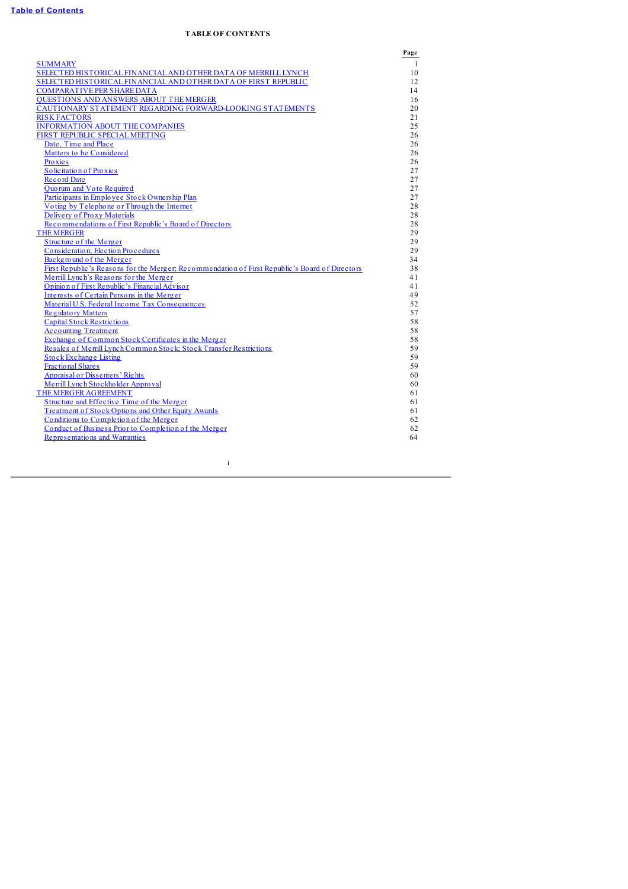# TABLE OF CONTENTS

| | Page |
|---|---|
| SUMMARY | 1 |
| SELECTED HISTORICAL FINANCIAL AND OTHER DATA OF MERRILL LYNCH | 10 |
| SELECTED HISTORICAL FINANCIAL AND OTHER DATA OF FIRST REPUBLIC | 12 |
| COMPARATIVE PER SHARE DATA | 14 |
| QUESTIONS AND ANSWERS ABOUT THE MERGER | 16 |
| CAUTIONARY STATEMENT REGARDING FORWARD-LOOKING STATEMENTS | 20 |
| RISK FACTORS | 21 |
| INFORMATION ABOUT THE COMPANIES | 25 |
| FIRST REPUBLIC SPECIAL MEETING | 26 |
| Date, Time and Place | 26 |
| Matters to be Considered | 26 |
| Proxies | 26 |
| Solicitation of Proxies | 27 |
| Record Date | 27 |
| Quorum and Vote Required | 27 |
| Participants in Employee Stock Ownership Plan | 27 |
| Voting by Telephone or Through the Internet | 28 |
| Delivery of Proxy Materials | 28 |
| Recommendations of First Republic's Board of Directors | 28 |
| THE MERGER | 29 |
| Structure of the Merger | 29 |
| Consideration; Election Procedures | 29 |
| Background of the Merger | 34 |
| First Republic's Reasons for the Merger; Recommendation of First Republic's Board of Directors | 38 |
| Merrill Lynch's Reasons for the Merger | 41 |
| Opinion of First Republic's Financial Advisor | 41 |
| Interests of Certain Persons in the Merger | 49 |
| Material U.S. Federal Income Tax Consequences | 52 |
| Regulatory Matters | 57 |
| Capital Stock Restrictions | 58 |
| Accounting Treatment | 58 |
| Exchange of Common Stock Certificates in the Merger | 58 |
| Resales of Merrill Lynch Common Stock; Stock Transfer Restrictions | 59 |
| Stock Exchange Listing | 59 |
| Fractional Shares | 59 |
| Appraisal or Dissenters' Rights | 60 |
| Merrill Lynch Stockholder Approval | 60 |
| THE MERGER AGREEMENT | 61 |
| Structure and Effective Time of the Merger | 61 |
| Treatment of Stock Options and Other Equity Awards | 61 |
| Conditions to Completion of the Merger | 62 |
| Conduct of Business Prior to Completion of the Merger | 62 |
| Representations and Warranties | 64 |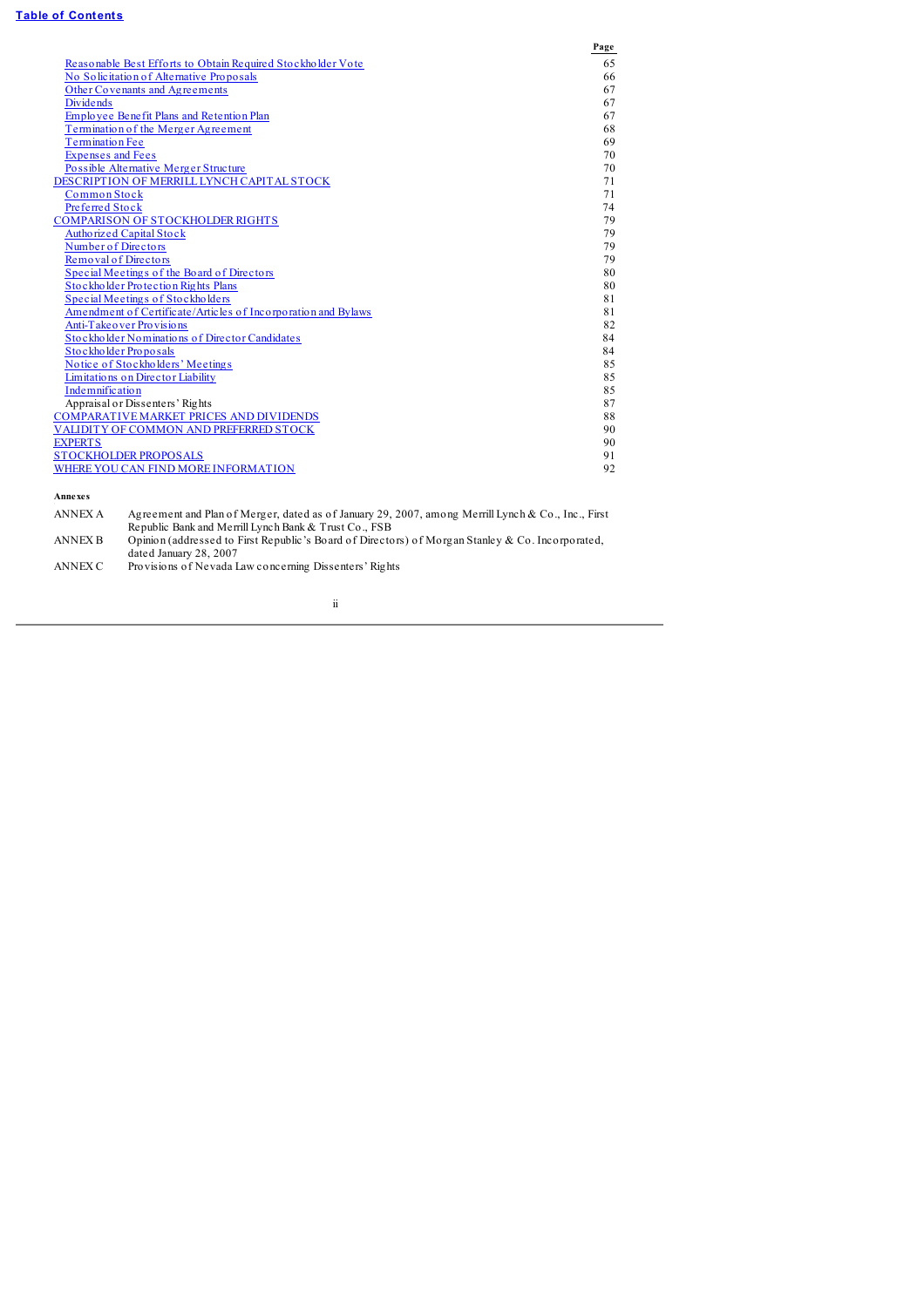[Table of Contents](#)

| | Page |
|---|---|
| Reasonable Best Efforts to Obtain Required Stockholder Vote | 65 |
| No Solicitation of Alternative Proposals | 66 |
| Other Covenants and Agreements | 67 |
| Dividends | 67 |
| Employee Benefit Plans and Retention Plan | 67 |
| Termination of the Merger Agreement | 68 |
| Termination Fee | 69 |
| Expenses and Fees | 70 |
| Possible Alternative Merger Structure | 70 |
| DESCRIPTION OF MERRILL LYNCH CAPITAL STOCK | 71 |
| Common Stock | 71 |
| Preferred Stock | 74 |
| COMPARISON OF STOCKHOLDER RIGHTS | 79 |
| Authorized Capital Stock | 79 |
| Number of Directors | 79 |
| Removal of Directors | 79 |
| Special Meetings of the Board of Directors | 80 |
| Stockholder Protection Rights Plans | 80 |
| Special Meetings of Stockholders | 81 |
| Amendment of Certificate/Articles of Incorporation and Bylaws | 81 |
| Anti-Takeover Provisions | 82 |
| Stockholder Nominations of Director Candidates | 84 |
| Stockholder Proposals | 84 |
| Notice of Stockholders' Meetings | 85 |
| Limitations on Director Liability | 85 |
| Indemnification | 85 |
| Appraisal or Dissenters' Rights | 87 |
| COMPARATIVE MARKET PRICES AND DIVIDENDS | 88 |
| VALIDITY OF COMMON AND PREFERRED STOCK | 90 |
| EXPERTS | 90 |
| STOCKHOLDER PROPOSALS | 91 |
| WHERE YOU CAN FIND MORE INFORMATION | 92 |

**Annexes**

| | |
|---|---|
| ANNEX A | Agreement and Plan of Merger, dated as of January 29, 2007, among Merrill Lynch & Co., Inc., First Republic Bank and Merrill Lynch Bank & Trust Co., FSB |
| ANNEX B | Opinion (addressed to First Republic's Board of Directors) of Morgan Stanley & Co. Incorporated, dated January 28, 2007 |
| ANNEX C | Provisions of Nevada Law concerning Dissenters' Rights |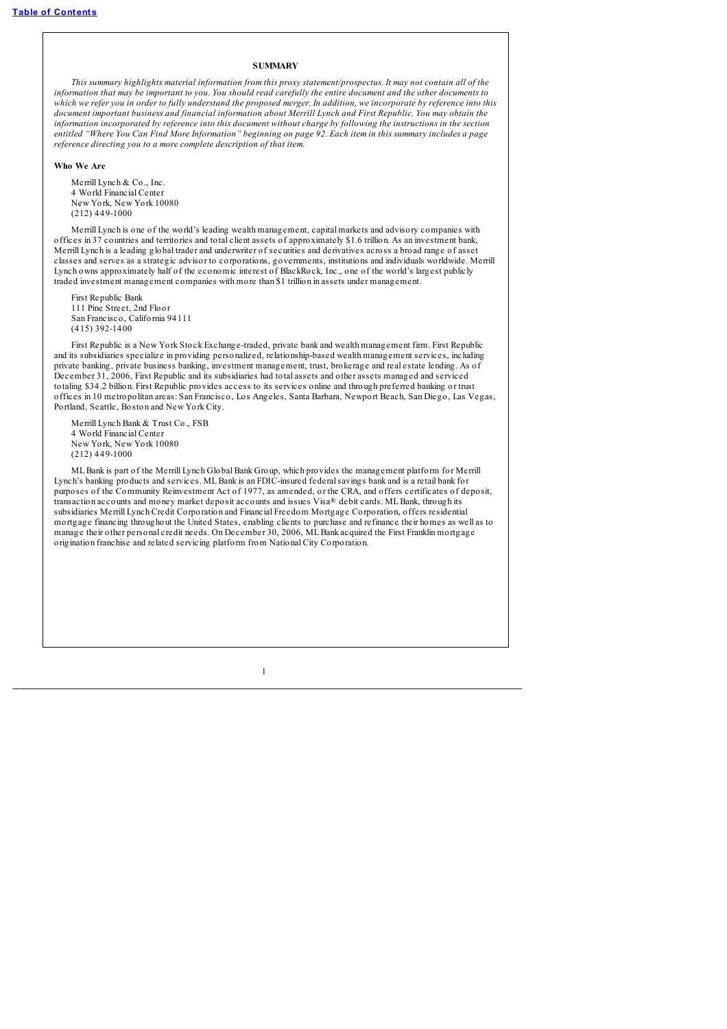## SUMMARY

*This summary highlights material information from this proxy statement/prospectus. It may not contain all of the information that may be important to you. You should read carefully the entire document and the other documents to which we refer you in order to fully understand the proposed merger. In addition, we incorporate by reference into this document important business and financial information about Merrill Lynch and First Republic. You may obtain the information incorporated by reference into this document without charge by following the instructions in the section entitled "Where You Can Find More Information" beginning on page 92. Each item in this summary includes a page reference directing you to a more complete description of that item.*

### Who We Are

Merrill Lynch & Co., Inc.
4 World Financial Center
New York, New York 10080
(212) 449-1000

Merrill Lynch is one of the world's leading wealth management, capital markets and advisory companies with offices in 37 countries and territories and total client assets of approximately $1.6 trillion. As an investment bank, Merrill Lynch is a leading global trader and underwriter of securities and derivatives across a broad range of asset classes and serves as a strategic advisor to corporations, governments, institutions and individuals worldwide. Merrill Lynch owns approximately half of the economic interest of BlackRock, Inc., one of the world's largest publicly traded investment management companies with more than $1 trillion in assets under management.

First Republic Bank
111 Pine Street, 2nd Floor
San Francisco, California 94111
(415) 392-1400

First Republic is a New York Stock Exchange-traded, private bank and wealth management firm. First Republic and its subsidiaries specialize in providing personalized, relationship-based wealth management services, including private banking, private business banking, investment management, trust, brokerage and real estate lending. As of December 31, 2006, First Republic and its subsidiaries had total assets and other assets managed and serviced totaling $34.2 billion. First Republic provides access to its services online and through preferred banking or trust offices in 10 metropolitan areas: San Francisco, Los Angeles, Santa Barbara, Newport Beach, San Diego, Las Vegas, Portland, Seattle, Boston and New York City.

Merrill Lynch Bank & Trust Co., FSB
4 World Financial Center
New York, New York 10080
(212) 449-1000

ML Bank is part of the Merrill Lynch Global Bank Group, which provides the management platform for Merrill Lynch's banking products and services. ML Bank is an FDIC-insured federal savings bank and is a retail bank for purposes of the Community Reinvestment Act of 1977, as amended, or the CRA, and offers certificates of deposit, transaction accounts and money market deposit accounts and issues Visa® debit cards. ML Bank, through its subsidiaries Merrill Lynch Credit Corporation and Financial Freedom Mortgage Corporation, offers residential mortgage financing throughout the United States, enabling clients to purchase and refinance their homes as well as to manage their other personal credit needs. On December 30, 2006, ML Bank acquired the First Franklin mortgage origination franchise and related servicing platform from National City Corporation.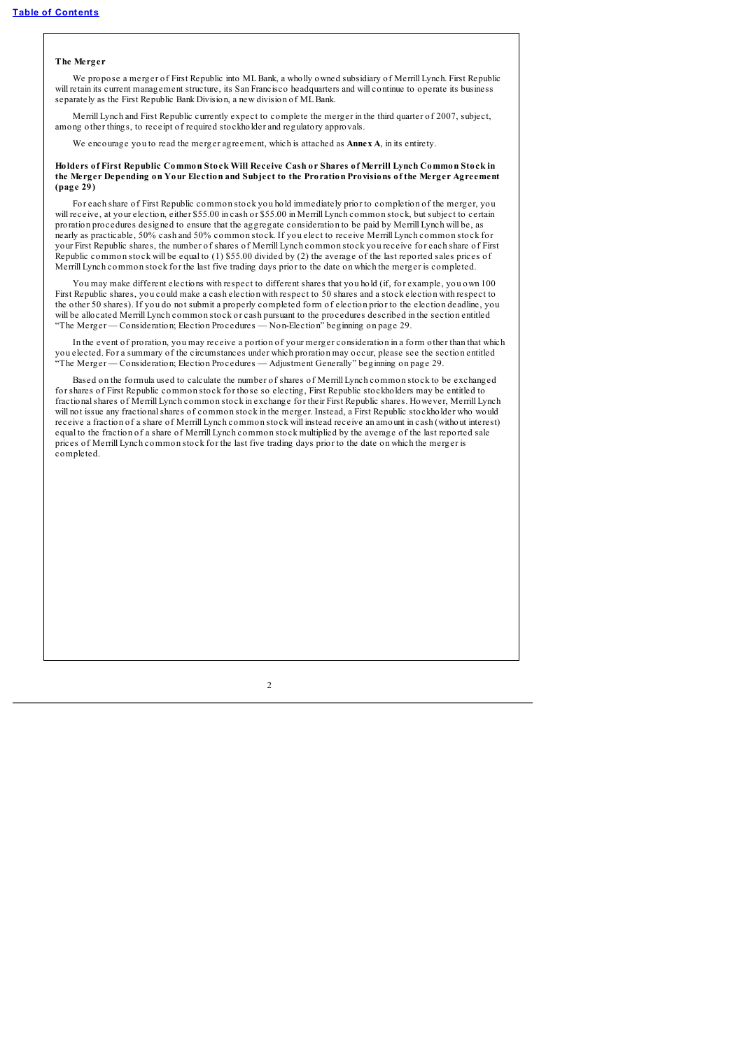**The Merger**

We propose a merger of First Republic into ML Bank, a wholly owned subsidiary of Merrill Lynch. First Republic will retain its current management structure, its San Francisco headquarters and will continue to operate its business separately as the First Republic Bank Division, a new division of ML Bank.

Merrill Lynch and First Republic currently expect to complete the merger in the third quarter of 2007, subject, among other things, to receipt of required stockholder and regulatory approvals.

We encourage you to read the merger agreement, which is attached as **Annex A**, in its entirety.

**Holders of First Republic Common Stock Will Receive Cash or Shares of Merrill Lynch Common Stock in the Merger Depending on Your Election and Subject to the Proration Provisions of the Merger Agreement (page 29)**

For each share of First Republic common stock you hold immediately prior to completion of the merger, you will receive, at your election, either $55.00 in cash or $55.00 in Merrill Lynch common stock, but subject to certain proration procedures designed to ensure that the aggregate consideration to be paid by Merrill Lynch will be, as nearly as practicable, 50% cash and 50% common stock. If you elect to receive Merrill Lynch common stock for your First Republic shares, the number of shares of Merrill Lynch common stock you receive for each share of First Republic common stock will be equal to (1) $55.00 divided by (2) the average of the last reported sales prices of Merrill Lynch common stock for the last five trading days prior to the date on which the merger is completed.

You may make different elections with respect to different shares that you hold (if, for example, you own 100 First Republic shares, you could make a cash election with respect to 50 shares and a stock election with respect to the other 50 shares). If you do not submit a properly completed form of election prior to the election deadline, you will be allocated Merrill Lynch common stock or cash pursuant to the procedures described in the section entitled "The Merger — Consideration; Election Procedures — Non-Election" beginning on page 29.

In the event of proration, you may receive a portion of your merger consideration in a form other than that which you elected. For a summary of the circumstances under which proration may occur, please see the section entitled "The Merger — Consideration; Election Procedures — Adjustment Generally" beginning on page 29.

Based on the formula used to calculate the number of shares of Merrill Lynch common stock to be exchanged for shares of First Republic common stock for those so electing, First Republic stockholders may be entitled to fractional shares of Merrill Lynch common stock in exchange for their First Republic shares. However, Merrill Lynch will not issue any fractional shares of common stock in the merger. Instead, a First Republic stockholder who would receive a fraction of a share of Merrill Lynch common stock will instead receive an amount in cash (without interest) equal to the fraction of a share of Merrill Lynch common stock multiplied by the average of the last reported sale prices of Merrill Lynch common stock for the last five trading days prior to the date on which the merger is completed.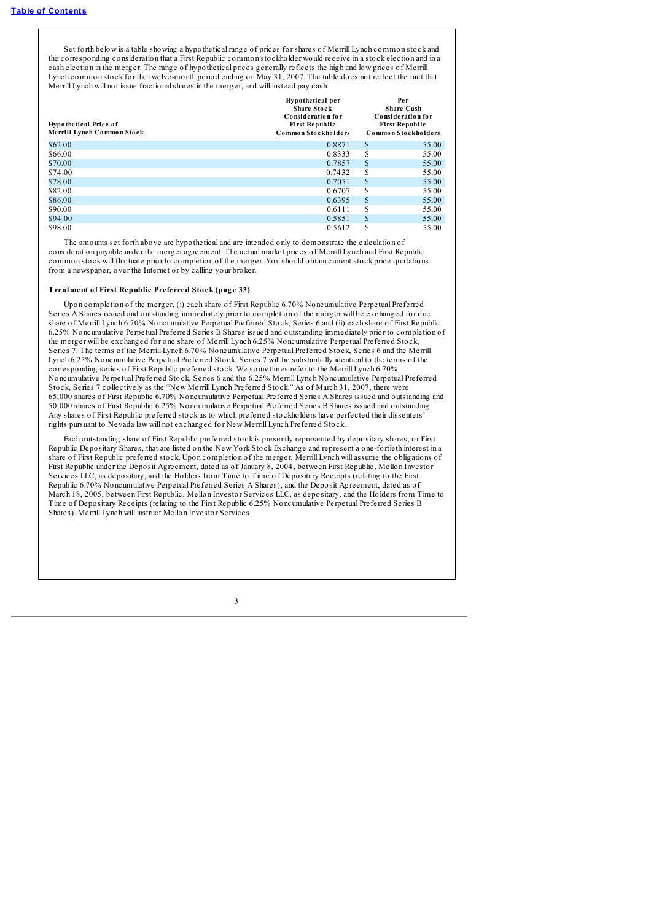Set forth below is a table showing a hypothetical range of prices for shares of Merrill Lynch common stock and the corresponding consideration that a First Republic common stockholder would receive in a stock election and in a cash election in the merger. The range of hypothetical prices generally reflects the high and low prices of Merrill Lynch common stock for the twelve-month period ending on May 31, 2007. The table does not reflect the fact that Merrill Lynch will not issue fractional shares in the merger, and will instead pay cash.

| Hypothetical Price of Merrill Lynch Common Stock | Hypothetical per Share Stock Consideration for First Republic Common Stockholders | Per Share Cash Consideration for First Republic Common Stockholders |
|---|---|---|
| $62.00 | 0.8871 | $ 55.00 |
| $66.00 | 0.8333 | $ 55.00 |
| $70.00 | 0.7857 | $ 55.00 |
| $74.00 | 0.7432 | $ 55.00 |
| $78.00 | 0.7051 | $ 55.00 |
| $82.00 | 0.6707 | $ 55.00 |
| $86.00 | 0.6395 | $ 55.00 |
| $90.00 | 0.6111 | $ 55.00 |
| $94.00 | 0.5851 | $ 55.00 |
| $98.00 | 0.5612 | $ 55.00 |

The amounts set forth above are hypothetical and are intended only to demonstrate the calculation of consideration payable under the merger agreement. The actual market prices of Merrill Lynch and First Republic common stock will fluctuate prior to completion of the merger. You should obtain current stock price quotations from a newspaper, over the Internet or by calling your broker.

**Treatment of First Republic Preferred Stock (page 33)**

Upon completion of the merger, (i) each share of First Republic 6.70% Noncumulative Perpetual Preferred Series A Shares issued and outstanding immediately prior to completion of the merger will be exchanged for one share of Merrill Lynch 6.70% Noncumulative Perpetual Preferred Stock, Series 6 and (ii) each share of First Republic 6.25% Noncumulative Perpetual Preferred Series B Shares issued and outstanding immediately prior to completion of the merger will be exchanged for one share of Merrill Lynch 6.25% Noncumulative Perpetual Preferred Stock, Series 7. The terms of the Merrill Lynch 6.70% Noncumulative Perpetual Preferred Stock, Series 6 and the Merrill Lynch 6.25% Noncumulative Perpetual Preferred Stock, Series 7 will be substantially identical to the terms of the corresponding series of First Republic preferred stock. We sometimes refer to the Merrill Lynch 6.70% Noncumulative Perpetual Preferred Stock, Series 6 and the 6.25% Merrill Lynch Noncumulative Perpetual Preferred Stock, Series 7 collectively as the "New Merrill Lynch Preferred Stock." As of March 31, 2007, there were 65,000 shares of First Republic 6.70% Noncumulative Perpetual Preferred Series A Shares issued and outstanding and 50,000 shares of First Republic 6.25% Noncumulative Perpetual Preferred Series B Shares issued and outstanding. Any shares of First Republic preferred stock as to which preferred stockholders have perfected their dissenters' rights pursuant to Nevada law will not exchanged for New Merrill Lynch Preferred Stock.

Each outstanding share of First Republic preferred stock is presently represented by depositary shares, or First Republic Depositary Shares, that are listed on the New York Stock Exchange and represent a one-fortieth interest in a share of First Republic preferred stock. Upon completion of the merger, Merrill Lynch will assume the obligations of First Republic under the Deposit Agreement, dated as of January 8, 2004, between First Republic, Mellon Investor Services LLC, as depositary, and the Holders from Time to Time of Depositary Receipts (relating to the First Republic 6.70% Noncumulative Perpetual Preferred Series A Shares), and the Deposit Agreement, dated as of March 18, 2005, between First Republic, Mellon Investor Services LLC, as depositary, and the Holders from Time to Time of Depositary Receipts (relating to the First Republic 6.25% Noncumulative Perpetual Preferred Series B Shares). Merrill Lynch will instruct Mellon Investor Services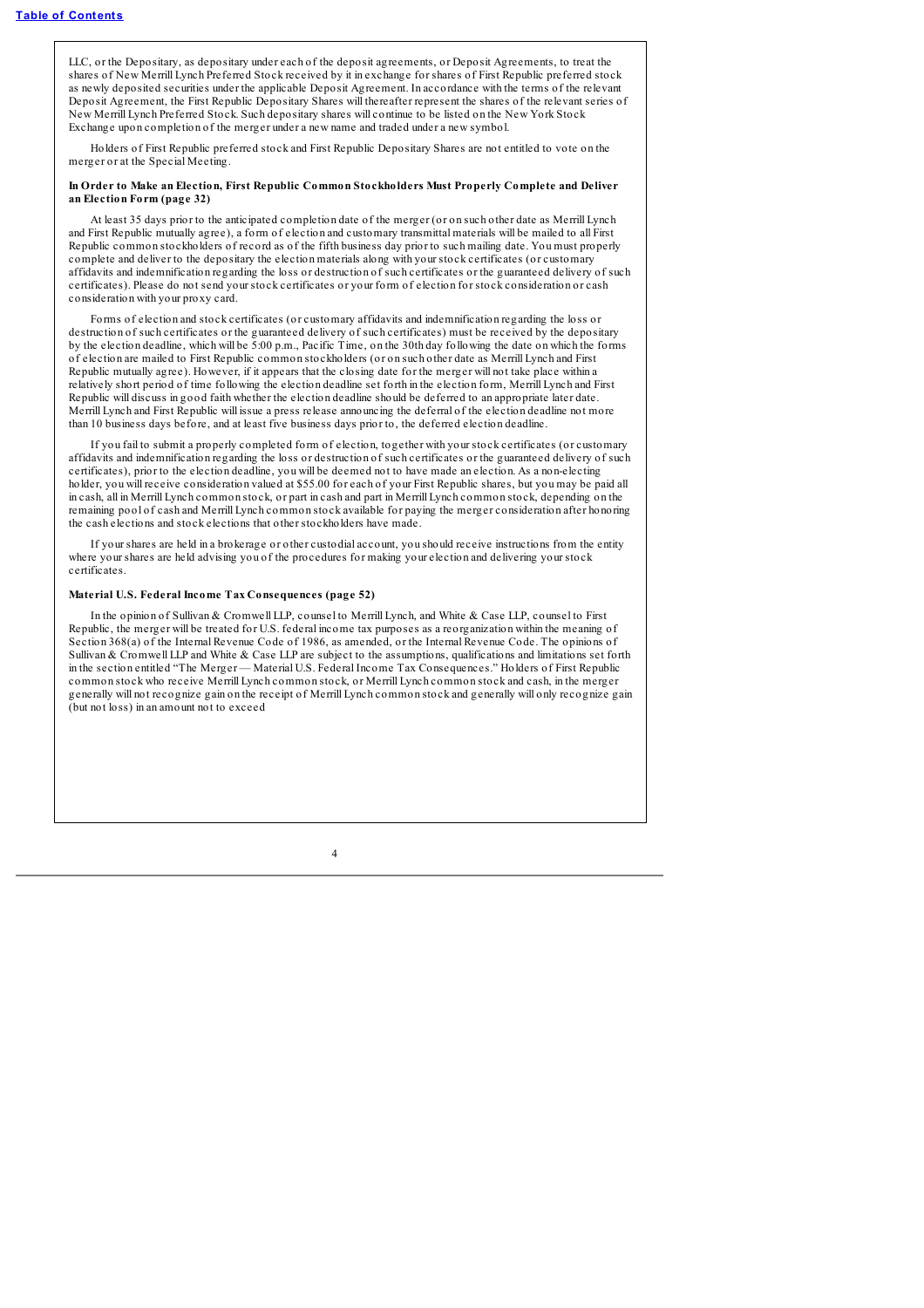LLC, or the Depositary, as depositary under each of the deposit agreements, or Deposit Agreements, to treat the shares of New Merrill Lynch Preferred Stock received by it in exchange for shares of First Republic preferred stock as newly deposited securities under the applicable Deposit Agreement. In accordance with the terms of the relevant Deposit Agreement, the First Republic Depositary Shares will thereafter represent the shares of the relevant series of New Merrill Lynch Preferred Stock. Such depositary shares will continue to be listed on the New York Stock Exchange upon completion of the merger under a new name and traded under a new symbol.

Holders of First Republic preferred stock and First Republic Depositary Shares are not entitled to vote on the merger or at the Special Meeting.

**In Order to Make an Election, First Republic Common Stockholders Must Properly Complete and Deliver an Election Form (page 32)**

At least 35 days prior to the anticipated completion date of the merger (or on such other date as Merrill Lynch and First Republic mutually agree), a form of election and customary transmittal materials will be mailed to all First Republic common stockholders of record as of the fifth business day prior to such mailing date. You must properly complete and deliver to the depositary the election materials along with your stock certificates (or customary affidavits and indemnification regarding the loss or destruction of such certificates or the guaranteed delivery of such certificates). Please do not send your stock certificates or your form of election for stock consideration or cash consideration with your proxy card.

Forms of election and stock certificates (or customary affidavits and indemnification regarding the loss or destruction of such certificates or the guaranteed delivery of such certificates) must be received by the depositary by the election deadline, which will be 5:00 p.m., Pacific Time, on the 30th day following the date on which the forms of election are mailed to First Republic common stockholders (or on such other date as Merrill Lynch and First Republic mutually agree). However, if it appears that the closing date for the merger will not take place within a relatively short period of time following the election deadline set forth in the election form, Merrill Lynch and First Republic will discuss in good faith whether the election deadline should be deferred to an appropriate later date. Merrill Lynch and First Republic will issue a press release announcing the deferral of the election deadline not more than 10 business days before, and at least five business days prior to, the deferred election deadline.

If you fail to submit a properly completed form of election, together with your stock certificates (or customary affidavits and indemnification regarding the loss or destruction of such certificates or the guaranteed delivery of such certificates), prior to the election deadline, you will be deemed not to have made an election. As a non-electing holder, you will receive consideration valued at $55.00 for each of your First Republic shares, but you may be paid all in cash, all in Merrill Lynch common stock, or part in cash and part in Merrill Lynch common stock, depending on the remaining pool of cash and Merrill Lynch common stock available for paying the merger consideration after honoring the cash elections and stock elections that other stockholders have made.

If your shares are held in a brokerage or other custodial account, you should receive instructions from the entity where your shares are held advising you of the procedures for making your election and delivering your stock certificates.

**Material U.S. Federal Income Tax Consequences (page 52)**

In the opinion of Sullivan & Cromwell LLP, counsel to Merrill Lynch, and White & Case LLP, counsel to First Republic, the merger will be treated for U.S. federal income tax purposes as a reorganization within the meaning of Section 368(a) of the Internal Revenue Code of 1986, as amended, or the Internal Revenue Code. The opinions of Sullivan & Cromwell LLP and White & Case LLP are subject to the assumptions, qualifications and limitations set forth in the section entitled "The Merger — Material U.S. Federal Income Tax Consequences." Holders of First Republic common stock who receive Merrill Lynch common stock, or Merrill Lynch common stock and cash, in the merger generally will not recognize gain on the receipt of Merrill Lynch common stock and generally will only recognize gain (but not loss) in an amount not to exceed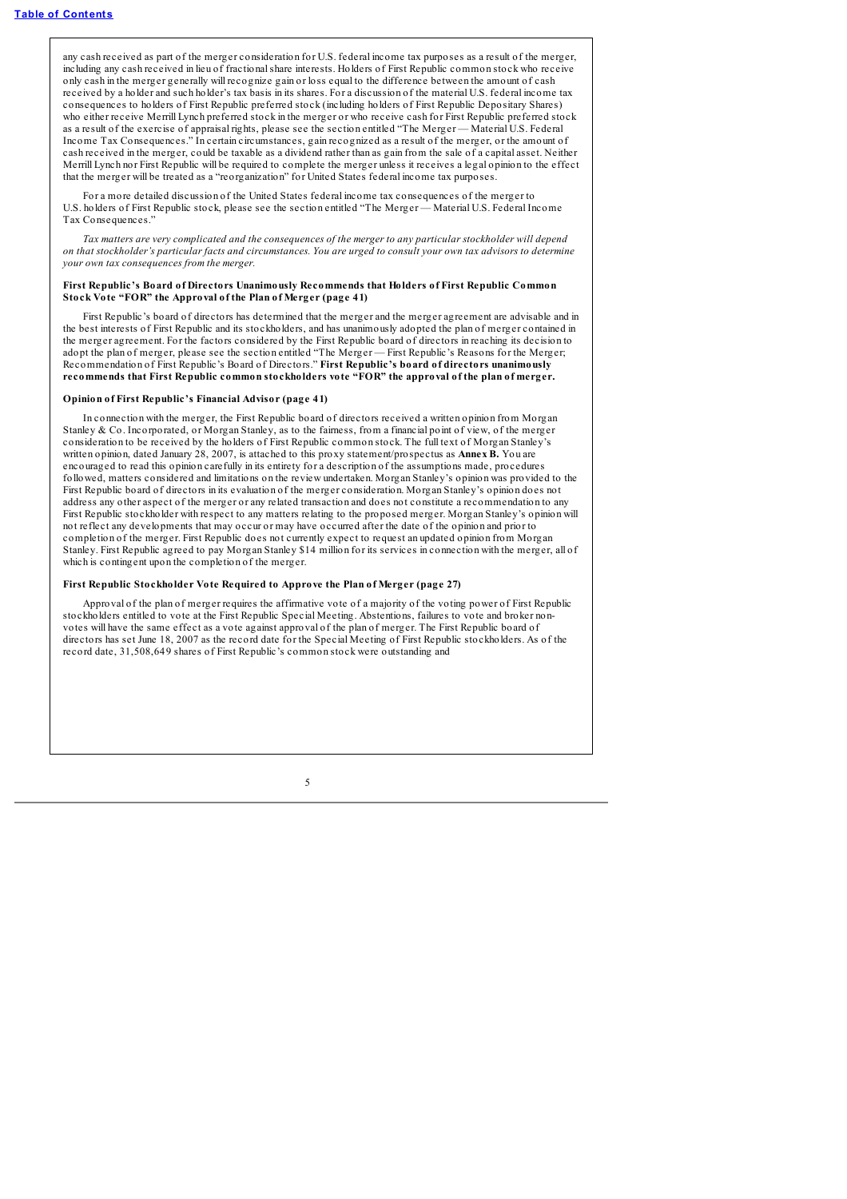any cash received as part of the merger consideration for U.S. federal income tax purposes as a result of the merger, including any cash received in lieu of fractional share interests. Holders of First Republic common stock who receive only cash in the merger generally will recognize gain or loss equal to the difference between the amount of cash received by a holder and such holder's tax basis in its shares. For a discussion of the material U.S. federal income tax consequences to holders of First Republic preferred stock (including holders of First Republic Depositary Shares) who either receive Merrill Lynch preferred stock in the merger or who receive cash for First Republic preferred stock as a result of the exercise of appraisal rights, please see the section entitled "The Merger — Material U.S. Federal Income Tax Consequences." In certain circumstances, gain recognized as a result of the merger, or the amount of cash received in the merger, could be taxable as a dividend rather than as gain from the sale of a capital asset. Neither Merrill Lynch nor First Republic will be required to complete the merger unless it receives a legal opinion to the effect that the merger will be treated as a "reorganization" for United States federal income tax purposes.

For a more detailed discussion of the United States federal income tax consequences of the merger to U.S. holders of First Republic stock, please see the section entitled "The Merger — Material U.S. Federal Income Tax Consequences."

*Tax matters are very complicated and the consequences of the merger to any particular stockholder will depend on that stockholder's particular facts and circumstances. You are urged to consult your own tax advisors to determine your own tax consequences from the merger.*

**First Republic's Board of Directors Unanimously Recommends that Holders of First Republic Common Stock Vote "FOR" the Approval of the Plan of Merger (page 41)**

First Republic's board of directors has determined that the merger and the merger agreement are advisable and in the best interests of First Republic and its stockholders, and has unanimously adopted the plan of merger contained in the merger agreement. For the factors considered by the First Republic board of directors in reaching its decision to adopt the plan of merger, please see the section entitled "The Merger — First Republic's Reasons for the Merger; Recommendation of First Republic's Board of Directors." **First Republic's board of directors unanimously recommends that First Republic common stockholders vote "FOR" the approval of the plan of merger.**

**Opinion of First Republic's Financial Advisor (page 41)**

In connection with the merger, the First Republic board of directors received a written opinion from Morgan Stanley & Co. Incorporated, or Morgan Stanley, as to the fairness, from a financial point of view, of the merger consideration to be received by the holders of First Republic common stock. The full text of Morgan Stanley's written opinion, dated January 28, 2007, is attached to this proxy statement/prospectus as **Annex B.** You are encouraged to read this opinion carefully in its entirety for a description of the assumptions made, procedures followed, matters considered and limitations on the review undertaken. Morgan Stanley's opinion was provided to the First Republic board of directors in its evaluation of the merger consideration. Morgan Stanley's opinion does not address any other aspect of the merger or any related transaction and does not constitute a recommendation to any First Republic stockholder with respect to any matters relating to the proposed merger. Morgan Stanley's opinion will not reflect any developments that may occur or may have occurred after the date of the opinion and prior to completion of the merger. First Republic does not currently expect to request an updated opinion from Morgan Stanley. First Republic agreed to pay Morgan Stanley $14 million for its services in connection with the merger, all of which is contingent upon the completion of the merger.

**First Republic Stockholder Vote Required to Approve the Plan of Merger (page 27)**

Approval of the plan of merger requires the affirmative vote of a majority of the voting power of First Republic stockholders entitled to vote at the First Republic Special Meeting. Abstentions, failures to vote and broker non-votes will have the same effect as a vote against approval of the plan of merger. The First Republic board of directors has set June 18, 2007 as the record date for the Special Meeting of First Republic stockholders. As of the record date, 31,508,649 shares of First Republic's common stock were outstanding and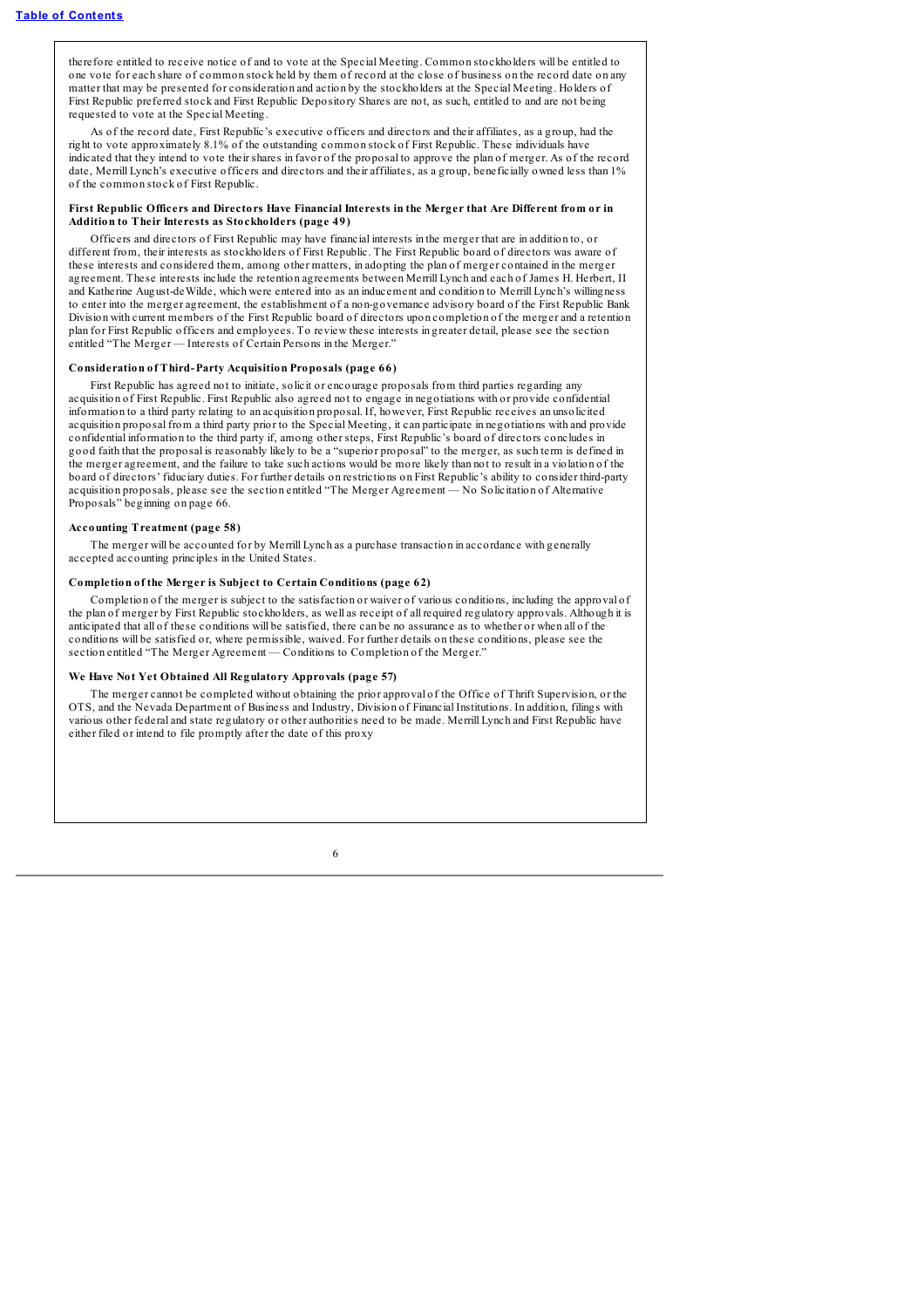therefore entitled to receive notice of and to vote at the Special Meeting. Common stockholders will be entitled to one vote for each share of common stock held by them of record at the close of business on the record date on any matter that may be presented for consideration and action by the stockholders at the Special Meeting. Holders of First Republic preferred stock and First Republic Depository Shares are not, as such, entitled to and are not being requested to vote at the Special Meeting.

As of the record date, First Republic's executive officers and directors and their affiliates, as a group, had the right to vote approximately 8.1% of the outstanding common stock of First Republic. These individuals have indicated that they intend to vote their shares in favor of the proposal to approve the plan of merger. As of the record date, Merrill Lynch's executive officers and directors and their affiliates, as a group, beneficially owned less than 1% of the common stock of First Republic.

**First Republic Officers and Directors Have Financial Interests in the Merger that Are Different from or in Addition to Their Interests as Stockholders (page 49)**

Officers and directors of First Republic may have financial interests in the merger that are in addition to, or different from, their interests as stockholders of First Republic. The First Republic board of directors was aware of these interests and considered them, among other matters, in adopting the plan of merger contained in the merger agreement. These interests include the retention agreements between Merrill Lynch and each of James H. Herbert, II and Katherine August-deWilde, which were entered into as an inducement and condition to Merrill Lynch's willingness to enter into the merger agreement, the establishment of a non-governance advisory board of the First Republic Bank Division with current members of the First Republic board of directors upon completion of the merger and a retention plan for First Republic officers and employees. To review these interests in greater detail, please see the section entitled "The Merger — Interests of Certain Persons in the Merger."

**Consideration of Third-Party Acquisition Proposals (page 66)**

First Republic has agreed not to initiate, solicit or encourage proposals from third parties regarding any acquisition of First Republic. First Republic also agreed not to engage in negotiations with or provide confidential information to a third party relating to an acquisition proposal. If, however, First Republic receives an unsolicited acquisition proposal from a third party prior to the Special Meeting, it can participate in negotiations with and provide confidential information to the third party if, among other steps, First Republic's board of directors concludes in good faith that the proposal is reasonably likely to be a "superior proposal" to the merger, as such term is defined in the merger agreement, and the failure to take such actions would be more likely than not to result in a violation of the board of directors' fiduciary duties. For further details on restrictions on First Republic's ability to consider third-party acquisition proposals, please see the section entitled "The Merger Agreement — No Solicitation of Alternative Proposals" beginning on page 66.

**Accounting Treatment (page 58)**

The merger will be accounted for by Merrill Lynch as a purchase transaction in accordance with generally accepted accounting principles in the United States.

**Completion of the Merger is Subject to Certain Conditions (page 62)**

Completion of the merger is subject to the satisfaction or waiver of various conditions, including the approval of the plan of merger by First Republic stockholders, as well as receipt of all required regulatory approvals. Although it is anticipated that all of these conditions will be satisfied, there can be no assurance as to whether or when all of the conditions will be satisfied or, where permissible, waived. For further details on these conditions, please see the section entitled "The Merger Agreement — Conditions to Completion of the Merger."

**We Have Not Yet Obtained All Regulatory Approvals (page 57)**

The merger cannot be completed without obtaining the prior approval of the Office of Thrift Supervision, or the OTS, and the Nevada Department of Business and Industry, Division of Financial Institutions. In addition, filings with various other federal and state regulatory or other authorities need to be made. Merrill Lynch and First Republic have either filed or intend to file promptly after the date of this proxy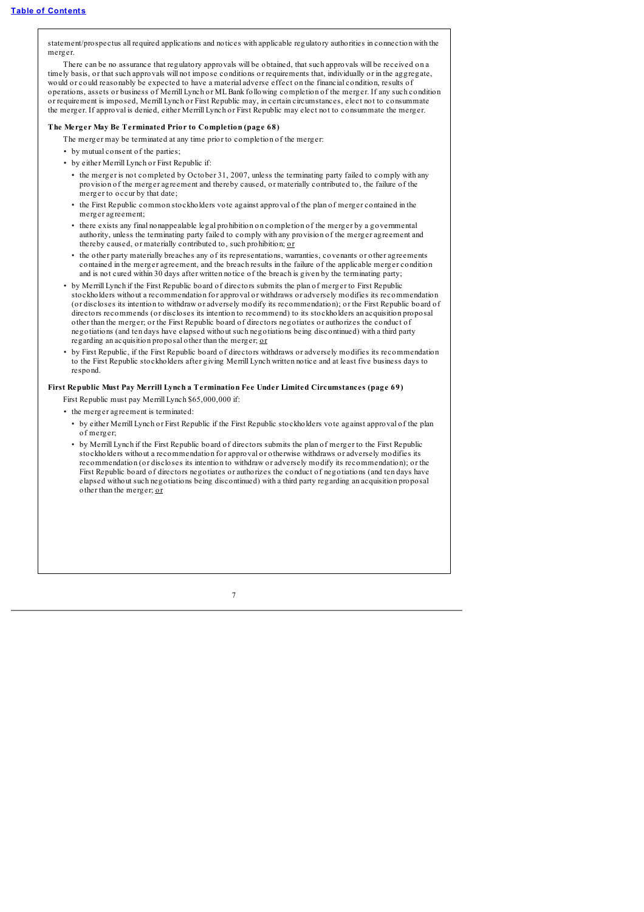statement/prospectus all required applications and notices with applicable regulatory authorities in connection with the merger.

There can be no assurance that regulatory approvals will be obtained, that such approvals will be received on a timely basis, or that such approvals will not impose conditions or requirements that, individually or in the aggregate, would or could reasonably be expected to have a material adverse effect on the financial condition, results of operations, assets or business of Merrill Lynch or ML Bank following completion of the merger. If any such condition or requirement is imposed, Merrill Lynch or First Republic may, in certain circumstances, elect not to consummate the merger. If approval is denied, either Merrill Lynch or First Republic may elect not to consummate the merger.

**The Merger May Be Terminated Prior to Completion (page 68)**

The merger may be terminated at any time prior to completion of the merger:

- by mutual consent of the parties;
- by either Merrill Lynch or First Republic if:
  - the merger is not completed by October 31, 2007, unless the terminating party failed to comply with any provision of the merger agreement and thereby caused, or materially contributed to, the failure of the merger to occur by that date;
  - the First Republic common stockholders vote against approval of the plan of merger contained in the merger agreement;
  - there exists any final nonappealable legal prohibition on completion of the merger by a governmental authority, unless the terminating party failed to comply with any provision of the merger agreement and thereby caused, or materially contributed to, such prohibition; or
  - the other party materially breaches any of its representations, warranties, covenants or other agreements contained in the merger agreement, and the breach results in the failure of the applicable merger condition and is not cured within 30 days after written notice of the breach is given by the terminating party;
- by Merrill Lynch if the First Republic board of directors submits the plan of merger to First Republic stockholders without a recommendation for approval or withdraws or adversely modifies its recommendation (or discloses its intention to withdraw or adversely modify its recommendation); or the First Republic board of directors recommends (or discloses its intention to recommend) to its stockholders an acquisition proposal other than the merger; or the First Republic board of directors negotiates or authorizes the conduct of negotiations (and ten days have elapsed without such negotiations being discontinued) with a third party regarding an acquisition proposal other than the merger; or
- by First Republic, if the First Republic board of directors withdraws or adversely modifies its recommendation to the First Republic stockholders after giving Merrill Lynch written notice and at least five business days to respond.

**First Republic Must Pay Merrill Lynch a Termination Fee Under Limited Circumstances (page 69)**

First Republic must pay Merrill Lynch $65,000,000 if:

- the merger agreement is terminated:
  - by either Merrill Lynch or First Republic if the First Republic stockholders vote against approval of the plan of merger;
  - by Merrill Lynch if the First Republic board of directors submits the plan of merger to the First Republic stockholders without a recommendation for approval or otherwise withdraws or adversely modifies its recommendation (or discloses its intention to withdraw or adversely modify its recommendation); or the First Republic board of directors negotiates or authorizes the conduct of negotiations (and ten days have elapsed without such negotiations being discontinued) with a third party regarding an acquisition proposal other than the merger; or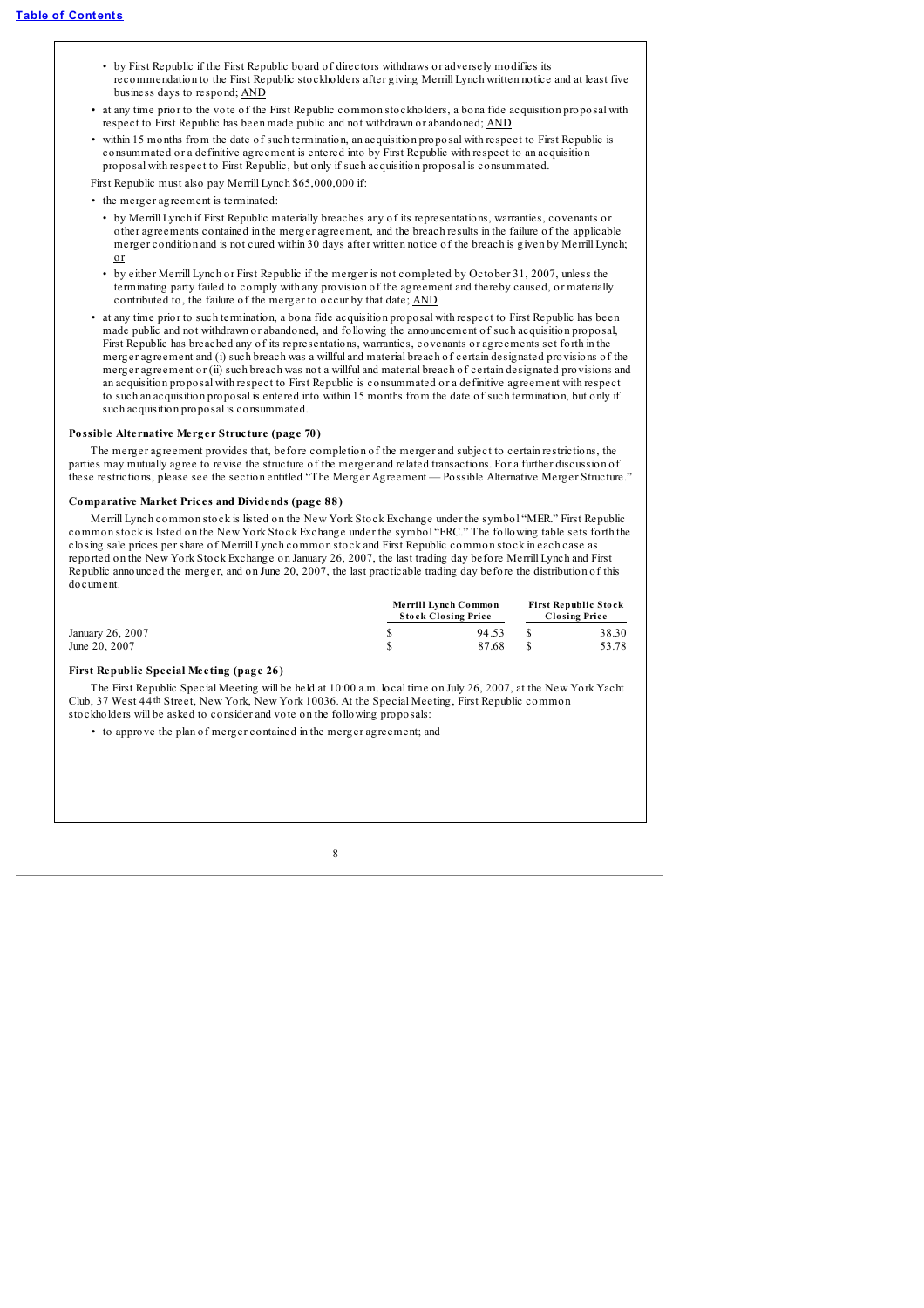- by First Republic if the First Republic board of directors withdraws or adversely modifies its recommendation to the First Republic stockholders after giving Merrill Lynch written notice and at least five business days to respond; AND

- at any time prior to the vote of the First Republic common stockholders, a bona fide acquisition proposal with respect to First Republic has been made public and not withdrawn or abandoned; AND
- within 15 months from the date of such termination, an acquisition proposal with respect to First Republic is consummated or a definitive agreement is entered into by First Republic with respect to an acquisition proposal with respect to First Republic, but only if such acquisition proposal is consummated.

First Republic must also pay Merrill Lynch $65,000,000 if:

- the merger agreement is terminated:
  - by Merrill Lynch if First Republic materially breaches any of its representations, warranties, covenants or other agreements contained in the merger agreement, and the breach results in the failure of the applicable merger condition and is not cured within 30 days after written notice of the breach is given by Merrill Lynch; or
  - by either Merrill Lynch or First Republic if the merger is not completed by October 31, 2007, unless the terminating party failed to comply with any provision of the agreement and thereby caused, or materially contributed to, the failure of the merger to occur by that date; AND
- at any time prior to such termination, a bona fide acquisition proposal with respect to First Republic has been made public and not withdrawn or abandoned, and following the announcement of such acquisition proposal, First Republic has breached any of its representations, warranties, covenants or agreements set forth in the merger agreement and (i) such breach was a willful and material breach of certain designated provisions of the merger agreement or (ii) such breach was not a willful and material breach of certain designated provisions and an acquisition proposal with respect to First Republic is consummated or a definitive agreement with respect to such an acquisition proposal is entered into within 15 months from the date of such termination, but only if such acquisition proposal is consummated.

**Possible Alternative Merger Structure (page 70)**

The merger agreement provides that, before completion of the merger and subject to certain restrictions, the parties may mutually agree to revise the structure of the merger and related transactions. For a further discussion of these restrictions, please see the section entitled "The Merger Agreement — Possible Alternative Merger Structure."

**Comparative Market Prices and Dividends (page 88)**

Merrill Lynch common stock is listed on the New York Stock Exchange under the symbol "MER." First Republic common stock is listed on the New York Stock Exchange under the symbol "FRC." The following table sets forth the closing sale prices per share of Merrill Lynch common stock and First Republic common stock in each case as reported on the New York Stock Exchange on January 26, 2007, the last trading day before Merrill Lynch and First Republic announced the merger, and on June 20, 2007, the last practicable trading day before the distribution of this document.

| | Merrill Lynch Common Stock Closing Price | First Republic Stock Closing Price |
|---|---|---|
| January 26, 2007 | $ 94.53 | $ 38.30 |
| June 20, 2007 | $ 87.68 | $ 53.78 |

**First Republic Special Meeting (page 26)**

The First Republic Special Meeting will be held at 10:00 a.m. local time on July 26, 2007, at the New York Yacht Club, 37 West 44th Street, New York, New York 10036. At the Special Meeting, First Republic common stockholders will be asked to consider and vote on the following proposals:

- to approve the plan of merger contained in the merger agreement; and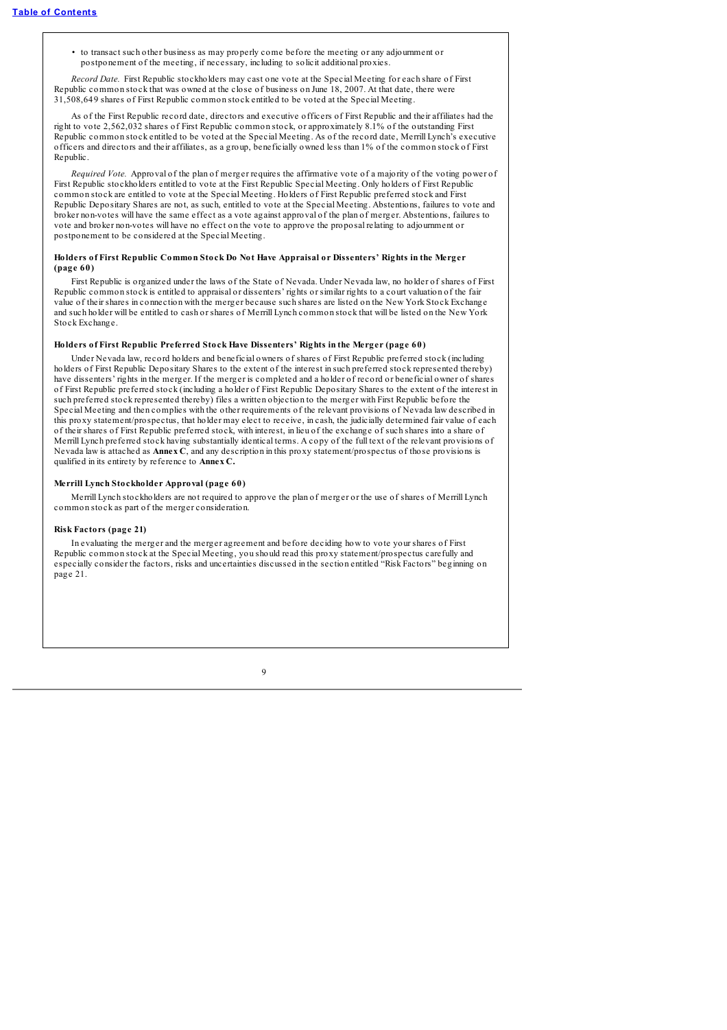- to transact such other business as may properly come before the meeting or any adjournment or postponement of the meeting, if necessary, including to solicit additional proxies.

*Record Date.* First Republic stockholders may cast one vote at the Special Meeting for each share of First Republic common stock that was owned at the close of business on June 18, 2007. At that date, there were 31,508,649 shares of First Republic common stock entitled to be voted at the Special Meeting.

As of the First Republic record date, directors and executive officers of First Republic and their affiliates had the right to vote 2,562,032 shares of First Republic common stock, or approximately 8.1% of the outstanding First Republic common stock entitled to be voted at the Special Meeting. As of the record date, Merrill Lynch's executive officers and directors and their affiliates, as a group, beneficially owned less than 1% of the common stock of First Republic.

*Required Vote.* Approval of the plan of merger requires the affirmative vote of a majority of the voting power of First Republic stockholders entitled to vote at the First Republic Special Meeting. Only holders of First Republic common stock are entitled to vote at the Special Meeting. Holders of First Republic preferred stock and First Republic Depositary Shares are not, as such, entitled to vote at the Special Meeting. Abstentions, failures to vote and broker non-votes will have the same effect as a vote against approval of the plan of merger. Abstentions, failures to vote and broker non-votes will have no effect on the vote to approve the proposal relating to adjournment or postponement to be considered at the Special Meeting.

**Holders of First Republic Common Stock Do Not Have Appraisal or Dissenters' Rights in the Merger (page 60)**

First Republic is organized under the laws of the State of Nevada. Under Nevada law, no holder of shares of First Republic common stock is entitled to appraisal or dissenters' rights or similar rights to a court valuation of the fair value of their shares in connection with the merger because such shares are listed on the New York Stock Exchange and such holder will be entitled to cash or shares of Merrill Lynch common stock that will be listed on the New York Stock Exchange.

**Holders of First Republic Preferred Stock Have Dissenters' Rights in the Merger (page 60)**

Under Nevada law, record holders and beneficial owners of shares of First Republic preferred stock (including holders of First Republic Depositary Shares to the extent of the interest in such preferred stock represented thereby) have dissenters' rights in the merger. If the merger is completed and a holder of record or beneficial owner of shares of First Republic preferred stock (including a holder of First Republic Depositary Shares to the extent of the interest in such preferred stock represented thereby) files a written objection to the merger with First Republic before the Special Meeting and then complies with the other requirements of the relevant provisions of Nevada law described in this proxy statement/prospectus, that holder may elect to receive, in cash, the judicially determined fair value of each of their shares of First Republic preferred stock, with interest, in lieu of the exchange of such shares into a share of Merrill Lynch preferred stock having substantially identical terms. A copy of the full text of the relevant provisions of Nevada law is attached as **Annex C**, and any description in this proxy statement/prospectus of those provisions is qualified in its entirety by reference to **Annex C.**

**Merrill Lynch Stockholder Approval (page 60)**

Merrill Lynch stockholders are not required to approve the plan of merger or the use of shares of Merrill Lynch common stock as part of the merger consideration.

**Risk Factors (page 21)**

In evaluating the merger and the merger agreement and before deciding how to vote your shares of First Republic common stock at the Special Meeting, you should read this proxy statement/prospectus carefully and especially consider the factors, risks and uncertainties discussed in the section entitled "Risk Factors" beginning on page 21.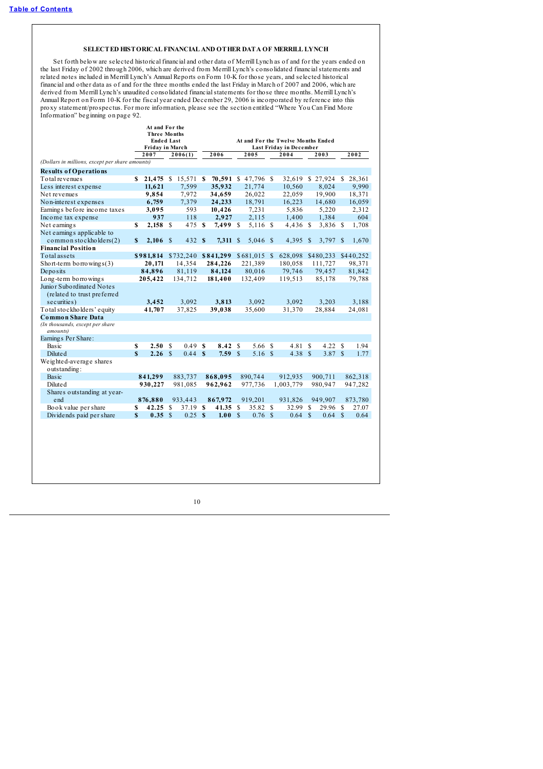[Table of Contents](#)

## SELECTED HISTORICAL FINANCIAL AND OTHER DATA OF MERRILL LYNCH

Set forth below are selected historical financial and other data of Merrill Lynch as of and for the years ended on the last Friday of 2002 through 2006, which are derived from Merrill Lynch's consolidated financial statements and related notes included in Merrill Lynch's Annual Reports on Form 10-K for those years, and selected historical financial and other data as of and for the three months ended the last Friday in March of 2007 and 2006, which are derived from Merrill Lynch's unaudited consolidated financial statements for those three months. Merrill Lynch's Annual Report on Form 10-K for the fiscal year ended December 29, 2006 is incorporated by reference into this proxy statement/prospectus. For more information, please see the section entitled "Where You Can Find More Information" beginning on page 92.

| | At and For the Three Months Ended Last Friday in March | | At and For the Twelve Months Ended Last Friday in December | | | | |
|---|---|---|---|---|---|---|---|
| | **2007** | 2006(1) | **2006** | 2005 | 2004 | 2003 | 2002 |
| *(Dollars in millions, except per share amounts)* | | | | | | | |
| **Results of Operations** | | | | | | | |
| Total revenues | **$ 21,475** | $ 15,571 | **$ 70,591** | $ 47,796 | $ 32,619 | $ 27,924 | $ 28,361 |
| Less interest expense | **11,621** | 7,599 | **35,932** | 21,774 | 10,560 | 8,024 | 9,990 |
| Net revenues | **9,854** | 7,972 | **34,659** | 26,022 | 22,059 | 19,900 | 18,371 |
| Non-interest expenses | **6,759** | 7,379 | **24,233** | 18,791 | 16,223 | 14,680 | 16,059 |
| Earnings before income taxes | **3,095** | 593 | **10,426** | 7,231 | 5,836 | 5,220 | 2,312 |
| Income tax expense | **937** | 118 | **2,927** | 2,115 | 1,400 | 1,384 | 604 |
| Net earnings | **$ 2,158** | $ 475 | **$ 7,499** | $ 5,116 | $ 4,436 | $ 3,836 | $ 1,708 |
| Net earnings applicable to common stockholders(2) | **$ 2,106** | $ 432 | **$ 7,311** | $ 5,046 | $ 4,395 | $ 3,797 | $ 1,670 |
| **Financial Position** | | | | | | | |
| Total assets | **$981,814** | $732,240 | **$841,299** | $681,015 | $ 628,098 | $480,233 | $440,252 |
| Short-term borrowings(3) | **20,171** | 14,354 | **284,226** | 221,389 | 180,058 | 111,727 | 98,371 |
| Deposits | **84,896** | 81,119 | **84,124** | 80,016 | 79,746 | 79,457 | 81,842 |
| Long-term borrowings | **205,422** | 134,712 | **181,400** | 132,409 | 119,513 | 85,178 | 79,788 |
| Junior Subordinated Notes (related to trust preferred securities) | **3,452** | 3,092 | **3,813** | 3,092 | 3,092 | 3,203 | 3,188 |
| Total stockholders' equity | **41,707** | 37,825 | **39,038** | 35,600 | 31,370 | 28,884 | 24,081 |
| **Common Share Data** | | | | | | | |
| *(In thousands, except per share amounts)* | | | | | | | |
| Earnings Per Share: | | | | | | | |
| Basic | **$ 2.50** | $ 0.49 | **$ 8.42** | $ 5.66 | $ 4.81 | $ 4.22 | $ 1.94 |
| Diluted | **$ 2.26** | $ 0.44 | **$ 7.59** | $ 5.16 | $ 4.38 | $ 3.87 | $ 1.77 |
| Weighted-average shares outstanding: | | | | | | | |
| Basic | **841,299** | 883,737 | **868,095** | 890,744 | 912,935 | 900,711 | 862,318 |
| Diluted | **930,227** | 981,085 | **962,962** | 977,736 | 1,003,779 | 980,947 | 947,282 |
| Shares outstanding at year-end | **876,880** | 933,443 | **867,972** | 919,201 | 931,826 | 949,907 | 873,780 |
| Book value per share | **$ 42.25** | $ 37.19 | **$ 41.35** | $ 35.82 | $ 32.99 | $ 29.96 | $ 27.07 |
| Dividends paid per share | **$ 0.35** | $ 0.25 | **$ 1.00** | $ 0.76 | $ 0.64 | $ 0.64 | $ 0.64 |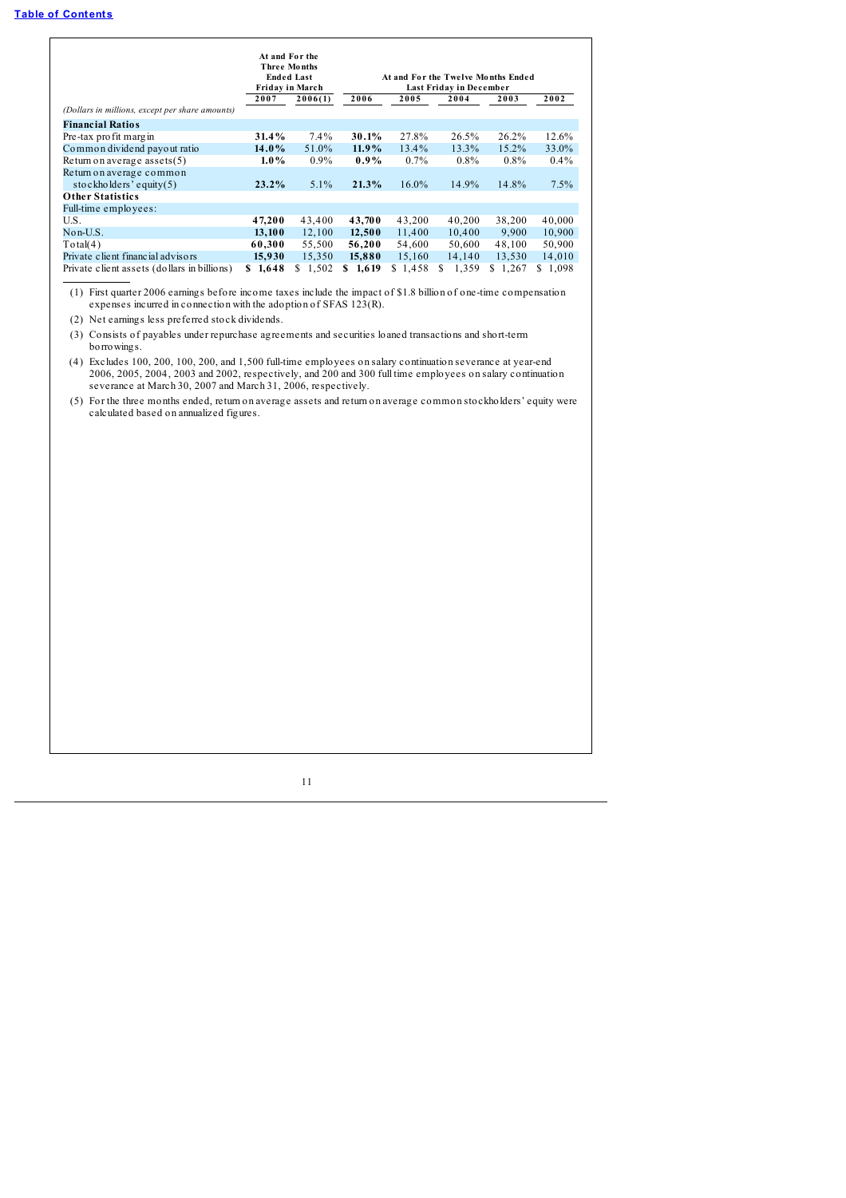[Table of Contents](#)

| | At and For the Three Months Ended Last Friday in March | | At and For the Twelve Months Ended Last Friday in December | | | | |
|---|---|---|---|---|---|---|---|
| *(Dollars in millions, except per share amounts)* | **2007** | 2006(1) | **2006** | 2005 | 2004 | 2003 | 2002 |
| **Financial Ratios** | | | | | | | |
| Pre-tax profit margin | **31.4%** | 7.4% | **30.1%** | 27.8% | 26.5% | 26.2% | 12.6% |
| Common dividend payout ratio | **14.0%** | 51.0% | **11.9%** | 13.4% | 13.3% | 15.2% | 33.0% |
| Return on average assets(5) | **1.0%** | 0.9% | **0.9%** | 0.7% | 0.8% | 0.8% | 0.4% |
| Return on average common stockholders' equity(5) | **23.2%** | 5.1% | **21.3%** | 16.0% | 14.9% | 14.8% | 7.5% |
| **Other Statistics** | | | | | | | |
| Full-time employees: | | | | | | | |
| U.S. | **47,200** | 43,400 | **43,700** | 43,200 | 40,200 | 38,200 | 40,000 |
| Non-U.S. | **13,100** | 12,100 | **12,500** | 11,400 | 10,400 | 9,900 | 10,900 |
| Total(4) | **60,300** | 55,500 | **56,200** | 54,600 | 50,600 | 48,100 | 50,900 |
| Private client financial advisors | **15,930** | 15,350 | **15,880** | 15,160 | 14,140 | 13,530 | 14,010 |
| Private client assets (dollars in billions) | **$ 1,648** | $ 1,502 | **$ 1,619** | $ 1,458 | $ 1,359 | $ 1,267 | $ 1,098 |

(1) First quarter 2006 earnings before income taxes include the impact of $1.8 billion of one-time compensation expenses incurred in connection with the adoption of SFAS 123(R).

(2) Net earnings less preferred stock dividends.

(3) Consists of payables under repurchase agreements and securities loaned transactions and short-term borrowings.

(4) Excludes 100, 200, 100, 200, and 1,500 full-time employees on salary continuation severance at year-end 2006, 2005, 2004, 2003 and 2002, respectively, and 200 and 300 full time employees on salary continuation severance at March 30, 2007 and March 31, 2006, respectively.

(5) For the three months ended, return on average assets and return on average common stockholders' equity were calculated based on annualized figures.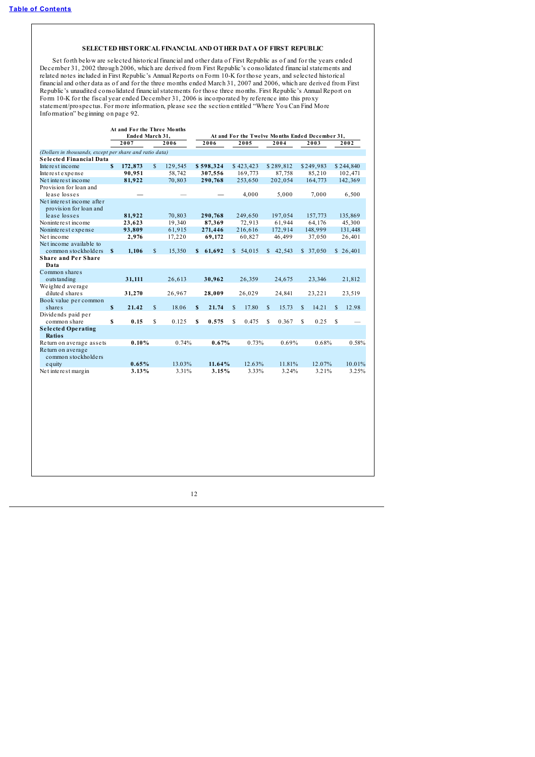## SELECTED HISTORICAL FINANCIAL AND OTHER DATA OF FIRST REPUBLIC

Set forth below are selected historical financial and other data of First Republic as of and for the years ended December 31, 2002 through 2006, which are derived from First Republic's consolidated financial statements and related notes included in First Republic's Annual Reports on Form 10-K for those years, and selected historical financial and other data as of and for the three months ended March 31, 2007 and 2006, which are derived from First Republic's unaudited consolidated financial statements for those three months. First Republic's Annual Report on Form 10-K for the fiscal year ended December 31, 2006 is incorporated by reference into this proxy statement/prospectus. For more information, please see the section entitled "Where You Can Find More Information" beginning on page 92.

| | At and For the Three Months Ended March 31, | | At and For the Twelve Months Ended December 31, | | | | |
|---|---|---|---|---|---|---|---|
| | **2007** | 2006 | **2006** | 2005 | 2004 | 2003 | 2002 |
| *(Dollars in thousands, except per share and ratio data)* | | | | | | | |
| **Selected Financial Data** | | | | | | | |
| Interest income | **$ 172,873** | $ 129,545 | **$ 598,324** | $ 423,423 | $ 289,812 | $ 249,983 | $ 244,840 |
| Interest expense | **90,951** | 58,742 | **307,556** | 169,773 | 87,758 | 85,210 | 102,471 |
| Net interest income | **81,922** | 70,803 | **290,768** | 253,650 | 202,054 | 164,773 | 142,369 |
| Provision for loan and lease losses | **—** | — | **—** | 4,000 | 5,000 | 7,000 | 6,500 |
| Net interest income after provision for loan and lease losses | **81,922** | 70,803 | **290,768** | 249,650 | 197,054 | 157,773 | 135,869 |
| Noninterest income | **23,623** | 19,340 | **87,369** | 72,913 | 61,944 | 64,176 | 45,300 |
| Noninterest expense | **93,809** | 61,915 | **271,446** | 216,616 | 172,914 | 148,999 | 131,448 |
| Net income | **2,976** | 17,220 | **69,172** | 60,827 | 46,499 | 37,050 | 26,401 |
| Net income available to common stockholders | **$ 1,106** | $ 15,350 | **$ 61,692** | $ 54,015 | $ 42,543 | $ 37,050 | $ 26,401 |
| **Share and Per Share Data** | | | | | | | |
| Common shares outstanding | **31,111** | 26,613 | **30,962** | 26,359 | 24,675 | 23,346 | 21,812 |
| Weighted average diluted shares | **31,270** | 26,967 | **28,009** | 26,029 | 24,841 | 23,221 | 23,519 |
| Book value per common shares | **$ 21.42** | $ 18.06 | **$ 21.74** | $ 17.80 | $ 15.73 | $ 14.21 | $ 12.98 |
| Dividends paid per common share | **$ 0.15** | $ 0.125 | **$ 0.575** | $ 0.475 | $ 0.367 | $ 0.25 | $ — |
| **Selected Operating Ratios** | | | | | | | |
| Return on average assets | **0.10%** | 0.74% | **0.67%** | 0.73% | 0.69% | 0.68% | 0.58% |
| Return on average common stockholders equity | **0.65%** | 13.03% | **11.64%** | 12.63% | 11.81% | 12.07% | 10.01% |
| Net interest margin | **3.13%** | 3.31% | **3.15%** | 3.33% | 3.24% | 3.21% | 3.25% |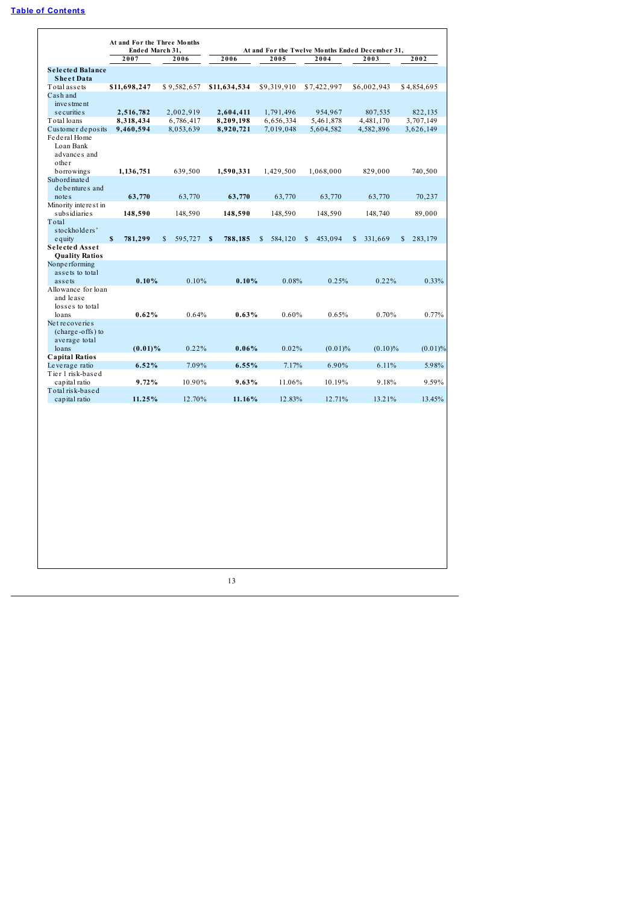|  | At and For the Three Months Ended March 31, |  | At and For the Twelve Months Ended December 31, |  |  |  |  |
|---|---|---|---|---|---|---|---|
|  | **2007** | 2006 | **2006** | 2005 | 2004 | 2003 | 2002 |
| **Selected Balance Sheet Data** |  |  |  |  |  |  |  |
| Total assets | **$11,698,247** | $9,582,657 | **$11,634,534** | $9,319,910 | $7,422,997 | $6,002,943 | $4,854,695 |
| Cash and investment securities | **2,516,782** | 2,002,919 | **2,604,411** | 1,791,496 | 954,967 | 807,535 | 822,135 |
| Total loans | **8,318,434** | 6,786,417 | **8,209,198** | 6,656,334 | 5,461,878 | 4,481,170 | 3,707,149 |
| Customer deposits | **9,460,594** | 8,053,639 | **8,920,721** | 7,019,048 | 5,604,582 | 4,582,896 | 3,626,149 |
| Federal Home Loan Bank advances and other borrowings | **1,136,751** | 639,500 | **1,590,331** | 1,429,500 | 1,068,000 | 829,000 | 740,500 |
| Subordinated debentures and notes | **63,770** | 63,770 | **63,770** | 63,770 | 63,770 | 63,770 | 70,237 |
| Minority interest in subsidiaries | **148,590** | 148,590 | **148,590** | 148,590 | 148,590 | 148,740 | 89,000 |
| Total stockholders' equity | **$ 781,299** | $ 595,727 | **$ 788,185** | $ 584,120 | $ 453,094 | $ 331,669 | $ 283,179 |
| **Selected Asset Quality Ratios** |  |  |  |  |  |  |  |
| Nonperforming assets to total assets | **0.10%** | 0.10% | **0.10%** | 0.08% | 0.25% | 0.22% | 0.33% |
| Allowance for loan and lease losses to total loans | **0.62%** | 0.64% | **0.63%** | 0.60% | 0.65% | 0.70% | 0.77% |
| Net recoveries (charge-offs) to average total loans | **(0.01)%** | 0.22% | **0.06%** | 0.02% | (0.01)% | (0.10)% | (0.01)% |
| **Capital Ratios** |  |  |  |  |  |  |  |
| Leverage ratio | **6.52%** | 7.09% | **6.55%** | 7.17% | 6.90% | 6.11% | 5.98% |
| Tier 1 risk-based capital ratio | **9.72%** | 10.90% | **9.63%** | 11.06% | 10.19% | 9.18% | 9.59% |
| Total risk-based capital ratio | **11.25%** | 12.70% | **11.16%** | 12.83% | 12.71% | 13.21% | 13.45% |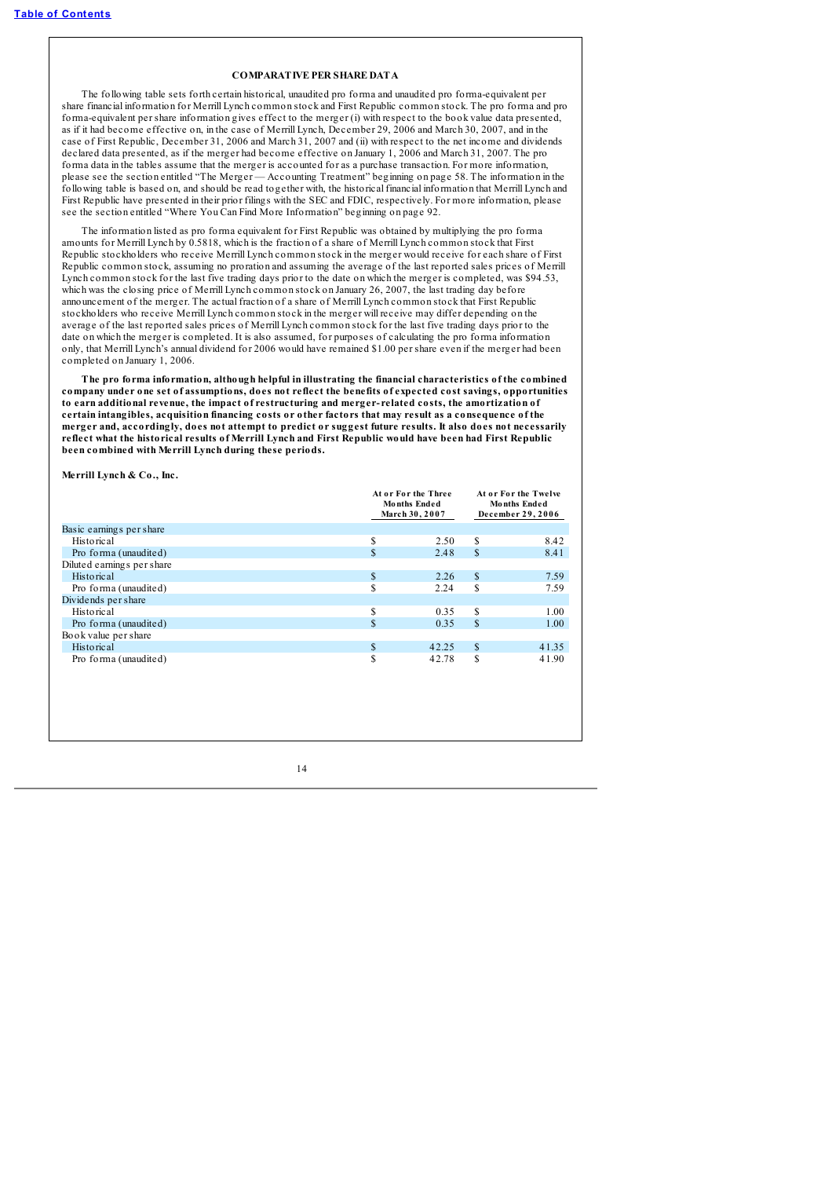## COMPARATIVE PER SHARE DATA

The following table sets forth certain historical, unaudited pro forma and unaudited pro forma-equivalent per share financial information for Merrill Lynch common stock and First Republic common stock. The pro forma and pro forma-equivalent per share information gives effect to the merger (i) with respect to the book value data presented, as if it had become effective on, in the case of Merrill Lynch, December 29, 2006 and March 30, 2007, and in the case of First Republic, December 31, 2006 and March 31, 2007 and (ii) with respect to the net income and dividends declared data presented, as if the merger had become effective on January 1, 2006 and March 31, 2007. The pro forma data in the tables assume that the merger is accounted for as a purchase transaction. For more information, please see the section entitled "The Merger — Accounting Treatment" beginning on page 58. The information in the following table is based on, and should be read together with, the historical financial information that Merrill Lynch and First Republic have presented in their prior filings with the SEC and FDIC, respectively. For more information, please see the section entitled "Where You Can Find More Information" beginning on page 92.

The information listed as pro forma equivalent for First Republic was obtained by multiplying the pro forma amounts for Merrill Lynch by 0.5818, which is the fraction of a share of Merrill Lynch common stock that First Republic stockholders who receive Merrill Lynch common stock in the merger would receive for each share of First Republic common stock, assuming no proration and assuming the average of the last reported sales prices of Merrill Lynch common stock for the last five trading days prior to the date on which the merger is completed, was $94.53, which was the closing price of Merrill Lynch common stock on January 26, 2007, the last trading day before announcement of the merger. The actual fraction of a share of Merrill Lynch common stock that First Republic stockholders who receive Merrill Lynch common stock in the merger will receive may differ depending on the average of the last reported sales prices of Merrill Lynch common stock for the last five trading days prior to the date on which the merger is completed. It is also assumed, for purposes of calculating the pro forma information only, that Merrill Lynch's annual dividend for 2006 would have remained $1.00 per share even if the merger had been completed on January 1, 2006.

**The pro forma information, although helpful in illustrating the financial characteristics of the combined company under one set of assumptions, does not reflect the benefits of expected cost savings, opportunities to earn additional revenue, the impact of restructuring and merger-related costs, the amortization of certain intangibles, acquisition financing costs or other factors that may result as a consequence of the merger and, accordingly, does not attempt to predict or suggest future results. It also does not necessarily reflect what the historical results of Merrill Lynch and First Republic would have been had First Republic been combined with Merrill Lynch during these periods.**

**Merrill Lynch & Co., Inc.**

| | At or For the Three Months Ended March 30, 2007 | At or For the Twelve Months Ended December 29, 2006 |
|---|---|---|
| Basic earnings per share | | |
| Historical | $ 2.50 | $ 8.42 |
| Pro forma (unaudited) | $ 2.48 | $ 8.41 |
| Diluted earnings per share | | |
| Historical | $ 2.26 | $ 7.59 |
| Pro forma (unaudited) | $ 2.24 | $ 7.59 |
| Dividends per share | | |
| Historical | $ 0.35 | $ 1.00 |
| Pro forma (unaudited) | $ 0.35 | $ 1.00 |
| Book value per share | | |
| Historical | $ 42.25 | $ 41.35 |
| Pro forma (unaudited) | $ 42.78 | $ 41.90 |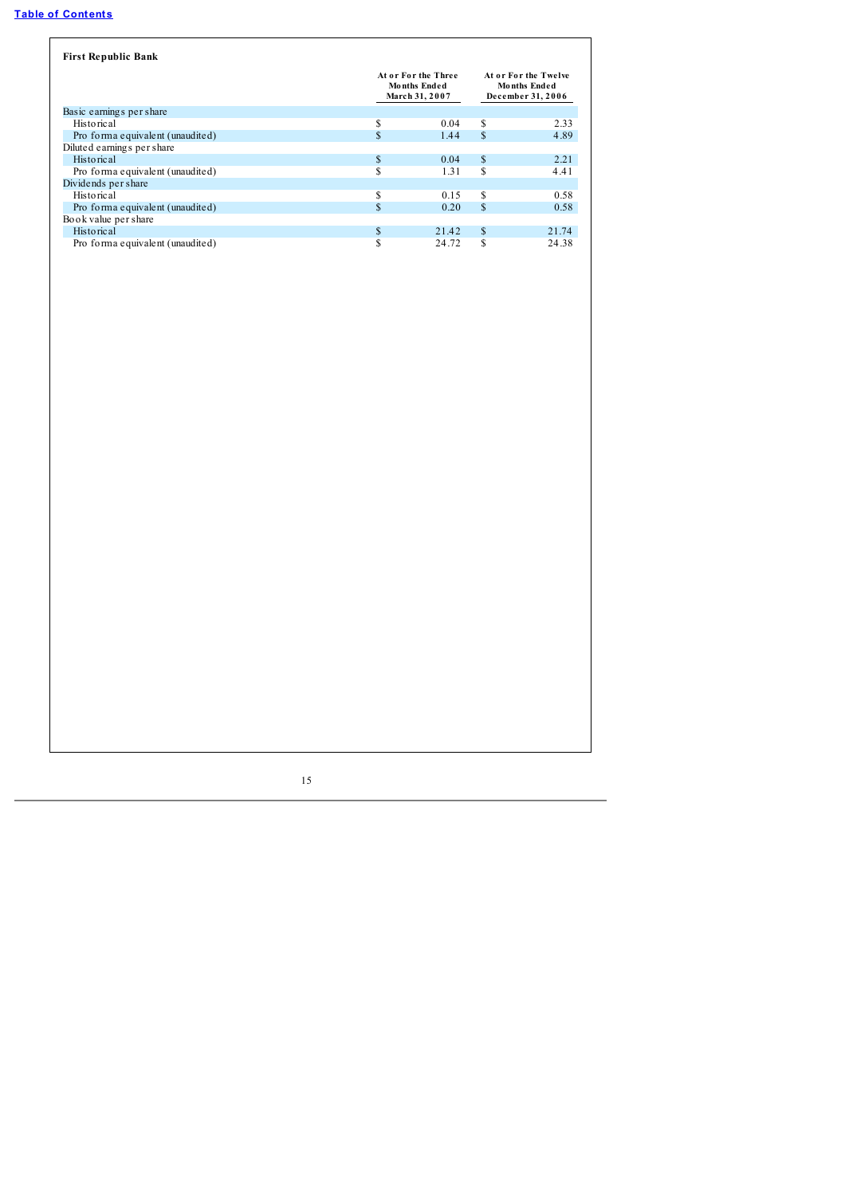**First Republic Bank**

| | At or For the Three Months Ended March 31, 2007 | At or For the Twelve Months Ended December 31, 2006 |
|---|---|---|
| Basic earnings per share | | |
| Historical | $ 0.04 | $ 2.33 |
| Pro forma equivalent (unaudited) | $ 1.44 | $ 4.89 |
| Diluted earnings per share | | |
| Historical | $ 0.04 | $ 2.21 |
| Pro forma equivalent (unaudited) | $ 1.31 | $ 4.41 |
| Dividends per share | | |
| Historical | $ 0.15 | $ 0.58 |
| Pro forma equivalent (unaudited) | $ 0.20 | $ 0.58 |
| Book value per share | | |
| Historical | $ 21.42 | $ 21.74 |
| Pro forma equivalent (unaudited) | $ 24.72 | $ 24.38 |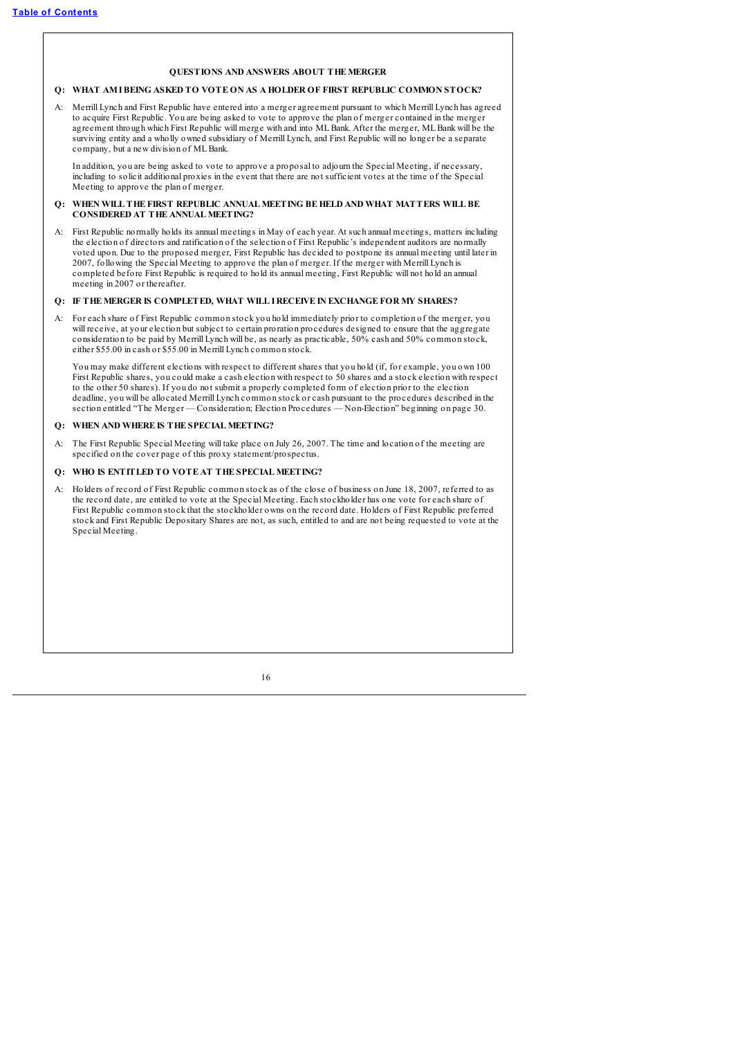## QUESTIONS AND ANSWERS ABOUT THE MERGER

**Q: WHAT AM I BEING ASKED TO VOTE ON AS A HOLDER OF FIRST REPUBLIC COMMON STOCK?**

A: Merrill Lynch and First Republic have entered into a merger agreement pursuant to which Merrill Lynch has agreed to acquire First Republic. You are being asked to vote to approve the plan of merger contained in the merger agreement through which First Republic will merge with and into ML Bank. After the merger, ML Bank will be the surviving entity and a wholly owned subsidiary of Merrill Lynch, and First Republic will no longer be a separate company, but a new division of ML Bank.

In addition, you are being asked to vote to approve a proposal to adjourn the Special Meeting, if necessary, including to solicit additional proxies in the event that there are not sufficient votes at the time of the Special Meeting to approve the plan of merger.

**Q: WHEN WILL THE FIRST REPUBLIC ANNUAL MEETING BE HELD AND WHAT MATTERS WILL BE CONSIDERED AT THE ANNUAL MEETING?**

A: First Republic normally holds its annual meetings in May of each year. At such annual meetings, matters including the election of directors and ratification of the selection of First Republic's independent auditors are normally voted upon. Due to the proposed merger, First Republic has decided to postpone its annual meeting until later in 2007, following the Special Meeting to approve the plan of merger. If the merger with Merrill Lynch is completed before First Republic is required to hold its annual meeting, First Republic will not hold an annual meeting in 2007 or thereafter.

**Q: IF THE MERGER IS COMPLETED, WHAT WILL I RECEIVE IN EXCHANGE FOR MY SHARES?**

A: For each share of First Republic common stock you hold immediately prior to completion of the merger, you will receive, at your election but subject to certain proration procedures designed to ensure that the aggregate consideration to be paid by Merrill Lynch will be, as nearly as practicable, 50% cash and 50% common stock, either $55.00 in cash or $55.00 in Merrill Lynch common stock.

You may make different elections with respect to different shares that you hold (if, for example, you own 100 First Republic shares, you could make a cash election with respect to 50 shares and a stock election with respect to the other 50 shares). If you do not submit a properly completed form of election prior to the election deadline, you will be allocated Merrill Lynch common stock or cash pursuant to the procedures described in the section entitled "The Merger — Consideration; Election Procedures — Non-Election" beginning on page 30.

**Q: WHEN AND WHERE IS THE SPECIAL MEETING?**

A: The First Republic Special Meeting will take place on July 26, 2007. The time and location of the meeting are specified on the cover page of this proxy statement/prospectus.

**Q: WHO IS ENTITLED TO VOTE AT THE SPECIAL MEETING?**

A: Holders of record of First Republic common stock as of the close of business on June 18, 2007, referred to as the record date, are entitled to vote at the Special Meeting. Each stockholder has one vote for each share of First Republic common stock that the stockholder owns on the record date. Holders of First Republic preferred stock and First Republic Depositary Shares are not, as such, entitled to and are not being requested to vote at the Special Meeting.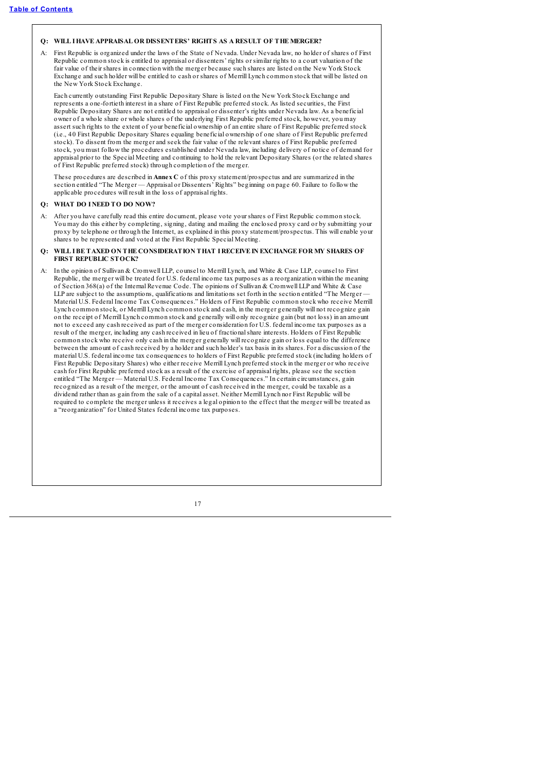**Q: WILL I HAVE APPRAISAL OR DISSENTERS' RIGHTS AS A RESULT OF THE MERGER?**

A: First Republic is organized under the laws of the State of Nevada. Under Nevada law, no holder of shares of First Republic common stock is entitled to appraisal or dissenters' rights or similar rights to a court valuation of the fair value of their shares in connection with the merger because such shares are listed on the New York Stock Exchange and such holder will be entitled to cash or shares of Merrill Lynch common stock that will be listed on the New York Stock Exchange.

Each currently outstanding First Republic Depositary Share is listed on the New York Stock Exchange and represents a one-fortieth interest in a share of First Republic preferred stock. As listed securities, the First Republic Depositary Shares are not entitled to appraisal or dissenter's rights under Nevada law. As a beneficial owner of a whole share or whole shares of the underlying First Republic preferred stock, however, you may assert such rights to the extent of your beneficial ownership of an entire share of First Republic preferred stock (i.e., 40 First Republic Depositary Shares equaling beneficial ownership of one share of First Republic preferred stock). To dissent from the merger and seek the fair value of the relevant shares of First Republic preferred stock, you must follow the procedures established under Nevada law, including delivery of notice of demand for appraisal prior to the Special Meeting and continuing to hold the relevant Depositary Shares (or the related shares of First Republic preferred stock) through completion of the merger.

These procedures are described in **Annex C** of this proxy statement/prospectus and are summarized in the section entitled "The Merger — Appraisal or Dissenters' Rights" beginning on page 60. Failure to follow the applicable procedures will result in the loss of appraisal rights.

**Q: WHAT DO I NEED TO DO NOW?**

A: After you have carefully read this entire document, please vote your shares of First Republic common stock. You may do this either by completing, signing, dating and mailing the enclosed proxy card or by submitting your proxy by telephone or through the Internet, as explained in this proxy statement/prospectus. This will enable your shares to be represented and voted at the First Republic Special Meeting.

**Q: WILL I BE TAXED ON THE CONSIDERATION THAT I RECEIVE IN EXCHANGE FOR MY SHARES OF FIRST REPUBLIC STOCK?**

A: In the opinion of Sullivan & Cromwell LLP, counsel to Merrill Lynch, and White & Case LLP, counsel to First Republic, the merger will be treated for U.S. federal income tax purposes as a reorganization within the meaning of Section 368(a) of the Internal Revenue Code. The opinions of Sullivan & Cromwell LLP and White & Case LLP are subject to the assumptions, qualifications and limitations set forth in the section entitled "The Merger — Material U.S. Federal Income Tax Consequences." Holders of First Republic common stock who receive Merrill Lynch common stock, or Merrill Lynch common stock and cash, in the merger generally will not recognize gain on the receipt of Merrill Lynch common stock and generally will only recognize gain (but not loss) in an amount not to exceed any cash received as part of the merger consideration for U.S. federal income tax purposes as a result of the merger, including any cash received in lieu of fractional share interests. Holders of First Republic common stock who receive only cash in the merger generally will recognize gain or loss equal to the difference between the amount of cash received by a holder and such holder's tax basis in its shares. For a discussion of the material U.S. federal income tax consequences to holders of First Republic preferred stock (including holders of First Republic Depositary Shares) who either receive Merrill Lynch preferred stock in the merger or who receive cash for First Republic preferred stock as a result of the exercise of appraisal rights, please see the section entitled "The Merger — Material U.S. Federal Income Tax Consequences." In certain circumstances, gain recognized as a result of the merger, or the amount of cash received in the merger, could be taxable as a dividend rather than as gain from the sale of a capital asset. Neither Merrill Lynch nor First Republic will be required to complete the merger unless it receives a legal opinion to the effect that the merger will be treated as a "reorganization" for United States federal income tax purposes.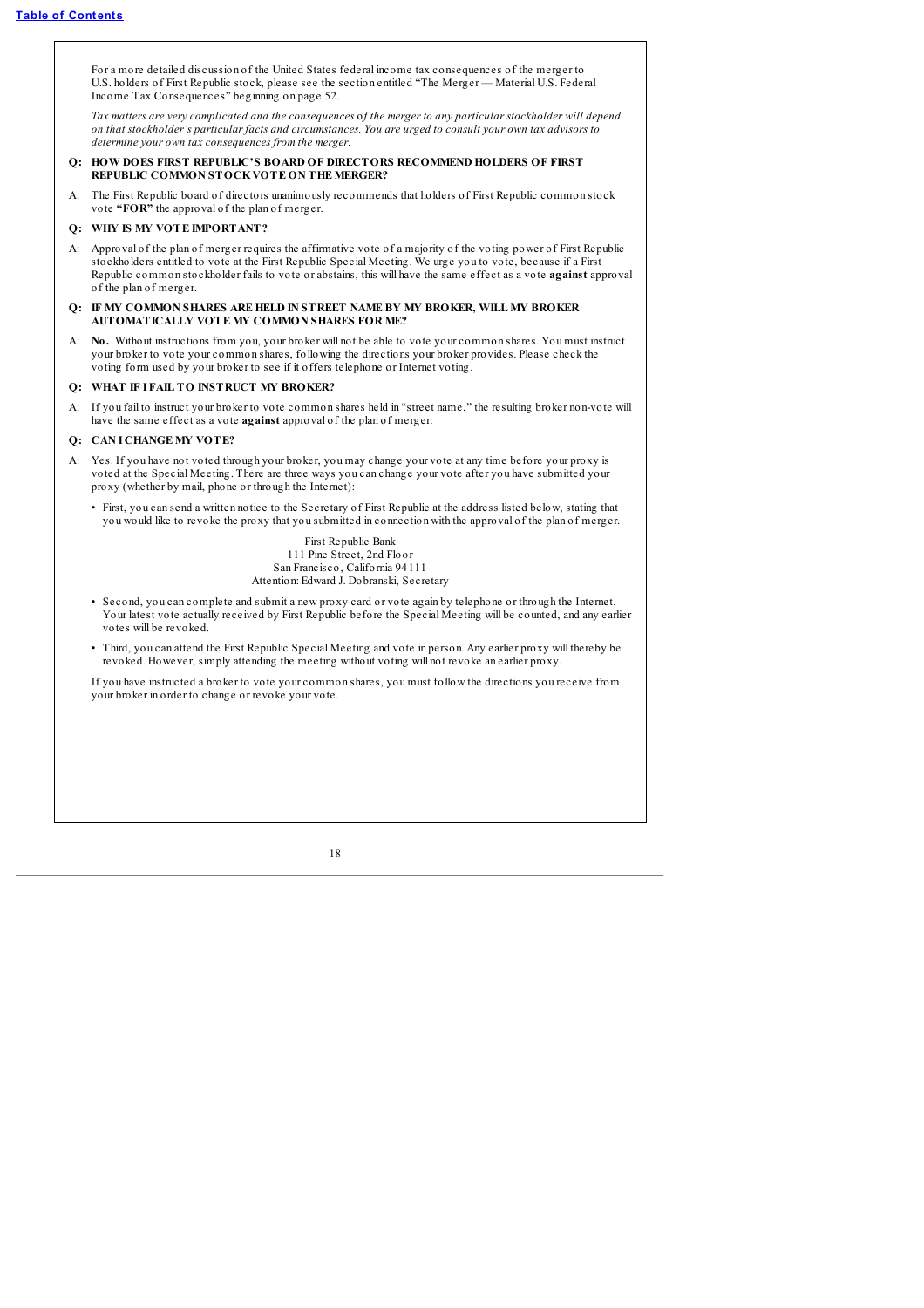For a more detailed discussion of the United States federal income tax consequences of the merger to U.S. holders of First Republic stock, please see the section entitled "The Merger — Material U.S. Federal Income Tax Consequences" beginning on page 52.

*Tax matters are very complicated and the consequences of the merger to any particular stockholder will depend on that stockholder's particular facts and circumstances. You are urged to consult your own tax advisors to determine your own tax consequences from the merger.*

**Q: HOW DOES FIRST REPUBLIC'S BOARD OF DIRECTORS RECOMMEND HOLDERS OF FIRST REPUBLIC COMMON STOCK VOTE ON THE MERGER?**

A: The First Republic board of directors unanimously recommends that holders of First Republic common stock vote **"FOR"** the approval of the plan of merger.

**Q: WHY IS MY VOTE IMPORTANT?**

A: Approval of the plan of merger requires the affirmative vote of a majority of the voting power of First Republic stockholders entitled to vote at the First Republic Special Meeting. We urge you to vote, because if a First Republic common stockholder fails to vote or abstains, this will have the same effect as a vote **against** approval of the plan of merger.

**Q: IF MY COMMON SHARES ARE HELD IN STREET NAME BY MY BROKER, WILL MY BROKER AUTOMATICALLY VOTE MY COMMON SHARES FOR ME?**

A: **No.** Without instructions from you, your broker will not be able to vote your common shares. You must instruct your broker to vote your common shares, following the directions your broker provides. Please check the voting form used by your broker to see if it offers telephone or Internet voting.

**Q: WHAT IF I FAIL TO INSTRUCT MY BROKER?**

A: If you fail to instruct your broker to vote common shares held in "street name," the resulting broker non-vote will have the same effect as a vote **against** approval of the plan of merger.

**Q: CAN I CHANGE MY VOTE?**

A: Yes. If you have not voted through your broker, you may change your vote at any time before your proxy is voted at the Special Meeting. There are three ways you can change your vote after you have submitted your proxy (whether by mail, phone or through the Internet):

- First, you can send a written notice to the Secretary of First Republic at the address listed below, stating that you would like to revoke the proxy that you submitted in connection with the approval of the plan of merger.

  First Republic Bank
  111 Pine Street, 2nd Floor
  San Francisco, California 94111
  Attention: Edward J. Dobranski, Secretary

- Second, you can complete and submit a new proxy card or vote again by telephone or through the Internet. Your latest vote actually received by First Republic before the Special Meeting will be counted, and any earlier votes will be revoked.
- Third, you can attend the First Republic Special Meeting and vote in person. Any earlier proxy will thereby be revoked. However, simply attending the meeting without voting will not revoke an earlier proxy.

If you have instructed a broker to vote your common shares, you must follow the directions you receive from your broker in order to change or revoke your vote.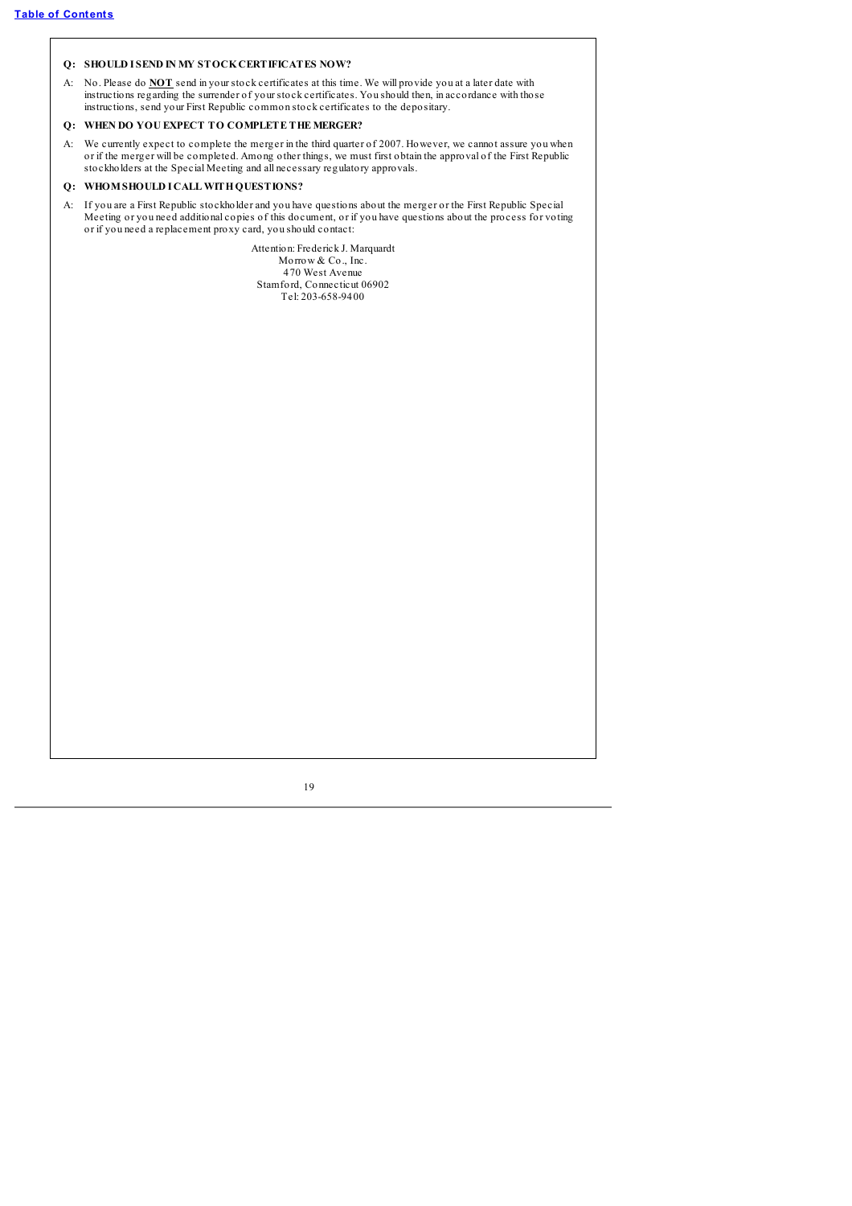**Q: SHOULD I SEND IN MY STOCK CERTIFICATES NOW?**

A: No. Please do **NOT** send in your stock certificates at this time. We will provide you at a later date with instructions regarding the surrender of your stock certificates. You should then, in accordance with those instructions, send your First Republic common stock certificates to the depository.

**Q: WHEN DO YOU EXPECT TO COMPLETE THE MERGER?**

A: We currently expect to complete the merger in the third quarter of 2007. However, we cannot assure you when or if the merger will be completed. Among other things, we must first obtain the approval of the First Republic stockholders at the Special Meeting and all necessary regulatory approvals.

**Q: WHOM SHOULD I CALL WITH QUESTIONS?**

A: If you are a First Republic stockholder and you have questions about the merger or the First Republic Special Meeting or you need additional copies of this document, or if you have questions about the process for voting or if you need a replacement proxy card, you should contact:

Attention: Frederick J. Marquardt
Morrow & Co., Inc.
470 West Avenue
Stamford, Connecticut 06902
Tel: 203-658-9400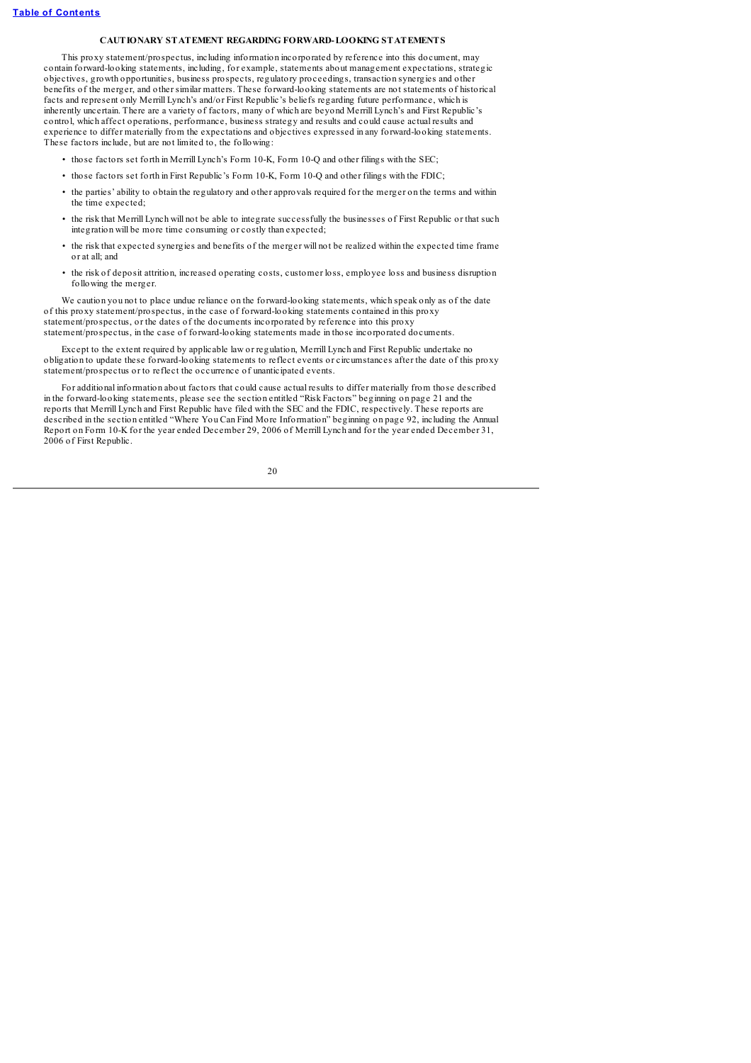## CAUTIONARY STATEMENT REGARDING FORWARD-LOOKING STATEMENTS

This proxy statement/prospectus, including information incorporated by reference into this document, may contain forward-looking statements, including, for example, statements about management expectations, strategic objectives, growth opportunities, business prospects, regulatory proceedings, transaction synergies and other benefits of the merger, and other similar matters. These forward-looking statements are not statements of historical facts and represent only Merrill Lynch's and/or First Republic's beliefs regarding future performance, which is inherently uncertain. There are a variety of factors, many of which are beyond Merrill Lynch's and First Republic's control, which affect operations, performance, business strategy and results and could cause actual results and experience to differ materially from the expectations and objectives expressed in any forward-looking statements. These factors include, but are not limited to, the following:

- those factors set forth in Merrill Lynch's Form 10-K, Form 10-Q and other filings with the SEC;
- those factors set forth in First Republic's Form 10-K, Form 10-Q and other filings with the FDIC;
- the parties' ability to obtain the regulatory and other approvals required for the merger on the terms and within the time expected;
- the risk that Merrill Lynch will not be able to integrate successfully the businesses of First Republic or that such integration will be more time consuming or costly than expected;
- the risk that expected synergies and benefits of the merger will not be realized within the expected time frame or at all; and
- the risk of deposit attrition, increased operating costs, customer loss, employee loss and business disruption following the merger.

We caution you not to place undue reliance on the forward-looking statements, which speak only as of the date of this proxy statement/prospectus, in the case of forward-looking statements contained in this proxy statement/prospectus, or the dates of the documents incorporated by reference into this proxy statement/prospectus, in the case of forward-looking statements made in those incorporated documents.

Except to the extent required by applicable law or regulation, Merrill Lynch and First Republic undertake no obligation to update these forward-looking statements to reflect events or circumstances after the date of this proxy statement/prospectus or to reflect the occurrence of unanticipated events.

For additional information about factors that could cause actual results to differ materially from those described in the forward-looking statements, please see the section entitled "Risk Factors" beginning on page 21 and the reports that Merrill Lynch and First Republic have filed with the SEC and the FDIC, respectively. These reports are described in the section entitled "Where You Can Find More Information" beginning on page 92, including the Annual Report on Form 10-K for the year ended December 29, 2006 of Merrill Lynch and for the year ended December 31, 2006 of First Republic.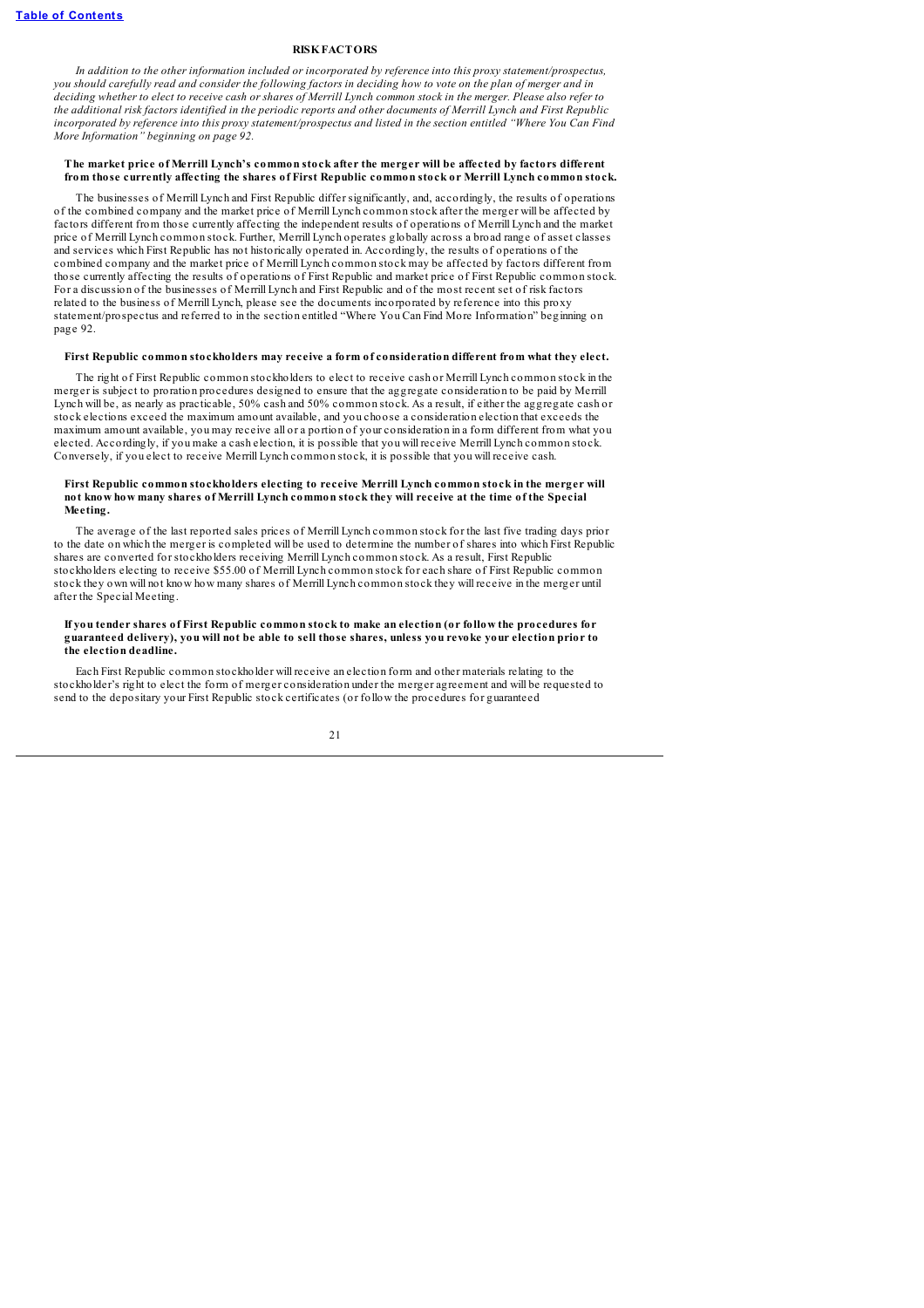## RISK FACTORS

*In addition to the other information included or incorporated by reference into this proxy statement/prospectus, you should carefully read and consider the following factors in deciding how to vote on the plan of merger and in deciding whether to elect to receive cash or shares of Merrill Lynch common stock in the merger. Please also refer to the additional risk factors identified in the periodic reports and other documents of Merrill Lynch and First Republic incorporated by reference into this proxy statement/prospectus and listed in the section entitled "Where You Can Find More Information" beginning on page 92.*

**The market price of Merrill Lynch's common stock after the merger will be affected by factors different from those currently affecting the shares of First Republic common stock or Merrill Lynch common stock.**

The businesses of Merrill Lynch and First Republic differ significantly, and, accordingly, the results of operations of the combined company and the market price of Merrill Lynch common stock after the merger will be affected by factors different from those currently affecting the independent results of operations of Merrill Lynch and the market price of Merrill Lynch common stock. Further, Merrill Lynch operates globally across a broad range of asset classes and services which First Republic has not historically operated in. Accordingly, the results of operations of the combined company and the market price of Merrill Lynch common stock may be affected by factors different from those currently affecting the results of operations of First Republic and market price of First Republic common stock. For a discussion of the businesses of Merrill Lynch and First Republic and of the most recent set of risk factors related to the business of Merrill Lynch, please see the documents incorporated by reference into this proxy statement/prospectus and referred to in the section entitled "Where You Can Find More Information" beginning on page 92.

**First Republic common stockholders may receive a form of consideration different from what they elect.**

The right of First Republic common stockholders to elect to receive cash or Merrill Lynch common stock in the merger is subject to proration procedures designed to ensure that the aggregate consideration to be paid by Merrill Lynch will be, as nearly as practicable, 50% cash and 50% common stock. As a result, if either the aggregate cash or stock elections exceed the maximum amount available, and you choose a consideration election that exceeds the maximum amount available, you may receive all or a portion of your consideration in a form different from what you elected. Accordingly, if you make a cash election, it is possible that you will receive Merrill Lynch common stock. Conversely, if you elect to receive Merrill Lynch common stock, it is possible that you will receive cash.

**First Republic common stockholders electing to receive Merrill Lynch common stock in the merger will not know how many shares of Merrill Lynch common stock they will receive at the time of the Special Meeting.**

The average of the last reported sales prices of Merrill Lynch common stock for the last five trading days prior to the date on which the merger is completed will be used to determine the number of shares into which First Republic shares are converted for stockholders receiving Merrill Lynch common stock. As a result, First Republic stockholders electing to receive $55.00 of Merrill Lynch common stock for each share of First Republic common stock they own will not know how many shares of Merrill Lynch common stock they will receive in the merger until after the Special Meeting.

**If you tender shares of First Republic common stock to make an election (or follow the procedures for guaranteed delivery), you will not be able to sell those shares, unless you revoke your election prior to the election deadline.**

Each First Republic common stockholder will receive an election form and other materials relating to the stockholder's right to elect the form of merger consideration under the merger agreement and will be requested to send to the depositary your First Republic stock certificates (or follow the procedures for guaranteed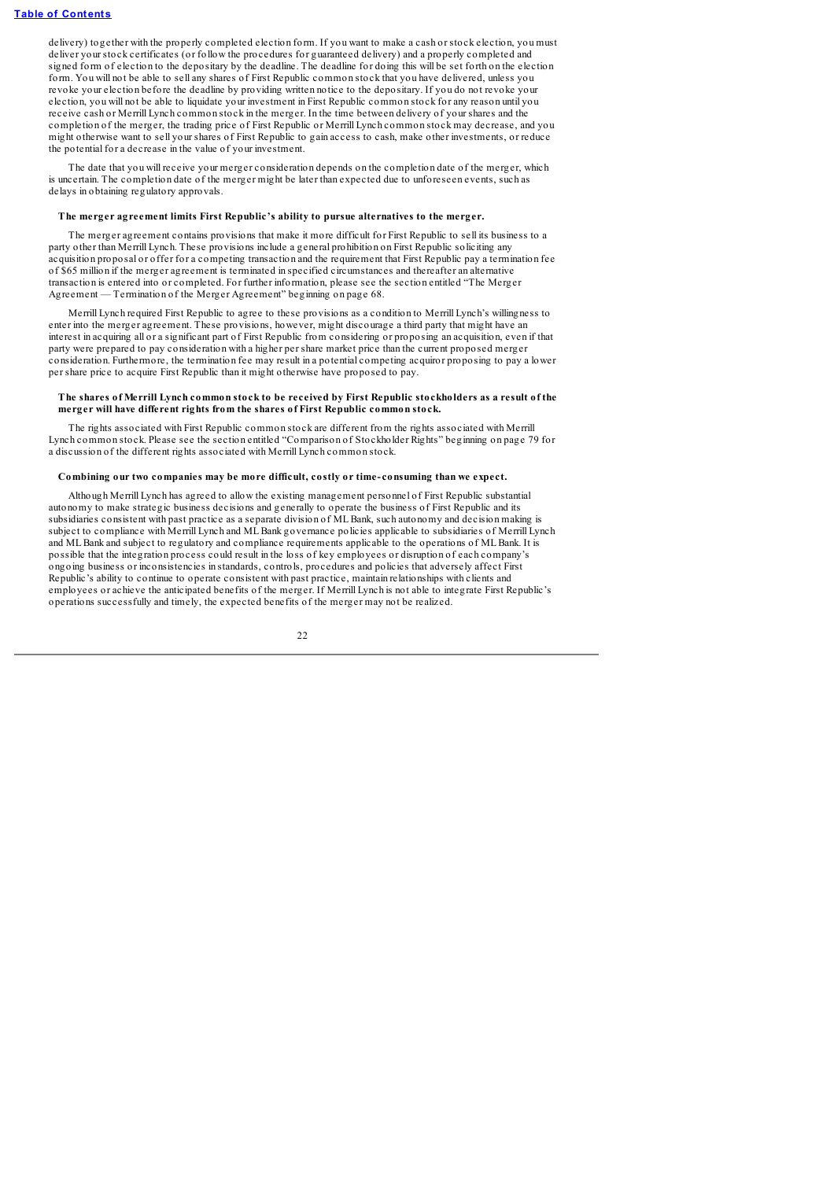delivery) together with the properly completed election form. If you want to make a cash or stock election, you must deliver your stock certificates (or follow the procedures for guaranteed delivery) and a properly completed and signed form of election to the depositary by the deadline. The deadline for doing this will be set forth on the election form. You will not be able to sell any shares of First Republic common stock that you have delivered, unless you revoke your election before the deadline by providing written notice to the depositary. If you do not revoke your election, you will not be able to liquidate your investment in First Republic common stock for any reason until you receive cash or Merrill Lynch common stock in the merger. In the time between delivery of your shares and the completion of the merger, the trading price of First Republic or Merrill Lynch common stock may decrease, and you might otherwise want to sell your shares of First Republic to gain access to cash, make other investments, or reduce the potential for a decrease in the value of your investment.

The date that you will receive your merger consideration depends on the completion date of the merger, which is uncertain. The completion date of the merger might be later than expected due to unforeseen events, such as delays in obtaining regulatory approvals.

**The merger agreement limits First Republic's ability to pursue alternatives to the merger.**

The merger agreement contains provisions that make it more difficult for First Republic to sell its business to a party other than Merrill Lynch. These provisions include a general prohibition on First Republic soliciting any acquisition proposal or offer for a competing transaction and the requirement that First Republic pay a termination fee of $65 million if the merger agreement is terminated in specified circumstances and thereafter an alternative transaction is entered into or completed. For further information, please see the section entitled "The Merger Agreement — Termination of the Merger Agreement" beginning on page 68.

Merrill Lynch required First Republic to agree to these provisions as a condition to Merrill Lynch's willingness to enter into the merger agreement. These provisions, however, might discourage a third party that might have an interest in acquiring all or a significant part of First Republic from considering or proposing an acquisition, even if that party were prepared to pay consideration with a higher per share market price than the current proposed merger consideration. Furthermore, the termination fee may result in a potential competing acquiror proposing to pay a lower per share price to acquire First Republic than it might otherwise have proposed to pay.

**The shares of Merrill Lynch common stock to be received by First Republic stockholders as a result of the merger will have different rights from the shares of First Republic common stock.**

The rights associated with First Republic common stock are different from the rights associated with Merrill Lynch common stock. Please see the section entitled "Comparison of Stockholder Rights" beginning on page 79 for a discussion of the different rights associated with Merrill Lynch common stock.

**Combining our two companies may be more difficult, costly or time-consuming than we expect.**

Although Merrill Lynch has agreed to allow the existing management personnel of First Republic substantial autonomy to make strategic business decisions and generally to operate the business of First Republic and its subsidiaries consistent with past practice as a separate division of ML Bank, such autonomy and decision making is subject to compliance with Merrill Lynch and ML Bank governance policies applicable to subsidiaries of Merrill Lynch and ML Bank and subject to regulatory and compliance requirements applicable to the operations of ML Bank. It is possible that the integration process could result in the loss of key employees or disruption of each company's ongoing business or inconsistencies in standards, controls, procedures and policies that adversely affect First Republic's ability to continue to operate consistent with past practice, maintain relationships with clients and employees or achieve the anticipated benefits of the merger. If Merrill Lynch is not able to integrate First Republic's operations successfully and timely, the expected benefits of the merger may not be realized.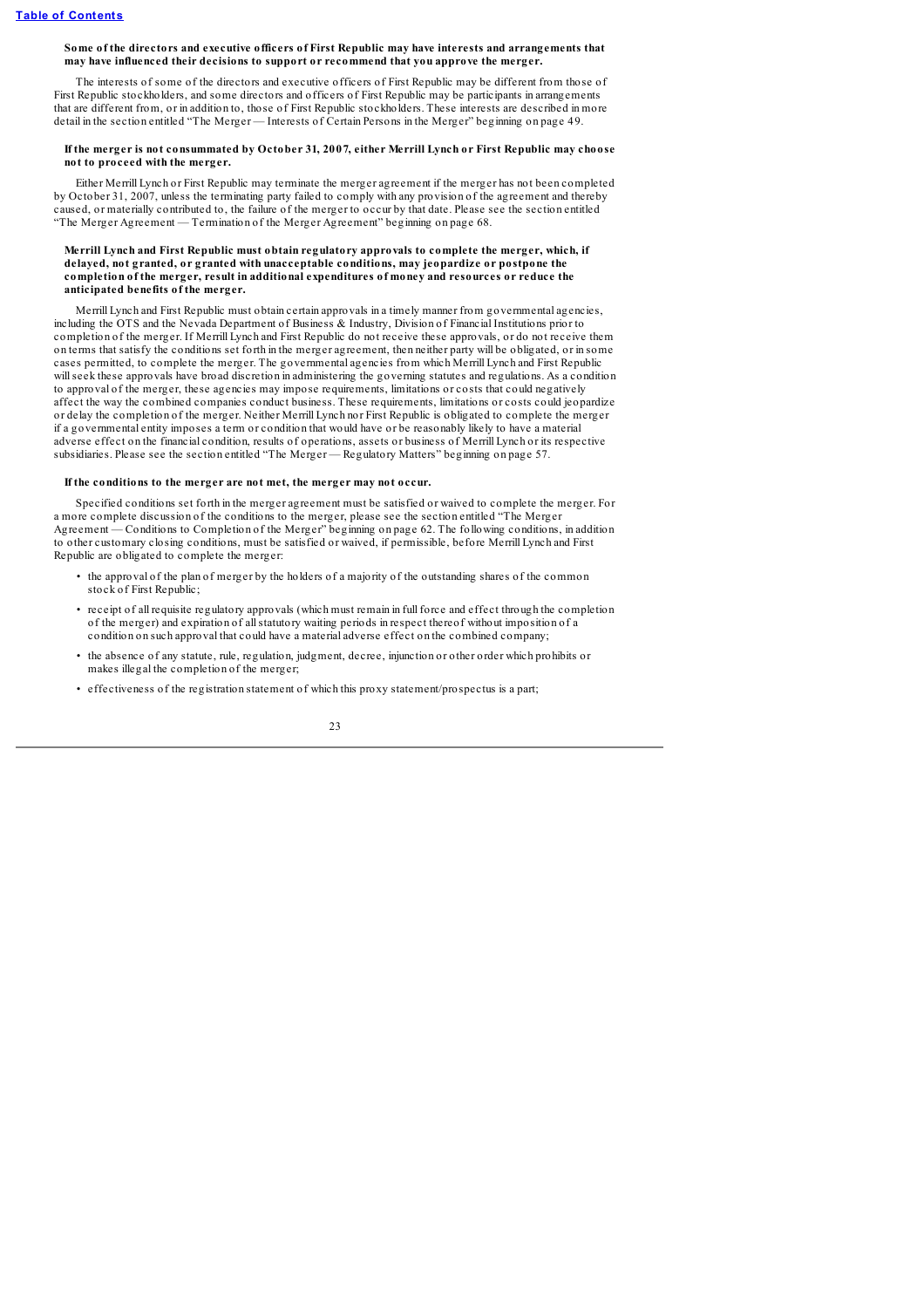**Some of the directors and executive officers of First Republic may have interests and arrangements that may have influenced their decisions to support or recommend that you approve the merger.**

The interests of some of the directors and executive officers of First Republic may be different from those of First Republic stockholders, and some directors and officers of First Republic may be participants in arrangements that are different from, or in addition to, those of First Republic stockholders. These interests are described in more detail in the section entitled "The Merger — Interests of Certain Persons in the Merger" beginning on page 49.

**If the merger is not consummated by October 31, 2007, either Merrill Lynch or First Republic may choose not to proceed with the merger.**

Either Merrill Lynch or First Republic may terminate the merger agreement if the merger has not been completed by October 31, 2007, unless the terminating party failed to comply with any provision of the agreement and thereby caused, or materially contributed to, the failure of the merger to occur by that date. Please see the section entitled "The Merger Agreement — Termination of the Merger Agreement" beginning on page 68.

**Merrill Lynch and First Republic must obtain regulatory approvals to complete the merger, which, if delayed, not granted, or granted with unacceptable conditions, may jeopardize or postpone the completion of the merger, result in additional expenditures of money and resources or reduce the anticipated benefits of the merger.**

Merrill Lynch and First Republic must obtain certain approvals in a timely manner from governmental agencies, including the OTS and the Nevada Department of Business & Industry, Division of Financial Institutions prior to completion of the merger. If Merrill Lynch and First Republic do not receive these approvals, or do not receive them on terms that satisfy the conditions set forth in the merger agreement, then neither party will be obligated, or in some cases permitted, to complete the merger. The governmental agencies from which Merrill Lynch and First Republic will seek these approvals have broad discretion in administering the governing statutes and regulations. As a condition to approval of the merger, these agencies may impose requirements, limitations or costs that could negatively affect the way the combined companies conduct business. These requirements, limitations or costs could jeopardize or delay the completion of the merger. Neither Merrill Lynch nor First Republic is obligated to complete the merger if a governmental entity imposes a term or condition that would have or be reasonably likely to have a material adverse effect on the financial condition, results of operations, assets or business of Merrill Lynch or its respective subsidiaries. Please see the section entitled "The Merger — Regulatory Matters" beginning on page 57.

**If the conditions to the merger are not met, the merger may not occur.**

Specified conditions set forth in the merger agreement must be satisfied or waived to complete the merger. For a more complete discussion of the conditions to the merger, please see the section entitled "The Merger Agreement — Conditions to Completion of the Merger" beginning on page 62. The following conditions, in addition to other customary closing conditions, must be satisfied or waived, if permissible, before Merrill Lynch and First Republic are obligated to complete the merger:

- the approval of the plan of merger by the holders of a majority of the outstanding shares of the common stock of First Republic;
- receipt of all requisite regulatory approvals (which must remain in full force and effect through the completion of the merger) and expiration of all statutory waiting periods in respect thereof without imposition of a condition on such approval that could have a material adverse effect on the combined company;
- the absence of any statute, rule, regulation, judgment, decree, injunction or other order which prohibits or makes illegal the completion of the merger;
- effectiveness of the registration statement of which this proxy statement/prospectus is a part;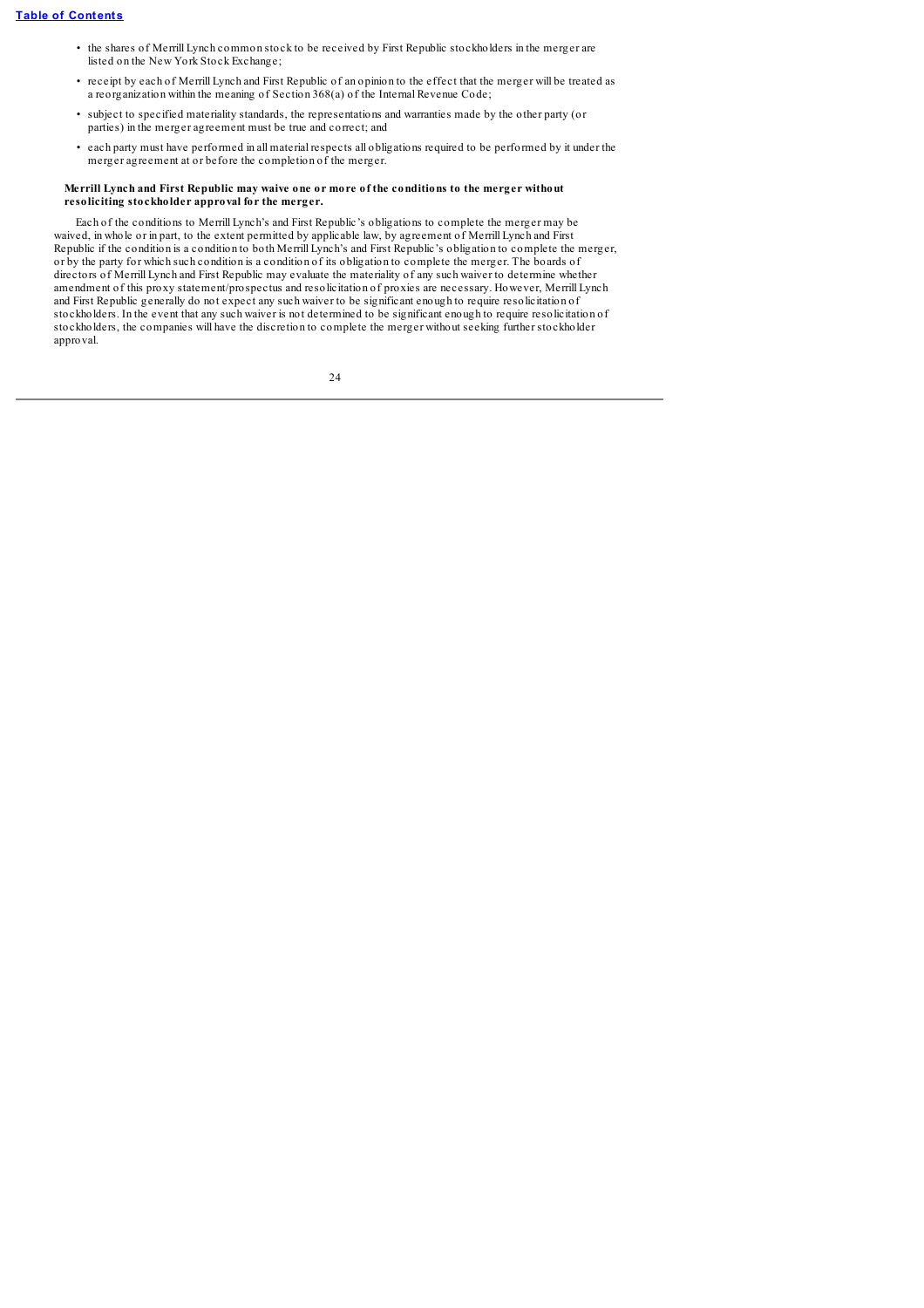- the shares of Merrill Lynch common stock to be received by First Republic stockholders in the merger are listed on the New York Stock Exchange;
- receipt by each of Merrill Lynch and First Republic of an opinion to the effect that the merger will be treated as a reorganization within the meaning of Section 368(a) of the Internal Revenue Code;
- subject to specified materiality standards, the representations and warranties made by the other party (or parties) in the merger agreement must be true and correct; and
- each party must have performed in all material respects all obligations required to be performed by it under the merger agreement at or before the completion of the merger.

**Merrill Lynch and First Republic may waive one or more of the conditions to the merger without resoliciting stockholder approval for the merger.**

Each of the conditions to Merrill Lynch's and First Republic's obligations to complete the merger may be waived, in whole or in part, to the extent permitted by applicable law, by agreement of Merrill Lynch and First Republic if the condition is a condition to both Merrill Lynch's and First Republic's obligation to complete the merger, or by the party for which such condition is a condition of its obligation to complete the merger. The boards of directors of Merrill Lynch and First Republic may evaluate the materiality of any such waiver to determine whether amendment of this proxy statement/prospectus and resolicitation of proxies are necessary. However, Merrill Lynch and First Republic generally do not expect any such waiver to be significant enough to require resolicitation of stockholders. In the event that any such waiver is not determined to be significant enough to require resolicitation of stockholders, the companies will have the discretion to complete the merger without seeking further stockholder approval.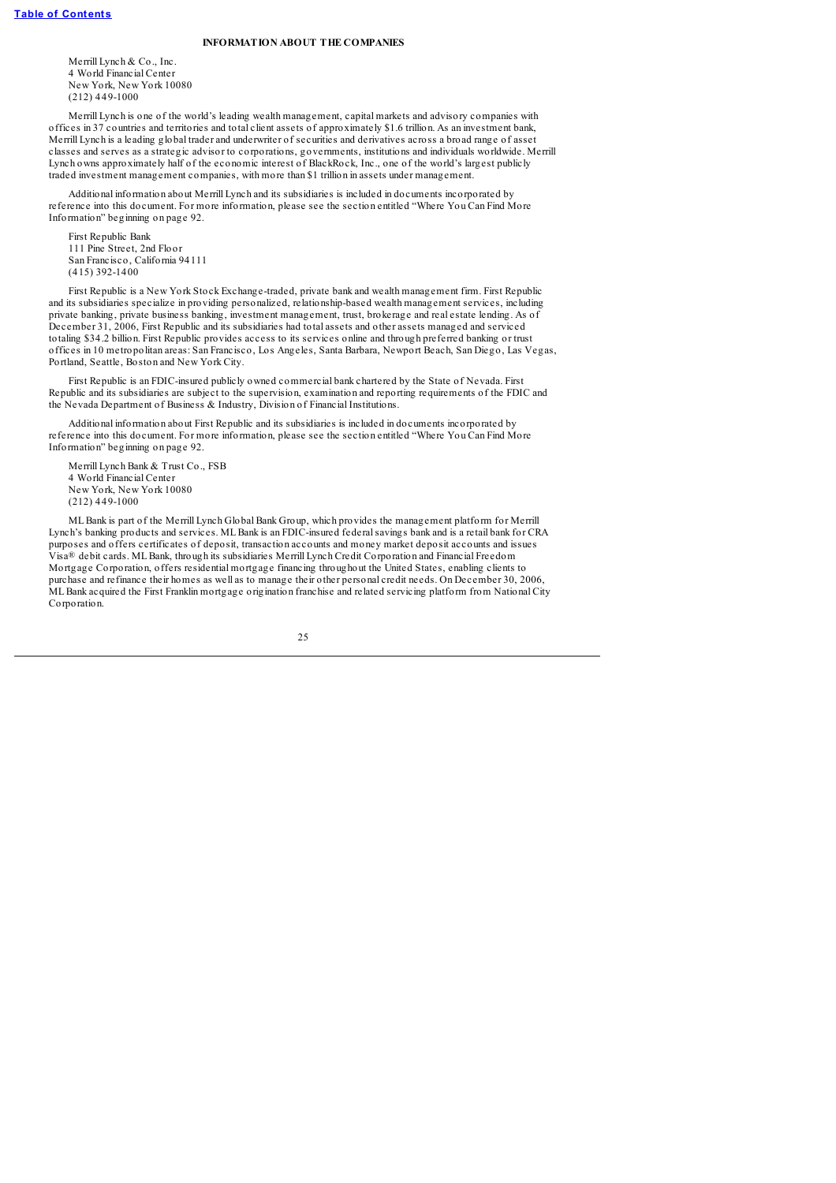## INFORMATION ABOUT THE COMPANIES

Merrill Lynch & Co., Inc.
4 World Financial Center
New York, New York 10080
(212) 449-1000

Merrill Lynch is one of the world's leading wealth management, capital markets and advisory companies with offices in 37 countries and territories and total client assets of approximately $1.6 trillion. As an investment bank, Merrill Lynch is a leading global trader and underwriter of securities and derivatives across a broad range of asset classes and serves as a strategic advisor to corporations, governments, institutions and individuals worldwide. Merrill Lynch owns approximately half of the economic interest of BlackRock, Inc., one of the world's largest publicly traded investment management companies, with more than $1 trillion in assets under management.

Additional information about Merrill Lynch and its subsidiaries is included in documents incorporated by reference into this document. For more information, please see the section entitled "Where You Can Find More Information" beginning on page 92.

First Republic Bank
111 Pine Street, 2nd Floor
San Francisco, California 94111
(415) 392-1400

First Republic is a New York Stock Exchange-traded, private bank and wealth management firm. First Republic and its subsidiaries specialize in providing personalized, relationship-based wealth management services, including private banking, private business banking, investment management, trust, brokerage and real estate lending. As of December 31, 2006, First Republic and its subsidiaries had total assets and other assets managed and serviced totaling $34.2 billion. First Republic provides access to its services online and through preferred banking or trust offices in 10 metropolitan areas: San Francisco, Los Angeles, Santa Barbara, Newport Beach, San Diego, Las Vegas, Portland, Seattle, Boston and New York City.

First Republic is an FDIC-insured publicly owned commercial bank chartered by the State of Nevada. First Republic and its subsidiaries are subject to the supervision, examination and reporting requirements of the FDIC and the Nevada Department of Business & Industry, Division of Financial Institutions.

Additional information about First Republic and its subsidiaries is included in documents incorporated by reference into this document. For more information, please see the section entitled "Where You Can Find More Information" beginning on page 92.

Merrill Lynch Bank & Trust Co., FSB
4 World Financial Center
New York, New York 10080
(212) 449-1000

ML Bank is part of the Merrill Lynch Global Bank Group, which provides the management platform for Merrill Lynch's banking products and services. ML Bank is an FDIC-insured federal savings bank and is a retail bank for CRA purposes and offers certificates of deposit, transaction accounts and money market deposit accounts and issues Visa® debit cards. ML Bank, through its subsidiaries Merrill Lynch Credit Corporation and Financial Freedom Mortgage Corporation, offers residential mortgage financing throughout the United States, enabling clients to purchase and refinance their homes as well as to manage their other personal credit needs. On December 30, 2006, ML Bank acquired the First Franklin mortgage origination franchise and related servicing platform from National City Corporation.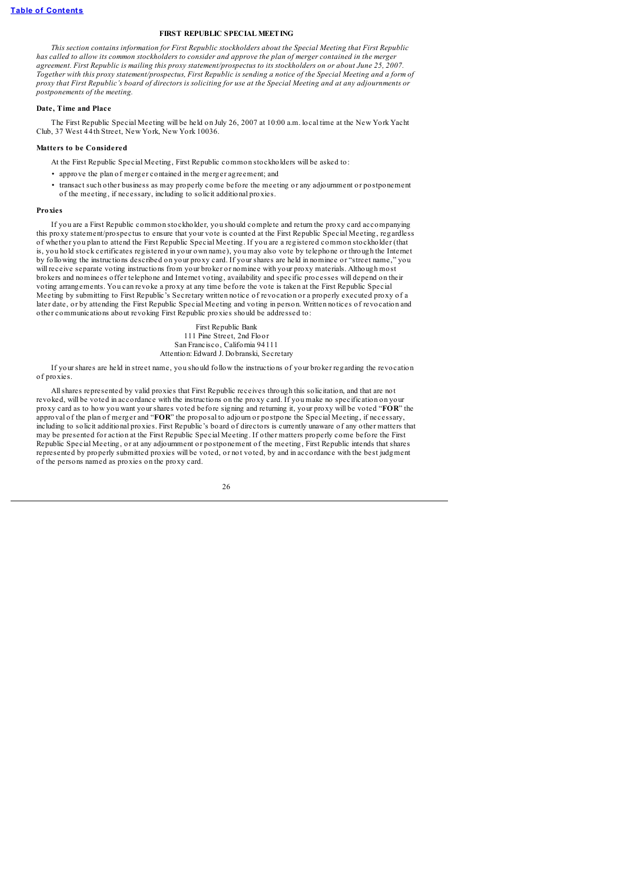## FIRST REPUBLIC SPECIAL MEETING

*This section contains information for First Republic stockholders about the Special Meeting that First Republic has called to allow its common stockholders to consider and approve the plan of merger contained in the merger agreement. First Republic is mailing this proxy statement/prospectus to its stockholders on or about June 25, 2007. Together with this proxy statement/prospectus, First Republic is sending a notice of the Special Meeting and a form of proxy that First Republic's board of directors is soliciting for use at the Special Meeting and at any adjournments or postponements of the meeting.*

### Date, Time and Place

The First Republic Special Meeting will be held on July 26, 2007 at 10:00 a.m. local time at the New York Yacht Club, 37 West 44th Street, New York, New York 10036.

### Matters to be Considered

At the First Republic Special Meeting, First Republic common stockholders will be asked to:

- approve the plan of merger contained in the merger agreement; and
- transact such other business as may properly come before the meeting or any adjournment or postponement of the meeting, if necessary, including to solicit additional proxies.

### Proxies

If you are a First Republic common stockholder, you should complete and return the proxy card accompanying this proxy statement/prospectus to ensure that your vote is counted at the First Republic Special Meeting, regardless of whether you plan to attend the First Republic Special Meeting. If you are a registered common stockholder (that is, you hold stock certificates registered in your own name), you may also vote by telephone or through the Internet by following the instructions described on your proxy card. If your shares are held in nominee or "street name," you will receive separate voting instructions from your broker or nominee with your proxy materials. Although most brokers and nominees offer telephone and Internet voting, availability and specific processes will depend on their voting arrangements. You can revoke a proxy at any time before the vote is taken at the First Republic Special Meeting by submitting to First Republic's Secretary written notice of revocation or a properly executed proxy of a later date, or by attending the First Republic Special Meeting and voting in person. Written notices of revocation and other communications about revoking First Republic proxies should be addressed to:

First Republic Bank
111 Pine Street, 2nd Floor
San Francisco, California 94111
Attention: Edward J. Dobranski, Secretary

If your shares are held in street name, you should follow the instructions of your broker regarding the revocation of proxies.

All shares represented by valid proxies that First Republic receives through this solicitation, and that are not revoked, will be voted in accordance with the instructions on the proxy card. If you make no specification on your proxy card as to how you want your shares voted before signing and returning it, your proxy will be voted "**FOR**" the approval of the plan of merger and "**FOR**" the proposal to adjourn or postpone the Special Meeting, if necessary, including to solicit additional proxies. First Republic's board of directors is currently unaware of any other matters that may be presented for action at the First Republic Special Meeting. If other matters properly come before the First Republic Special Meeting, or at any adjournment or postponement of the meeting, First Republic intends that shares represented by properly submitted proxies will be voted, or not voted, by and in accordance with the best judgment of the persons named as proxies on the proxy card.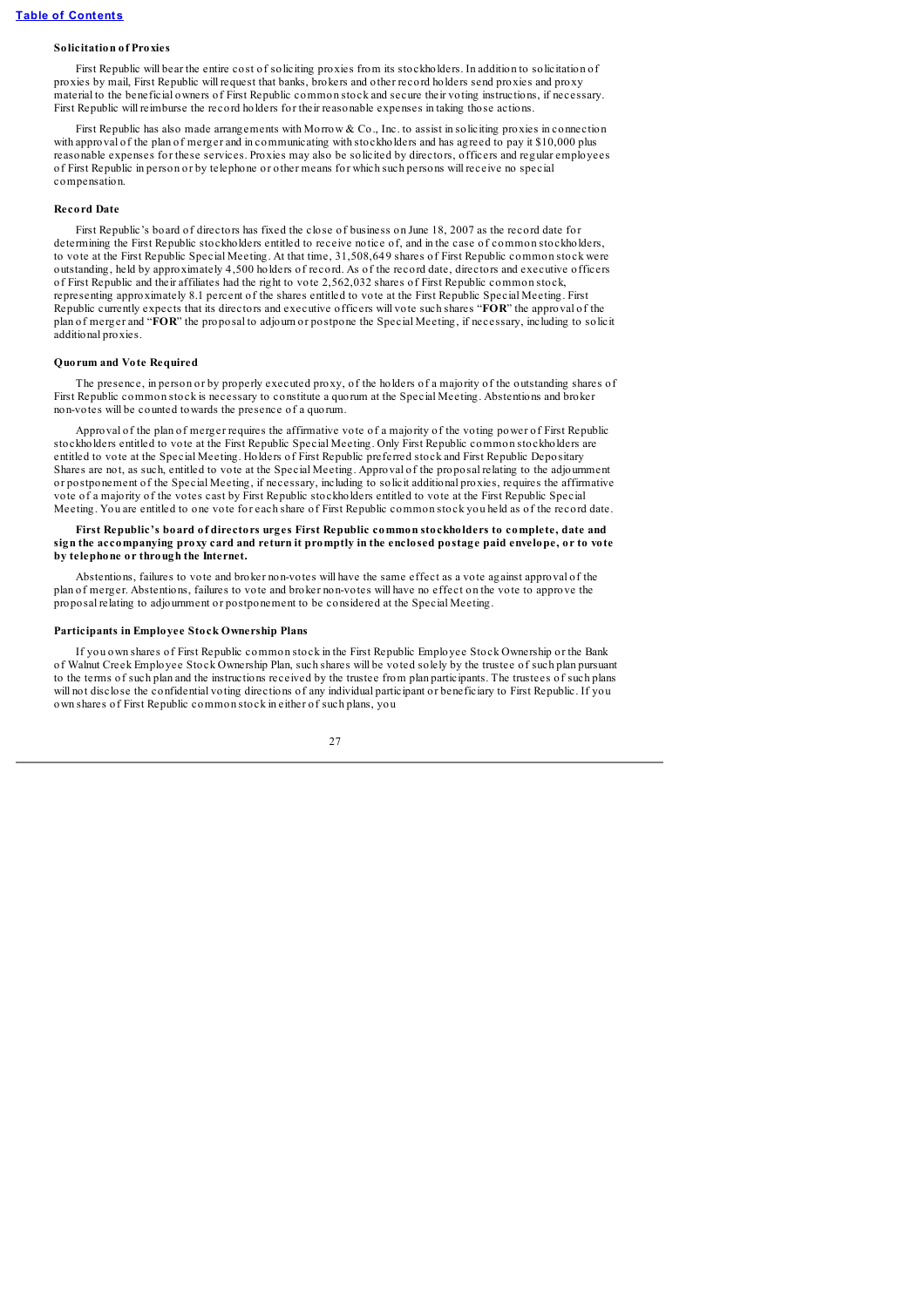#### Solicitation of Proxies

First Republic will bear the entire cost of soliciting proxies from its stockholders. In addition to solicitation of proxies by mail, First Republic will request that banks, brokers and other record holders send proxies and proxy material to the beneficial owners of First Republic common stock and secure their voting instructions, if necessary. First Republic will reimburse the record holders for their reasonable expenses in taking those actions.

First Republic has also made arrangements with Morrow & Co., Inc. to assist in soliciting proxies in connection with approval of the plan of merger and in communicating with stockholders and has agreed to pay it $10,000 plus reasonable expenses for these services. Proxies may also be solicited by directors, officers and regular employees of First Republic in person or by telephone or other means for which such persons will receive no special compensation.

#### Record Date

First Republic's board of directors has fixed the close of business on June 18, 2007 as the record date for determining the First Republic stockholders entitled to receive notice of, and in the case of common stockholders, to vote at the First Republic Special Meeting. At that time, 31,508,649 shares of First Republic common stock were outstanding, held by approximately 4,500 holders of record. As of the record date, directors and executive officers of First Republic and their affiliates had the right to vote 2,562,032 shares of First Republic common stock, representing approximately 8.1 percent of the shares entitled to vote at the First Republic Special Meeting. First Republic currently expects that its directors and executive officers will vote such shares "**FOR**" the approval of the plan of merger and "**FOR**" the proposal to adjourn or postpone the Special Meeting, if necessary, including to solicit additional proxies.

#### Quorum and Vote Required

The presence, in person or by properly executed proxy, of the holders of a majority of the outstanding shares of First Republic common stock is necessary to constitute a quorum at the Special Meeting. Abstentions and broker non-votes will be counted towards the presence of a quorum.

Approval of the plan of merger requires the affirmative vote of a majority of the voting power of First Republic stockholders entitled to vote at the First Republic Special Meeting. Only First Republic common stockholders are entitled to vote at the Special Meeting. Holders of First Republic preferred stock and First Republic Depositary Shares are not, as such, entitled to vote at the Special Meeting. Approval of the proposal relating to the adjournment or postponement of the Special Meeting, if necessary, including to solicit additional proxies, requires the affirmative vote of a majority of the votes cast by First Republic stockholders entitled to vote at the First Republic Special Meeting. You are entitled to one vote for each share of First Republic common stock you held as of the record date.

**First Republic's board of directors urges First Republic common stockholders to complete, date and sign the accompanying proxy card and return it promptly in the enclosed postage paid envelope, or to vote by telephone or through the Internet.**

Abstentions, failures to vote and broker non-votes will have the same effect as a vote against approval of the plan of merger. Abstentions, failures to vote and broker non-votes will have no effect on the vote to approve the proposal relating to adjournment or postponement to be considered at the Special Meeting.

#### Participants in Employee Stock Ownership Plans

If you own shares of First Republic common stock in the First Republic Employee Stock Ownership or the Bank of Walnut Creek Employee Stock Ownership Plan, such shares will be voted solely by the trustee of such plan pursuant to the terms of such plan and the instructions received by the trustee from plan participants. The trustees of such plans will not disclose the confidential voting directions of any individual participant or beneficiary to First Republic. If you own shares of First Republic common stock in either of such plans, you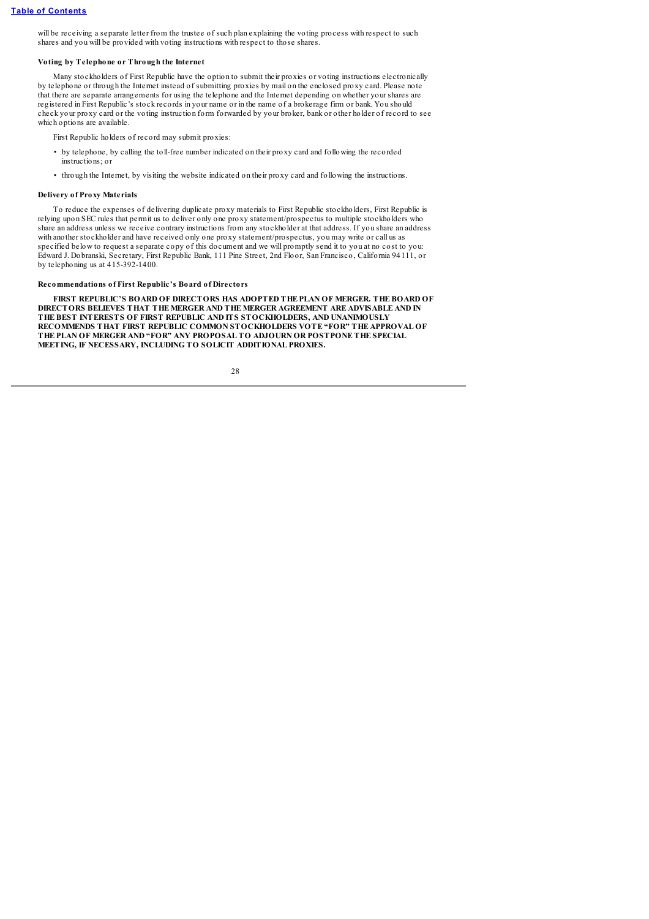will be receiving a separate letter from the trustee of such plan explaining the voting process with respect to such shares and you will be provided with voting instructions with respect to those shares.

### Voting by Telephone or Through the Internet

Many stockholders of First Republic have the option to submit their proxies or voting instructions electronically by telephone or through the Internet instead of submitting proxies by mail on the enclosed proxy card. Please note that there are separate arrangements for using the telephone and the Internet depending on whether your shares are registered in First Republic's stock records in your name or in the name of a brokerage firm or bank. You should check your proxy card or the voting instruction form forwarded by your broker, bank or other holder of record to see which options are available.

First Republic holders of record may submit proxies:

- by telephone, by calling the toll-free number indicated on their proxy card and following the recorded instructions; or
- through the Internet, by visiting the website indicated on their proxy card and following the instructions.

### Delivery of Proxy Materials

To reduce the expenses of delivering duplicate proxy materials to First Republic stockholders, First Republic is relying upon SEC rules that permit us to deliver only one proxy statement/prospectus to multiple stockholders who share an address unless we receive contrary instructions from any stockholder at that address. If you share an address with another stockholder and have received only one proxy statement/prospectus, you may write or call us as specified below to request a separate copy of this document and we will promptly send it to you at no cost to you: Edward J. Dobranski, Secretary, First Republic Bank, 111 Pine Street, 2nd Floor, San Francisco, California 94111, or by telephoning us at 415-392-1400.

### Recommendations of First Republic's Board of Directors

**FIRST REPUBLIC'S BOARD OF DIRECTORS HAS ADOPTED THE PLAN OF MERGER. THE BOARD OF DIRECTORS BELIEVES THAT THE MERGER AND THE MERGER AGREEMENT ARE ADVISABLE AND IN THE BEST INTERESTS OF FIRST REPUBLIC AND ITS STOCKHOLDERS, AND UNANIMOUSLY RECOMMENDS THAT FIRST REPUBLIC COMMON STOCKHOLDERS VOTE "FOR" THE APPROVAL OF THE PLAN OF MERGER AND "FOR" ANY PROPOSAL TO ADJOURN OR POSTPONE THE SPECIAL MEETING, IF NECESSARY, INCLUDING TO SOLICIT ADDITIONAL PROXIES.**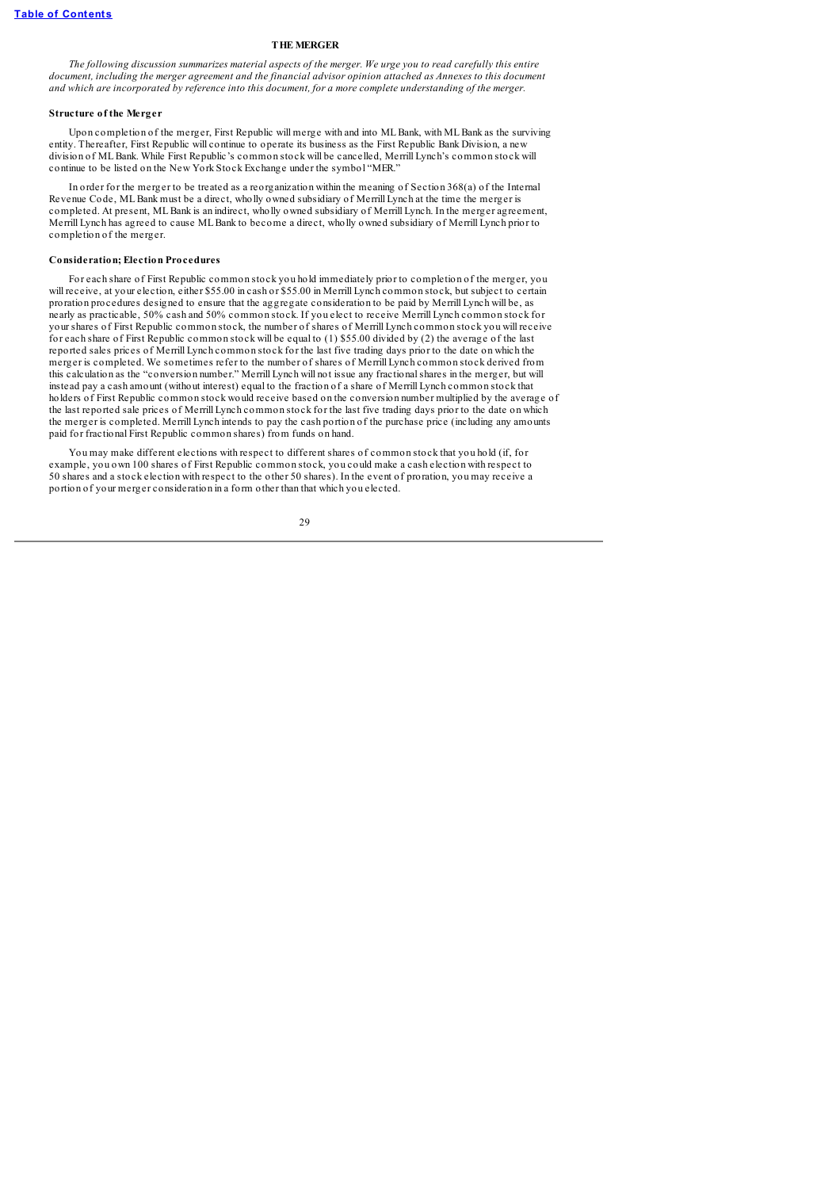## THE MERGER

*The following discussion summarizes material aspects of the merger. We urge you to read carefully this entire document, including the merger agreement and the financial advisor opinion attached as Annexes to this document and which are incorporated by reference into this document, for a more complete understanding of the merger.*

### Structure of the Merger

Upon completion of the merger, First Republic will merge with and into ML Bank, with ML Bank as the surviving entity. Thereafter, First Republic will continue to operate its business as the First Republic Bank Division, a new division of ML Bank. While First Republic's common stock will be cancelled, Merrill Lynch's common stock will continue to be listed on the New York Stock Exchange under the symbol "MER."

In order for the merger to be treated as a reorganization within the meaning of Section 368(a) of the Internal Revenue Code, ML Bank must be a direct, wholly owned subsidiary of Merrill Lynch at the time the merger is completed. At present, ML Bank is an indirect, wholly owned subsidiary of Merrill Lynch. In the merger agreement, Merrill Lynch has agreed to cause ML Bank to become a direct, wholly owned subsidiary of Merrill Lynch prior to completion of the merger.

### Consideration; Election Procedures

For each share of First Republic common stock you hold immediately prior to completion of the merger, you will receive, at your election, either $55.00 in cash or $55.00 in Merrill Lynch common stock, but subject to certain proration procedures designed to ensure that the aggregate consideration to be paid by Merrill Lynch will be, as nearly as practicable, 50% cash and 50% common stock. If you elect to receive Merrill Lynch common stock for your shares of First Republic common stock, the number of shares of Merrill Lynch common stock you will receive for each share of First Republic common stock will be equal to (1) $55.00 divided by (2) the average of the last reported sales prices of Merrill Lynch common stock for the last five trading days prior to the date on which the merger is completed. We sometimes refer to the number of shares of Merrill Lynch common stock derived from this calculation as the "conversion number." Merrill Lynch will not issue any fractional shares in the merger, but will instead pay a cash amount (without interest) equal to the fraction of a share of Merrill Lynch common stock that holders of First Republic common stock would receive based on the conversion number multiplied by the average of the last reported sale prices of Merrill Lynch common stock for the last five trading days prior to the date on which the merger is completed. Merrill Lynch intends to pay the cash portion of the purchase price (including any amounts paid for fractional First Republic common shares) from funds on hand.

You may make different elections with respect to different shares of common stock that you hold (if, for example, you own 100 shares of First Republic common stock, you could make a cash election with respect to 50 shares and a stock election with respect to the other 50 shares). In the event of proration, you may receive a portion of your merger consideration in a form other than that which you elected.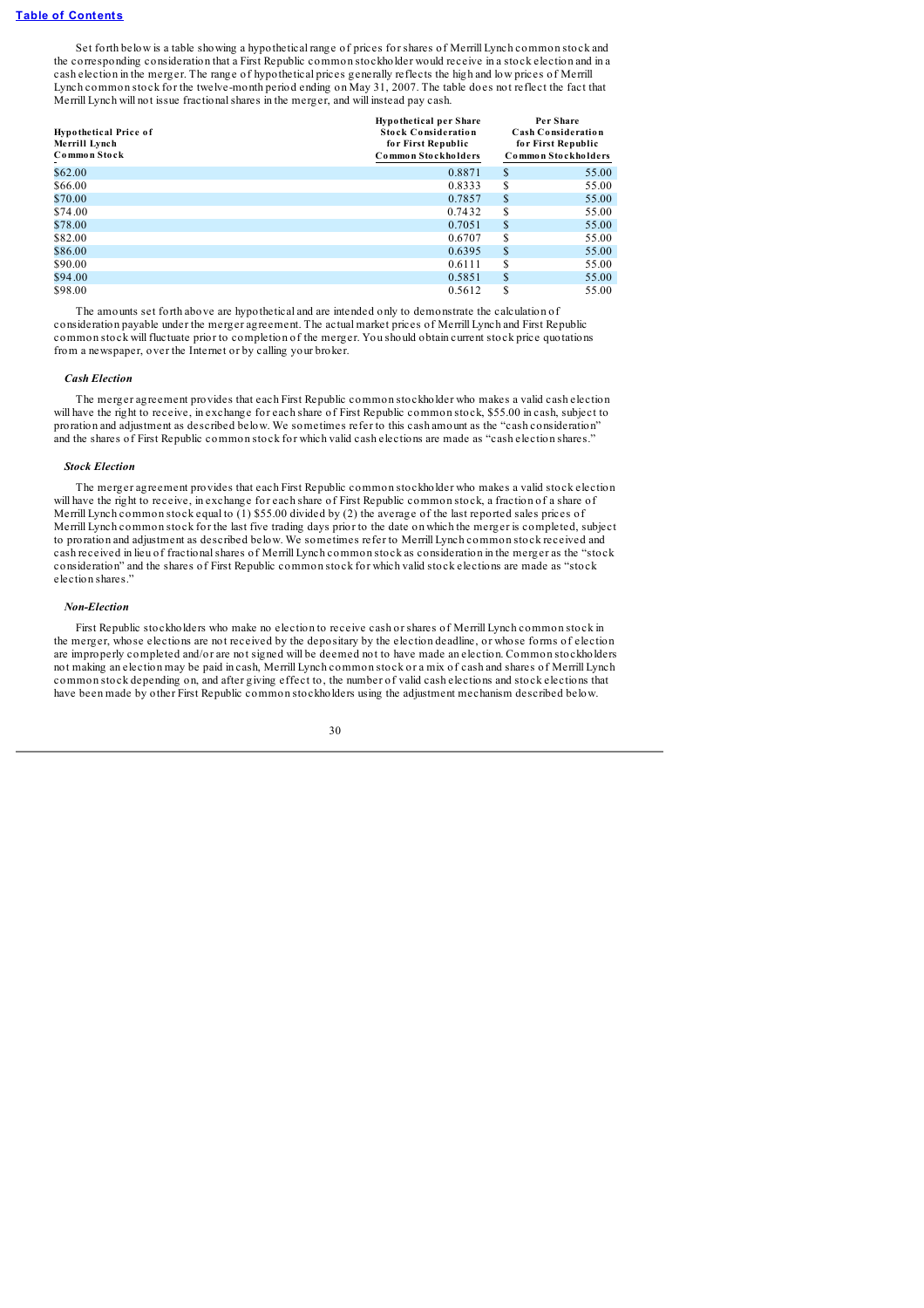Set forth below is a table showing a hypothetical range of prices for shares of Merrill Lynch common stock and the corresponding consideration that a First Republic common stockholder would receive in a stock election and in a cash election in the merger. The range of hypothetical prices generally reflects the high and low prices of Merrill Lynch common stock for the twelve-month period ending on May 31, 2007. The table does not reflect the fact that Merrill Lynch will not issue fractional shares in the merger, and will instead pay cash.

| Hypothetical Price of Merrill Lynch Common Stock | Hypothetical per Share Stock Consideration for First Republic Common Stockholders | Per Share Cash Consideration for First Republic Common Stockholders |
|---|---|---|
| $62.00 | 0.8871 | $ 55.00 |
| $66.00 | 0.8333 | $ 55.00 |
| $70.00 | 0.7857 | $ 55.00 |
| $74.00 | 0.7432 | $ 55.00 |
| $78.00 | 0.7051 | $ 55.00 |
| $82.00 | 0.6707 | $ 55.00 |
| $86.00 | 0.6395 | $ 55.00 |
| $90.00 | 0.6111 | $ 55.00 |
| $94.00 | 0.5851 | $ 55.00 |
| $98.00 | 0.5612 | $ 55.00 |

The amounts set forth above are hypothetical and are intended only to demonstrate the calculation of consideration payable under the merger agreement. The actual market prices of Merrill Lynch and First Republic common stock will fluctuate prior to completion of the merger. You should obtain current stock price quotations from a newspaper, over the Internet or by calling your broker.

*Cash Election*

The merger agreement provides that each First Republic common stockholder who makes a valid cash election will have the right to receive, in exchange for each share of First Republic common stock, $55.00 in cash, subject to proration and adjustment as described below. We sometimes refer to this cash amount as the "cash consideration" and the shares of First Republic common stock for which valid cash elections are made as "cash election shares."

*Stock Election*

The merger agreement provides that each First Republic common stockholder who makes a valid stock election will have the right to receive, in exchange for each share of First Republic common stock, a fraction of a share of Merrill Lynch common stock equal to (1) $55.00 divided by (2) the average of the last reported sales prices of Merrill Lynch common stock for the last five trading days prior to the date on which the merger is completed, subject to proration and adjustment as described below. We sometimes refer to Merrill Lynch common stock received and cash received in lieu of fractional shares of Merrill Lynch common stock as consideration in the merger as the "stock consideration" and the shares of First Republic common stock for which valid stock elections are made as "stock election shares."

*Non-Election*

First Republic stockholders who make no election to receive cash or shares of Merrill Lynch common stock in the merger, whose elections are not received by the depositary by the election deadline, or whose forms of election are improperly completed and/or are not signed will be deemed not to have made an election. Common stockholders not making an election may be paid in cash, Merrill Lynch common stock or a mix of cash and shares of Merrill Lynch common stock depending on, and after giving effect to, the number of valid cash elections and stock elections that have been made by other First Republic common stockholders using the adjustment mechanism described below.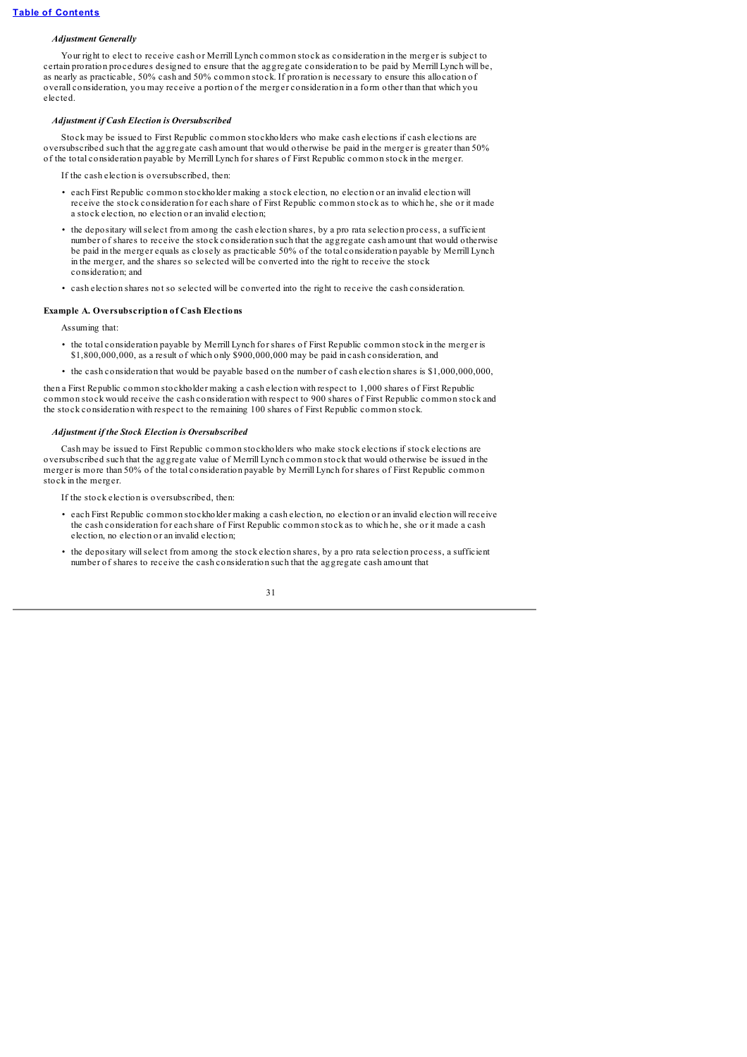*Adjustment Generally*

Your right to elect to receive cash or Merrill Lynch common stock as consideration in the merger is subject to certain proration procedures designed to ensure that the aggregate consideration to be paid by Merrill Lynch will be, as nearly as practicable, 50% cash and 50% common stock. If proration is necessary to ensure this allocation of overall consideration, you may receive a portion of the merger consideration in a form other than that which you elected.

*Adjustment if Cash Election is Oversubscribed*

Stock may be issued to First Republic common stockholders who make cash elections if cash elections are oversubscribed such that the aggregate cash amount that would otherwise be paid in the merger is greater than 50% of the total consideration payable by Merrill Lynch for shares of First Republic common stock in the merger.

If the cash election is oversubscribed, then:

- each First Republic common stockholder making a stock election, no election or an invalid election will receive the stock consideration for each share of First Republic common stock as to which he, she or it made a stock election, no election or an invalid election;
- the depositary will select from among the cash election shares, by a pro rata selection process, a sufficient number of shares to receive the stock consideration such that the aggregate cash amount that would otherwise be paid in the merger equals as closely as practicable 50% of the total consideration payable by Merrill Lynch in the merger, and the shares so selected will be converted into the right to receive the stock consideration; and
- cash election shares not so selected will be converted into the right to receive the cash consideration.

**Example A. Oversubscription of Cash Elections**

Assuming that:

- the total consideration payable by Merrill Lynch for shares of First Republic common stock in the merger is $1,800,000,000, as a result of which only $900,000,000 may be paid in cash consideration, and
- the cash consideration that would be payable based on the number of cash election shares is $1,000,000,000,

then a First Republic common stockholder making a cash election with respect to 1,000 shares of First Republic common stock would receive the cash consideration with respect to 900 shares of First Republic common stock and the stock consideration with respect to the remaining 100 shares of First Republic common stock.

*Adjustment if the Stock Election is Oversubscribed*

Cash may be issued to First Republic common stockholders who make stock elections if stock elections are oversubscribed such that the aggregate value of Merrill Lynch common stock that would otherwise be issued in the merger is more than 50% of the total consideration payable by Merrill Lynch for shares of First Republic common stock in the merger.

If the stock election is oversubscribed, then:

- each First Republic common stockholder making a cash election, no election or an invalid election will receive the cash consideration for each share of First Republic common stock as to which he, she or it made a cash election, no election or an invalid election;
- the depositary will select from among the stock election shares, by a pro rata selection process, a sufficient number of shares to receive the cash consideration such that the aggregate cash amount that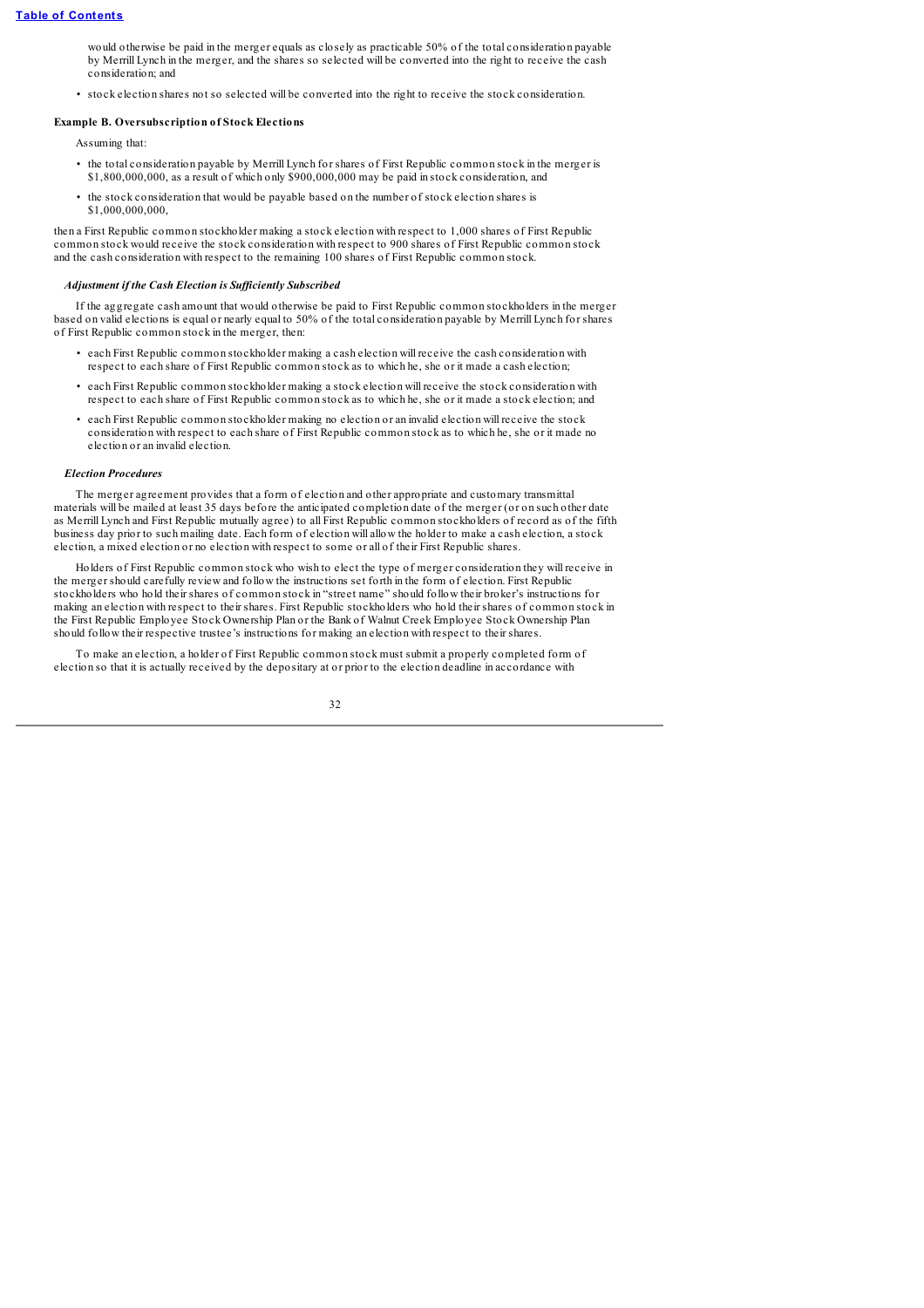would otherwise be paid in the merger equals as closely as practicable 50% of the total consideration payable by Merrill Lynch in the merger, and the shares so selected will be converted into the right to receive the cash consideration; and

- stock election shares not so selected will be converted into the right to receive the stock consideration.

**Example B. Oversubscription of Stock Elections**

Assuming that:

- the total consideration payable by Merrill Lynch for shares of First Republic common stock in the merger is $1,800,000,000, as a result of which only $900,000,000 may be paid in stock consideration, and
- the stock consideration that would be payable based on the number of stock election shares is $1,000,000,000,

then a First Republic common stockholder making a stock election with respect to 1,000 shares of First Republic common stock would receive the stock consideration with respect to 900 shares of First Republic common stock and the cash consideration with respect to the remaining 100 shares of First Republic common stock.

***Adjustment if the Cash Election is Sufficiently Subscribed***

If the aggregate cash amount that would otherwise be paid to First Republic common stockholders in the merger based on valid elections is equal or nearly equal to 50% of the total consideration payable by Merrill Lynch for shares of First Republic common stock in the merger, then:

- each First Republic common stockholder making a cash election will receive the cash consideration with respect to each share of First Republic common stock as to which he, she or it made a cash election;
- each First Republic common stockholder making a stock election will receive the stock consideration with respect to each share of First Republic common stock as to which he, she or it made a stock election; and
- each First Republic common stockholder making no election or an invalid election will receive the stock consideration with respect to each share of First Republic common stock as to which he, she or it made no election or an invalid election.

***Election Procedures***

The merger agreement provides that a form of election and other appropriate and customary transmittal materials will be mailed at least 35 days before the anticipated completion date of the merger (or on such other date as Merrill Lynch and First Republic mutually agree) to all First Republic common stockholders of record as of the fifth business day prior to such mailing date. Each form of election will allow the holder to make a cash election, a stock election, a mixed election or no election with respect to some or all of their First Republic shares.

Holders of First Republic common stock who wish to elect the type of merger consideration they will receive in the merger should carefully review and follow the instructions set forth in the form of election. First Republic stockholders who hold their shares of common stock in "street name" should follow their broker's instructions for making an election with respect to their shares. First Republic stockholders who hold their shares of common stock in the First Republic Employee Stock Ownership Plan or the Bank of Walnut Creek Employee Stock Ownership Plan should follow their respective trustee's instructions for making an election with respect to their shares.

To make an election, a holder of First Republic common stock must submit a properly completed form of election so that it is actually received by the depositary at or prior to the election deadline in accordance with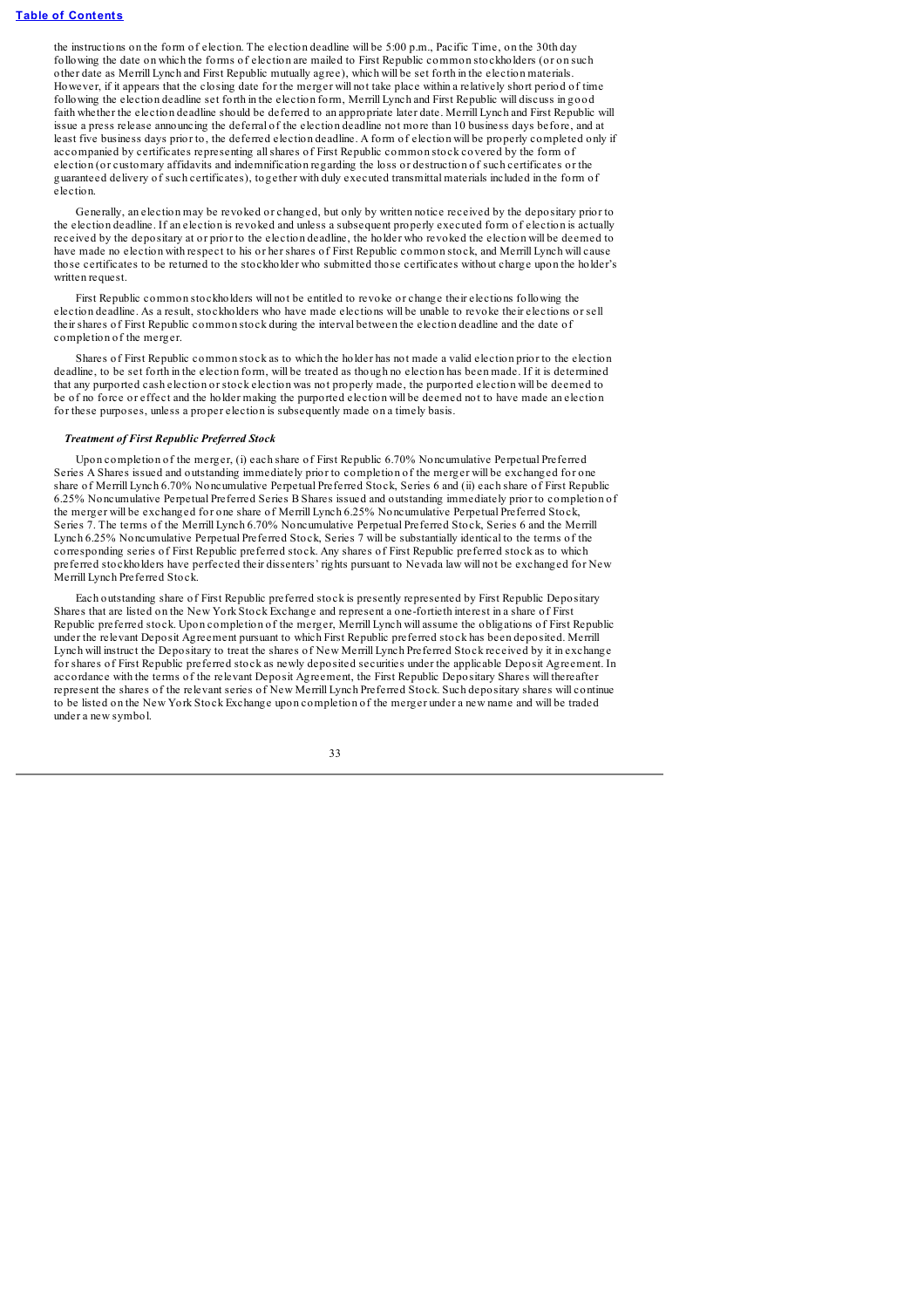the instructions on the form of election. The election deadline will be 5:00 p.m., Pacific Time, on the 30th day following the date on which the forms of election are mailed to First Republic common stockholders (or on such other date as Merrill Lynch and First Republic mutually agree), which will be set forth in the election materials. However, if it appears that the closing date for the merger will not take place within a relatively short period of time following the election deadline set forth in the election form, Merrill Lynch and First Republic will discuss in good faith whether the election deadline should be deferred to an appropriate later date. Merrill Lynch and First Republic will issue a press release announcing the deferral of the election deadline not more than 10 business days before, and at least five business days prior to, the deferred election deadline. A form of election will be properly completed only if accompanied by certificates representing all shares of First Republic common stock covered by the form of election (or customary affidavits and indemnification regarding the loss or destruction of such certificates or the guaranteed delivery of such certificates), together with duly executed transmittal materials included in the form of election.

Generally, an election may be revoked or changed, but only by written notice received by the depositary prior to the election deadline. If an election is revoked and unless a subsequent properly executed form of election is actually received by the depositary at or prior to the election deadline, the holder who revoked the election will be deemed to have made no election with respect to his or her shares of First Republic common stock, and Merrill Lynch will cause those certificates to be returned to the stockholder who submitted those certificates without charge upon the holder's written request.

First Republic common stockholders will not be entitled to revoke or change their elections following the election deadline. As a result, stockholders who have made elections will be unable to revoke their elections or sell their shares of First Republic common stock during the interval between the election deadline and the date of completion of the merger.

Shares of First Republic common stock as to which the holder has not made a valid election prior to the election deadline, to be set forth in the election form, will be treated as though no election has been made. If it is determined that any purported cash election or stock election was not properly made, the purported election will be deemed to be of no force or effect and the holder making the purported election will be deemed not to have made an election for these purposes, unless a proper election is subsequently made on a timely basis.

***Treatment of First Republic Preferred Stock***

Upon completion of the merger, (i) each share of First Republic 6.70% Noncumulative Perpetual Preferred Series A Shares issued and outstanding immediately prior to completion of the merger will be exchanged for one share of Merrill Lynch 6.70% Noncumulative Perpetual Preferred Stock, Series 6 and (ii) each share of First Republic 6.25% Noncumulative Perpetual Preferred Series B Shares issued and outstanding immediately prior to completion of the merger will be exchanged for one share of Merrill Lynch 6.25% Noncumulative Perpetual Preferred Stock, Series 7. The terms of the Merrill Lynch 6.70% Noncumulative Perpetual Preferred Stock, Series 6 and the Merrill Lynch 6.25% Noncumulative Perpetual Preferred Stock, Series 7 will be substantially identical to the terms of the corresponding series of First Republic preferred stock. Any shares of First Republic preferred stock as to which preferred stockholders have perfected their dissenters' rights pursuant to Nevada law will not be exchanged for New Merrill Lynch Preferred Stock.

Each outstanding share of First Republic preferred stock is presently represented by First Republic Depositary Shares that are listed on the New York Stock Exchange and represent a one-fortieth interest in a share of First Republic preferred stock. Upon completion of the merger, Merrill Lynch will assume the obligations of First Republic under the relevant Deposit Agreement pursuant to which First Republic preferred stock has been deposited. Merrill Lynch will instruct the Depositary to treat the shares of New Merrill Lynch Preferred Stock received by it in exchange for shares of First Republic preferred stock as newly deposited securities under the applicable Deposit Agreement. In accordance with the terms of the relevant Deposit Agreement, the First Republic Depositary Shares will thereafter represent the shares of the relevant series of New Merrill Lynch Preferred Stock. Such depositary shares will continue to be listed on the New York Stock Exchange upon completion of the merger under a new name and will be traded under a new symbol.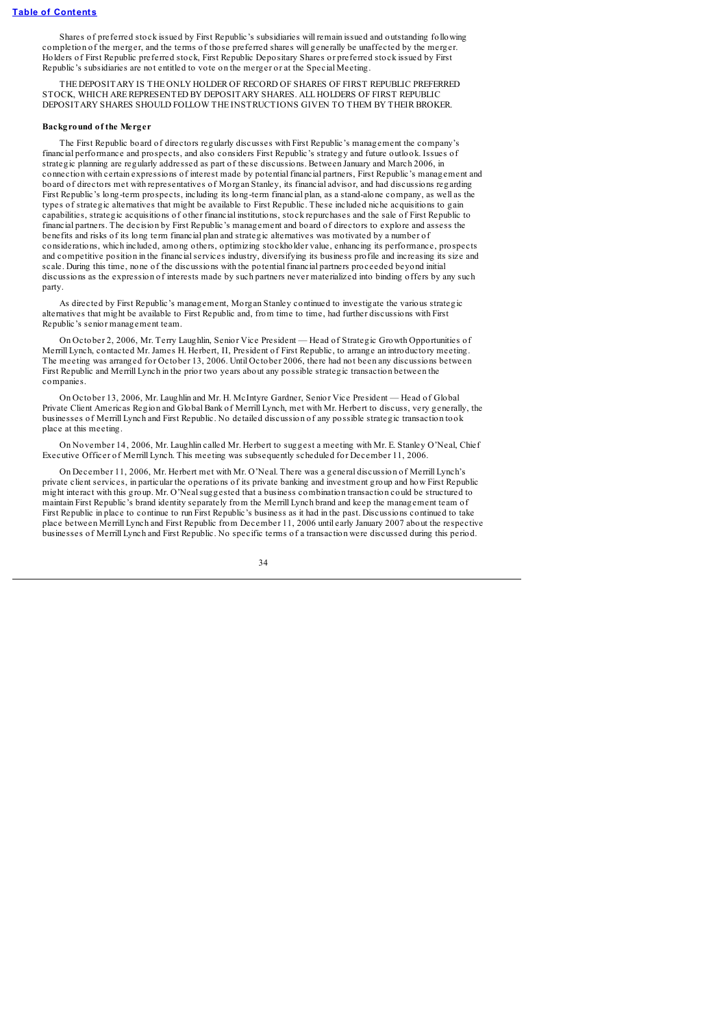Shares of preferred stock issued by First Republic's subsidiaries will remain issued and outstanding following completion of the merger, and the terms of those preferred shares will generally be unaffected by the merger. Holders of First Republic preferred stock, First Republic Depositary Shares or preferred stock issued by First Republic's subsidiaries are not entitled to vote on the merger or at the Special Meeting.

THE DEPOSITARY IS THE ONLY HOLDER OF RECORD OF SHARES OF FIRST REPUBLIC PREFERRED STOCK, WHICH ARE REPRESENTED BY DEPOSITARY SHARES. ALL HOLDERS OF FIRST REPUBLIC DEPOSITARY SHARES SHOULD FOLLOW THE INSTRUCTIONS GIVEN TO THEM BY THEIR BROKER.

**Background of the Merger**

The First Republic board of directors regularly discusses with First Republic's management the company's financial performance and prospects, and also considers First Republic's strategy and future outlook. Issues of strategic planning are regularly addressed as part of these discussions. Between January and March 2006, in connection with certain expressions of interest made by potential financial partners, First Republic's management and board of directors met with representatives of Morgan Stanley, its financial advisor, and had discussions regarding First Republic's long-term prospects, including its long-term financial plan, as a stand-alone company, as well as the types of strategic alternatives that might be available to First Republic. These included niche acquisitions to gain capabilities, strategic acquisitions of other financial institutions, stock repurchases and the sale of First Republic to financial partners. The decision by First Republic's management and board of directors to explore and assess the benefits and risks of its long term financial plan and strategic alternatives was motivated by a number of considerations, which included, among others, optimizing stockholder value, enhancing its performance, prospects and competitive position in the financial services industry, diversifying its business profile and increasing its size and scale. During this time, none of the discussions with the potential financial partners proceeded beyond initial discussions as the expression of interests made by such partners never materialized into binding offers by any such party.

As directed by First Republic's management, Morgan Stanley continued to investigate the various strategic alternatives that might be available to First Republic and, from time to time, had further discussions with First Republic's senior management team.

On October 2, 2006, Mr. Terry Laughlin, Senior Vice President — Head of Strategic Growth Opportunities of Merrill Lynch, contacted Mr. James H. Herbert, II, President of First Republic, to arrange an introductory meeting. The meeting was arranged for October 13, 2006. Until October 2006, there had not been any discussions between First Republic and Merrill Lynch in the prior two years about any possible strategic transaction between the companies.

On October 13, 2006, Mr. Laughlin and Mr. H. McIntyre Gardner, Senior Vice President — Head of Global Private Client Americas Region and Global Bank of Merrill Lynch, met with Mr. Herbert to discuss, very generally, the businesses of Merrill Lynch and First Republic. No detailed discussion of any possible strategic transaction took place at this meeting.

On November 14, 2006, Mr. Laughlin called Mr. Herbert to suggest a meeting with Mr. E. Stanley O'Neal, Chief Executive Officer of Merrill Lynch. This meeting was subsequently scheduled for December 11, 2006.

On December 11, 2006, Mr. Herbert met with Mr. O'Neal. There was a general discussion of Merrill Lynch's private client services, in particular the operations of its private banking and investment group and how First Republic might interact with this group. Mr. O'Neal suggested that a business combination transaction could be structured to maintain First Republic's brand identity separately from the Merrill Lynch brand and keep the management team of First Republic in place to continue to run First Republic's business as it had in the past. Discussions continued to take place between Merrill Lynch and First Republic from December 11, 2006 until early January 2007 about the respective businesses of Merrill Lynch and First Republic. No specific terms of a transaction were discussed during this period.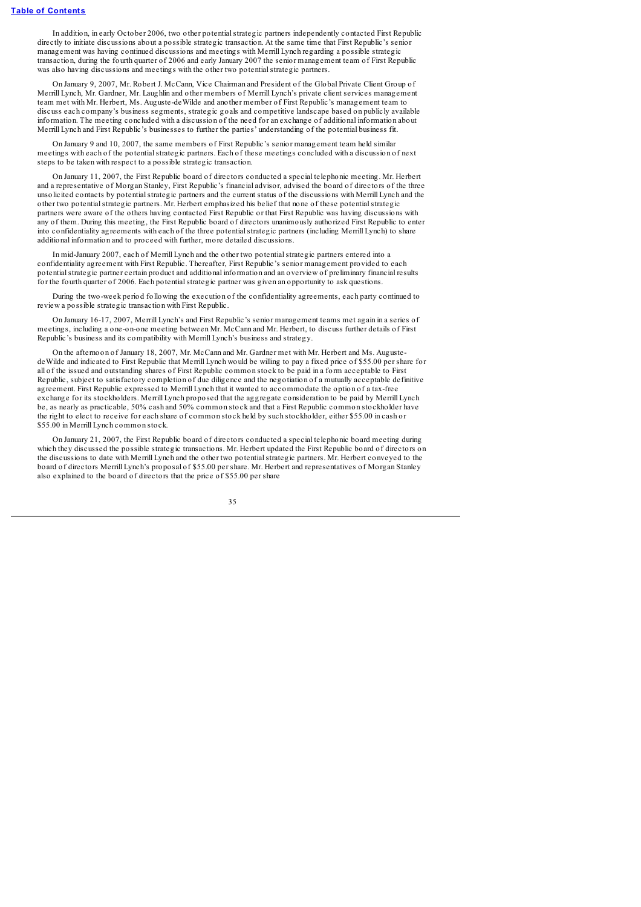In addition, in early October 2006, two other potential strategic partners independently contacted First Republic directly to initiate discussions about a possible strategic transaction. At the same time that First Republic's senior management was having continued discussions and meetings with Merrill Lynch regarding a possible strategic transaction, during the fourth quarter of 2006 and early January 2007 the senior management team of First Republic was also having discussions and meetings with the other two potential strategic partners.

On January 9, 2007, Mr. Robert J. McCann, Vice Chairman and President of the Global Private Client Group of Merrill Lynch, Mr. Gardner, Mr. Laughlin and other members of Merrill Lynch's private client services management team met with Mr. Herbert, Ms. Auguste-deWilde and another member of First Republic's management team to discuss each company's business segments, strategic goals and competitive landscape based on publicly available information. The meeting concluded with a discussion of the need for an exchange of additional information about Merrill Lynch and First Republic's businesses to further the parties' understanding of the potential business fit.

On January 9 and 10, 2007, the same members of First Republic's senior management team held similar meetings with each of the potential strategic partners. Each of these meetings concluded with a discussion of next steps to be taken with respect to a possible strategic transaction.

On January 11, 2007, the First Republic board of directors conducted a special telephonic meeting. Mr. Herbert and a representative of Morgan Stanley, First Republic's financial advisor, advised the board of directors of the three unsolicited contacts by potential strategic partners and the current status of the discussions with Merrill Lynch and the other two potential strategic partners. Mr. Herbert emphasized his belief that none of these potential strategic partners were aware of the others having contacted First Republic or that First Republic was having discussions with any of them. During this meeting, the First Republic board of directors unanimously authorized First Republic to enter into confidentiality agreements with each of the three potential strategic partners (including Merrill Lynch) to share additional information and to proceed with further, more detailed discussions.

In mid-January 2007, each of Merrill Lynch and the other two potential strategic partners entered into a confidentiality agreement with First Republic. Thereafter, First Republic's senior management provided to each potential strategic partner certain product and additional information and an overview of preliminary financial results for the fourth quarter of 2006. Each potential strategic partner was given an opportunity to ask questions.

During the two-week period following the execution of the confidentiality agreements, each party continued to review a possible strategic transaction with First Republic.

On January 16-17, 2007, Merrill Lynch's and First Republic's senior management teams met again in a series of meetings, including a one-on-one meeting between Mr. McCann and Mr. Herbert, to discuss further details of First Republic's business and its compatibility with Merrill Lynch's business and strategy.

On the afternoon of January 18, 2007, Mr. McCann and Mr. Gardner met with Mr. Herbert and Ms. Auguste-deWilde and indicated to First Republic that Merrill Lynch would be willing to pay a fixed price of $55.00 per share for all of the issued and outstanding shares of First Republic common stock to be paid in a form acceptable to First Republic, subject to satisfactory completion of due diligence and the negotiation of a mutually acceptable definitive agreement. First Republic expressed to Merrill Lynch that it wanted to accommodate the option of a tax-free exchange for its stockholders. Merrill Lynch proposed that the aggregate consideration to be paid by Merrill Lynch be, as nearly as practicable, 50% cash and 50% common stock and that a First Republic common stockholder have the right to elect to receive for each share of common stock held by such stockholder, either $55.00 in cash or $55.00 in Merrill Lynch common stock.

On January 21, 2007, the First Republic board of directors conducted a special telephonic board meeting during which they discussed the possible strategic transactions. Mr. Herbert updated the First Republic board of directors on the discussions to date with Merrill Lynch and the other two potential strategic partners. Mr. Herbert conveyed to the board of directors Merrill Lynch's proposal of $55.00 per share. Mr. Herbert and representatives of Morgan Stanley also explained to the board of directors that the price of $55.00 per share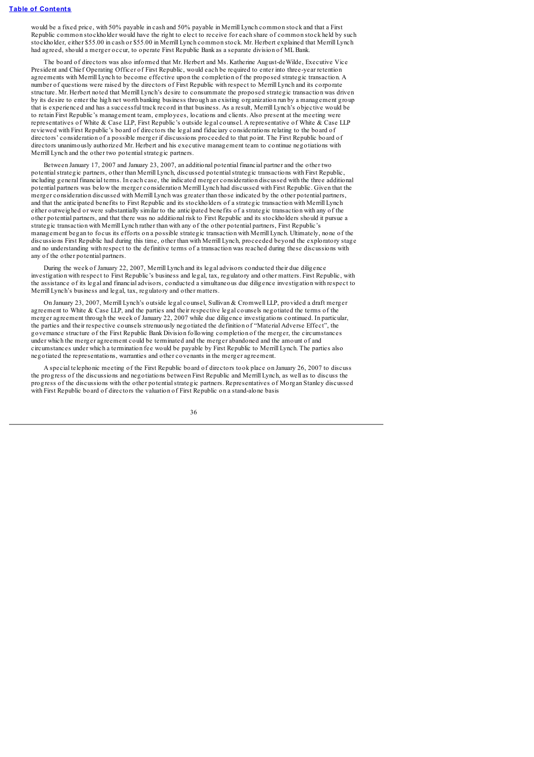would be a fixed price, with 50% payable in cash and 50% payable in Merrill Lynch common stock and that a First Republic common stockholder would have the right to elect to receive for each share of common stock held by such stockholder, either $55.00 in cash or $55.00 in Merrill Lynch common stock. Mr. Herbert explained that Merrill Lynch had agreed, should a merger occur, to operate First Republic Bank as a separate division of ML Bank.

The board of directors was also informed that Mr. Herbert and Ms. Katherine August-deWilde, Executive Vice President and Chief Operating Officer of First Republic, would each be required to enter into three-year retention agreements with Merrill Lynch to become effective upon the completion of the proposed strategic transaction. A number of questions were raised by the directors of First Republic with respect to Merrill Lynch and its corporate structure. Mr. Herbert noted that Merrill Lynch's desire to consummate the proposed strategic transaction was driven by its desire to enter the high net worth banking business through an existing organization run by a management group that is experienced and has a successful track record in that business. As a result, Merrill Lynch's objective would be to retain First Republic's management team, employees, locations and clients. Also present at the meeting were representatives of White & Case LLP, First Republic's outside legal counsel. A representative of White & Case LLP reviewed with First Republic's board of directors the legal and fiduciary considerations relating to the board of directors' consideration of a possible merger if discussions proceeded to that point. The First Republic board of directors unanimously authorized Mr. Herbert and his executive management team to continue negotiations with Merrill Lynch and the other two potential strategic partners.

Between January 17, 2007 and January 23, 2007, an additional potential financial partner and the other two potential strategic partners, other than Merrill Lynch, discussed potential strategic transactions with First Republic, including general financial terms. In each case, the indicated merger consideration discussed with the three additional potential partners was below the merger consideration Merrill Lynch had discussed with First Republic. Given that the merger consideration discussed with Merrill Lynch was greater than those indicated by the other potential partners, and that the anticipated benefits to First Republic and its stockholders of a strategic transaction with Merrill Lynch either outweighed or were substantially similar to the anticipated benefits of a strategic transaction with any of the other potential partners, and that there was no additional risk to First Republic and its stockholders should it pursue a strategic transaction with Merrill Lynch rather than with any of the other potential partners, First Republic's management began to focus its efforts on a possible strategic transaction with Merrill Lynch. Ultimately, none of the discussions First Republic had during this time, other than with Merrill Lynch, proceeded beyond the exploratory stage and no understanding with respect to the definitive terms of a transaction was reached during these discussions with any of the other potential partners.

During the week of January 22, 2007, Merrill Lynch and its legal advisors conducted their due diligence investigation with respect to First Republic's business and legal, tax, regulatory and other matters. First Republic, with the assistance of its legal and financial advisors, conducted a simultaneous due diligence investigation with respect to Merrill Lynch's business and legal, tax, regulatory and other matters.

On January 23, 2007, Merrill Lynch's outside legal counsel, Sullivan & Cromwell LLP, provided a draft merger agreement to White & Case LLP, and the parties and their respective legal counsels negotiated the terms of the merger agreement through the week of January 22, 2007 while due diligence investigations continued. In particular, the parties and their respective counsels strenuously negotiated the definition of "Material Adverse Effect", the governance structure of the First Republic Bank Division following completion of the merger, the circumstances under which the merger agreement could be terminated and the merger abandoned and the amount of and circumstances under which a termination fee would be payable by First Republic to Merrill Lynch. The parties also negotiated the representations, warranties and other covenants in the merger agreement.

A special telephonic meeting of the First Republic board of directors took place on January 26, 2007 to discuss the progress of the discussions and negotiations between First Republic and Merrill Lynch, as well as to discuss the progress of the discussions with the other potential strategic partners. Representatives of Morgan Stanley discussed with First Republic board of directors the valuation of First Republic on a stand-alone basis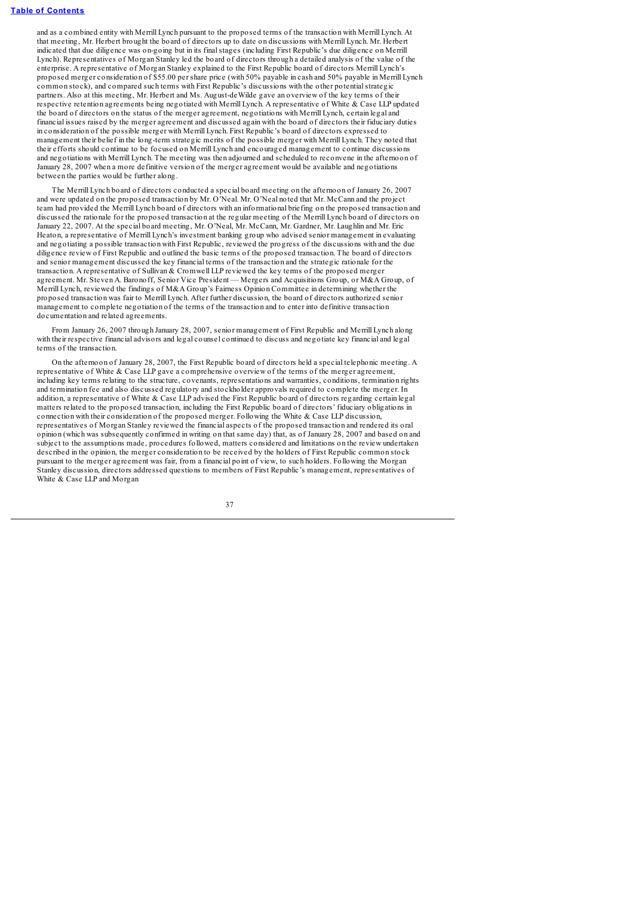and as a combined entity with Merrill Lynch pursuant to the proposed terms of the transaction with Merrill Lynch. At that meeting, Mr. Herbert brought the board of directors up to date on discussions with Merrill Lynch. Mr. Herbert indicated that due diligence was on-going but in its final stages (including First Republic's due diligence on Merrill Lynch). Representatives of Morgan Stanley led the board of directors through a detailed analysis of the value of the enterprise. A representative of Morgan Stanley explained to the First Republic board of directors Merrill Lynch's proposed merger consideration of $55.00 per share price (with 50% payable in cash and 50% payable in Merrill Lynch common stock), and compared such terms with First Republic's discussions with the other potential strategic partners. Also at this meeting, Mr. Herbert and Ms. August-deWilde gave an overview of the key terms of their respective retention agreements being negotiated with Merrill Lynch. A representative of White & Case LLP updated the board of directors on the status of the merger agreement, negotiations with Merrill Lynch, certain legal and financial issues raised by the merger agreement and discussed again with the board of directors their fiduciary duties in consideration of the possible merger with Merrill Lynch. First Republic's board of directors expressed to management their belief in the long-term strategic merits of the possible merger with Merrill Lynch. They noted that their efforts should continue to be focused on Merrill Lynch and encouraged management to continue discussions and negotiations with Merrill Lynch. The meeting was then adjourned and scheduled to reconvene in the afternoon of January 28, 2007 when a more definitive version of the merger agreement would be available and negotiations between the parties would be further along.

The Merrill Lynch board of directors conducted a special board meeting on the afternoon of January 26, 2007 and were updated on the proposed transaction by Mr. O'Neal. Mr. O'Neal noted that Mr. McCann and the project team had provided the Merrill Lynch board of directors with an informational briefing on the proposed transaction and discussed the rationale for the proposed transaction at the regular meeting of the Merrill Lynch board of directors on January 22, 2007. At the special board meeting, Mr. O'Neal, Mr. McCann, Mr. Gardner, Mr. Laughlin and Mr. Eric Heaton, a representative of Merrill Lynch's investment banking group who advised senior management in evaluating and negotiating a possible transaction with First Republic, reviewed the progress of the discussions with and the due diligence review of First Republic and outlined the basic terms of the proposed transaction. The board of directors and senior management discussed the key financial terms of the transaction and the strategic rationale for the transaction. A representative of Sullivan & Cromwell LLP reviewed the key terms of the proposed merger agreement. Mr. Steven A. Baronoff, Senior Vice President — Mergers and Acquisitions Group, or M&A Group, of Merrill Lynch, reviewed the findings of M&A Group's Fairness Opinion Committee in determining whether the proposed transaction was fair to Merrill Lynch. After further discussion, the board of directors authorized senior management to complete negotiation of the terms of the transaction and to enter into definitive transaction documentation and related agreements.

From January 26, 2007 through January 28, 2007, senior management of First Republic and Merrill Lynch along with their respective financial advisors and legal counsel continued to discuss and negotiate key financial and legal terms of the transaction.

On the afternoon of January 28, 2007, the First Republic board of directors held a special telephonic meeting. A representative of White & Case LLP gave a comprehensive overview of the terms of the merger agreement, including key terms relating to the structure, covenants, representations and warranties, conditions, termination rights and termination fee and also discussed regulatory and stockholder approvals required to complete the merger. In addition, a representative of White & Case LLP advised the First Republic board of directors regarding certain legal matters related to the proposed transaction, including the First Republic board of directors' fiduciary obligations in connection with their consideration of the proposed merger. Following the White & Case LLP discussion, representatives of Morgan Stanley reviewed the financial aspects of the proposed transaction and rendered its oral opinion (which was subsequently confirmed in writing on that same day) that, as of January 28, 2007 and based on and subject to the assumptions made, procedures followed, matters considered and limitations on the review undertaken described in the opinion, the merger consideration to be received by the holders of First Republic common stock pursuant to the merger agreement was fair, from a financial point of view, to such holders. Following the Morgan Stanley discussion, directors addressed questions to members of First Republic's management, representatives of White & Case LLP and Morgan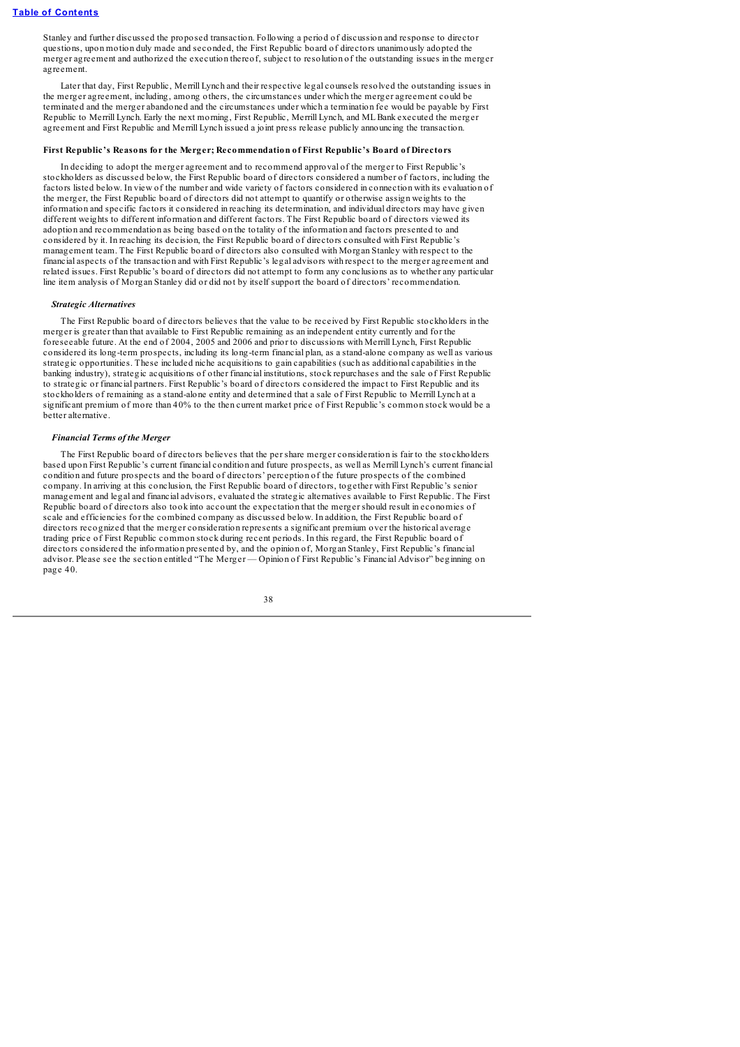Stanley and further discussed the proposed transaction. Following a period of discussion and response to director questions, upon motion duly made and seconded, the First Republic board of directors unanimously adopted the merger agreement and authorized the execution thereof, subject to resolution of the outstanding issues in the merger agreement.

Later that day, First Republic, Merrill Lynch and their respective legal counsels resolved the outstanding issues in the merger agreement, including, among others, the circumstances under which the merger agreement could be terminated and the merger abandoned and the circumstances under which a termination fee would be payable by First Republic to Merrill Lynch. Early the next morning, First Republic, Merrill Lynch, and ML Bank executed the merger agreement and First Republic and Merrill Lynch issued a joint press release publicly announcing the transaction.

**First Republic's Reasons for the Merger; Recommendation of First Republic's Board of Directors**

In deciding to adopt the merger agreement and to recommend approval of the merger to First Republic's stockholders as discussed below, the First Republic board of directors considered a number of factors, including the factors listed below. In view of the number and wide variety of factors considered in connection with its evaluation of the merger, the First Republic board of directors did not attempt to quantify or otherwise assign weights to the information and specific factors it considered in reaching its determination, and individual directors may have given different weights to different information and different factors. The First Republic board of directors viewed its adoption and recommendation as being based on the totality of the information and factors presented to and considered by it. In reaching its decision, the First Republic board of directors consulted with First Republic's management team. The First Republic board of directors also consulted with Morgan Stanley with respect to the financial aspects of the transaction and with First Republic's legal advisors with respect to the merger agreement and related issues. First Republic's board of directors did not attempt to form any conclusions as to whether any particular line item analysis of Morgan Stanley did or did not by itself support the board of directors' recommendation.

***Strategic Alternatives***

The First Republic board of directors believes that the value to be received by First Republic stockholders in the merger is greater than that available to First Republic remaining as an independent entity currently and for the foreseeable future. At the end of 2004, 2005 and 2006 and prior to discussions with Merrill Lynch, First Republic considered its long-term prospects, including its long-term financial plan, as a stand-alone company as well as various strategic opportunities. These included niche acquisitions to gain capabilities (such as additional capabilities in the banking industry), strategic acquisitions of other financial institutions, stock repurchases and the sale of First Republic to strategic or financial partners. First Republic's board of directors considered the impact to First Republic and its stockholders of remaining as a stand-alone entity and determined that a sale of First Republic to Merrill Lynch at a significant premium of more than 40% to the then current market price of First Republic's common stock would be a better alternative.

***Financial Terms of the Merger***

The First Republic board of directors believes that the per share merger consideration is fair to the stockholders based upon First Republic's current financial condition and future prospects, as well as Merrill Lynch's current financial condition and future prospects and the board of directors' perception of the future prospects of the combined company. In arriving at this conclusion, the First Republic board of directors, together with First Republic's senior management and legal and financial advisors, evaluated the strategic alternatives available to First Republic. The First Republic board of directors also took into account the expectation that the merger should result in economies of scale and efficiencies for the combined company as discussed below. In addition, the First Republic board of directors recognized that the merger consideration represents a significant premium over the historical average trading price of First Republic common stock during recent periods. In this regard, the First Republic board of directors considered the information presented by, and the opinion of, Morgan Stanley, First Republic's financial advisor. Please see the section entitled "The Merger — Opinion of First Republic's Financial Advisor" beginning on page 40.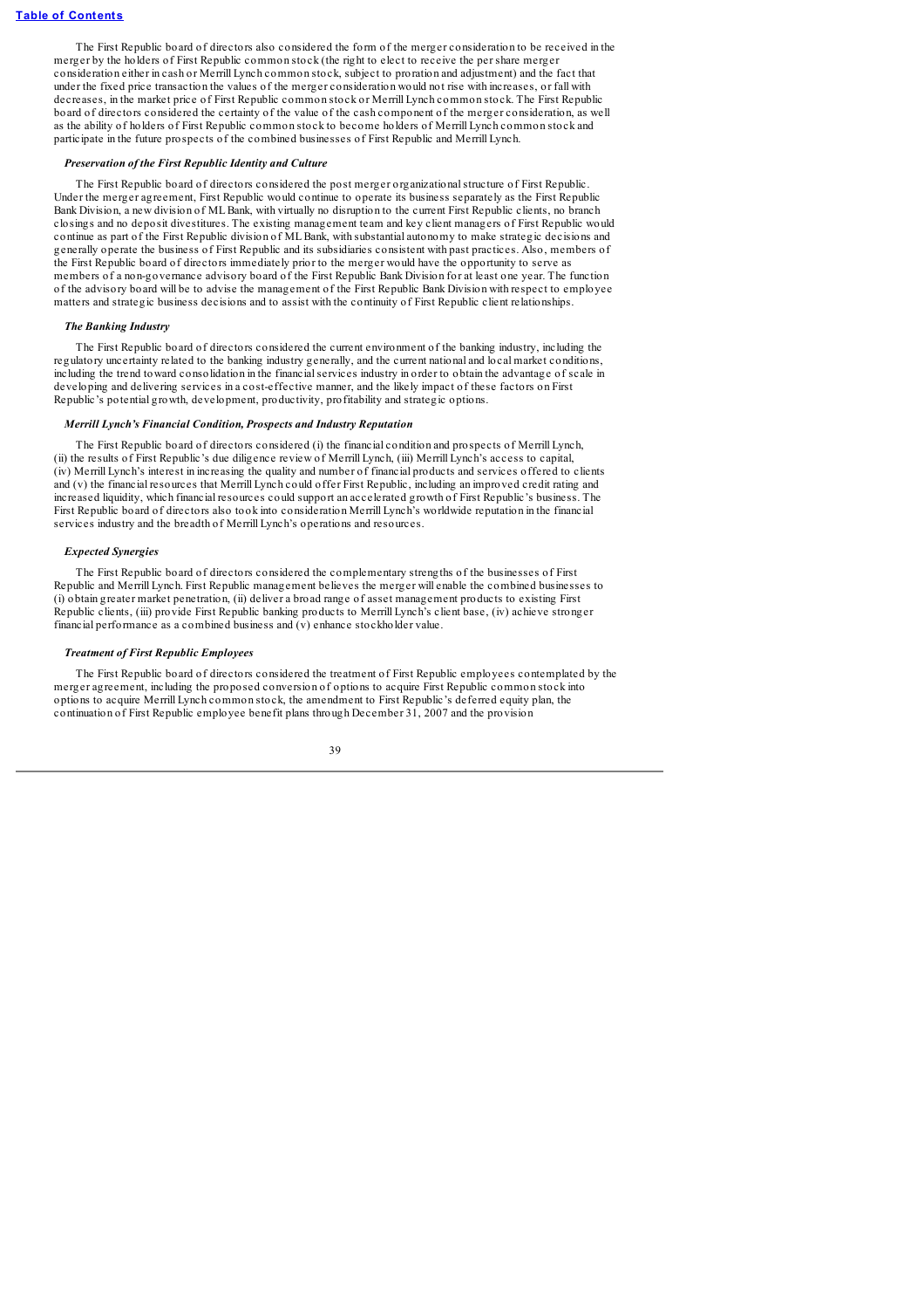The First Republic board of directors also considered the form of the merger consideration to be received in the merger by the holders of First Republic common stock (the right to elect to receive the per share merger consideration either in cash or Merrill Lynch common stock, subject to proration and adjustment) and the fact that under the fixed price transaction the values of the merger consideration would not rise with increases, or fall with decreases, in the market price of First Republic common stock or Merrill Lynch common stock. The First Republic board of directors considered the certainty of the value of the cash component of the merger consideration, as well as the ability of holders of First Republic common stock to become holders of Merrill Lynch common stock and participate in the future prospects of the combined businesses of First Republic and Merrill Lynch.

***Preservation of the First Republic Identity and Culture***

The First Republic board of directors considered the post merger organizational structure of First Republic. Under the merger agreement, First Republic would continue to operate its business separately as the First Republic Bank Division, a new division of ML Bank, with virtually no disruption to the current First Republic clients, no branch closings and no deposit divestitures. The existing management team and key client managers of First Republic would continue as part of the First Republic division of ML Bank, with substantial autonomy to make strategic decisions and generally operate the business of First Republic and its subsidiaries consistent with past practices. Also, members of the First Republic board of directors immediately prior to the merger would have the opportunity to serve as members of a non-governance advisory board of the First Republic Bank Division for at least one year. The function of the advisory board will be to advise the management of the First Republic Bank Division with respect to employee matters and strategic business decisions and to assist with the continuity of First Republic client relationships.

***The Banking Industry***

The First Republic board of directors considered the current environment of the banking industry, including the regulatory uncertainty related to the banking industry generally, and the current national and local market conditions, including the trend toward consolidation in the financial services industry in order to obtain the advantage of scale in developing and delivering services in a cost-effective manner, and the likely impact of these factors on First Republic's potential growth, development, productivity, profitability and strategic options.

***Merrill Lynch's Financial Condition, Prospects and Industry Reputation***

The First Republic board of directors considered (i) the financial condition and prospects of Merrill Lynch, (ii) the results of First Republic's due diligence review of Merrill Lynch, (iii) Merrill Lynch's access to capital, (iv) Merrill Lynch's interest in increasing the quality and number of financial products and services offered to clients and (v) the financial resources that Merrill Lynch could offer First Republic, including an improved credit rating and increased liquidity, which financial resources could support an accelerated growth of First Republic's business. The First Republic board of directors also took into consideration Merrill Lynch's worldwide reputation in the financial services industry and the breadth of Merrill Lynch's operations and resources.

***Expected Synergies***

The First Republic board of directors considered the complementary strengths of the businesses of First Republic and Merrill Lynch. First Republic management believes the merger will enable the combined businesses to (i) obtain greater market penetration, (ii) deliver a broad range of asset management products to existing First Republic clients, (iii) provide First Republic banking products to Merrill Lynch's client base, (iv) achieve stronger financial performance as a combined business and (v) enhance stockholder value.

***Treatment of First Republic Employees***

The First Republic board of directors considered the treatment of First Republic employees contemplated by the merger agreement, including the proposed conversion of options to acquire First Republic common stock into options to acquire Merrill Lynch common stock, the amendment to First Republic's deferred equity plan, the continuation of First Republic employee benefit plans through December 31, 2007 and the provision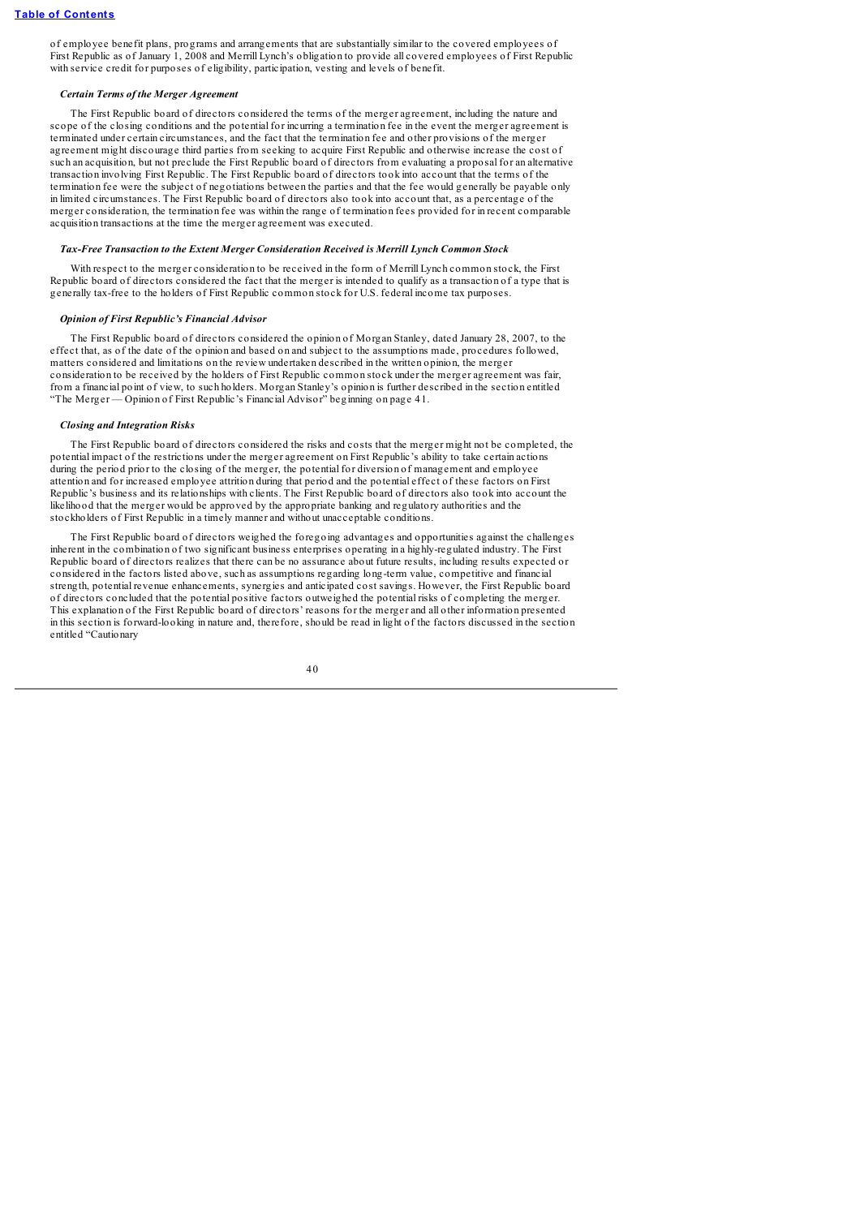of employee benefit plans, programs and arrangements that are substantially similar to the covered employees of First Republic as of January 1, 2008 and Merrill Lynch's obligation to provide all covered employees of First Republic with service credit for purposes of eligibility, participation, vesting and levels of benefit.

*Certain Terms of the Merger Agreement*

The First Republic board of directors considered the terms of the merger agreement, including the nature and scope of the closing conditions and the potential for incurring a termination fee in the event the merger agreement is terminated under certain circumstances, and the fact that the termination fee and other provisions of the merger agreement might discourage third parties from seeking to acquire First Republic and otherwise increase the cost of such an acquisition, but not preclude the First Republic board of directors from evaluating a proposal for an alternative transaction involving First Republic. The First Republic board of directors took into account that the terms of the termination fee were the subject of negotiations between the parties and that the fee would generally be payable only in limited circumstances. The First Republic board of directors also took into account that, as a percentage of the merger consideration, the termination fee was within the range of termination fees provided for in recent comparable acquisition transactions at the time the merger agreement was executed.

*Tax-Free Transaction to the Extent Merger Consideration Received is Merrill Lynch Common Stock*

With respect to the merger consideration to be received in the form of Merrill Lynch common stock, the First Republic board of directors considered the fact that the merger is intended to qualify as a transaction of a type that is generally tax-free to the holders of First Republic common stock for U.S. federal income tax purposes.

*Opinion of First Republic's Financial Advisor*

The First Republic board of directors considered the opinion of Morgan Stanley, dated January 28, 2007, to the effect that, as of the date of the opinion and based on and subject to the assumptions made, procedures followed, matters considered and limitations on the review undertaken described in the written opinion, the merger consideration to be received by the holders of First Republic common stock under the merger agreement was fair, from a financial point of view, to such holders. Morgan Stanley's opinion is further described in the section entitled "The Merger — Opinion of First Republic's Financial Advisor" beginning on page 41.

*Closing and Integration Risks*

The First Republic board of directors considered the risks and costs that the merger might not be completed, the potential impact of the restrictions under the merger agreement on First Republic's ability to take certain actions during the period prior to the closing of the merger, the potential for diversion of management and employee attention and for increased employee attrition during that period and the potential effect of these factors on First Republic's business and its relationships with clients. The First Republic board of directors also took into account the likelihood that the merger would be approved by the appropriate banking and regulatory authorities and the stockholders of First Republic in a timely manner and without unacceptable conditions.

The First Republic board of directors weighed the foregoing advantages and opportunities against the challenges inherent in the combination of two significant business enterprises operating in a highly-regulated industry. The First Republic board of directors realizes that there can be no assurance about future results, including results expected or considered in the factors listed above, such as assumptions regarding long-term value, competitive and financial strength, potential revenue enhancements, synergies and anticipated cost savings. However, the First Republic board of directors concluded that the potential positive factors outweighed the potential risks of completing the merger. This explanation of the First Republic board of directors' reasons for the merger and all other information presented in this section is forward-looking in nature and, therefore, should be read in light of the factors discussed in the section entitled "Cautionary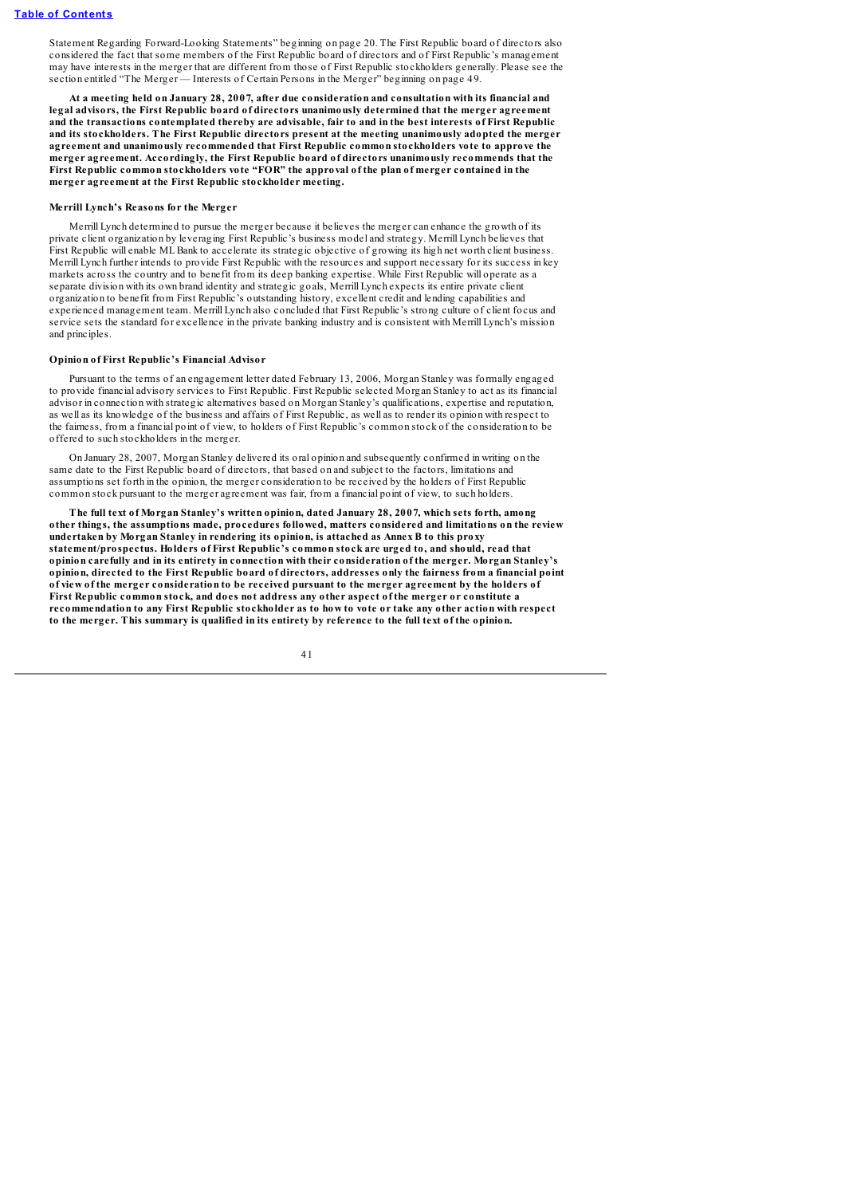Statement Regarding Forward-Looking Statements" beginning on page 20. The First Republic board of directors also considered the fact that some members of the First Republic board of directors and of First Republic's management may have interests in the merger that are different from those of First Republic stockholders generally. Please see the section entitled "The Merger — Interests of Certain Persons in the Merger" beginning on page 49.

**At a meeting held on January 28, 2007, after due consideration and consultation with its financial and legal advisors, the First Republic board of directors unanimously determined that the merger agreement and the transactions contemplated thereby are advisable, fair to and in the best interests of First Republic and its stockholders. The First Republic directors present at the meeting unanimously adopted the merger agreement and unanimously recommended that First Republic common stockholders vote to approve the merger agreement. Accordingly, the First Republic board of directors unanimously recommends that the First Republic common stockholders vote "FOR" the approval of the plan of merger contained in the merger agreement at the First Republic stockholder meeting.**

**Merrill Lynch's Reasons for the Merger**

Merrill Lynch determined to pursue the merger because it believes the merger can enhance the growth of its private client organization by leveraging First Republic's business model and strategy. Merrill Lynch believes that First Republic will enable ML Bank to accelerate its strategic objective of growing its high net worth client business. Merrill Lynch further intends to provide First Republic with the resources and support necessary for its success in key markets across the country and to benefit from its deep banking expertise. While First Republic will operate as a separate division with its own brand identity and strategic goals, Merrill Lynch expects its entire private client organization to benefit from First Republic's outstanding history, excellent credit and lending capabilities and experienced management team. Merrill Lynch also concluded that First Republic's strong culture of client focus and service sets the standard for excellence in the private banking industry and is consistent with Merrill Lynch's mission and principles.

**Opinion of First Republic's Financial Advisor**

Pursuant to the terms of an engagement letter dated February 13, 2006, Morgan Stanley was formally engaged to provide financial advisory services to First Republic. First Republic selected Morgan Stanley to act as its financial advisor in connection with strategic alternatives based on Morgan Stanley's qualifications, expertise and reputation, as well as its knowledge of the business and affairs of First Republic, as well as to render its opinion with respect to the fairness, from a financial point of view, to holders of First Republic's common stock of the consideration to be offered to such stockholders in the merger.

On January 28, 2007, Morgan Stanley delivered its oral opinion and subsequently confirmed in writing on the same date to the First Republic board of directors, that based on and subject to the factors, limitations and assumptions set forth in the opinion, the merger consideration to be received by the holders of First Republic common stock pursuant to the merger agreement was fair, from a financial point of view, to such holders.

**The full text of Morgan Stanley's written opinion, dated January 28, 2007, which sets forth, among other things, the assumptions made, procedures followed, matters considered and limitations on the review undertaken by Morgan Stanley in rendering its opinion, is attached as Annex B to this proxy statement/prospectus. Holders of First Republic's common stock are urged to, and should, read that opinion carefully and in its entirety in connection with their consideration of the merger. Morgan Stanley's opinion, directed to the First Republic board of directors, addresses only the fairness from a financial point of view of the merger consideration to be received pursuant to the merger agreement by the holders of First Republic common stock, and does not address any other aspect of the merger or constitute a recommendation to any First Republic stockholder as to how to vote or take any other action with respect to the merger. This summary is qualified in its entirety by reference to the full text of the opinion.**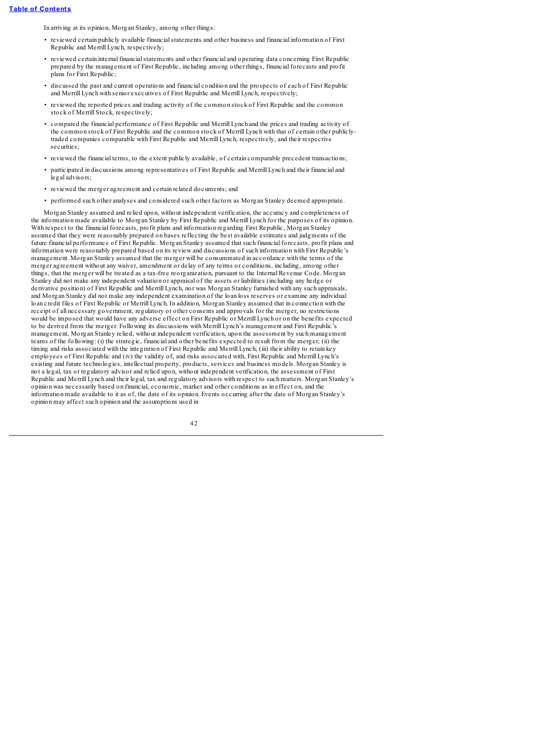In arriving at its opinion, Morgan Stanley, among other things:

- reviewed certain publicly available financial statements and other business and financial information of First Republic and Merrill Lynch, respectively;
- reviewed certain internal financial statements and other financial and operating data concerning First Republic prepared by the management of First Republic, including among other things, financial forecasts and profit plans for First Republic;
- discussed the past and current operations and financial condition and the prospects of each of First Republic and Merrill Lynch with senior executives of First Republic and Merrill Lynch, respectively;
- reviewed the reported prices and trading activity of the common stock of First Republic and the common stock of Merrill Stock, respectively;
- compared the financial performance of First Republic and Merrill Lynch and the prices and trading activity of the common stock of First Republic and the common stock of Merrill Lynch with that of certain other publicly-traded companies comparable with First Republic and Merrill Lynch, respectively, and their respective securities;
- reviewed the financial terms, to the extent publicly available, of certain comparable precedent transactions;
- participated in discussions among representatives of First Republic and Merrill Lynch and their financial and legal advisors;
- reviewed the merger agreement and certain related documents; and
- performed such other analyses and considered such other factors as Morgan Stanley deemed appropriate.

Morgan Stanley assumed and relied upon, without independent verification, the accuracy and completeness of the information made available to Morgan Stanley by First Republic and Merrill Lynch for the purposes of its opinion. With respect to the financial forecasts, profit plans and information regarding First Republic, Morgan Stanley assumed that they were reasonably prepared on bases reflecting the best available estimates and judgments of the future financial performance of First Republic. Morgan Stanley assumed that such financial forecasts, profit plans and information were reasonably prepared based on its review and discussions of such information with First Republic's management. Morgan Stanley assumed that the merger will be consummated in accordance with the terms of the merger agreement without any waiver, amendment or delay of any terms or conditions, including, among other things, that the merger will be treated as a tax-free reorganization, pursuant to the Internal Revenue Code. Morgan Stanley did not make any independent valuation or appraisal of the assets or liabilities (including any hedge or derivative position) of First Republic and Merrill Lynch, nor was Morgan Stanley furnished with any such appraisals, and Morgan Stanley did not make any independent examination of the loan loss reserves or examine any individual loan credit files of First Republic or Merrill Lynch. In addition, Morgan Stanley assumed that in connection with the receipt of all necessary government, regulatory or other consents and approvals for the merger, no restrictions would be imposed that would have any adverse effect on First Republic or Merrill Lynch or on the benefits expected to be derived from the merger. Following its discussions with Merrill Lynch's management and First Republic's management, Morgan Stanley relied, without independent verification, upon the assessment by such management teams of the following: (i) the strategic, financial and other benefits expected to result from the merger; (ii) the timing and risks associated with the integration of First Republic and Merrill Lynch; (iii) their ability to retain key employees of First Republic and (iv) the validity of, and risks associated with, First Republic and Merrill Lynch's existing and future technologies, intellectual property, products, services and business models. Morgan Stanley is not a legal, tax or regulatory advisor and relied upon, without independent verification, the assessment of First Republic and Merrill Lynch and their legal, tax and regulatory advisors with respect to such matters. Morgan Stanley's opinion was necessarily based on financial, economic, market and other conditions as in effect on, and the information made available to it as of, the date of its opinion. Events occurring after the date of Morgan Stanley's opinion may affect such opinion and the assumptions used in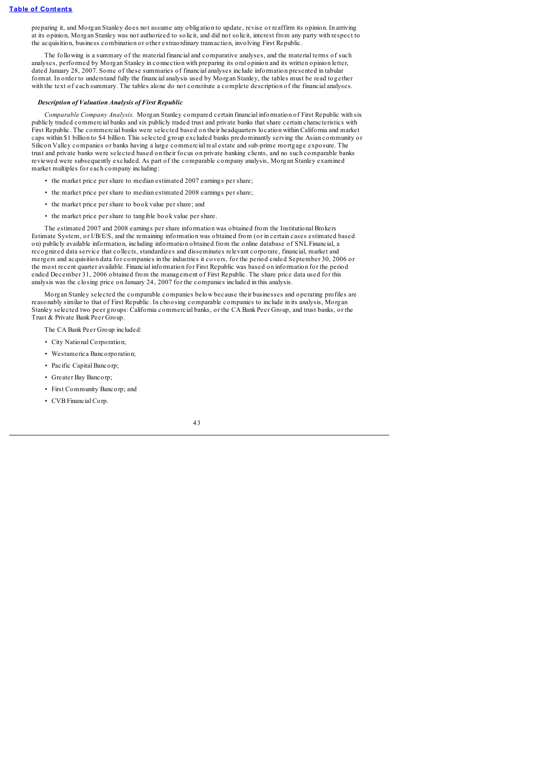preparing it, and Morgan Stanley does not assume any obligation to update, revise or reaffirm its opinion. In arriving at its opinion, Morgan Stanley was not authorized to solicit, and did not solicit, interest from any party with respect to the acquisition, business combination or other extraordinary transaction, involving First Republic.

The following is a summary of the material financial and comparative analyses, and the material terms of such analyses, performed by Morgan Stanley in connection with preparing its oral opinion and its written opinion letter, dated January 28, 2007. Some of these summaries of financial analyses include information presented in tabular format. In order to understand fully the financial analysis used by Morgan Stanley, the tables must be read together with the text of each summary. The tables alone do not constitute a complete description of the financial analyses.

***Description of Valuation Analysis of First Republic***

*Comparable Company Analysis.* Morgan Stanley compared certain financial information of First Republic with six publicly traded commercial banks and six publicly traded trust and private banks that share certain characteristics with First Republic. The commercial banks were selected based on their headquarters location within California and market caps within $1 billion to $4 billion. This selected group excluded banks predominantly serving the Asian community or Silicon Valley companies or banks having a large commercial real estate and sub-prime mortgage exposure. The trust and private banks were selected based on their focus on private banking clients, and no such comparable banks reviewed were subsequently excluded. As part of the comparable company analysis, Morgan Stanley examined market multiples for each company including:

- the market price per share to median estimated 2007 earnings per share;
- the market price per share to median estimated 2008 earnings per share;
- the market price per share to book value per share; and
- the market price per share to tangible book value per share.

The estimated 2007 and 2008 earnings per share information was obtained from the Institutional Brokers Estimate System, or I/B/E/S, and the remaining information was obtained from (or in certain cases estimated based on) publicly available information, including information obtained from the online database of SNL Financial, a recognized data service that collects, standardizes and disseminates relevant corporate, financial, market and mergers and acquisition data for companies in the industries it covers, for the period ended September 30, 2006 or the most recent quarter available. Financial information for First Republic was based on information for the period ended December 31, 2006 obtained from the management of First Republic. The share price data used for this analysis was the closing price on January 24, 2007 for the companies included in this analysis.

Morgan Stanley selected the comparable companies below because their businesses and operating profiles are reasonably similar to that of First Republic. In choosing comparable companies to include in its analysis, Morgan Stanley selected two peer groups: California commercial banks, or the CA Bank Peer Group, and trust banks, or the Trust & Private Bank Peer Group.

The CA Bank Peer Group included:

- City National Corporation;
- Westamerica Bancorporation;
- Pacific Capital Bancorp;
- Greater Bay Bancorp;
- First Community Bancorp; and
- CVB Financial Corp.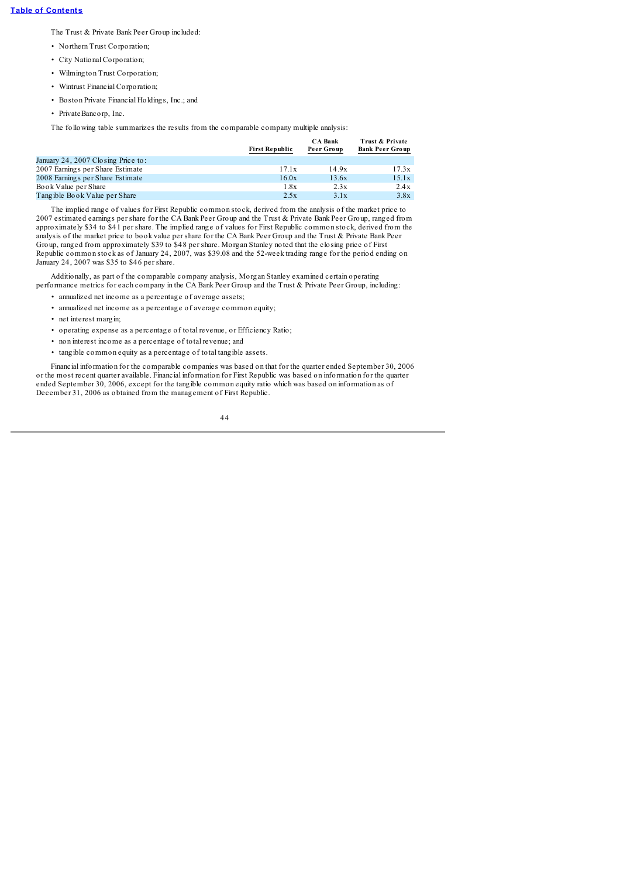The Trust & Private Bank Peer Group included:

- Northern Trust Corporation;
- City National Corporation;
- Wilmington Trust Corporation;
- Wintrust Financial Corporation;
- Boston Private Financial Holdings, Inc.; and
- PrivateBancorp, Inc.

The following table summarizes the results from the comparable company multiple analysis:

| | First Republic | CA Bank Peer Group | Trust & Private Bank Peer Group |
|---|---|---|---|
| January 24, 2007 Closing Price to: | | | |
| 2007 Earnings per Share Estimate | 17.1x | 14.9x | 17.3x |
| 2008 Earnings per Share Estimate | 16.0x | 13.6x | 15.1x |
| Book Value per Share | 1.8x | 2.3x | 2.4x |
| Tangible Book Value per Share | 2.5x | 3.1x | 3.8x |

The implied range of values for First Republic common stock, derived from the analysis of the market price to 2007 estimated earnings per share for the CA Bank Peer Group and the Trust & Private Bank Peer Group, ranged from approximately $34 to $41 per share. The implied range of values for First Republic common stock, derived from the analysis of the market price to book value per share for the CA Bank Peer Group and the Trust & Private Bank Peer Group, ranged from approximately $39 to $48 per share. Morgan Stanley noted that the closing price of First Republic common stock as of January 24, 2007, was $39.08 and the 52-week trading range for the period ending on January 24, 2007 was $35 to $46 per share.

Additionally, as part of the comparable company analysis, Morgan Stanley examined certain operating performance metrics for each company in the CA Bank Peer Group and the Trust & Private Peer Group, including:

- annualized net income as a percentage of average assets;
- annualized net income as a percentage of average common equity;
- net interest margin;
- operating expense as a percentage of total revenue, or Efficiency Ratio;
- non interest income as a percentage of total revenue; and
- tangible common equity as a percentage of total tangible assets.

Financial information for the comparable companies was based on that for the quarter ended September 30, 2006 or the most recent quarter available. Financial information for First Republic was based on information for the quarter ended September 30, 2006, except for the tangible common equity ratio which was based on information as of December 31, 2006 as obtained from the management of First Republic.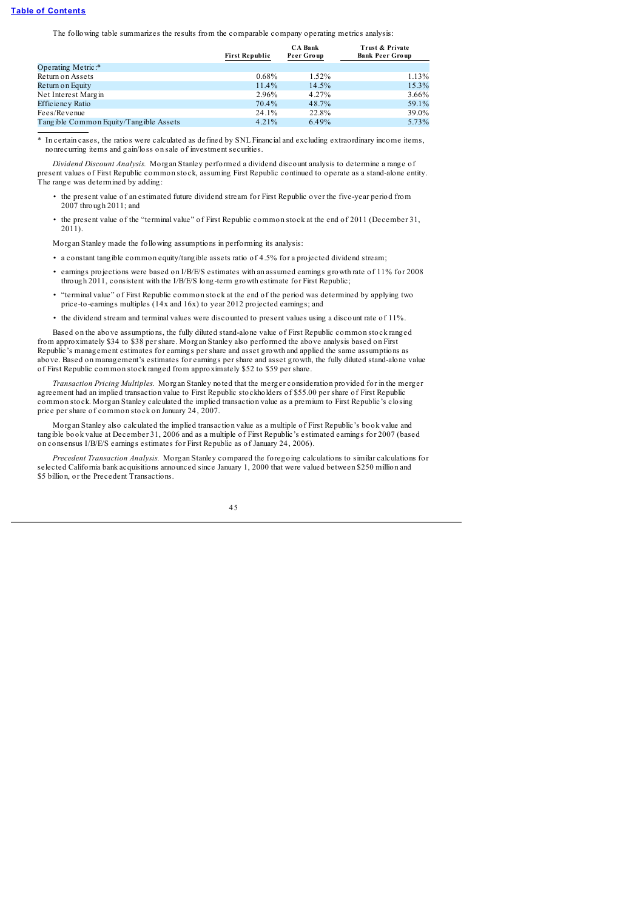The following table summarizes the results from the comparable company operating metrics analysis:

| | First Republic | CA Bank Peer Group | Trust & Private Bank Peer Group |
|---|---|---|---|
| Operating Metric:* | | | |
| Return on Assets | 0.68% | 1.52% | 1.13% |
| Return on Equity | 11.4% | 14.5% | 15.3% |
| Net Interest Margin | 2.96% | 4.27% | 3.66% |
| Efficiency Ratio | 70.4% | 48.7% | 59.1% |
| Fees/Revenue | 24.1% | 22.8% | 39.0% |
| Tangible Common Equity/Tangible Assets | 4.21% | 6.49% | 5.73% |

* In certain cases, the ratios were calculated as defined by SNL Financial and excluding extraordinary income items, nonrecurring items and gain/loss on sale of investment securities.

*Dividend Discount Analysis.* Morgan Stanley performed a dividend discount analysis to determine a range of present values of First Republic common stock, assuming First Republic continued to operate as a stand-alone entity. The range was determined by adding:

- the present value of an estimated future dividend stream for First Republic over the five-year period from 2007 through 2011; and
- the present value of the "terminal value" of First Republic common stock at the end of 2011 (December 31, 2011).

Morgan Stanley made the following assumptions in performing its analysis:

- a constant tangible common equity/tangible assets ratio of 4.5% for a projected dividend stream;
- earnings projections were based on I/B/E/S estimates with an assumed earnings growth rate of 11% for 2008 through 2011, consistent with the I/B/E/S long-term growth estimate for First Republic;
- "terminal value" of First Republic common stock at the end of the period was determined by applying two price-to-earnings multiples (14x and 16x) to year 2012 projected earnings; and
- the dividend stream and terminal values were discounted to present values using a discount rate of 11%.

Based on the above assumptions, the fully diluted stand-alone value of First Republic common stock ranged from approximately $34 to $38 per share. Morgan Stanley also performed the above analysis based on First Republic's management estimates for earnings per share and asset growth and applied the same assumptions as above. Based on management's estimates for earnings per share and asset growth, the fully diluted stand-alone value of First Republic common stock ranged from approximately $52 to $59 per share.

*Transaction Pricing Multiples.* Morgan Stanley noted that the merger consideration provided for in the merger agreement had an implied transaction value to First Republic stockholders of $55.00 per share of First Republic common stock. Morgan Stanley calculated the implied transaction value as a premium to First Republic's closing price per share of common stock on January 24, 2007.

Morgan Stanley also calculated the implied transaction value as a multiple of First Republic's book value and tangible book value at December 31, 2006 and as a multiple of First Republic's estimated earnings for 2007 (based on consensus I/B/E/S earnings estimates for First Republic as of January 24, 2006).

*Precedent Transaction Analysis.* Morgan Stanley compared the foregoing calculations to similar calculations for selected California bank acquisitions announced since January 1, 2000 that were valued between $250 million and $5 billion, or the Precedent Transactions.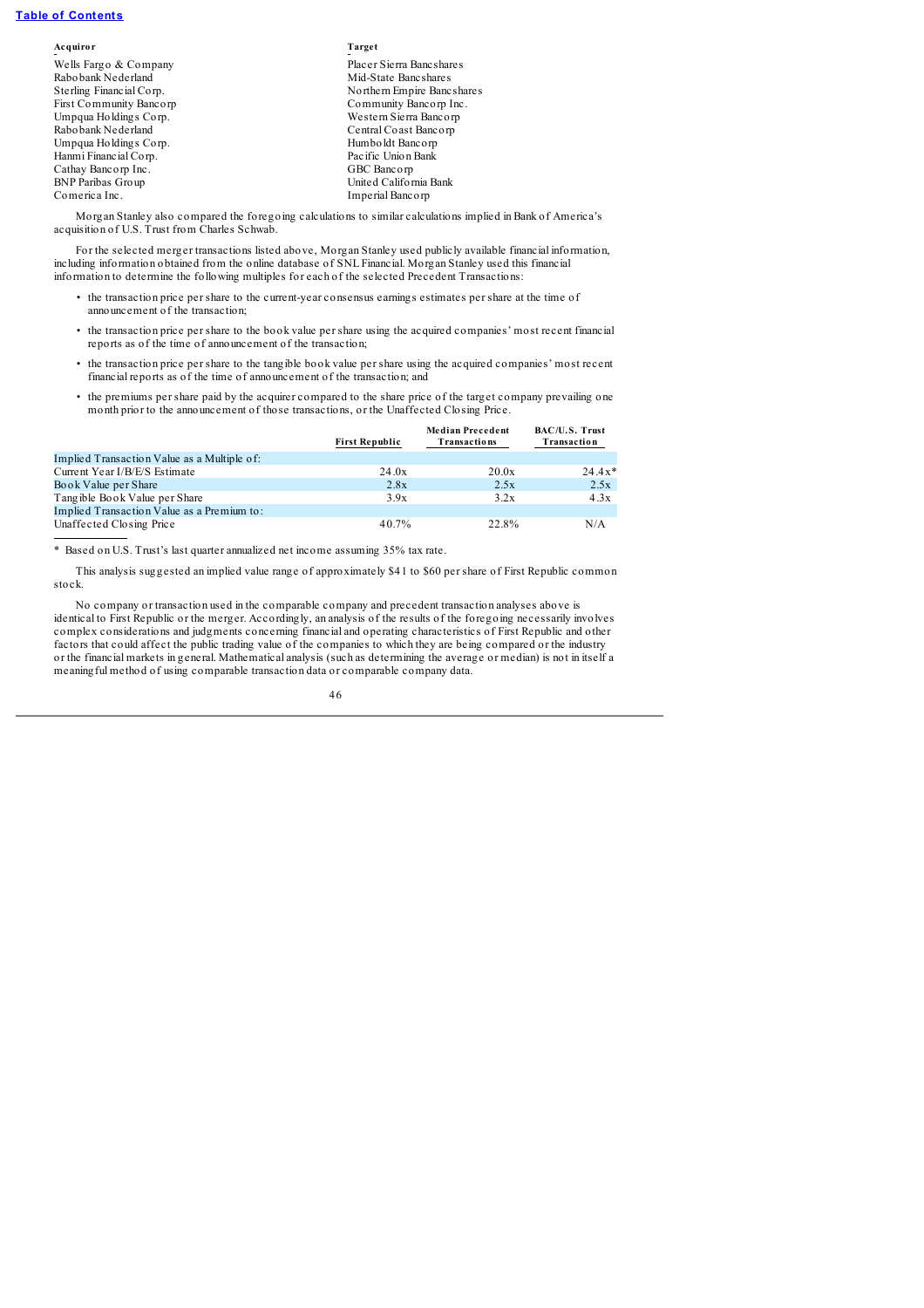| Acquiror | Target |
|---|---|
| Wells Fargo & Company | Placer Sierra Bancshares |
| Rabobank Nederland | Mid-State Bancshares |
| Sterling Financial Corp. | Northern Empire Bancshares |
| First Community Bancorp | Community Bancorp Inc. |
| Umpqua Holdings Corp. | Western Sierra Bancorp |
| Rabobank Nederland | Central Coast Bancorp |
| Umpqua Holdings Corp. | Humboldt Bancorp |
| Hanmi Financial Corp. | Pacific Union Bank |
| Cathay Bancorp Inc. | GBC Bancorp |
| BNP Paribas Group | United California Bank |
| Comerica Inc. | Imperial Bancorp |

Morgan Stanley also compared the foregoing calculations to similar calculations implied in Bank of America's acquisition of U.S. Trust from Charles Schwab.

For the selected merger transactions listed above, Morgan Stanley used publicly available financial information, including information obtained from the online database of SNL Financial. Morgan Stanley used this financial information to determine the following multiples for each of the selected Precedent Transactions:

- the transaction price per share to the current-year consensus earnings estimates per share at the time of announcement of the transaction;
- the transaction price per share to the book value per share using the acquired companies' most recent financial reports as of the time of announcement of the transaction;
- the transaction price per share to the tangible book value per share using the acquired companies' most recent financial reports as of the time of announcement of the transaction; and
- the premiums per share paid by the acquirer compared to the share price of the target company prevailing one month prior to the announcement of those transactions, or the Unaffected Closing Price.

| | First Republic | Median Precedent Transactions | BAC/U.S. Trust Transaction |
|---|---|---|---|
| Implied Transaction Value as a Multiple of: | | | |
| Current Year I/B/E/S Estimate | 24.0x | 20.0x | 24.4x* |
| Book Value per Share | 2.8x | 2.5x | 2.5x |
| Tangible Book Value per Share | 3.9x | 3.2x | 4.3x |
| Implied Transaction Value as a Premium to: | | | |
| Unaffected Closing Price | 40.7% | 22.8% | N/A |

* Based on U.S. Trust's last quarter annualized net income assuming 35% tax rate.

This analysis suggested an implied value range of approximately $41 to $60 per share of First Republic common stock.

No company or transaction used in the comparable company and precedent transaction analyses above is identical to First Republic or the merger. Accordingly, an analysis of the results of the foregoing necessarily involves complex considerations and judgments concerning financial and operating characteristics of First Republic and other factors that could affect the public trading value of the companies to which they are being compared or the industry or the financial markets in general. Mathematical analysis (such as determining the average or median) is not in itself a meaningful method of using comparable transaction data or comparable company data.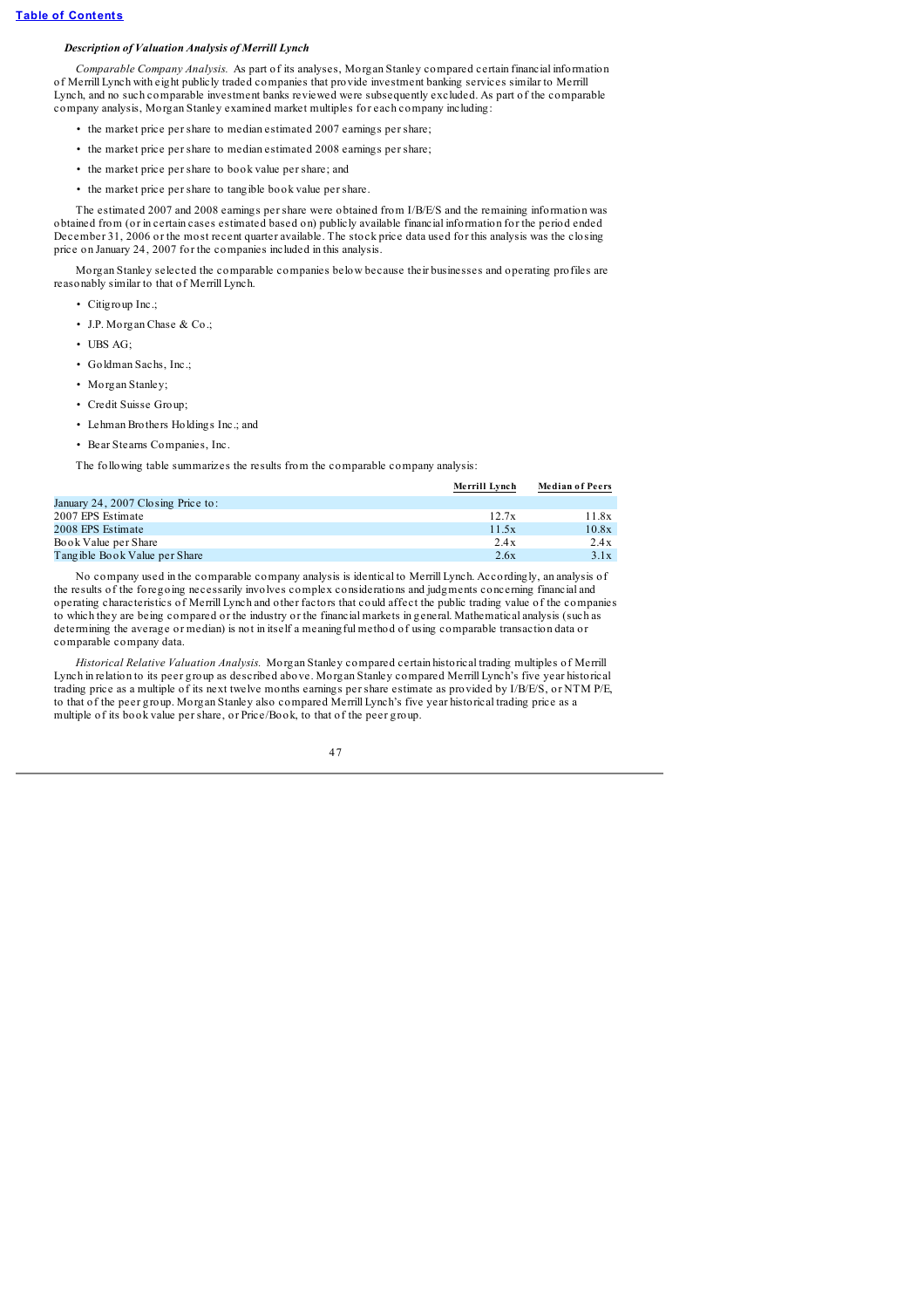[Table of Contents](#)

***Description of Valuation Analysis of Merrill Lynch***

*Comparable Company Analysis.* As part of its analyses, Morgan Stanley compared certain financial information of Merrill Lynch with eight publicly traded companies that provide investment banking services similar to Merrill Lynch, and no such comparable investment banks reviewed were subsequently excluded. As part of the comparable company analysis, Morgan Stanley examined market multiples for each company including:

- the market price per share to median estimated 2007 earnings per share;
- the market price per share to median estimated 2008 earnings per share;
- the market price per share to book value per share; and
- the market price per share to tangible book value per share.

The estimated 2007 and 2008 earnings per share were obtained from I/B/E/S and the remaining information was obtained from (or in certain cases estimated based on) publicly available financial information for the period ended December 31, 2006 or the most recent quarter available. The stock price data used for this analysis was the closing price on January 24, 2007 for the companies included in this analysis.

Morgan Stanley selected the comparable companies below because their businesses and operating profiles are reasonably similar to that of Merrill Lynch.

- Citigroup Inc.;
- J.P. Morgan Chase & Co.;
- UBS AG;
- Goldman Sachs, Inc.;
- Morgan Stanley;
- Credit Suisse Group;
- Lehman Brothers Holdings Inc.; and
- Bear Stearns Companies, Inc.

The following table summarizes the results from the comparable company analysis:

| | Merrill Lynch | Median of Peers |
|---|---|---|
| January 24, 2007 Closing Price to: | | |
| 2007 EPS Estimate | 12.7x | 11.8x |
| 2008 EPS Estimate | 11.5x | 10.8x |
| Book Value per Share | 2.4x | 2.4x |
| Tangible Book Value per Share | 2.6x | 3.1x |

No company used in the comparable company analysis is identical to Merrill Lynch. Accordingly, an analysis of the results of the foregoing necessarily involves complex considerations and judgments concerning financial and operating characteristics of Merrill Lynch and other factors that could affect the public trading value of the companies to which they are being compared or the industry or the financial markets in general. Mathematical analysis (such as determining the average or median) is not in itself a meaningful method of using comparable transaction data or comparable company data.

*Historical Relative Valuation Analysis.* Morgan Stanley compared certain historical trading multiples of Merrill Lynch in relation to its peer group as described above. Morgan Stanley compared Merrill Lynch's five year historical trading price as a multiple of its next twelve months earnings per share estimate as provided by I/B/E/S, or NTM P/E, to that of the peer group. Morgan Stanley also compared Merrill Lynch's five year historical trading price as a multiple of its book value per share, or Price/Book, to that of the peer group.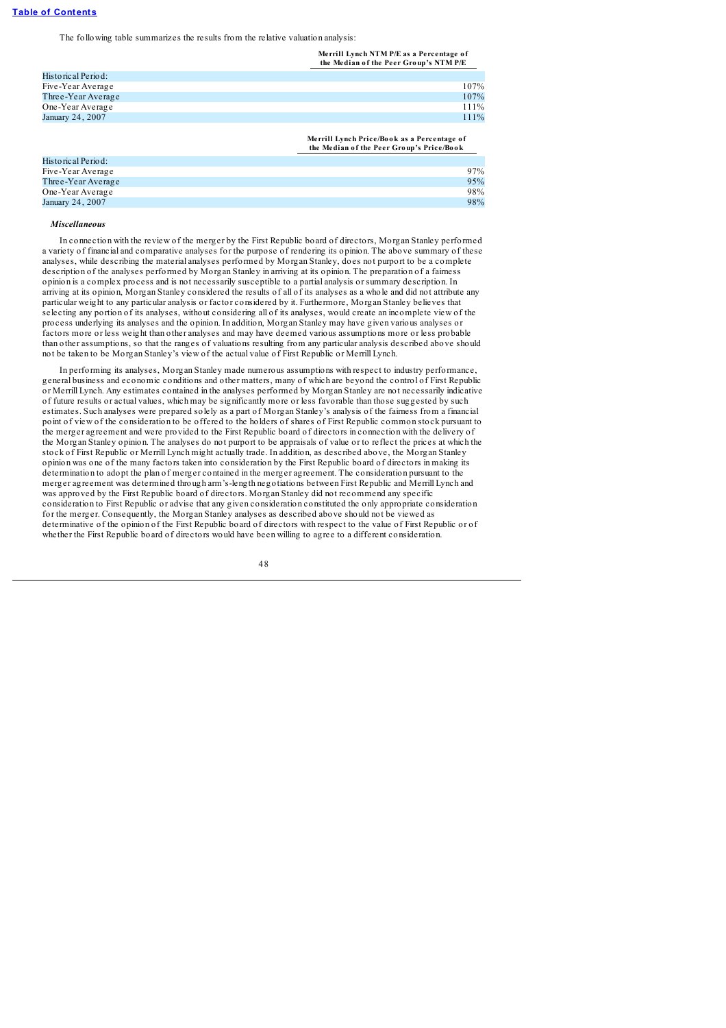The following table summarizes the results from the relative valuation analysis:

| | Merrill Lynch NTM P/E as a Percentage of the Median of the Peer Group's NTM P/E |
|---|---|
| Historical Period: | |
| Five-Year Average | 107% |
| Three-Year Average | 107% |
| One-Year Average | 111% |
| January 24, 2007 | 111% |

| | Merrill Lynch Price/Book as a Percentage of the Median of the Peer Group's Price/Book |
|---|---|
| Historical Period: | |
| Five-Year Average | 97% |
| Three-Year Average | 95% |
| One-Year Average | 98% |
| January 24, 2007 | 98% |

*Miscellaneous*

In connection with the review of the merger by the First Republic board of directors, Morgan Stanley performed a variety of financial and comparative analyses for the purpose of rendering its opinion. The above summary of these analyses, while describing the material analyses performed by Morgan Stanley, does not purport to be a complete description of the analyses performed by Morgan Stanley in arriving at its opinion. The preparation of a fairness opinion is a complex process and is not necessarily susceptible to a partial analysis or summary description. In arriving at its opinion, Morgan Stanley considered the results of all of its analyses as a whole and did not attribute any particular weight to any particular analysis or factor considered by it. Furthermore, Morgan Stanley believes that selecting any portion of its analyses, without considering all of its analyses, would create an incomplete view of the process underlying its analyses and the opinion. In addition, Morgan Stanley may have given various analyses or factors more or less weight than other analyses and may have deemed various assumptions more or less probable than other assumptions, so that the ranges of valuations resulting from any particular analysis described above should not be taken to be Morgan Stanley's view of the actual value of First Republic or Merrill Lynch.

In performing its analyses, Morgan Stanley made numerous assumptions with respect to industry performance, general business and economic conditions and other matters, many of which are beyond the control of First Republic or Merrill Lynch. Any estimates contained in the analyses performed by Morgan Stanley are not necessarily indicative of future results or actual values, which may be significantly more or less favorable than those suggested by such estimates. Such analyses were prepared solely as a part of Morgan Stanley's analysis of the fairness from a financial point of view of the consideration to be offered to the holders of shares of First Republic common stock pursuant to the merger agreement and were provided to the First Republic board of directors in connection with the delivery of the Morgan Stanley opinion. The analyses do not purport to be appraisals of value or to reflect the prices at which the stock of First Republic or Merrill Lynch might actually trade. In addition, as described above, the Morgan Stanley opinion was one of the many factors taken into consideration by the First Republic board of directors in making its determination to adopt the plan of merger contained in the merger agreement. The consideration pursuant to the merger agreement was determined through arm's-length negotiations between First Republic and Merrill Lynch and was approved by the First Republic board of directors. Morgan Stanley did not recommend any specific consideration to First Republic or advise that any given consideration constituted the only appropriate consideration for the merger. Consequently, the Morgan Stanley analyses as described above should not be viewed as determinative of the opinion of the First Republic board of directors with respect to the value of First Republic or of whether the First Republic board of directors would have been willing to agree to a different consideration.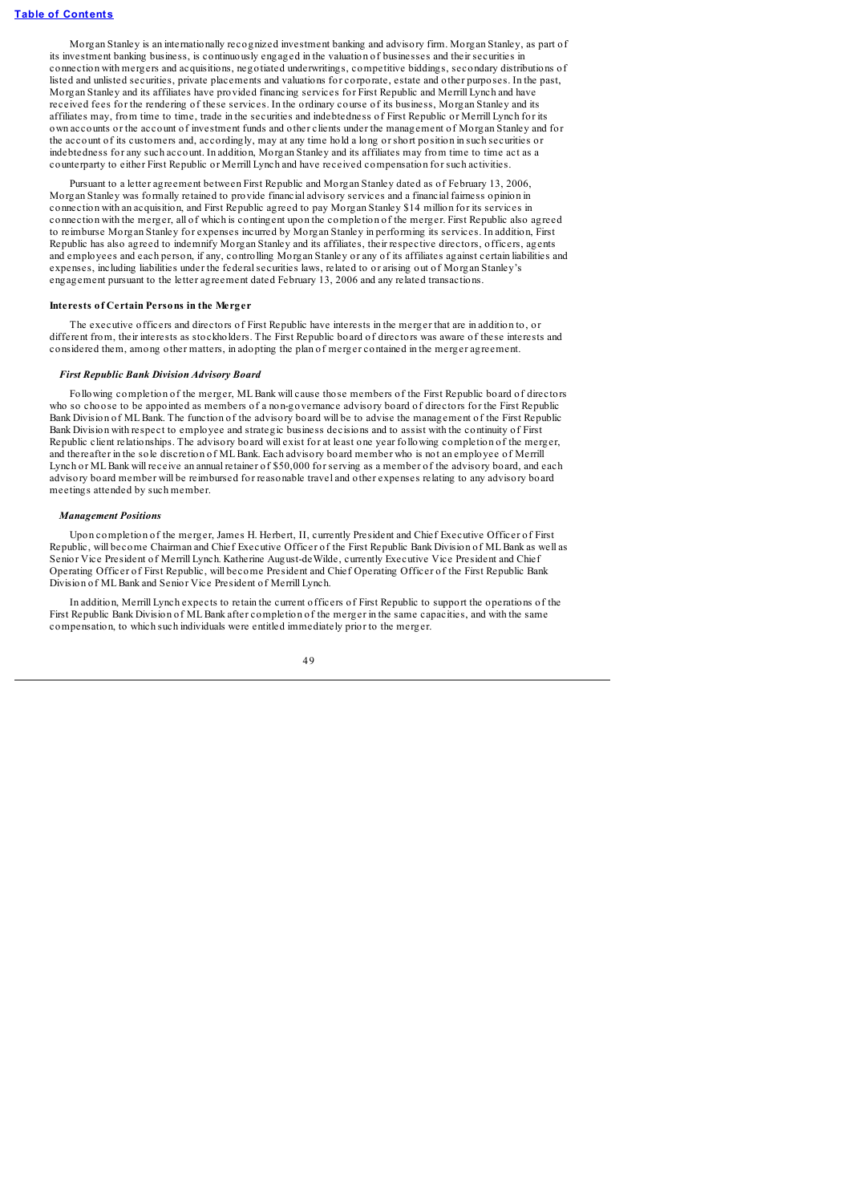Morgan Stanley is an internationally recognized investment banking and advisory firm. Morgan Stanley, as part of its investment banking business, is continuously engaged in the valuation of businesses and their securities in connection with mergers and acquisitions, negotiated underwritings, competitive biddings, secondary distributions of listed and unlisted securities, private placements and valuations for corporate, estate and other purposes. In the past, Morgan Stanley and its affiliates have provided financing services for First Republic and Merrill Lynch and have received fees for the rendering of these services. In the ordinary course of its business, Morgan Stanley and its affiliates may, from time to time, trade in the securities and indebtedness of First Republic or Merrill Lynch for its own accounts or the account of investment funds and other clients under the management of Morgan Stanley and for the account of its customers and, accordingly, may at any time hold a long or short position in such securities or indebtedness for any such account. In addition, Morgan Stanley and its affiliates may from time to time act as a counterparty to either First Republic or Merrill Lynch and have received compensation for such activities.

Pursuant to a letter agreement between First Republic and Morgan Stanley dated as of February 13, 2006, Morgan Stanley was formally retained to provide financial advisory services and a financial fairness opinion in connection with an acquisition, and First Republic agreed to pay Morgan Stanley $14 million for its services in connection with the merger, all of which is contingent upon the completion of the merger. First Republic also agreed to reimburse Morgan Stanley for expenses incurred by Morgan Stanley in performing its services. In addition, First Republic has also agreed to indemnify Morgan Stanley and its affiliates, their respective directors, officers, agents and employees and each person, if any, controlling Morgan Stanley or any of its affiliates against certain liabilities and expenses, including liabilities under the federal securities laws, related to or arising out of Morgan Stanley's engagement pursuant to the letter agreement dated February 13, 2006 and any related transactions.

**Interests of Certain Persons in the Merger**

The executive officers and directors of First Republic have interests in the merger that are in addition to, or different from, their interests as stockholders. The First Republic board of directors was aware of these interests and considered them, among other matters, in adopting the plan of merger contained in the merger agreement.

***First Republic Bank Division Advisory Board***

Following completion of the merger, ML Bank will cause those members of the First Republic board of directors who so choose to be appointed as members of a non-governance advisory board of directors for the First Republic Bank Division of ML Bank. The function of the advisory board will be to advise the management of the First Republic Bank Division with respect to employee and strategic business decisions and to assist with the continuity of First Republic client relationships. The advisory board will exist for at least one year following completion of the merger, and thereafter in the sole discretion of ML Bank. Each advisory board member who is not an employee of Merrill Lynch or ML Bank will receive an annual retainer of $50,000 for serving as a member of the advisory board, and each advisory board member will be reimbursed for reasonable travel and other expenses relating to any advisory board meetings attended by such member.

***Management Positions***

Upon completion of the merger, James H. Herbert, II, currently President and Chief Executive Officer of First Republic, will become Chairman and Chief Executive Officer of the First Republic Bank Division of ML Bank as well as Senior Vice President of Merrill Lynch. Katherine August-deWilde, currently Executive Vice President and Chief Operating Officer of First Republic, will become President and Chief Operating Officer of the First Republic Bank Division of ML Bank and Senior Vice President of Merrill Lynch.

In addition, Merrill Lynch expects to retain the current officers of First Republic to support the operations of the First Republic Bank Division of ML Bank after completion of the merger in the same capacities, and with the same compensation, to which such individuals were entitled immediately prior to the merger.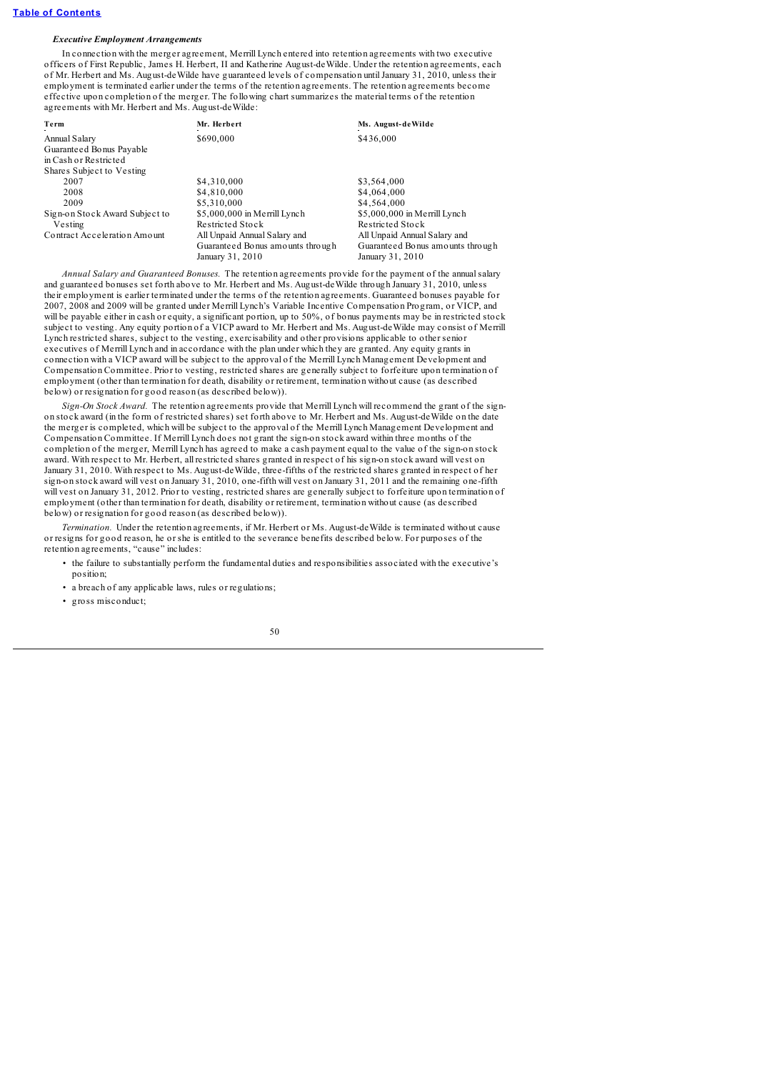### *Executive Employment Arrangements*

In connection with the merger agreement, Merrill Lynch entered into retention agreements with two executive officers of First Republic, James H. Herbert, II and Katherine August-deWilde. Under the retention agreements, each of Mr. Herbert and Ms. August-deWilde have guaranteed levels of compensation until January 31, 2010, unless their employment is terminated earlier under the terms of the retention agreements. The retention agreements become effective upon completion of the merger. The following chart summarizes the material terms of the retention agreements with Mr. Herbert and Ms. August-deWilde:

| Term | Mr. Herbert | Ms. August-deWilde |
|---|---|---|
| Annual Salary | $690,000 | $436,000 |
| Guaranteed Bonus Payable in Cash or Restricted Shares Subject to Vesting | | |
| 2007 | $4,310,000 | $3,564,000 |
| 2008 | $4,810,000 | $4,064,000 |
| 2009 | $5,310,000 | $4,564,000 |
| Sign-on Stock Award Subject to Vesting | $5,000,000 in Merrill Lynch Restricted Stock | $5,000,000 in Merrill Lynch Restricted Stock |
| Contract Acceleration Amount | All Unpaid Annual Salary and Guaranteed Bonus amounts through January 31, 2010 | All Unpaid Annual Salary and Guaranteed Bonus amounts through January 31, 2010 |

*Annual Salary and Guaranteed Bonuses.* The retention agreements provide for the payment of the annual salary and guaranteed bonuses set forth above to Mr. Herbert and Ms. August-deWilde through January 31, 2010, unless their employment is earlier terminated under the terms of the retention agreements. Guaranteed bonuses payable for 2007, 2008 and 2009 will be granted under Merrill Lynch's Variable Incentive Compensation Program, or VICP, and will be payable either in cash or equity, a significant portion, up to 50%, of bonus payments may be in restricted stock subject to vesting. Any equity portion of a VICP award to Mr. Herbert and Ms. August-deWilde may consist of Merrill Lynch restricted shares, subject to the vesting, exercisability and other provisions applicable to other senior executives of Merrill Lynch and in accordance with the plan under which they are granted. Any equity grants in connection with a VICP award will be subject to the approval of the Merrill Lynch Management Development and Compensation Committee. Prior to vesting, restricted shares are generally subject to forfeiture upon termination of employment (other than termination for death, disability or retirement, termination without cause (as described below) or resignation for good reason (as described below)).

*Sign-On Stock Award.* The retention agreements provide that Merrill Lynch will recommend the grant of the sign-on stock award (in the form of restricted shares) set forth above to Mr. Herbert and Ms. August-deWilde on the date the merger is completed, which will be subject to the approval of the Merrill Lynch Management Development and Compensation Committee. If Merrill Lynch does not grant the sign-on stock award within three months of the completion of the merger, Merrill Lynch has agreed to make a cash payment equal to the value of the sign-on stock award. With respect to Mr. Herbert, all restricted shares granted in respect of his sign-on stock award will vest on January 31, 2010. With respect to Ms. August-deWilde, three-fifths of the restricted shares granted in respect of her sign-on stock award will vest on January 31, 2010, one-fifth will vest on January 31, 2011 and the remaining one-fifth will vest on January 31, 2012. Prior to vesting, restricted shares are generally subject to forfeiture upon termination of employment (other than termination for death, disability or retirement, termination without cause (as described below) or resignation for good reason (as described below)).

*Termination.* Under the retention agreements, if Mr. Herbert or Ms. August-deWilde is terminated without cause or resigns for good reason, he or she is entitled to the severance benefits described below. For purposes of the retention agreements, "cause" includes:

- the failure to substantially perform the fundamental duties and responsibilities associated with the executive's position;
- a breach of any applicable laws, rules or regulations;
- gross misconduct;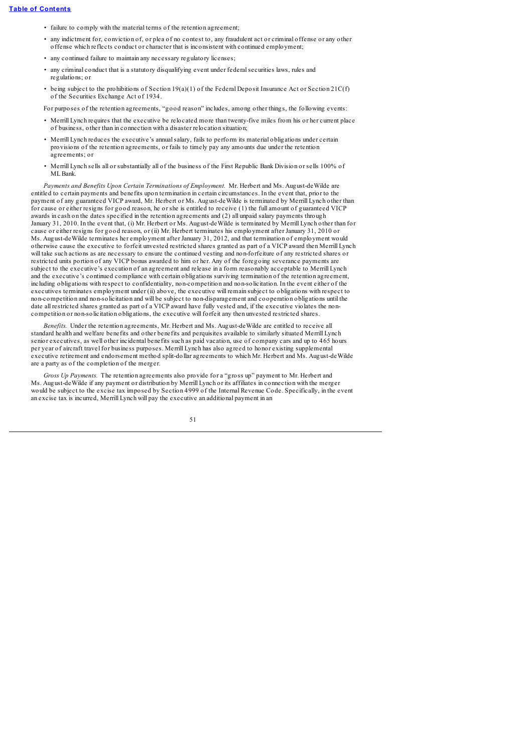- failure to comply with the material terms of the retention agreement;
- any indictment for, conviction of, or plea of no contest to, any fraudulent act or criminal offense or any other offense which reflects conduct or character that is inconsistent with continued employment;
- any continued failure to maintain any necessary regulatory licenses;
- any criminal conduct that is a statutory disqualifying event under federal securities laws, rules and regulations; or
- being subject to the prohibitions of Section 19(a)(1) of the Federal Deposit Insurance Act or Section 21C(f) of the Securities Exchange Act of 1934.

For purposes of the retention agreements, "good reason" includes, among other things, the following events:

- Merrill Lynch requires that the executive be relocated more than twenty-five miles from his or her current place of business, other than in connection with a disaster relocation situation;
- Merrill Lynch reduces the executive's annual salary, fails to perform its material obligations under certain provisions of the retention agreements, or fails to timely pay any amounts due under the retention agreements; or
- Merrill Lynch sells all or substantially all of the business of the First Republic Bank Division or sells 100% of ML Bank.

*Payments and Benefits Upon Certain Terminations of Employment.* Mr. Herbert and Ms. August-deWilde are entitled to certain payments and benefits upon termination in certain circumstances. In the event that, prior to the payment of any guaranteed VICP award, Mr. Herbert or Ms. August-deWilde is terminated by Merrill Lynch other than for cause or either resigns for good reason, he or she is entitled to receive (1) the full amount of guaranteed VICP awards in cash on the dates specified in the retention agreements and (2) all unpaid salary payments through January 31, 2010. In the event that, (i) Mr. Herbert or Ms. August-deWilde is terminated by Merrill Lynch other than for cause or either resigns for good reason, or (ii) Mr. Herbert terminates his employment after January 31, 2010 or Ms. August-deWilde terminates her employment after January 31, 2012, and that termination of employment would otherwise cause the executive to forfeit unvested restricted shares granted as part of a VICP award then Merrill Lynch will take such actions as are necessary to ensure the continued vesting and non-forfeiture of any restricted shares or restricted units portion of any VICP bonus awarded to him or her. Any of the foregoing severance payments are subject to the executive's execution of an agreement and release in a form reasonably acceptable to Merrill Lynch and the executive's continued compliance with certain obligations surviving termination of the retention agreement, including obligations with respect to confidentiality, non-competition and non-solicitation. In the event either of the executives terminates employment under (ii) above, the executive will remain subject to obligations with respect to non-competition and non-solicitation and will be subject to non-disparagement and cooperation obligations until the date all restricted shares granted as part of a VICP award have fully vested and, if the executive violates the non-competition or non-solicitation obligations, the executive will forfeit any then unvested restricted shares.

*Benefits.* Under the retention agreements, Mr. Herbert and Ms. August-deWilde are entitled to receive all standard health and welfare benefits and other benefits and perquisites available to similarly situated Merrill Lynch senior executives, as well other incidental benefits such as paid vacation, use of company cars and up to 465 hours per year of aircraft travel for business purposes. Merrill Lynch has also agreed to honor existing supplemental executive retirement and endorsement method split-dollar agreements to which Mr. Herbert and Ms. August-deWilde are a party as of the completion of the merger.

*Gross Up Payments.* The retention agreements also provide for a "gross up" payment to Mr. Herbert and Ms. August-deWilde if any payment or distribution by Merrill Lynch or its affiliates in connection with the merger would be subject to the excise tax imposed by Section 4999 of the Internal Revenue Code. Specifically, in the event an excise tax is incurred, Merrill Lynch will pay the executive an additional payment in an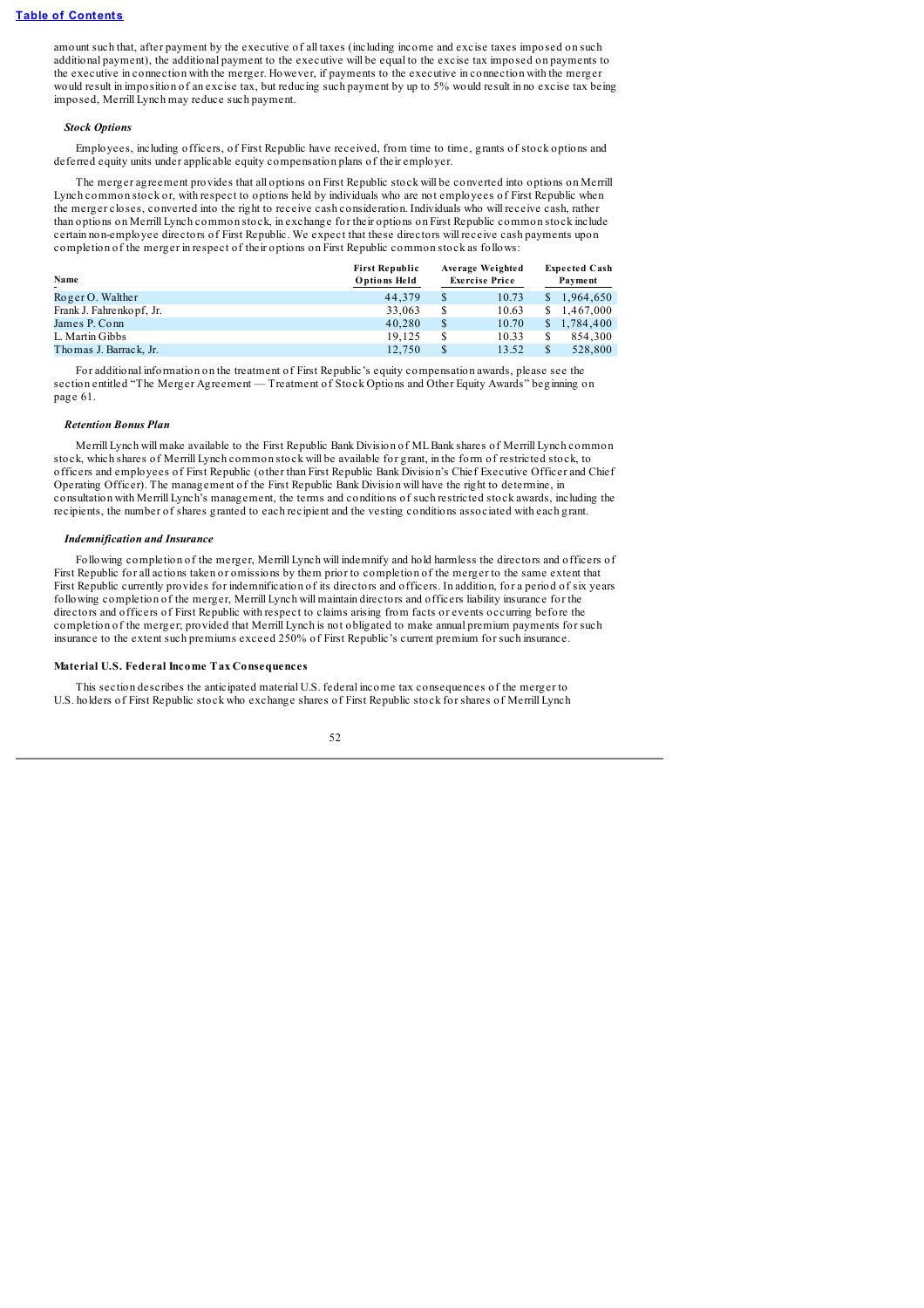amount such that, after payment by the executive of all taxes (including income and excise taxes imposed on such additional payment), the additional payment to the executive will be equal to the excise tax imposed on payments to the executive in connection with the merger. However, if payments to the executive in connection with the merger would result in imposition of an excise tax, but reducing such payment by up to 5% would result in no excise tax being imposed, Merrill Lynch may reduce such payment.

***Stock Options***

Employees, including officers, of First Republic have received, from time to time, grants of stock options and deferred equity units under applicable equity compensation plans of their employer.

The merger agreement provides that all options on First Republic stock will be converted into options on Merrill Lynch common stock or, with respect to options held by individuals who are not employees of First Republic when the merger closes, converted into the right to receive cash consideration. Individuals who will receive cash, rather than options on Merrill Lynch common stock, in exchange for their options on First Republic common stock include certain non-employee directors of First Republic. We expect that these directors will receive cash payments upon completion of the merger in respect of their options on First Republic common stock as follows:

| Name | First Republic Options Held | Average Weighted Exercise Price | Expected Cash Payment |
|---|---|---|---|
| Roger O. Walther | 44,379 | $ 10.73 | $ 1,964,650 |
| Frank J. Fahrenkopf, Jr. | 33,063 | $ 10.63 | $ 1,467,000 |
| James P. Conn | 40,280 | $ 10.70 | $ 1,784,400 |
| L. Martin Gibbs | 19,125 | $ 10.33 | $ 854,300 |
| Thomas J. Barrack, Jr. | 12,750 | $ 13.52 | $ 528,800 |

For additional information on the treatment of First Republic's equity compensation awards, please see the section entitled "The Merger Agreement — Treatment of Stock Options and Other Equity Awards" beginning on page 61.

***Retention Bonus Plan***

Merrill Lynch will make available to the First Republic Bank Division of ML Bank shares of Merrill Lynch common stock, which shares of Merrill Lynch common stock will be available for grant, in the form of restricted stock, to officers and employees of First Republic (other than First Republic Bank Division's Chief Executive Officer and Chief Operating Officer). The management of the First Republic Bank Division will have the right to determine, in consultation with Merrill Lynch's management, the terms and conditions of such restricted stock awards, including the recipients, the number of shares granted to each recipient and the vesting conditions associated with each grant.

***Indemnification and Insurance***

Following completion of the merger, Merrill Lynch will indemnify and hold harmless the directors and officers of First Republic for all actions taken or omissions by them prior to completion of the merger to the same extent that First Republic currently provides for indemnification of its directors and officers. In addition, for a period of six years following completion of the merger, Merrill Lynch will maintain directors and officers liability insurance for the directors and officers of First Republic with respect to claims arising from facts or events occurring before the completion of the merger; provided that Merrill Lynch is not obligated to make annual premium payments for such insurance to the extent such premiums exceed 250% of First Republic's current premium for such insurance.

**Material U.S. Federal Income Tax Consequences**

This section describes the anticipated material U.S. federal income tax consequences of the merger to U.S. holders of First Republic stock who exchange shares of First Republic stock for shares of Merrill Lynch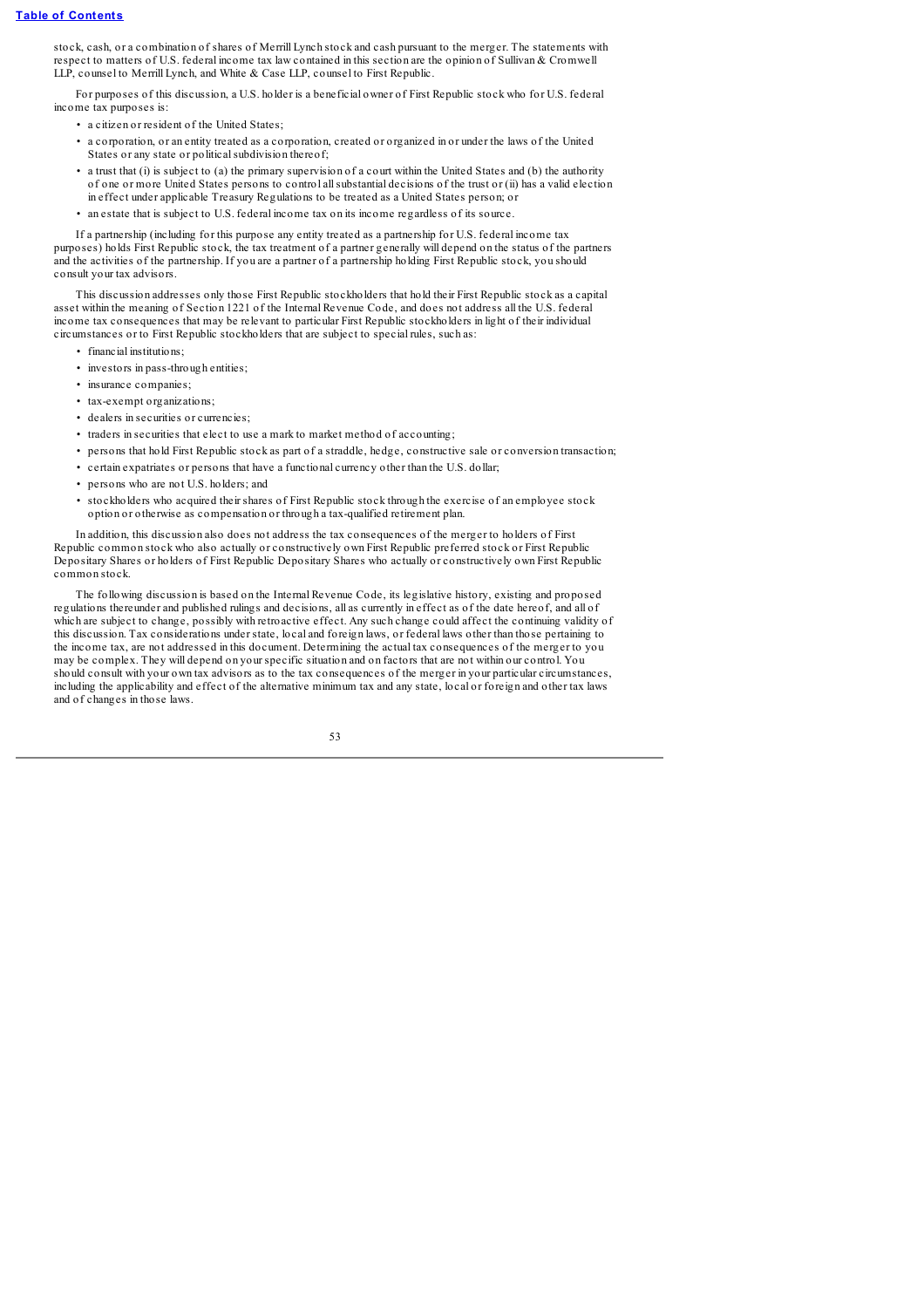stock, cash, or a combination of shares of Merrill Lynch stock and cash pursuant to the merger. The statements with respect to matters of U.S. federal income tax law contained in this section are the opinion of Sullivan & Cromwell LLP, counsel to Merrill Lynch, and White & Case LLP, counsel to First Republic.

For purposes of this discussion, a U.S. holder is a beneficial owner of First Republic stock who for U.S. federal income tax purposes is:

- a citizen or resident of the United States;
- a corporation, or an entity treated as a corporation, created or organized in or under the laws of the United States or any state or political subdivision thereof;
- a trust that (i) is subject to (a) the primary supervision of a court within the United States and (b) the authority of one or more United States persons to control all substantial decisions of the trust or (ii) has a valid election in effect under applicable Treasury Regulations to be treated as a United States person; or
- an estate that is subject to U.S. federal income tax on its income regardless of its source.

If a partnership (including for this purpose any entity treated as a partnership for U.S. federal income tax purposes) holds First Republic stock, the tax treatment of a partner generally will depend on the status of the partners and the activities of the partnership. If you are a partner of a partnership holding First Republic stock, you should consult your tax advisors.

This discussion addresses only those First Republic stockholders that hold their First Republic stock as a capital asset within the meaning of Section 1221 of the Internal Revenue Code, and does not address all the U.S. federal income tax consequences that may be relevant to particular First Republic stockholders in light of their individual circumstances or to First Republic stockholders that are subject to special rules, such as:

- financial institutions;
- investors in pass-through entities;
- insurance companies;
- tax-exempt organizations;
- dealers in securities or currencies;
- traders in securities that elect to use a mark to market method of accounting;
- persons that hold First Republic stock as part of a straddle, hedge, constructive sale or conversion transaction;
- certain expatriates or persons that have a functional currency other than the U.S. dollar;
- persons who are not U.S. holders; and
- stockholders who acquired their shares of First Republic stock through the exercise of an employee stock option or otherwise as compensation or through a tax-qualified retirement plan.

In addition, this discussion also does not address the tax consequences of the merger to holders of First Republic common stock who also actually or constructively own First Republic preferred stock or First Republic Depositary Shares or holders of First Republic Depositary Shares who actually or constructively own First Republic common stock.

The following discussion is based on the Internal Revenue Code, its legislative history, existing and proposed regulations thereunder and published rulings and decisions, all as currently in effect as of the date hereof, and all of which are subject to change, possibly with retroactive effect. Any such change could affect the continuing validity of this discussion. Tax considerations under state, local and foreign laws, or federal laws other than those pertaining to the income tax, are not addressed in this document. Determining the actual tax consequences of the merger to you may be complex. They will depend on your specific situation and on factors that are not within our control. You should consult with your own tax advisors as to the tax consequences of the merger in your particular circumstances, including the applicability and effect of the alternative minimum tax and any state, local or foreign and other tax laws and of changes in those laws.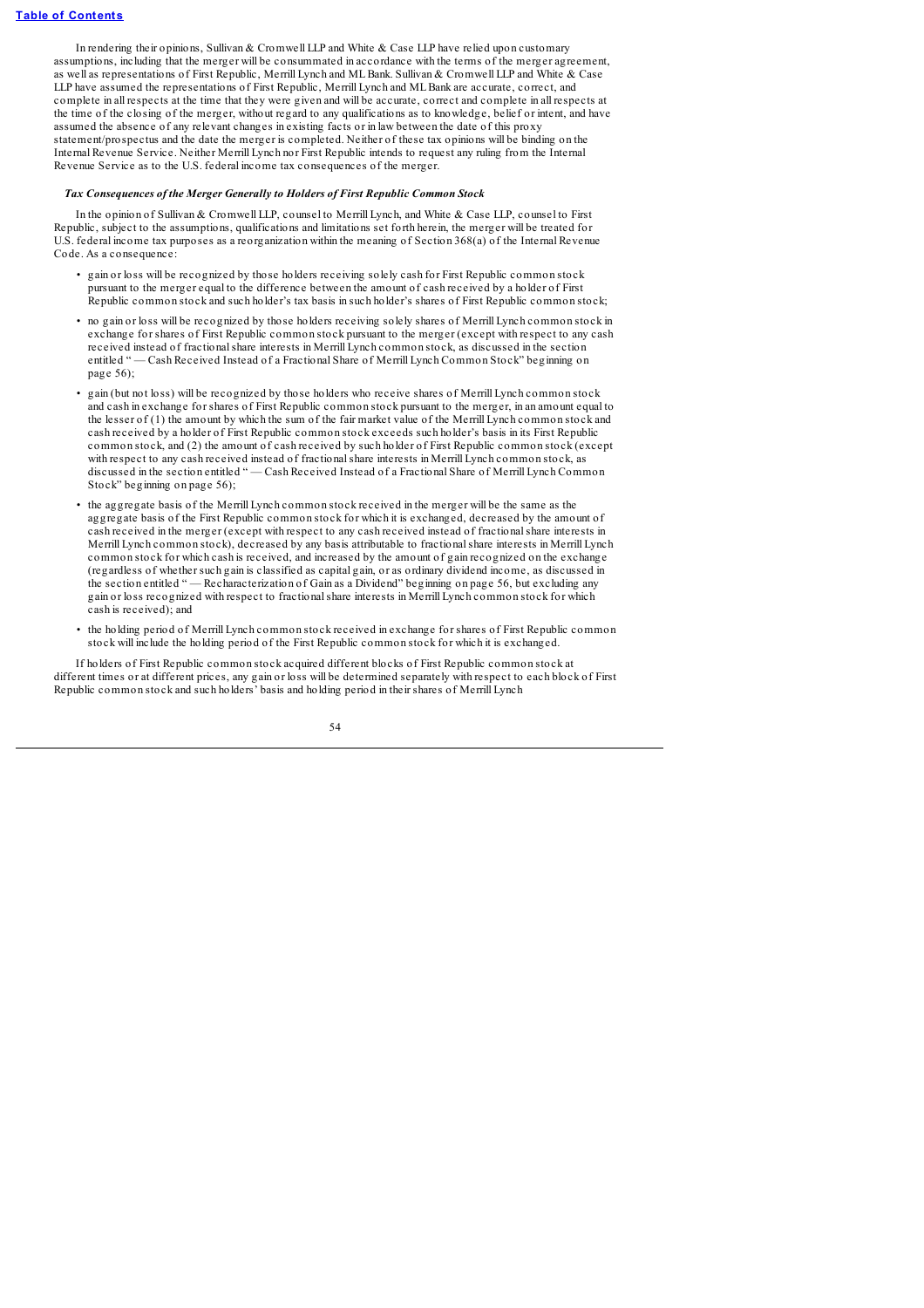In rendering their opinions, Sullivan & Cromwell LLP and White & Case LLP have relied upon customary assumptions, including that the merger will be consummated in accordance with the terms of the merger agreement, as well as representations of First Republic, Merrill Lynch and ML Bank. Sullivan & Cromwell LLP and White & Case LLP have assumed the representations of First Republic, Merrill Lynch and ML Bank are accurate, correct, and complete in all respects at the time that they were given and will be accurate, correct and complete in all respects at the time of the closing of the merger, without regard to any qualifications as to knowledge, belief or intent, and have assumed the absence of any relevant changes in existing facts or in law between the date of this proxy statement/prospectus and the date the merger is completed. Neither of these tax opinions will be binding on the Internal Revenue Service. Neither Merrill Lynch nor First Republic intends to request any ruling from the Internal Revenue Service as to the U.S. federal income tax consequences of the merger.

### *Tax Consequences of the Merger Generally to Holders of First Republic Common Stock*

In the opinion of Sullivan & Cromwell LLP, counsel to Merrill Lynch, and White & Case LLP, counsel to First Republic, subject to the assumptions, qualifications and limitations set forth herein, the merger will be treated for U.S. federal income tax purposes as a reorganization within the meaning of Section 368(a) of the Internal Revenue Code. As a consequence:

- gain or loss will be recognized by those holders receiving solely cash for First Republic common stock pursuant to the merger equal to the difference between the amount of cash received by a holder of First Republic common stock and such holder's tax basis in such holder's shares of First Republic common stock;
- no gain or loss will be recognized by those holders receiving solely shares of Merrill Lynch common stock in exchange for shares of First Republic common stock pursuant to the merger (except with respect to any cash received instead of fractional share interests in Merrill Lynch common stock, as discussed in the section entitled " — Cash Received Instead of a Fractional Share of Merrill Lynch Common Stock" beginning on page 56);
- gain (but not loss) will be recognized by those holders who receive shares of Merrill Lynch common stock and cash in exchange for shares of First Republic common stock pursuant to the merger, in an amount equal to the lesser of (1) the amount by which the sum of the fair market value of the Merrill Lynch common stock and cash received by a holder of First Republic common stock exceeds such holder's basis in its First Republic common stock, and (2) the amount of cash received by such holder of First Republic common stock (except with respect to any cash received instead of fractional share interests in Merrill Lynch common stock, as discussed in the section entitled " — Cash Received Instead of a Fractional Share of Merrill Lynch Common Stock" beginning on page 56);
- the aggregate basis of the Merrill Lynch common stock received in the merger will be the same as the aggregate basis of the First Republic common stock for which it is exchanged, decreased by the amount of cash received in the merger (except with respect to any cash received instead of fractional share interests in Merrill Lynch common stock), decreased by any basis attributable to fractional share interests in Merrill Lynch common stock for which cash is received, and increased by the amount of gain recognized on the exchange (regardless of whether such gain is classified as capital gain, or as ordinary dividend income, as discussed in the section entitled " — Recharacterization of Gain as a Dividend" beginning on page 56, but excluding any gain or loss recognized with respect to fractional share interests in Merrill Lynch common stock for which cash is received); and
- the holding period of Merrill Lynch common stock received in exchange for shares of First Republic common stock will include the holding period of the First Republic common stock for which it is exchanged.

If holders of First Republic common stock acquired different blocks of First Republic common stock at different times or at different prices, any gain or loss will be determined separately with respect to each block of First Republic common stock and such holders' basis and holding period in their shares of Merrill Lynch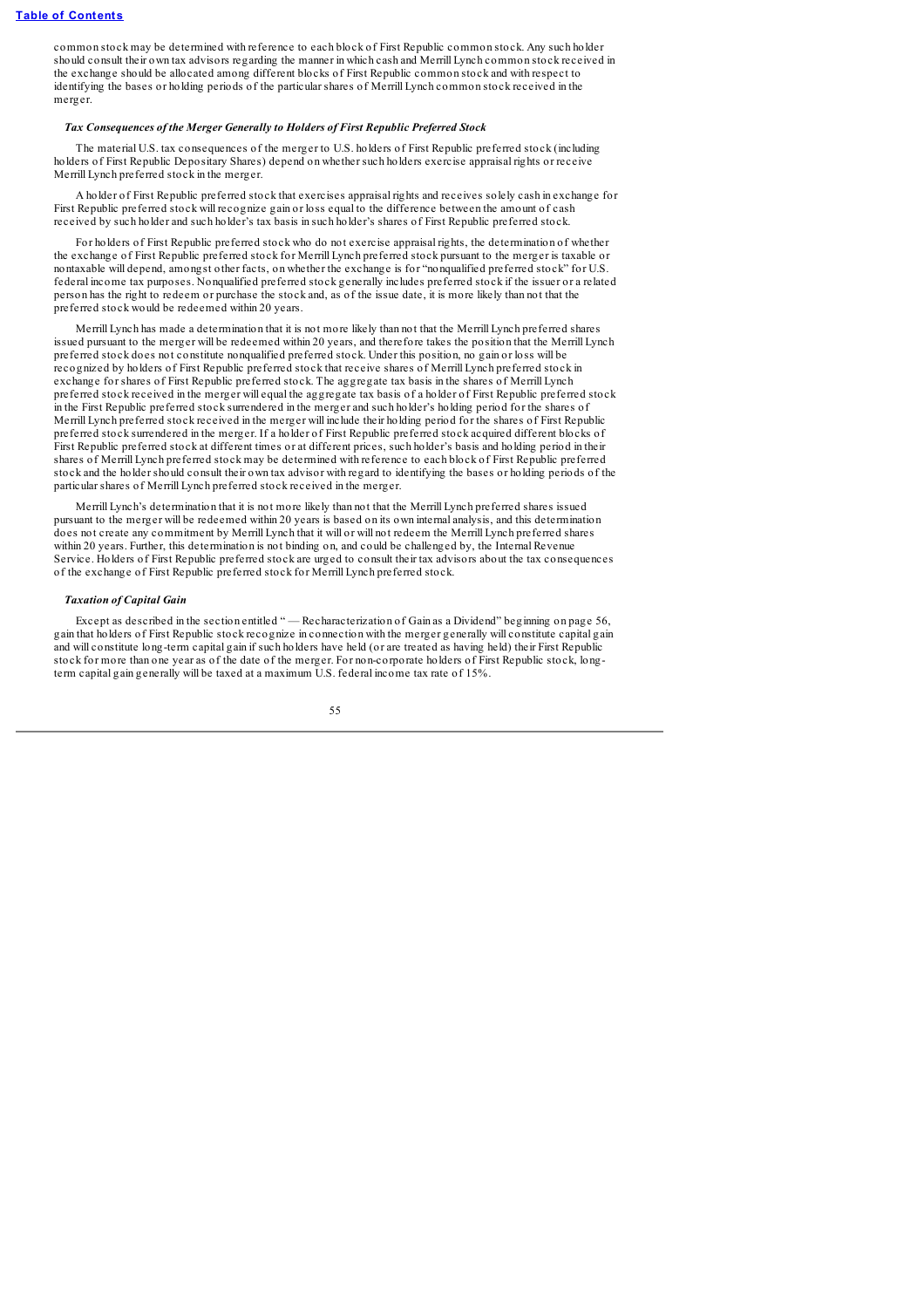common stock may be determined with reference to each block of First Republic common stock. Any such holder should consult their own tax advisors regarding the manner in which cash and Merrill Lynch common stock received in the exchange should be allocated among different blocks of First Republic common stock and with respect to identifying the bases or holding periods of the particular shares of Merrill Lynch common stock received in the merger.

### *Tax Consequences of the Merger Generally to Holders of First Republic Preferred Stock*

The material U.S. tax consequences of the merger to U.S. holders of First Republic preferred stock (including holders of First Republic Depositary Shares) depend on whether such holders exercise appraisal rights or receive Merrill Lynch preferred stock in the merger.

A holder of First Republic preferred stock that exercises appraisal rights and receives solely cash in exchange for First Republic preferred stock will recognize gain or loss equal to the difference between the amount of cash received by such holder and such holder's tax basis in such holder's shares of First Republic preferred stock.

For holders of First Republic preferred stock who do not exercise appraisal rights, the determination of whether the exchange of First Republic preferred stock for Merrill Lynch preferred stock pursuant to the merger is taxable or nontaxable will depend, amongst other facts, on whether the exchange is for "nonqualified preferred stock" for U.S. federal income tax purposes. Nonqualified preferred stock generally includes preferred stock if the issuer or a related person has the right to redeem or purchase the stock and, as of the issue date, it is more likely than not that the preferred stock would be redeemed within 20 years.

Merrill Lynch has made a determination that it is not more likely than not that the Merrill Lynch preferred shares issued pursuant to the merger will be redeemed within 20 years, and therefore takes the position that the Merrill Lynch preferred stock does not constitute nonqualified preferred stock. Under this position, no gain or loss will be recognized by holders of First Republic preferred stock that receive shares of Merrill Lynch preferred stock in exchange for shares of First Republic preferred stock. The aggregate tax basis in the shares of Merrill Lynch preferred stock received in the merger will equal the aggregate tax basis of a holder of First Republic preferred stock in the First Republic preferred stock surrendered in the merger and such holder's holding period for the shares of Merrill Lynch preferred stock received in the merger will include their holding period for the shares of First Republic preferred stock surrendered in the merger. If a holder of First Republic preferred stock acquired different blocks of First Republic preferred stock at different times or at different prices, such holder's basis and holding period in their shares of Merrill Lynch preferred stock may be determined with reference to each block of First Republic preferred stock and the holder should consult their own tax advisor with regard to identifying the bases or holding periods of the particular shares of Merrill Lynch preferred stock received in the merger.

Merrill Lynch's determination that it is not more likely than not that the Merrill Lynch preferred shares issued pursuant to the merger will be redeemed within 20 years is based on its own internal analysis, and this determination does not create any commitment by Merrill Lynch that it will or will not redeem the Merrill Lynch preferred shares within 20 years. Further, this determination is not binding on, and could be challenged by, the Internal Revenue Service. Holders of First Republic preferred stock are urged to consult their tax advisors about the tax consequences of the exchange of First Republic preferred stock for Merrill Lynch preferred stock.

### *Taxation of Capital Gain*

Except as described in the section entitled " — Recharacterization of Gain as a Dividend" beginning on page 56, gain that holders of First Republic stock recognize in connection with the merger generally will constitute capital gain and will constitute long-term capital gain if such holders have held (or are treated as having held) their First Republic stock for more than one year as of the date of the merger. For non-corporate holders of First Republic stock, long-term capital gain generally will be taxed at a maximum U.S. federal income tax rate of 15%.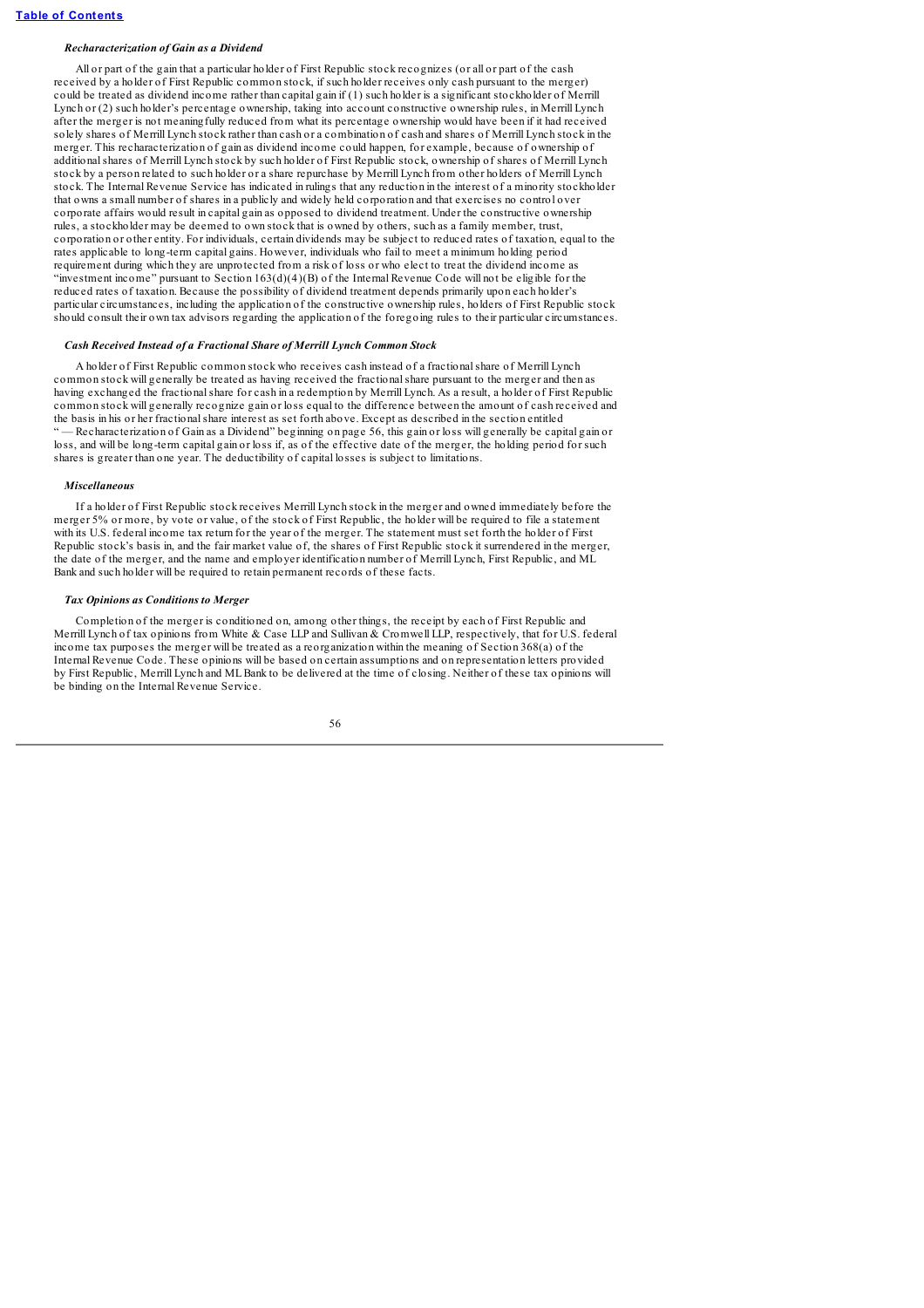### *Recharacterization of Gain as a Dividend*

All or part of the gain that a particular holder of First Republic stock recognizes (or all or part of the cash received by a holder of First Republic common stock, if such holder receives only cash pursuant to the merger) could be treated as dividend income rather than capital gain if (1) such holder is a significant stockholder of Merrill Lynch or (2) such holder's percentage ownership, taking into account constructive ownership rules, in Merrill Lynch after the merger is not meaningfully reduced from what its percentage ownership would have been if it had received solely shares of Merrill Lynch stock rather than cash or a combination of cash and shares of Merrill Lynch stock in the merger. This recharacterization of gain as dividend income could happen, for example, because of ownership of additional shares of Merrill Lynch stock by such holder of First Republic stock, ownership of shares of Merrill Lynch stock by a person related to such holder or a share repurchase by Merrill Lynch from other holders of Merrill Lynch stock. The Internal Revenue Service has indicated in rulings that any reduction in the interest of a minority stockholder that owns a small number of shares in a publicly and widely held corporation and that exercises no control over corporate affairs would result in capital gain as opposed to dividend treatment. Under the constructive ownership rules, a stockholder may be deemed to own stock that is owned by others, such as a family member, trust, corporation or other entity. For individuals, certain dividends may be subject to reduced rates of taxation, equal to the rates applicable to long-term capital gains. However, individuals who fail to meet a minimum holding period requirement during which they are unprotected from a risk of loss or who elect to treat the dividend income as "investment income" pursuant to Section 163(d)(4)(B) of the Internal Revenue Code will not be eligible for the reduced rates of taxation. Because the possibility of dividend treatment depends primarily upon each holder's particular circumstances, including the application of the constructive ownership rules, holders of First Republic stock should consult their own tax advisors regarding the application of the foregoing rules to their particular circumstances.

### *Cash Received Instead of a Fractional Share of Merrill Lynch Common Stock*

A holder of First Republic common stock who receives cash instead of a fractional share of Merrill Lynch common stock will generally be treated as having received the fractional share pursuant to the merger and then as having exchanged the fractional share for cash in a redemption by Merrill Lynch. As a result, a holder of First Republic common stock will generally recognize gain or loss equal to the difference between the amount of cash received and the basis in his or her fractional share interest as set forth above. Except as described in the section entitled "— Recharacterization of Gain as a Dividend" beginning on page 56, this gain or loss will generally be capital gain or loss, and will be long-term capital gain or loss if, as of the effective date of the merger, the holding period for such shares is greater than one year. The deductibility of capital losses is subject to limitations.

### *Miscellaneous*

If a holder of First Republic stock receives Merrill Lynch stock in the merger and owned immediately before the merger 5% or more, by vote or value, of the stock of First Republic, the holder will be required to file a statement with its U.S. federal income tax return for the year of the merger. The statement must set forth the holder of First Republic stock's basis in, and the fair market value of, the shares of First Republic stock it surrendered in the merger, the date of the merger, and the name and employer identification number of Merrill Lynch, First Republic, and ML Bank and such holder will be required to retain permanent records of these facts.

### *Tax Opinions as Conditions to Merger*

Completion of the merger is conditioned on, among other things, the receipt by each of First Republic and Merrill Lynch of tax opinions from White & Case LLP and Sullivan & Cromwell LLP, respectively, that for U.S. federal income tax purposes the merger will be treated as a reorganization within the meaning of Section 368(a) of the Internal Revenue Code. These opinions will be based on certain assumptions and on representation letters provided by First Republic, Merrill Lynch and ML Bank to be delivered at the time of closing. Neither of these tax opinions will be binding on the Internal Revenue Service.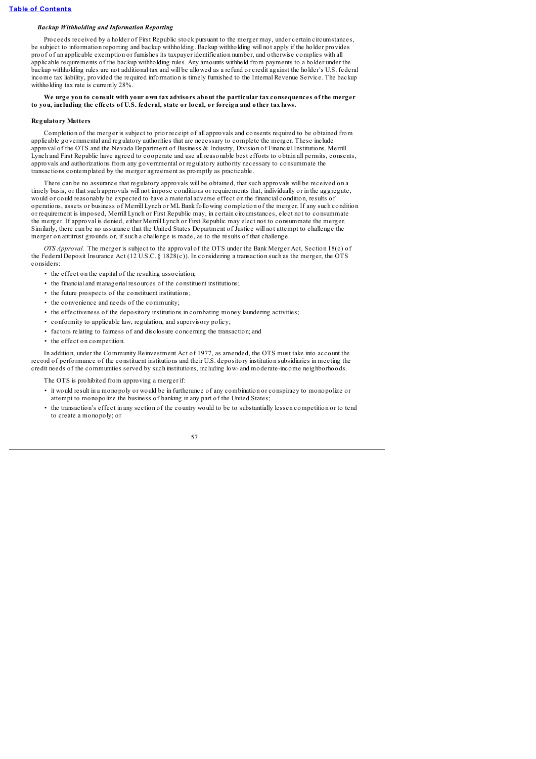*Backup Withholding and Information Reporting*

Proceeds received by a holder of First Republic stock pursuant to the merger may, under certain circumstances, be subject to information reporting and backup withholding. Backup withholding will not apply if the holder provides proof of an applicable exemption or furnishes its taxpayer identification number, and otherwise complies with all applicable requirements of the backup withholding rules. Any amounts withheld from payments to a holder under the backup withholding rules are not additional tax and will be allowed as a refund or credit against the holder's U.S. federal income tax liability, provided the required information is timely furnished to the Internal Revenue Service. The backup withholding tax rate is currently 28%.

**We urge you to consult with your own tax advisors about the particular tax consequences of the merger to you, including the effects of U.S. federal, state or local, or foreign and other tax laws.**

**Regulatory Matters**

Completion of the merger is subject to prior receipt of all approvals and consents required to be obtained from applicable governmental and regulatory authorities that are necessary to complete the merger. These include approval of the OTS and the Nevada Department of Business & Industry, Division of Financial Institutions. Merrill Lynch and First Republic have agreed to cooperate and use all reasonable best efforts to obtain all permits, consents, approvals and authorizations from any governmental or regulatory authority necessary to consummate the transactions contemplated by the merger agreement as promptly as practicable.

There can be no assurance that regulatory approvals will be obtained, that such approvals will be received on a timely basis, or that such approvals will not impose conditions or requirements that, individually or in the aggregate, would or could reasonably be expected to have a material adverse effect on the financial condition, results of operations, assets or business of Merrill Lynch or ML Bank following completion of the merger. If any such condition or requirement is imposed, Merrill Lynch or First Republic may, in certain circumstances, elect not to consummate the merger. If approval is denied, either Merrill Lynch or First Republic may elect not to consummate the merger. Similarly, there can be no assurance that the United States Department of Justice will not attempt to challenge the merger on antitrust grounds or, if such a challenge is made, as to the results of that challenge.

*OTS Approval.* The merger is subject to the approval of the OTS under the Bank Merger Act, Section 18(c) of the Federal Deposit Insurance Act (12 U.S.C. § 1828(c)). In considering a transaction such as the merger, the OTS considers:

- the effect on the capital of the resulting association;
- the financial and managerial resources of the constituent institutions;
- the future prospects of the constituent institutions;
- the convenience and needs of the community;
- the effectiveness of the depository institutions in combating money laundering activities;
- conformity to applicable law, regulation, and supervisory policy;
- factors relating to fairness of and disclosure concerning the transaction; and
- the effect on competition.

In addition, under the Community Reinvestment Act of 1977, as amended, the OTS must take into account the record of performance of the constituent institutions and their U.S. depository institution subsidiaries in meeting the credit needs of the communities served by such institutions, including low- and moderate-income neighborhoods.

The OTS is prohibited from approving a merger if:

- it would result in a monopoly or would be in furtherance of any combination or conspiracy to monopolize or attempt to monopolize the business of banking in any part of the United States;
- the transaction's effect in any section of the country would to be to substantially lessen competition or to tend to create a monopoly; or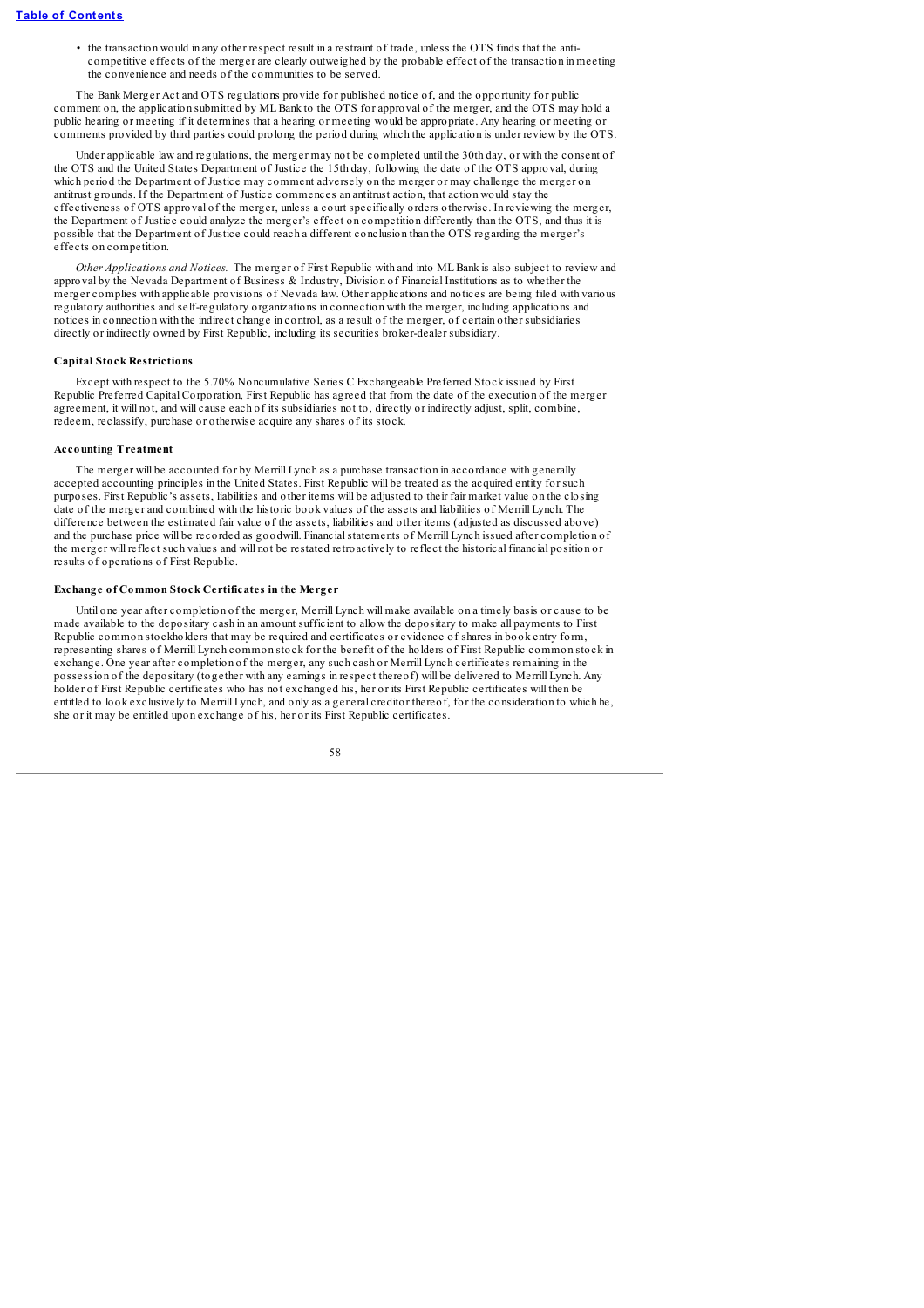- the transaction would in any other respect result in a restraint of trade, unless the OTS finds that the anti-competitive effects of the merger are clearly outweighed by the probable effect of the transaction in meeting the convenience and needs of the communities to be served.

The Bank Merger Act and OTS regulations provide for published notice of, and the opportunity for public comment on, the application submitted by ML Bank to the OTS for approval of the merger, and the OTS may hold a public hearing or meeting if it determines that a hearing or meeting would be appropriate. Any hearing or meeting or comments provided by third parties could prolong the period during which the application is under review by the OTS.

Under applicable law and regulations, the merger may not be completed until the 30th day, or with the consent of the OTS and the United States Department of Justice the 15th day, following the date of the OTS approval, during which period the Department of Justice may comment adversely on the merger or may challenge the merger on antitrust grounds. If the Department of Justice commences an antitrust action, that action would stay the effectiveness of OTS approval of the merger, unless a court specifically orders otherwise. In reviewing the merger, the Department of Justice could analyze the merger's effect on competition differently than the OTS, and thus it is possible that the Department of Justice could reach a different conclusion than the OTS regarding the merger's effects on competition.

*Other Applications and Notices.* The merger of First Republic with and into ML Bank is also subject to review and approval by the Nevada Department of Business & Industry, Division of Financial Institutions as to whether the merger complies with applicable provisions of Nevada law. Other applications and notices are being filed with various regulatory authorities and self-regulatory organizations in connection with the merger, including applications and notices in connection with the indirect change in control, as a result of the merger, of certain other subsidiaries directly or indirectly owned by First Republic, including its securities broker-dealer subsidiary.

**Capital Stock Restrictions**

Except with respect to the 5.70% Noncumulative Series C Exchangeable Preferred Stock issued by First Republic Preferred Capital Corporation, First Republic has agreed that from the date of the execution of the merger agreement, it will not, and will cause each of its subsidiaries not to, directly or indirectly adjust, split, combine, redeem, reclassify, purchase or otherwise acquire any shares of its stock.

**Accounting Treatment**

The merger will be accounted for by Merrill Lynch as a purchase transaction in accordance with generally accepted accounting principles in the United States. First Republic will be treated as the acquired entity for such purposes. First Republic's assets, liabilities and other items will be adjusted to their fair market value on the closing date of the merger and combined with the historic book values of the assets and liabilities of Merrill Lynch. The difference between the estimated fair value of the assets, liabilities and other items (adjusted as discussed above) and the purchase price will be recorded as goodwill. Financial statements of Merrill Lynch issued after completion of the merger will reflect such values and will not be restated retroactively to reflect the historical financial position or results of operations of First Republic.

**Exchange of Common Stock Certificates in the Merger**

Until one year after completion of the merger, Merrill Lynch will make available on a timely basis or cause to be made available to the depositary cash in an amount sufficient to allow the depositary to make all payments to First Republic common stockholders that may be required and certificates or evidence of shares in book entry form, representing shares of Merrill Lynch common stock for the benefit of the holders of First Republic common stock in exchange. One year after completion of the merger, any such cash or Merrill Lynch certificates remaining in the possession of the depositary (together with any earnings in respect thereof) will be delivered to Merrill Lynch. Any holder of First Republic certificates who has not exchanged his, her or its First Republic certificates will then be entitled to look exclusively to Merrill Lynch, and only as a general creditor thereof, for the consideration to which he, she or it may be entitled upon exchange of his, her or its First Republic certificates.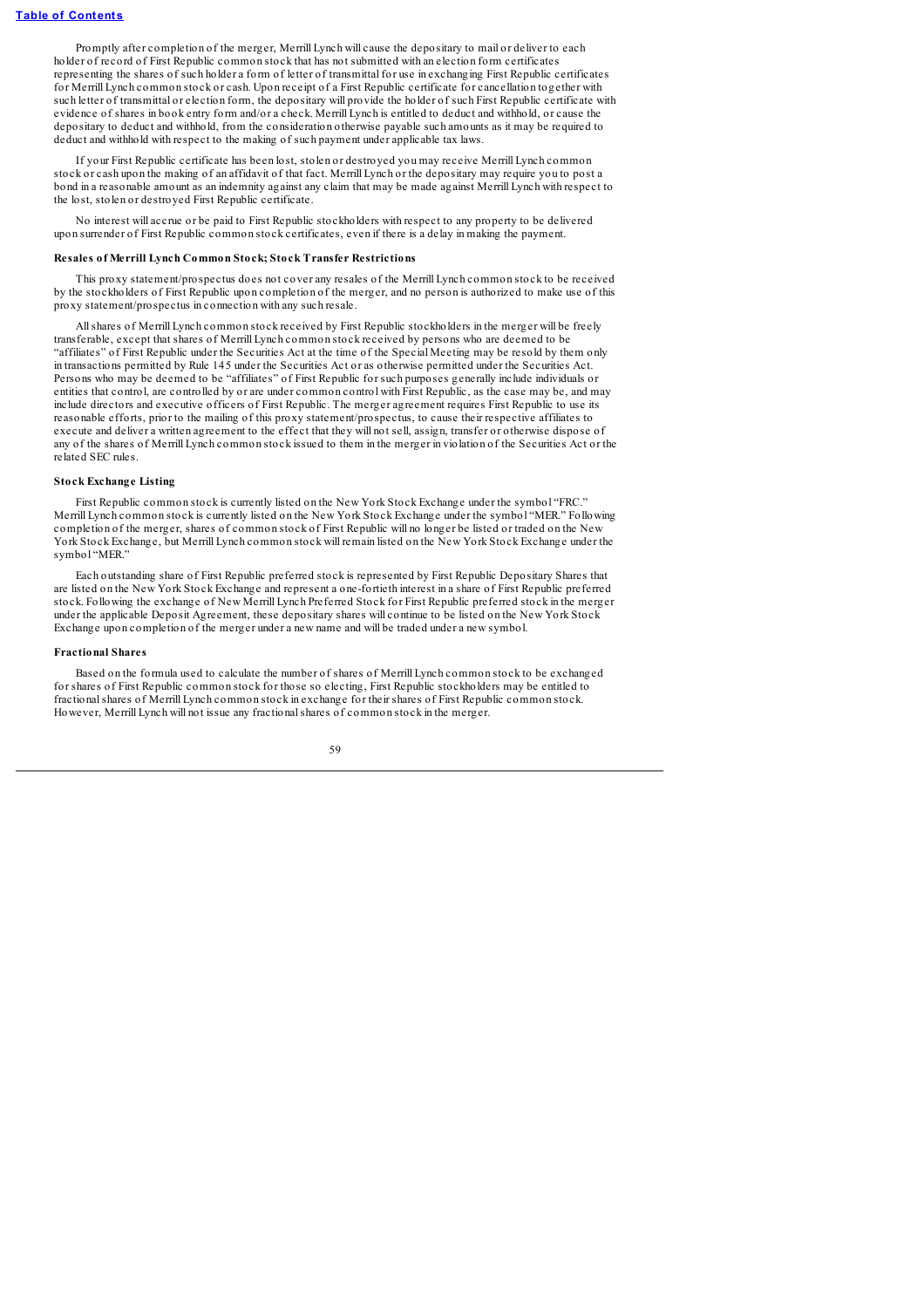Promptly after completion of the merger, Merrill Lynch will cause the depositary to mail or deliver to each holder of record of First Republic common stock that has not submitted with an election form certificates representing the shares of such holder a form of letter of transmittal for use in exchanging First Republic certificates for Merrill Lynch common stock or cash. Upon receipt of a First Republic certificate for cancellation together with such letter of transmittal or election form, the depositary will provide the holder of such First Republic certificate with evidence of shares in book entry form and/or a check. Merrill Lynch is entitled to deduct and withhold, or cause the depositary to deduct and withhold, from the consideration otherwise payable such amounts as it may be required to deduct and withhold with respect to the making of such payment under applicable tax laws.

If your First Republic certificate has been lost, stolen or destroyed you may receive Merrill Lynch common stock or cash upon the making of an affidavit of that fact. Merrill Lynch or the depositary may require you to post a bond in a reasonable amount as an indemnity against any claim that may be made against Merrill Lynch with respect to the lost, stolen or destroyed First Republic certificate.

No interest will accrue or be paid to First Republic stockholders with respect to any property to be delivered upon surrender of First Republic common stock certificates, even if there is a delay in making the payment.

### Resales of Merrill Lynch Common Stock; Stock Transfer Restrictions

This proxy statement/prospectus does not cover any resales of the Merrill Lynch common stock to be received by the stockholders of First Republic upon completion of the merger, and no person is authorized to make use of this proxy statement/prospectus in connection with any such resale.

All shares of Merrill Lynch common stock received by First Republic stockholders in the merger will be freely transferable, except that shares of Merrill Lynch common stock received by persons who are deemed to be "affiliates" of First Republic under the Securities Act at the time of the Special Meeting may be resold by them only in transactions permitted by Rule 145 under the Securities Act or as otherwise permitted under the Securities Act. Persons who may be deemed to be "affiliates" of First Republic for such purposes generally include individuals or entities that control, are controlled by or are under common control with First Republic, as the case may be, and may include directors and executive officers of First Republic. The merger agreement requires First Republic to use its reasonable efforts, prior to the mailing of this proxy statement/prospectus, to cause their respective affiliates to execute and deliver a written agreement to the effect that they will not sell, assign, transfer or otherwise dispose of any of the shares of Merrill Lynch common stock issued to them in the merger in violation of the Securities Act or the related SEC rules.

### Stock Exchange Listing

First Republic common stock is currently listed on the New York Stock Exchange under the symbol "FRC." Merrill Lynch common stock is currently listed on the New York Stock Exchange under the symbol "MER." Following completion of the merger, shares of common stock of First Republic will no longer be listed or traded on the New York Stock Exchange, but Merrill Lynch common stock will remain listed on the New York Stock Exchange under the symbol "MER."

Each outstanding share of First Republic preferred stock is represented by First Republic Depositary Shares that are listed on the New York Stock Exchange and represent a one-fortieth interest in a share of First Republic preferred stock. Following the exchange of New Merrill Lynch Preferred Stock for First Republic preferred stock in the merger under the applicable Deposit Agreement, these depositary shares will continue to be listed on the New York Stock Exchange upon completion of the merger under a new name and will be traded under a new symbol.

### Fractional Shares

Based on the formula used to calculate the number of shares of Merrill Lynch common stock to be exchanged for shares of First Republic common stock for those so electing, First Republic stockholders may be entitled to fractional shares of Merrill Lynch common stock in exchange for their shares of First Republic common stock. However, Merrill Lynch will not issue any fractional shares of common stock in the merger.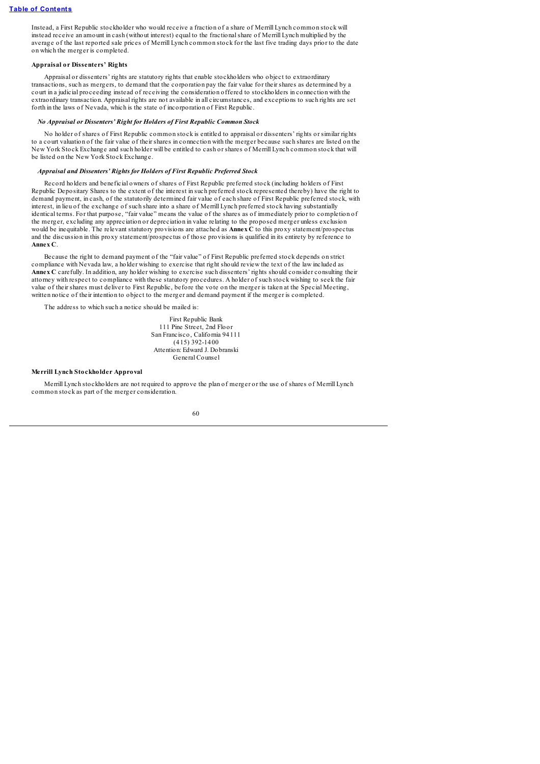Instead, a First Republic stockholder who would receive a fraction of a share of Merrill Lynch common stock will instead receive an amount in cash (without interest) equal to the fractional share of Merrill Lynch multiplied by the average of the last reported sale prices of Merrill Lynch common stock for the last five trading days prior to the date on which the merger is completed.

**Appraisal or Dissenters' Rights**

Appraisal or dissenters' rights are statutory rights that enable stockholders who object to extraordinary transactions, such as mergers, to demand that the corporation pay the fair value for their shares as determined by a court in a judicial proceeding instead of receiving the consideration offered to stockholders in connection with the extraordinary transaction. Appraisal rights are not available in all circumstances, and exceptions to such rights are set forth in the laws of Nevada, which is the state of incorporation of First Republic.

***No Appraisal or Dissenters' Right for Holders of First Republic Common Stock***

No holder of shares of First Republic common stock is entitled to appraisal or dissenters' rights or similar rights to a court valuation of the fair value of their shares in connection with the merger because such shares are listed on the New York Stock Exchange and such holder will be entitled to cash or shares of Merrill Lynch common stock that will be listed on the New York Stock Exchange.

***Appraisal and Dissenters' Rights for Holders of First Republic Preferred Stock***

Record holders and beneficial owners of shares of First Republic preferred stock (including holders of First Republic Depositary Shares to the extent of the interest in such preferred stock represented thereby) have the right to demand payment, in cash, of the statutorily determined fair value of each share of First Republic preferred stock, with interest, in lieu of the exchange of such share into a share of Merrill Lynch preferred stock having substantially identical terms. For that purpose, "fair value" means the value of the shares as of immediately prior to completion of the merger, excluding any appreciation or depreciation in value relating to the proposed merger unless exclusion would be inequitable. The relevant statutory provisions are attached as **Annex C** to this proxy statement/prospectus and the discussion in this proxy statement/prospectus of those provisions is qualified in its entirety by reference to **Annex C**.

Because the right to demand payment of the "fair value" of First Republic preferred stock depends on strict compliance with Nevada law, a holder wishing to exercise that right should review the text of the law included as **Annex C** carefully. In addition, any holder wishing to exercise such dissenters' rights should consider consulting their attorney with respect to compliance with these statutory procedures. A holder of such stock wishing to seek the fair value of their shares must deliver to First Republic, before the vote on the merger is taken at the Special Meeting, written notice of their intention to object to the merger and demand payment if the merger is completed.

The address to which such a notice should be mailed is:

First Republic Bank
111 Pine Street, 2nd Floor
San Francisco, California 94111
(415) 392-1400
Attention: Edward J. Dobranski
General Counsel

**Merrill Lynch Stockholder Approval**

Merrill Lynch stockholders are not required to approve the plan of merger or the use of shares of Merrill Lynch common stock as part of the merger consideration.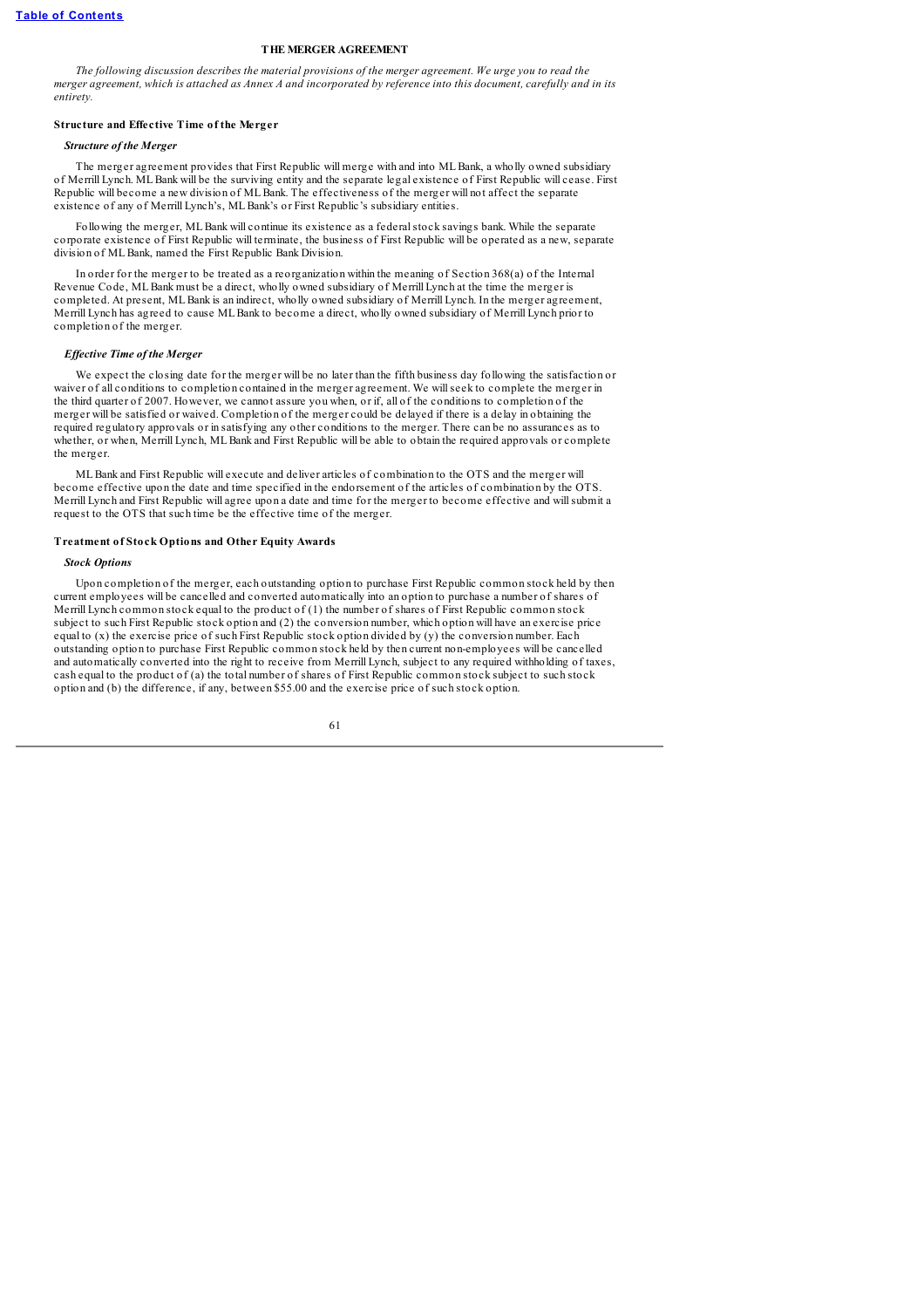## THE MERGER AGREEMENT

*The following discussion describes the material provisions of the merger agreement. We urge you to read the merger agreement, which is attached as Annex A and incorporated by reference into this document, carefully and in its entirety.*

### Structure and Effective Time of the Merger

#### *Structure of the Merger*

The merger agreement provides that First Republic will merge with and into ML Bank, a wholly owned subsidiary of Merrill Lynch. ML Bank will be the surviving entity and the separate legal existence of First Republic will cease. First Republic will become a new division of ML Bank. The effectiveness of the merger will not affect the separate existence of any of Merrill Lynch's, ML Bank's or First Republic's subsidiary entities.

Following the merger, ML Bank will continue its existence as a federal stock savings bank. While the separate corporate existence of First Republic will terminate, the business of First Republic will be operated as a new, separate division of ML Bank, named the First Republic Bank Division.

In order for the merger to be treated as a reorganization within the meaning of Section 368(a) of the Internal Revenue Code, ML Bank must be a direct, wholly owned subsidiary of Merrill Lynch at the time the merger is completed. At present, ML Bank is an indirect, wholly owned subsidiary of Merrill Lynch. In the merger agreement, Merrill Lynch has agreed to cause ML Bank to become a direct, wholly owned subsidiary of Merrill Lynch prior to completion of the merger.

#### *Effective Time of the Merger*

We expect the closing date for the merger will be no later than the fifth business day following the satisfaction or waiver of all conditions to completion contained in the merger agreement. We will seek to complete the merger in the third quarter of 2007. However, we cannot assure you when, or if, all of the conditions to completion of the merger will be satisfied or waived. Completion of the merger could be delayed if there is a delay in obtaining the required regulatory approvals or in satisfying any other conditions to the merger. There can be no assurances as to whether, or when, Merrill Lynch, ML Bank and First Republic will be able to obtain the required approvals or complete the merger.

ML Bank and First Republic will execute and deliver articles of combination to the OTS and the merger will become effective upon the date and time specified in the endorsement of the articles of combination by the OTS. Merrill Lynch and First Republic will agree upon a date and time for the merger to become effective and will submit a request to the OTS that such time be the effective time of the merger.

### Treatment of Stock Options and Other Equity Awards

#### *Stock Options*

Upon completion of the merger, each outstanding option to purchase First Republic common stock held by then current employees will be cancelled and converted automatically into an option to purchase a number of shares of Merrill Lynch common stock equal to the product of (1) the number of shares of First Republic common stock subject to such First Republic stock option and (2) the conversion number, which option will have an exercise price equal to (x) the exercise price of such First Republic stock option divided by (y) the conversion number. Each outstanding option to purchase First Republic common stock held by then current non-employees will be cancelled and automatically converted into the right to receive from Merrill Lynch, subject to any required withholding of taxes, cash equal to the product of (a) the total number of shares of First Republic common stock subject to such stock option and (b) the difference, if any, between $55.00 and the exercise price of such stock option.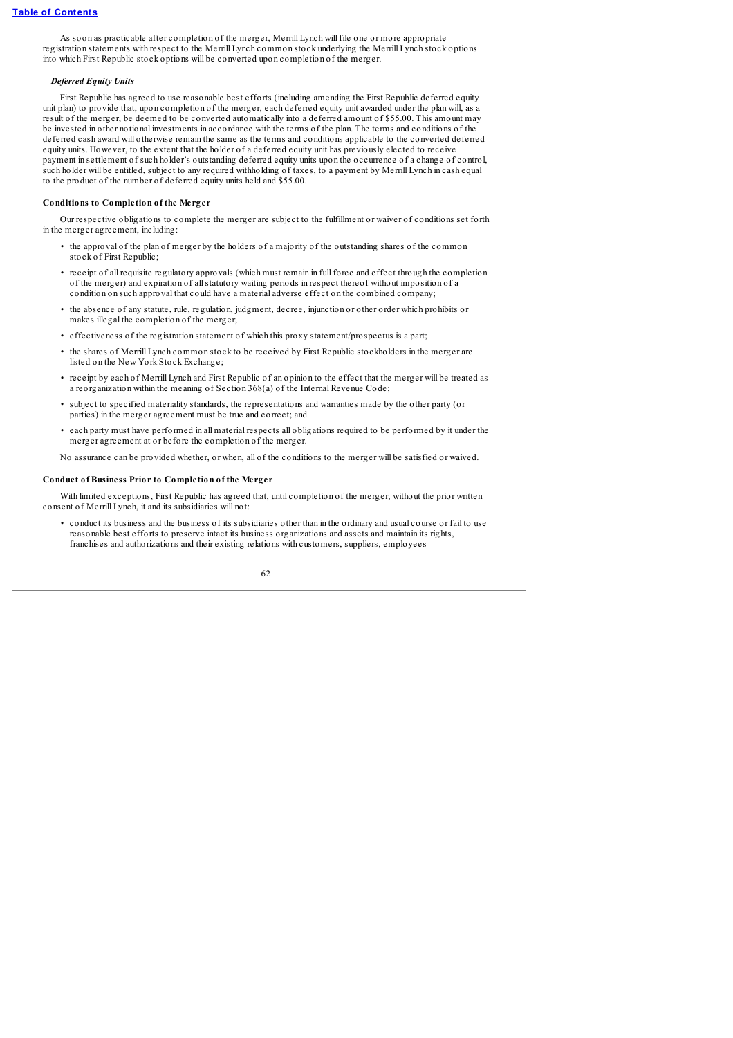As soon as practicable after completion of the merger, Merrill Lynch will file one or more appropriate registration statements with respect to the Merrill Lynch common stock underlying the Merrill Lynch stock options into which First Republic stock options will be converted upon completion of the merger.

### *Deferred Equity Units*

First Republic has agreed to use reasonable best efforts (including amending the First Republic deferred equity unit plan) to provide that, upon completion of the merger, each deferred equity unit awarded under the plan will, as a result of the merger, be deemed to be converted automatically into a deferred amount of $55.00. This amount may be invested in other notional investments in accordance with the terms of the plan. The terms and conditions of the deferred cash award will otherwise remain the same as the terms and conditions applicable to the converted deferred equity units. However, to the extent that the holder of a deferred equity unit has previously elected to receive payment in settlement of such holder's outstanding deferred equity units upon the occurrence of a change of control, such holder will be entitled, subject to any required withholding of taxes, to a payment by Merrill Lynch in cash equal to the product of the number of deferred equity units held and $55.00.

### **Conditions to Completion of the Merger**

Our respective obligations to complete the merger are subject to the fulfillment or waiver of conditions set forth in the merger agreement, including:

- the approval of the plan of merger by the holders of a majority of the outstanding shares of the common stock of First Republic;
- receipt of all requisite regulatory approvals (which must remain in full force and effect through the completion of the merger) and expiration of all statutory waiting periods in respect thereof without imposition of a condition on such approval that could have a material adverse effect on the combined company;
- the absence of any statute, rule, regulation, judgment, decree, injunction or other order which prohibits or makes illegal the completion of the merger;
- effectiveness of the registration statement of which this proxy statement/prospectus is a part;
- the shares of Merrill Lynch common stock to be received by First Republic stockholders in the merger are listed on the New York Stock Exchange;
- receipt by each of Merrill Lynch and First Republic of an opinion to the effect that the merger will be treated as a reorganization within the meaning of Section 368(a) of the Internal Revenue Code;
- subject to specified materiality standards, the representations and warranties made by the other party (or parties) in the merger agreement must be true and correct; and
- each party must have performed in all material respects all obligations required to be performed by it under the merger agreement at or before the completion of the merger.

No assurance can be provided whether, or when, all of the conditions to the merger will be satisfied or waived.

### **Conduct of Business Prior to Completion of the Merger**

With limited exceptions, First Republic has agreed that, until completion of the merger, without the prior written consent of Merrill Lynch, it and its subsidiaries will not:

- conduct its business and the business of its subsidiaries other than in the ordinary and usual course or fail to use reasonable best efforts to preserve intact its business organizations and assets and maintain its rights, franchises and authorizations and their existing relations with customers, suppliers, employees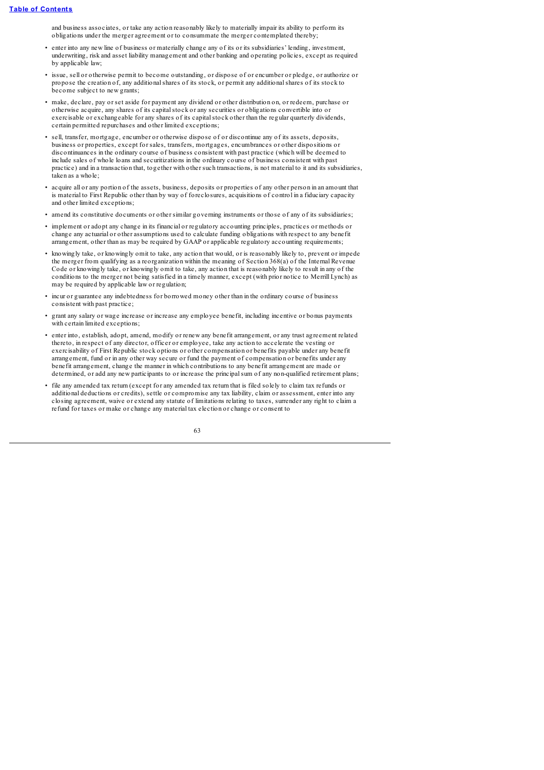and business associates, or take any action reasonably likely to materially impair its ability to perform its obligations under the merger agreement or to consummate the merger contemplated thereby;

- enter into any new line of business or materially change any of its or its subsidiaries' lending, investment, underwriting, risk and asset liability management and other banking and operating policies, except as required by applicable law;
- issue, sell or otherwise permit to become outstanding, or dispose of or encumber or pledge, or authorize or propose the creation of, any additional shares of its stock, or permit any additional shares of its stock to become subject to new grants;
- make, declare, pay or set aside for payment any dividend or other distribution on, or redeem, purchase or otherwise acquire, any shares of its capital stock or any securities or obligations convertible into or exercisable or exchangeable for any shares of its capital stock other than the regular quarterly dividends, certain permitted repurchases and other limited exceptions;
- sell, transfer, mortgage, encumber or otherwise dispose of or discontinue any of its assets, deposits, business or properties, except for sales, transfers, mortgages, encumbrances or other dispositions or discontinuances in the ordinary course of business consistent with past practice (which will be deemed to include sales of whole loans and securitizations in the ordinary course of business consistent with past practice) and in a transaction that, together with other such transactions, is not material to it and its subsidiaries, taken as a whole;
- acquire all or any portion of the assets, business, deposits or properties of any other person in an amount that is material to First Republic other than by way of foreclosures, acquisitions of control in a fiduciary capacity and other limited exceptions;
- amend its constitutive documents or other similar governing instruments or those of any of its subsidiaries;
- implement or adopt any change in its financial or regulatory accounting principles, practices or methods or change any actuarial or other assumptions used to calculate funding obligations with respect to any benefit arrangement, other than as may be required by GAAP or applicable regulatory accounting requirements;
- knowingly take, or knowingly omit to take, any action that would, or is reasonably likely to, prevent or impede the merger from qualifying as a reorganization within the meaning of Section 368(a) of the Internal Revenue Code or knowingly take, or knowingly omit to take, any action that is reasonably likely to result in any of the conditions to the merger not being satisfied in a timely manner, except (with prior notice to Merrill Lynch) as may be required by applicable law or regulation;
- incur or guarantee any indebtedness for borrowed money other than in the ordinary course of business consistent with past practice;
- grant any salary or wage increase or increase any employee benefit, including incentive or bonus payments with certain limited exceptions;
- enter into, establish, adopt, amend, modify or renew any benefit arrangement, or any trust agreement related thereto, in respect of any director, officer or employee, take any action to accelerate the vesting or exercisability of First Republic stock options or other compensation or benefits payable under any benefit arrangement, fund or in any other way secure or fund the payment of compensation or benefits under any benefit arrangement, change the manner in which contributions to any benefit arrangement are made or determined, or add any new participants to or increase the principal sum of any non-qualified retirement plans;
- file any amended tax return (except for any amended tax return that is filed solely to claim tax refunds or additional deductions or credits), settle or compromise any tax liability, claim or assessment, enter into any closing agreement, waive or extend any statute of limitations relating to taxes, surrender any right to claim a refund for taxes or make or change any material tax election or change or consent to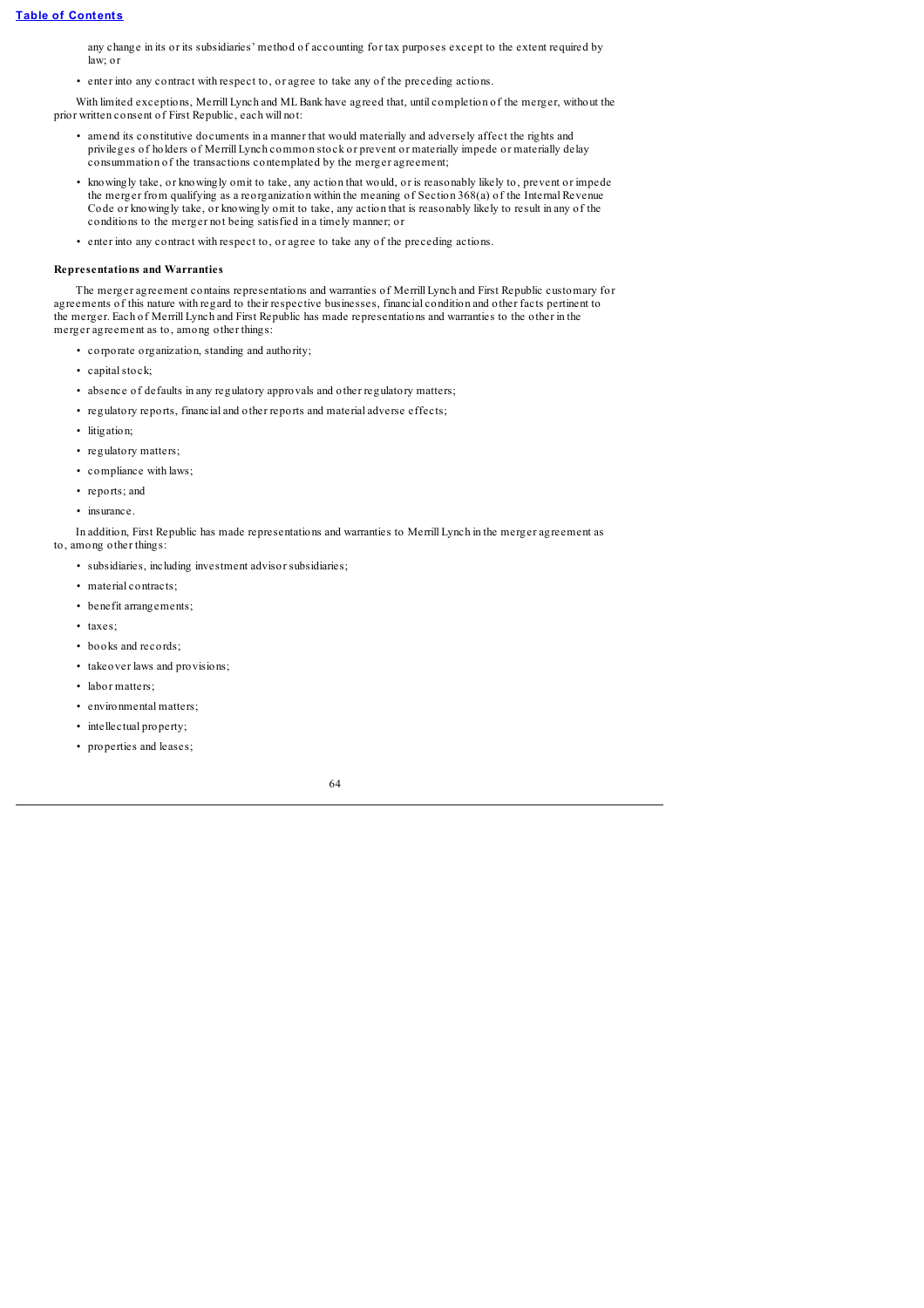any change in its or its subsidiaries' method of accounting for tax purposes except to the extent required by law; or

- enter into any contract with respect to, or agree to take any of the preceding actions.

With limited exceptions, Merrill Lynch and ML Bank have agreed that, until completion of the merger, without the prior written consent of First Republic, each will not:

- amend its constitutive documents in a manner that would materially and adversely affect the rights and privileges of holders of Merrill Lynch common stock or prevent or materially impede or materially delay consummation of the transactions contemplated by the merger agreement;
- knowingly take, or knowingly omit to take, any action that would, or is reasonably likely to, prevent or impede the merger from qualifying as a reorganization within the meaning of Section 368(a) of the Internal Revenue Code or knowingly take, or knowingly omit to take, any action that is reasonably likely to result in any of the conditions to the merger not being satisfied in a timely manner; or
- enter into any contract with respect to, or agree to take any of the preceding actions.

**Representations and Warranties**

The merger agreement contains representations and warranties of Merrill Lynch and First Republic customary for agreements of this nature with regard to their respective businesses, financial condition and other facts pertinent to the merger. Each of Merrill Lynch and First Republic has made representations and warranties to the other in the merger agreement as to, among other things:

- corporate organization, standing and authority;
- capital stock;
- absence of defaults in any regulatory approvals and other regulatory matters;
- regulatory reports, financial and other reports and material adverse effects;
- litigation;
- regulatory matters;
- compliance with laws;
- reports; and
- insurance.

In addition, First Republic has made representations and warranties to Merrill Lynch in the merger agreement as to, among other things:

- subsidiaries, including investment advisor subsidiaries;
- material contracts;
- benefit arrangements;
- taxes;
- books and records;
- takeover laws and provisions;
- labor matters;
- environmental matters;
- intellectual property;
- properties and leases;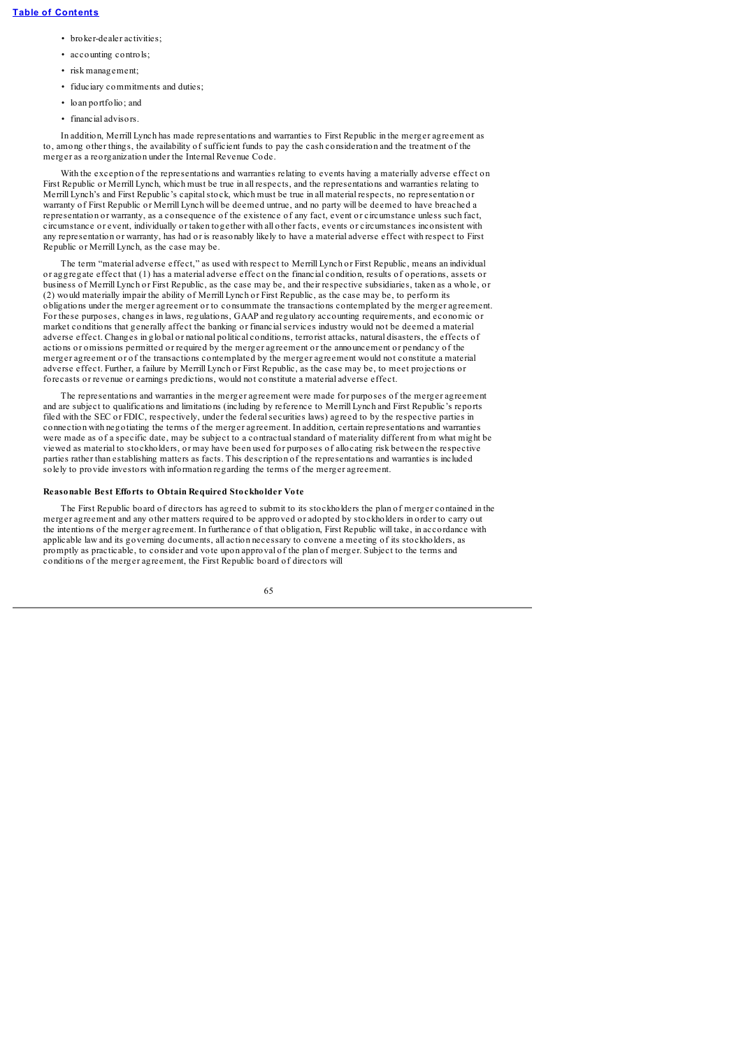- broker-dealer activities;
- accounting controls;
- risk management;
- fiduciary commitments and duties;
- loan portfolio; and
- financial advisors.

In addition, Merrill Lynch has made representations and warranties to First Republic in the merger agreement as to, among other things, the availability of sufficient funds to pay the cash consideration and the treatment of the merger as a reorganization under the Internal Revenue Code.

With the exception of the representations and warranties relating to events having a materially adverse effect on First Republic or Merrill Lynch, which must be true in all respects, and the representations and warranties relating to Merrill Lynch's and First Republic's capital stock, which must be true in all material respects, no representation or warranty of First Republic or Merrill Lynch will be deemed untrue, and no party will be deemed to have breached a representation or warranty, as a consequence of the existence of any fact, event or circumstance unless such fact, circumstance or event, individually or taken together with all other facts, events or circumstances inconsistent with any representation or warranty, has had or is reasonably likely to have a material adverse effect with respect to First Republic or Merrill Lynch, as the case may be.

The term "material adverse effect," as used with respect to Merrill Lynch or First Republic, means an individual or aggregate effect that (1) has a material adverse effect on the financial condition, results of operations, assets or business of Merrill Lynch or First Republic, as the case may be, and their respective subsidiaries, taken as a whole, or (2) would materially impair the ability of Merrill Lynch or First Republic, as the case may be, to perform its obligations under the merger agreement or to consummate the transactions contemplated by the merger agreement. For these purposes, changes in laws, regulations, GAAP and regulatory accounting requirements, and economic or market conditions that generally affect the banking or financial services industry would not be deemed a material adverse effect. Changes in global or national political conditions, terrorist attacks, natural disasters, the effects of actions or omissions permitted or required by the merger agreement or the announcement or pendancy of the merger agreement or of the transactions contemplated by the merger agreement would not constitute a material adverse effect. Further, a failure by Merrill Lynch or First Republic, as the case may be, to meet projections or forecasts or revenue or earnings predictions, would not constitute a material adverse effect.

The representations and warranties in the merger agreement were made for purposes of the merger agreement and are subject to qualifications and limitations (including by reference to Merrill Lynch and First Republic's reports filed with the SEC or FDIC, respectively, under the federal securities laws) agreed to by the respective parties in connection with negotiating the terms of the merger agreement. In addition, certain representations and warranties were made as of a specific date, may be subject to a contractual standard of materiality different from what might be viewed as material to stockholders, or may have been used for purposes of allocating risk between the respective parties rather than establishing matters as facts. This description of the representations and warranties is included solely to provide investors with information regarding the terms of the merger agreement.

**Reasonable Best Efforts to Obtain Required Stockholder Vote**

The First Republic board of directors has agreed to submit to its stockholders the plan of merger contained in the merger agreement and any other matters required to be approved or adopted by stockholders in order to carry out the intentions of the merger agreement. In furtherance of that obligation, First Republic will take, in accordance with applicable law and its governing documents, all action necessary to convene a meeting of its stockholders, as promptly as practicable, to consider and vote upon approval of the plan of merger. Subject to the terms and conditions of the merger agreement, the First Republic board of directors will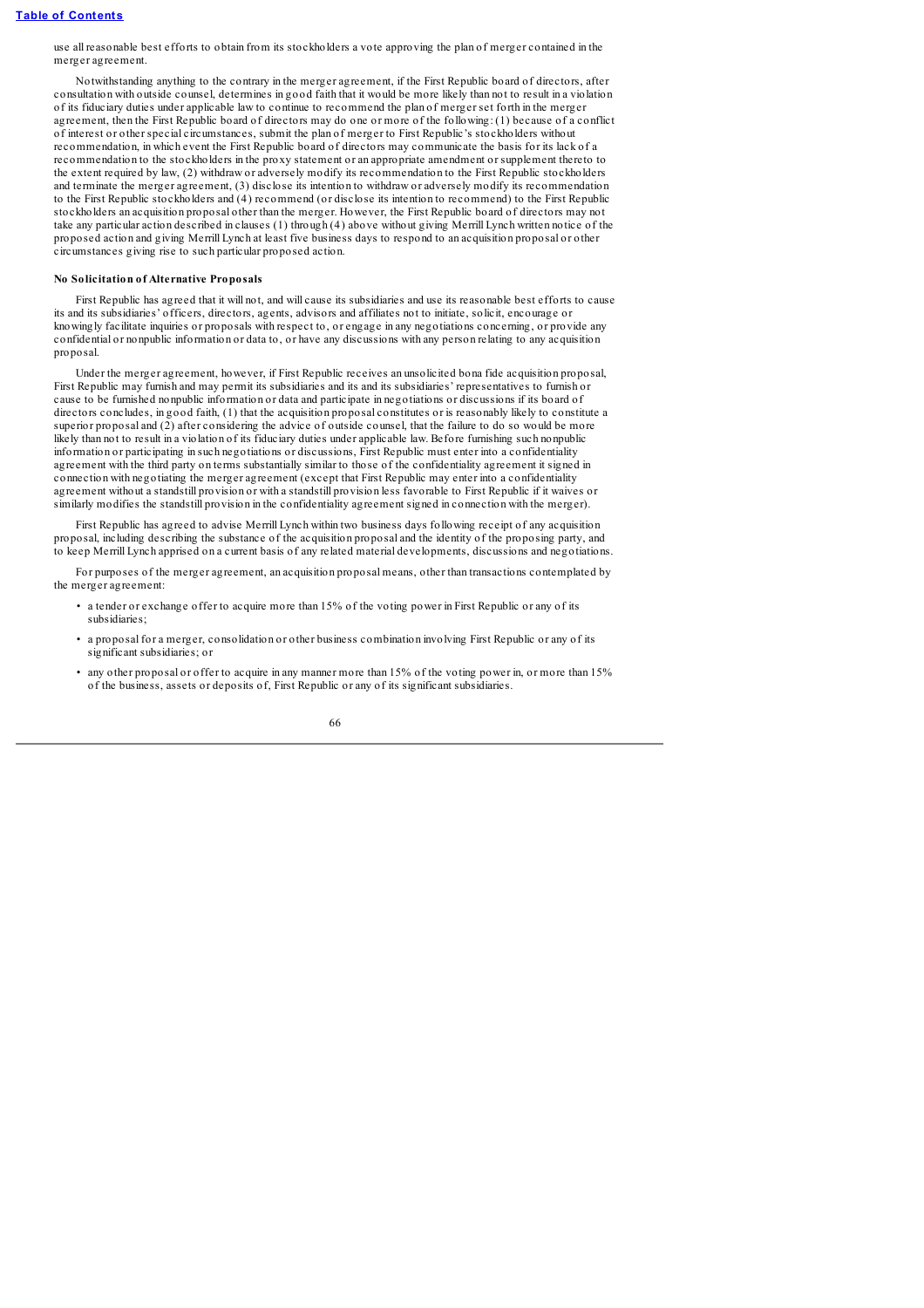use all reasonable best efforts to obtain from its stockholders a vote approving the plan of merger contained in the merger agreement.

Notwithstanding anything to the contrary in the merger agreement, if the First Republic board of directors, after consultation with outside counsel, determines in good faith that it would be more likely than not to result in a violation of its fiduciary duties under applicable law to continue to recommend the plan of merger set forth in the merger agreement, then the First Republic board of directors may do one or more of the following: (1) because of a conflict of interest or other special circumstances, submit the plan of merger to First Republic's stockholders without recommendation, in which event the First Republic board of directors may communicate the basis for its lack of a recommendation to the stockholders in the proxy statement or an appropriate amendment or supplement thereto to the extent required by law, (2) withdraw or adversely modify its recommendation to the First Republic stockholders and terminate the merger agreement, (3) disclose its intention to withdraw or adversely modify its recommendation to the First Republic stockholders and (4) recommend (or disclose its intention to recommend) to the First Republic stockholders an acquisition proposal other than the merger. However, the First Republic board of directors may not take any particular action described in clauses (1) through (4) above without giving Merrill Lynch written notice of the proposed action and giving Merrill Lynch at least five business days to respond to an acquisition proposal or other circumstances giving rise to such particular proposed action.

**No Solicitation of Alternative Proposals**

First Republic has agreed that it will not, and will cause its subsidiaries and use its reasonable best efforts to cause its and its subsidiaries' officers, directors, agents, advisors and affiliates not to initiate, solicit, encourage or knowingly facilitate inquiries or proposals with respect to, or engage in any negotiations concerning, or provide any confidential or nonpublic information or data to, or have any discussions with any person relating to any acquisition proposal.

Under the merger agreement, however, if First Republic receives an unsolicited bona fide acquisition proposal, First Republic may furnish and may permit its subsidiaries and its and its subsidiaries' representatives to furnish or cause to be furnished nonpublic information or data and participate in negotiations or discussions if its board of directors concludes, in good faith, (1) that the acquisition proposal constitutes or is reasonably likely to constitute a superior proposal and (2) after considering the advice of outside counsel, that the failure to do so would be more likely than not to result in a violation of its fiduciary duties under applicable law. Before furnishing such nonpublic information or participating in such negotiations or discussions, First Republic must enter into a confidentiality agreement with the third party on terms substantially similar to those of the confidentiality agreement it signed in connection with negotiating the merger agreement (except that First Republic may enter into a confidentiality agreement without a standstill provision or with a standstill provision less favorable to First Republic if it waives or similarly modifies the standstill provision in the confidentiality agreement signed in connection with the merger).

First Republic has agreed to advise Merrill Lynch within two business days following receipt of any acquisition proposal, including describing the substance of the acquisition proposal and the identity of the proposing party, and to keep Merrill Lynch apprised on a current basis of any related material developments, discussions and negotiations.

For purposes of the merger agreement, an acquisition proposal means, other than transactions contemplated by the merger agreement:

- a tender or exchange offer to acquire more than 15% of the voting power in First Republic or any of its subsidiaries;
- a proposal for a merger, consolidation or other business combination involving First Republic or any of its significant subsidiaries; or
- any other proposal or offer to acquire in any manner more than 15% of the voting power in, or more than 15% of the business, assets or deposits of, First Republic or any of its significant subsidiaries.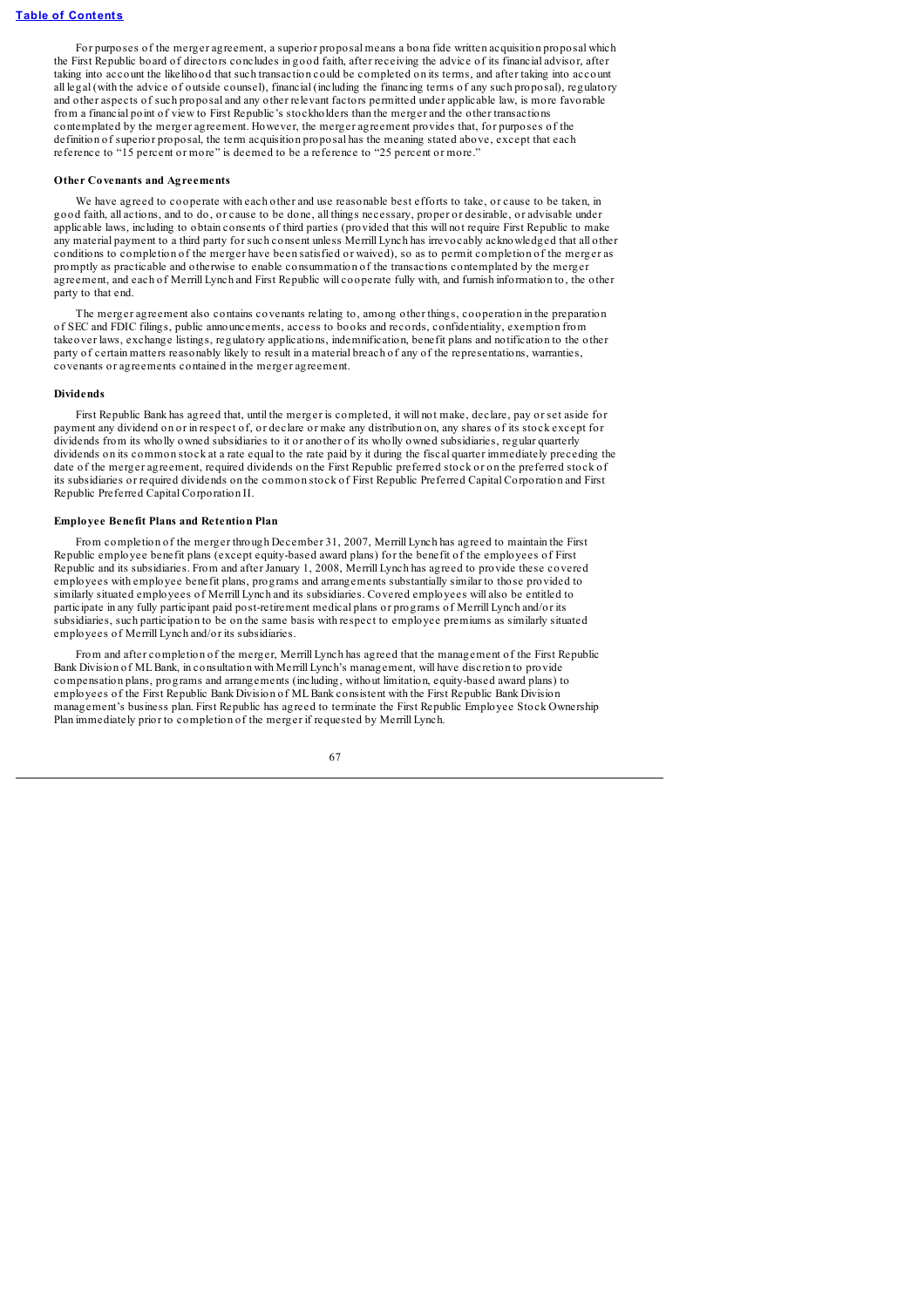For purposes of the merger agreement, a superior proposal means a bona fide written acquisition proposal which the First Republic board of directors concludes in good faith, after receiving the advice of its financial advisor, after taking into account the likelihood that such transaction could be completed on its terms, and after taking into account all legal (with the advice of outside counsel), financial (including the financing terms of any such proposal), regulatory and other aspects of such proposal and any other relevant factors permitted under applicable law, is more favorable from a financial point of view to First Republic's stockholders than the merger and the other transactions contemplated by the merger agreement. However, the merger agreement provides that, for purposes of the definition of superior proposal, the term acquisition proposal has the meaning stated above, except that each reference to "15 percent or more" is deemed to be a reference to "25 percent or more."

**Other Covenants and Agreements**

We have agreed to cooperate with each other and use reasonable best efforts to take, or cause to be taken, in good faith, all actions, and to do, or cause to be done, all things necessary, proper or desirable, or advisable under applicable laws, including to obtain consents of third parties (provided that this will not require First Republic to make any material payment to a third party for such consent unless Merrill Lynch has irrevocably acknowledged that all other conditions to completion of the merger have been satisfied or waived), so as to permit completion of the merger as promptly as practicable and otherwise to enable consummation of the transactions contemplated by the merger agreement, and each of Merrill Lynch and First Republic will cooperate fully with, and furnish information to, the other party to that end.

The merger agreement also contains covenants relating to, among other things, cooperation in the preparation of SEC and FDIC filings, public announcements, access to books and records, confidentiality, exemption from takeover laws, exchange listings, regulatory applications, indemnification, benefit plans and notification to the other party of certain matters reasonably likely to result in a material breach of any of the representations, warranties, covenants or agreements contained in the merger agreement.

**Dividends**

First Republic Bank has agreed that, until the merger is completed, it will not make, declare, pay or set aside for payment any dividend on or in respect of, or declare or make any distribution on, any shares of its stock except for dividends from its wholly owned subsidiaries to it or another of its wholly owned subsidiaries, regular quarterly dividends on its common stock at a rate equal to the rate paid by it during the fiscal quarter immediately preceding the date of the merger agreement, required dividends on the First Republic preferred stock or on the preferred stock of its subsidiaries or required dividends on the common stock of First Republic Preferred Capital Corporation and First Republic Preferred Capital Corporation II.

**Employee Benefit Plans and Retention Plan**

From completion of the merger through December 31, 2007, Merrill Lynch has agreed to maintain the First Republic employee benefit plans (except equity-based award plans) for the benefit of the employees of First Republic and its subsidiaries. From and after January 1, 2008, Merrill Lynch has agreed to provide these covered employees with employee benefit plans, programs and arrangements substantially similar to those provided to similarly situated employees of Merrill Lynch and its subsidiaries. Covered employees will also be entitled to participate in any fully participant paid post-retirement medical plans or programs of Merrill Lynch and/or its subsidiaries, such participation to be on the same basis with respect to employee premiums as similarly situated employees of Merrill Lynch and/or its subsidiaries.

From and after completion of the merger, Merrill Lynch has agreed that the management of the First Republic Bank Division of ML Bank, in consultation with Merrill Lynch's management, will have discretion to provide compensation plans, programs and arrangements (including, without limitation, equity-based award plans) to employees of the First Republic Bank Division of ML Bank consistent with the First Republic Bank Division management's business plan. First Republic has agreed to terminate the First Republic Employee Stock Ownership Plan immediately prior to completion of the merger if requested by Merrill Lynch.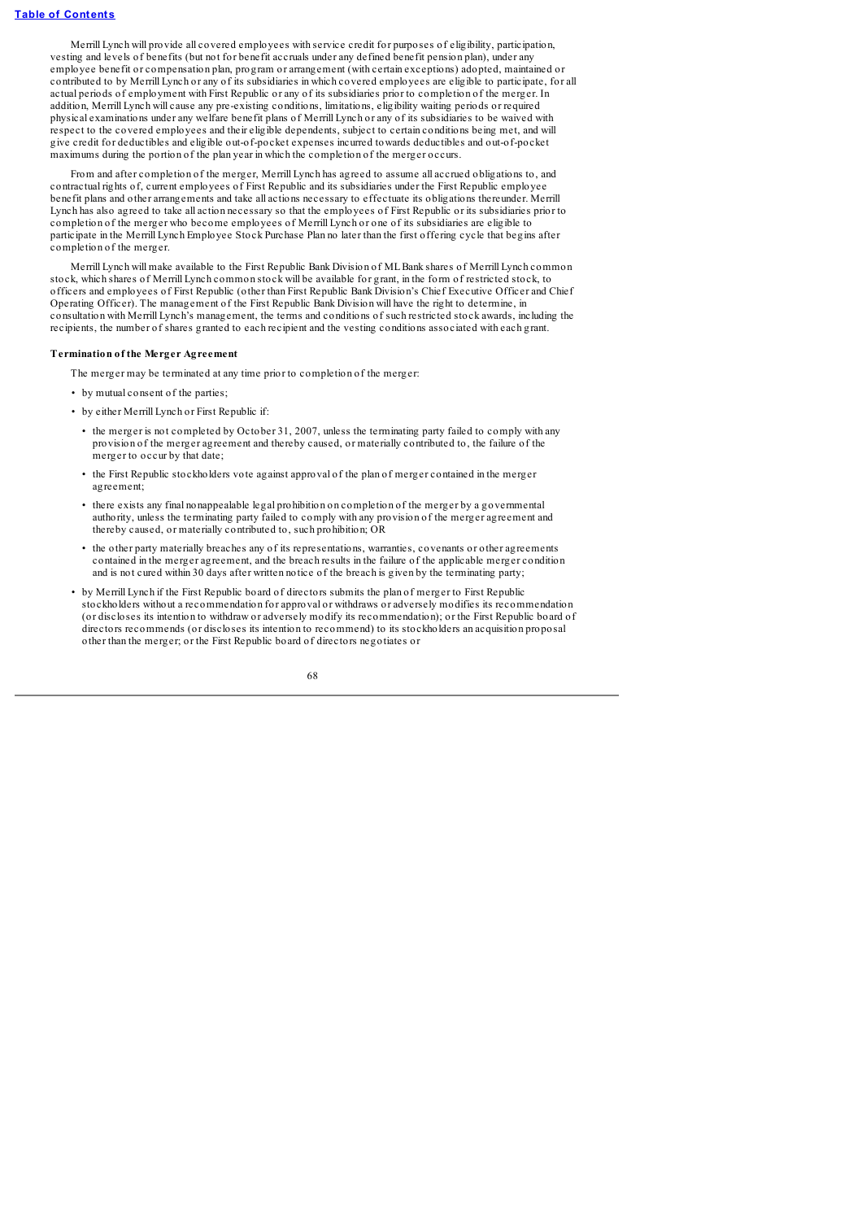Merrill Lynch will provide all covered employees with service credit for purposes of eligibility, participation, vesting and levels of benefits (but not for benefit accruals under any defined benefit pension plan), under any employee benefit or compensation plan, program or arrangement (with certain exceptions) adopted, maintained or contributed to by Merrill Lynch or any of its subsidiaries in which covered employees are eligible to participate, for all actual periods of employment with First Republic or any of its subsidiaries prior to completion of the merger. In addition, Merrill Lynch will cause any pre-existing conditions, limitations, eligibility waiting periods or required physical examinations under any welfare benefit plans of Merrill Lynch or any of its subsidiaries to be waived with respect to the covered employees and their eligible dependents, subject to certain conditions being met, and will give credit for deductibles and eligible out-of-pocket expenses incurred towards deductibles and out-of-pocket maximums during the portion of the plan year in which the completion of the merger occurs.

From and after completion of the merger, Merrill Lynch has agreed to assume all accrued obligations to, and contractual rights of, current employees of First Republic and its subsidiaries under the First Republic employee benefit plans and other arrangements and take all actions necessary to effectuate its obligations thereunder. Merrill Lynch has also agreed to take all action necessary so that the employees of First Republic or its subsidiaries prior to completion of the merger who become employees of Merrill Lynch or one of its subsidiaries are eligible to participate in the Merrill Lynch Employee Stock Purchase Plan no later than the first offering cycle that begins after completion of the merger.

Merrill Lynch will make available to the First Republic Bank Division of ML Bank shares of Merrill Lynch common stock, which shares of Merrill Lynch common stock will be available for grant, in the form of restricted stock, to officers and employees of First Republic (other than First Republic Bank Division's Chief Executive Officer and Chief Operating Officer). The management of the First Republic Bank Division will have the right to determine, in consultation with Merrill Lynch's management, the terms and conditions of such restricted stock awards, including the recipients, the number of shares granted to each recipient and the vesting conditions associated with each grant.

**Termination of the Merger Agreement**

The merger may be terminated at any time prior to completion of the merger:

- by mutual consent of the parties;
- by either Merrill Lynch or First Republic if:
  - the merger is not completed by October 31, 2007, unless the terminating party failed to comply with any provision of the merger agreement and thereby caused, or materially contributed to, the failure of the merger to occur by that date;
  - the First Republic stockholders vote against approval of the plan of merger contained in the merger agreement;
  - there exists any final nonappealable legal prohibition on completion of the merger by a governmental authority, unless the terminating party failed to comply with any provision of the merger agreement and thereby caused, or materially contributed to, such prohibition; OR
  - the other party materially breaches any of its representations, warranties, covenants or other agreements contained in the merger agreement, and the breach results in the failure of the applicable merger condition and is not cured within 30 days after written notice of the breach is given by the terminating party;
- by Merrill Lynch if the First Republic board of directors submits the plan of merger to First Republic stockholders without a recommendation for approval or withdraws or adversely modifies its recommendation (or discloses its intention to withdraw or adversely modify its recommendation); or the First Republic board of directors recommends (or discloses its intention to recommend) to its stockholders an acquisition proposal other than the merger; or the First Republic board of directors negotiates or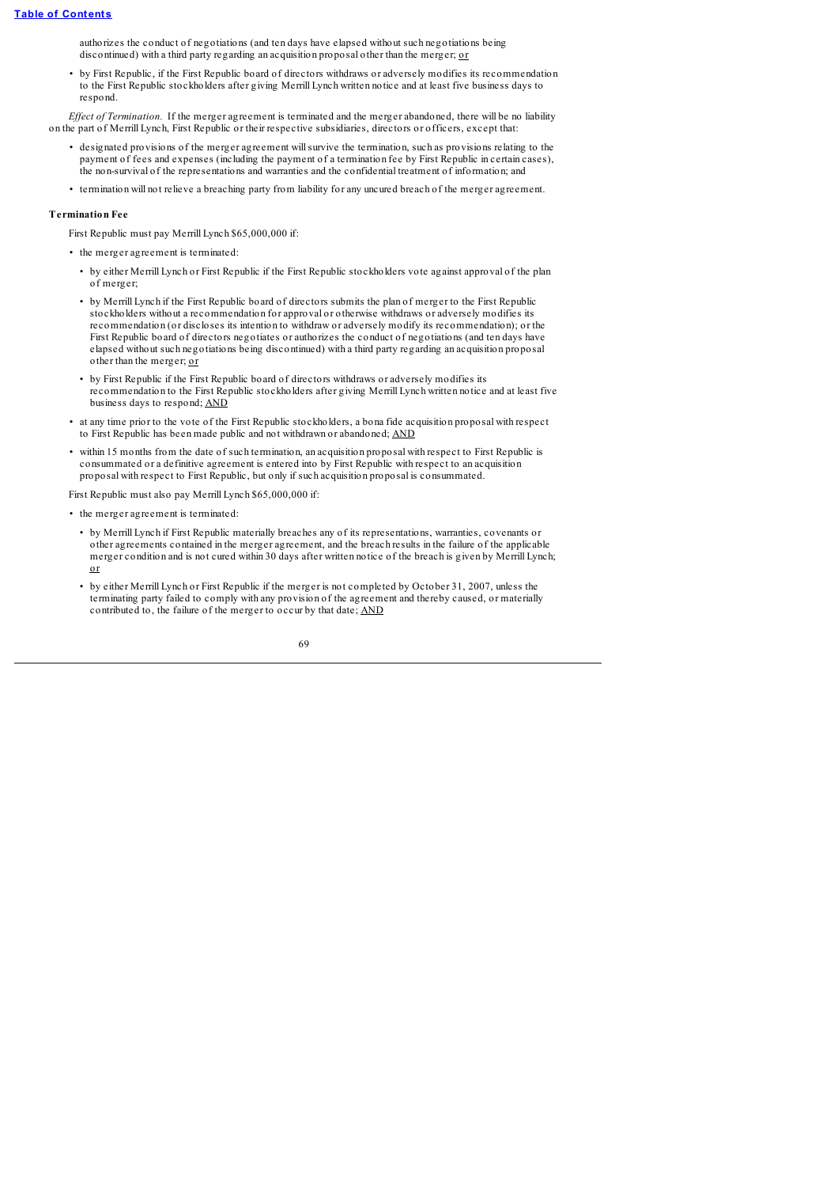authorizes the conduct of negotiations (and ten days have elapsed without such negotiations being discontinued) with a third party regarding an acquisition proposal other than the merger; or

- by First Republic, if the First Republic board of directors withdraws or adversely modifies its recommendation to the First Republic stockholders after giving Merrill Lynch written notice and at least five business days to respond.

*Effect of Termination.* If the merger agreement is terminated and the merger abandoned, there will be no liability on the part of Merrill Lynch, First Republic or their respective subsidiaries, directors or officers, except that:

- designated provisions of the merger agreement will survive the termination, such as provisions relating to the payment of fees and expenses (including the payment of a termination fee by First Republic in certain cases), the non-survival of the representations and warranties and the confidential treatment of information; and
- termination will not relieve a breaching party from liability for any uncured breach of the merger agreement.

**Termination Fee**

First Republic must pay Merrill Lynch $65,000,000 if:

- the merger agreement is terminated:
  - by either Merrill Lynch or First Republic if the First Republic stockholders vote against approval of the plan of merger;
  - by Merrill Lynch if the First Republic board of directors submits the plan of merger to the First Republic stockholders without a recommendation for approval or otherwise withdraws or adversely modifies its recommendation (or discloses its intention to withdraw or adversely modify its recommendation); or the First Republic board of directors negotiates or authorizes the conduct of negotiations (and ten days have elapsed without such negotiations being discontinued) with a third party regarding an acquisition proposal other than the merger; or
  - by First Republic if the First Republic board of directors withdraws or adversely modifies its recommendation to the First Republic stockholders after giving Merrill Lynch written notice and at least five business days to respond; AND
- at any time prior to the vote of the First Republic stockholders, a bona fide acquisition proposal with respect to First Republic has been made public and not withdrawn or abandoned; AND
- within 15 months from the date of such termination, an acquisition proposal with respect to First Republic is consummated or a definitive agreement is entered into by First Republic with respect to an acquisition proposal with respect to First Republic, but only if such acquisition proposal is consummated.

First Republic must also pay Merrill Lynch $65,000,000 if:

- the merger agreement is terminated:
  - by Merrill Lynch if First Republic materially breaches any of its representations, warranties, covenants or other agreements contained in the merger agreement, and the breach results in the failure of the applicable merger condition and is not cured within 30 days after written notice of the breach is given by Merrill Lynch; or
  - by either Merrill Lynch or First Republic if the merger is not completed by October 31, 2007, unless the terminating party failed to comply with any provision of the agreement and thereby caused, or materially contributed to, the failure of the merger to occur by that date; AND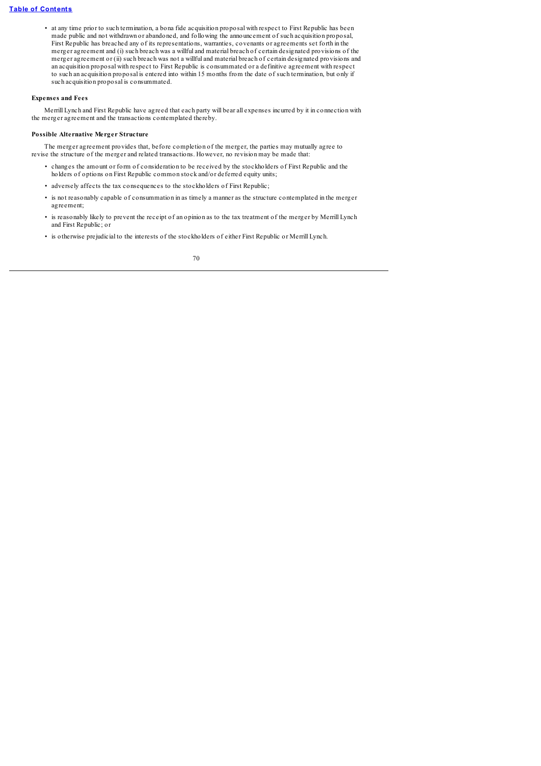- at any time prior to such termination, a bona fide acquisition proposal with respect to First Republic has been made public and not withdrawn or abandoned, and following the announcement of such acquisition proposal, First Republic has breached any of its representations, warranties, covenants or agreements set forth in the merger agreement and (i) such breach was a willful and material breach of certain designated provisions of the merger agreement or (ii) such breach was not a willful and material breach of certain designated provisions and an acquisition proposal with respect to First Republic is consummated or a definitive agreement with respect to such an acquisition proposal is entered into within 15 months from the date of such termination, but only if such acquisition proposal is consummated.

**Expenses and Fees**

Merrill Lynch and First Republic have agreed that each party will bear all expenses incurred by it in connection with the merger agreement and the transactions contemplated thereby.

**Possible Alternative Merger Structure**

The merger agreement provides that, before completion of the merger, the parties may mutually agree to revise the structure of the merger and related transactions. However, no revision may be made that:

- changes the amount or form of consideration to be received by the stockholders of First Republic and the holders of options on First Republic common stock and/or deferred equity units;
- adversely affects the tax consequences to the stockholders of First Republic;
- is not reasonably capable of consummation in as timely a manner as the structure contemplated in the merger agreement;
- is reasonably likely to prevent the receipt of an opinion as to the tax treatment of the merger by Merrill Lynch and First Republic; or
- is otherwise prejudicial to the interests of the stockholders of either First Republic or Merrill Lynch.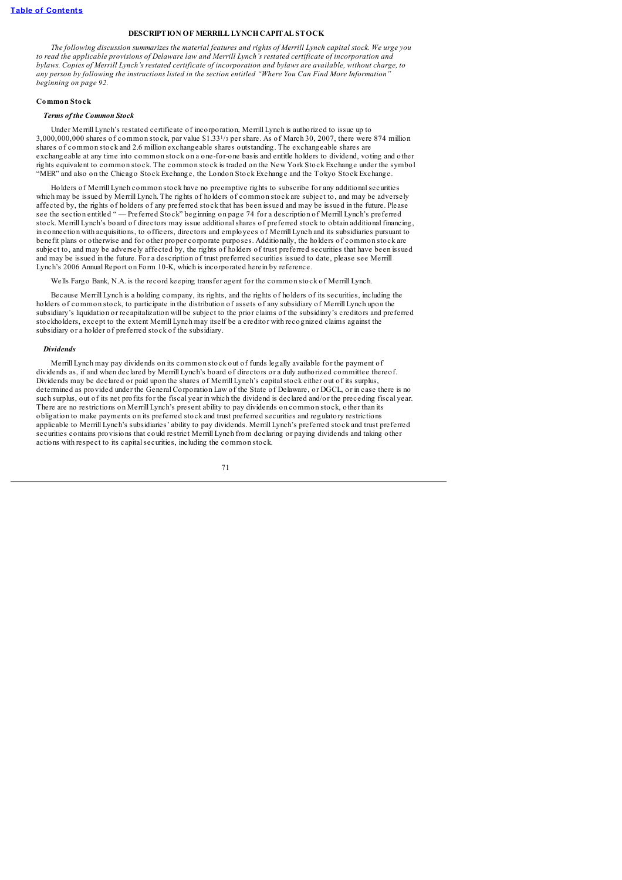## DESCRIPTION OF MERRILL LYNCH CAPITAL STOCK

*The following discussion summarizes the material features and rights of Merrill Lynch capital stock. We urge you to read the applicable provisions of Delaware law and Merrill Lynch's restated certificate of incorporation and bylaws. Copies of Merrill Lynch's restated certificate of incorporation and bylaws are available, without charge, to any person by following the instructions listed in the section entitled "Where You Can Find More Information" beginning on page 92.*

### Common Stock

#### *Terms of the Common Stock*

Under Merrill Lynch's restated certificate of incorporation, Merrill Lynch is authorized to issue up to 3,000,000,000 shares of common stock, par value $1.33 1/3 per share. As of March 30, 2007, there were 874 million shares of common stock and 2.6 million exchangeable shares outstanding. The exchangeable shares are exchangeable at any time into common stock on a one-for-one basis and entitle holders to dividend, voting and other rights equivalent to common stock. The common stock is traded on the New York Stock Exchange under the symbol "MER" and also on the Chicago Stock Exchange, the London Stock Exchange and the Tokyo Stock Exchange.

Holders of Merrill Lynch common stock have no preemptive rights to subscribe for any additional securities which may be issued by Merrill Lynch. The rights of holders of common stock are subject to, and may be adversely affected by, the rights of holders of any preferred stock that has been issued and may be issued in the future. Please see the section entitled " — Preferred Stock" beginning on page 74 for a description of Merrill Lynch's preferred stock. Merrill Lynch's board of directors may issue additional shares of preferred stock to obtain additional financing, in connection with acquisitions, to officers, directors and employees of Merrill Lynch and its subsidiaries pursuant to benefit plans or otherwise and for other proper corporate purposes. Additionally, the holders of common stock are subject to, and may be adversely affected by, the rights of holders of trust preferred securities that have been issued and may be issued in the future. For a description of trust preferred securities issued to date, please see Merrill Lynch's 2006 Annual Report on Form 10-K, which is incorporated herein by reference.

Wells Fargo Bank, N.A. is the record keeping transfer agent for the common stock of Merrill Lynch.

Because Merrill Lynch is a holding company, its rights, and the rights of holders of its securities, including the holders of common stock, to participate in the distribution of assets of any subsidiary of Merrill Lynch upon the subsidiary's liquidation or recapitalization will be subject to the prior claims of the subsidiary's creditors and preferred stockholders, except to the extent Merrill Lynch may itself be a creditor with recognized claims against the subsidiary or a holder of preferred stock of the subsidiary.

#### *Dividends*

Merrill Lynch may pay dividends on its common stock out of funds legally available for the payment of dividends as, if and when declared by Merrill Lynch's board of directors or a duly authorized committee thereof. Dividends may be declared or paid upon the shares of Merrill Lynch's capital stock either out of its surplus, determined as provided under the General Corporation Law of the State of Delaware, or DGCL, or in case there is no such surplus, out of its net profits for the fiscal year in which the dividend is declared and/or the preceding fiscal year. There are no restrictions on Merrill Lynch's present ability to pay dividends on common stock, other than its obligation to make payments on its preferred stock and trust preferred securities and regulatory restrictions applicable to Merrill Lynch's subsidiaries' ability to pay dividends. Merrill Lynch's preferred stock and trust preferred securities contains provisions that could restrict Merrill Lynch from declaring or paying dividends and taking other actions with respect to its capital securities, including the common stock.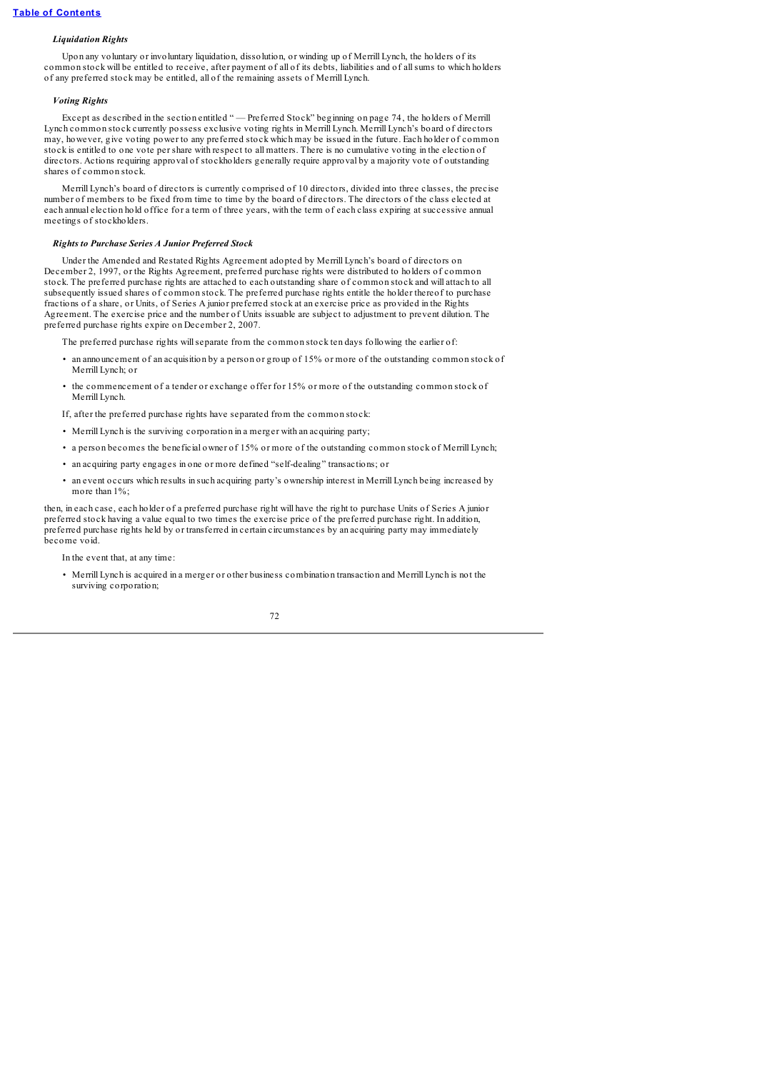### *Liquidation Rights*

Upon any voluntary or involuntary liquidation, dissolution, or winding up of Merrill Lynch, the holders of its common stock will be entitled to receive, after payment of all of its debts, liabilities and of all sums to which holders of any preferred stock may be entitled, all of the remaining assets of Merrill Lynch.

### *Voting Rights*

Except as described in the section entitled " — Preferred Stock" beginning on page 74, the holders of Merrill Lynch common stock currently possess exclusive voting rights in Merrill Lynch. Merrill Lynch's board of directors may, however, give voting power to any preferred stock which may be issued in the future. Each holder of common stock is entitled to one vote per share with respect to all matters. There is no cumulative voting in the election of directors. Actions requiring approval of stockholders generally require approval by a majority vote of outstanding shares of common stock.

Merrill Lynch's board of directors is currently comprised of 10 directors, divided into three classes, the precise number of members to be fixed from time to time by the board of directors. The directors of the class elected at each annual election hold office for a term of three years, with the term of each class expiring at successive annual meetings of stockholders.

### *Rights to Purchase Series A Junior Preferred Stock*

Under the Amended and Restated Rights Agreement adopted by Merrill Lynch's board of directors on December 2, 1997, or the Rights Agreement, preferred purchase rights were distributed to holders of common stock. The preferred purchase rights are attached to each outstanding share of common stock and will attach to all subsequently issued shares of common stock. The preferred purchase rights entitle the holder thereof to purchase fractions of a share, or Units, of Series A junior preferred stock at an exercise price as provided in the Rights Agreement. The exercise price and the number of Units issuable are subject to adjustment to prevent dilution. The preferred purchase rights expire on December 2, 2007.

The preferred purchase rights will separate from the common stock ten days following the earlier of:

- an announcement of an acquisition by a person or group of 15% or more of the outstanding common stock of Merrill Lynch; or
- the commencement of a tender or exchange offer for 15% or more of the outstanding common stock of Merrill Lynch.

If, after the preferred purchase rights have separated from the common stock:

- Merrill Lynch is the surviving corporation in a merger with an acquiring party;
- a person becomes the beneficial owner of 15% or more of the outstanding common stock of Merrill Lynch;
- an acquiring party engages in one or more defined "self-dealing" transactions; or
- an event occurs which results in such acquiring party's ownership interest in Merrill Lynch being increased by more than 1%;

then, in each case, each holder of a preferred purchase right will have the right to purchase Units of Series A junior preferred stock having a value equal to two times the exercise price of the preferred purchase right. In addition, preferred purchase rights held by or transferred in certain circumstances by an acquiring party may immediately become void.

In the event that, at any time:

- Merrill Lynch is acquired in a merger or other business combination transaction and Merrill Lynch is not the surviving corporation;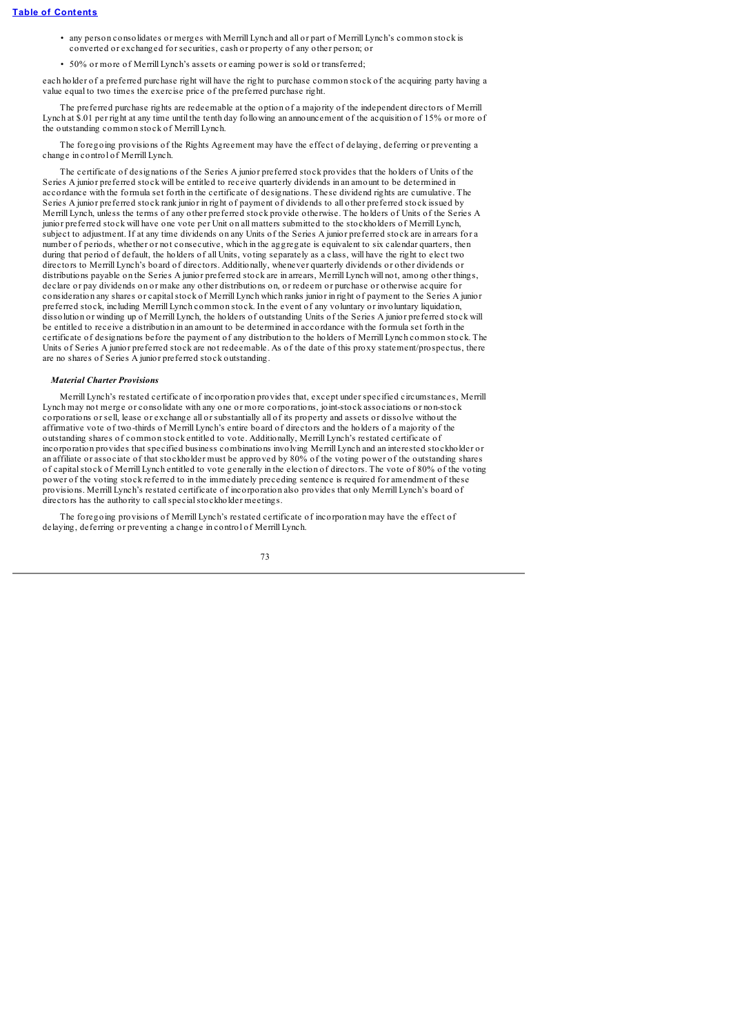- any person consolidates or merges with Merrill Lynch and all or part of Merrill Lynch's common stock is converted or exchanged for securities, cash or property of any other person; or
- 50% or more of Merrill Lynch's assets or earning power is sold or transferred;

each holder of a preferred purchase right will have the right to purchase common stock of the acquiring party having a value equal to two times the exercise price of the preferred purchase right.

The preferred purchase rights are redeemable at the option of a majority of the independent directors of Merrill Lynch at $.01 per right at any time until the tenth day following an announcement of the acquisition of 15% or more of the outstanding common stock of Merrill Lynch.

The foregoing provisions of the Rights Agreement may have the effect of delaying, deferring or preventing a change in control of Merrill Lynch.

The certificate of designations of the Series A junior preferred stock provides that the holders of Units of the Series A junior preferred stock will be entitled to receive quarterly dividends in an amount to be determined in accordance with the formula set forth in the certificate of designations. These dividend rights are cumulative. The Series A junior preferred stock rank junior in right of payment of dividends to all other preferred stock issued by Merrill Lynch, unless the terms of any other preferred stock provide otherwise. The holders of Units of the Series A junior preferred stock will have one vote per Unit on all matters submitted to the stockholders of Merrill Lynch, subject to adjustment. If at any time dividends on any Units of the Series A junior preferred stock are in arrears for a number of periods, whether or not consecutive, which in the aggregate is equivalent to six calendar quarters, then during that period of default, the holders of all Units, voting separately as a class, will have the right to elect two directors to Merrill Lynch's board of directors. Additionally, whenever quarterly dividends or other dividends or distributions payable on the Series A junior preferred stock are in arrears, Merrill Lynch will not, among other things, declare or pay dividends on or make any other distributions on, or redeem or purchase or otherwise acquire for consideration any shares or capital stock of Merrill Lynch which ranks junior in right of payment to the Series A junior preferred stock, including Merrill Lynch common stock. In the event of any voluntary or involuntary liquidation, dissolution or winding up of Merrill Lynch, the holders of outstanding Units of the Series A junior preferred stock will be entitled to receive a distribution in an amount to be determined in accordance with the formula set forth in the certificate of designations before the payment of any distribution to the holders of Merrill Lynch common stock. The Units of Series A junior preferred stock are not redeemable. As of the date of this proxy statement/prospectus, there are no shares of Series A junior preferred stock outstanding.

***Material Charter Provisions***

Merrill Lynch's restated certificate of incorporation provides that, except under specified circumstances, Merrill Lynch may not merge or consolidate with any one or more corporations, joint-stock associations or non-stock corporations or sell, lease or exchange all or substantially all of its property and assets or dissolve without the affirmative vote of two-thirds of Merrill Lynch's entire board of directors and the holders of a majority of the outstanding shares of common stock entitled to vote. Additionally, Merrill Lynch's restated certificate of incorporation provides that specified business combinations involving Merrill Lynch and an interested stockholder or an affiliate or associate of that stockholder must be approved by 80% of the voting power of the outstanding shares of capital stock of Merrill Lynch entitled to vote generally in the election of directors. The vote of 80% of the voting power of the voting stock referred to in the immediately preceding sentence is required for amendment of these provisions. Merrill Lynch's restated certificate of incorporation also provides that only Merrill Lynch's board of directors has the authority to call special stockholder meetings.

The foregoing provisions of Merrill Lynch's restated certificate of incorporation may have the effect of delaying, deferring or preventing a change in control of Merrill Lynch.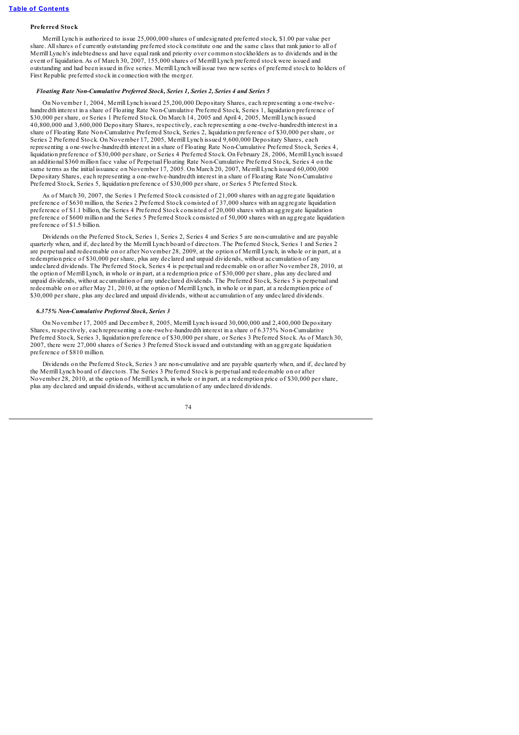### Preferred Stock

Merrill Lynch is authorized to issue 25,000,000 shares of undesignated preferred stock, $1.00 par value per share. All shares of currently outstanding preferred stock constitute one and the same class that rank junior to all of Merrill Lynch's indebtedness and have equal rank and priority over common stockholders as to dividends and in the event of liquidation. As of March 30, 2007, 155,000 shares of Merrill Lynch preferred stock were issued and outstanding and had been issued in five series. Merrill Lynch will issue two new series of preferred stock to holders of First Republic preferred stock in connection with the merger.

#### *Floating Rate Non-Cumulative Preferred Stock, Series 1, Series 2, Series 4 and Series 5*

On November 1, 2004, Merrill Lynch issued 25,200,000 Depositary Shares, each representing a one-twelve-hundredth interest in a share of Floating Rate Non-Cumulative Preferred Stock, Series 1, liquidation preference of $30,000 per share, or Series 1 Preferred Stock. On March 14, 2005 and April 4, 2005, Merrill Lynch issued 40,800,000 and 3,600,000 Depositary Shares, respectively, each representing a one-twelve-hundredth interest in a share of Floating Rate Non-Cumulative Preferred Stock, Series 2, liquidation preference of $30,000 per share, or Series 2 Preferred Stock. On November 17, 2005, Merrill Lynch issued 9,600,000 Depositary Shares, each representing a one-twelve-hundredth interest in a share of Floating Rate Non-Cumulative Preferred Stock, Series 4, liquidation preference of $30,000 per share, or Series 4 Preferred Stock. On February 28, 2006, Merrill Lynch issued an additional $360 million face value of Perpetual Floating Rate Non-Cumulative Preferred Stock, Series 4 on the same terms as the initial issuance on November 17, 2005. On March 20, 2007, Merrill Lynch issued 60,000,000 Depositary Shares, each representing a one-twelve-hundredth interest in a share of Floating Rate Non-Cumulative Preferred Stock, Series 5, liquidation preference of $30,000 per share, or Series 5 Preferred Stock.

As of March 30, 2007, the Series 1 Preferred Stock consisted of 21,000 shares with an aggregate liquidation preference of $630 million, the Series 2 Preferred Stock consisted of 37,000 shares with an aggregate liquidation preference of $1.1 billion, the Series 4 Preferred Stock consisted of 20,000 shares with an aggregate liquidation preference of $600 million and the Series 5 Preferred Stock consisted of 50,000 shares with an aggregate liquidation preference of $1.5 billion.

Dividends on the Preferred Stock, Series 1, Series 2, Series 4 and Series 5 are non-cumulative and are payable quarterly when, and if, declared by the Merrill Lynch board of directors. The Preferred Stock, Series 1 and Series 2 are perpetual and redeemable on or after November 28, 2009, at the option of Merrill Lynch, in whole or in part, at a redemption price of $30,000 per share, plus any declared and unpaid dividends, without accumulation of any undeclared dividends. The Preferred Stock, Series 4 is perpetual and redeemable on or after November 28, 2010, at the option of Merrill Lynch, in whole or in part, at a redemption price of $30,000 per share, plus any declared and unpaid dividends, without accumulation of any undeclared dividends. The Preferred Stock, Series 5 is perpetual and redeemable on or after May 21, 2010, at the option of Merrill Lynch, in whole or in part, at a redemption price of $30,000 per share, plus any declared and unpaid dividends, without accumulation of any undeclared dividends.

#### *6.375% Non-Cumulative Preferred Stock, Series 3*

On November 17, 2005 and December 8, 2005, Merrill Lynch issued 30,000,000 and 2,400,000 Depositary Shares, respectively, each representing a one-twelve-hundredth interest in a share of 6.375% Non-Cumulative Preferred Stock, Series 3, liquidation preference of $30,000 per share, or Series 3 Preferred Stock. As of March 30, 2007, there were 27,000 shares of Series 3 Preferred Stock issued and outstanding with an aggregate liquidation preference of $810 million.

Dividends on the Preferred Stock, Series 3 are non-cumulative and are payable quarterly when, and if, declared by the Merrill Lynch board of directors. The Series 3 Preferred Stock is perpetual and redeemable on or after November 28, 2010, at the option of Merrill Lynch, in whole or in part, at a redemption price of $30,000 per share, plus any declared and unpaid dividends, without accumulation of any undeclared dividends.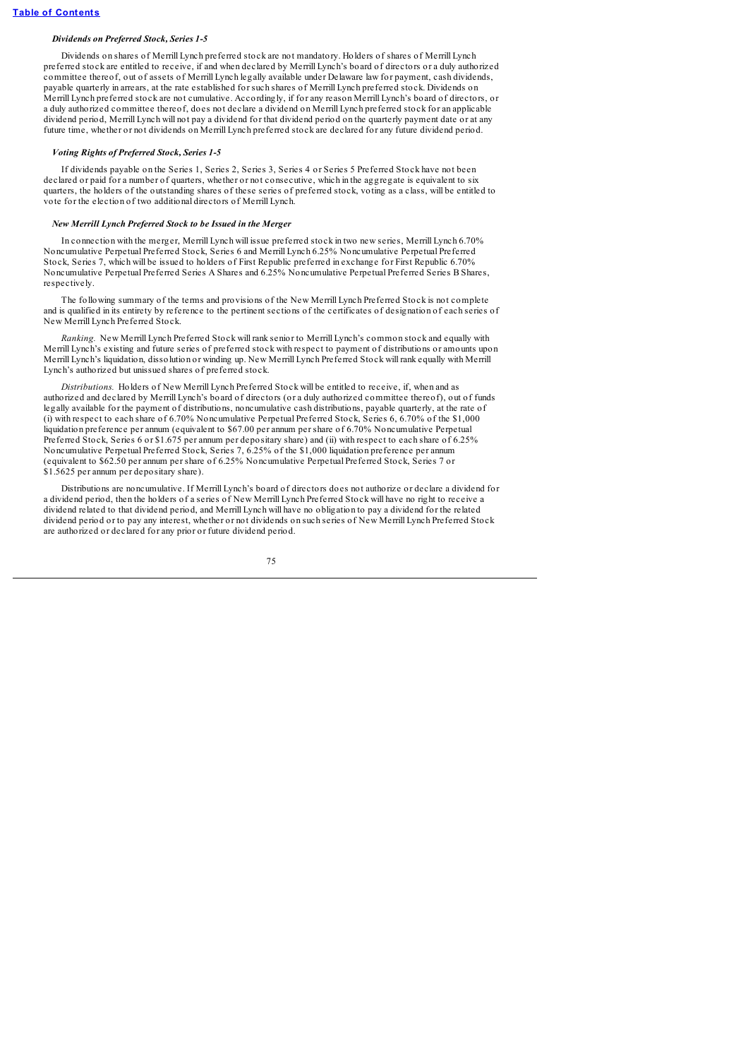### *Dividends on Preferred Stock, Series 1-5*

Dividends on shares of Merrill Lynch preferred stock are not mandatory. Holders of shares of Merrill Lynch preferred stock are entitled to receive, if and when declared by Merrill Lynch's board of directors or a duly authorized committee thereof, out of assets of Merrill Lynch legally available under Delaware law for payment, cash dividends, payable quarterly in arrears, at the rate established for such shares of Merrill Lynch preferred stock. Dividends on Merrill Lynch preferred stock are not cumulative. Accordingly, if for any reason Merrill Lynch's board of directors, or a duly authorized committee thereof, does not declare a dividend on Merrill Lynch preferred stock for an applicable dividend period, Merrill Lynch will not pay a dividend for that dividend period on the quarterly payment date or at any future time, whether or not dividends on Merrill Lynch preferred stock are declared for any future dividend period.

### *Voting Rights of Preferred Stock, Series 1-5*

If dividends payable on the Series 1, Series 2, Series 3, Series 4 or Series 5 Preferred Stock have not been declared or paid for a number of quarters, whether or not consecutive, which in the aggregate is equivalent to six quarters, the holders of the outstanding shares of these series of preferred stock, voting as a class, will be entitled to vote for the election of two additional directors of Merrill Lynch.

### *New Merrill Lynch Preferred Stock to be Issued in the Merger*

In connection with the merger, Merrill Lynch will issue preferred stock in two new series, Merrill Lynch 6.70% Noncumulative Perpetual Preferred Stock, Series 6 and Merrill Lynch 6.25% Noncumulative Perpetual Preferred Stock, Series 7, which will be issued to holders of First Republic preferred in exchange for First Republic 6.70% Noncumulative Perpetual Preferred Series A Shares and 6.25% Noncumulative Perpetual Preferred Series B Shares, respectively.

The following summary of the terms and provisions of the New Merrill Lynch Preferred Stock is not complete and is qualified in its entirety by reference to the pertinent sections of the certificates of designation of each series of New Merrill Lynch Preferred Stock.

*Ranking.* New Merrill Lynch Preferred Stock will rank senior to Merrill Lynch's common stock and equally with Merrill Lynch's existing and future series of preferred stock with respect to payment of distributions or amounts upon Merrill Lynch's liquidation, dissolution or winding up. New Merrill Lynch Preferred Stock will rank equally with Merrill Lynch's authorized but unissued shares of preferred stock.

*Distributions.* Holders of New Merrill Lynch Preferred Stock will be entitled to receive, if, when and as authorized and declared by Merrill Lynch's board of directors (or a duly authorized committee thereof), out of funds legally available for the payment of distributions, noncumulative cash distributions, payable quarterly, at the rate of (i) with respect to each share of 6.70% Noncumulative Perpetual Preferred Stock, Series 6, 6.70% of the $1,000 liquidation preference per annum (equivalent to $67.00 per annum per share of 6.70% Noncumulative Perpetual Preferred Stock, Series 6 or $1.675 per annum per depositary share) and (ii) with respect to each share of 6.25% Noncumulative Perpetual Preferred Stock, Series 7, 6.25% of the $1,000 liquidation preference per annum (equivalent to $62.50 per annum per share of 6.25% Noncumulative Perpetual Preferred Stock, Series 7 or $1.5625 per annum per depositary share).

Distributions are noncumulative. If Merrill Lynch's board of directors does not authorize or declare a dividend for a dividend period, then the holders of a series of New Merrill Lynch Preferred Stock will have no right to receive a dividend related to that dividend period, and Merrill Lynch will have no obligation to pay a dividend for the related dividend period or to pay any interest, whether or not dividends on such series of New Merrill Lynch Preferred Stock are authorized or declared for any prior or future dividend period.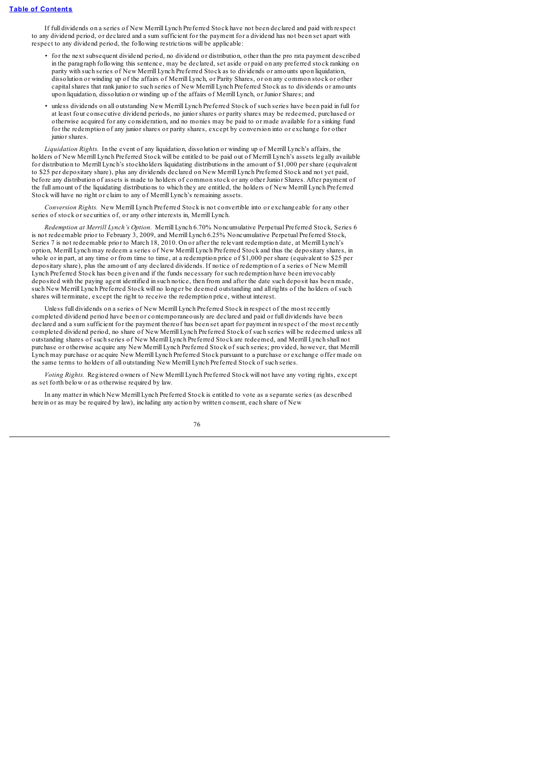If full dividends on a series of New Merrill Lynch Preferred Stock have not been declared and paid with respect to any dividend period, or declared and a sum sufficient for the payment for a dividend has not been set apart with respect to any dividend period, the following restrictions will be applicable:

- for the next subsequent dividend period, no dividend or distribution, other than the pro rata payment described in the paragraph following this sentence, may be declared, set aside or paid on any preferred stock ranking on parity with such series of New Merrill Lynch Preferred Stock as to dividends or amounts upon liquidation, dissolution or winding up of the affairs of Merrill Lynch, or Parity Shares, or on any common stock or other capital shares that rank junior to such series of New Merrill Lynch Preferred Stock as to dividends or amounts upon liquidation, dissolution or winding up of the affairs of Merrill Lynch, or Junior Shares; and
- unless dividends on all outstanding New Merrill Lynch Preferred Stock of such series have been paid in full for at least four consecutive dividend periods, no junior shares or parity shares may be redeemed, purchased or otherwise acquired for any consideration, and no monies may be paid to or made available for a sinking fund for the redemption of any junior shares or parity shares, except by conversion into or exchange for other junior shares.

*Liquidation Rights.* In the event of any liquidation, dissolution or winding up of Merrill Lynch's affairs, the holders of New Merrill Lynch Preferred Stock will be entitled to be paid out of Merrill Lynch's assets legally available for distribution to Merrill Lynch's stockholders liquidating distributions in the amount of $1,000 per share (equivalent to $25 per depositary share), plus any dividends declared on New Merrill Lynch Preferred Stock and not yet paid, before any distribution of assets is made to holders of common stock or any other Junior Shares. After payment of the full amount of the liquidating distributions to which they are entitled, the holders of New Merrill Lynch Preferred Stock will have no right or claim to any of Merrill Lynch's remaining assets.

*Conversion Rights.* New Merrill Lynch Preferred Stock is not convertible into or exchangeable for any other series of stock or securities of, or any other interests in, Merrill Lynch.

*Redemption at Merrill Lynch's Option.* Merrill Lynch 6.70% Noncumulative Perpetual Preferred Stock, Series 6 is not redeemable prior to February 3, 2009, and Merrill Lynch 6.25% Noncumulative Perpetual Preferred Stock, Series 7 is not redeemable prior to March 18, 2010. On or after the relevant redemption date, at Merrill Lynch's option, Merrill Lynch may redeem a series of New Merrill Lynch Preferred Stock and thus the depositary shares, in whole or in part, at any time or from time to time, at a redemption price of $1,000 per share (equivalent to $25 per depositary share), plus the amount of any declared dividends. If notice of redemption of a series of New Merrill Lynch Preferred Stock has been given and if the funds necessary for such redemption have been irrevocably deposited with the paying agent identified in such notice, then from and after the date such deposit has been made, such New Merrill Lynch Preferred Stock will no longer be deemed outstanding and all rights of the holders of such shares will terminate, except the right to receive the redemption price, without interest.

Unless full dividends on a series of New Merrill Lynch Preferred Stock in respect of the most recently completed dividend period have been or contemporaneously are declared and paid or full dividends have been declared and a sum sufficient for the payment thereof has been set apart for payment in respect of the most recently completed dividend period, no share of New Merrill Lynch Preferred Stock of such series will be redeemed unless all outstanding shares of such series of New Merrill Lynch Preferred Stock are redeemed, and Merrill Lynch shall not purchase or otherwise acquire any New Merrill Lynch Preferred Stock of such series; provided, however, that Merrill Lynch may purchase or acquire New Merrill Lynch Preferred Stock pursuant to a purchase or exchange offer made on the same terms to holders of all outstanding New Merrill Lynch Preferred Stock of such series.

*Voting Rights.* Registered owners of New Merrill Lynch Preferred Stock will not have any voting rights, except as set forth below or as otherwise required by law.

In any matter in which New Merrill Lynch Preferred Stock is entitled to vote as a separate series (as described herein or as may be required by law), including any action by written consent, each share of New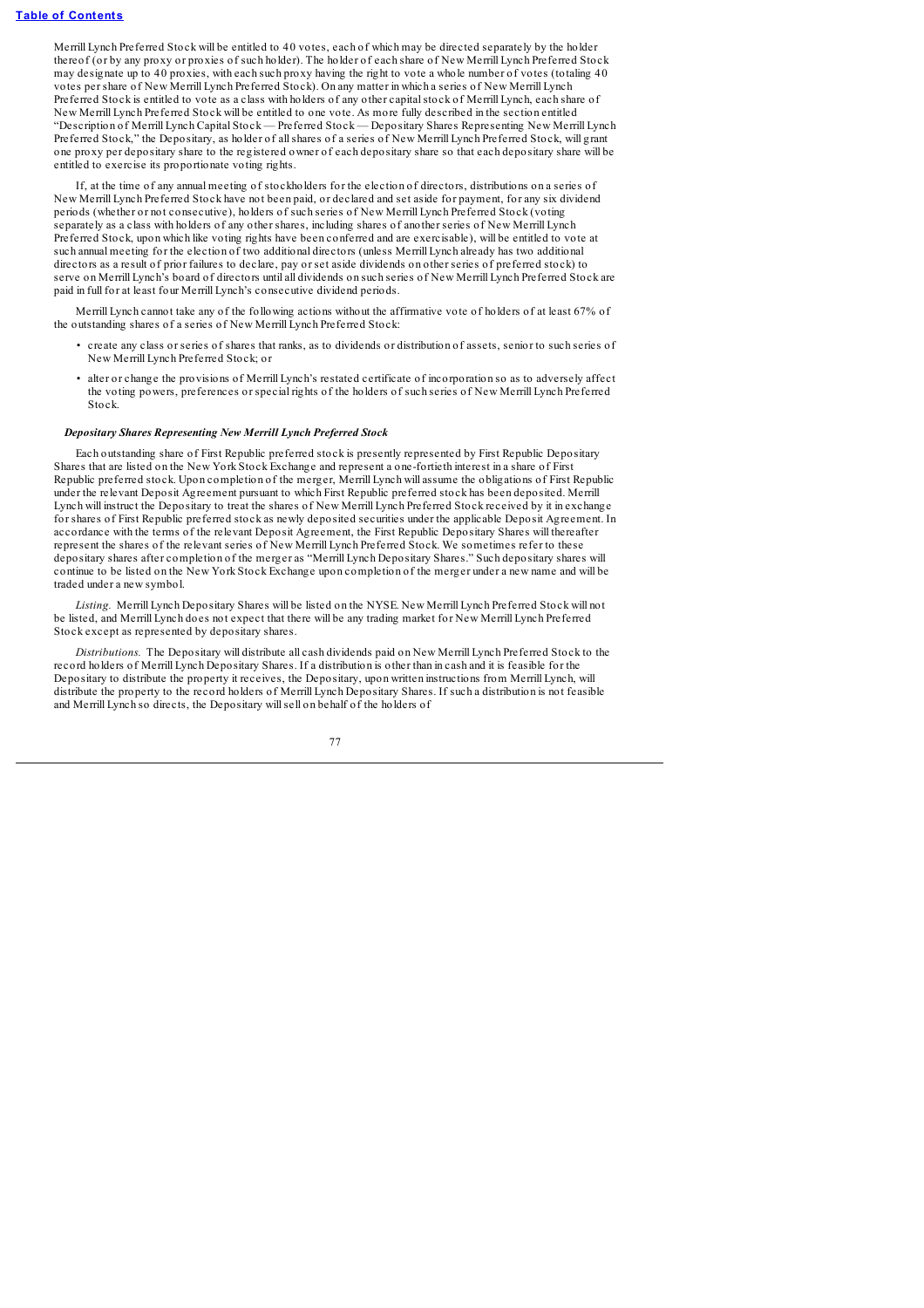Merrill Lynch Preferred Stock will be entitled to 40 votes, each of which may be directed separately by the holder thereof (or by any proxy or proxies of such holder). The holder of each share of New Merrill Lynch Preferred Stock may designate up to 40 proxies, with each such proxy having the right to vote a whole number of votes (totaling 40 votes per share of New Merrill Lynch Preferred Stock). On any matter in which a series of New Merrill Lynch Preferred Stock is entitled to vote as a class with holders of any other capital stock of Merrill Lynch, each share of New Merrill Lynch Preferred Stock will be entitled to one vote. As more fully described in the section entitled "Description of Merrill Lynch Capital Stock — Preferred Stock — Depositary Shares Representing New Merrill Lynch Preferred Stock," the Depositary, as holder of all shares of a series of New Merrill Lynch Preferred Stock, will grant one proxy per depositary share to the registered owner of each depositary share so that each depositary share will be entitled to exercise its proportionate voting rights.

If, at the time of any annual meeting of stockholders for the election of directors, distributions on a series of New Merrill Lynch Preferred Stock have not been paid, or declared and set aside for payment, for any six dividend periods (whether or not consecutive), holders of such series of New Merrill Lynch Preferred Stock (voting separately as a class with holders of any other shares, including shares of another series of New Merrill Lynch Preferred Stock, upon which like voting rights have been conferred and are exercisable), will be entitled to vote at such annual meeting for the election of two additional directors (unless Merrill Lynch already has two additional directors as a result of prior failures to declare, pay or set aside dividends on other series of preferred stock) to serve on Merrill Lynch's board of directors until all dividends on such series of New Merrill Lynch Preferred Stock are paid in full for at least four Merrill Lynch's consecutive dividend periods.

Merrill Lynch cannot take any of the following actions without the affirmative vote of holders of at least 67% of the outstanding shares of a series of New Merrill Lynch Preferred Stock:

- create any class or series of shares that ranks, as to dividends or distribution of assets, senior to such series of New Merrill Lynch Preferred Stock; or
- alter or change the provisions of Merrill Lynch's restated certificate of incorporation so as to adversely affect the voting powers, preferences or special rights of the holders of such series of New Merrill Lynch Preferred Stock.

***Depositary Shares Representing New Merrill Lynch Preferred Stock***

Each outstanding share of First Republic preferred stock is presently represented by First Republic Depositary Shares that are listed on the New York Stock Exchange and represent a one-fortieth interest in a share of First Republic preferred stock. Upon completion of the merger, Merrill Lynch will assume the obligations of First Republic under the relevant Deposit Agreement pursuant to which First Republic preferred stock has been deposited. Merrill Lynch will instruct the Depositary to treat the shares of New Merrill Lynch Preferred Stock received by it in exchange for shares of First Republic preferred stock as newly deposited securities under the applicable Deposit Agreement. In accordance with the terms of the relevant Deposit Agreement, the First Republic Depositary Shares will thereafter represent the shares of the relevant series of New Merrill Lynch Preferred Stock. We sometimes refer to these depositary shares after completion of the merger as "Merrill Lynch Depositary Shares." Such depositary shares will continue to be listed on the New York Stock Exchange upon completion of the merger under a new name and will be traded under a new symbol.

*Listing.* Merrill Lynch Depositary Shares will be listed on the NYSE. New Merrill Lynch Preferred Stock will not be listed, and Merrill Lynch does not expect that there will be any trading market for New Merrill Lynch Preferred Stock except as represented by depositary shares.

*Distributions.* The Depositary will distribute all cash dividends paid on New Merrill Lynch Preferred Stock to the record holders of Merrill Lynch Depositary Shares. If a distribution is other than in cash and it is feasible for the Depositary to distribute the property it receives, the Depositary, upon written instructions from Merrill Lynch, will distribute the property to the record holders of Merrill Lynch Depositary Shares. If such a distribution is not feasible and Merrill Lynch so directs, the Depositary will sell on behalf of the holders of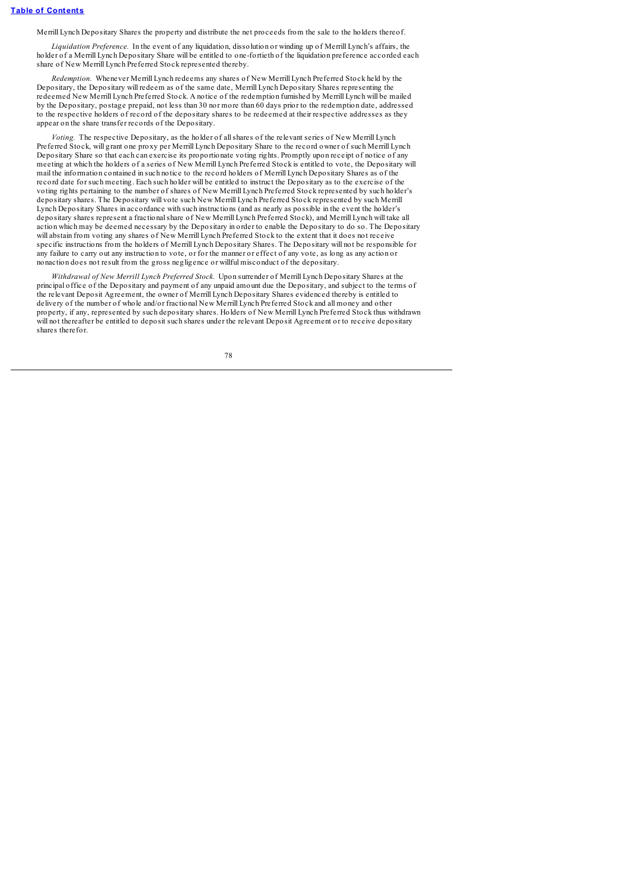Merrill Lynch Depositary Shares the property and distribute the net proceeds from the sale to the holders thereof.

*Liquidation Preference.* In the event of any liquidation, dissolution or winding up of Merrill Lynch's affairs, the holder of a Merrill Lynch Depositary Share will be entitled to one-fortieth of the liquidation preference accorded each share of New Merrill Lynch Preferred Stock represented thereby.

*Redemption.* Whenever Merrill Lynch redeems any shares of New Merrill Lynch Preferred Stock held by the Depositary, the Depositary will redeem as of the same date, Merrill Lynch Depositary Shares representing the redeemed New Merrill Lynch Preferred Stock. A notice of the redemption furnished by Merrill Lynch will be mailed by the Depositary, postage prepaid, not less than 30 nor more than 60 days prior to the redemption date, addressed to the respective holders of record of the depositary shares to be redeemed at their respective addresses as they appear on the share transfer records of the Depositary.

*Voting.* The respective Depositary, as the holder of all shares of the relevant series of New Merrill Lynch Preferred Stock, will grant one proxy per Merrill Lynch Depositary Share to the record owner of such Merrill Lynch Depositary Share so that each can exercise its proportionate voting rights. Promptly upon receipt of notice of any meeting at which the holders of a series of New Merrill Lynch Preferred Stock is entitled to vote, the Depositary will mail the information contained in such notice to the record holders of Merrill Lynch Depositary Shares as of the record date for such meeting. Each such holder will be entitled to instruct the Depositary as to the exercise of the voting rights pertaining to the number of shares of New Merrill Lynch Preferred Stock represented by such holder's depositary shares. The Depositary will vote such New Merrill Lynch Preferred Stock represented by such Merrill Lynch Depositary Shares in accordance with such instructions (and as nearly as possible in the event the holder's depositary shares represent a fractional share of New Merrill Lynch Preferred Stock), and Merrill Lynch will take all action which may be deemed necessary by the Depositary in order to enable the Depositary to do so. The Depositary will abstain from voting any shares of New Merrill Lynch Preferred Stock to the extent that it does not receive specific instructions from the holders of Merrill Lynch Depositary Shares. The Depositary will not be responsible for any failure to carry out any instruction to vote, or for the manner or effect of any vote, as long as any action or nonaction does not result from the gross negligence or willful misconduct of the depositary.

*Withdrawal of New Merrill Lynch Preferred Stock.* Upon surrender of Merrill Lynch Depositary Shares at the principal office of the Depositary and payment of any unpaid amount due the Depositary, and subject to the terms of the relevant Deposit Agreement, the owner of Merrill Lynch Depositary Shares evidenced thereby is entitled to delivery of the number of whole and/or fractional New Merrill Lynch Preferred Stock and all money and other property, if any, represented by such depositary shares. Holders of New Merrill Lynch Preferred Stock thus withdrawn will not thereafter be entitled to deposit such shares under the relevant Deposit Agreement or to receive depositary shares therefor.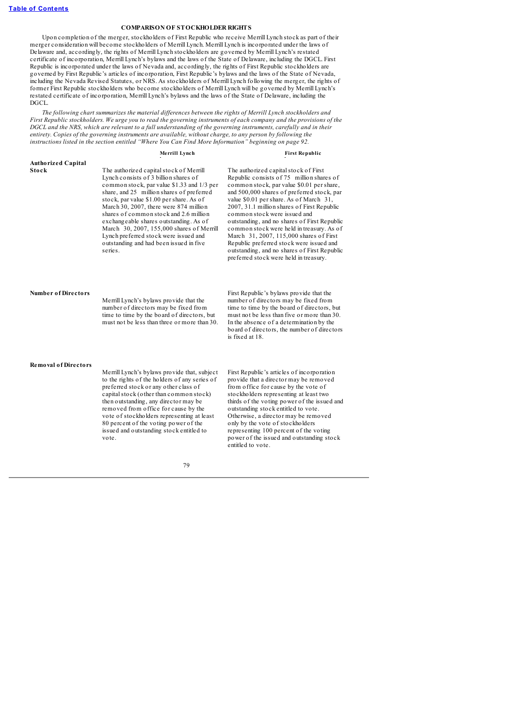[Table of Contents](#)

## COMPARISON OF STOCKHOLDER RIGHTS

Upon completion of the merger, stockholders of First Republic who receive Merrill Lynch stock as part of their merger consideration will become stockholders of Merrill Lynch. Merrill Lynch is incorporated under the laws of Delaware and, accordingly, the rights of Merrill Lynch stockholders are governed by Merrill Lynch's restated certificate of incorporation, Merrill Lynch's bylaws and the laws of the State of Delaware, including the DGCL. First Republic is incorporated under the laws of Nevada and, accordingly, the rights of First Republic stockholders are governed by First Republic's articles of incorporation, First Republic's bylaws and the laws of the State of Nevada, including the Nevada Revised Statutes, or NRS. As stockholders of Merrill Lynch following the merger, the rights of former First Republic stockholders who become stockholders of Merrill Lynch will be governed by Merrill Lynch's restated certificate of incorporation, Merrill Lynch's bylaws and the laws of the State of Delaware, including the DGCL.

*The following chart summarizes the material differences between the rights of Merrill Lynch stockholders and First Republic stockholders. We urge you to read the governing instruments of each company and the provisions of the DGCL and the NRS, which are relevant to a full understanding of the governing instruments, carefully and in their entirety. Copies of the governing instruments are available, without charge, to any person by following the instructions listed in the section entitled "Where You Can Find More Information" beginning on page 92.*

| | Merrill Lynch | First Republic |
|---|---|---|
| **Authorized Capital Stock** | The authorized capital stock of Merrill Lynch consists of 3 billion shares of common stock, par value $1.33 and 1/3 per share, and 25 million shares of preferred stock, par value $1.00 per share. As of March 30, 2007, there were 874 million shares of common stock and 2.6 million exchangeable shares outstanding. As of March 30, 2007, 155,000 shares of Merrill Lynch preferred stock were issued and outstanding and had been issued in five series. | The authorized capital stock of First Republic consists of 75 million shares of common stock, par value $0.01 per share, and 500,000 shares of preferred stock, par value $0.01 per share. As of March 31, 2007, 31.1 million shares of First Republic common stock were issued and outstanding, and no shares of First Republic common stock were held in treasury. As of March 31, 2007, 115,000 shares of First Republic preferred stock were issued and outstanding, and no shares of First Republic preferred stock were held in treasury. |
| **Number of Directors** | Merrill Lynch's bylaws provide that the number of directors may be fixed from time to time by the board of directors, but must not be less than three or more than 30. | First Republic's bylaws provide that the number of directors may be fixed from time to time by the board of directors, but must not be less than five or more than 30. In the absence of a determination by the board of directors, the number of directors is fixed at 18. |
| **Removal of Directors** | Merrill Lynch's bylaws provide that, subject to the rights of the holders of any series of preferred stock or any other class of capital stock (other than common stock) then outstanding, any director may be removed from office for cause by the vote of stockholders representing at least 80 percent of the voting power of the issued and outstanding stock entitled to vote. | First Republic's articles of incorporation provide that a director may be removed from office for cause by the vote of stockholders representing at least two thirds of the voting power of the issued and outstanding stock entitled to vote. Otherwise, a director may be removed only by the vote of stockholders representing 100 percent of the voting power of the issued and outstanding stock entitled to vote. |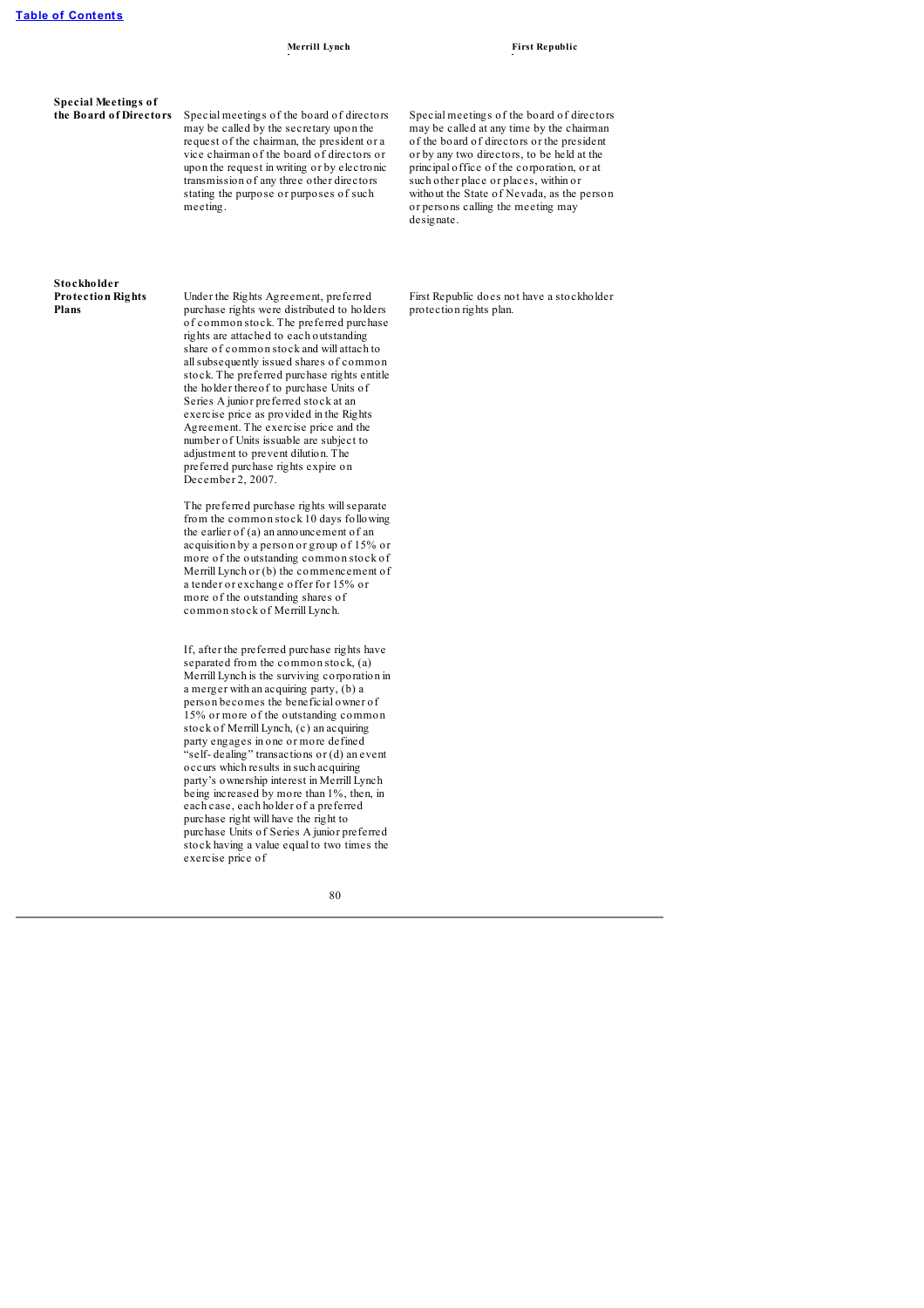|  | Merrill Lynch | First Republic |
|---|---|---|
| **Special Meetings of the Board of Directors** | Special meetings of the board of directors may be called by the secretary upon the request of the chairman, the president or a vice chairman of the board of directors or upon the request in writing or by electronic transmission of any three other directors stating the purpose or purposes of such meeting. | Special meetings of the board of directors may be called at any time by the chairman of the board of directors or the president or by any two directors, to be held at the principal office of the corporation, or at such other place or places, within or without the State of Nevada, as the person or persons calling the meeting may designate. |
| **Stockholder Protection Rights Plans** | Under the Rights Agreement, preferred purchase rights were distributed to holders of common stock. The preferred purchase rights are attached to each outstanding share of common stock and will attach to all subsequently issued shares of common stock. The preferred purchase rights entitle the holder thereof to purchase Units of Series A junior preferred stock at an exercise price as provided in the Rights Agreement. The exercise price and the number of Units issuable are subject to adjustment to prevent dilution. The preferred purchase rights expire on December 2, 2007.<br><br>The preferred purchase rights will separate from the common stock 10 days following the earlier of (a) an announcement of an acquisition by a person or group of 15% or more of the outstanding common stock of Merrill Lynch or (b) the commencement of a tender or exchange offer for 15% or more of the outstanding shares of common stock of Merrill Lynch.<br><br>If, after the preferred purchase rights have separated from the common stock, (a) Merrill Lynch is the surviving corporation in a merger with an acquiring party, (b) a person becomes the beneficial owner of 15% or more of the outstanding common stock of Merrill Lynch, (c) an acquiring party engages in one or more defined "self- dealing" transactions or (d) an event occurs which results in such acquiring party's ownership interest in Merrill Lynch being increased by more than 1%, then, in each case, each holder of a preferred purchase right will have the right to purchase Units of Series A junior preferred stock having a value equal to two times the exercise price of | First Republic does not have a stockholder protection rights plan. |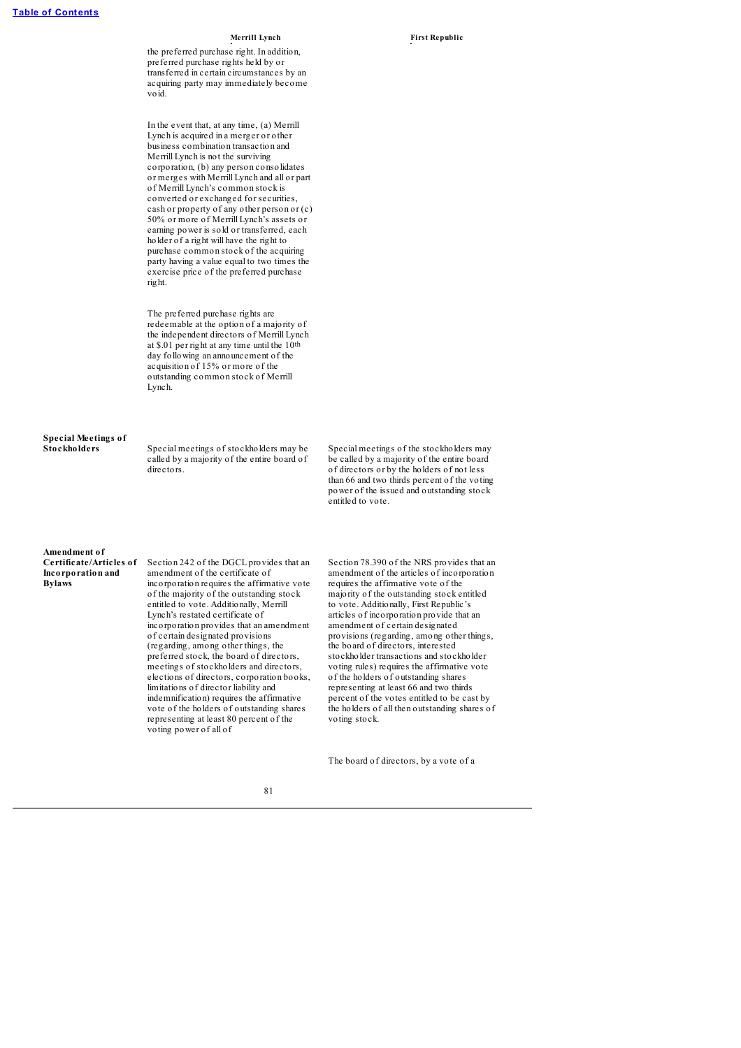| | Merrill Lynch | First Republic |
|---|---|---|
| | the preferred purchase right. In addition, preferred purchase rights held by or transferred in certain circumstances by an acquiring party may immediately become void.<br><br>In the event that, at any time, (a) Merrill Lynch is acquired in a merger or other business combination transaction and Merrill Lynch is not the surviving corporation, (b) any person consolidates or merges with Merrill Lynch and all or part of Merrill Lynch's common stock is converted or exchanged for securities, cash or property of any other person or (c) 50% or more of Merrill Lynch's assets or earning power is sold or transferred, each holder of a right will have the right to purchase common stock of the acquiring party having a value equal to two times the exercise price of the preferred purchase right.<br><br>The preferred purchase rights are redeemable at the option of a majority of the independent directors of Merrill Lynch at $.01 per right at any time until the 10th day following an announcement of the acquisition of 15% or more of the outstanding common stock of Merrill Lynch. | |
| **Special Meetings of Stockholders** | Special meetings of stockholders may be called by a majority of the entire board of directors. | Special meetings of the stockholders may be called by a majority of the entire board of directors or by the holders of not less than 66 and two thirds percent of the voting power of the issued and outstanding stock entitled to vote. |
| **Amendment of Certificate/Articles of Incorporation and Bylaws** | Section 242 of the DGCL provides that an amendment of the certificate of incorporation requires the affirmative vote of the majority of the outstanding stock entitled to vote. Additionally, Merrill Lynch's restated certificate of incorporation provides that an amendment of certain designated provisions (regarding, among other things, the preferred stock, the board of directors, meetings of stockholders and directors, elections of directors, corporation books, limitations of director liability and indemnification) requires the affirmative vote of the holders of outstanding shares representing at least 80 percent of the voting power of all of | Section 78.390 of the NRS provides that an amendment of the articles of incorporation requires the affirmative vote of the majority of the outstanding stock entitled to vote. Additionally, First Republic's articles of incorporation provide that an amendment of certain designated provisions (regarding, among other things, the board of directors, interested stockholder transactions and stockholder voting rules) requires the affirmative vote of the holders of outstanding shares representing at least 66 and two thirds percent of the votes entitled to be cast by the holders of all then outstanding shares of voting stock.<br><br>The board of directors, by a vote of a |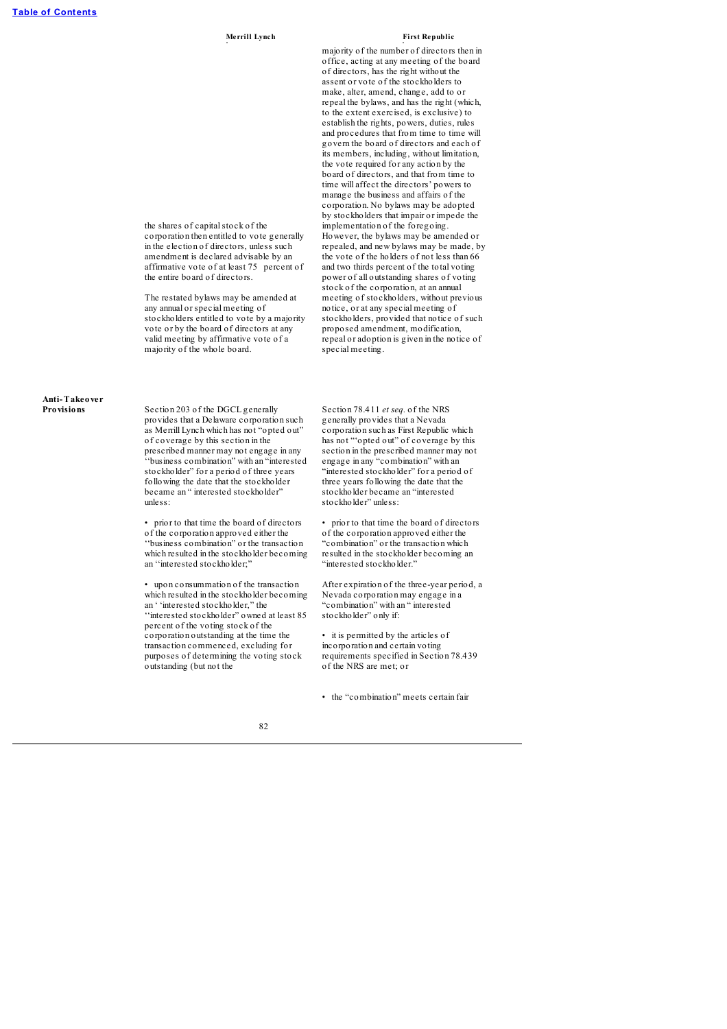| | Merrill Lynch | First Republic |
|---|---|---|
| | the shares of capital stock of the corporation then entitled to vote generally in the election of directors, unless such amendment is declared advisable by an affirmative vote of at least 75 percent of the entire board of directors.<br><br>The restated bylaws may be amended at any annual or special meeting of stockholders entitled to vote by a majority vote or by the board of directors at any valid meeting by affirmative vote of a majority of the whole board. | majority of the number of directors then in office, acting at any meeting of the board of directors, has the right without the assent or vote of the stockholders to make, alter, amend, change, add to or repeal the bylaws, and has the right (which, to the extent exercised, is exclusive) to establish the rights, powers, duties, rules and procedures that from time to time will govern the board of directors and each of its members, including, without limitation, the vote required for any action by the board of directors, and that from time to time will affect the directors' powers to manage the business and affairs of the corporation. No bylaws may be adopted by stockholders that impair or impede the implementation of the foregoing. However, the bylaws may be amended or repealed, and new bylaws may be made, by the vote of the holders of not less than 66 and two thirds percent of the total voting power of all outstanding shares of voting stock of the corporation, at an annual meeting of stockholders, without previous notice, or at any special meeting of stockholders, provided that notice of such proposed amendment, modification, repeal or adoption is given in the notice of special meeting. |
| **Anti-Takeover Provisions** | Section 203 of the DGCL generally provides that a Delaware corporation such as Merrill Lynch which has not "opted out" of coverage by this section in the prescribed manner may not engage in any "business combination" with an "interested stockholder" for a period of three years following the date that the stockholder became an "interested stockholder" unless:<br><br>• prior to that time the board of directors of the corporation approved either the "business combination" or the transaction which resulted in the stockholder becoming an "interested stockholder;"<br><br>• upon consummation of the transaction which resulted in the stockholder becoming an "interested stockholder," the "interested stockholder" owned at least 85 percent of the voting stock of the corporation outstanding at the time the transaction commenced, excluding for purposes of determining the voting stock outstanding (but not the | Section 78.411 *et seq.* of the NRS generally provides that a Nevada corporation such as First Republic which has not "opted out" of coverage by this section in the prescribed manner may not engage in any "combination" with an "interested stockholder" for a period of three years following the date that the stockholder became an "interested stockholder" unless:<br><br>• prior to that time the board of directors of the corporation approved either the "combination" or the transaction which resulted in the stockholder becoming an "interested stockholder."<br><br>After expiration of the three-year period, a Nevada corporation may engage in a "combination" with an "interested stockholder" only if:<br><br>• it is permitted by the articles of incorporation and certain voting requirements specified in Section 78.439 of the NRS are met; or<br><br>• the "combination" meets certain fair |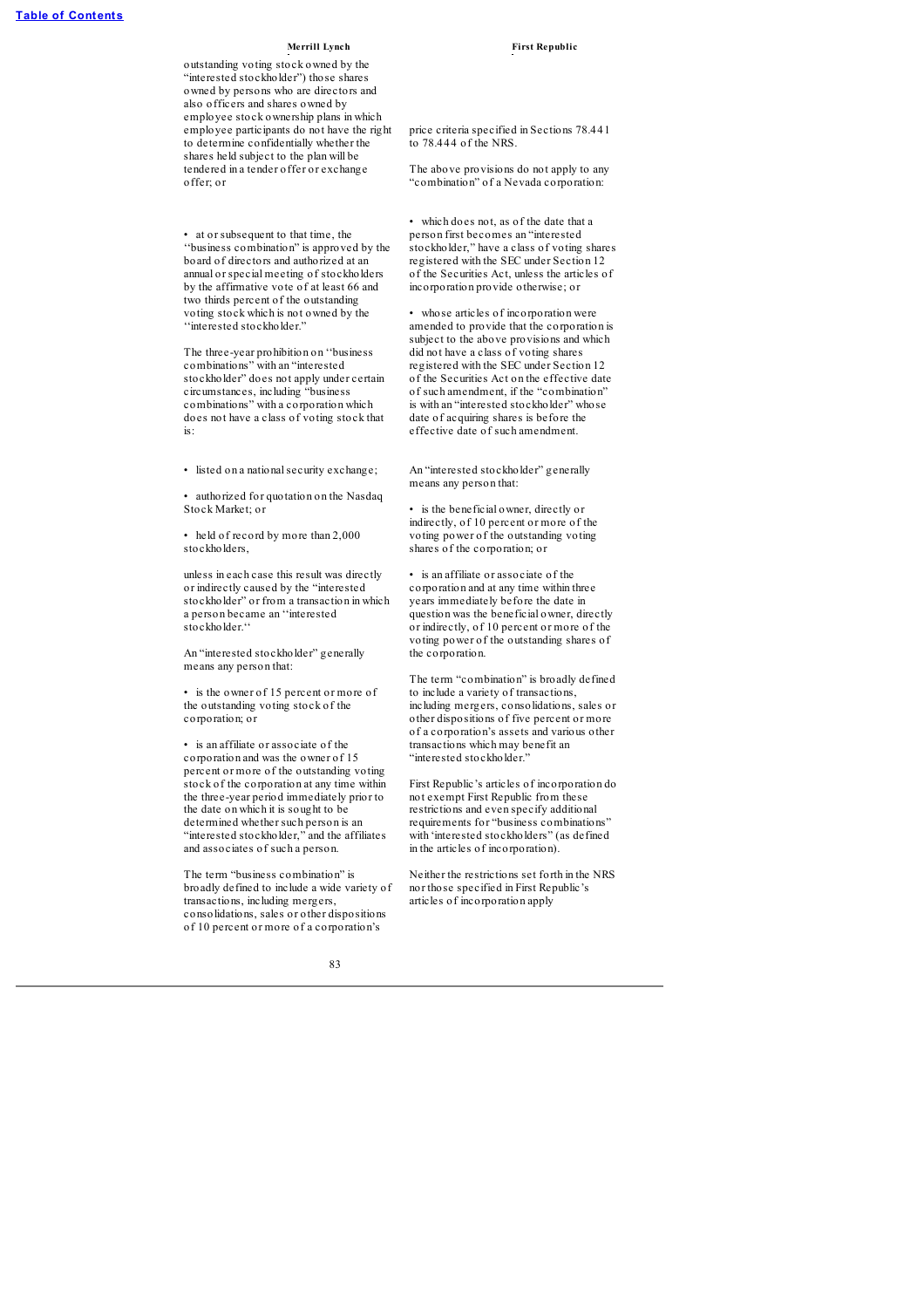| Merrill Lynch | First Republic |
|---|---|
| outstanding voting stock owned by the "interested stockholder") those shares owned by persons who are directors and also officers and shares owned by employee stock ownership plans in which employee participants do not have the right to determine confidentially whether the shares held subject to the plan will be tendered in a tender offer or exchange offer; or | price criteria specified in Sections 78.441 to 78.444 of the NRS.<br><br>The above provisions do not apply to any "combination" of a Nevada corporation: |
| • at or subsequent to that time, the "business combination" is approved by the board of directors and authorized at an annual or special meeting of stockholders by the affirmative vote of at least 66 and two thirds percent of the outstanding voting stock which is not owned by the "interested stockholder."<br><br>The three-year prohibition on "business combinations" with an "interested stockholder" does not apply under certain circumstances, including "business combinations" with a corporation which does not have a class of voting stock that is: | • which does not, as of the date that a person first becomes an "interested stockholder," have a class of voting shares registered with the SEC under Section 12 of the Securities Act, unless the articles of incorporation provide otherwise; or<br><br>• whose articles of incorporation were amended to provide that the corporation is subject to the above provisions and which did not have a class of voting shares registered with the SEC under Section 12 of the Securities Act on the effective date of such amendment, if the "combination" is with an "interested stockholder" whose date of acquiring shares is before the effective date of such amendment. |
| • listed on a national security exchange;<br><br>• authorized for quotation on the Nasdaq Stock Market; or<br><br>• held of record by more than 2,000 stockholders,<br><br>unless in each case this result was directly or indirectly caused by the "interested stockholder" or from a transaction in which a person became an "interested stockholder."<br><br>An "interested stockholder" generally means any person that:<br><br>• is the owner of 15 percent or more of the outstanding voting stock of the corporation; or<br><br>• is an affiliate or associate of the corporation and was the owner of 15 percent or more of the outstanding voting stock of the corporation at any time within the three-year period immediately prior to the date on which it is sought to be determined whether such person is an "interested stockholder," and the affiliates and associates of such a person.<br><br>The term "business combination" is broadly defined to include a wide variety of transactions, including mergers, consolidations, sales or other dispositions of 10 percent or more of a corporation's | An "interested stockholder" generally means any person that:<br><br>• is the beneficial owner, directly or indirectly, of 10 percent or more of the voting power of the outstanding voting shares of the corporation; or<br><br>• is an affiliate or associate of the corporation and at any time within three years immediately before the date in question was the beneficial owner, directly or indirectly, of 10 percent or more of the voting power of the outstanding voting shares of the corporation.<br><br>The term "combination" is broadly defined to include a variety of transactions, including mergers, consolidations, sales or other dispositions of five percent or more of a corporation's assets and various other transactions which may benefit an "interested stockholder."<br><br>First Republic's articles of incorporation do not exempt First Republic from these restrictions and even specify additional requirements for "business combinations" with 'interested stockholders" (as defined in the articles of incorporation).<br><br>Neither the restrictions set forth in the NRS nor those specified in First Republic's articles of incorporation apply |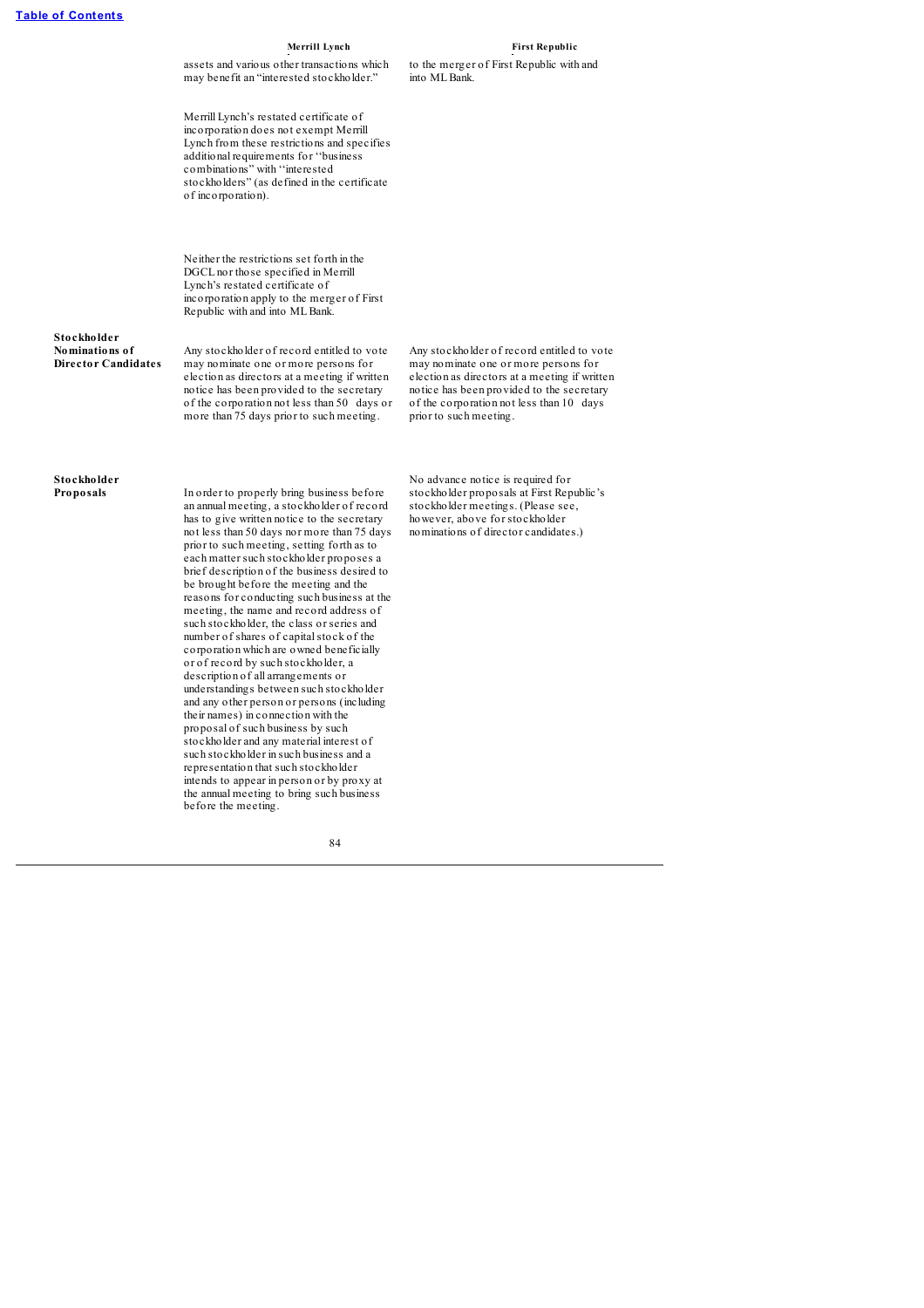| | Merrill Lynch | First Republic |
|---|---|---|
| | assets and various other transactions which may benefit an "interested stockholder."<br><br>Merrill Lynch's restated certificate of incorporation does not exempt Merrill Lynch from these restrictions and specifies additional requirements for "business combinations" with "interested stockholders" (as defined in the certificate of incorporation).<br><br>Neither the restrictions set forth in the DGCL nor those specified in Merrill Lynch's restated certificate of incorporation apply to the merger of First Republic with and into ML Bank. | to the merger of First Republic with and into ML Bank. |
| **Stockholder Nominations of Director Candidates** | Any stockholder of record entitled to vote may nominate one or more persons for election as directors at a meeting if written notice has been provided to the secretary of the corporation not less than 50 days or more than 75 days prior to such meeting. | Any stockholder of record entitled to vote may nominate one or more persons for election as directors at a meeting if written notice has been provided to the secretary of the corporation not less than 10 days prior to such meeting. |
| **Stockholder Proposals** | In order to properly bring business before an annual meeting, a stockholder of record has to give written notice to the secretary not less than 50 days nor more than 75 days prior to such meeting, setting forth as to each matter such stockholder proposes a brief description of the business desired to be brought before the meeting and the reasons for conducting such business at the meeting, the name and record address of such stockholder, the class or series and number of shares of capital stock of the corporation which are owned beneficially or of record by such stockholder, a description of all arrangements or understandings between such stockholder and any other person or persons (including their names) in connection with the proposal of such business by such stockholder and any material interest of such stockholder in such business and a representation that such stockholder intends to appear in person or by proxy at the annual meeting to bring such business before the meeting. | No advance notice is required for stockholder proposals at First Republic's stockholder meetings. (Please see, however, above for stockholder nominations of director candidates.) |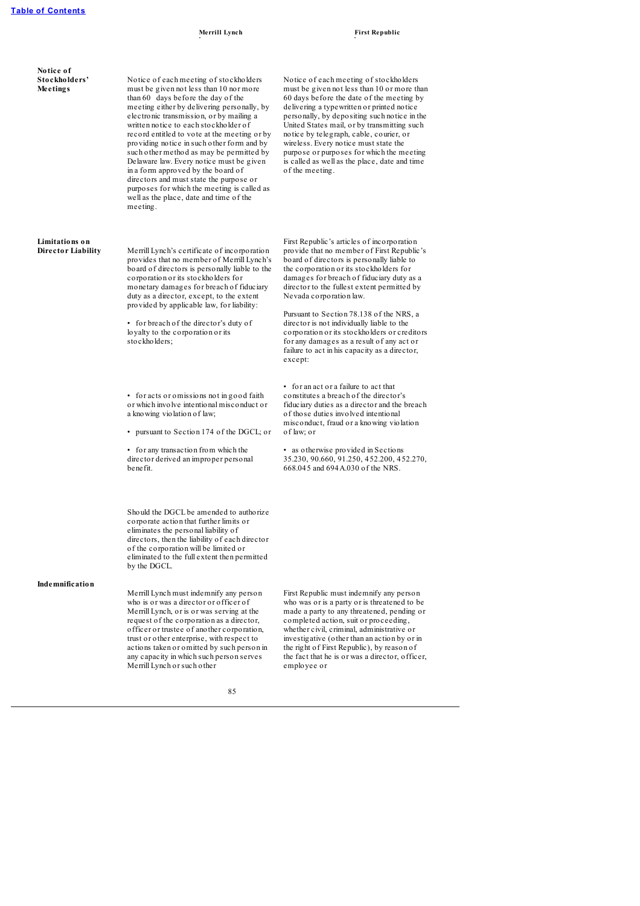| | Merrill Lynch | First Republic |
|---|---|---|
| **Notice of Stockholders' Meetings** | Notice of each meeting of stockholders must be given not less than 10 nor more than 60 days before the day of the meeting either by delivering personally, by electronic transmission, or by mailing a written notice to each stockholder of record entitled to vote at the meeting or by providing notice in such other form and by such other method as may be permitted by Delaware law. Every notice must be given in a form approved by the board of directors and must state the purpose or purposes for which the meeting is called as well as the place, date and time of the meeting. | Notice of each meeting of stockholders must be given not less than 10 or more than 60 days before the date of the meeting by delivering a typewritten or printed notice personally, by depositing such notice in the United States mail, or by transmitting such notice by telegraph, cable, courier, or wireless. Every notice must state the purpose or purposes for which the meeting is called as well as the place, date and time of the meeting. |
| **Limitations on Director Liability** | Merrill Lynch's certificate of incorporation provides that no member of Merrill Lynch's board of directors is personally liable to the corporation or its stockholders for monetary damages for breach of fiduciary duty as a director, except, to the extent provided by applicable law, for liability:<br><br>• for breach of the director's duty of loyalty to the corporation or its stockholders; | First Republic's articles of incorporation provide that no member of First Republic's board of directors is personally liable to the corporation or its stockholders for damages for breach of fiduciary duty as a director to the fullest extent permitted by Nevada corporation law.<br><br>Pursuant to Section 78.138 of the NRS, a director is not individually liable to the corporation or its stockholders or creditors for any damages as a result of any act or failure to act in his capacity as a director, except: |
| | • for acts or omissions not in good faith or which involve intentional misconduct or a knowing violation of law;<br><br>• pursuant to Section 174 of the DGCL; or<br><br>• for any transaction from which the director derived an improper personal benefit. | • for an act or a failure to act that constitutes a breach of the director's fiduciary duties as a director and the breach of those duties involved intentional misconduct, fraud or a knowing violation of law; or<br><br>• as otherwise provided in Sections 35.230, 90.660, 91.250, 452.200, 452.270, 668.045 and 694A.030 of the NRS. |
| | Should the DGCL be amended to authorize corporate action that further limits or eliminates the personal liability of directors, then the liability of each director of the corporation will be limited or eliminated to the full extent then permitted by the DGCL. | |
| **Indemnification** | Merrill Lynch must indemnify any person who is or was a director or officer of Merrill Lynch, or is or was serving at the request of the corporation as a director, officer or trustee of another corporation, trust or other enterprise, with respect to actions taken or omitted by such person in any capacity in which such person serves Merrill Lynch or such other | First Republic must indemnify any person who was or is a party or is threatened to be made a party to any threatened, pending or completed action, suit or proceeding, whether civil, criminal, administrative or investigative (other than an action by or in the right of First Republic), by reason of the fact that he is or was a director, officer, employee or |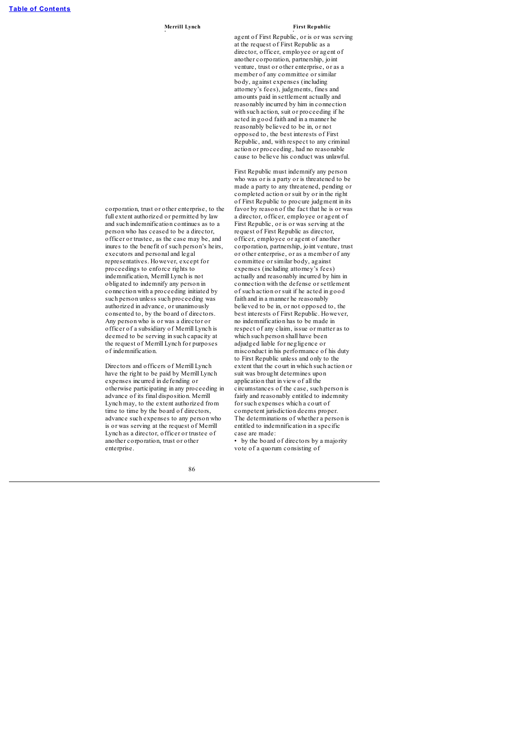| Merrill Lynch | First Republic |
|---|---|
| corporation, trust or other enterprise, to the full extent authorized or permitted by law and such indemnification continues as to a person who has ceased to be a director, officer or trustee, as the case may be, and inures to the benefit of such person's heirs, executors and personal and legal representatives. However, except for proceedings to enforce rights to indemnification, Merrill Lynch is not obligated to indemnify any person in connection with a proceeding initiated by such person unless such proceeding was authorized in advance, or unanimously consented to, by the board of directors. Any person who is or was a director or officer of a subsidiary of Merrill Lynch is deemed to be serving in such capacity at the request of Merrill Lynch for purposes of indemnification.<br><br>Directors and officers of Merrill Lynch have the right to be paid by Merrill Lynch expenses incurred in defending or otherwise participating in any proceeding in advance of its final disposition. Merrill Lynch may, to the extent authorized from time to time by the board of directors, advance such expenses to any person who is or was serving at the request of Merrill Lynch as a director, officer or trustee of another corporation, trust or other enterprise. | agent of First Republic, or is or was serving at the request of First Republic as a director, officer, employee or agent of another corporation, partnership, joint venture, trust or other enterprise, or as a member of any committee or similar body, against expenses (including attorney's fees), judgments, fines and amounts paid in settlement actually and reasonably incurred by him in connection with such action, suit or proceeding if he acted in good faith and in a manner he reasonably believed to be in, or not opposed to, the best interests of First Republic, and, with respect to any criminal action or proceeding, had no reasonable cause to believe his conduct was unlawful.<br><br>First Republic must indemnify any person who was or is a party or is threatened to be made a party to any threatened, pending or completed action or suit by or in the right of First Republic to procure judgment in its favor by reason of the fact that he is or was a director, officer, employee or agent of First Republic, or is or was serving at the request of First Republic as director, officer, employee or agent of another corporation, partnership, joint venture, trust or other enterprise, or as a member of any committee or similar body, against expenses (including attorney's fees) actually and reasonably incurred by him in connection with the defense or settlement of such action or suit if he acted in good faith and in a manner he reasonably believed to be in, or not opposed to, the best interests of First Republic. However, no indemnification has to be made in respect of any claim, issue or matter as to which such person shall have been adjudged liable for negligence or misconduct in his performance of his duty to First Republic unless and only to the extent that the court in which such action or suit was brought determines upon application that in view of all the circumstances of the case, such person is fairly and reasonably entitled to indemnity for such expenses which a court of competent jurisdiction deems proper. The determinations of whether a person is entitled to indemnification in a specific case are made:<br>• by the board of directors by a majority vote of a quorum consisting of |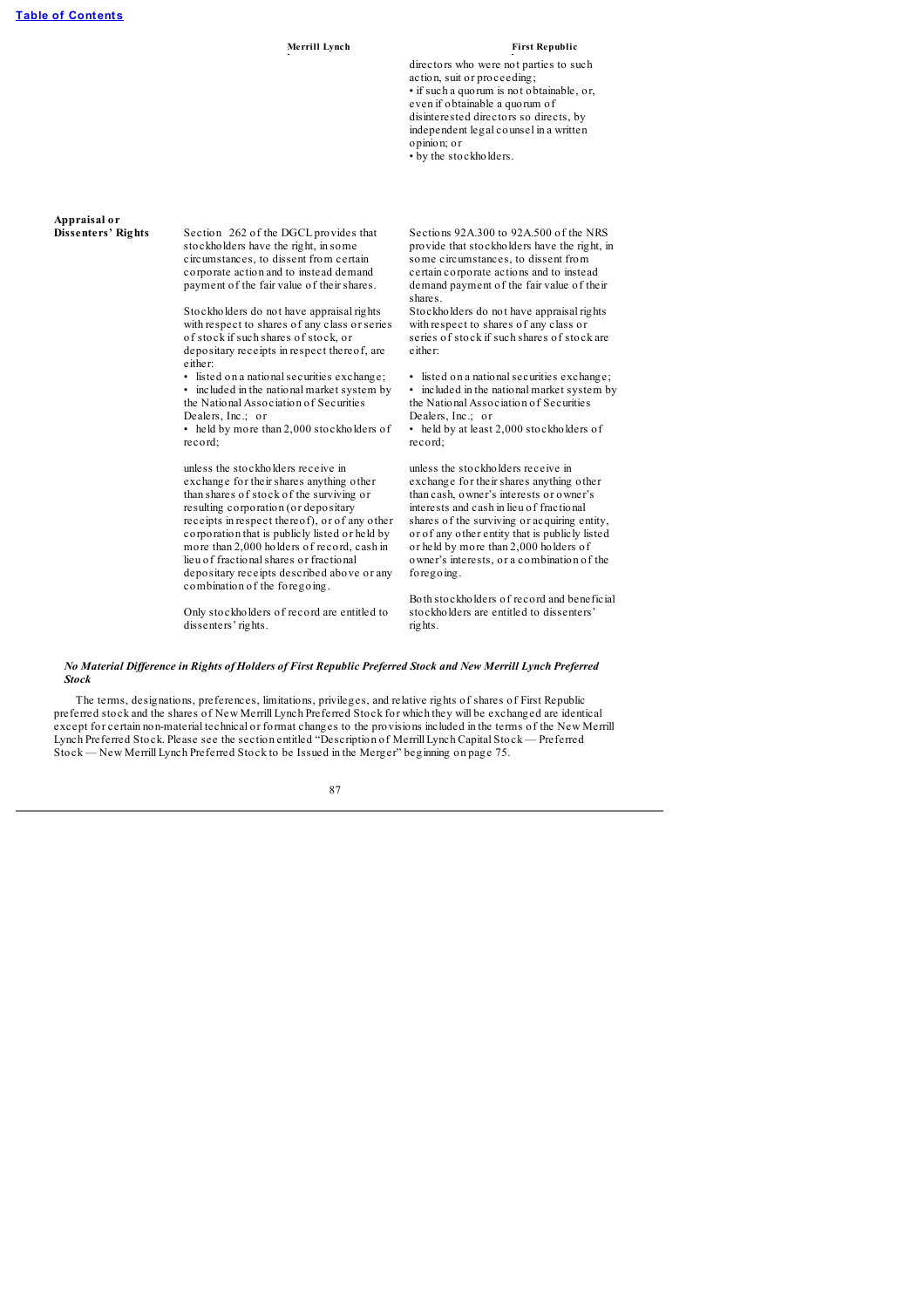| | Merrill Lynch | First Republic |
|---|---|---|
| | | directors who were not parties to such action, suit or proceeding;<br>• if such a quorum is not obtainable, or, even if obtainable a quorum of disinterested directors so directs, by independent legal counsel in a written opinion; or<br>• by the stockholders. |
| **Appraisal or Dissenters' Rights** | Section 262 of the DGCL provides that stockholders have the right, in some circumstances, to dissent from certain corporate action and to instead demand payment of the fair value of their shares.<br><br>Stockholders do not have appraisal rights with respect to shares of any class or series of stock if such shares of stock, or depositary receipts in respect thereof, are either:<br>• listed on a national securities exchange;<br>• included in the national market system by the National Association of Securities Dealers, Inc.; or<br>• held by more than 2,000 stockholders of record;<br><br>unless the stockholders receive in exchange for their shares anything other than shares of stock of the surviving or resulting corporation (or depositary receipts in respect thereof), or of any other corporation that is publicly listed or held by more than 2,000 holders of record, cash in lieu of fractional shares or fractional depositary receipts described above or any combination of the foregoing.<br><br>Only stockholders of record are entitled to dissenters' rights. | Sections 92A.300 to 92A.500 of the NRS provide that stockholders have the right, in some circumstances, to dissent from certain corporate actions and to instead demand payment of the fair value of their shares.<br><br>Stockholders do not have appraisal rights with respect to shares of any class or series of stock if such shares of stock are either:<br>• listed on a national securities exchange;<br>• included in the national market system by the National Association of Securities Dealers, Inc.; or<br>• held by at least 2,000 stockholders of record;<br><br>unless the stockholders receive in exchange for their shares anything other than cash, owner's interests or owner's interests and cash in lieu of fractional shares of the surviving or acquiring entity, or of any other entity that is publicly listed or held by more than 2,000 holders of owner's interests, or a combination of the foregoing.<br><br>Both stockholders of record and beneficial stockholders are entitled to dissenters' rights. |

***No Material Difference in Rights of Holders of First Republic Preferred Stock and New Merrill Lynch Preferred Stock***

The terms, designations, preferences, limitations, privileges, and relative rights of shares of First Republic preferred stock and the shares of New Merrill Lynch Preferred Stock for which they will be exchanged are identical except for certain non-material technical or format changes to the provisions included in the terms of the New Merrill Lynch Preferred Stock. Please see the section entitled "Description of Merrill Lynch Capital Stock — Preferred Stock — New Merrill Lynch Preferred Stock to be Issued in the Merger" beginning on page 75.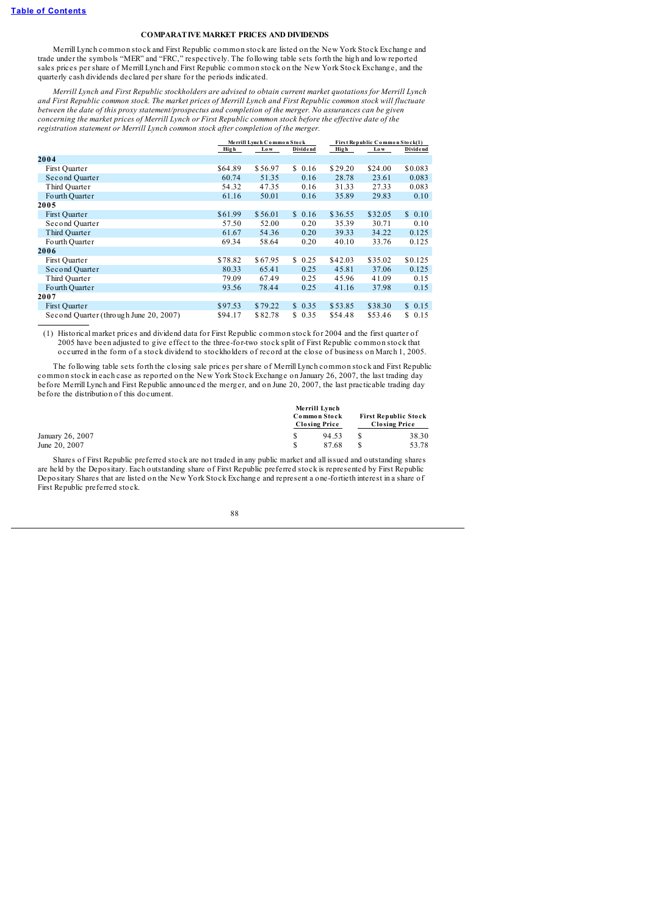## COMPARATIVE MARKET PRICES AND DIVIDENDS

Merrill Lynch common stock and First Republic common stock are listed on the New York Stock Exchange and trade under the symbols "MER" and "FRC," respectively. The following table sets forth the high and low reported sales prices per share of Merrill Lynch and First Republic common stock on the New York Stock Exchange, and the quarterly cash dividends declared per share for the periods indicated.

*Merrill Lynch and First Republic stockholders are advised to obtain current market quotations for Merrill Lynch and First Republic common stock. The market prices of Merrill Lynch and First Republic common stock will fluctuate between the date of this proxy statement/prospectus and completion of the merger. No assurances can be given concerning the market prices of Merrill Lynch or First Republic common stock before the effective date of the registration statement or Merrill Lynch common stock after completion of the merger.*

| | Merrill Lynch Common Stock | | | First Republic Common Stock(1) | | |
|---|---|---|---|---|---|---|
| | High | Low | Dividend | High | Low | Dividend |
| **2004** | | | | | | |
| First Quarter | $64.89 | $56.97 | $ 0.16 | $29.20 | $24.00 | $0.083 |
| Second Quarter | 60.74 | 51.35 | 0.16 | 28.78 | 23.61 | 0.083 |
| Third Quarter | 54.32 | 47.35 | 0.16 | 31.33 | 27.33 | 0.083 |
| Fourth Quarter | 61.16 | 50.01 | 0.16 | 35.89 | 29.83 | 0.10 |
| **2005** | | | | | | |
| First Quarter | $61.99 | $56.01 | $ 0.16 | $36.55 | $32.05 | $ 0.10 |
| Second Quarter | 57.50 | 52.00 | 0.20 | 35.39 | 30.71 | 0.10 |
| Third Quarter | 61.67 | 54.36 | 0.20 | 39.33 | 34.22 | 0.125 |
| Fourth Quarter | 69.34 | 58.64 | 0.20 | 40.10 | 33.76 | 0.125 |
| **2006** | | | | | | |
| First Quarter | $78.82 | $67.95 | $ 0.25 | $42.03 | $35.02 | $0.125 |
| Second Quarter | 80.33 | 65.41 | 0.25 | 45.81 | 37.06 | 0.125 |
| Third Quarter | 79.09 | 67.49 | 0.25 | 45.96 | 41.09 | 0.15 |
| Fourth Quarter | 93.56 | 78.44 | 0.25 | 41.16 | 37.98 | 0.15 |
| **2007** | | | | | | |
| First Quarter | $97.53 | $79.22 | $ 0.35 | $53.85 | $38.30 | $ 0.15 |
| Second Quarter (through June 20, 2007) | $94.17 | $82.78 | $ 0.35 | $54.48 | $53.46 | $ 0.15 |

(1) Historical market prices and dividend data for First Republic common stock for 2004 and the first quarter of 2005 have been adjusted to give effect to the three-for-two stock split of First Republic common stock that occurred in the form of a stock dividend to stockholders of record at the close of business on March 1, 2005.

The following table sets forth the closing sale prices per share of Merrill Lynch common stock and First Republic common stock in each case as reported on the New York Stock Exchange on January 26, 2007, the last trading day before Merrill Lynch and First Republic announced the merger, and on June 20, 2007, the last practicable trading day before the distribution of this document.

| | Merrill Lynch Common Stock Closing Price | First Republic Stock Closing Price |
|---|---|---|
| January 26, 2007 | $ 94.53 | $ 38.30 |
| June 20, 2007 | $ 87.68 | $ 53.78 |

Shares of First Republic preferred stock are not traded in any public market and all issued and outstanding shares are held by the Depositary. Each outstanding share of First Republic preferred stock is represented by First Republic Depositary Shares that are listed on the New York Stock Exchange and represent a one-fortieth interest in a share of First Republic preferred stock.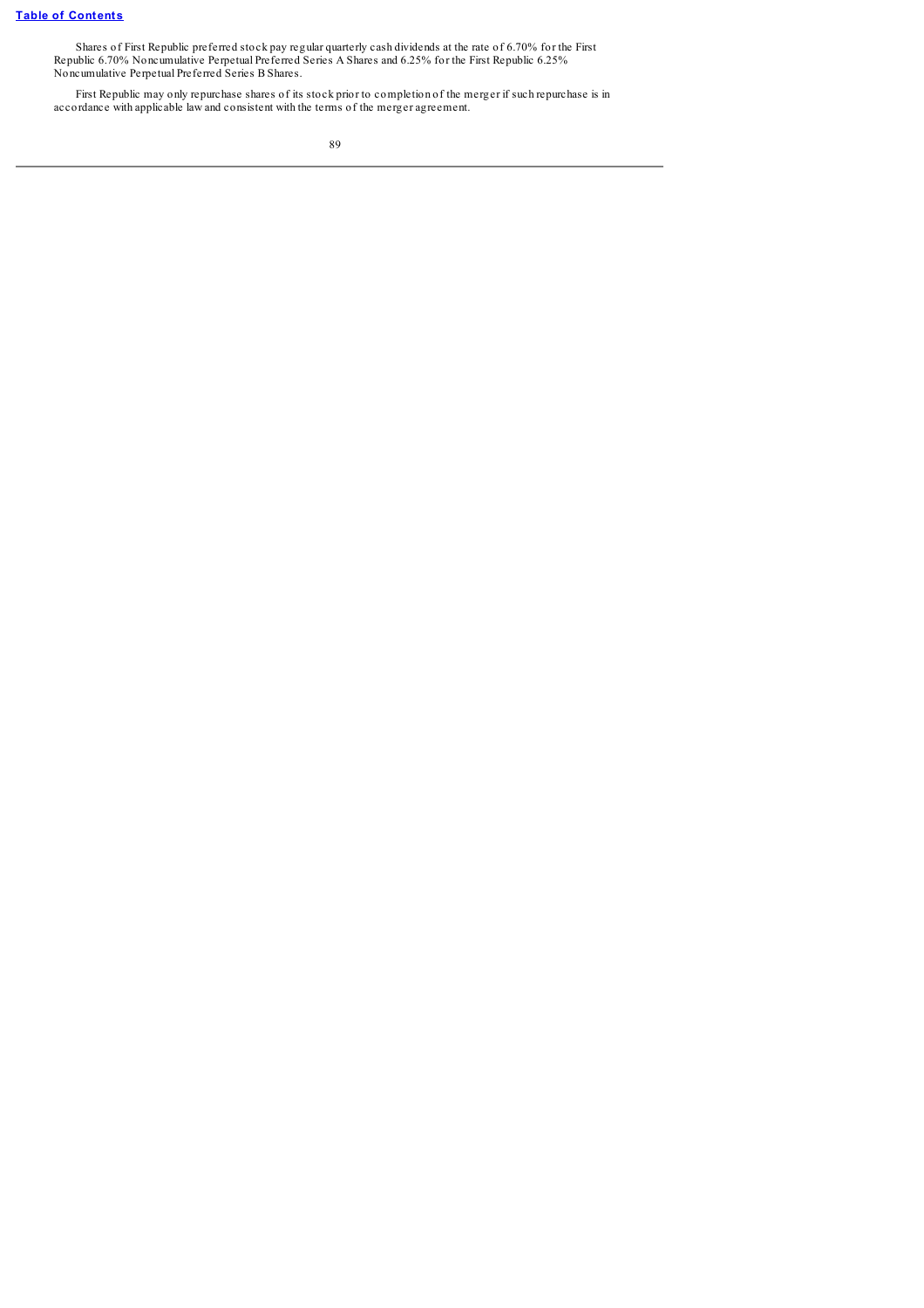Shares of First Republic preferred stock pay regular quarterly cash dividends at the rate of 6.70% for the First Republic 6.70% Noncumulative Perpetual Preferred Series A Shares and 6.25% for the First Republic 6.25% Noncumulative Perpetual Preferred Series B Shares.

First Republic may only repurchase shares of its stock prior to completion of the merger if such repurchase is in accordance with applicable law and consistent with the terms of the merger agreement.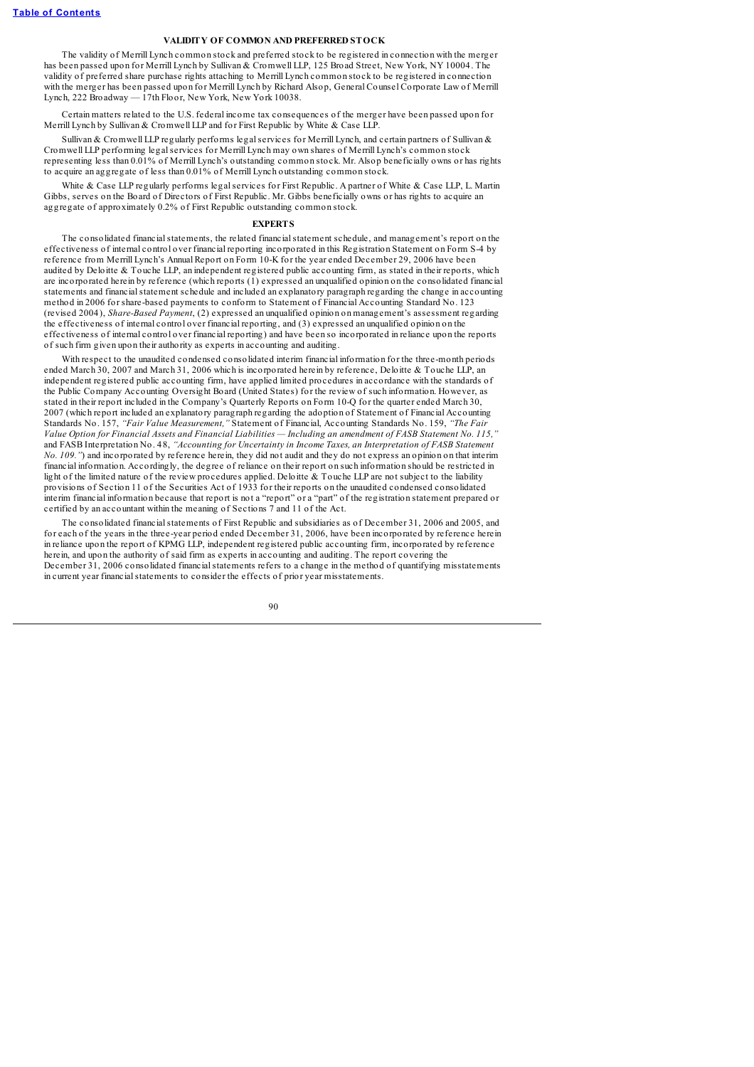## VALIDITY OF COMMON AND PREFERRED STOCK

The validity of Merrill Lynch common stock and preferred stock to be registered in connection with the merger has been passed upon for Merrill Lynch by Sullivan & Cromwell LLP, 125 Broad Street, New York, NY 10004. The validity of preferred share purchase rights attaching to Merrill Lynch common stock to be registered in connection with the merger has been passed upon for Merrill Lynch by Richard Alsop, General Counsel Corporate Law of Merrill Lynch, 222 Broadway — 17th Floor, New York, New York 10038.

Certain matters related to the U.S. federal income tax consequences of the merger have been passed upon for Merrill Lynch by Sullivan & Cromwell LLP and for First Republic by White & Case LLP.

Sullivan & Cromwell LLP regularly performs legal services for Merrill Lynch, and certain partners of Sullivan & Cromwell LLP performing legal services for Merrill Lynch may own shares of Merrill Lynch's common stock representing less than 0.01% of Merrill Lynch's outstanding common stock. Mr. Alsop beneficially owns or has rights to acquire an aggregate of less than 0.01% of Merrill Lynch outstanding common stock.

White & Case LLP regularly performs legal services for First Republic. A partner of White & Case LLP, L. Martin Gibbs, serves on the Board of Directors of First Republic. Mr. Gibbs beneficially owns or has rights to acquire an aggregate of approximately 0.2% of First Republic outstanding common stock.

## EXPERTS

The consolidated financial statements, the related financial statement schedule, and management's report on the effectiveness of internal control over financial reporting incorporated in this Registration Statement on Form S-4 by reference from Merrill Lynch's Annual Report on Form 10-K for the year ended December 29, 2006 have been audited by Deloitte & Touche LLP, an independent registered public accounting firm, as stated in their reports, which are incorporated herein by reference (which reports (1) expressed an unqualified opinion on the consolidated financial statements and financial statement schedule and included an explanatory paragraph regarding the change in accounting method in 2006 for share-based payments to conform to Statement of Financial Accounting Standard No. 123 (revised 2004), *Share-Based Payment*, (2) expressed an unqualified opinion on management's assessment regarding the effectiveness of internal control over financial reporting, and (3) expressed an unqualified opinion on the effectiveness of internal control over financial reporting) and have been so incorporated in reliance upon the reports of such firm given upon their authority as experts in accounting and auditing.

With respect to the unaudited condensed consolidated interim financial information for the three-month periods ended March 30, 2007 and March 31, 2006 which is incorporated herein by reference, Deloitte & Touche LLP, an independent registered public accounting firm, have applied limited procedures in accordance with the standards of the Public Company Accounting Oversight Board (United States) for the review of such information. However, as stated in their report included in the Company's Quarterly Reports on Form 10-Q for the quarter ended March 30, 2007 (which report included an explanatory paragraph regarding the adoption of Statement of Financial Accounting Standards No. 157, *"Fair Value Measurement,"* Statement of Financial, Accounting Standards No. 159, *"The Fair Value Option for Financial Assets and Financial Liabilities — Including an amendment of FASB Statement No. 115,"* and FASB Interpretation No. 48, *"Accounting for Uncertainty in Income Taxes, an Interpretation of FASB Statement No. 109."*) and incorporated by reference herein, they did not audit and they do not express an opinion on that interim financial information. Accordingly, the degree of reliance on their report on such information should be restricted in light of the limited nature of the review procedures applied. Deloitte & Touche LLP are not subject to the liability provisions of Section 11 of the Securities Act of 1933 for their reports on the unaudited condensed consolidated interim financial information because that report is not a "report" or a "part" of the registration statement prepared or certified by an accountant within the meaning of Sections 7 and 11 of the Act.

The consolidated financial statements of First Republic and subsidiaries as of December 31, 2006 and 2005, and for each of the years in the three-year period ended December 31, 2006, have been incorporated by reference herein in reliance upon the report of KPMG LLP, independent registered public accounting firm, incorporated by reference herein, and upon the authority of said firm as experts in accounting and auditing. The report covering the December 31, 2006 consolidated financial statements refers to a change in the method of quantifying misstatements in current year financial statements to consider the effects of prior year misstatements.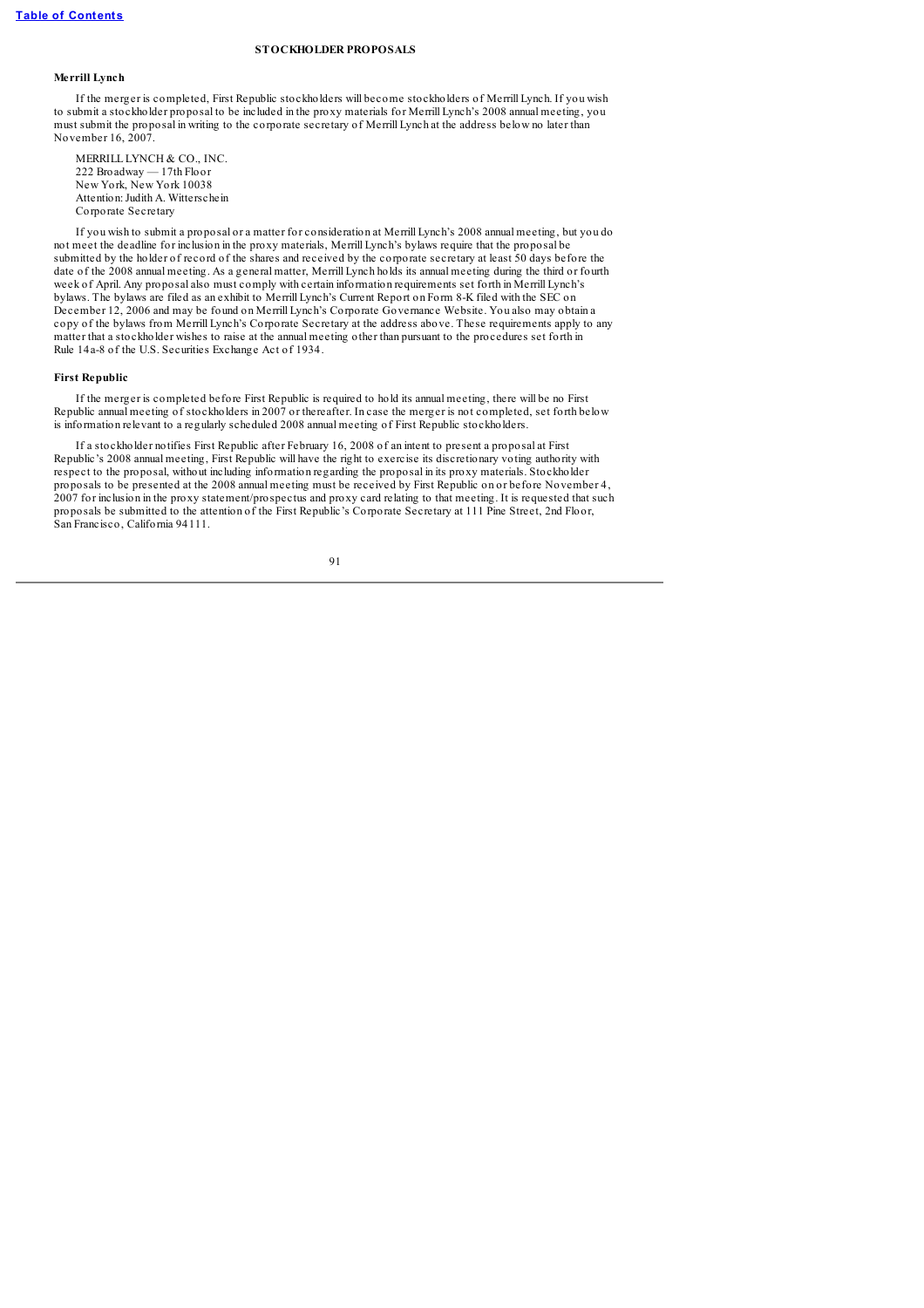## STOCKHOLDER PROPOSALS

### Merrill Lynch

If the merger is completed, First Republic stockholders will become stockholders of Merrill Lynch. If you wish to submit a stockholder proposal to be included in the proxy materials for Merrill Lynch's 2008 annual meeting, you must submit the proposal in writing to the corporate secretary of Merrill Lynch at the address below no later than November 16, 2007.

MERRILL LYNCH & CO., INC.
222 Broadway — 17th Floor
New York, New York 10038
Attention: Judith A. Witterschein
Corporate Secretary

If you wish to submit a proposal or a matter for consideration at Merrill Lynch's 2008 annual meeting, but you do not meet the deadline for inclusion in the proxy materials, Merrill Lynch's bylaws require that the proposal be submitted by the holder of record of the shares and received by the corporate secretary at least 50 days before the date of the 2008 annual meeting. As a general matter, Merrill Lynch holds its annual meeting during the third or fourth week of April. Any proposal also must comply with certain information requirements set forth in Merrill Lynch's bylaws. The bylaws are filed as an exhibit to Merrill Lynch's Current Report on Form 8-K filed with the SEC on December 12, 2006 and may be found on Merrill Lynch's Corporate Governance Website. You also may obtain a copy of the bylaws from Merrill Lynch's Corporate Secretary at the address above. These requirements apply to any matter that a stockholder wishes to raise at the annual meeting other than pursuant to the procedures set forth in Rule 14a-8 of the U.S. Securities Exchange Act of 1934.

### First Republic

If the merger is completed before First Republic is required to hold its annual meeting, there will be no First Republic annual meeting of stockholders in 2007 or thereafter. In case the merger is not completed, set forth below is information relevant to a regularly scheduled 2008 annual meeting of First Republic stockholders.

If a stockholder notifies First Republic after February 16, 2008 of an intent to present a proposal at First Republic's 2008 annual meeting, First Republic will have the right to exercise its discretionary voting authority with respect to the proposal, without including information regarding the proposal in its proxy materials. Stockholder proposals to be presented at the 2008 annual meeting must be received by First Republic on or before November 4, 2007 for inclusion in the proxy statement/prospectus and proxy card relating to that meeting. It is requested that such proposals be submitted to the attention of the First Republic's Corporate Secretary at 111 Pine Street, 2nd Floor, San Francisco, California 94111.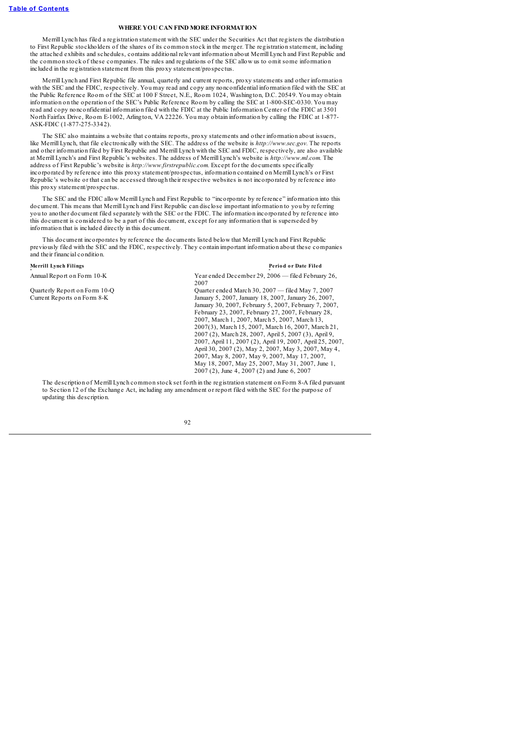## WHERE YOU CAN FIND MORE INFORMATION

Merrill Lynch has filed a registration statement with the SEC under the Securities Act that registers the distribution to First Republic stockholders of the shares of its common stock in the merger. The registration statement, including the attached exhibits and schedules, contains additional relevant information about Merrill Lynch and First Republic and the common stock of these companies. The rules and regulations of the SEC allow us to omit some information included in the registration statement from this proxy statement/prospectus.

Merrill Lynch and First Republic file annual, quarterly and current reports, proxy statements and other information with the SEC and the FDIC, respectively. You may read and copy any nonconfidential information filed with the SEC at the Public Reference Room of the SEC at 100 F Street, N.E., Room 1024, Washington, D.C. 20549. You may obtain information on the operation of the SEC's Public Reference Room by calling the SEC at 1-800-SEC-0330. You may read and copy nonconfidential information filed with the FDIC at the Public Information Center of the FDIC at 3501 North Fairfax Drive, Room E-1002, Arlington, VA 22226. You may obtain information by calling the FDIC at 1-877-ASK-FDIC (1-877-275-3342).

The SEC also maintains a website that contains reports, proxy statements and other information about issuers, like Merrill Lynch, that file electronically with the SEC. The address of the website is *http://www.sec.gov.* The reports and other information filed by First Republic and Merrill Lynch with the SEC and FDIC, respectively, are also available at Merrill Lynch's and First Republic's websites. The address of Merrill Lynch's website is *http://www.ml.com.* The address of First Republic's website is *http://www.firstrepublic.com.* Except for the documents specifically incorporated by reference into this proxy statement/prospectus, information contained on Merrill Lynch's or First Republic's website or that can be accessed through their respective websites is not incorporated by reference into this proxy statement/prospectus.

The SEC and the FDIC allow Merrill Lynch and First Republic to "incorporate by reference" information into this document. This means that Merrill Lynch and First Republic can disclose important information to you by referring you to another document filed separately with the SEC or the FDIC. The information incorporated by reference into this document is considered to be a part of this document, except for any information that is superseded by information that is included directly in this document.

This document incorporates by reference the documents listed below that Merrill Lynch and First Republic previously filed with the SEC and the FDIC, respectively. They contain important information about these companies and their financial condition.

| Merrill Lynch Filings | Period or Date Filed |
|---|---|
| Annual Report on Form 10-K | Year ended December 29, 2006 — filed February 26, 2007 |
| Quarterly Report on Form 10-Q | Quarter ended March 30, 2007 — filed May 7, 2007 |
| Current Reports on Form 8-K | January 5, 2007, January 18, 2007, January 26, 2007, January 30, 2007, February 5, 2007, February 7, 2007, February 23, 2007, February 27, 2007, February 28, 2007, March 1, 2007, March 5, 2007, March 13, 2007(3), March 15, 2007, March 16, 2007, March 21, 2007 (2), March 28, 2007, April 5, 2007 (3), April 9, 2007, April 11, 2007 (2), April 19, 2007, April 25, 2007, April 30, 2007 (2), May 2, 2007, May 3, 2007, May 4, 2007, May 8, 2007, May 9, 2007, May 17, 2007, May 18, 2007, May 25, 2007, May 31, 2007, June 1, 2007 (2), June 4, 2007 (2) and June 6, 2007 |

The description of Merrill Lynch common stock set forth in the registration statement on Form 8-A filed pursuant to Section 12 of the Exchange Act, including any amendment or report filed with the SEC for the purpose of updating this description.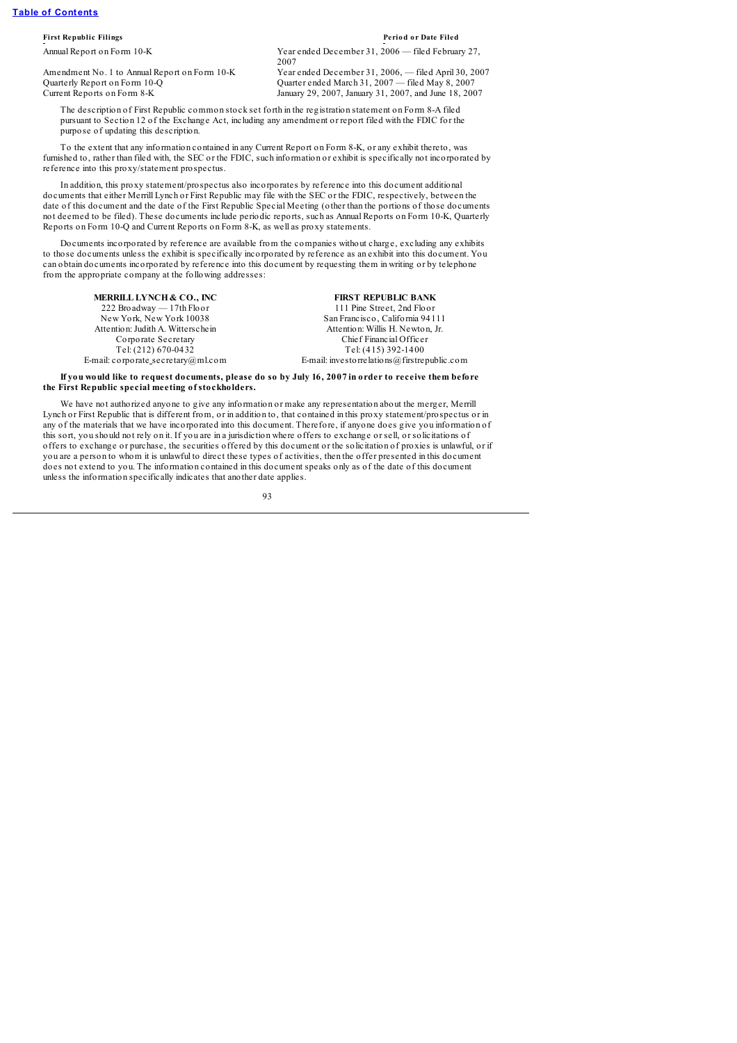| First Republic Filings | Period or Date Filed |
| --- | --- |
| Annual Report on Form 10-K | Year ended December 31, 2006 — filed February 27, 2007 |
| Amendment No. 1 to Annual Report on Form 10-K | Year ended December 31, 2006, — filed April 30, 2007 |
| Quarterly Report on Form 10-Q | Quarter ended March 31, 2007 — filed May 8, 2007 |
| Current Reports on Form 8-K | January 29, 2007, January 31, 2007, and June 18, 2007 |

The description of First Republic common stock set forth in the registration statement on Form 8-A filed pursuant to Section 12 of the Exchange Act, including any amendment or report filed with the FDIC for the purpose of updating this description.

To the extent that any information contained in any Current Report on Form 8-K, or any exhibit thereto, was furnished to, rather than filed with, the SEC or the FDIC, such information or exhibit is specifically not incorporated by reference into this proxy/statement prospectus.

In addition, this proxy statement/prospectus also incorporates by reference into this document additional documents that either Merrill Lynch or First Republic may file with the SEC or the FDIC, respectively, between the date of this document and the date of the First Republic Special Meeting (other than the portions of those documents not deemed to be filed). These documents include periodic reports, such as Annual Reports on Form 10-K, Quarterly Reports on Form 10-Q and Current Reports on Form 8-K, as well as proxy statements.

Documents incorporated by reference are available from the companies without charge, excluding any exhibits to those documents unless the exhibit is specifically incorporated by reference as an exhibit into this document. You can obtain documents incorporated by reference into this document by requesting them in writing or by telephone from the appropriate company at the following addresses:

| MERRILL LYNCH & CO., INC | FIRST REPUBLIC BANK |
| --- | --- |
| 222 Broadway — 17th Floor | 111 Pine Street, 2nd Floor |
| New York, New York 10038 | San Francisco, California 94111 |
| Attention: Judith A. Witterschein | Attention: Willis H. Newton, Jr. |
| Corporate Secretary | Chief Financial Officer |
| Tel: (212) 670-0432 | Tel: (415) 392-1400 |
| E-mail: corporate_secretary@ml.com | E-mail: investorrelations@firstrepublic.com |

**If you would like to request documents, please do so by July 16, 2007 in order to receive them before the First Republic special meeting of stockholders.**

We have not authorized anyone to give any information or make any representation about the merger, Merrill Lynch or First Republic that is different from, or in addition to, that contained in this proxy statement/prospectus or in any of the materials that we have incorporated into this document. Therefore, if anyone does give you information of this sort, you should not rely on it. If you are in a jurisdiction where offers to exchange or sell, or solicitations of offers to exchange or purchase, the securities offered by this document or the solicitation of proxies is unlawful, or if you are a person to whom it is unlawful to direct these types of activities, then the offer presented in this document does not extend to you. The information contained in this document speaks only as of the date of this document unless the information specifically indicates that another date applies.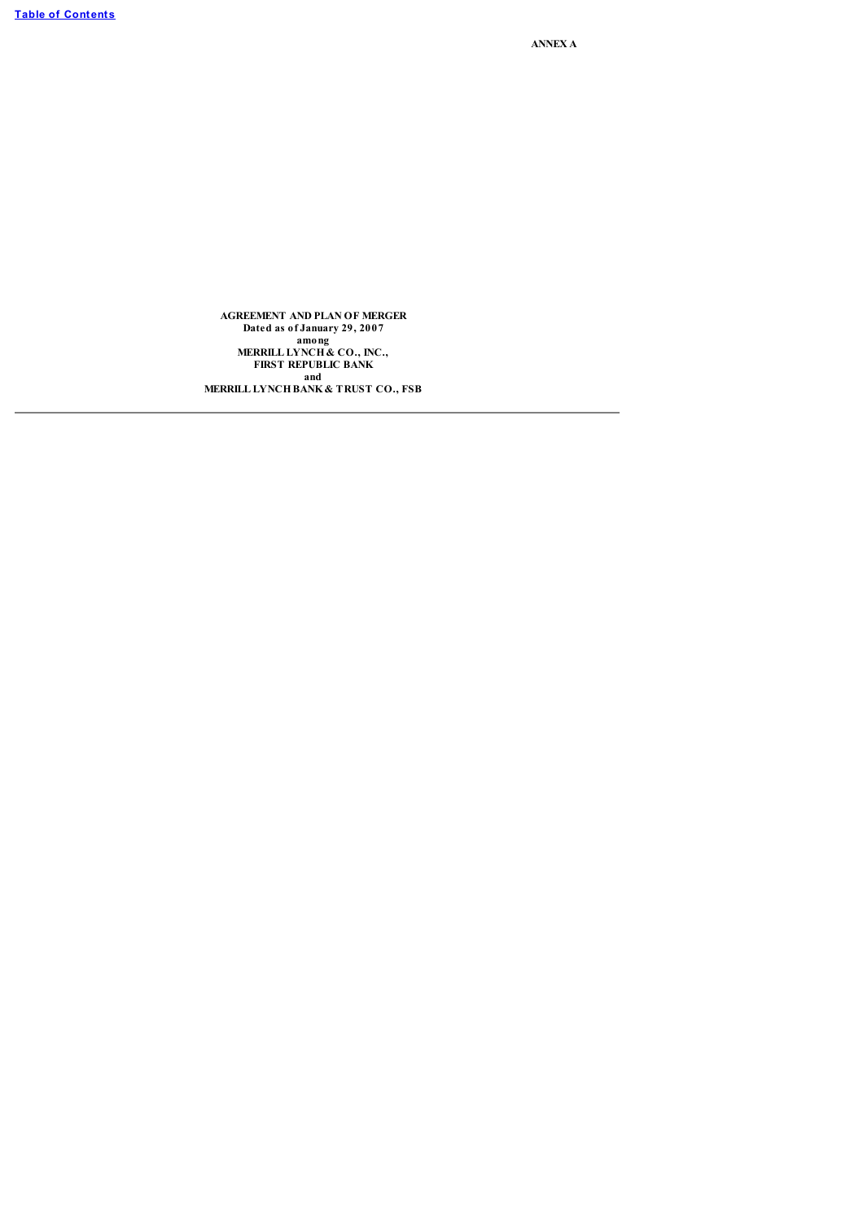ANNEX A

**AGREEMENT AND PLAN OF MERGER**
**Dated as of January 29, 2007**
**among**
**MERRILL LYNCH & CO., INC.,**
**FIRST REPUBLIC BANK**
**and**
**MERRILL LYNCH BANK & TRUST CO., FSB**

---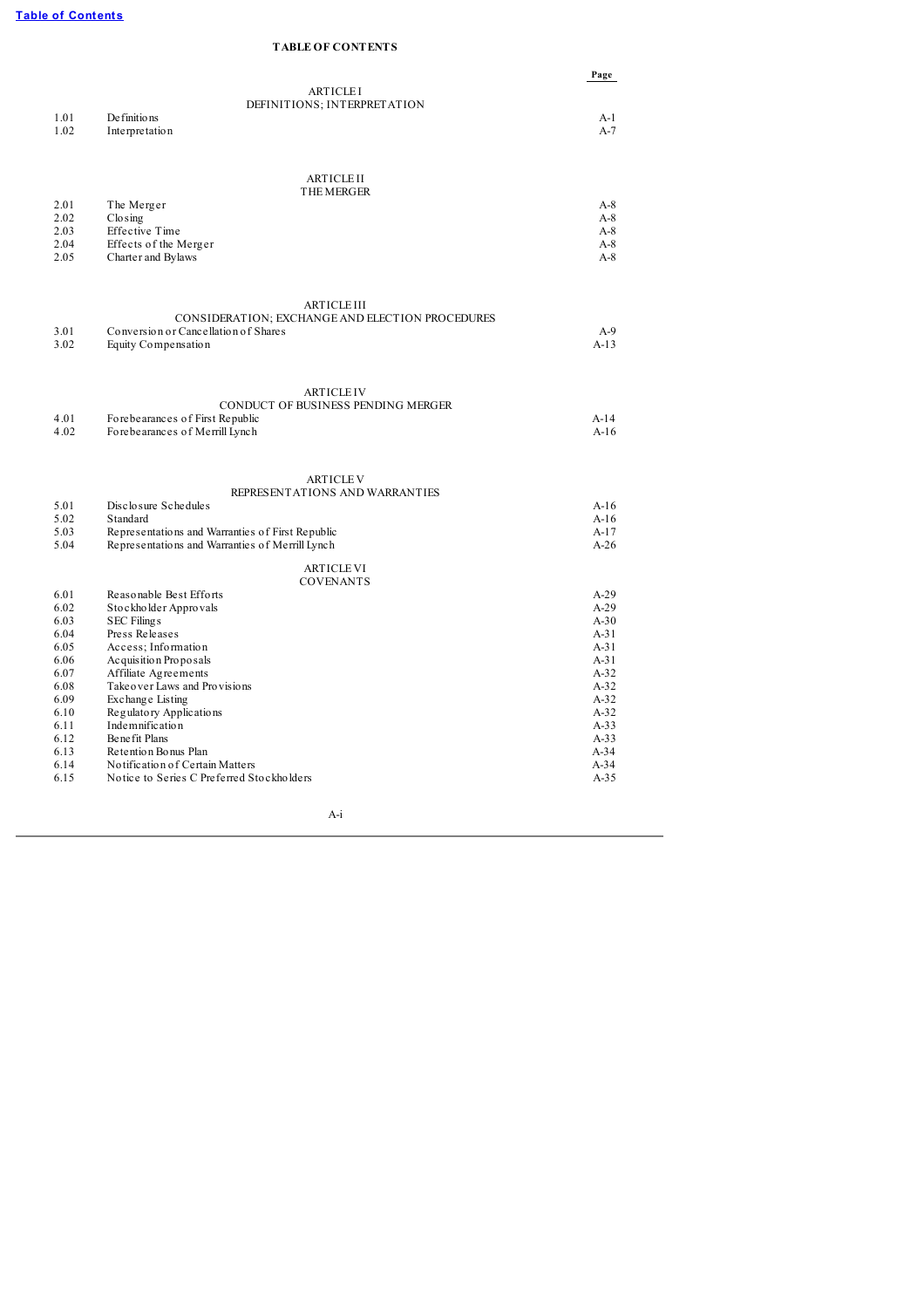**TABLE OF CONTENTS**

| | | Page |
|---|---|---|
| | **ARTICLE I** DEFINITIONS; INTERPRETATION | |
| 1.01 | Definitions | A-1 |
| 1.02 | Interpretation | A-7 |
| | **ARTICLE II** THE MERGER | |
| 2.01 | The Merger | A-8 |
| 2.02 | Closing | A-8 |
| 2.03 | Effective Time | A-8 |
| 2.04 | Effects of the Merger | A-8 |
| 2.05 | Charter and Bylaws | A-8 |
| | **ARTICLE III** CONSIDERATION; EXCHANGE AND ELECTION PROCEDURES | |
| 3.01 | Conversion or Cancellation of Shares | A-9 |
| 3.02 | Equity Compensation | A-13 |
| | **ARTICLE IV** CONDUCT OF BUSINESS PENDING MERGER | |
| 4.01 | Forebearances of First Republic | A-14 |
| 4.02 | Forebearances of Merrill Lynch | A-16 |
| | **ARTICLE V** REPRESENTATIONS AND WARRANTIES | |
| 5.01 | Disclosure Schedules | A-16 |
| 5.02 | Standard | A-16 |
| 5.03 | Representations and Warranties of First Republic | A-17 |
| 5.04 | Representations and Warranties of Merrill Lynch | A-26 |
| | **ARTICLE VI** COVENANTS | |
| 6.01 | Reasonable Best Efforts | A-29 |
| 6.02 | Stockholder Approvals | A-29 |
| 6.03 | SEC Filings | A-30 |
| 6.04 | Press Releases | A-31 |
| 6.05 | Access; Information | A-31 |
| 6.06 | Acquisition Proposals | A-31 |
| 6.07 | Affiliate Agreements | A-32 |
| 6.08 | Takeover Laws and Provisions | A-32 |
| 6.09 | Exchange Listing | A-32 |
| 6.10 | Regulatory Applications | A-32 |
| 6.11 | Indemnification | A-33 |
| 6.12 | Benefit Plans | A-33 |
| 6.13 | Retention Bonus Plan | A-34 |
| 6.14 | Notification of Certain Matters | A-34 |
| 6.15 | Notice to Series C Preferred Stockholders | A-35 |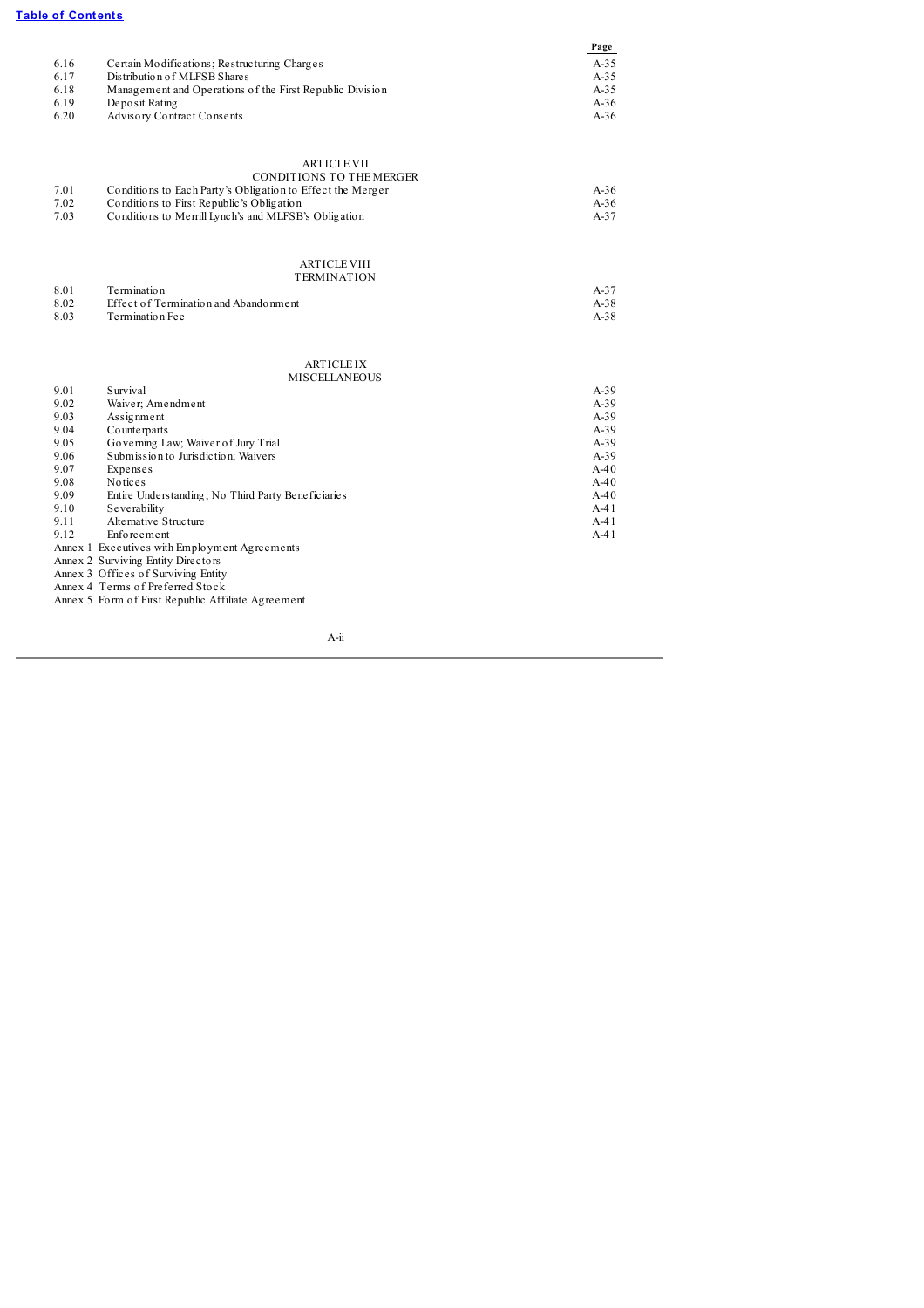[Table of Contents](#)

| | | Page |
|---|---|---|
| 6.16 | Certain Modifications; Restructuring Charges | A-35 |
| 6.17 | Distribution of MLFSB Shares | A-35 |
| 6.18 | Management and Operations of the First Republic Division | A-35 |
| 6.19 | Deposit Rating | A-36 |
| 6.20 | Advisory Contract Consents | A-36 |
| | **ARTICLE VII**<br>**CONDITIONS TO THE MERGER** | |
| 7.01 | Conditions to Each Party's Obligation to Effect the Merger | A-36 |
| 7.02 | Conditions to First Republic's Obligation | A-36 |
| 7.03 | Conditions to Merrill Lynch's and MLFSB's Obligation | A-37 |
| | **ARTICLE VIII**<br>**TERMINATION** | |
| 8.01 | Termination | A-37 |
| 8.02 | Effect of Termination and Abandonment | A-38 |
| 8.03 | Termination Fee | A-38 |
| | **ARTICLE IX**<br>**MISCELLANEOUS** | |
| 9.01 | Survival | A-39 |
| 9.02 | Waiver; Amendment | A-39 |
| 9.03 | Assignment | A-39 |
| 9.04 | Counterparts | A-39 |
| 9.05 | Governing Law; Waiver of Jury Trial | A-39 |
| 9.06 | Submission to Jurisdiction; Waivers | A-39 |
| 9.07 | Expenses | A-40 |
| 9.08 | Notices | A-40 |
| 9.09 | Entire Understanding; No Third Party Beneficiaries | A-40 |
| 9.10 | Severability | A-41 |
| 9.11 | Alternative Structure | A-41 |
| 9.12 | Enforcement | A-41 |

Annex 1 Executives with Employment Agreements
Annex 2 Surviving Entity Directors
Annex 3 Offices of Surviving Entity
Annex 4 Terms of Preferred Stock
Annex 5 Form of First Republic Affiliate Agreement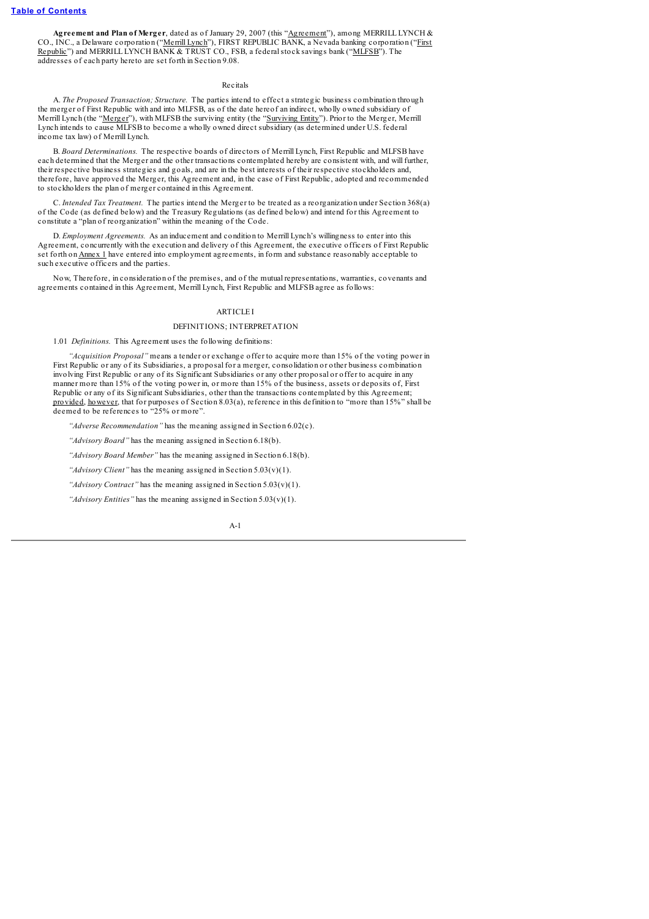**Agreement and Plan of Merger**, dated as of January 29, 2007 (this "Agreement"), among MERRILL LYNCH & CO., INC., a Delaware corporation ("Merrill Lynch"), FIRST REPUBLIC BANK, a Nevada banking corporation ("First Republic") and MERRILL LYNCH BANK & TRUST CO., FSB, a federal stock savings bank ("MLFSB"). The addresses of each party hereto are set forth in Section 9.08.

Recitals

A. *The Proposed Transaction; Structure.* The parties intend to effect a strategic business combination through the merger of First Republic with and into MLFSB, as of the date hereof an indirect, wholly owned subsidiary of Merrill Lynch (the "Merger"), with MLFSB the surviving entity (the "Surviving Entity"). Prior to the Merger, Merrill Lynch intends to cause MLFSB to become a wholly owned direct subsidiary (as determined under U.S. federal income tax law) of Merrill Lynch.

B. *Board Determinations.* The respective boards of directors of Merrill Lynch, First Republic and MLFSB have each determined that the Merger and the other transactions contemplated hereby are consistent with, and will further, their respective business strategies and goals, and are in the best interests of their respective stockholders and, therefore, have approved the Merger, this Agreement and, in the case of First Republic, adopted and recommended to stockholders the plan of merger contained in this Agreement.

C. *Intended Tax Treatment.* The parties intend the Merger to be treated as a reorganization under Section 368(a) of the Code (as defined below) and the Treasury Regulations (as defined below) and intend for this Agreement to constitute a "plan of reorganization" within the meaning of the Code.

D. *Employment Agreements.* As an inducement and condition to Merrill Lynch's willingness to enter into this Agreement, concurrently with the execution and delivery of this Agreement, the executive officers of First Republic set forth on Annex 1 have entered into employment agreements, in form and substance reasonably acceptable to such executive officers and the parties.

Now, Therefore, in consideration of the premises, and of the mutual representations, warranties, covenants and agreements contained in this Agreement, Merrill Lynch, First Republic and MLFSB agree as follows:

## ARTICLE I

## DEFINITIONS; INTERPRETATION

1.01 *Definitions.* This Agreement uses the following definitions:

*"Acquisition Proposal"* means a tender or exchange offer to acquire more than 15% of the voting power in First Republic or any of its Subsidiaries, a proposal for a merger, consolidation or other business combination involving First Republic or any of its Significant Subsidiaries or any other proposal or offer to acquire in any manner more than 15% of the voting power in, or more than 15% of the business, assets or deposits of, First Republic or any of its Significant Subsidiaries, other than the transactions contemplated by this Agreement; provided, however, that for purposes of Section 8.03(a), reference in this definition to "more than 15%" shall be deemed to be references to "25% or more".

*"Adverse Recommendation"* has the meaning assigned in Section 6.02(c).

*"Advisory Board"* has the meaning assigned in Section 6.18(b).

*"Advisory Board Member"* has the meaning assigned in Section 6.18(b).

*"Advisory Client"* has the meaning assigned in Section 5.03(v)(1).

*"Advisory Contract"* has the meaning assigned in Section 5.03(v)(1).

*"Advisory Entities"* has the meaning assigned in Section 5.03(v)(1).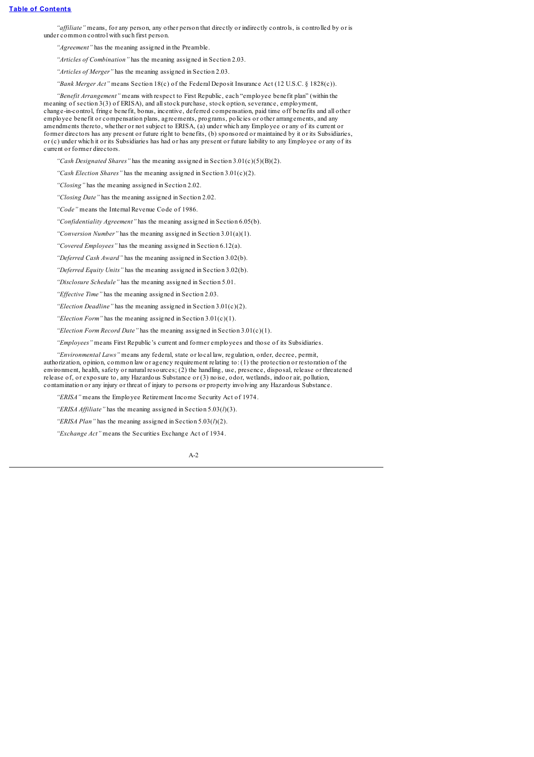*"affiliate"* means, for any person, any other person that directly or indirectly controls, is controlled by or is under common control with such first person.

*"Agreement"* has the meaning assigned in the Preamble.

*"Articles of Combination"* has the meaning assigned in Section 2.03.

*"Articles of Merger"* has the meaning assigned in Section 2.03.

*"Bank Merger Act"* means Section 18(c) of the Federal Deposit Insurance Act (12 U.S.C. § 1828(c)).

*"Benefit Arrangement"* means with respect to First Republic, each "employee benefit plan" (within the meaning of section 3(3) of ERISA), and all stock purchase, stock option, severance, employment, change-in-control, fringe benefit, bonus, incentive, deferred compensation, paid time off benefits and all other employee benefit or compensation plans, agreements, programs, policies or other arrangements, and any amendments thereto, whether or not subject to ERISA, (a) under which any Employee or any of its current or former directors has any present or future right to benefits, (b) sponsored or maintained by it or its Subsidiaries, or (c) under which it or its Subsidiaries has had or has any present or future liability to any Employee or any of its current or former directors.

*"Cash Designated Shares"* has the meaning assigned in Section 3.01(c)(5)(B)(2).

*"Cash Election Shares"* has the meaning assigned in Section 3.01(c)(2).

*"Closing"* has the meaning assigned in Section 2.02.

*"Closing Date"* has the meaning assigned in Section 2.02.

*"Code"* means the Internal Revenue Code of 1986.

*"Confidentiality Agreement"* has the meaning assigned in Section 6.05(b).

*"Conversion Number"* has the meaning assigned in Section 3.01(a)(1).

*"Covered Employees"* has the meaning assigned in Section 6.12(a).

*"Deferred Cash Award"* has the meaning assigned in Section 3.02(b).

*"Deferred Equity Units"* has the meaning assigned in Section 3.02(b).

*"Disclosure Schedule"* has the meaning assigned in Section 5.01.

*"Effective Time"* has the meaning assigned in Section 2.03.

*"Election Deadline"* has the meaning assigned in Section 3.01(c)(2).

*"Election Form"* has the meaning assigned in Section 3.01(c)(1).

*"Election Form Record Date"* has the meaning assigned in Section 3.01(c)(1).

*"Employees"* means First Republic's current and former employees and those of its Subsidiaries.

*"Environmental Laws"* means any federal, state or local law, regulation, order, decree, permit, authorization, opinion, common law or agency requirement relating to: (1) the protection or restoration of the environment, health, safety or natural resources; (2) the handling, use, presence, disposal, release or threatened release of, or exposure to, any Hazardous Substance or (3) noise, odor, wetlands, indoor air, pollution, contamination or any injury or threat of injury to persons or property involving any Hazardous Substance.

*"ERISA"* means the Employee Retirement Income Security Act of 1974.

*"ERISA Affiliate"* has the meaning assigned in Section 5.03(*l*)(3).

*"ERISA Plan"* has the meaning assigned in Section 5.03(*l*)(2).

*"Exchange Act"* means the Securities Exchange Act of 1934.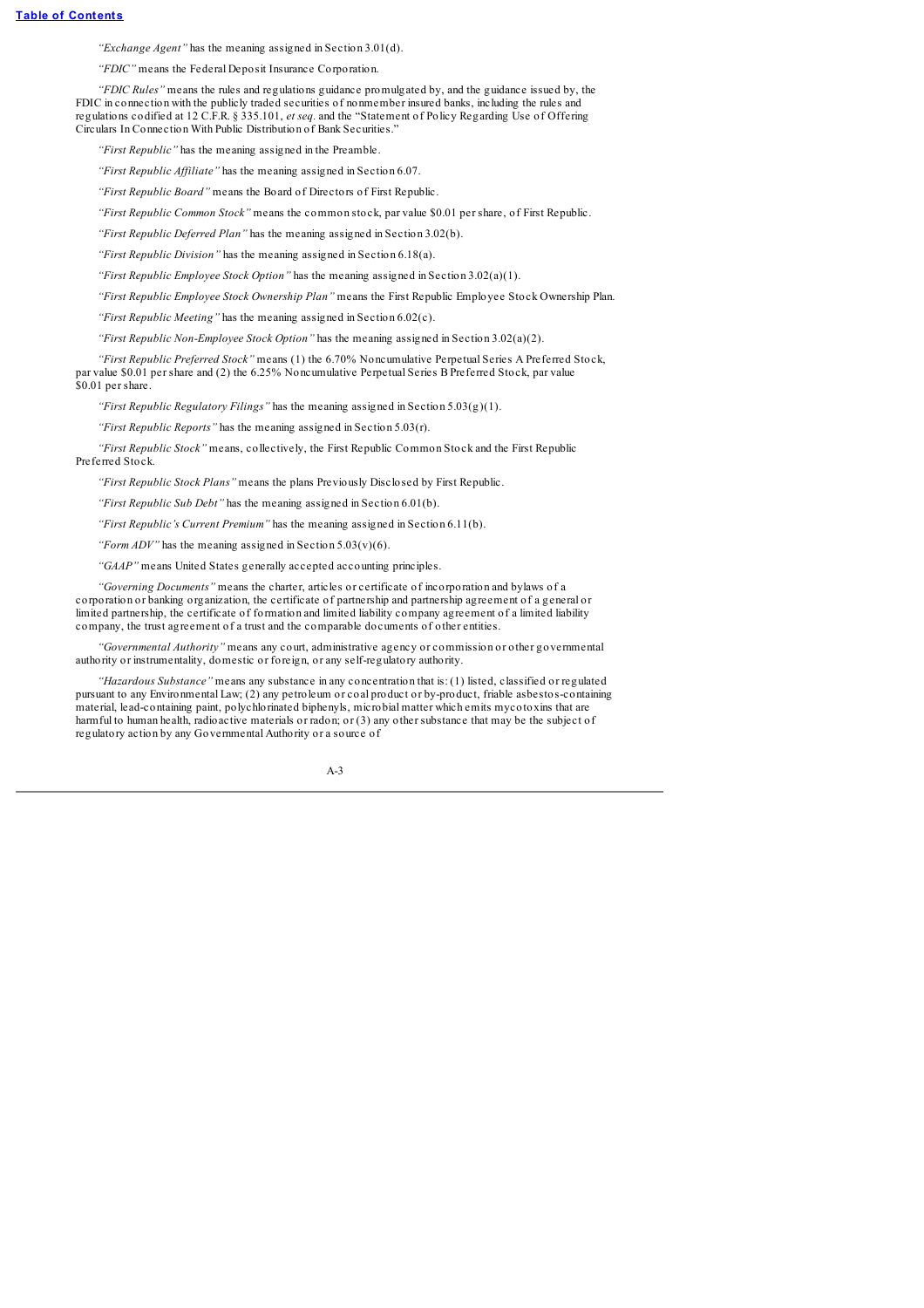*"Exchange Agent"* has the meaning assigned in Section 3.01(d).

*"FDIC"* means the Federal Deposit Insurance Corporation.

*"FDIC Rules"* means the rules and regulations guidance promulgated by, and the guidance issued by, the FDIC in connection with the publicly traded securities of nonmember insured banks, including the rules and regulations codified at 12 C.F.R. § 335.101, *et seq.* and the "Statement of Policy Regarding Use of Offering Circulars In Connection With Public Distribution of Bank Securities."

*"First Republic"* has the meaning assigned in the Preamble.

*"First Republic Affiliate"* has the meaning assigned in Section 6.07.

*"First Republic Board"* means the Board of Directors of First Republic.

*"First Republic Common Stock"* means the common stock, par value $0.01 per share, of First Republic.

*"First Republic Deferred Plan"* has the meaning assigned in Section 3.02(b).

*"First Republic Division"* has the meaning assigned in Section 6.18(a).

*"First Republic Employee Stock Option"* has the meaning assigned in Section 3.02(a)(1).

*"First Republic Employee Stock Ownership Plan"* means the First Republic Employee Stock Ownership Plan.

*"First Republic Meeting"* has the meaning assigned in Section 6.02(c).

*"First Republic Non-Employee Stock Option"* has the meaning assigned in Section 3.02(a)(2).

*"First Republic Preferred Stock"* means (1) the 6.70% Noncumulative Perpetual Series A Preferred Stock, par value $0.01 per share and (2) the 6.25% Noncumulative Perpetual Series B Preferred Stock, par value $0.01 per share.

*"First Republic Regulatory Filings"* has the meaning assigned in Section 5.03(g)(1).

*"First Republic Reports"* has the meaning assigned in Section 5.03(r).

*"First Republic Stock"* means, collectively, the First Republic Common Stock and the First Republic Preferred Stock.

*"First Republic Stock Plans"* means the plans Previously Disclosed by First Republic.

*"First Republic Sub Debt"* has the meaning assigned in Section 6.01(b).

*"First Republic's Current Premium"* has the meaning assigned in Section 6.11(b).

*"Form ADV"* has the meaning assigned in Section 5.03(v)(6).

*"GAAP"* means United States generally accepted accounting principles.

*"Governing Documents"* means the charter, articles or certificate of incorporation and bylaws of a corporation or banking organization, the certificate of partnership and partnership agreement of a general or limited partnership, the certificate of formation and limited liability company agreement of a limited liability company, the trust agreement of a trust and the comparable documents of other entities.

*"Governmental Authority"* means any court, administrative agency or commission or other governmental authority or instrumentality, domestic or foreign, or any self-regulatory authority.

*"Hazardous Substance"* means any substance in any concentration that is: (1) listed, classified or regulated pursuant to any Environmental Law; (2) any petroleum or coal product or by-product, friable asbestos-containing material, lead-containing paint, polychlorinated biphenyls, microbial matter which emits mycotoxins that are harmful to human health, radioactive materials or radon; or (3) any other substance that may be the subject of regulatory action by any Governmental Authority or a source of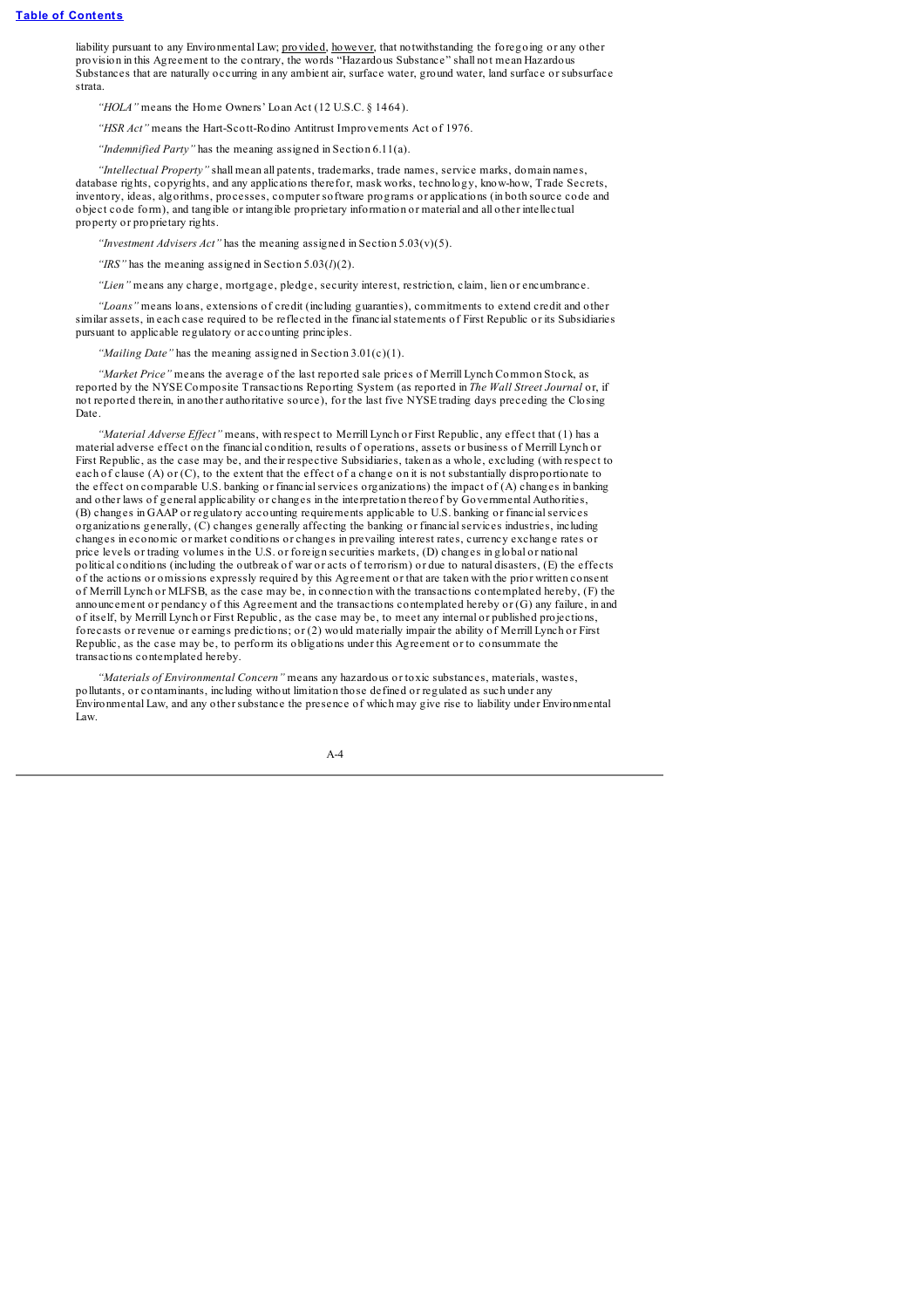liability pursuant to any Environmental Law; provided, however, that notwithstanding the foregoing or any other provision in this Agreement to the contrary, the words "Hazardous Substance" shall not mean Hazardous Substances that are naturally occurring in any ambient air, surface water, ground water, land surface or subsurface strata.

*"HOLA"* means the Home Owners' Loan Act (12 U.S.C. § 1464).

*"HSR Act"* means the Hart-Scott-Rodino Antitrust Improvements Act of 1976.

*"Indemnified Party"* has the meaning assigned in Section 6.11(a).

*"Intellectual Property"* shall mean all patents, trademarks, trade names, service marks, domain names, database rights, copyrights, and any applications therefor, mask works, technology, know-how, Trade Secrets, inventory, ideas, algorithms, processes, computer software programs or applications (in both source code and object code form), and tangible or intangible proprietary information or material and all other intellectual property or proprietary rights.

*"Investment Advisers Act"* has the meaning assigned in Section 5.03(v)(5).

*"IRS"* has the meaning assigned in Section 5.03(*l*)(2).

*"Lien"* means any charge, mortgage, pledge, security interest, restriction, claim, lien or encumbrance.

*"Loans"* means loans, extensions of credit (including guaranties), commitments to extend credit and other similar assets, in each case required to be reflected in the financial statements of First Republic or its Subsidiaries pursuant to applicable regulatory or accounting principles.

*"Mailing Date"* has the meaning assigned in Section 3.01(c)(1).

*"Market Price"* means the average of the last reported sale prices of Merrill Lynch Common Stock, as reported by the NYSE Composite Transactions Reporting System (as reported in *The Wall Street Journal* or, if not reported therein, in another authoritative source), for the last five NYSE trading days preceding the Closing Date.

*"Material Adverse Effect"* means, with respect to Merrill Lynch or First Republic, any effect that (1) has a material adverse effect on the financial condition, results of operations, assets or business of Merrill Lynch or First Republic, as the case may be, and their respective Subsidiaries, taken as a whole, excluding (with respect to each of clause (A) or (C), to the extent that the effect of a change on it is not substantially disproportionate to the effect on comparable U.S. banking or financial services organizations) the impact of (A) changes in banking and other laws of general applicability or changes in the interpretation thereof by Governmental Authorities, (B) changes in GAAP or regulatory accounting requirements applicable to U.S. banking or financial services organizations generally, (C) changes generally affecting the banking or financial services industries, including changes in economic or market conditions or changes in prevailing interest rates, currency exchange rates or price levels or trading volumes in the U.S. or foreign securities markets, (D) changes in global or national political conditions (including the outbreak of war or acts of terrorism) or due to natural disasters, (E) the effects of the actions or omissions expressly required by this Agreement or that are taken with the prior written consent of Merrill Lynch or MLFSB, as the case may be, in connection with the transactions contemplated hereby, (F) the announcement or pendancy of this Agreement and the transactions contemplated hereby or (G) any failure, in and of itself, by Merrill Lynch or First Republic, as the case may be, to meet any internal or published projections, forecasts or revenue or earnings predictions; or (2) would materially impair the ability of Merrill Lynch or First Republic, as the case may be, to perform its obligations under this Agreement or to consummate the transactions contemplated hereby.

*"Materials of Environmental Concern"* means any hazardous or toxic substances, materials, wastes, pollutants, or contaminants, including without limitation those defined or regulated as such under any Environmental Law, and any other substance the presence of which may give rise to liability under Environmental Law.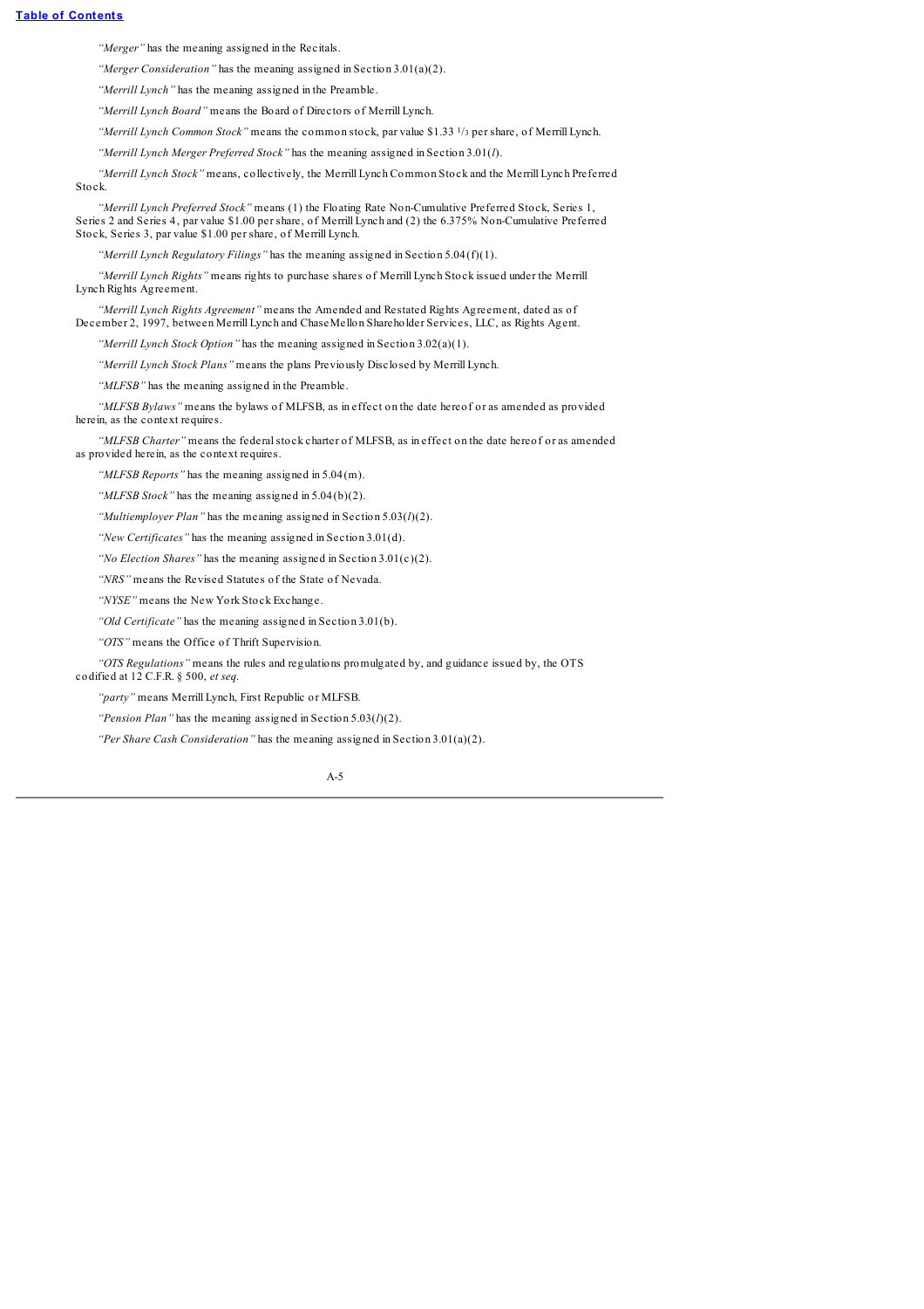*"Merger"* has the meaning assigned in the Recitals.

*"Merger Consideration"* has the meaning assigned in Section 3.01(a)(2).

*"Merrill Lynch"* has the meaning assigned in the Preamble.

*"Merrill Lynch Board"* means the Board of Directors of Merrill Lynch.

*"Merrill Lynch Common Stock"* means the common stock, par value $1.33 1/3 per share, of Merrill Lynch.

*"Merrill Lynch Merger Preferred Stock"* has the meaning assigned in Section 3.01(*l*).

*"Merrill Lynch Stock"* means, collectively, the Merrill Lynch Common Stock and the Merrill Lynch Preferred Stock.

*"Merrill Lynch Preferred Stock"* means (1) the Floating Rate Non-Cumulative Preferred Stock, Series 1, Series 2 and Series 4, par value $1.00 per share, of Merrill Lynch and (2) the 6.375% Non-Cumulative Preferred Stock, Series 3, par value $1.00 per share, of Merrill Lynch.

*"Merrill Lynch Regulatory Filings"* has the meaning assigned in Section 5.04(f)(1).

*"Merrill Lynch Rights"* means rights to purchase shares of Merrill Lynch Stock issued under the Merrill Lynch Rights Agreement.

*"Merrill Lynch Rights Agreement"* means the Amended and Restated Rights Agreement, dated as of December 2, 1997, between Merrill Lynch and ChaseMellon Shareholder Services, LLC, as Rights Agent.

*"Merrill Lynch Stock Option"* has the meaning assigned in Section 3.02(a)(1).

*"Merrill Lynch Stock Plans"* means the plans Previously Disclosed by Merrill Lynch.

*"MLFSB"* has the meaning assigned in the Preamble.

*"MLFSB Bylaws"* means the bylaws of MLFSB, as in effect on the date hereof or as amended as provided herein, as the context requires.

*"MLFSB Charter"* means the federal stock charter of MLFSB, as in effect on the date hereof or as amended as provided herein, as the context requires.

*"MLFSB Reports"* has the meaning assigned in 5.04(m).

*"MLFSB Stock"* has the meaning assigned in 5.04(b)(2).

*"Multiemployer Plan"* has the meaning assigned in Section 5.03(*l*)(2).

*"New Certificates"* has the meaning assigned in Section 3.01(d).

*"No Election Shares"* has the meaning assigned in Section 3.01(c)(2).

*"NRS"* means the Revised Statutes of the State of Nevada.

*"NYSE"* means the New York Stock Exchange.

*"Old Certificate"* has the meaning assigned in Section 3.01(b).

*"OTS"* means the Office of Thrift Supervision.

*"OTS Regulations"* means the rules and regulations promulgated by, and guidance issued by, the OTS codified at 12 C.F.R. § 500, *et seq.*

*"party"* means Merrill Lynch, First Republic or MLFSB.

*"Pension Plan"* has the meaning assigned in Section 5.03(*l*)(2).

*"Per Share Cash Consideration"* has the meaning assigned in Section 3.01(a)(2).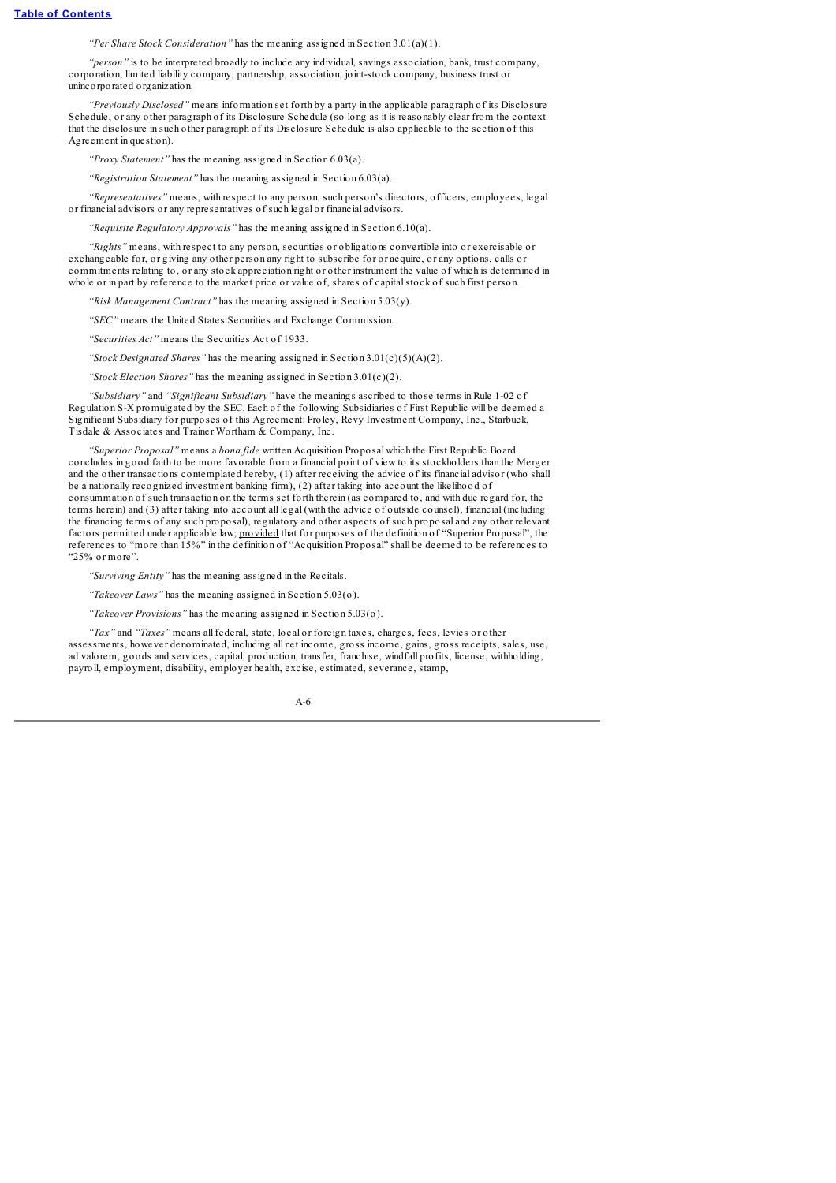*"Per Share Stock Consideration"* has the meaning assigned in Section 3.01(a)(1).

*"person"* is to be interpreted broadly to include any individual, savings association, bank, trust company, corporation, limited liability company, partnership, association, joint-stock company, business trust or unincorporated organization.

*"Previously Disclosed"* means information set forth by a party in the applicable paragraph of its Disclosure Schedule, or any other paragraph of its Disclosure Schedule (so long as it is reasonably clear from the context that the disclosure in such other paragraph of its Disclosure Schedule is also applicable to the section of this Agreement in question).

*"Proxy Statement"* has the meaning assigned in Section 6.03(a).

*"Registration Statement"* has the meaning assigned in Section 6.03(a).

*"Representatives"* means, with respect to any person, such person's directors, officers, employees, legal or financial advisors or any representatives of such legal or financial advisors.

*"Requisite Regulatory Approvals"* has the meaning assigned in Section 6.10(a).

*"Rights"* means, with respect to any person, securities or obligations convertible into or exercisable or exchangeable for, or giving any other person any right to subscribe for or acquire, or any options, calls or commitments relating to, or any stock appreciation right or other instrument the value of which is determined in whole or in part by reference to the market price or value of, shares of capital stock of such first person.

*"Risk Management Contract"* has the meaning assigned in Section 5.03(y).

*"SEC"* means the United States Securities and Exchange Commission.

*"Securities Act"* means the Securities Act of 1933.

*"Stock Designated Shares"* has the meaning assigned in Section 3.01(c)(5)(A)(2).

*"Stock Election Shares"* has the meaning assigned in Section 3.01(c)(2).

*"Subsidiary"* and *"Significant Subsidiary"* have the meanings ascribed to those terms in Rule 1-02 of Regulation S-X promulgated by the SEC. Each of the following Subsidiaries of First Republic will be deemed a Significant Subsidiary for purposes of this Agreement: Froley, Revy Investment Company, Inc., Starbuck, Tisdale & Associates and Trainer Wortham & Company, Inc.

*"Superior Proposal"* means a *bona fide* written Acquisition Proposal which the First Republic Board concludes in good faith to be more favorable from a financial point of view to its stockholders than the Merger and the other transactions contemplated hereby, (1) after receiving the advice of its financial advisor (who shall be a nationally recognized investment banking firm), (2) after taking into account the likelihood of consummation of such transaction on the terms set forth therein (as compared to, and with due regard for, the terms herein) and (3) after taking into account all legal (with the advice of outside counsel), financial (including the financing terms of any such proposal), regulatory and other aspects of such proposal and any other relevant factors permitted under applicable law; provided that for purposes of the definition of "Superior Proposal", the references to "more than 15%" in the definition of "Acquisition Proposal" shall be deemed to be references to "25% or more".

*"Surviving Entity"* has the meaning assigned in the Recitals.

*"Takeover Laws"* has the meaning assigned in Section 5.03(o).

*"Takeover Provisions"* has the meaning assigned in Section 5.03(o).

*"Tax"* and *"Taxes"* means all federal, state, local or foreign taxes, charges, fees, levies or other assessments, however denominated, including all net income, gross income, gains, gross receipts, sales, use, ad valorem, goods and services, capital, production, transfer, franchise, windfall profits, license, withholding, payroll, employment, disability, employer health, excise, estimated, severance, stamp,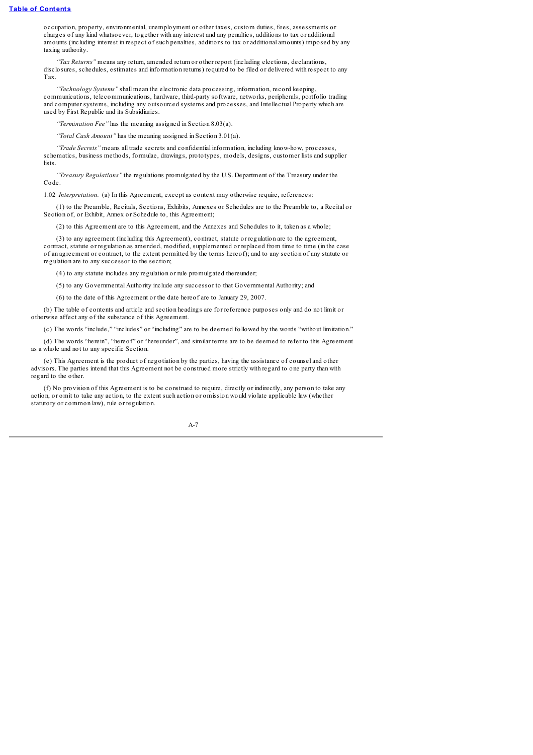occupation, property, environmental, unemployment or other taxes, custom duties, fees, assessments or charges of any kind whatsoever, together with any interest and any penalties, additions to tax or additional amounts (including interest in respect of such penalties, additions to tax or additional amounts) imposed by any taxing authority.

*"Tax Returns"* means any return, amended return or other report (including elections, declarations, disclosures, schedules, estimates and information returns) required to be filed or delivered with respect to any Tax.

*"Technology Systems"* shall mean the electronic data processing, information, record keeping, communications, telecommunications, hardware, third-party software, networks, peripherals, portfolio trading and computer systems, including any outsourced systems and processes, and Intellectual Property which are used by First Republic and its Subsidiaries.

*"Termination Fee"* has the meaning assigned in Section 8.03(a).

*"Total Cash Amount"* has the meaning assigned in Section 3.01(a).

*"Trade Secrets"* means all trade secrets and confidential information, including know-how, processes, schematics, business methods, formulae, drawings, prototypes, models, designs, customer lists and supplier lists.

*"Treasury Regulations"* the regulations promulgated by the U.S. Department of the Treasury under the Code.

1.02 *Interpretation.* (a) In this Agreement, except as context may otherwise require, references:

(1) to the Preamble, Recitals, Sections, Exhibits, Annexes or Schedules are to the Preamble to, a Recital or Section of, or Exhibit, Annex or Schedule to, this Agreement;

(2) to this Agreement are to this Agreement, and the Annexes and Schedules to it, taken as a whole;

(3) to any agreement (including this Agreement), contract, statute or regulation are to the agreement, contract, statute or regulation as amended, modified, supplemented or replaced from time to time (in the case of an agreement or contract, to the extent permitted by the terms hereof); and to any section of any statute or regulation are to any successor to the section;

(4) to any statute includes any regulation or rule promulgated thereunder;

(5) to any Governmental Authority include any successor to that Governmental Authority; and

(6) to the date of this Agreement or the date hereof are to January 29, 2007.

(b) The table of contents and article and section headings are for reference purposes only and do not limit or otherwise affect any of the substance of this Agreement.

(c) The words "include," "includes" or "including" are to be deemed followed by the words "without limitation."

(d) The words "herein", "hereof" or "hereunder", and similar terms are to be deemed to refer to this Agreement as a whole and not to any specific Section.

(e) This Agreement is the product of negotiation by the parties, having the assistance of counsel and other advisors. The parties intend that this Agreement not be construed more strictly with regard to one party than with regard to the other.

(f) No provision of this Agreement is to be construed to require, directly or indirectly, any person to take any action, or omit to take any action, to the extent such action or omission would violate applicable law (whether statutory or common law), rule or regulation.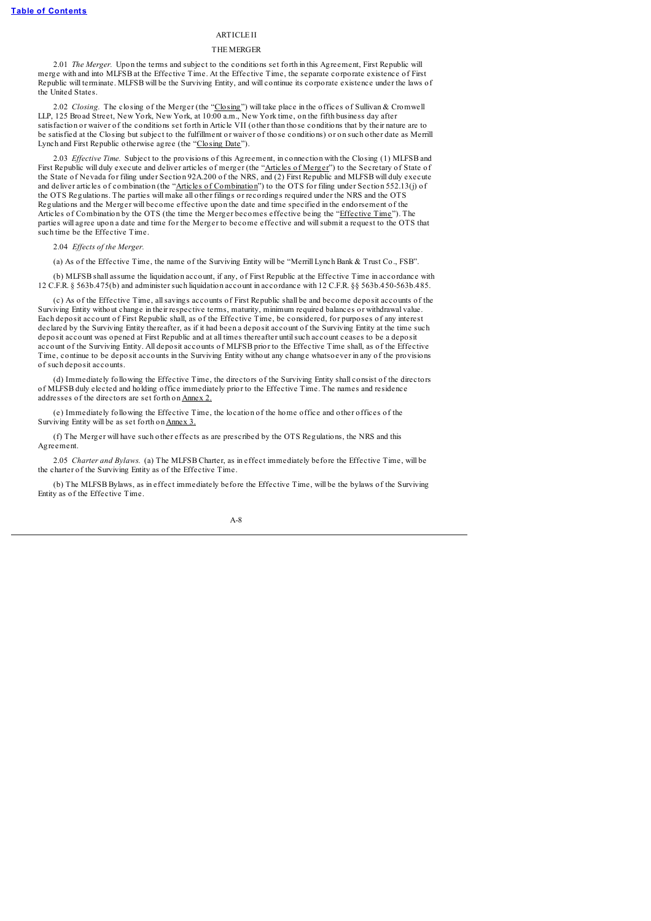## ARTICLE II

## THE MERGER

2.01 *The Merger.* Upon the terms and subject to the conditions set forth in this Agreement, First Republic will merge with and into MLFSB at the Effective Time. At the Effective Time, the separate corporate existence of First Republic will terminate. MLFSB will be the Surviving Entity, and will continue its corporate existence under the laws of the United States.

2.02 *Closing.* The closing of the Merger (the "Closing") will take place in the offices of Sullivan & Cromwell LLP, 125 Broad Street, New York, New York, at 10:00 a.m., New York time, on the fifth business day after satisfaction or waiver of the conditions set forth in Article VII (other than those conditions that by their nature are to be satisfied at the Closing but subject to the fulfillment or waiver of those conditions) or on such other date as Merrill Lynch and First Republic otherwise agree (the "Closing Date").

2.03 *Effective Time.* Subject to the provisions of this Agreement, in connection with the Closing (1) MLFSB and First Republic will duly execute and deliver articles of merger (the "Articles of Merger") to the Secretary of State of the State of Nevada for filing under Section 92A.200 of the NRS, and (2) First Republic and MLFSB will duly execute and deliver articles of combination (the "Articles of Combination") to the OTS for filing under Section 552.13(j) of the OTS Regulations. The parties will make all other filings or recordings required under the NRS and the OTS Regulations and the Merger will become effective upon the date and time specified in the endorsement of the Articles of Combination by the OTS (the time the Merger becomes effective being the "Effective Time"). The parties will agree upon a date and time for the Merger to become effective and will submit a request to the OTS that such time be the Effective Time.

2.04 *Effects of the Merger.*

(a) As of the Effective Time, the name of the Surviving Entity will be "Merrill Lynch Bank & Trust Co., FSB".

(b) MLFSB shall assume the liquidation account, if any, of First Republic at the Effective Time in accordance with 12 C.F.R. § 563b.475(b) and administer such liquidation account in accordance with 12 C.F.R. §§ 563b.450-563b.485.

(c) As of the Effective Time, all savings accounts of First Republic shall be and become deposit accounts of the Surviving Entity without change in their respective terms, maturity, minimum required balances or withdrawal value. Each deposit account of First Republic shall, as of the Effective Time, be considered, for purposes of any interest declared by the Surviving Entity thereafter, as if it had been a deposit account of the Surviving Entity at the time such deposit account was opened at First Republic and at all times thereafter until such account ceases to be a deposit account of the Surviving Entity. All deposit accounts of MLFSB prior to the Effective Time shall, as of the Effective Time, continue to be deposit accounts in the Surviving Entity without any change whatsoever in any of the provisions of such deposit accounts.

(d) Immediately following the Effective Time, the directors of the Surviving Entity shall consist of the directors of MLFSB duly elected and holding office immediately prior to the Effective Time. The names and residence addresses of the directors are set forth on Annex 2.

(e) Immediately following the Effective Time, the location of the home office and other offices of the Surviving Entity will be as set forth on Annex 3.

(f) The Merger will have such other effects as are prescribed by the OTS Regulations, the NRS and this Agreement.

2.05 *Charter and Bylaws.* (a) The MLFSB Charter, as in effect immediately before the Effective Time, will be the charter of the Surviving Entity as of the Effective Time.

(b) The MLFSB Bylaws, as in effect immediately before the Effective Time, will be the bylaws of the Surviving Entity as of the Effective Time.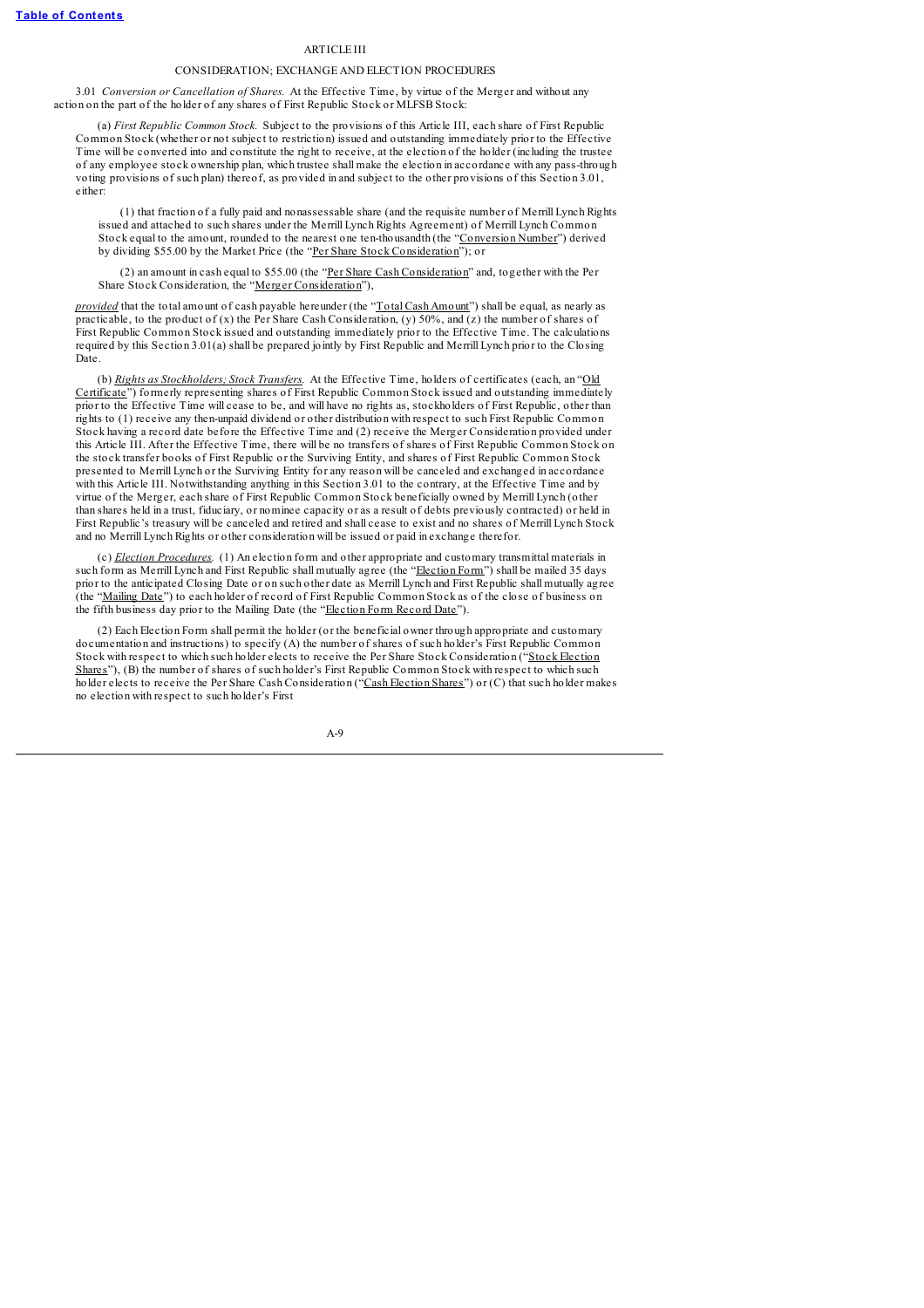## ARTICLE III

### CONSIDERATION; EXCHANGE AND ELECTION PROCEDURES

3.01 *Conversion or Cancellation of Shares.* At the Effective Time, by virtue of the Merger and without any action on the part of the holder of any shares of First Republic Stock or MLFSB Stock:

(a) *First Republic Common Stock.* Subject to the provisions of this Article III, each share of First Republic Common Stock (whether or not subject to restriction) issued and outstanding immediately prior to the Effective Time will be converted into and constitute the right to receive, at the election of the holder (including the trustee of any employee stock ownership plan, which trustee shall make the election in accordance with any pass-through voting provisions of such plan) thereof, as provided in and subject to the other provisions of this Section 3.01, either:

(1) that fraction of a fully paid and nonassessable share (and the requisite number of Merrill Lynch Rights issued and attached to such shares under the Merrill Lynch Rights Agreement) of Merrill Lynch Common Stock equal to the amount, rounded to the nearest one ten-thousandth (the "<u>Conversion Number</u>") derived by dividing $55.00 by the Market Price (the "<u>Per Share Stock Consideration</u>"); or

(2) an amount in cash equal to $55.00 (the "<u>Per Share Cash Consideration</u>" and, together with the Per Share Stock Consideration, the "<u>Merger Consideration</u>"),

<u>*provided*</u> that the total amount of cash payable hereunder (the "<u>Total Cash Amount</u>") shall be equal, as nearly as practicable, to the product of (x) the Per Share Cash Consideration, (y) 50%, and (z) the number of shares of First Republic Common Stock issued and outstanding immediately prior to the Effective Time. The calculations required by this Section 3.01(a) shall be prepared jointly by First Republic and Merrill Lynch prior to the Closing Date.

(b) <u>*Rights as Stockholders; Stock Transfers.*</u> At the Effective Time, holders of certificates (each, an "<u>Old Certificate</u>") formerly representing shares of First Republic Common Stock issued and outstanding immediately prior to the Effective Time will cease to be, and will have no rights as, stockholders of First Republic, other than rights to (1) receive any then-unpaid dividend or other distribution with respect to such First Republic Common Stock having a record date before the Effective Time and (2) receive the Merger Consideration provided under this Article III. After the Effective Time, there will be no transfers of shares of First Republic Common Stock on the stock transfer books of First Republic or the Surviving Entity, and shares of First Republic Common Stock presented to Merrill Lynch or the Surviving Entity for any reason will be canceled and exchanged in accordance with this Article III. Notwithstanding anything in this Section 3.01 to the contrary, at the Effective Time and by virtue of the Merger, each share of First Republic Common Stock beneficially owned by Merrill Lynch (other than shares held in a trust, fiduciary, or nominee capacity or as a result of debts previously contracted) or held in First Republic's treasury will be canceled and retired and shall cease to exist and no shares of Merrill Lynch Stock and no Merrill Lynch Rights or other consideration will be issued or paid in exchange therefor.

(c) <u>*Election Procedures.*</u> (1) An election form and other appropriate and customary transmittal materials in such form as Merrill Lynch and First Republic shall mutually agree (the "<u>Election Form</u>") shall be mailed 35 days prior to the anticipated Closing Date or on such other date as Merrill Lynch and First Republic shall mutually agree (the "<u>Mailing Date</u>") to each holder of record of First Republic Common Stock as of the close of business on the fifth business day prior to the Mailing Date (the "<u>Election Form Record Date</u>").

(2) Each Election Form shall permit the holder (or the beneficial owner through appropriate and customary documentation and instructions) to specify (A) the number of shares of such holder's First Republic Common Stock with respect to which such holder elects to receive the Per Share Stock Consideration ("<u>Stock Election Shares</u>"), (B) the number of shares of such holder's First Republic Common Stock with respect to which such holder elects to receive the Per Share Cash Consideration ("<u>Cash Election Shares</u>") or (C) that such holder makes no election with respect to such holder's First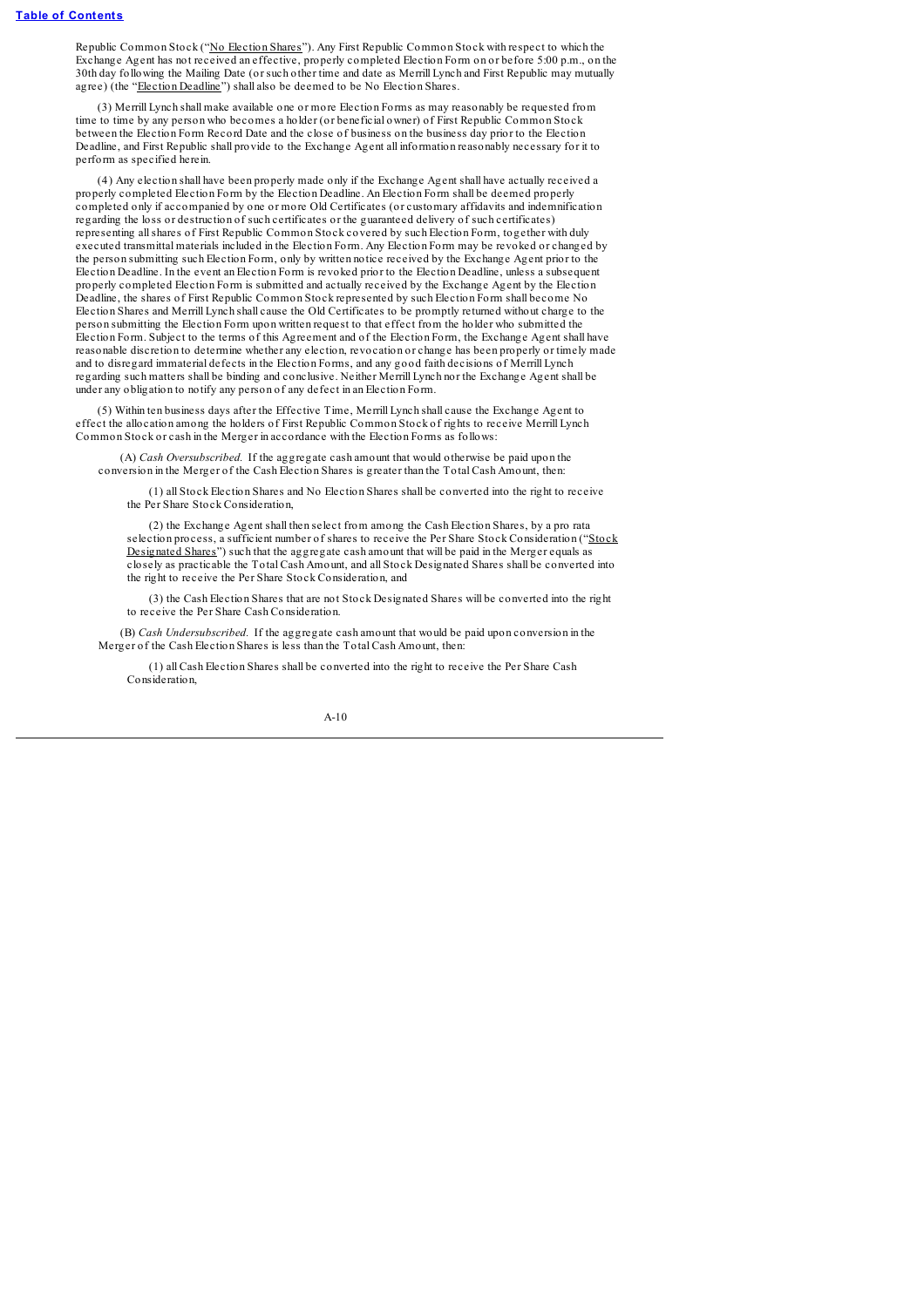Republic Common Stock ("No Election Shares"). Any First Republic Common Stock with respect to which the Exchange Agent has not received an effective, properly completed Election Form on or before 5:00 p.m., on the 30th day following the Mailing Date (or such other time and date as Merrill Lynch and First Republic may mutually agree) (the "Election Deadline") shall also be deemed to be No Election Shares.

(3) Merrill Lynch shall make available one or more Election Forms as may reasonably be requested from time to time by any person who becomes a holder (or beneficial owner) of First Republic Common Stock between the Election Form Record Date and the close of business on the business day prior to the Election Deadline, and First Republic shall provide to the Exchange Agent all information reasonably necessary for it to perform as specified herein.

(4) Any election shall have been properly made only if the Exchange Agent shall have actually received a properly completed Election Form by the Election Deadline. An Election Form shall be deemed properly completed only if accompanied by one or more Old Certificates (or customary affidavits and indemnification regarding the loss or destruction of such certificates or the guaranteed delivery of such certificates) representing all shares of First Republic Common Stock covered by such Election Form, together with duly executed transmittal materials included in the Election Form. Any Election Form may be revoked or changed by the person submitting such Election Form, only by written notice received by the Exchange Agent prior to the Election Deadline. In the event an Election Form is revoked prior to the Election Deadline, unless a subsequent properly completed Election Form is submitted and actually received by the Exchange Agent by the Election Deadline, the shares of First Republic Common Stock represented by such Election Form shall become No Election Shares and Merrill Lynch shall cause the Old Certificates to be promptly returned without charge to the person submitting the Election Form upon written request to that effect from the holder who submitted the Election Form. Subject to the terms of this Agreement and of the Election Form, the Exchange Agent shall have reasonable discretion to determine whether any election, revocation or change has been properly or timely made and to disregard immaterial defects in the Election Forms, and any good faith decisions of Merrill Lynch regarding such matters shall be binding and conclusive. Neither Merrill Lynch nor the Exchange Agent shall be under any obligation to notify any person of any defect in an Election Form.

(5) Within ten business days after the Effective Time, Merrill Lynch shall cause the Exchange Agent to effect the allocation among the holders of First Republic Common Stock of rights to receive Merrill Lynch Common Stock or cash in the Merger in accordance with the Election Forms as follows:

(A) *Cash Oversubscribed.* If the aggregate cash amount that would otherwise be paid upon the conversion in the Merger of the Cash Election Shares is greater than the Total Cash Amount, then:

(1) all Stock Election Shares and No Election Shares shall be converted into the right to receive the Per Share Stock Consideration,

(2) the Exchange Agent shall then select from among the Cash Election Shares, by a pro rata selection process, a sufficient number of shares to receive the Per Share Stock Consideration ("Stock Designated Shares") such that the aggregate cash amount that will be paid in the Merger equals as closely as practicable the Total Cash Amount, and all Stock Designated Shares shall be converted into the right to receive the Per Share Stock Consideration, and

(3) the Cash Election Shares that are not Stock Designated Shares will be converted into the right to receive the Per Share Cash Consideration.

(B) *Cash Undersubscribed.* If the aggregate cash amount that would be paid upon conversion in the Merger of the Cash Election Shares is less than the Total Cash Amount, then:

(1) all Cash Election Shares shall be converted into the right to receive the Per Share Cash Consideration,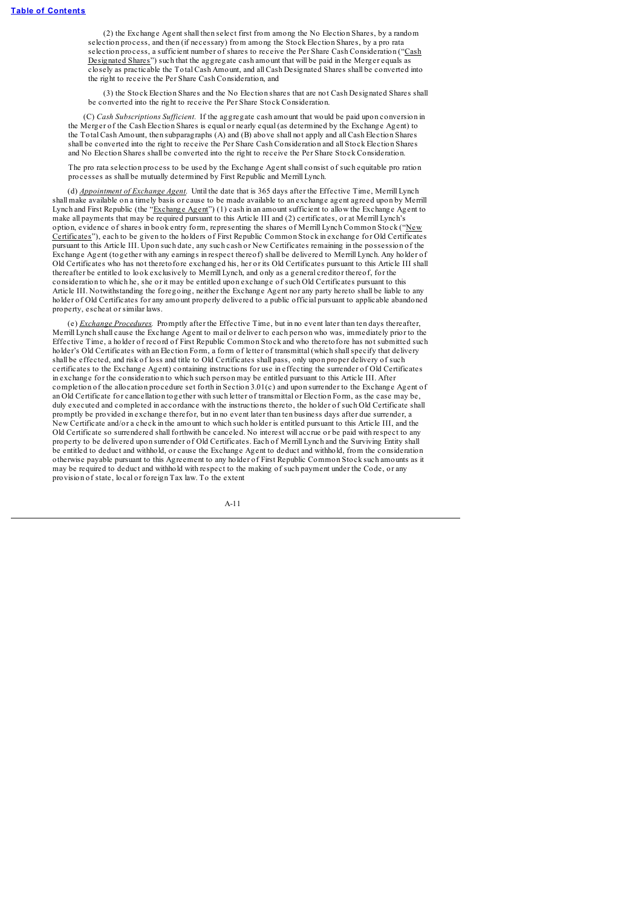(2) the Exchange Agent shall then select first from among the No Election Shares, by a random selection process, and then (if necessary) from among the Stock Election Shares, by a pro rata selection process, a sufficient number of shares to receive the Per Share Cash Consideration ("Cash Designated Shares") such that the aggregate cash amount that will be paid in the Merger equals as closely as practicable the Total Cash Amount, and all Cash Designated Shares shall be converted into the right to receive the Per Share Cash Consideration, and

(3) the Stock Election Shares and the No Election shares that are not Cash Designated Shares shall be converted into the right to receive the Per Share Stock Consideration.

(C) *Cash Subscriptions Sufficient.* If the aggregate cash amount that would be paid upon conversion in the Merger of the Cash Election Shares is equal or nearly equal (as determined by the Exchange Agent) to the Total Cash Amount, then subparagraphs (A) and (B) above shall not apply and all Cash Election Shares shall be converted into the right to receive the Per Share Cash Consideration and all Stock Election Shares and No Election Shares shall be converted into the right to receive the Per Share Stock Consideration.

The pro rata selection process to be used by the Exchange Agent shall consist of such equitable pro ration processes as shall be mutually determined by First Republic and Merrill Lynch.

(d) *Appointment of Exchange Agent.* Until the date that is 365 days after the Effective Time, Merrill Lynch shall make available on a timely basis or cause to be made available to an exchange agent agreed upon by Merrill Lynch and First Republic (the "Exchange Agent") (1) cash in an amount sufficient to allow the Exchange Agent to make all payments that may be required pursuant to this Article III and (2) certificates, or at Merrill Lynch's option, evidence of shares in book entry form, representing the shares of Merrill Lynch Common Stock ("New Certificates"), each to be given to the holders of First Republic Common Stock in exchange for Old Certificates pursuant to this Article III. Upon such date, any such cash or New Certificates remaining in the possession of the Exchange Agent (together with any earnings in respect thereof) shall be delivered to Merrill Lynch. Any holder of Old Certificates who has not theretofore exchanged his, her or its Old Certificates pursuant to this Article III shall thereafter be entitled to look exclusively to Merrill Lynch, and only as a general creditor thereof, for the consideration to which he, she or it may be entitled upon exchange of such Old Certificates pursuant to this Article III. Notwithstanding the foregoing, neither the Exchange Agent nor any party hereto shall be liable to any holder of Old Certificates for any amount properly delivered to a public official pursuant to applicable abandoned property, escheat or similar laws.

(e) *Exchange Procedures.* Promptly after the Effective Time, but in no event later than ten days thereafter, Merrill Lynch shall cause the Exchange Agent to mail or deliver to each person who was, immediately prior to the Effective Time, a holder of record of First Republic Common Stock and who theretofore has not submitted such holder's Old Certificates with an Election Form, a form of letter of transmittal (which shall specify that delivery shall be effected, and risk of loss and title to Old Certificates shall pass, only upon proper delivery of such certificates to the Exchange Agent) containing instructions for use in effecting the surrender of Old Certificates in exchange for the consideration to which such person may be entitled pursuant to this Article III. After completion of the allocation procedure set forth in Section 3.01(c) and upon surrender to the Exchange Agent of an Old Certificate for cancellation together with such letter of transmittal or Election Form, as the case may be, duly executed and completed in accordance with the instructions thereto, the holder of such Old Certificate shall promptly be provided in exchange therefor, but in no event later than ten business days after due surrender, a New Certificate and/or a check in the amount to which such holder is entitled pursuant to this Article III, and the Old Certificate so surrendered shall forthwith be canceled. No interest will accrue or be paid with respect to any property to be delivered upon surrender of Old Certificates. Each of Merrill Lynch and the Surviving Entity shall be entitled to deduct and withhold, or cause the Exchange Agent to deduct and withhold, from the consideration otherwise payable pursuant to this Agreement to any holder of First Republic Common Stock such amounts as it may be required to deduct and withhold with respect to the making of such payment under the Code, or any provision of state, local or foreign Tax law. To the extent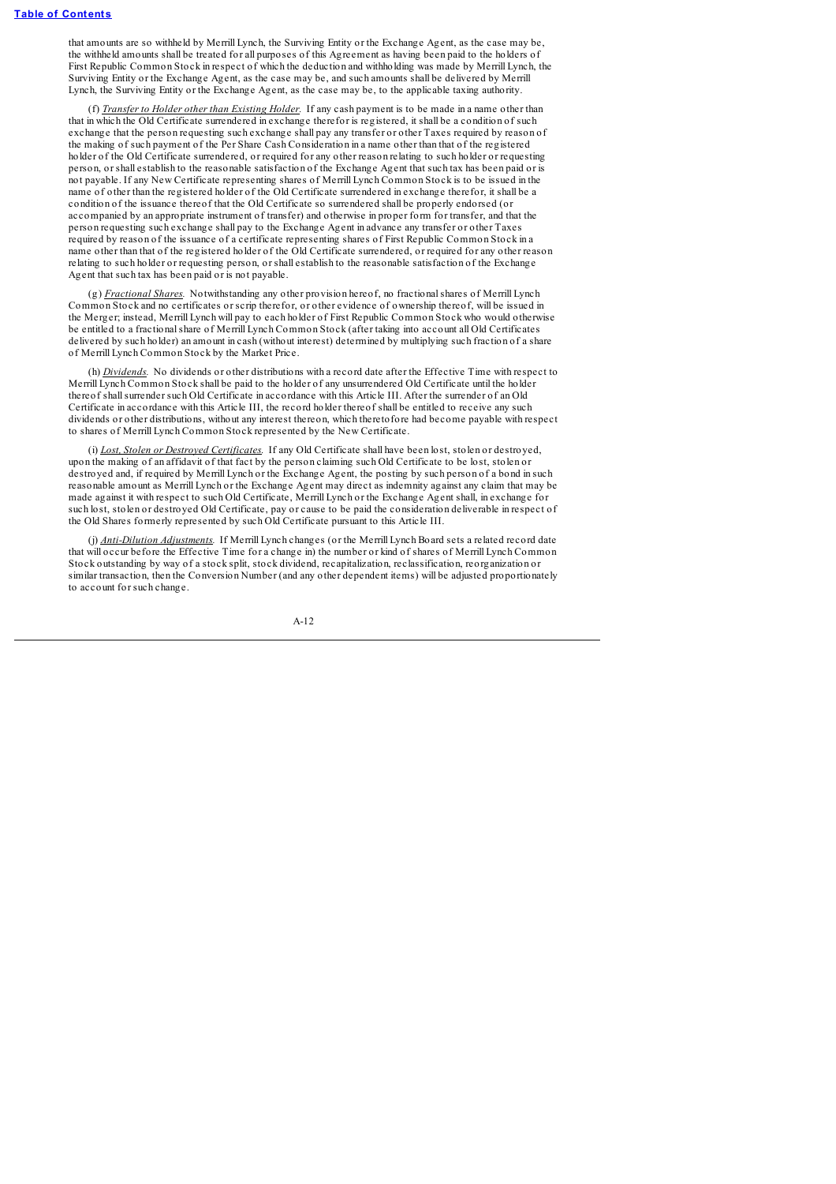that amounts are so withheld by Merrill Lynch, the Surviving Entity or the Exchange Agent, as the case may be, the withheld amounts shall be treated for all purposes of this Agreement as having been paid to the holders of First Republic Common Stock in respect of which the deduction and withholding was made by Merrill Lynch, the Surviving Entity or the Exchange Agent, as the case may be, and such amounts shall be delivered by Merrill Lynch, the Surviving Entity or the Exchange Agent, as the case may be, to the applicable taxing authority.

(f) *Transfer to Holder other than Existing Holder.* If any cash payment is to be made in a name other than that in which the Old Certificate surrendered in exchange therefor is registered, it shall be a condition of such exchange that the person requesting such exchange shall pay any transfer or other Taxes required by reason of the making of such payment of the Per Share Cash Consideration in a name other than that of the registered holder of the Old Certificate surrendered, or required for any other reason relating to such holder or requesting person, or shall establish to the reasonable satisfaction of the Exchange Agent that such tax has been paid or is not payable. If any New Certificate representing shares of Merrill Lynch Common Stock is to be issued in the name of other than the registered holder of the Old Certificate surrendered in exchange therefor, it shall be a condition of the issuance thereof that the Old Certificate so surrendered shall be properly endorsed (or accompanied by an appropriate instrument of transfer) and otherwise in proper form for transfer, and that the person requesting such exchange shall pay to the Exchange Agent in advance any transfer or other Taxes required by reason of the issuance of a certificate representing shares of First Republic Common Stock in a name other than that of the registered holder of the Old Certificate surrendered, or required for any other reason relating to such holder or requesting person, or shall establish to the reasonable satisfaction of the Exchange Agent that such tax has been paid or is not payable.

(g) *Fractional Shares.* Notwithstanding any other provision hereof, no fractional shares of Merrill Lynch Common Stock and no certificates or scrip therefor, or other evidence of ownership thereof, will be issued in the Merger; instead, Merrill Lynch will pay to each holder of First Republic Common Stock who would otherwise be entitled to a fractional share of Merrill Lynch Common Stock (after taking into account all Old Certificates delivered by such holder) an amount in cash (without interest) determined by multiplying such fraction of a share of Merrill Lynch Common Stock by the Market Price.

(h) *Dividends.* No dividends or other distributions with a record date after the Effective Time with respect to Merrill Lynch Common Stock shall be paid to the holder of any unsurrendered Old Certificate until the holder thereof shall surrender such Old Certificate in accordance with this Article III. After the surrender of an Old Certificate in accordance with this Article III, the record holder thereof shall be entitled to receive any such dividends or other distributions, without any interest thereon, which theretofore had become payable with respect to shares of Merrill Lynch Common Stock represented by the New Certificate.

(i) *Lost, Stolen or Destroyed Certificates.* If any Old Certificate shall have been lost, stolen or destroyed, upon the making of an affidavit of that fact by the person claiming such Old Certificate to be lost, stolen or destroyed and, if required by Merrill Lynch or the Exchange Agent, the posting by such person of a bond in such reasonable amount as Merrill Lynch or the Exchange Agent may direct as indemnity against any claim that may be made against it with respect to such Old Certificate, Merrill Lynch or the Exchange Agent shall, in exchange for such lost, stolen or destroyed Old Certificate, pay or cause to be paid the consideration deliverable in respect of the Old Shares formerly represented by such Old Certificate pursuant to this Article III.

(j) *Anti-Dilution Adjustments.* If Merrill Lynch changes (or the Merrill Lynch Board sets a related record date that will occur before the Effective Time for a change in) the number or kind of shares of Merrill Lynch Common Stock outstanding by way of a stock split, stock dividend, recapitalization, reclassification, reorganization or similar transaction, then the Conversion Number (and any other dependent items) will be adjusted proportionately to account for such change.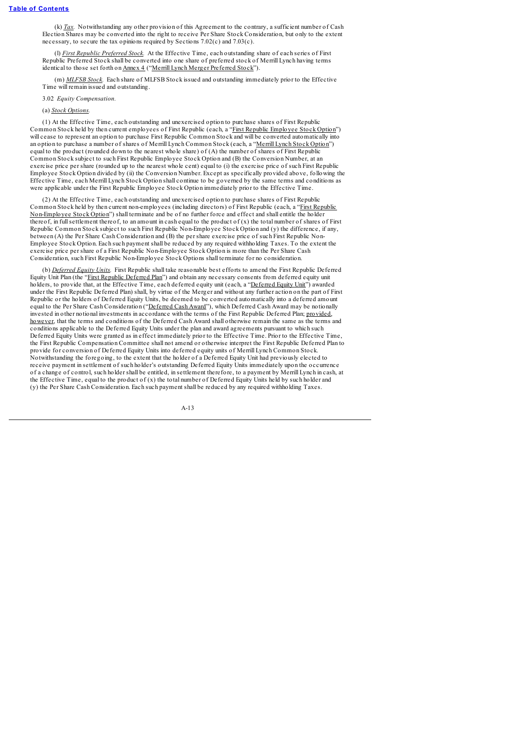(k) *Tax*. Notwithstanding any other provision of this Agreement to the contrary, a sufficient number of Cash Election Shares may be converted into the right to receive Per Share Stock Consideration, but only to the extent necessary, to secure the tax opinions required by Sections 7.02(c) and 7.03(c).

(l) *First Republic Preferred Stock*. At the Effective Time, each outstanding share of each series of First Republic Preferred Stock shall be converted into one share of preferred stock of Merrill Lynch having terms identical to those set forth on Annex 4 ("Merrill Lynch Merger Preferred Stock").

(m) *MLFSB Stock*. Each share of MLFSB Stock issued and outstanding immediately prior to the Effective Time will remain issued and outstanding.

3.02 *Equity Compensation.*

(a) *Stock Options.*

(1) At the Effective Time, each outstanding and unexercised option to purchase shares of First Republic Common Stock held by then current employees of First Republic (each, a "First Republic Employee Stock Option") will cease to represent an option to purchase First Republic Common Stock and will be converted automatically into an option to purchase a number of shares of Merrill Lynch Common Stock (each, a "Merrill Lynch Stock Option") equal to the product (rounded down to the nearest whole share) of (A) the number of shares of First Republic Common Stock subject to such First Republic Employee Stock Option and (B) the Conversion Number, at an exercise price per share (rounded up to the nearest whole cent) equal to (i) the exercise price of such First Republic Employee Stock Option divided by (ii) the Conversion Number. Except as specifically provided above, following the Effective Time, each Merrill Lynch Stock Option shall continue to be governed by the same terms and conditions as were applicable under the First Republic Employee Stock Option immediately prior to the Effective Time.

(2) At the Effective Time, each outstanding and unexercised option to purchase shares of First Republic Common Stock held by then current non-employees (including directors) of First Republic (each, a "First Republic Non-Employee Stock Option") shall terminate and be of no further force and effect and shall entitle the holder thereof, in full settlement thereof, to an amount in cash equal to the product of (x) the total number of shares of First Republic Common Stock subject to such First Republic Non-Employee Stock Option and (y) the difference, if any, between (A) the Per Share Cash Consideration and (B) the per share exercise price of such First Republic Non-Employee Stock Option. Each such payment shall be reduced by any required withholding Taxes. To the extent the exercise price per share of a First Republic Non-Employee Stock Option is more than the Per Share Cash Consideration, such First Republic Non-Employee Stock Options shall terminate for no consideration.

(b) *Deferred Equity Units*. First Republic shall take reasonable best efforts to amend the First Republic Deferred Equity Unit Plan (the "First Republic Deferred Plan") and obtain any necessary consents from deferred equity unit holders, to provide that, at the Effective Time, each deferred equity unit (each, a "Deferred Equity Unit") awarded under the First Republic Deferred Plan) shall, by virtue of the Merger and without any further action on the part of First Republic or the holders of Deferred Equity Units, be deemed to be converted automatically into a deferred amount equal to the Per Share Cash Consideration ("Deferred Cash Award"), which Deferred Cash Award may be notionally invested in other notional investments in accordance with the terms of the First Republic Deferred Plan; provided, however, that the terms and conditions of the Deferred Cash Award shall otherwise remain the same as the terms and conditions applicable to the Deferred Equity Units under the plan and award agreements pursuant to which such Deferred Equity Units were granted as in effect immediately prior to the Effective Time. Prior to the Effective Time, the First Republic Compensation Committee shall not amend or otherwise interpret the First Republic Deferred Plan to provide for conversion of Deferred Equity Units into deferred equity units of Merrill Lynch Common Stock. Notwithstanding the foregoing, to the extent that the holder of a Deferred Equity Unit had previously elected to receive payment in settlement of such holder's outstanding Deferred Equity Units immediately upon the occurrence of a change of control, such holder shall be entitled, in settlement therefore, to a payment by Merrill Lynch in cash, at the Effective Time, equal to the product of (x) the total number of Deferred Equity Units held by such holder and (y) the Per Share Cash Consideration. Each such payment shall be reduced by any required withholding Taxes.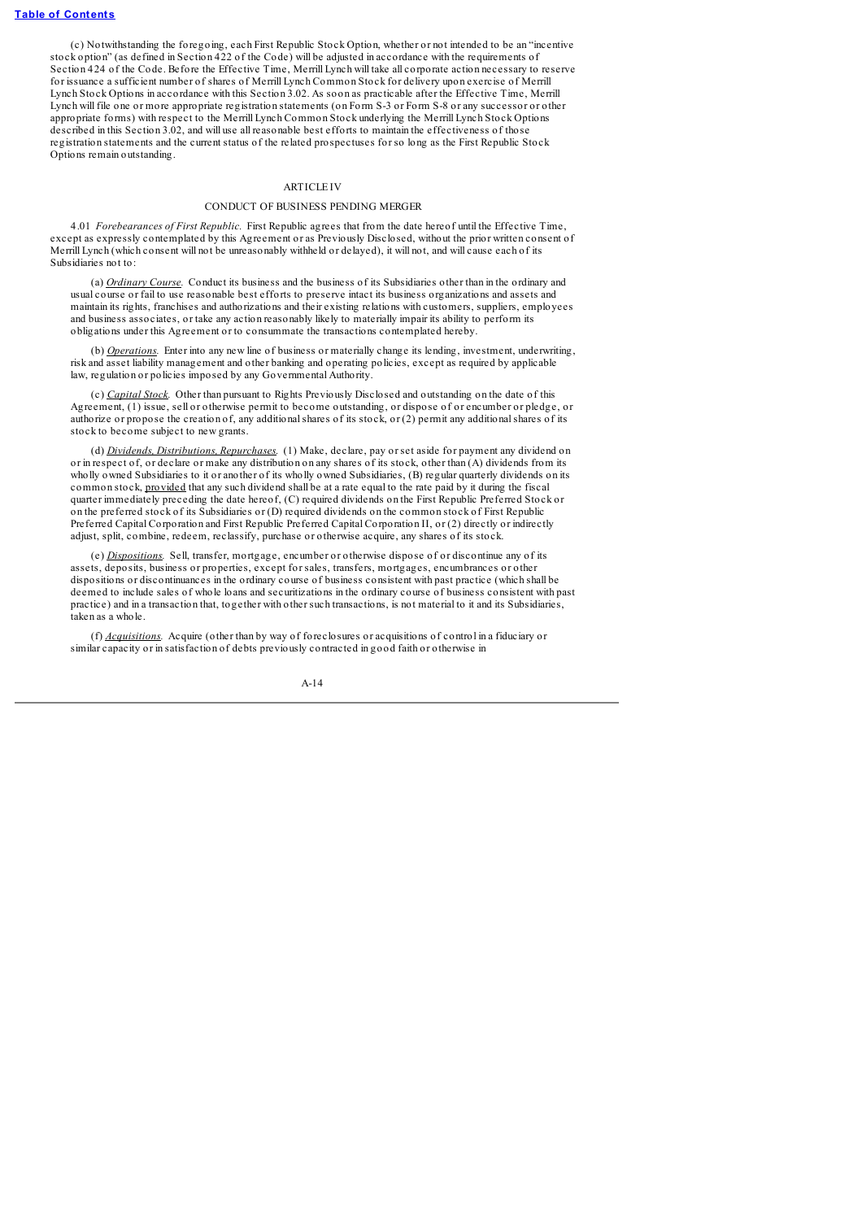(c) Notwithstanding the foregoing, each First Republic Stock Option, whether or not intended to be an "incentive stock option" (as defined in Section 422 of the Code) will be adjusted in accordance with the requirements of Section 424 of the Code. Before the Effective Time, Merrill Lynch will take all corporate action necessary to reserve for issuance a sufficient number of shares of Merrill Lynch Common Stock for delivery upon exercise of Merrill Lynch Stock Options in accordance with this Section 3.02. As soon as practicable after the Effective Time, Merrill Lynch will file one or more appropriate registration statements (on Form S-3 or Form S-8 or any successor or other appropriate forms) with respect to the Merrill Lynch Common Stock underlying the Merrill Lynch Stock Options described in this Section 3.02, and will use all reasonable best efforts to maintain the effectiveness of those registration statements and the current status of the related prospectuses for so long as the First Republic Stock Options remain outstanding.

## ARTICLE IV

## CONDUCT OF BUSINESS PENDING MERGER

4.01 *Forebearances of First Republic.* First Republic agrees that from the date hereof until the Effective Time, except as expressly contemplated by this Agreement or as Previously Disclosed, without the prior written consent of Merrill Lynch (which consent will not be unreasonably withheld or delayed), it will not, and will cause each of its Subsidiaries not to:

(a) *Ordinary Course.* Conduct its business and the business of its Subsidiaries other than in the ordinary and usual course or fail to use reasonable best efforts to preserve intact its business organizations and assets and maintain its rights, franchises and authorizations and their existing relations with customers, suppliers, employees and business associates, or take any action reasonably likely to materially impair its ability to perform its obligations under this Agreement or to consummate the transactions contemplated hereby.

(b) *Operations.* Enter into any new line of business or materially change its lending, investment, underwriting, risk and asset liability management and other banking and operating policies, except as required by applicable law, regulation or policies imposed by any Governmental Authority.

(c) *Capital Stock.* Other than pursuant to Rights Previously Disclosed and outstanding on the date of this Agreement, (1) issue, sell or otherwise permit to become outstanding, or dispose of or encumber or pledge, or authorize or propose the creation of, any additional shares of its stock, or (2) permit any additional shares of its stock to become subject to new grants.

(d) *Dividends, Distributions, Repurchases.* (1) Make, declare, pay or set aside for payment any dividend on or in respect of, or declare or make any distribution on any shares of its stock, other than (A) dividends from its wholly owned Subsidiaries to it or another of its wholly owned Subsidiaries, (B) regular quarterly dividends on its common stock, provided that any such dividend shall be at a rate equal to the rate paid by it during the fiscal quarter immediately preceding the date hereof, (C) required dividends on the First Republic Preferred Stock or on the preferred stock of its Subsidiaries or (D) required dividends on the common stock of First Republic Preferred Capital Corporation and First Republic Preferred Capital Corporation II, or (2) directly or indirectly adjust, split, combine, redeem, reclassify, purchase or otherwise acquire, any shares of its stock.

(e) *Dispositions.* Sell, transfer, mortgage, encumber or otherwise dispose of or discontinue any of its assets, deposits, business or properties, except for sales, transfers, mortgages, encumbrances or other dispositions or discontinuances in the ordinary course of business consistent with past practice (which shall be deemed to include sales of whole loans and securitizations in the ordinary course of business consistent with past practice) and in a transaction that, together with other such transactions, is not material to it and its Subsidiaries, taken as a whole.

(f) *Acquisitions.* Acquire (other than by way of foreclosures or acquisitions of control in a fiduciary or similar capacity or in satisfaction of debts previously contracted in good faith or otherwise in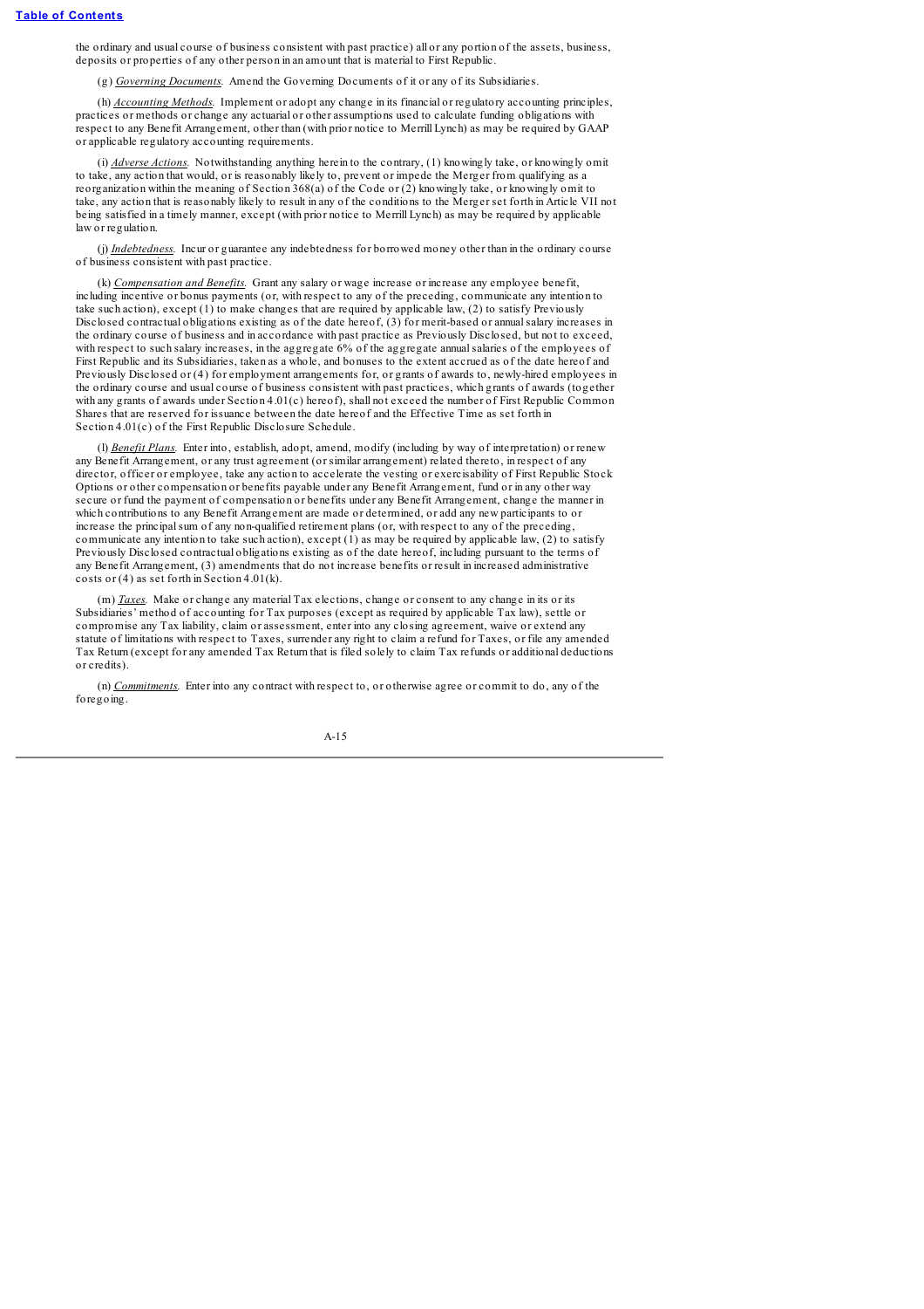the ordinary and usual course of business consistent with past practice) all or any portion of the assets, business, deposits or properties of any other person in an amount that is material to First Republic.

(g) *Governing Documents*. Amend the Governing Documents of it or any of its Subsidiaries.

(h) *Accounting Methods*. Implement or adopt any change in its financial or regulatory accounting principles, practices or methods or change any actuarial or other assumptions used to calculate funding obligations with respect to any Benefit Arrangement, other than (with prior notice to Merrill Lynch) as may be required by GAAP or applicable regulatory accounting requirements.

(i) *Adverse Actions*. Notwithstanding anything herein to the contrary, (1) knowingly take, or knowingly omit to take, any action that would, or is reasonably likely to, prevent or impede the Merger from qualifying as a reorganization within the meaning of Section 368(a) of the Code or (2) knowingly take, or knowingly omit to take, any action that is reasonably likely to result in any of the conditions to the Merger set forth in Article VII not being satisfied in a timely manner, except (with prior notice to Merrill Lynch) as may be required by applicable law or regulation.

(j) *Indebtedness*. Incur or guarantee any indebtedness for borrowed money other than in the ordinary course of business consistent with past practice.

(k) *Compensation and Benefits*. Grant any salary or wage increase or increase any employee benefit, including incentive or bonus payments (or, with respect to any of the preceding, communicate any intention to take such action), except (1) to make changes that are required by applicable law, (2) to satisfy Previously Disclosed contractual obligations existing as of the date hereof, (3) for merit-based or annual salary increases in the ordinary course of business and in accordance with past practice as Previously Disclosed, but not to exceed, with respect to such salary increases, in the aggregate 6% of the aggregate annual salaries of the employees of First Republic and its Subsidiaries, taken as a whole, and bonuses to the extent accrued as of the date hereof and Previously Disclosed or (4) for employment arrangements for, or grants of awards to, newly-hired employees in the ordinary course and usual course of business consistent with past practices, which grants of awards (together with any grants of awards under Section 4.01(c) hereof), shall not exceed the number of First Republic Common Shares that are reserved for issuance between the date hereof and the Effective Time as set forth in Section 4.01(c) of the First Republic Disclosure Schedule.

(l) *Benefit Plans*. Enter into, establish, adopt, amend, modify (including by way of interpretation) or renew any Benefit Arrangement, or any trust agreement (or similar arrangement) related thereto, in respect of any director, officer or employee, take any action to accelerate the vesting or exercisability of First Republic Stock Options or other compensation or benefits payable under any Benefit Arrangement, fund or in any other way secure or fund the payment of compensation or benefits under any Benefit Arrangement, change the manner in which contributions to any Benefit Arrangement are made or determined, or add any new participants to or increase the principal sum of any non-qualified retirement plans (or, with respect to any of the preceding, communicate any intention to take such action), except (1) as may be required by applicable law, (2) to satisfy Previously Disclosed contractual obligations existing as of the date hereof, including pursuant to the terms of any Benefit Arrangement, (3) amendments that do not increase benefits or result in increased administrative costs or (4) as set forth in Section 4.01(k).

(m) *Taxes*. Make or change any material Tax elections, change or consent to any change in its or its Subsidiaries' method of accounting for Tax purposes (except as required by applicable Tax law), settle or compromise any Tax liability, claim or assessment, enter into any closing agreement, waive or extend any statute of limitations with respect to Taxes, surrender any right to claim a refund for Taxes, or file any amended Tax Return (except for any amended Tax Return that is filed solely to claim Tax refunds or additional deductions or credits).

(n) *Commitments*. Enter into any contract with respect to, or otherwise agree or commit to do, any of the foregoing.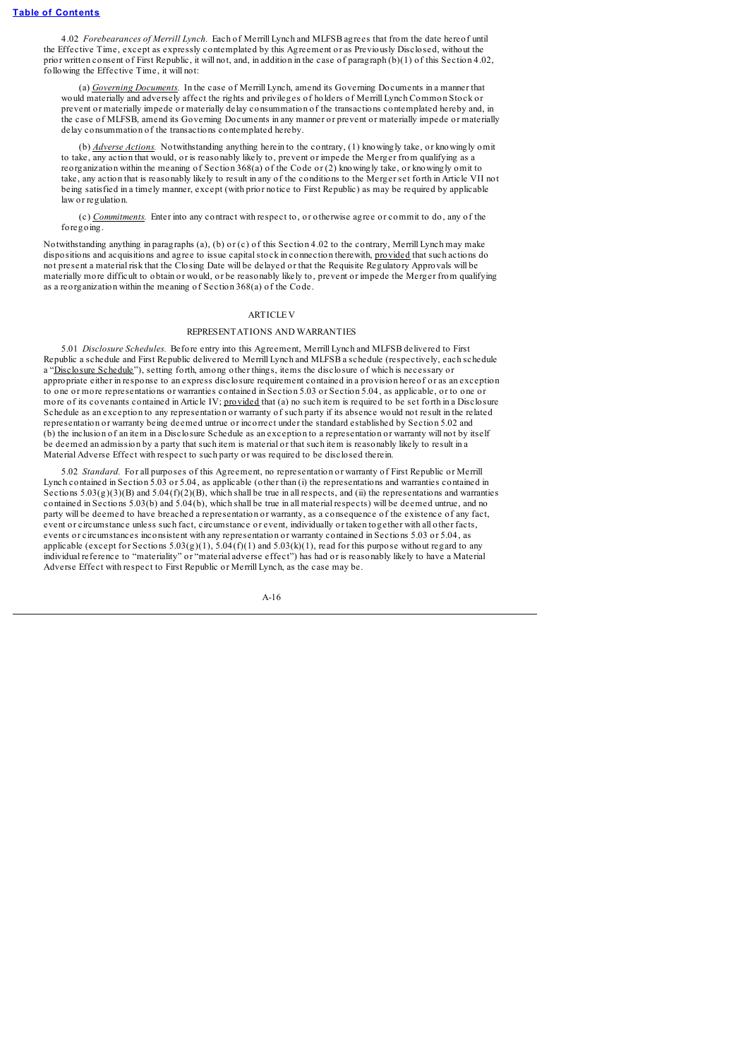4.02 *Forebearances of Merrill Lynch.* Each of Merrill Lynch and MLFSB agrees that from the date hereof until the Effective Time, except as expressly contemplated by this Agreement or as Previously Disclosed, without the prior written consent of First Republic, it will not, and, in addition in the case of paragraph (b)(1) of this Section 4.02, following the Effective Time, it will not:

(a) *Governing Documents.* In the case of Merrill Lynch, amend its Governing Documents in a manner that would materially and adversely affect the rights and privileges of holders of Merrill Lynch Common Stock or prevent or materially impede or materially delay consummation of the transactions contemplated hereby and, in the case of MLFSB, amend its Governing Documents in any manner or prevent or materially impede or materially delay consummation of the transactions contemplated hereby.

(b) *Adverse Actions.* Notwithstanding anything herein to the contrary, (1) knowingly take, or knowingly omit to take, any action that would, or is reasonably likely to, prevent or impede the Merger from qualifying as a reorganization within the meaning of Section 368(a) of the Code or (2) knowingly take, or knowingly omit to take, any action that is reasonably likely to result in any of the conditions to the Merger set forth in Article VII not being satisfied in a timely manner, except (with prior notice to First Republic) as may be required by applicable law or regulation.

(c) *Commitments.* Enter into any contract with respect to, or otherwise agree or commit to do, any of the foregoing.

Notwithstanding anything in paragraphs (a), (b) or (c) of this Section 4.02 to the contrary, Merrill Lynch may make dispositions and acquisitions and agree to issue capital stock in connection therewith, provided that such actions do not present a material risk that the Closing Date will be delayed or that the Requisite Regulatory Approvals will be materially more difficult to obtain or would, or be reasonably likely to, prevent or impede the Merger from qualifying as a reorganization within the meaning of Section 368(a) of the Code.

## ARTICLE V

## REPRESENTATIONS AND WARRANTIES

5.01 *Disclosure Schedules.* Before entry into this Agreement, Merrill Lynch and MLFSB delivered to First Republic a schedule and First Republic delivered to Merrill Lynch and MLFSB a schedule (respectively, each schedule a "Disclosure Schedule"), setting forth, among other things, items the disclosure of which is necessary or appropriate either in response to an express disclosure requirement contained in a provision hereof or as an exception to one or more representations or warranties contained in Section 5.03 or Section 5.04, as applicable, or to one or more of its covenants contained in Article IV; provided that (a) no such item is required to be set forth in a Disclosure Schedule as an exception to any representation or warranty of such party if its absence would not result in the related representation or warranty being deemed untrue or incorrect under the standard established by Section 5.02 and (b) the inclusion of an item in a Disclosure Schedule as an exception to a representation or warranty will not by itself be deemed an admission by a party that such item is material or that such item is reasonably likely to result in a Material Adverse Effect with respect to such party or was required to be disclosed therein.

5.02 *Standard.* For all purposes of this Agreement, no representation or warranty of First Republic or Merrill Lynch contained in Section 5.03 or 5.04, as applicable (other than (i) the representations and warranties contained in Sections 5.03(g)(3)(B) and 5.04(f)(2)(B), which shall be true in all respects, and (ii) the representations and warranties contained in Sections 5.03(b) and 5.04(b), which shall be true in all material respects) will be deemed untrue, and no party will be deemed to have breached a representation or warranty, as a consequence of the existence of any fact, event or circumstance unless such fact, circumstance or event, individually or taken together with all other facts, events or circumstances inconsistent with any representation or warranty contained in Sections 5.03 or 5.04, as applicable (except for Sections 5.03(g)(1), 5.04(f)(1) and 5.03(k)(1), read for this purpose without regard to any individual reference to "materiality" or "material adverse effect") has had or is reasonably likely to have a Material Adverse Effect with respect to First Republic or Merrill Lynch, as the case may be.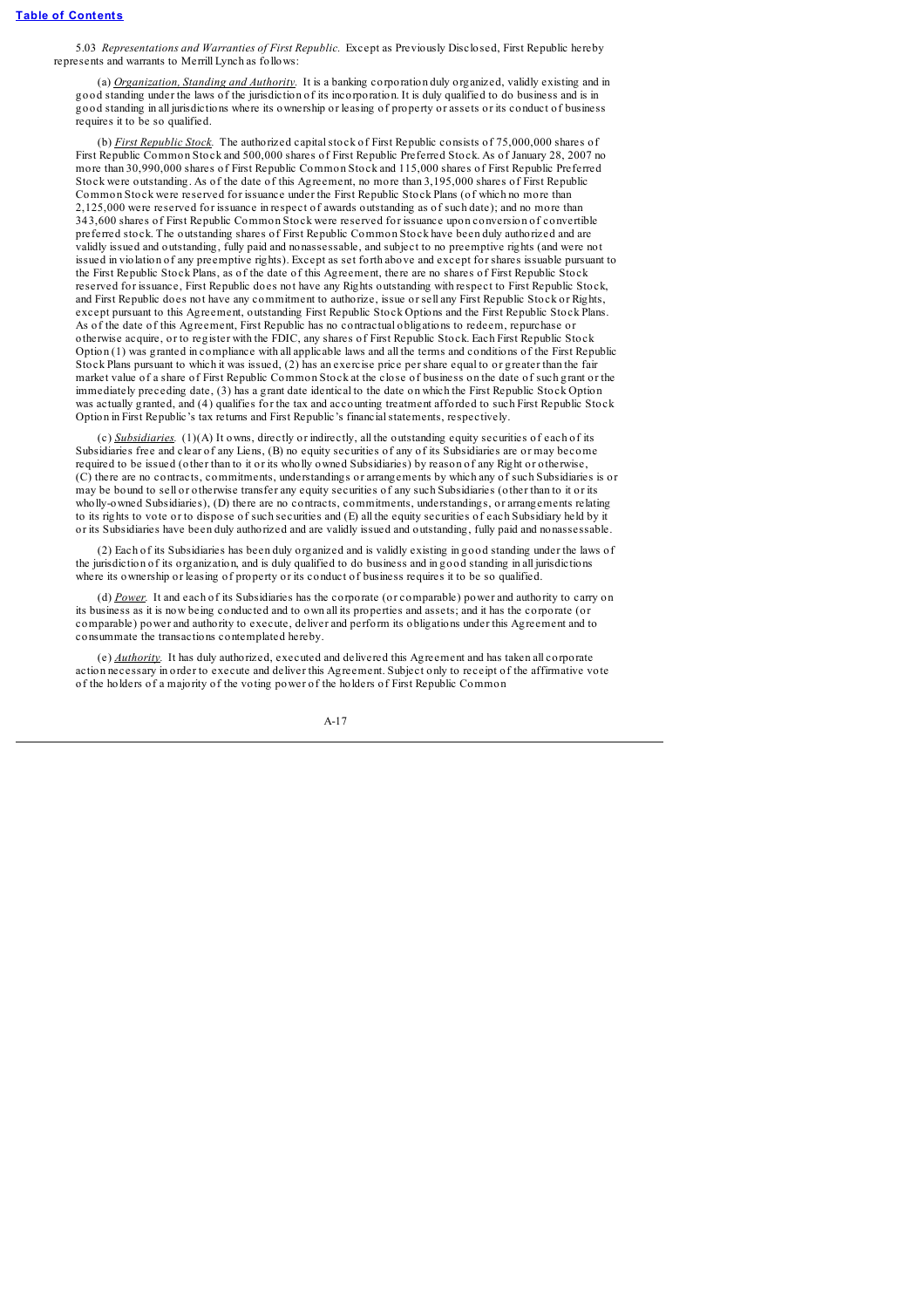5.03 *Representations and Warranties of First Republic.* Except as Previously Disclosed, First Republic hereby represents and warrants to Merrill Lynch as follows:

(a) *Organization, Standing and Authority.* It is a banking corporation duly organized, validly existing and in good standing under the laws of the jurisdiction of its incorporation. It is duly qualified to do business and is in good standing in all jurisdictions where its ownership or leasing of property or assets or its conduct of business requires it to be so qualified.

(b) *First Republic Stock.* The authorized capital stock of First Republic consists of 75,000,000 shares of First Republic Common Stock and 500,000 shares of First Republic Preferred Stock. As of January 28, 2007 no more than 30,990,000 shares of First Republic Common Stock and 115,000 shares of First Republic Preferred Stock were outstanding. As of the date of this Agreement, no more than 3,195,000 shares of First Republic Common Stock were reserved for issuance under the First Republic Stock Plans (of which no more than 2,125,000 were reserved for issuance in respect of awards outstanding as of such date); and no more than 343,600 shares of First Republic Common Stock were reserved for issuance upon conversion of convertible preferred stock. The outstanding shares of First Republic Common Stock have been duly authorized and are validly issued and outstanding, fully paid and nonassessable, and subject to no preemptive rights (and were not issued in violation of any preemptive rights). Except as set forth above and except for shares issuable pursuant to the First Republic Stock Plans, as of the date of this Agreement, there are no shares of First Republic Stock reserved for issuance, First Republic does not have any Rights outstanding with respect to First Republic Stock, and First Republic does not have any commitment to authorize, issue or sell any First Republic Stock or Rights, except pursuant to this Agreement, outstanding First Republic Stock Options and the First Republic Stock Plans. As of the date of this Agreement, First Republic has no contractual obligations to redeem, repurchase or otherwise acquire, or to register with the FDIC, any shares of First Republic Stock. Each First Republic Stock Option (1) was granted in compliance with all applicable laws and all the terms and conditions of the First Republic Stock Plans pursuant to which it was issued, (2) has an exercise price per share equal to or greater than the fair market value of a share of First Republic Common Stock at the close of business on the date of such grant or the immediately preceding date, (3) has a grant date identical to the date on which the First Republic Stock Option was actually granted, and (4) qualifies for the tax and accounting treatment afforded to such First Republic Stock Option in First Republic's tax returns and First Republic's financial statements, respectively.

(c) *Subsidiaries.* (1)(A) It owns, directly or indirectly, all the outstanding equity securities of each of its Subsidiaries free and clear of any Liens, (B) no equity securities of any of its Subsidiaries are or may become required to be issued (other than to it or its wholly owned Subsidiaries) by reason of any Right or otherwise, (C) there are no contracts, commitments, understandings or arrangements by which any of such Subsidiaries is or may be bound to sell or otherwise transfer any equity securities of any such Subsidiaries (other than to it or its wholly-owned Subsidiaries), (D) there are no contracts, commitments, understandings, or arrangements relating to its rights to vote or to dispose of such securities and (E) all the equity securities of each Subsidiary held by it or its Subsidiaries have been duly authorized and are validly issued and outstanding, fully paid and nonassessable.

(2) Each of its Subsidiaries has been duly organized and is validly existing in good standing under the laws of the jurisdiction of its organization, and is duly qualified to do business and in good standing in all jurisdictions where its ownership or leasing of property or its conduct of business requires it to be so qualified.

(d) *Power.* It and each of its Subsidiaries has the corporate (or comparable) power and authority to carry on its business as it is now being conducted and to own all its properties and assets; and it has the corporate (or comparable) power and authority to execute, deliver and perform its obligations under this Agreement and to consummate the transactions contemplated hereby.

(e) *Authority.* It has duly authorized, executed and delivered this Agreement and has taken all corporate action necessary in order to execute and deliver this Agreement. Subject only to receipt of the affirmative vote of the holders of a majority of the voting power of the holders of First Republic Common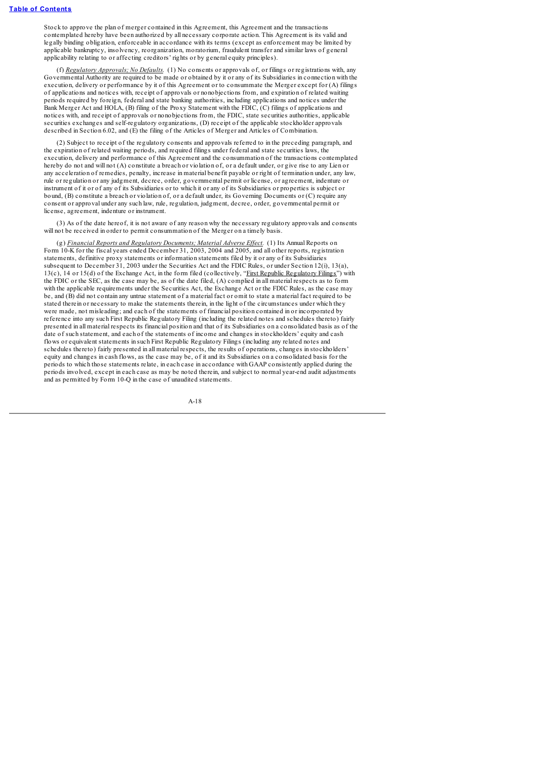Stock to approve the plan of merger contained in this Agreement, this Agreement and the transactions contemplated hereby have been authorized by all necessary corporate action. This Agreement is its valid and legally binding obligation, enforceable in accordance with its terms (except as enforcement may be limited by applicable bankruptcy, insolvency, reorganization, moratorium, fraudulent transfer and similar laws of general applicability relating to or affecting creditors' rights or by general equity principles).

(f) *Regulatory Approvals; No Defaults.* (1) No consents or approvals of, or filings or registrations with, any Governmental Authority are required to be made or obtained by it or any of its Subsidiaries in connection with the execution, delivery or performance by it of this Agreement or to consummate the Merger except for (A) filings of applications and notices with, receipt of approvals or nonobjections from, and expiration of related waiting periods required by foreign, federal and state banking authorities, including applications and notices under the Bank Merger Act and HOLA, (B) filing of the Proxy Statement with the FDIC, (C) filings of applications and notices with, and receipt of approvals or nonobjections from, the FDIC, state securities authorities, applicable securities exchanges and self-regulatory organizations, (D) receipt of the applicable stockholder approvals described in Section 6.02, and (E) the filing of the Articles of Merger and Articles of Combination.

(2) Subject to receipt of the regulatory consents and approvals referred to in the preceding paragraph, and the expiration of related waiting periods, and required filings under federal and state securities laws, the execution, delivery and performance of this Agreement and the consummation of the transactions contemplated hereby do not and will not (A) constitute a breach or violation of, or a default under, or give rise to any Lien or any acceleration of remedies, penalty, increase in material benefit payable or right of termination under, any law, rule or regulation or any judgment, decree, order, governmental permit or license, or agreement, indenture or instrument of it or of any of its Subsidiaries or to which it or any of its Subsidiaries or properties is subject or bound, (B) constitute a breach or violation of, or a default under, its Governing Documents or (C) require any consent or approval under any such law, rule, regulation, judgment, decree, order, governmental permit or license, agreement, indenture or instrument.

(3) As of the date hereof, it is not aware of any reason why the necessary regulatory approvals and consents will not be received in order to permit consummation of the Merger on a timely basis.

(g) *Financial Reports and Regulatory Documents; Material Adverse Effect.* (1) Its Annual Reports on Form 10-K for the fiscal years ended December 31, 2003, 2004 and 2005, and all other reports, registration statements, definitive proxy statements or information statements filed by it or any of its Subsidiaries subsequent to December 31, 2003 under the Securities Act and the FDIC Rules, or under Section 12(i), 13(a), 13(c), 14 or 15(d) of the Exchange Act, in the form filed (collectively, "First Republic Regulatory Filings") with the FDIC or the SEC, as the case may be, as of the date filed, (A) complied in all material respects as to form with the applicable requirements under the Securities Act, the Exchange Act or the FDIC Rules, as the case may be, and (B) did not contain any untrue statement of a material fact or omit to state a material fact required to be stated therein or necessary to make the statements therein, in the light of the circumstances under which they were made, not misleading; and each of the statements of financial position contained in or incorporated by reference into any such First Republic Regulatory Filing (including the related notes and schedules thereto) fairly presented in all material respects its financial position and that of its Subsidiaries on a consolidated basis as of the date of such statement, and each of the statements of income and changes in stockholders' equity and cash flows or equivalent statements in such First Republic Regulatory Filings (including any related notes and schedules thereto) fairly presented in all material respects, the results of operations, changes in stockholders' equity and changes in cash flows, as the case may be, of it and its Subsidiaries on a consolidated basis for the periods to which those statements relate, in each case in accordance with GAAP consistently applied during the periods involved, except in each case as may be noted therein, and subject to normal year-end audit adjustments and as permitted by Form 10-Q in the case of unaudited statements.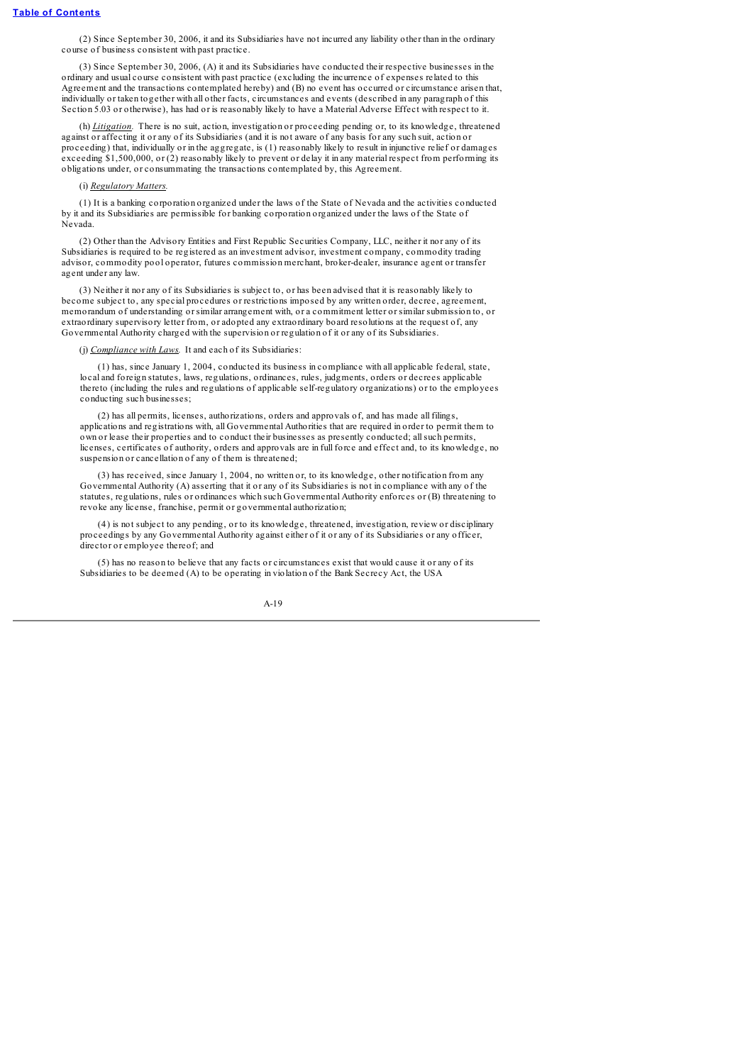(2) Since September 30, 2006, it and its Subsidiaries have not incurred any liability other than in the ordinary course of business consistent with past practice.

(3) Since September 30, 2006, (A) it and its Subsidiaries have conducted their respective businesses in the ordinary and usual course consistent with past practice (excluding the incurrence of expenses related to this Agreement and the transactions contemplated hereby) and (B) no event has occurred or circumstance arisen that, individually or taken together with all other facts, circumstances and events (described in any paragraph of this Section 5.03 or otherwise), has had or is reasonably likely to have a Material Adverse Effect with respect to it.

(h) *Litigation.* There is no suit, action, investigation or proceeding pending or, to its knowledge, threatened against or affecting it or any of its Subsidiaries (and it is not aware of any basis for any such suit, action or proceeding) that, individually or in the aggregate, is (1) reasonably likely to result in injunctive relief or damages exceeding $1,500,000, or (2) reasonably likely to prevent or delay it in any material respect from performing its obligations under, or consummating the transactions contemplated by, this Agreement.

(i) *Regulatory Matters.*

(1) It is a banking corporation organized under the laws of the State of Nevada and the activities conducted by it and its Subsidiaries are permissible for banking corporation organized under the laws of the State of Nevada.

(2) Other than the Advisory Entities and First Republic Securities Company, LLC, neither it nor any of its Subsidiaries is required to be registered as an investment advisor, investment company, commodity trading advisor, commodity pool operator, futures commission merchant, broker-dealer, insurance agent or transfer agent under any law.

(3) Neither it nor any of its Subsidiaries is subject to, or has been advised that it is reasonably likely to become subject to, any special procedures or restrictions imposed by any written order, decree, agreement, memorandum of understanding or similar arrangement with, or a commitment letter or similar submission to, or extraordinary supervisory letter from, or adopted any extraordinary board resolutions at the request of, any Governmental Authority charged with the supervision or regulation of it or any of its Subsidiaries.

(j) *Compliance with Laws.* It and each of its Subsidiaries:

(1) has, since January 1, 2004, conducted its business in compliance with all applicable federal, state, local and foreign statutes, laws, regulations, ordinances, rules, judgments, orders or decrees applicable thereto (including the rules and regulations of applicable self-regulatory organizations) or to the employees conducting such businesses;

(2) has all permits, licenses, authorizations, orders and approvals of, and has made all filings, applications and registrations with, all Governmental Authorities that are required in order to permit them to own or lease their properties and to conduct their businesses as presently conducted; all such permits, licenses, certificates of authority, orders and approvals are in full force and effect and, to its knowledge, no suspension or cancellation of any of them is threatened;

(3) has received, since January 1, 2004, no written or, to its knowledge, other notification from any Governmental Authority (A) asserting that it or any of its Subsidiaries is not in compliance with any of the statutes, regulations, rules or ordinances which such Governmental Authority enforces or (B) threatening to revoke any license, franchise, permit or governmental authorization;

(4) is not subject to any pending, or to its knowledge, threatened, investigation, review or disciplinary proceedings by any Governmental Authority against either of it or any of its Subsidiaries or any officer, director or employee thereof; and

(5) has no reason to believe that any facts or circumstances exist that would cause it or any of its Subsidiaries to be deemed (A) to be operating in violation of the Bank Secrecy Act, the USA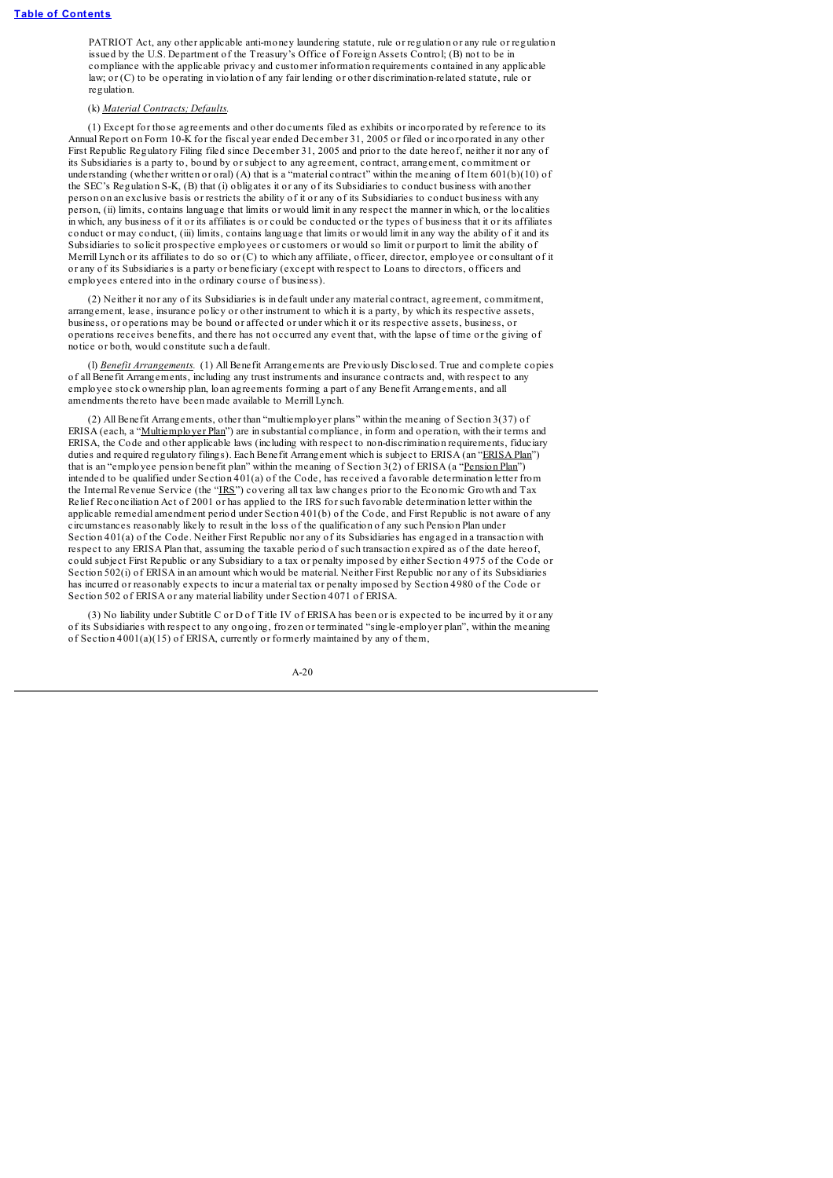PATRIOT Act, any other applicable anti-money laundering statute, rule or regulation or any rule or regulation issued by the U.S. Department of the Treasury's Office of Foreign Assets Control; (B) not to be in compliance with the applicable privacy and customer information requirements contained in any applicable law; or (C) to be operating in violation of any fair lending or other discrimination-related statute, rule or regulation.

(k) *Material Contracts; Defaults.*

(1) Except for those agreements and other documents filed as exhibits or incorporated by reference to its Annual Report on Form 10-K for the fiscal year ended December 31, 2005 or filed or incorporated in any other First Republic Regulatory Filing filed since December 31, 2005 and prior to the date hereof, neither it nor any of its Subsidiaries is a party to, bound by or subject to any agreement, contract, arrangement, commitment or understanding (whether written or oral) (A) that is a "material contract" within the meaning of Item 601(b)(10) of the SEC's Regulation S-K, (B) that (i) obligates it or any of its Subsidiaries to conduct business with another person on an exclusive basis or restricts the ability of it or any of its Subsidiaries to conduct business with any person, (ii) limits, contains language that limits or would limit in any respect the manner in which, or the localities in which, any business of it or its affiliates is or could be conducted or the types of business that it or its affiliates conduct or may conduct, (iii) limits, contains language that limits or would limit in any way the ability of it and its Subsidiaries to solicit prospective employees or customers or would so limit or purport to limit the ability of Merrill Lynch or its affiliates to do so or (C) to which any affiliate, officer, director, employee or consultant of it or any of its Subsidiaries is a party or beneficiary (except with respect to Loans to directors, officers and employees entered into in the ordinary course of business).

(2) Neither it nor any of its Subsidiaries is in default under any material contract, agreement, commitment, arrangement, lease, insurance policy or other instrument to which it is a party, by which its respective assets, business, or operations may be bound or affected or under which it or its respective assets, business, or operations receives benefits, and there has not occurred any event that, with the lapse of time or the giving of notice or both, would constitute such a default.

(l) *Benefit Arrangements.* (1) All Benefit Arrangements are Previously Disclosed. True and complete copies of all Benefit Arrangements, including any trust instruments and insurance contracts and, with respect to any employee stock ownership plan, loan agreements forming a part of any Benefit Arrangements, and all amendments thereto have been made available to Merrill Lynch.

(2) All Benefit Arrangements, other than "multiemployer plans" within the meaning of Section 3(37) of ERISA (each, a "Multiemployer Plan") are in substantial compliance, in form and operation, with their terms and ERISA, the Code and other applicable laws (including with respect to non-discrimination requirements, fiduciary duties and required regulatory filings). Each Benefit Arrangement which is subject to ERISA (an "ERISA Plan") that is an "employee pension benefit plan" within the meaning of Section 3(2) of ERISA (a "Pension Plan") intended to be qualified under Section 401(a) of the Code, has received a favorable determination letter from the Internal Revenue Service (the "IRS") covering all tax law changes prior to the Economic Growth and Tax Relief Reconciliation Act of 2001 or has applied to the IRS for such favorable determination letter within the applicable remedial amendment period under Section 401(b) of the Code, and First Republic is not aware of any circumstances reasonably likely to result in the loss of the qualification of any such Pension Plan under Section 401(a) of the Code. Neither First Republic nor any of its Subsidiaries has engaged in a transaction with respect to any ERISA Plan that, assuming the taxable period of such transaction expired as of the date hereof, could subject First Republic or any Subsidiary to a tax or penalty imposed by either Section 4975 of the Code or Section 502(i) of ERISA in an amount which would be material. Neither First Republic nor any of its Subsidiaries has incurred or reasonably expects to incur a material tax or penalty imposed by Section 4980 of the Code or Section 502 of ERISA or any material liability under Section 4071 of ERISA.

(3) No liability under Subtitle C or D of Title IV of ERISA has been or is expected to be incurred by it or any of its Subsidiaries with respect to any ongoing, frozen or terminated "single-employer plan", within the meaning of Section 4001(a)(15) of ERISA, currently or formerly maintained by any of them,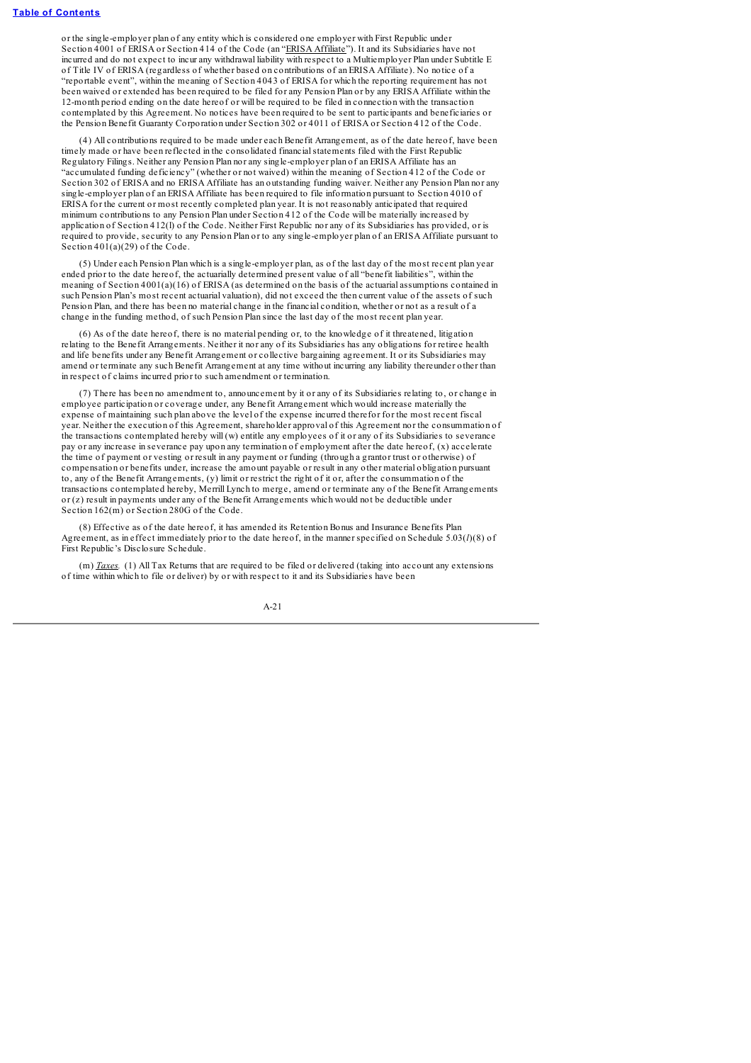or the single-employer plan of any entity which is considered one employer with First Republic under Section 4001 of ERISA or Section 414 of the Code (an "ERISA Affiliate"). It and its Subsidiaries have not incurred and do not expect to incur any withdrawal liability with respect to a Multiemployer Plan under Subtitle E of Title IV of ERISA (regardless of whether based on contributions of an ERISA Affiliate). No notice of a "reportable event", within the meaning of Section 4043 of ERISA for which the reporting requirement has not been waived or extended has been required to be filed for any Pension Plan or by any ERISA Affiliate within the 12-month period ending on the date hereof or will be required to be filed in connection with the transaction contemplated by this Agreement. No notices have been required to be sent to participants and beneficiaries or the Pension Benefit Guaranty Corporation under Section 302 or 4011 of ERISA or Section 412 of the Code.

(4) All contributions required to be made under each Benefit Arrangement, as of the date hereof, have been timely made or have been reflected in the consolidated financial statements filed with the First Republic Regulatory Filings. Neither any Pension Plan nor any single-employer plan of an ERISA Affiliate has an "accumulated funding deficiency" (whether or not waived) within the meaning of Section 412 of the Code or Section 302 of ERISA and no ERISA Affiliate has an outstanding funding waiver. Neither any Pension Plan nor any single-employer plan of an ERISA Affiliate has been required to file information pursuant to Section 4010 of ERISA for the current or most recently completed plan year. It is not reasonably anticipated that required minimum contributions to any Pension Plan under Section 412 of the Code will be materially increased by application of Section 412(l) of the Code. Neither First Republic nor any of its Subsidiaries has provided, or is required to provide, security to any Pension Plan or to any single-employer plan of an ERISA Affiliate pursuant to Section 401(a)(29) of the Code.

(5) Under each Pension Plan which is a single-employer plan, as of the last day of the most recent plan year ended prior to the date hereof, the actuarially determined present value of all "benefit liabilities", within the meaning of Section 4001(a)(16) of ERISA (as determined on the basis of the actuarial assumptions contained in such Pension Plan's most recent actuarial valuation), did not exceed the then current value of the assets of such Pension Plan, and there has been no material change in the financial condition, whether or not as a result of a change in the funding method, of such Pension Plan since the last day of the most recent plan year.

(6) As of the date hereof, there is no material pending or, to the knowledge of it threatened, litigation relating to the Benefit Arrangements. Neither it nor any of its Subsidiaries has any obligations for retiree health and life benefits under any Benefit Arrangement or collective bargaining agreement. It or its Subsidiaries may amend or terminate any such Benefit Arrangement at any time without incurring any liability thereunder other than in respect of claims incurred prior to such amendment or termination.

(7) There has been no amendment to, announcement by it or any of its Subsidiaries relating to, or change in employee participation or coverage under, any Benefit Arrangement which would increase materially the expense of maintaining such plan above the level of the expense incurred therefor for the most recent fiscal year. Neither the execution of this Agreement, shareholder approval of this Agreement nor the consummation of the transactions contemplated hereby will (w) entitle any employees of it or any of its Subsidiaries to severance pay or any increase in severance pay upon any termination of employment after the date hereof, (x) accelerate the time of payment or vesting or result in any payment or funding (through a grantor trust or otherwise) of compensation or benefits under, increase the amount payable or result in any other material obligation pursuant to, any of the Benefit Arrangements, (y) limit or restrict the right of it or, after the consummation of the transactions contemplated hereby, Merrill Lynch to merge, amend or terminate any of the Benefit Arrangements or (z) result in payments under any of the Benefit Arrangements which would not be deductible under Section 162(m) or Section 280G of the Code.

(8) Effective as of the date hereof, it has amended its Retention Bonus and Insurance Benefits Plan Agreement, as in effect immediately prior to the date hereof, in the manner specified on Schedule 5.03(*l*)(8) of First Republic's Disclosure Schedule.

(m) *Taxes.* (1) All Tax Returns that are required to be filed or delivered (taking into account any extensions of time within which to file or deliver) by or with respect to it and its Subsidiaries have been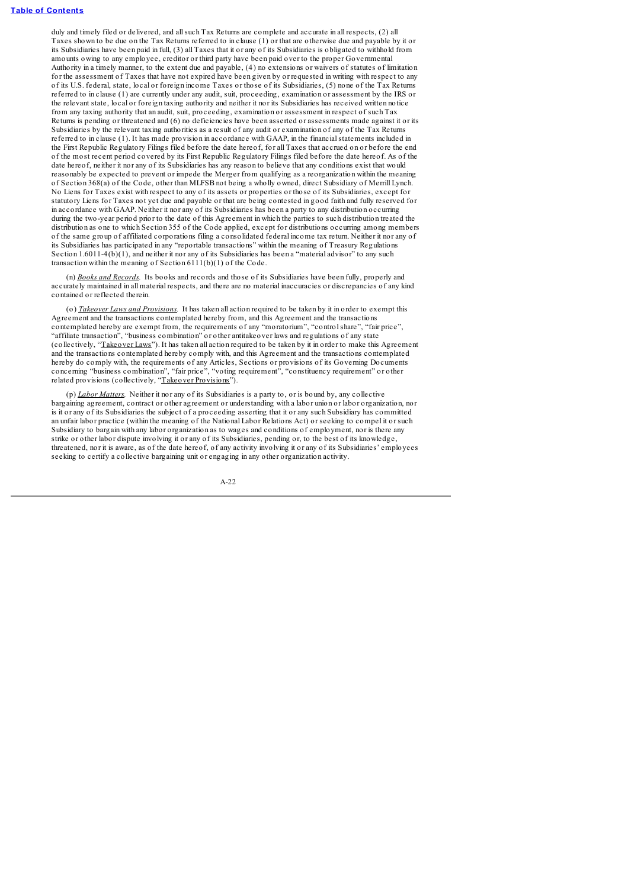duly and timely filed or delivered, and all such Tax Returns are complete and accurate in all respects, (2) all Taxes shown to be due on the Tax Returns referred to in clause (1) or that are otherwise due and payable by it or its Subsidiaries have been paid in full, (3) all Taxes that it or any of its Subsidiaries is obligated to withhold from amounts owing to any employee, creditor or third party have been paid over to the proper Governmental Authority in a timely manner, to the extent due and payable, (4) no extensions or waivers of statutes of limitation for the assessment of Taxes that have not expired have been given by or requested in writing with respect to any of its U.S. federal, state, local or foreign income Taxes or those of its Subsidiaries, (5) none of the Tax Returns referred to in clause (1) are currently under any audit, suit, proceeding, examination or assessment by the IRS or the relevant state, local or foreign taxing authority and neither it nor its Subsidiaries has received written notice from any taxing authority that an audit, suit, proceeding, examination or assessment in respect of such Tax Returns is pending or threatened and (6) no deficiencies have been asserted or assessments made against it or its Subsidiaries by the relevant taxing authorities as a result of any audit or examination of any of the Tax Returns referred to in clause (1). It has made provision in accordance with GAAP, in the financial statements included in the First Republic Regulatory Filings filed before the date hereof, for all Taxes that accrued on or before the end of the most recent period covered by its First Republic Regulatory Filings filed before the date hereof. As of the date hereof, neither it nor any of its Subsidiaries has any reason to believe that any conditions exist that would reasonably be expected to prevent or impede the Merger from qualifying as a reorganization within the meaning of Section 368(a) of the Code, other than MLFSB not being a wholly owned, direct Subsidiary of Merrill Lynch. No Liens for Taxes exist with respect to any of its assets or properties or those of its Subsidiaries, except for statutory Liens for Taxes not yet due and payable or that are being contested in good faith and fully reserved for in accordance with GAAP. Neither it nor any of its Subsidiaries has been a party to any distribution occurring during the two-year period prior to the date of this Agreement in which the parties to such distribution treated the distribution as one to which Section 355 of the Code applied, except for distributions occurring among members of the same group of affiliated corporations filing a consolidated federal income tax return. Neither it nor any of its Subsidiaries has participated in any "reportable transactions" within the meaning of Treasury Regulations Section 1.6011-4(b)(1), and neither it nor any of its Subsidiaries has been a "material advisor" to any such transaction within the meaning of Section 6111(b)(1) of the Code.

(n) *Books and Records.* Its books and records and those of its Subsidiaries have been fully, properly and accurately maintained in all material respects, and there are no material inaccuracies or discrepancies of any kind contained or reflected therein.

(o) *Takeover Laws and Provisions.* It has taken all action required to be taken by it in order to exempt this Agreement and the transactions contemplated hereby from, and this Agreement and the transactions contemplated hereby are exempt from, the requirements of any "moratorium", "control share", "fair price", "affiliate transaction", "business combination" or other antitakeover laws and regulations of any state (collectively, "Takeover Laws"). It has taken all action required to be taken by it in order to make this Agreement and the transactions contemplated hereby comply with, and this Agreement and the transactions contemplated hereby do comply with, the requirements of any Articles, Sections or provisions of its Governing Documents concerning "business combination", "fair price", "voting requirement", "constituency requirement" or other related provisions (collectively, "Takeover Provisions").

(p) *Labor Matters.* Neither it nor any of its Subsidiaries is a party to, or is bound by, any collective bargaining agreement, contract or other agreement or understanding with a labor union or labor organization, nor is it or any of its Subsidiaries the subject of a proceeding asserting that it or any such Subsidiary has committed an unfair labor practice (within the meaning of the National Labor Relations Act) or seeking to compel it or such Subsidiary to bargain with any labor organization as to wages and conditions of employment, nor is there any strike or other labor dispute involving it or any of its Subsidiaries, pending or, to the best of its knowledge, threatened, nor it is aware, as of the date hereof, of any activity involving it or any of its Subsidiaries' employees seeking to certify a collective bargaining unit or engaging in any other organization activity.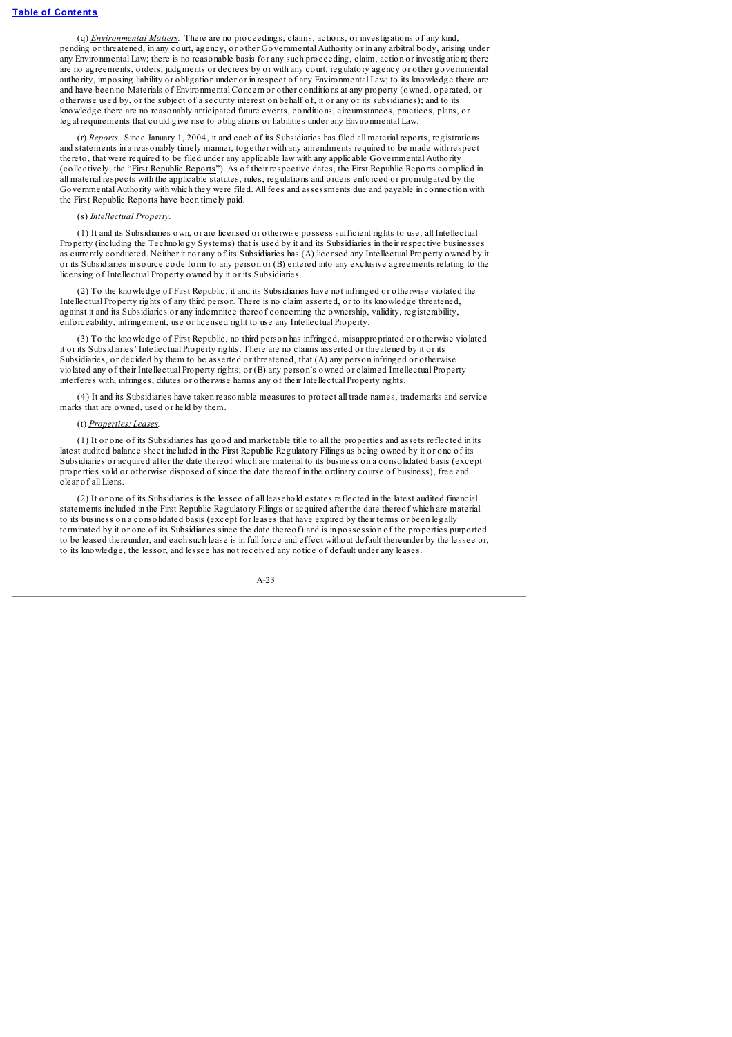(q) *Environmental Matters*. There are no proceedings, claims, actions, or investigations of any kind, pending or threatened, in any court, agency, or other Governmental Authority or in any arbitral body, arising under any Environmental Law; there is no reasonable basis for any such proceeding, claim, action or investigation; there are no agreements, orders, judgments or decrees by or with any court, regulatory agency or other governmental authority, imposing liability or obligation under or in respect of any Environmental Law; to its knowledge there are and have been no Materials of Environmental Concern or other conditions at any property (owned, operated, or otherwise used by, or the subject of a security interest on behalf of, it or any of its subsidiaries); and to its knowledge there are no reasonably anticipated future events, conditions, circumstances, practices, plans, or legal requirements that could give rise to obligations or liabilities under any Environmental Law.

(r) *Reports*. Since January 1, 2004, it and each of its Subsidiaries has filed all material reports, registrations and statements in a reasonably timely manner, together with any amendments required to be made with respect thereto, that were required to be filed under any applicable law with any applicable Governmental Authority (collectively, the "First Republic Reports"). As of their respective dates, the First Republic Reports complied in all material respects with the applicable statutes, rules, regulations and orders enforced or promulgated by the Governmental Authority with which they were filed. All fees and assessments due and payable in connection with the First Republic Reports have been timely paid.

(s) *Intellectual Property*.

(1) It and its Subsidiaries own, or are licensed or otherwise possess sufficient rights to use, all Intellectual Property (including the Technology Systems) that is used by it and its Subsidiaries in their respective businesses as currently conducted. Neither it nor any of its Subsidiaries has (A) licensed any Intellectual Property owned by it or its Subsidiaries in source code form to any person or (B) entered into any exclusive agreements relating to the licensing of Intellectual Property owned by it or its Subsidiaries.

(2) To the knowledge of First Republic, it and its Subsidiaries have not infringed or otherwise violated the Intellectual Property rights of any third person. There is no claim asserted, or to its knowledge threatened, against it and its Subsidiaries or any indemnitee thereof concerning the ownership, validity, registerability, enforceability, infringement, use or licensed right to use any Intellectual Property.

(3) To the knowledge of First Republic, no third person has infringed, misappropriated or otherwise violated it or its Subsidiaries' Intellectual Property rights. There are no claims asserted or threatened by it or its Subsidiaries, or decided by them to be asserted or threatened, that (A) any person infringed or otherwise violated any of their Intellectual Property rights; or (B) any person's owned or claimed Intellectual Property interferes with, infringes, dilutes or otherwise harms any of their Intellectual Property rights.

(4) It and its Subsidiaries have taken reasonable measures to protect all trade names, trademarks and service marks that are owned, used or held by them.

(t) *Properties; Leases*.

(1) It or one of its Subsidiaries has good and marketable title to all the properties and assets reflected in its latest audited balance sheet included in the First Republic Regulatory Filings as being owned by it or one of its Subsidiaries or acquired after the date thereof which are material to its business on a consolidated basis (except properties sold or otherwise disposed of since the date thereof in the ordinary course of business), free and clear of all Liens.

(2) It or one of its Subsidiaries is the lessee of all leasehold estates reflected in the latest audited financial statements included in the First Republic Regulatory Filings or acquired after the date thereof which are material to its business on a consolidated basis (except for leases that have expired by their terms or been legally terminated by it or one of its Subsidiaries since the date thereof) and is in possession of the properties purported to be leased thereunder, and each such lease is in full force and effect without default thereunder by the lessee or, to its knowledge, the lessor, and lessee has not received any notice of default under any leases.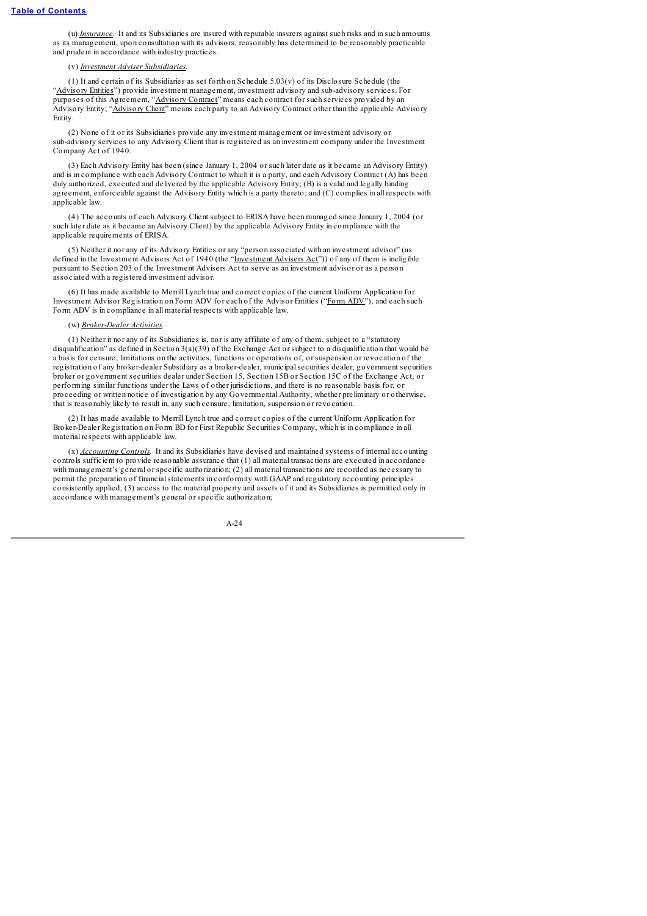(u) *Insurance.* It and its Subsidiaries are insured with reputable insurers against such risks and in such amounts as its management, upon consultation with its advisors, reasonably has determined to be reasonably practicable and prudent in accordance with industry practices.

(v) *Investment Adviser Subsidiaries.*

(1) It and certain of its Subsidiaries as set forth on Schedule 5.03(v) of its Disclosure Schedule (the "Advisory Entities") provide investment management, investment advisory and sub-advisory services. For purposes of this Agreement, "Advisory Contract" means each contract for such services provided by an Advisory Entity; "Advisory Client" means each party to an Advisory Contract other than the applicable Advisory Entity.

(2) None of it or its Subsidiaries provide any investment management or investment advisory or sub-advisory services to any Advisory Client that is registered as an investment company under the Investment Company Act of 1940.

(3) Each Advisory Entity has been (since January 1, 2004 or such later date as it became an Advisory Entity) and is in compliance with each Advisory Contract to which it is a party, and each Advisory Contract (A) has been duly authorized, executed and delivered by the applicable Advisory Entity; (B) is a valid and legally binding agreement, enforceable against the Advisory Entity which is a party thereto; and (C) complies in all respects with applicable law.

(4) The accounts of each Advisory Client subject to ERISA have been managed since January 1, 2004 (or such later date as it became an Advisory Client) by the applicable Advisory Entity in compliance with the applicable requirements of ERISA.

(5) Neither it nor any of its Advisory Entities or any "person associated with an investment advisor" (as defined in the Investment Advisers Act of 1940 (the "Investment Advisers Act")) of any of them is ineligible pursuant to Section 203 of the Investment Advisers Act to serve as an investment advisor or as a person associated with a registered investment advisor.

(6) It has made available to Merrill Lynch true and correct copies of the current Uniform Application for Investment Advisor Registration on Form ADV for each of the Advisor Entities ("Form ADV"), and each such Form ADV is in compliance in all material respects with applicable law.

(w) *Broker-Dealer Activities.*

(1) Neither it nor any of its Subsidiaries is, nor is any affiliate of any of them, subject to a "statutory disqualification" as defined in Section 3(a)(39) of the Exchange Act or subject to a disqualification that would be a basis for censure, limitations on the activities, functions or operations of, or suspension or revocation of the registration of any broker-dealer Subsidiary as a broker-dealer, municipal securities dealer, government securities broker or government securities dealer under Section 15, Section 15B or Section 15C of the Exchange Act, or performing similar functions under the Laws of other jurisdictions, and there is no reasonable basis for, or proceeding or written notice of investigation by any Governmental Authority, whether preliminary or otherwise, that is reasonably likely to result in, any such censure, limitation, suspension or revocation.

(2) It has made available to Merrill Lynch true and correct copies of the current Uniform Application for Broker-Dealer Registration on Form BD for First Republic Securities Company, which is in compliance in all material respects with applicable law.

(x) *Accounting Controls.* It and its Subsidiaries have devised and maintained systems of internal accounting controls sufficient to provide reasonable assurance that (1) all material transactions are executed in accordance with management's general or specific authorization; (2) all material transactions are recorded as necessary to permit the preparation of financial statements in conformity with GAAP and regulatory accounting principles consistently applied, (3) access to the material property and assets of it and its Subsidiaries is permitted only in accordance with management's general or specific authorization;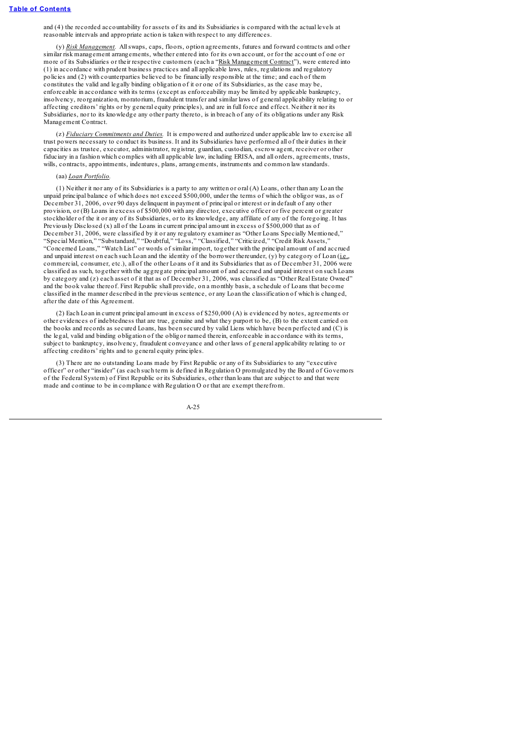and (4) the recorded accountability for assets of its and its Subsidiaries is compared with the actual levels at reasonable intervals and appropriate action is taken with respect to any differences.

(y) *Risk Management.* All swaps, caps, floors, option agreements, futures and forward contracts and other similar risk management arrangements, whether entered into for its own account, or for the account of one or more of its Subsidiaries or their respective customers (each a "Risk Management Contract"), were entered into (1) in accordance with prudent business practices and all applicable laws, rules, regulations and regulatory policies and (2) with counterparties believed to be financially responsible at the time; and each of them constitutes the valid and legally binding obligation of it or one of its Subsidiaries, as the case may be, enforceable in accordance with its terms (except as enforceability may be limited by applicable bankruptcy, insolvency, reorganization, moratorium, fraudulent transfer and similar laws of general applicability relating to or affecting creditors' rights or by general equity principles), and are in full force and effect. Neither it nor its Subsidiaries, nor to its knowledge any other party thereto, is in breach of any of its obligations under any Risk Management Contract.

(z) *Fiduciary Commitments and Duties.* It is empowered and authorized under applicable law to exercise all trust powers necessary to conduct its business. It and its Subsidiaries have performed all of their duties in their capacities as trustee, executor, administrator, registrar, guardian, custodian, escrow agent, receiver or other fiduciary in a fashion which complies with all applicable law, including ERISA, and all orders, agreements, trusts, wills, contracts, appointments, indentures, plans, arrangements, instruments and common law standards.

(aa) *Loan Portfolio.*

(1) Neither it nor any of its Subsidiaries is a party to any written or oral (A) Loans, other than any Loan the unpaid principal balance of which does not exceed $500,000, under the terms of which the obligor was, as of December 31, 2006, over 90 days delinquent in payment of principal or interest or in default of any other provision, or (B) Loans in excess of $500,000 with any director, executive officer or five percent or greater stockholder of the it or any of its Subsidiaries, or to its knowledge, any affiliate of any of the foregoing. It has Previously Disclosed (x) all of the Loans in current principal amount in excess of $500,000 that as of December 31, 2006, were classified by it or any regulatory examiner as "Other Loans Specially Mentioned," "Special Mention," "Substandard," "Doubtful," "Loss," "Classified," "Criticized," "Credit Risk Assets," "Concerned Loans," "Watch List" or words of similar import, together with the principal amount of and accrued and unpaid interest on each such Loan and the identity of the borrower thereunder, (y) by category of Loan (i.e., commercial, consumer, etc.), all of the other Loans of it and its Subsidiaries that as of December 31, 2006 were classified as such, together with the aggregate principal amount of and accrued and unpaid interest on such Loans by category and (z) each asset of it that as of December 31, 2006, was classified as "Other Real Estate Owned" and the book value thereof. First Republic shall provide, on a monthly basis, a schedule of Loans that become classified in the manner described in the previous sentence, or any Loan the classification of which is changed, after the date of this Agreement.

(2) Each Loan in current principal amount in excess of $250,000 (A) is evidenced by notes, agreements or other evidences of indebtedness that are true, genuine and what they purport to be, (B) to the extent carried on the books and records as secured Loans, has been secured by valid Liens which have been perfected and (C) is the legal, valid and binding obligation of the obligor named therein, enforceable in accordance with its terms, subject to bankruptcy, insolvency, fraudulent conveyance and other laws of general applicability relating to or affecting creditors' rights and to general equity principles.

(3) There are no outstanding Loans made by First Republic or any of its Subsidiaries to any "executive officer" or other "insider" (as each such term is defined in Regulation O promulgated by the Board of Governors of the Federal System) of First Republic or its Subsidiaries, other than loans that are subject to and that were made and continue to be in compliance with Regulation O or that are exempt therefrom.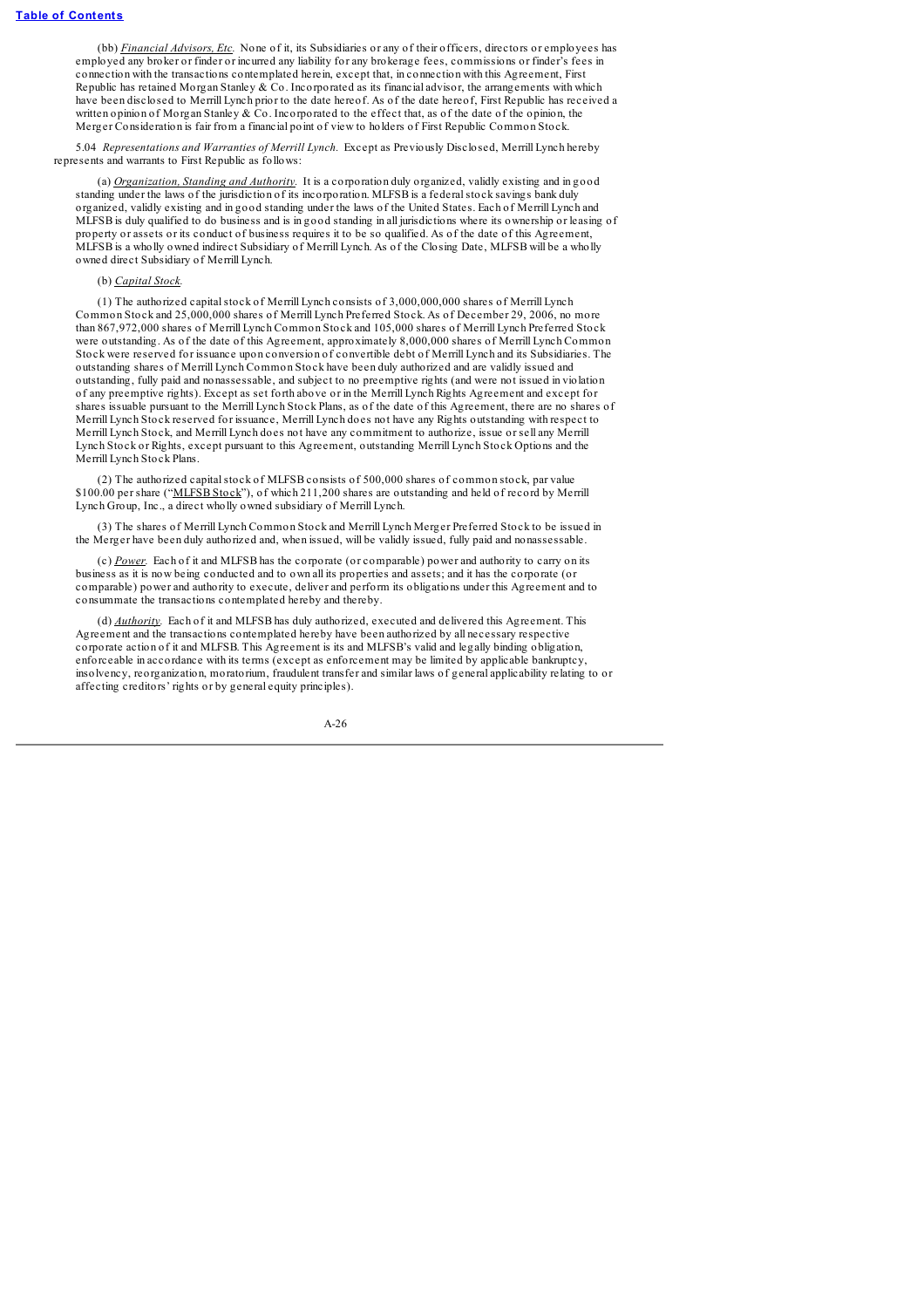(bb) *Financial Advisors, Etc.* None of it, its Subsidiaries or any of their officers, directors or employees has employed any broker or finder or incurred any liability for any brokerage fees, commissions or finder's fees in connection with the transactions contemplated herein, except that, in connection with this Agreement, First Republic has retained Morgan Stanley & Co. Incorporated as its financial advisor, the arrangements with which have been disclosed to Merrill Lynch prior to the date hereof. As of the date hereof, First Republic has received a written opinion of Morgan Stanley & Co. Incorporated to the effect that, as of the date of the opinion, the Merger Consideration is fair from a financial point of view to holders of First Republic Common Stock.

5.04 *Representations and Warranties of Merrill Lynch.* Except as Previously Disclosed, Merrill Lynch hereby represents and warrants to First Republic as follows:

(a) *Organization, Standing and Authority.* It is a corporation duly organized, validly existing and in good standing under the laws of the jurisdiction of its incorporation. MLFSB is a federal stock savings bank duly organized, validly existing and in good standing under the laws of the United States. Each of Merrill Lynch and MLFSB is duly qualified to do business and is in good standing in all jurisdictions where its ownership or leasing of property or assets or its conduct of business requires it to be so qualified. As of the date of this Agreement, MLFSB is a wholly owned indirect Subsidiary of Merrill Lynch. As of the Closing Date, MLFSB will be a wholly owned direct Subsidiary of Merrill Lynch.

(b) *Capital Stock.*

(1) The authorized capital stock of Merrill Lynch consists of 3,000,000,000 shares of Merrill Lynch Common Stock and 25,000,000 shares of Merrill Lynch Preferred Stock. As of December 29, 2006, no more than 867,972,000 shares of Merrill Lynch Common Stock and 105,000 shares of Merrill Lynch Preferred Stock were outstanding. As of the date of this Agreement, approximately 8,000,000 shares of Merrill Lynch Common Stock were reserved for issuance upon conversion of convertible debt of Merrill Lynch and its Subsidiaries. The outstanding shares of Merrill Lynch Common Stock have been duly authorized and are validly issued and outstanding, fully paid and nonassessable, and subject to no preemptive rights (and were not issued in violation of any preemptive rights). Except as set forth above or in the Merrill Lynch Rights Agreement and except for shares issuable pursuant to the Merrill Lynch Stock Plans, as of the date of this Agreement, there are no shares of Merrill Lynch Stock reserved for issuance, Merrill Lynch does not have any Rights outstanding with respect to Merrill Lynch Stock, and Merrill Lynch does not have any commitment to authorize, issue or sell any Merrill Lynch Stock or Rights, except pursuant to this Agreement, outstanding Merrill Lynch Stock Options and the Merrill Lynch Stock Plans.

(2) The authorized capital stock of MLFSB consists of 500,000 shares of common stock, par value $100.00 per share ("<u>MLFSB Stock</u>"), of which 211,200 shares are outstanding and held of record by Merrill Lynch Group, Inc., a direct wholly owned subsidiary of Merrill Lynch.

(3) The shares of Merrill Lynch Common Stock and Merrill Lynch Merger Preferred Stock to be issued in the Merger have been duly authorized and, when issued, will be validly issued, fully paid and nonassessable.

(c) *Power.* Each of it and MLFSB has the corporate (or comparable) power and authority to carry on its business as it is now being conducted and to own all its properties and assets; and it has the corporate (or comparable) power and authority to execute, deliver and perform its obligations under this Agreement and to consummate the transactions contemplated hereby and thereby.

(d) *Authority.* Each of it and MLFSB has duly authorized, executed and delivered this Agreement. This Agreement and the transactions contemplated hereby have been authorized by all necessary respective corporate action of it and MLFSB. This Agreement is its and MLFSB's valid and legally binding obligation, enforceable in accordance with its terms (except as enforcement may be limited by applicable bankruptcy, insolvency, reorganization, moratorium, fraudulent transfer and similar laws of general applicability relating to or affecting creditors' rights or by general equity principles).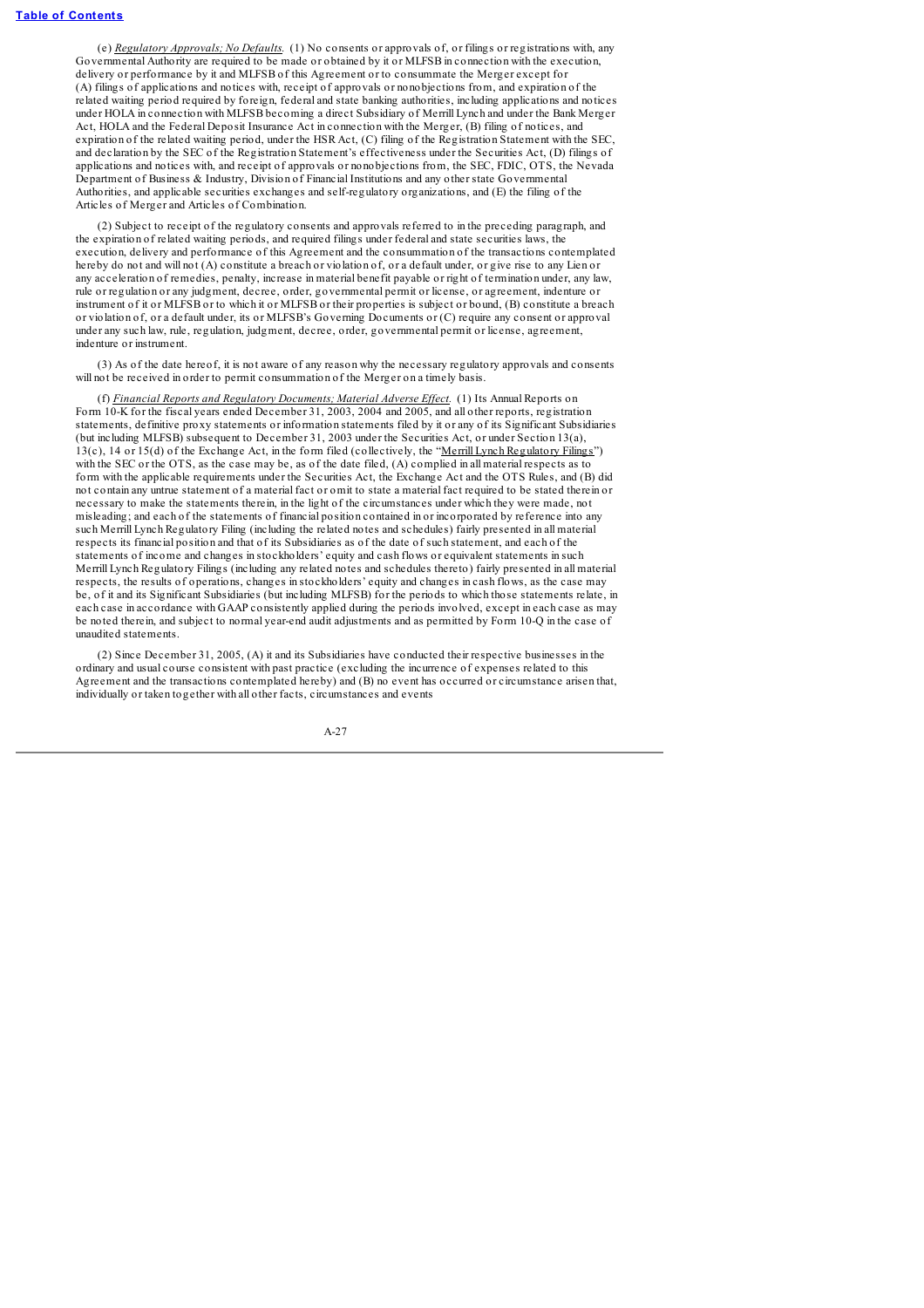(e) *Regulatory Approvals; No Defaults.* (1) No consents or approvals of, or filings or registrations with, any Governmental Authority are required to be made or obtained by it or MLFSB in connection with the execution, delivery or performance by it and MLFSB of this Agreement or to consummate the Merger except for (A) filings of applications and notices with, receipt of approvals or nonobjections from, and expiration of the related waiting period required by foreign, federal and state banking authorities, including applications and notices under HOLA in connection with MLFSB becoming a direct Subsidiary of Merrill Lynch and under the Bank Merger Act, HOLA and the Federal Deposit Insurance Act in connection with the Merger, (B) filing of notices, and expiration of the related waiting period, under the HSR Act, (C) filing of the Registration Statement with the SEC, and declaration by the SEC of the Registration Statement's effectiveness under the Securities Act, (D) filings of applications and notices with, and receipt of approvals or nonobjections from, the SEC, FDIC, OTS, the Nevada Department of Business & Industry, Division of Financial Institutions and any other state Governmental Authorities, and applicable securities exchanges and self-regulatory organizations, and (E) the filing of the Articles of Merger and Articles of Combination.

(2) Subject to receipt of the regulatory consents and approvals referred to in the preceding paragraph, and the expiration of related waiting periods, and required filings under federal and state securities laws, the execution, delivery and performance of this Agreement and the consummation of the transactions contemplated hereby do not and will not (A) constitute a breach or violation of, or a default under, or give rise to any Lien or any acceleration of remedies, penalty, increase in material benefit payable or right of termination under, any law, rule or regulation or any judgment, decree, order, governmental permit or license, or agreement, indenture or instrument of it or MLFSB or to which it or MLFSB or their properties is subject or bound, (B) constitute a breach or violation of, or a default under, its or MLFSB's Governing Documents or (C) require any consent or approval under any such law, rule, regulation, judgment, decree, order, governmental permit or license, agreement, indenture or instrument.

(3) As of the date hereof, it is not aware of any reason why the necessary regulatory approvals and consents will not be received in order to permit consummation of the Merger on a timely basis.

(f) *Financial Reports and Regulatory Documents; Material Adverse Effect.* (1) Its Annual Reports on Form 10-K for the fiscal years ended December 31, 2003, 2004 and 2005, and all other reports, registration statements, definitive proxy statements or information statements filed by it or any of its Significant Subsidiaries (but including MLFSB) subsequent to December 31, 2003 under the Securities Act, or under Section 13(a), 13(c), 14 or 15(d) of the Exchange Act, in the form filed (collectively, the "Merrill Lynch Regulatory Filings") with the SEC or the OTS, as the case may be, as of the date filed, (A) complied in all material respects as to form with the applicable requirements under the Securities Act, the Exchange Act and the OTS Rules, and (B) did not contain any untrue statement of a material fact or omit to state a material fact required to be stated therein or necessary to make the statements therein, in the light of the circumstances under which they were made, not misleading; and each of the statements of financial position contained in or incorporated by reference into any such Merrill Lynch Regulatory Filing (including the related notes and schedules) fairly presented in all material respects its financial position and that of its Subsidiaries as of the date of such statement, and each of the statements of income and changes in stockholders' equity and cash flows or equivalent statements in such Merrill Lynch Regulatory Filings (including any related notes and schedules thereto) fairly presented in all material respects, the results of operations, changes in stockholders' equity and changes in cash flows, as the case may be, of it and its Significant Subsidiaries (but including MLFSB) for the periods to which those statements relate, in each case in accordance with GAAP consistently applied during the periods involved, except in each case as may be noted therein, and subject to normal year-end audit adjustments and as permitted by Form 10-Q in the case of unaudited statements.

(2) Since December 31, 2005, (A) it and its Subsidiaries have conducted their respective businesses in the ordinary and usual course consistent with past practice (excluding the incurrence of expenses related to this Agreement and the transactions contemplated hereby) and (B) no event has occurred or circumstance arisen that, individually or taken together with all other facts, circumstances and events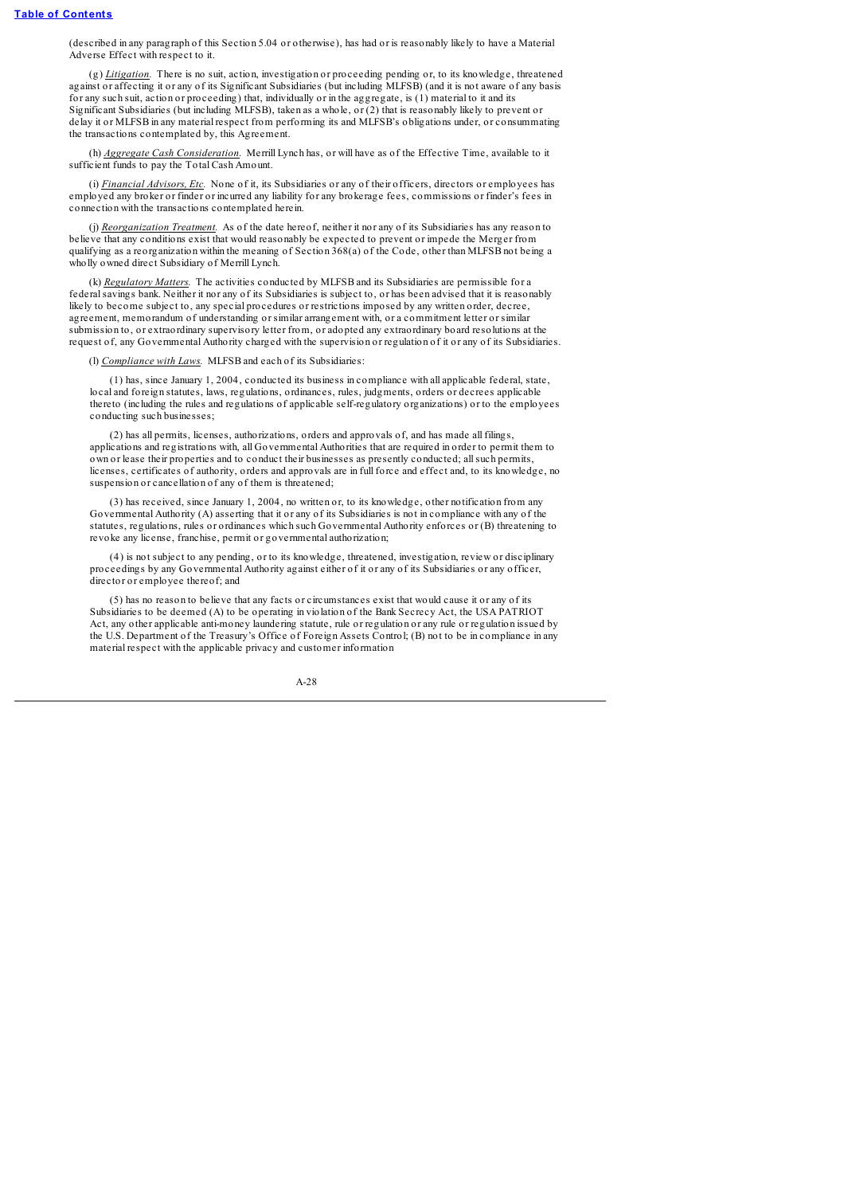(described in any paragraph of this Section 5.04 or otherwise), has had or is reasonably likely to have a Material Adverse Effect with respect to it.

(g) _Litigation_. There is no suit, action, investigation or proceeding pending or, to its knowledge, threatened against or affecting it or any of its Significant Subsidiaries (but including MLFSB) (and it is not aware of any basis for any such suit, action or proceeding) that, individually or in the aggregate, is (1) material to it and its Significant Subsidiaries (but including MLFSB), taken as a whole, or (2) that is reasonably likely to prevent or delay it or MLFSB in any material respect from performing its and MLFSB's obligations under, or consummating the transactions contemplated by, this Agreement.

(h) _Aggregate Cash Consideration_. Merrill Lynch has, or will have as of the Effective Time, available to it sufficient funds to pay the Total Cash Amount.

(i) _Financial Advisors, Etc_. None of it, its Subsidiaries or any of their officers, directors or employees has employed any broker or finder or incurred any liability for any brokerage fees, commissions or finder's fees in connection with the transactions contemplated herein.

(j) _Reorganization Treatment_. As of the date hereof, neither it nor any of its Subsidiaries has any reason to believe that any conditions exist that would reasonably be expected to prevent or impede the Merger from qualifying as a reorganization within the meaning of Section 368(a) of the Code, other than MLFSB not being a wholly owned direct Subsidiary of Merrill Lynch.

(k) _Regulatory Matters_. The activities conducted by MLFSB and its Subsidiaries are permissible for a federal savings bank. Neither it nor any of its Subsidiaries is subject to, or has been advised that it is reasonably likely to become subject to, any special procedures or restrictions imposed by any written order, decree, agreement, memorandum of understanding or similar arrangement with, or a commitment letter or similar submission to, or extraordinary supervisory letter from, or adopted any extraordinary board resolutions at the request of, any Governmental Authority charged with the supervision or regulation of it or any of its Subsidiaries.

(l) _Compliance with Laws_. MLFSB and each of its Subsidiaries:

(1) has, since January 1, 2004, conducted its business in compliance with all applicable federal, state, local and foreign statutes, laws, regulations, ordinances, rules, judgments, orders or decrees applicable thereto (including the rules and regulations of applicable self-regulatory organizations) or to the employees conducting such businesses;

(2) has all permits, licenses, authorizations, orders and approvals of, and has made all filings, applications and registrations with, all Governmental Authorities that are required in order to permit them to own or lease their properties and to conduct their businesses as presently conducted; all such permits, licenses, certificates of authority, orders and approvals are in full force and effect and, to its knowledge, no suspension or cancellation of any of them is threatened;

(3) has received, since January 1, 2004, no written or, to its knowledge, other notification from any Governmental Authority (A) asserting that it or any of its Subsidiaries is not in compliance with any of the statutes, regulations, rules or ordinances which such Governmental Authority enforces or (B) threatening to revoke any license, franchise, permit or governmental authorization;

(4) is not subject to any pending, or to its knowledge, threatened, investigation, review or disciplinary proceedings by any Governmental Authority against either of it or any of its Subsidiaries or any officer, director or employee thereof; and

(5) has no reason to believe that any facts or circumstances exist that would cause it or any of its Subsidiaries to be deemed (A) to be operating in violation of the Bank Secrecy Act, the USA PATRIOT Act, any other applicable anti-money laundering statute, rule or regulation or any rule or regulation issued by the U.S. Department of the Treasury's Office of Foreign Assets Control; (B) not to be in compliance in any material respect with the applicable privacy and customer information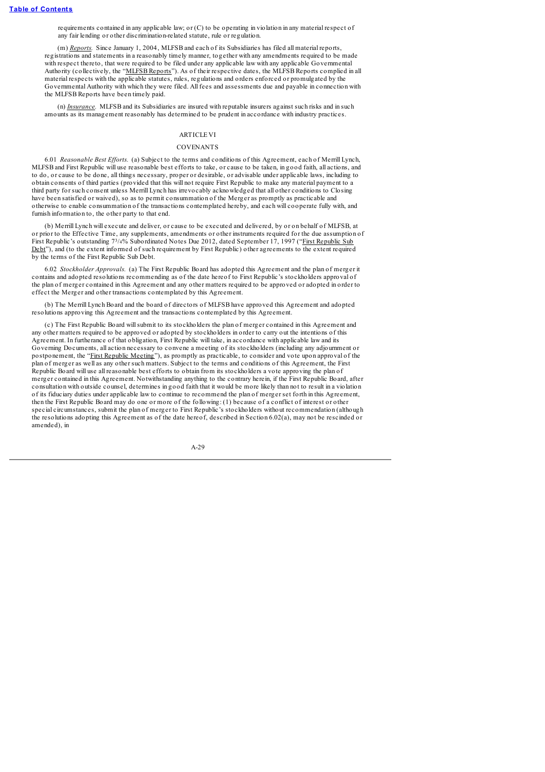requirements contained in any applicable law; or (C) to be operating in violation in any material respect of any fair lending or other discrimination-related statute, rule or regulation.

(m) *Reports.* Since January 1, 2004, MLFSB and each of its Subsidiaries has filed all material reports, registrations and statements in a reasonably timely manner, together with any amendments required to be made with respect thereto, that were required to be filed under any applicable law with any applicable Governmental Authority (collectively, the "MLFSB Reports"). As of their respective dates, the MLFSB Reports complied in all material respects with the applicable statutes, rules, regulations and orders enforced or promulgated by the Governmental Authority with which they were filed. All fees and assessments due and payable in connection with the MLFSB Reports have been timely paid.

(n) *Insurance.* MLFSB and its Subsidiaries are insured with reputable insurers against such risks and in such amounts as its management reasonably has determined to be prudent in accordance with industry practices.

## ARTICLE VI

## COVENANTS

6.01 *Reasonable Best Efforts.* (a) Subject to the terms and conditions of this Agreement, each of Merrill Lynch, MLFSB and First Republic will use reasonable best efforts to take, or cause to be taken, in good faith, all actions, and to do, or cause to be done, all things necessary, proper or desirable, or advisable under applicable laws, including to obtain consents of third parties (provided that this will not require First Republic to make any material payment to a third party for such consent unless Merrill Lynch has irrevocably acknowledged that all other conditions to Closing have been satisfied or waived), so as to permit consummation of the Merger as promptly as practicable and otherwise to enable consummation of the transactions contemplated hereby, and each will cooperate fully with, and furnish information to, the other party to that end.

(b) Merrill Lynch will execute and deliver, or cause to be executed and delivered, by or on behalf of MLFSB, at or prior to the Effective Time, any supplements, amendments or other instruments required for the due assumption of First Republic's outstanding 7$^{3}/_{4}$% Subordinated Notes Due 2012, dated September 17, 1997 ("First Republic Sub Debt"), and (to the extent informed of such requirement by First Republic) other agreements to the extent required by the terms of the First Republic Sub Debt.

6.02 *Stockholder Approvals.* (a) The First Republic Board has adopted this Agreement and the plan of merger it contains and adopted resolutions recommending as of the date hereof to First Republic's stockholders approval of the plan of merger contained in this Agreement and any other matters required to be approved or adopted in order to effect the Merger and other transactions contemplated by this Agreement.

(b) The Merrill Lynch Board and the board of directors of MLFSB have approved this Agreement and adopted resolutions approving this Agreement and the transactions contemplated by this Agreement.

(c) The First Republic Board will submit to its stockholders the plan of merger contained in this Agreement and any other matters required to be approved or adopted by stockholders in order to carry out the intentions of this Agreement. In furtherance of that obligation, First Republic will take, in accordance with applicable law and its Governing Documents, all action necessary to convene a meeting of its stockholders (including any adjournment or postponement, the "First Republic Meeting"), as promptly as practicable, to consider and vote upon approval of the plan of merger as well as any other such matters. Subject to the terms and conditions of this Agreement, the First Republic Board will use all reasonable best efforts to obtain from its stockholders a vote approving the plan of merger contained in this Agreement. Notwithstanding anything to the contrary herein, if the First Republic Board, after consultation with outside counsel, determines in good faith that it would be more likely than not to result in a violation of its fiduciary duties under applicable law to continue to recommend the plan of merger set forth in this Agreement, then the First Republic Board may do one or more of the following: (1) because of a conflict of interest or other special circumstances, submit the plan of merger to First Republic's stockholders without recommendation (although the resolutions adopting this Agreement as of the date hereof, described in Section 6.02(a), may not be rescinded or amended), in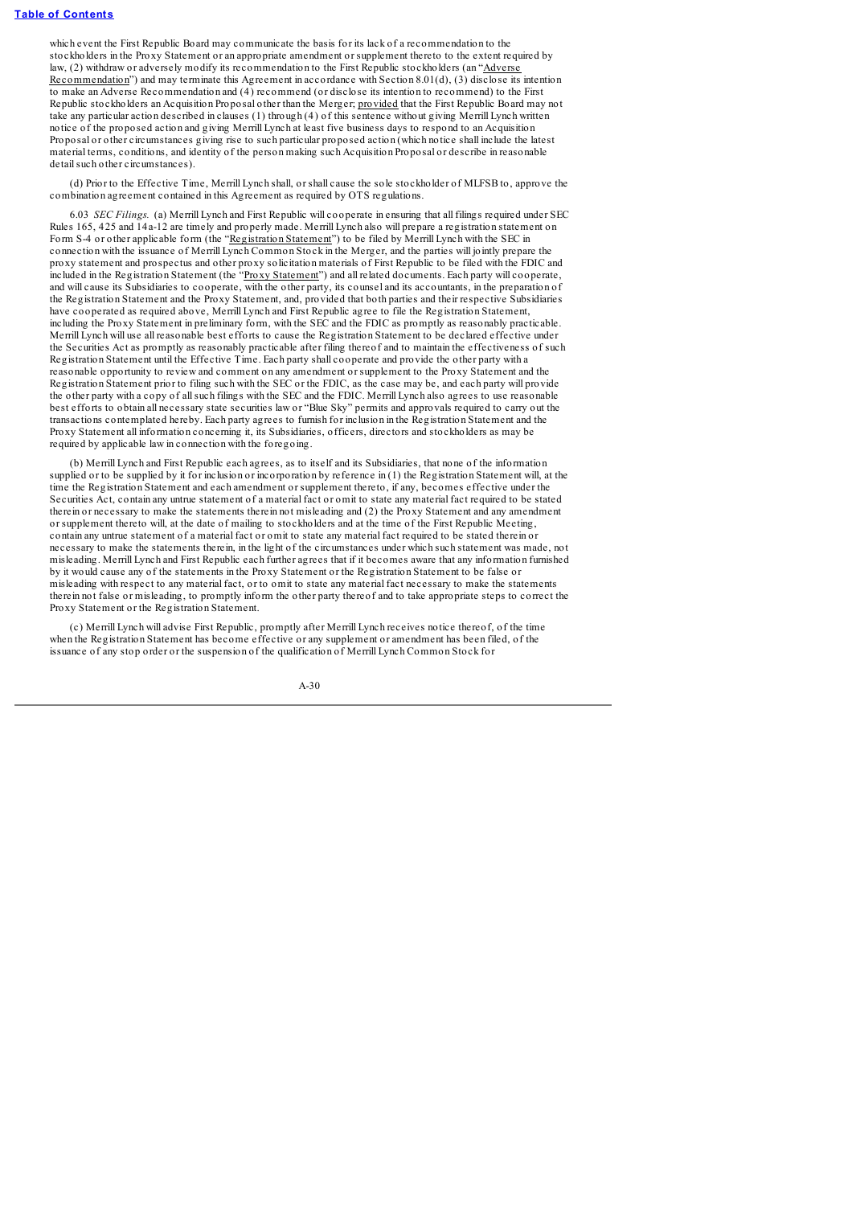which event the First Republic Board may communicate the basis for its lack of a recommendation to the stockholders in the Proxy Statement or an appropriate amendment or supplement thereto to the extent required by law, (2) withdraw or adversely modify its recommendation to the First Republic stockholders (an "Adverse Recommendation") and may terminate this Agreement in accordance with Section 8.01(d), (3) disclose its intention to make an Adverse Recommendation and (4) recommend (or disclose its intention to recommend) to the First Republic stockholders an Acquisition Proposal other than the Merger; provided that the First Republic Board may not take any particular action described in clauses (1) through (4) of this sentence without giving Merrill Lynch written notice of the proposed action and giving Merrill Lynch at least five business days to respond to an Acquisition Proposal or other circumstances giving rise to such particular proposed action (which notice shall include the latest material terms, conditions, and identity of the person making such Acquisition Proposal or describe in reasonable detail such other circumstances).

(d) Prior to the Effective Time, Merrill Lynch shall, or shall cause the sole stockholder of MLFSB to, approve the combination agreement contained in this Agreement as required by OTS regulations.

6.03 *SEC Filings.* (a) Merrill Lynch and First Republic will cooperate in ensuring that all filings required under SEC Rules 165, 425 and 14a-12 are timely and properly made. Merrill Lynch also will prepare a registration statement on Form S-4 or other applicable form (the "Registration Statement") to be filed by Merrill Lynch with the SEC in connection with the issuance of Merrill Lynch Common Stock in the Merger, and the parties will jointly prepare the proxy statement and prospectus and other proxy solicitation materials of First Republic to be filed with the FDIC and included in the Registration Statement (the "Proxy Statement") and all related documents. Each party will cooperate, and will cause its Subsidiaries to cooperate, with the other party, its counsel and its accountants, in the preparation of the Registration Statement and the Proxy Statement, and, provided that both parties and their respective Subsidiaries have cooperated as required above, Merrill Lynch and First Republic agree to file the Registration Statement, including the Proxy Statement in preliminary form, with the SEC and the FDIC as promptly as reasonably practicable. Merrill Lynch will use all reasonable best efforts to cause the Registration Statement to be declared effective under the Securities Act as promptly as reasonably practicable after filing thereof and to maintain the effectiveness of such Registration Statement until the Effective Time. Each party shall cooperate and provide the other party with a reasonable opportunity to review and comment on any amendment or supplement to the Proxy Statement and the Registration Statement prior to filing such with the SEC or the FDIC, as the case may be, and each party will provide the other party with a copy of all such filings with the SEC and the FDIC. Merrill Lynch also agrees to use reasonable best efforts to obtain all necessary state securities law or "Blue Sky" permits and approvals required to carry out the transactions contemplated hereby. Each party agrees to furnish for inclusion in the Registration Statement and the Proxy Statement all information concerning it, its Subsidiaries, officers, directors and stockholders as may be required by applicable law in connection with the foregoing.

(b) Merrill Lynch and First Republic each agrees, as to itself and its Subsidiaries, that none of the information supplied or to be supplied by it for inclusion or incorporation by reference in (1) the Registration Statement will, at the time the Registration Statement and each amendment or supplement thereto, if any, becomes effective under the Securities Act, contain any untrue statement of a material fact or omit to state any material fact required to be stated therein or necessary to make the statements therein not misleading and (2) the Proxy Statement and any amendment or supplement thereto will, at the date of mailing to stockholders and at the time of the First Republic Meeting, contain any untrue statement of a material fact or omit to state any material fact required to be stated therein or necessary to make the statements therein, in the light of the circumstances under which such statement was made, not misleading. Merrill Lynch and First Republic each further agrees that if it becomes aware that any information furnished by it would cause any of the statements in the Proxy Statement or the Registration Statement to be false or misleading with respect to any material fact, or to omit to state any material fact necessary to make the statements therein not false or misleading, to promptly inform the other party thereof and to take appropriate steps to correct the Proxy Statement or the Registration Statement.

(c) Merrill Lynch will advise First Republic, promptly after Merrill Lynch receives notice thereof, of the time when the Registration Statement has become effective or any supplement or amendment has been filed, of the issuance of any stop order or the suspension of the qualification of Merrill Lynch Common Stock for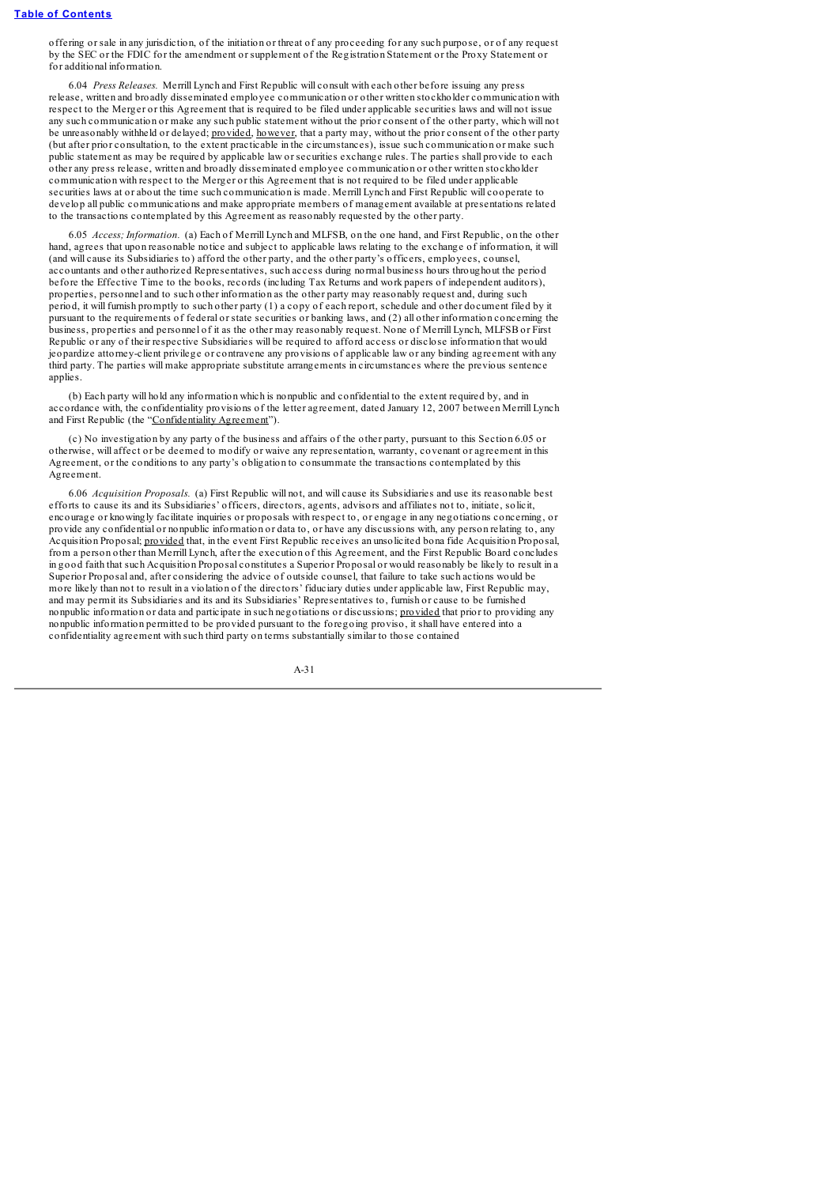offering or sale in any jurisdiction, of the initiation or threat of any proceeding for any such purpose, or of any request by the SEC or the FDIC for the amendment or supplement of the Registration Statement or the Proxy Statement or for additional information.

6.04 *Press Releases.* Merrill Lynch and First Republic will consult with each other before issuing any press release, written and broadly disseminated employee communication or other written stockholder communication with respect to the Merger or this Agreement that is required to be filed under applicable securities laws and will not issue any such communication or make any such public statement without the prior consent of the other party, which will not be unreasonably withheld or delayed; provided, however, that a party may, without the prior consent of the other party (but after prior consultation, to the extent practicable in the circumstances), issue such communication or make such public statement as may be required by applicable law or securities exchange rules. The parties shall provide to each other any press release, written and broadly disseminated employee communication or other written stockholder communication with respect to the Merger or this Agreement that is not required to be filed under applicable securities laws at or about the time such communication is made. Merrill Lynch and First Republic will cooperate to develop all public communications and make appropriate members of management available at presentations related to the transactions contemplated by this Agreement as reasonably requested by the other party.

6.05 *Access; Information.* (a) Each of Merrill Lynch and MLFSB, on the one hand, and First Republic, on the other hand, agrees that upon reasonable notice and subject to applicable laws relating to the exchange of information, it will (and will cause its Subsidiaries to) afford the other party, and the other party's officers, employees, counsel, accountants and other authorized Representatives, such access during normal business hours throughout the period before the Effective Time to the books, records (including Tax Returns and work papers of independent auditors), properties, personnel and to such other information as the other party may reasonably request and, during such period, it will furnish promptly to such other party (1) a copy of each report, schedule and other document filed by it pursuant to the requirements of federal or state securities or banking laws, and (2) all other information concerning the business, properties and personnel of it as the other may reasonably request. None of Merrill Lynch, MLFSB or First Republic or any of their respective Subsidiaries will be required to afford access or disclose information that would jeopardize attorney-client privilege or contravene any provisions of applicable law or any binding agreement with any third party. The parties will make appropriate substitute arrangements in circumstances where the previous sentence applies.

(b) Each party will hold any information which is nonpublic and confidential to the extent required by, and in accordance with, the confidentiality provisions of the letter agreement, dated January 12, 2007 between Merrill Lynch and First Republic (the "Confidentiality Agreement").

(c) No investigation by any party of the business and affairs of the other party, pursuant to this Section 6.05 or otherwise, will affect or be deemed to modify or waive any representation, warranty, covenant or agreement in this Agreement, or the conditions to any party's obligation to consummate the transactions contemplated by this Agreement.

6.06 *Acquisition Proposals.* (a) First Republic will not, and will cause its Subsidiaries and use its reasonable best efforts to cause its and its Subsidiaries' officers, directors, agents, advisors and affiliates not to, initiate, solicit, encourage or knowingly facilitate inquiries or proposals with respect to, or engage in any negotiations concerning, or provide any confidential or nonpublic information or data to, or have any discussions with, any person relating to, any Acquisition Proposal; provided that, in the event First Republic receives an unsolicited bona fide Acquisition Proposal, from a person other than Merrill Lynch, after the execution of this Agreement, and the First Republic Board concludes in good faith that such Acquisition Proposal constitutes a Superior Proposal or would reasonably be likely to result in a Superior Proposal and, after considering the advice of outside counsel, that failure to take such actions would be more likely than not to result in a violation of the directors' fiduciary duties under applicable law, First Republic may, and may permit its Subsidiaries and its and its Subsidiaries' Representatives to, furnish or cause to be furnished nonpublic information or data and participate in such negotiations or discussions; provided that prior to providing any nonpublic information permitted to be provided pursuant to the foregoing proviso, it shall have entered into a confidentiality agreement with such third party on terms substantially similar to those contained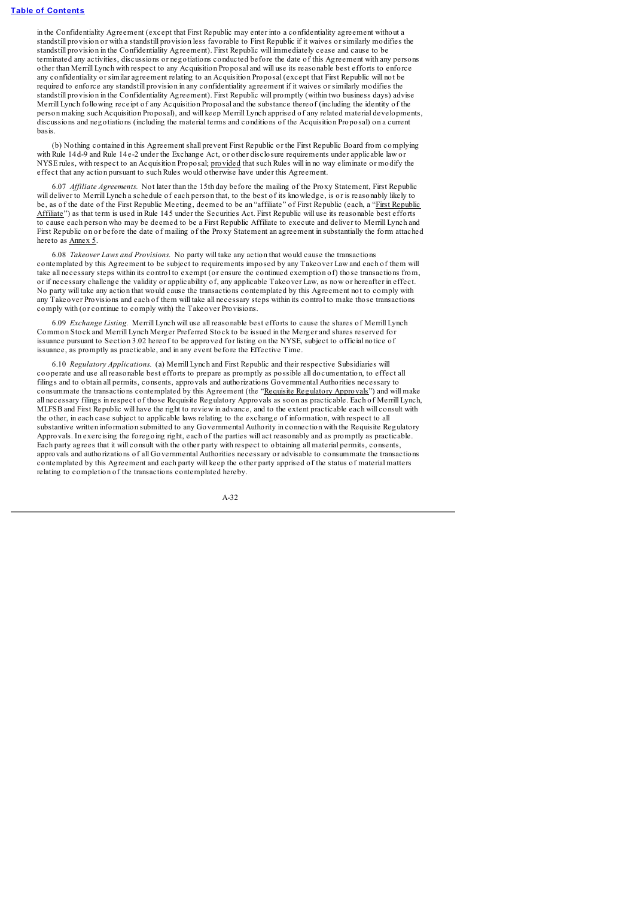in the Confidentiality Agreement (except that First Republic may enter into a confidentiality agreement without a standstill provision or with a standstill provision less favorable to First Republic if it waives or similarly modifies the standstill provision in the Confidentiality Agreement). First Republic will immediately cease and cause to be terminated any activities, discussions or negotiations conducted before the date of this Agreement with any persons other than Merrill Lynch with respect to any Acquisition Proposal and will use its reasonable best efforts to enforce any confidentiality or similar agreement relating to an Acquisition Proposal (except that First Republic will not be required to enforce any standstill provision in any confidentiality agreement if it waives or similarly modifies the standstill provision in the Confidentiality Agreement). First Republic will promptly (within two business days) advise Merrill Lynch following receipt of any Acquisition Proposal and the substance thereof (including the identity of the person making such Acquisition Proposal), and will keep Merrill Lynch apprised of any related material developments, discussions and negotiations (including the material terms and conditions of the Acquisition Proposal) on a current basis.

(b) Nothing contained in this Agreement shall prevent First Republic or the First Republic Board from complying with Rule 14d-9 and Rule 14e-2 under the Exchange Act, or other disclosure requirements under applicable law or NYSE rules, with respect to an Acquisition Proposal; provided that such Rules will in no way eliminate or modify the effect that any action pursuant to such Rules would otherwise have under this Agreement.

6.07 *Affiliate Agreements.* Not later than the 15th day before the mailing of the Proxy Statement, First Republic will deliver to Merrill Lynch a schedule of each person that, to the best of its knowledge, is or is reasonably likely to be, as of the date of the First Republic Meeting, deemed to be an "affiliate" of First Republic (each, a "First Republic Affiliate") as that term is used in Rule 145 under the Securities Act. First Republic will use its reasonable best efforts to cause each person who may be deemed to be a First Republic Affiliate to execute and deliver to Merrill Lynch and First Republic on or before the date of mailing of the Proxy Statement an agreement in substantially the form attached hereto as Annex 5.

6.08 *Takeover Laws and Provisions.* No party will take any action that would cause the transactions contemplated by this Agreement to be subject to requirements imposed by any Takeover Law and each of them will take all necessary steps within its control to exempt (or ensure the continued exemption of) those transactions from, or if necessary challenge the validity or applicability of, any applicable Takeover Law, as now or hereafter in effect. No party will take any action that would cause the transactions contemplated by this Agreement not to comply with any Takeover Provisions and each of them will take all necessary steps within its control to make those transactions comply with (or continue to comply with) the Takeover Provisions.

6.09 *Exchange Listing.* Merrill Lynch will use all reasonable best efforts to cause the shares of Merrill Lynch Common Stock and Merrill Lynch Merger Preferred Stock to be issued in the Merger and shares reserved for issuance pursuant to Section 3.02 hereof to be approved for listing on the NYSE, subject to official notice of issuance, as promptly as practicable, and in any event before the Effective Time.

6.10 *Regulatory Applications.* (a) Merrill Lynch and First Republic and their respective Subsidiaries will cooperate and use all reasonable best efforts to prepare as promptly as possible all documentation, to effect all filings and to obtain all permits, consents, approvals and authorizations Governmental Authorities necessary to consummate the transactions contemplated by this Agreement (the "Requisite Regulatory Approvals") and will make all necessary filings in respect of those Requisite Regulatory Approvals as soon as practicable. Each of Merrill Lynch, MLFSB and First Republic will have the right to review in advance, and to the extent practicable each will consult with the other, in each case subject to applicable laws relating to the exchange of information, with respect to all substantive written information submitted to any Governmental Authority in connection with the Requisite Regulatory Approvals. In exercising the foregoing right, each of the parties will act reasonably and as promptly as practicable. Each party agrees that it will consult with the other party with respect to obtaining all material permits, consents, approvals and authorizations of all Governmental Authorities necessary or advisable to consummate the transactions contemplated by this Agreement and each party will keep the other party apprised of the status of material matters relating to completion of the transactions contemplated hereby.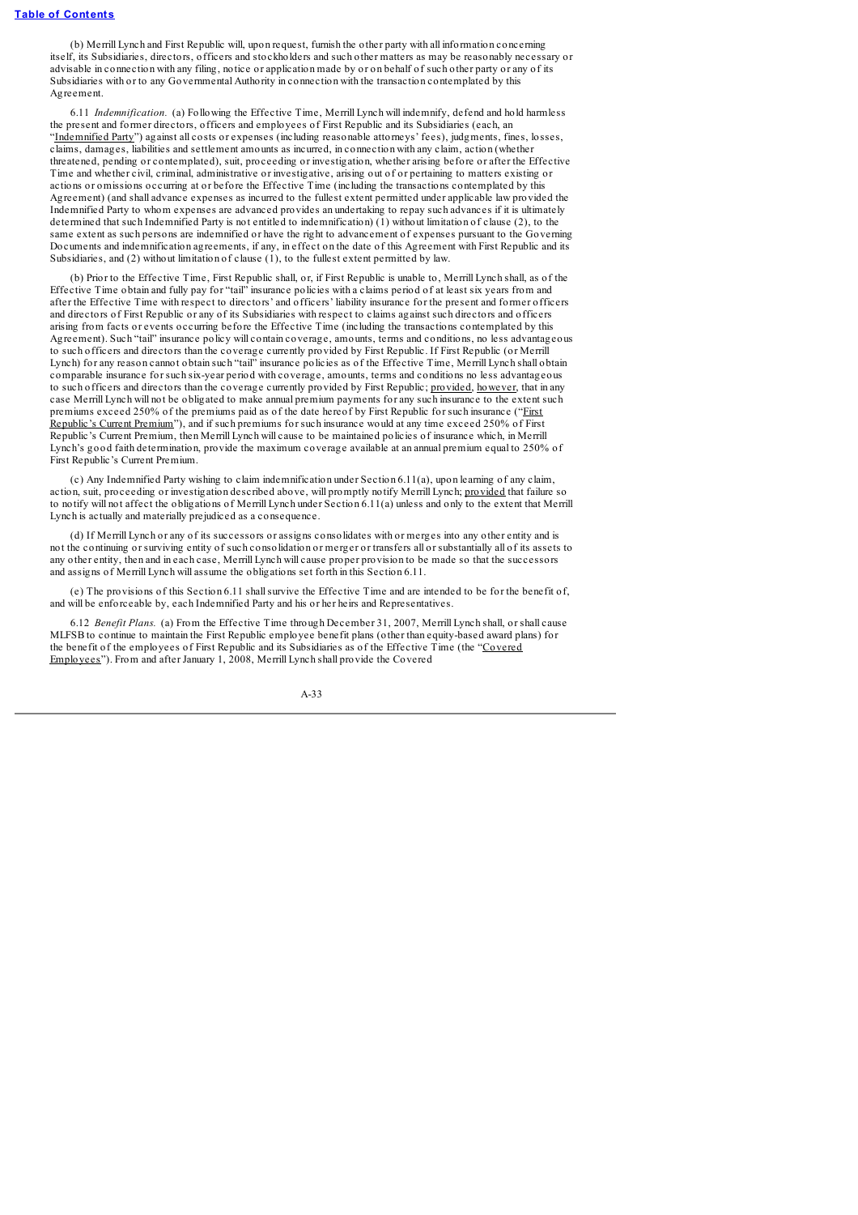(b) Merrill Lynch and First Republic will, upon request, furnish the other party with all information concerning itself, its Subsidiaries, directors, officers and stockholders and such other matters as may be reasonably necessary or advisable in connection with any filing, notice or application made by or on behalf of such other party or any of its Subsidiaries with or to any Governmental Authority in connection with the transaction contemplated by this Agreement.

6.11 *Indemnification.* (a) Following the Effective Time, Merrill Lynch will indemnify, defend and hold harmless the present and former directors, officers and employees of First Republic and its Subsidiaries (each, an "Indemnified Party") against all costs or expenses (including reasonable attorneys' fees), judgments, fines, losses, claims, damages, liabilities and settlement amounts as incurred, in connection with any claim, action (whether threatened, pending or contemplated), suit, proceeding or investigation, whether arising before or after the Effective Time and whether civil, criminal, administrative or investigative, arising out of or pertaining to matters existing or actions or omissions occurring at or before the Effective Time (including the transactions contemplated by this Agreement) (and shall advance expenses as incurred to the fullest extent permitted under applicable law provided the Indemnified Party to whom expenses are advanced provides an undertaking to repay such advances if it is ultimately determined that such Indemnified Party is not entitled to indemnification) (1) without limitation of clause (2), to the same extent as such persons are indemnified or have the right to advancement of expenses pursuant to the Governing Documents and indemnification agreements, if any, in effect on the date of this Agreement with First Republic and its Subsidiaries, and (2) without limitation of clause (1), to the fullest extent permitted by law.

(b) Prior to the Effective Time, First Republic shall, or, if First Republic is unable to, Merrill Lynch shall, as of the Effective Time obtain and fully pay for "tail" insurance policies with a claims period of at least six years from and after the Effective Time with respect to directors' and officers' liability insurance for the present and former officers and directors of First Republic or any of its Subsidiaries with respect to claims against such directors and officers arising from facts or events occurring before the Effective Time (including the transactions contemplated by this Agreement). Such "tail" insurance policy will contain coverage, amounts, terms and conditions, no less advantageous to such officers and directors than the coverage currently provided by First Republic. If First Republic (or Merrill Lynch) for any reason cannot obtain such "tail" insurance policies as of the Effective Time, Merrill Lynch shall obtain comparable insurance for such six-year period with coverage, amounts, terms and conditions no less advantageous to such officers and directors than the coverage currently provided by First Republic; provided, however, that in any case Merrill Lynch will not be obligated to make annual premium payments for any such insurance to the extent such premiums exceed 250% of the premiums paid as of the date hereof by First Republic for such insurance ("First Republic's Current Premium"), and if such premiums for such insurance would at any time exceed 250% of First Republic's Current Premium, then Merrill Lynch will cause to be maintained policies of insurance which, in Merrill Lynch's good faith determination, provide the maximum coverage available at an annual premium equal to 250% of First Republic's Current Premium.

(c) Any Indemnified Party wishing to claim indemnification under Section 6.11(a), upon learning of any claim, action, suit, proceeding or investigation described above, will promptly notify Merrill Lynch; provided that failure so to notify will not affect the obligations of Merrill Lynch under Section 6.11(a) unless and only to the extent that Merrill Lynch is actually and materially prejudiced as a consequence.

(d) If Merrill Lynch or any of its successors or assigns consolidates with or merges into any other entity and is not the continuing or surviving entity of such consolidation or merger or transfers all or substantially all of its assets to any other entity, then and in each case, Merrill Lynch will cause proper provision to be made so that the successors and assigns of Merrill Lynch will assume the obligations set forth in this Section 6.11.

(e) The provisions of this Section 6.11 shall survive the Effective Time and are intended to be for the benefit of, and will be enforceable by, each Indemnified Party and his or her heirs and Representatives.

6.12 *Benefit Plans.* (a) From the Effective Time through December 31, 2007, Merrill Lynch shall, or shall cause MLFSB to continue to maintain the First Republic employee benefit plans (other than equity-based award plans) for the benefit of the employees of First Republic and its Subsidiaries as of the Effective Time (the "Covered Employees"). From and after January 1, 2008, Merrill Lynch shall provide the Covered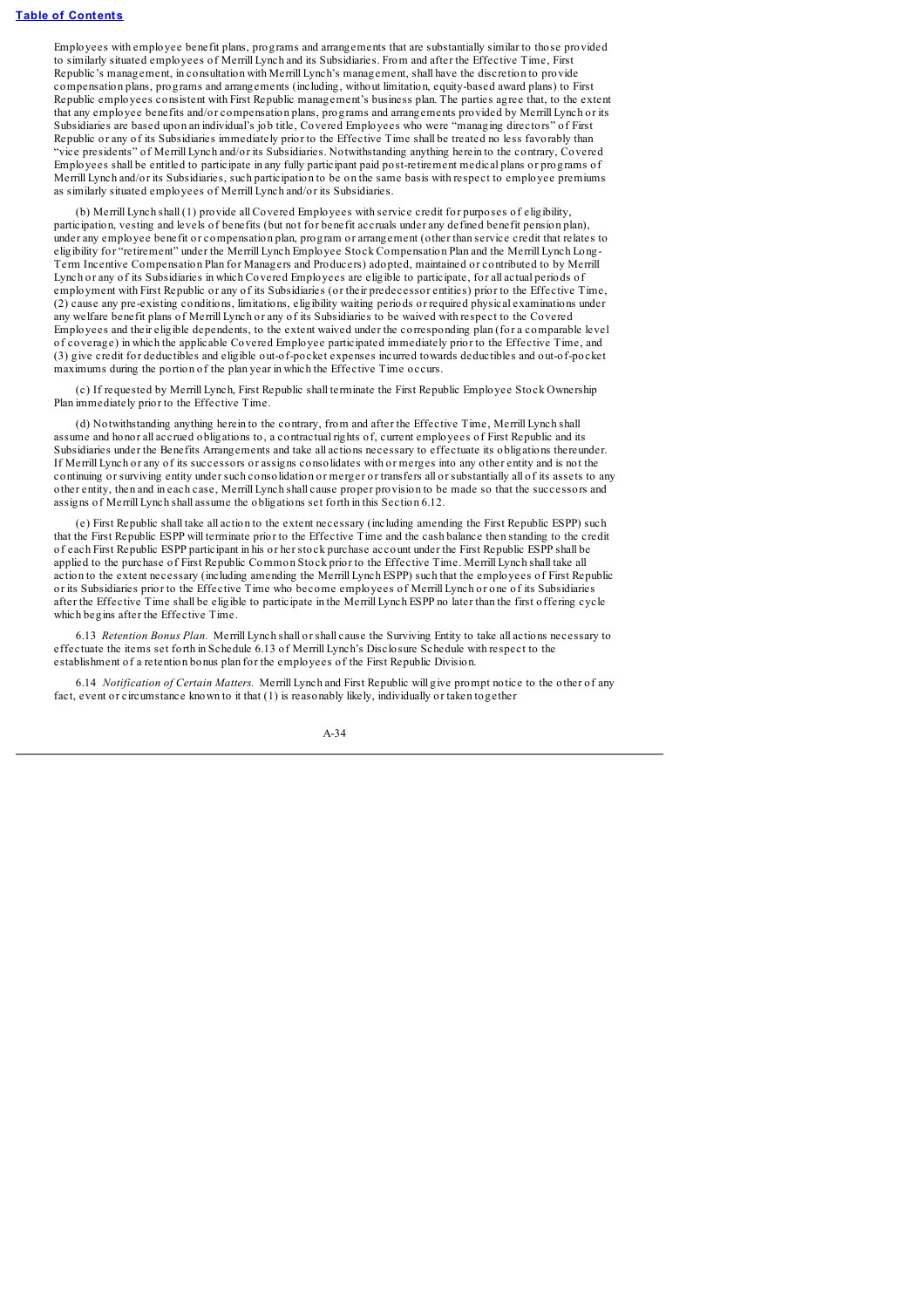Employees with employee benefit plans, programs and arrangements that are substantially similar to those provided to similarly situated employees of Merrill Lynch and its Subsidiaries. From and after the Effective Time, First Republic's management, in consultation with Merrill Lynch's management, shall have the discretion to provide compensation plans, programs and arrangements (including, without limitation, equity-based award plans) to First Republic employees consistent with First Republic management's business plan. The parties agree that, to the extent that any employee benefits and/or compensation plans, programs and arrangements provided by Merrill Lynch or its Subsidiaries are based upon an individual's job title, Covered Employees who were "managing directors" of First Republic or any of its Subsidiaries immediately prior to the Effective Time shall be treated no less favorably than "vice presidents" of Merrill Lynch and/or its Subsidiaries. Notwithstanding anything herein to the contrary, Covered Employees shall be entitled to participate in any fully participant paid post-retirement medical plans or programs of Merrill Lynch and/or its Subsidiaries, such participation to be on the same basis with respect to employee premiums as similarly situated employees of Merrill Lynch and/or its Subsidiaries.

(b) Merrill Lynch shall (1) provide all Covered Employees with service credit for purposes of eligibility, participation, vesting and levels of benefits (but not for benefit accruals under any defined benefit pension plan), under any employee benefit or compensation plan, program or arrangement (other than service credit that relates to eligibility for "retirement" under the Merrill Lynch Employee Stock Compensation Plan and the Merrill Lynch Long-Term Incentive Compensation Plan for Managers and Producers) adopted, maintained or contributed to by Merrill Lynch or any of its Subsidiaries in which Covered Employees are eligible to participate, for all actual periods of employment with First Republic or any of its Subsidiaries (or their predecessor entities) prior to the Effective Time, (2) cause any pre-existing conditions, limitations, eligibility waiting periods or required physical examinations under any welfare benefit plans of Merrill Lynch or any of its Subsidiaries to be waived with respect to the Covered Employees and their eligible dependents, to the extent waived under the corresponding plan (for a comparable level of coverage) in which the applicable Covered Employee participated immediately prior to the Effective Time, and (3) give credit for deductibles and eligible out-of-pocket expenses incurred towards deductibles and out-of-pocket maximums during the portion of the plan year in which the Effective Time occurs.

(c) If requested by Merrill Lynch, First Republic shall terminate the First Republic Employee Stock Ownership Plan immediately prior to the Effective Time.

(d) Notwithstanding anything herein to the contrary, from and after the Effective Time, Merrill Lynch shall assume and honor all accrued obligations to, a contractual rights of, current employees of First Republic and its Subsidiaries under the Benefits Arrangements and take all actions necessary to effectuate its obligations thereunder. If Merrill Lynch or any of its successors or assigns consolidates with or merges into any other entity and is not the continuing or surviving entity under such consolidation or merger or transfers all or substantially all of its assets to any other entity, then and in each case, Merrill Lynch shall cause proper provision to be made so that the successors and assigns of Merrill Lynch shall assume the obligations set forth in this Section 6.12.

(e) First Republic shall take all action to the extent necessary (including amending the First Republic ESPP) such that the First Republic ESPP will terminate prior to the Effective Time and the cash balance then standing to the credit of each First Republic ESPP participant in his or her stock purchase account under the First Republic ESPP shall be applied to the purchase of First Republic Common Stock prior to the Effective Time. Merrill Lynch shall take all action to the extent necessary (including amending the Merrill Lynch ESPP) such that the employees of First Republic or its Subsidiaries prior to the Effective Time who become employees of Merrill Lynch or one of its Subsidiaries after the Effective Time shall be eligible to participate in the Merrill Lynch ESPP no later than the first offering cycle which begins after the Effective Time.

6.13 *Retention Bonus Plan.* Merrill Lynch shall or shall cause the Surviving Entity to take all actions necessary to effectuate the items set forth in Schedule 6.13 of Merrill Lynch's Disclosure Schedule with respect to the establishment of a retention bonus plan for the employees of the First Republic Division.

6.14 *Notification of Certain Matters.* Merrill Lynch and First Republic will give prompt notice to the other of any fact, event or circumstance known to it that (1) is reasonably likely, individually or taken together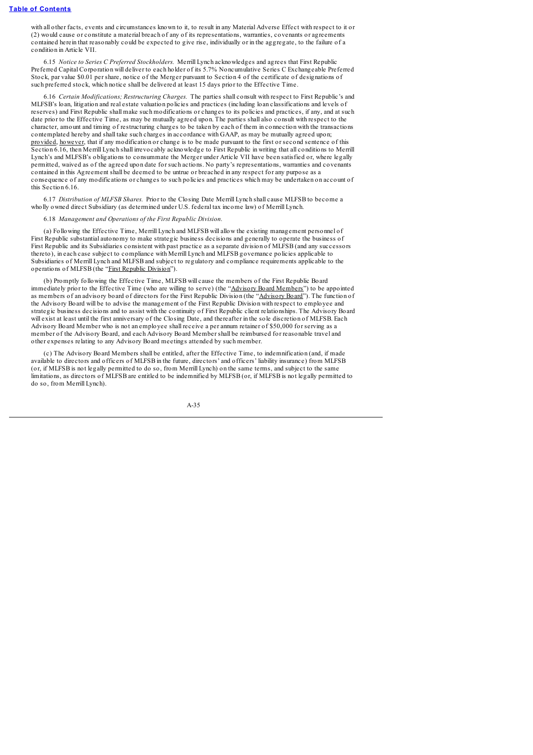with all other facts, events and circumstances known to it, to result in any Material Adverse Effect with respect to it or (2) would cause or constitute a material breach of any of its representations, warranties, covenants or agreements contained herein that reasonably could be expected to give rise, individually or in the aggregate, to the failure of a condition in Article VII.

6.15 *Notice to Series C Preferred Stockholders.* Merrill Lynch acknowledges and agrees that First Republic Preferred Capital Corporation will deliver to each holder of its 5.7% Noncumulative Series C Exchangeable Preferred Stock, par value $0.01 per share, notice of the Merger pursuant to Section 4 of the certificate of designations of such preferred stock, which notice shall be delivered at least 15 days prior to the Effective Time.

6.16 *Certain Modifications; Restructuring Charges.* The parties shall consult with respect to First Republic's and MLFSB's loan, litigation and real estate valuation policies and practices (including loan classifications and levels of reserves) and First Republic shall make such modifications or changes to its policies and practices, if any, and at such date prior to the Effective Time, as may be mutually agreed upon. The parties shall also consult with respect to the character, amount and timing of restructuring charges to be taken by each of them in connection with the transactions contemplated hereby and shall take such charges in accordance with GAAP, as may be mutually agreed upon; provided, however, that if any modification or change is to be made pursuant to the first or second sentence of this Section 6.16, then Merrill Lynch shall irrevocably acknowledge to First Republic in writing that all conditions to Merrill Lynch's and MLFSB's obligations to consummate the Merger under Article VII have been satisfied or, where legally permitted, waived as of the agreed upon date for such actions. No party's representations, warranties and covenants contained in this Agreement shall be deemed to be untrue or breached in any respect for any purpose as a consequence of any modifications or changes to such policies and practices which may be undertaken on account of this Section 6.16.

6.17 *Distribution of MLFSB Shares.* Prior to the Closing Date Merrill Lynch shall cause MLFSB to become a wholly owned direct Subsidiary (as determined under U.S. federal tax income law) of Merrill Lynch.

6.18 *Management and Operations of the First Republic Division.*

(a) Following the Effective Time, Merrill Lynch and MLFSB will allow the existing management personnel of First Republic substantial autonomy to make strategic business decisions and generally to operate the business of First Republic and its Subsidiaries consistent with past practice as a separate division of MLFSB (and any successors thereto), in each case subject to compliance with Merrill Lynch and MLFSB governance policies applicable to Subsidiaries of Merrill Lynch and MLFSB and subject to regulatory and compliance requirements applicable to the operations of MLFSB (the "First Republic Division").

(b) Promptly following the Effective Time, MLFSB will cause the members of the First Republic Board immediately prior to the Effective Time (who are willing to serve) (the "Advisory Board Members") to be appointed as members of an advisory board of directors for the First Republic Division (the "Advisory Board"). The function of the Advisory Board will be to advise the management of the First Republic Division with respect to employee and strategic business decisions and to assist with the continuity of First Republic client relationships. The Advisory Board will exist at least until the first anniversary of the Closing Date, and thereafter in the sole discretion of MLFSB. Each Advisory Board Member who is not an employee shall receive a per annum retainer of $50,000 for serving as a member of the Advisory Board, and each Advisory Board Member shall be reimbursed for reasonable travel and other expenses relating to any Advisory Board meetings attended by such member.

(c) The Advisory Board Members shall be entitled, after the Effective Time, to indemnification (and, if made available to directors and officers of MLFSB in the future, directors' and officers' liability insurance) from MLFSB (or, if MLFSB is not legally permitted to do so, from Merrill Lynch) on the same terms, and subject to the same limitations, as directors of MLFSB are entitled to be indemnified by MLFSB (or, if MLFSB is not legally permitted to do so, from Merrill Lynch).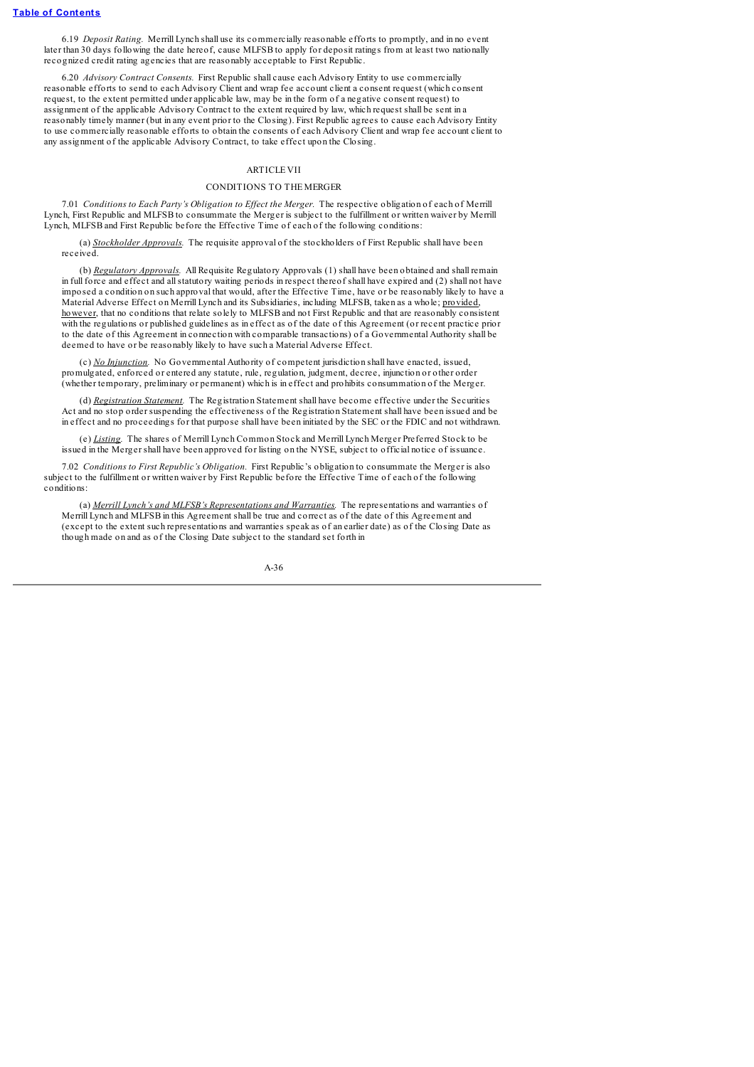6.19 *Deposit Rating.* Merrill Lynch shall use its commercially reasonable efforts to promptly, and in no event later than 30 days following the date hereof, cause MLFSB to apply for deposit ratings from at least two nationally recognized credit rating agencies that are reasonably acceptable to First Republic.

6.20 *Advisory Contract Consents.* First Republic shall cause each Advisory Entity to use commercially reasonable efforts to send to each Advisory Client and wrap fee account client a consent request (which consent request, to the extent permitted under applicable law, may be in the form of a negative consent request) to assignment of the applicable Advisory Contract to the extent required by law, which request shall be sent in a reasonably timely manner (but in any event prior to the Closing). First Republic agrees to cause each Advisory Entity to use commercially reasonable efforts to obtain the consents of each Advisory Client and wrap fee account client to any assignment of the applicable Advisory Contract, to take effect upon the Closing.

## ARTICLE VII

## CONDITIONS TO THE MERGER

7.01 *Conditions to Each Party's Obligation to Effect the Merger.* The respective obligation of each of Merrill Lynch, First Republic and MLFSB to consummate the Merger is subject to the fulfillment or written waiver by Merrill Lynch, MLFSB and First Republic before the Effective Time of each of the following conditions:

(a) *Stockholder Approvals.* The requisite approval of the stockholders of First Republic shall have been received.

(b) *Regulatory Approvals.* All Requisite Regulatory Approvals (1) shall have been obtained and shall remain in full force and effect and all statutory waiting periods in respect thereof shall have expired and (2) shall not have imposed a condition on such approval that would, after the Effective Time, have or be reasonably likely to have a Material Adverse Effect on Merrill Lynch and its Subsidiaries, including MLFSB, taken as a whole; provided, however, that no conditions that relate solely to MLFSB and not First Republic and that are reasonably consistent with the regulations or published guidelines as in effect as of the date of this Agreement (or recent practice prior to the date of this Agreement in connection with comparable transactions) of a Governmental Authority shall be deemed to have or be reasonably likely to have such a Material Adverse Effect.

(c) *No Injunction.* No Governmental Authority of competent jurisdiction shall have enacted, issued, promulgated, enforced or entered any statute, rule, regulation, judgment, decree, injunction or other order (whether temporary, preliminary or permanent) which is in effect and prohibits consummation of the Merger.

(d) *Registration Statement.* The Registration Statement shall have become effective under the Securities Act and no stop order suspending the effectiveness of the Registration Statement shall have been issued and be in effect and no proceedings for that purpose shall have been initiated by the SEC or the FDIC and not withdrawn.

(e) *Listing.* The shares of Merrill Lynch Common Stock and Merrill Lynch Merger Preferred Stock to be issued in the Merger shall have been approved for listing on the NYSE, subject to official notice of issuance.

7.02 *Conditions to First Republic's Obligation.* First Republic's obligation to consummate the Merger is also subject to the fulfillment or written waiver by First Republic before the Effective Time of each of the following conditions:

(a) *Merrill Lynch's and MLFSB's Representations and Warranties.* The representations and warranties of Merrill Lynch and MLFSB in this Agreement shall be true and correct as of the date of this Agreement and (except to the extent such representations and warranties speak as of an earlier date) as of the Closing Date as though made on and as of the Closing Date subject to the standard set forth in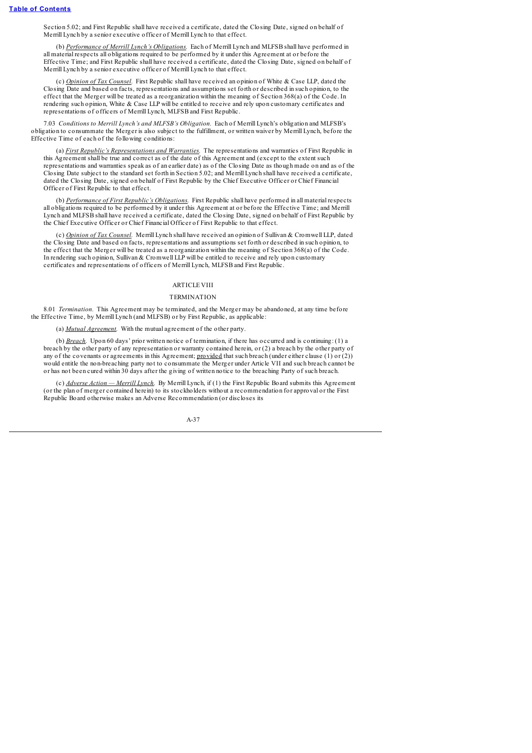Section 5.02; and First Republic shall have received a certificate, dated the Closing Date, signed on behalf of Merrill Lynch by a senior executive officer of Merrill Lynch to that effect.

(b) *Performance of Merrill Lynch's Obligations.* Each of Merrill Lynch and MLFSB shall have performed in all material respects all obligations required to be performed by it under this Agreement at or before the Effective Time; and First Republic shall have received a certificate, dated the Closing Date, signed on behalf of Merrill Lynch by a senior executive officer of Merrill Lynch to that effect.

(c) *Opinion of Tax Counsel.* First Republic shall have received an opinion of White & Case LLP, dated the Closing Date and based on facts, representations and assumptions set forth or described in such opinion, to the effect that the Merger will be treated as a reorganization within the meaning of Section 368(a) of the Code. In rendering such opinion, White & Case LLP will be entitled to receive and rely upon customary certificates and representations of officers of Merrill Lynch, MLFSB and First Republic.

7.03 *Conditions to Merrill Lynch's and MLFSB's Obligation.* Each of Merrill Lynch's obligation and MLFSB's obligation to consummate the Merger is also subject to the fulfillment, or written waiver by Merrill Lynch, before the Effective Time of each of the following conditions:

(a) *First Republic's Representations and Warranties.* The representations and warranties of First Republic in this Agreement shall be true and correct as of the date of this Agreement and (except to the extent such representations and warranties speak as of an earlier date) as of the Closing Date as though made on and as of the Closing Date subject to the standard set forth in Section 5.02; and Merrill Lynch shall have received a certificate, dated the Closing Date, signed on behalf of First Republic by the Chief Executive Officer or Chief Financial Officer of First Republic to that effect.

(b) *Performance of First Republic's Obligations.* First Republic shall have performed in all material respects all obligations required to be performed by it under this Agreement at or before the Effective Time; and Merrill Lynch and MLFSB shall have received a certificate, dated the Closing Date, signed on behalf of First Republic by the Chief Executive Officer or Chief Financial Officer of First Republic to that effect.

(c) *Opinion of Tax Counsel.* Merrill Lynch shall have received an opinion of Sullivan & Cromwell LLP, dated the Closing Date and based on facts, representations and assumptions set forth or described in such opinion, to the effect that the Merger will be treated as a reorganization within the meaning of Section 368(a) of the Code. In rendering such opinion, Sullivan & Cromwell LLP will be entitled to receive and rely upon customary certificates and representations of officers of Merrill Lynch, MLFSB and First Republic.

## ARTICLE VIII

## TERMINATION

8.01 *Termination.* This Agreement may be terminated, and the Merger may be abandoned, at any time before the Effective Time, by Merrill Lynch (and MLFSB) or by First Republic, as applicable:

(a) *Mutual Agreement.* With the mutual agreement of the other party.

(b) *Breach.* Upon 60 days' prior written notice of termination, if there has occurred and is continuing: (1) a breach by the other party of any representation or warranty contained herein, or (2) a breach by the other party of any of the covenants or agreements in this Agreement; provided that such breach (under either clause (1) or (2)) would entitle the non-breaching party not to consummate the Merger under Article VII and such breach cannot be or has not been cured within 30 days after the giving of written notice to the breaching Party of such breach.

(c) *Adverse Action — Merrill Lynch.* By Merrill Lynch, if (1) the First Republic Board submits this Agreement (or the plan of merger contained herein) to its stockholders without a recommendation for approval or the First Republic Board otherwise makes an Adverse Recommendation (or discloses its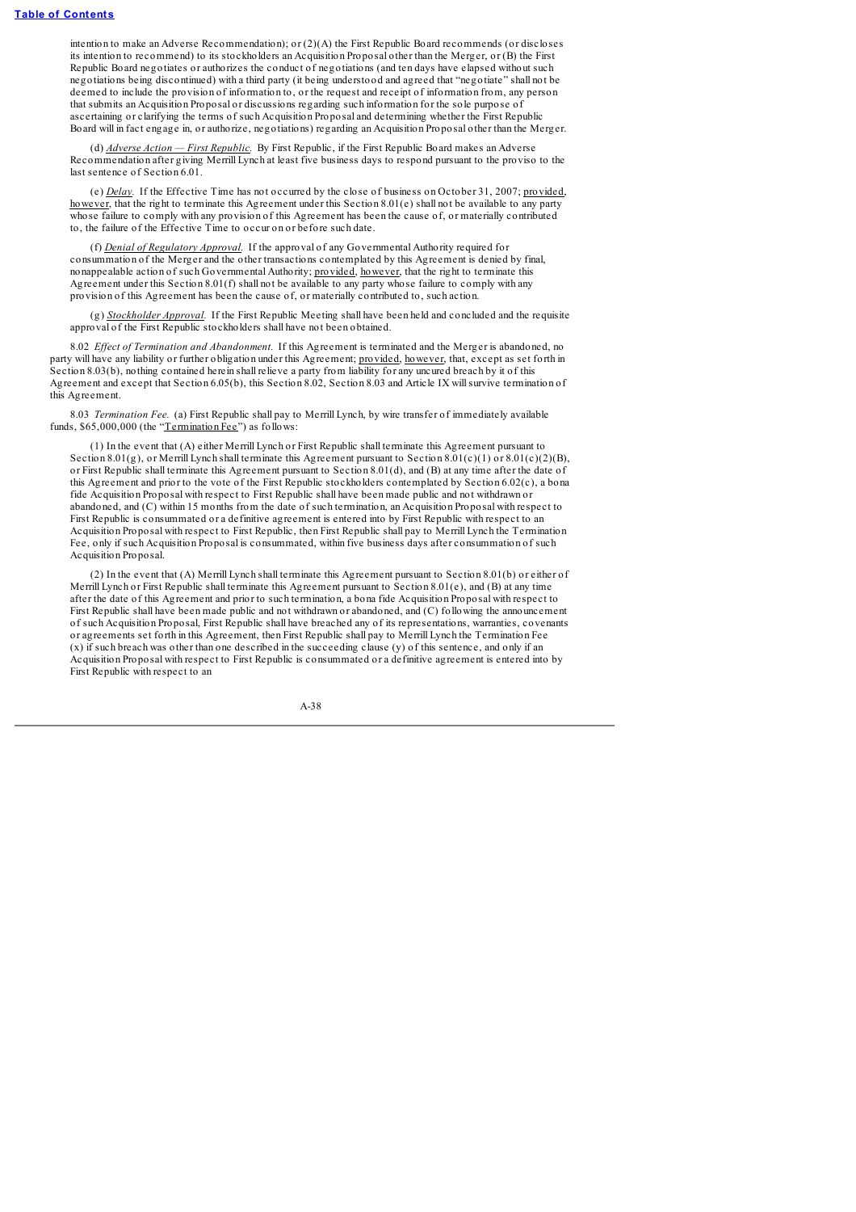intention to make an Adverse Recommendation); or (2)(A) the First Republic Board recommends (or discloses its intention to recommend) to its stockholders an Acquisition Proposal other than the Merger, or (B) the First Republic Board negotiates or authorizes the conduct of negotiations (and ten days have elapsed without such negotiations being discontinued) with a third party (it being understood and agreed that "negotiate" shall not be deemed to include the provision of information to, or the request and receipt of information from, any person that submits an Acquisition Proposal or discussions regarding such information for the sole purpose of ascertaining or clarifying the terms of such Acquisition Proposal and determining whether the First Republic Board will in fact engage in, or authorize, negotiations) regarding an Acquisition Proposal other than the Merger.

(d) *Adverse Action — First Republic.* By First Republic, if the First Republic Board makes an Adverse Recommendation after giving Merrill Lynch at least five business days to respond pursuant to the proviso to the last sentence of Section 6.01.

(e) *Delay.* If the Effective Time has not occurred by the close of business on October 31, 2007; provided, however, that the right to terminate this Agreement under this Section 8.01(e) shall not be available to any party whose failure to comply with any provision of this Agreement has been the cause of, or materially contributed to, the failure of the Effective Time to occur on or before such date.

(f) *Denial of Regulatory Approval.* If the approval of any Governmental Authority required for consummation of the Merger and the other transactions contemplated by this Agreement is denied by final, nonappealable action of such Governmental Authority; provided, however, that the right to terminate this Agreement under this Section 8.01(f) shall not be available to any party whose failure to comply with any provision of this Agreement has been the cause of, or materially contributed to, such action.

(g) *Stockholder Approval.* If the First Republic Meeting shall have been held and concluded and the requisite approval of the First Republic stockholders shall have not been obtained.

8.02 *Effect of Termination and Abandonment.* If this Agreement is terminated and the Merger is abandoned, no party will have any liability or further obligation under this Agreement; provided, however, that, except as set forth in Section 8.03(b), nothing contained herein shall relieve a party from liability for any uncured breach by it of this Agreement and except that Section 6.05(b), this Section 8.02, Section 8.03 and Article IX will survive termination of this Agreement.

8.03 *Termination Fee.* (a) First Republic shall pay to Merrill Lynch, by wire transfer of immediately available funds, $65,000,000 (the "Termination Fee") as follows:

(1) In the event that (A) either Merrill Lynch or First Republic shall terminate this Agreement pursuant to Section 8.01(g), or Merrill Lynch shall terminate this Agreement pursuant to Section 8.01(c)(1) or 8.01(c)(2)(B), or First Republic shall terminate this Agreement pursuant to Section 8.01(d), and (B) at any time after the date of this Agreement and prior to the vote of the First Republic stockholders contemplated by Section 6.02(c), a bona fide Acquisition Proposal with respect to First Republic shall have been made public and not withdrawn or abandoned, and (C) within 15 months from the date of such termination, an Acquisition Proposal with respect to First Republic is consummated or a definitive agreement is entered into by First Republic with respect to an Acquisition Proposal with respect to First Republic, then First Republic shall pay to Merrill Lynch the Termination Fee, only if such Acquisition Proposal is consummated, within five business days after consummation of such Acquisition Proposal.

(2) In the event that (A) Merrill Lynch shall terminate this Agreement pursuant to Section 8.01(b) or either of Merrill Lynch or First Republic shall terminate this Agreement pursuant to Section 8.01(e), and (B) at any time after the date of this Agreement and prior to such termination, a bona fide Acquisition Proposal with respect to First Republic shall have been made public and not withdrawn or abandoned, and (C) following the announcement of such Acquisition Proposal, First Republic shall have breached any of its representations, warranties, covenants or agreements set forth in this Agreement, then First Republic shall pay to Merrill Lynch the Termination Fee (x) if such breach was other than one described in the succeeding clause (y) of this sentence, and only if an Acquisition Proposal with respect to First Republic is consummated or a definitive agreement is entered into by First Republic with respect to an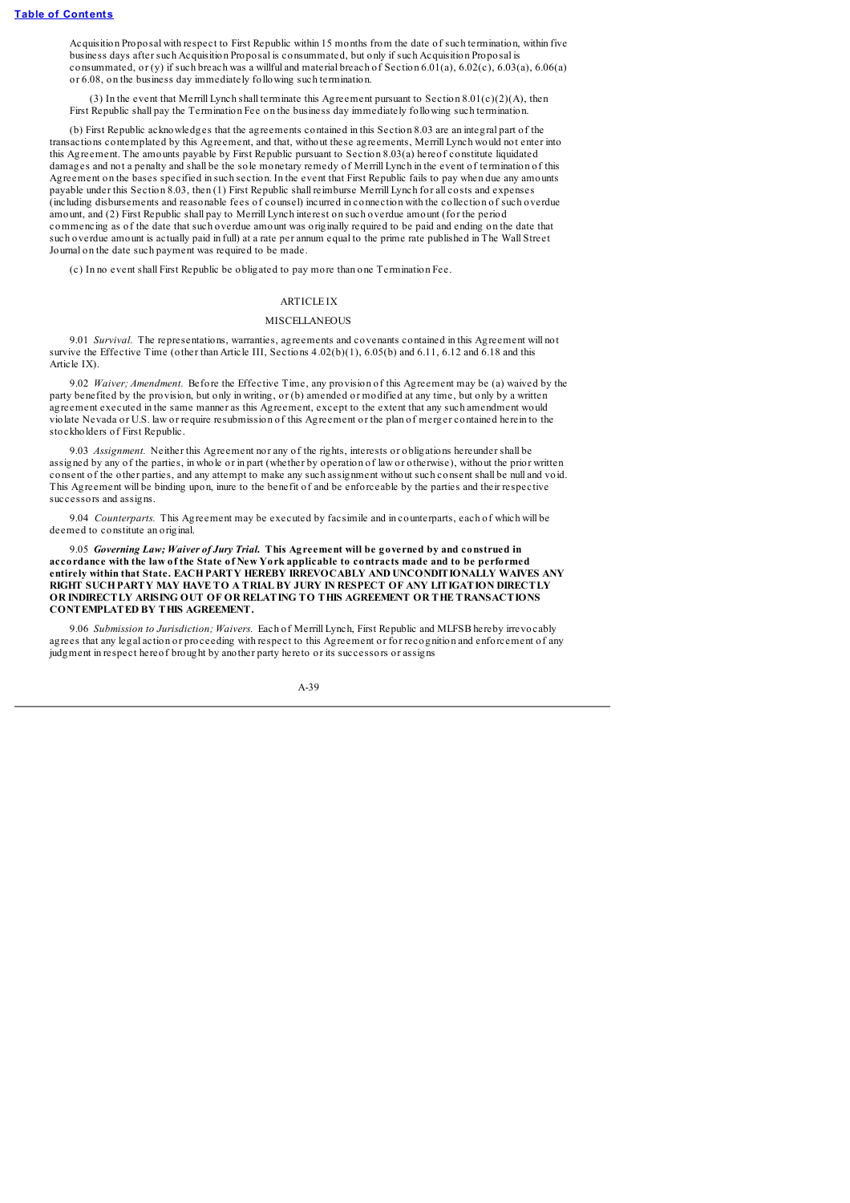Acquisition Proposal with respect to First Republic within 15 months from the date of such termination, within five business days after such Acquisition Proposal is consummated, but only if such Acquisition Proposal is consummated, or (y) if such breach was a willful and material breach of Section 6.01(a), 6.02(c), 6.03(a), 6.06(a) or 6.08, on the business day immediately following such termination.

(3) In the event that Merrill Lynch shall terminate this Agreement pursuant to Section 8.01(c)(2)(A), then First Republic shall pay the Termination Fee on the business day immediately following such termination.

(b) First Republic acknowledges that the agreements contained in this Section 8.03 are an integral part of the transactions contemplated by this Agreement, and that, without these agreements, Merrill Lynch would not enter into this Agreement. The amounts payable by First Republic pursuant to Section 8.03(a) hereof constitute liquidated damages and not a penalty and shall be the sole monetary remedy of Merrill Lynch in the event of termination of this Agreement on the bases specified in such section. In the event that First Republic fails to pay when due any amounts payable under this Section 8.03, then (1) First Republic shall reimburse Merrill Lynch for all costs and expenses (including disbursements and reasonable fees of counsel) incurred in connection with the collection of such overdue amount, and (2) First Republic shall pay to Merrill Lynch interest on such overdue amount (for the period commencing as of the date that such overdue amount was originally required to be paid and ending on the date that such overdue amount is actually paid in full) at a rate per annum equal to the prime rate published in The Wall Street Journal on the date such payment was required to be made.

(c) In no event shall First Republic be obligated to pay more than one Termination Fee.

## ARTICLE IX

## MISCELLANEOUS

9.01 *Survival.* The representations, warranties, agreements and covenants contained in this Agreement will not survive the Effective Time (other than Article III, Sections 4.02(b)(1), 6.05(b) and 6.11, 6.12 and 6.18 and this Article IX).

9.02 *Waiver; Amendment.* Before the Effective Time, any provision of this Agreement may be (a) waived by the party benefited by the provision, but only in writing, or (b) amended or modified at any time, but only by a written agreement executed in the same manner as this Agreement, except to the extent that any such amendment would violate Nevada or U.S. law or require resubmission of this Agreement or the plan of merger contained herein to the stockholders of First Republic.

9.03 *Assignment.* Neither this Agreement nor any of the rights, interests or obligations hereunder shall be assigned by any of the parties, in whole or in part (whether by operation of law or otherwise), without the prior written consent of the other parties, and any attempt to make any such assignment without such consent shall be null and void. This Agreement will be binding upon, inure to the benefit of and be enforceable by the parties and their respective successors and assigns.

9.04 *Counterparts.* This Agreement may be executed by facsimile and in counterparts, each of which will be deemed to constitute an original.

9.05 ***Governing Law; Waiver of Jury Trial.*** **This Agreement will be governed by and construed in accordance with the law of the State of New York applicable to contracts made and to be performed entirely within that State. EACH PARTY HEREBY IRREVOCABLY AND UNCONDITIONALLY WAIVES ANY RIGHT SUCH PARTY MAY HAVE TO A TRIAL BY JURY IN RESPECT OF ANY LITIGATION DIRECTLY OR INDIRECTLY ARISING OUT OF OR RELATING TO THIS AGREEMENT OR THE TRANSACTIONS CONTEMPLATED BY THIS AGREEMENT.**

9.06 *Submission to Jurisdiction; Waivers.* Each of Merrill Lynch, First Republic and MLFSB hereby irrevocably agrees that any legal action or proceeding with respect to this Agreement or for recognition and enforcement of any judgment in respect hereof brought by another party hereto or its successors or assigns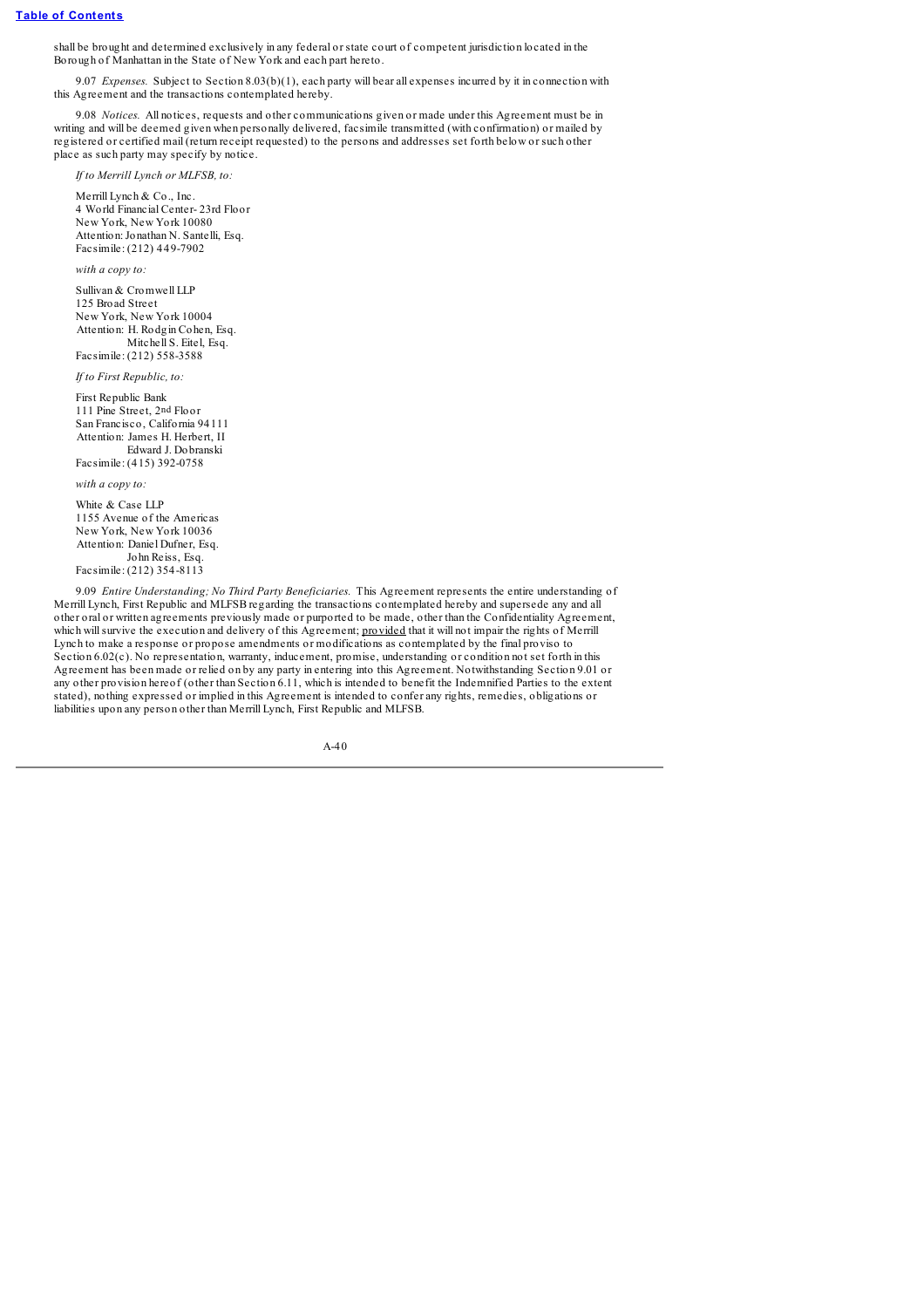shall be brought and determined exclusively in any federal or state court of competent jurisdiction located in the Borough of Manhattan in the State of New York and each part hereto.

9.07 *Expenses.* Subject to Section 8.03(b)(1), each party will bear all expenses incurred by it in connection with this Agreement and the transactions contemplated hereby.

9.08 *Notices.* All notices, requests and other communications given or made under this Agreement must be in writing and will be deemed given when personally delivered, facsimile transmitted (with confirmation) or mailed by registered or certified mail (return receipt requested) to the persons and addresses set forth below or such other place as such party may specify by notice.

*If to Merrill Lynch or MLFSB, to:*

Merrill Lynch & Co., Inc.
4 World Financial Center- 23rd Floor
New York, New York 10080
Attention: Jonathan N. Santelli, Esq.
Facsimile: (212) 449-7902

*with a copy to:*

Sullivan & Cromwell LLP
125 Broad Street
New York, New York 10004
Attention: H. Rodgin Cohen, Esq.
Mitchell S. Eitel, Esq.
Facsimile: (212) 558-3588

*If to First Republic, to:*

First Republic Bank
111 Pine Street, 2nd Floor
San Francisco, California 94111
Attention: James H. Herbert, II
Edward J. Dobranski
Facsimile: (415) 392-0758

*with a copy to:*

White & Case LLP
1155 Avenue of the Americas
New York, New York 10036
Attention: Daniel Dufner, Esq.
John Reiss, Esq.
Facsimile: (212) 354-8113

9.09 *Entire Understanding; No Third Party Beneficiaries.* This Agreement represents the entire understanding of Merrill Lynch, First Republic and MLFSB regarding the transactions contemplated hereby and supersede any and all other oral or written agreements previously made or purported to be made, other than the Confidentiality Agreement, which will survive the execution and delivery of this Agreement; provided that it will not impair the rights of Merrill Lynch to make a response or propose amendments or modifications as contemplated by the final proviso to Section 6.02(c). No representation, warranty, inducement, promise, understanding or condition not set forth in this Agreement has been made or relied on by any party in entering into this Agreement. Notwithstanding Section 9.01 or any other provision hereof (other than Section 6.11, which is intended to benefit the Indemnified Parties to the extent stated), nothing expressed or implied in this Agreement is intended to confer any rights, remedies, obligations or liabilities upon any person other than Merrill Lynch, First Republic and MLFSB.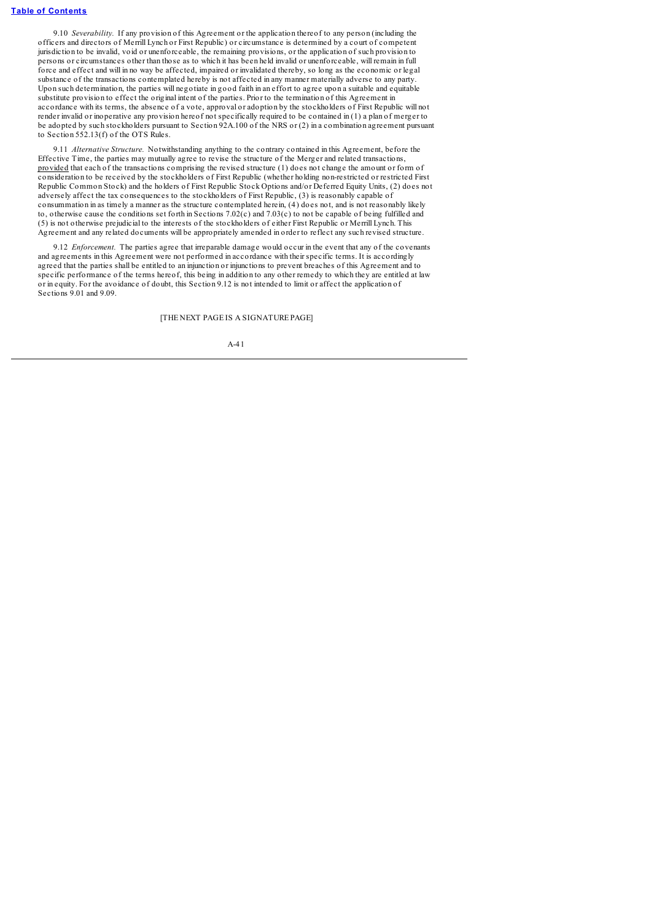9.10 *Severability.* If any provision of this Agreement or the application thereof to any person (including the officers and directors of Merrill Lynch or First Republic) or circumstance is determined by a court of competent jurisdiction to be invalid, void or unenforceable, the remaining provisions, or the application of such provision to persons or circumstances other than those as to which it has been held invalid or unenforceable, will remain in full force and effect and will in no way be affected, impaired or invalidated thereby, so long as the economic or legal substance of the transactions contemplated hereby is not affected in any manner materially adverse to any party. Upon such determination, the parties will negotiate in good faith in an effort to agree upon a suitable and equitable substitute provision to effect the original intent of the parties. Prior to the termination of this Agreement in accordance with its terms, the absence of a vote, approval or adoption by the stockholders of First Republic will not render invalid or inoperative any provision hereof not specifically required to be contained in (1) a plan of merger to be adopted by such stockholders pursuant to Section 92A.100 of the NRS or (2) in a combination agreement pursuant to Section 552.13(f) of the OTS Rules.

9.11 *Alternative Structure.* Notwithstanding anything to the contrary contained in this Agreement, before the Effective Time, the parties may mutually agree to revise the structure of the Merger and related transactions, provided that each of the transactions comprising the revised structure (1) does not change the amount or form of consideration to be received by the stockholders of First Republic (whether holding non-restricted or restricted First Republic Common Stock) and the holders of First Republic Stock Options and/or Deferred Equity Units, (2) does not adversely affect the tax consequences to the stockholders of First Republic, (3) is reasonably capable of consummation in as timely a manner as the structure contemplated herein, (4) does not, and is not reasonably likely to, otherwise cause the conditions set forth in Sections 7.02(c) and 7.03(c) to not be capable of being fulfilled and (5) is not otherwise prejudicial to the interests of the stockholders of either First Republic or Merrill Lynch. This Agreement and any related documents will be appropriately amended in order to reflect any such revised structure.

9.12 *Enforcement.* The parties agree that irreparable damage would occur in the event that any of the covenants and agreements in this Agreement were not performed in accordance with their specific terms. It is accordingly agreed that the parties shall be entitled to an injunction or injunctions to prevent breaches of this Agreement and to specific performance of the terms hereof, this being in addition to any other remedy to which they are entitled at law or in equity. For the avoidance of doubt, this Section 9.12 is not intended to limit or affect the application of Sections 9.01 and 9.09.

[THE NEXT PAGE IS A SIGNATURE PAGE]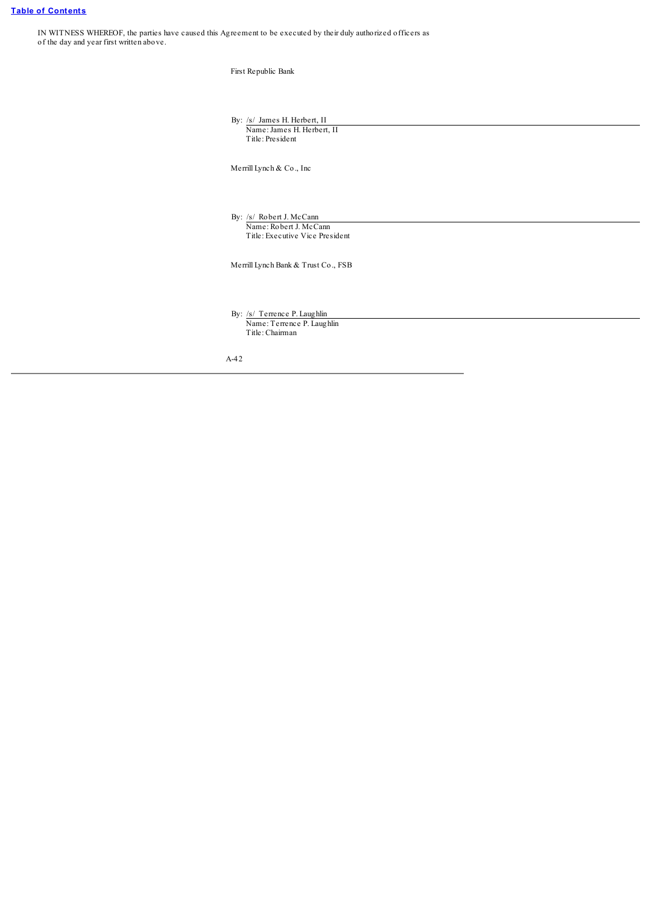IN WITNESS WHEREOF, the parties have caused this Agreement to be executed by their duly authorized officers as of the day and year first written above.

First Republic Bank

By: /s/ James H. Herbert, II
Name: James H. Herbert, II
Title: President

Merrill Lynch & Co., Inc

By: /s/ Robert J. McCann
Name: Robert J. McCann
Title: Executive Vice President

Merrill Lynch Bank & Trust Co., FSB

By: /s/ Terrence P. Laughlin
Name: Terrence P. Laughlin
Title: Chairman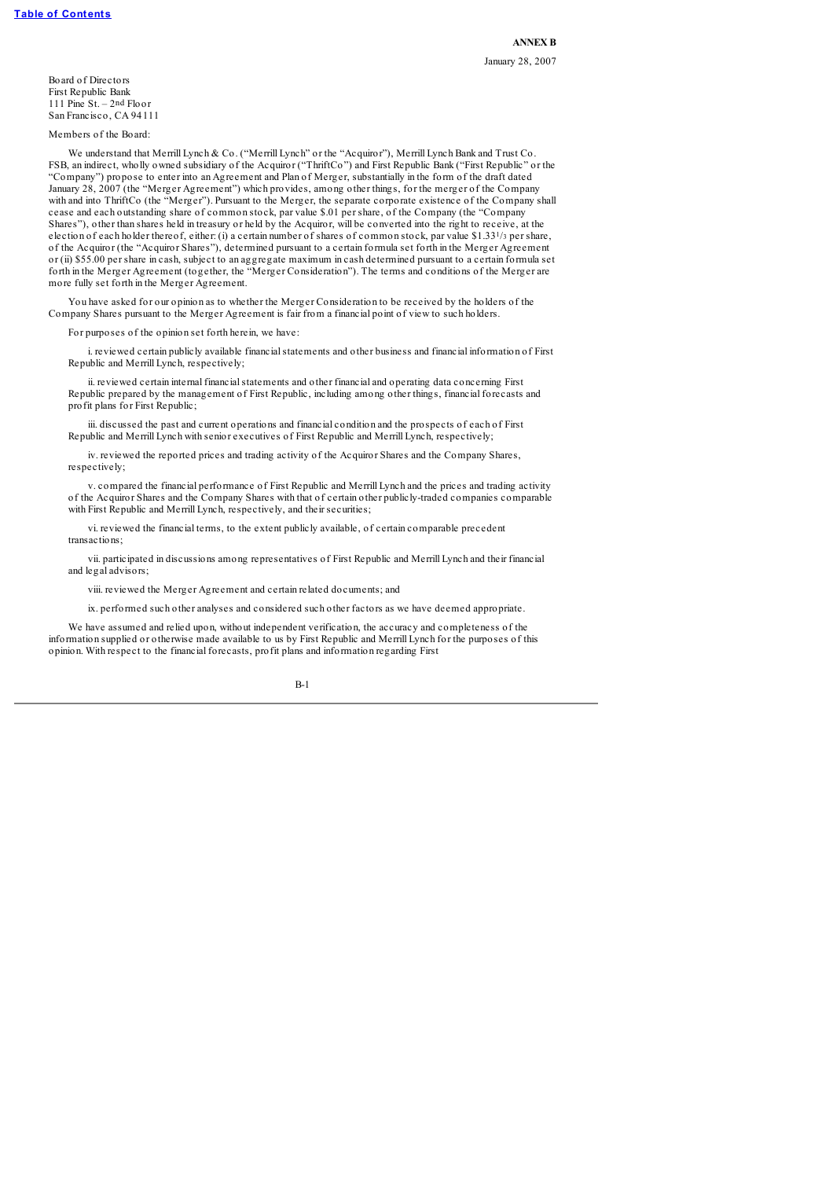**ANNEX B**

January 28, 2007

Board of Directors
First Republic Bank
111 Pine St. – 2nd Floor
San Francisco, CA 94111

Members of the Board:

We understand that Merrill Lynch & Co. ("Merrill Lynch" or the "Acquiror"), Merrill Lynch Bank and Trust Co. FSB, an indirect, wholly owned subsidiary of the Acquiror ("ThriftCo") and First Republic Bank ("First Republic" or the "Company") propose to enter into an Agreement and Plan of Merger, substantially in the form of the draft dated January 28, 2007 (the "Merger Agreement") which provides, among other things, for the merger of the Company with and into ThriftCo (the "Merger"). Pursuant to the Merger, the separate corporate existence of the Company shall cease and each outstanding share of common stock, par value $.01 per share, of the Company (the "Company Shares"), other than shares held in treasury or held by the Acquiror, will be converted into the right to receive, at the election of each holder thereof, either: (i) a certain number of shares of common stock, par value $1.33 1/3 per share, of the Acquiror (the "Acquiror Shares"), determined pursuant to a certain formula set forth in the Merger Agreement or (ii) $55.00 per share in cash, subject to an aggregate maximum in cash determined pursuant to a certain formula set forth in the Merger Agreement (together, the "Merger Consideration"). The terms and conditions of the Merger are more fully set forth in the Merger Agreement.

You have asked for our opinion as to whether the Merger Consideration to be received by the holders of the Company Shares pursuant to the Merger Agreement is fair from a financial point of view to such holders.

For purposes of the opinion set forth herein, we have:

i. reviewed certain publicly available financial statements and other business and financial information of First Republic and Merrill Lynch, respectively;

ii. reviewed certain internal financial statements and other financial and operating data concerning First Republic prepared by the management of First Republic, including among other things, financial forecasts and profit plans for First Republic;

iii. discussed the past and current operations and financial condition and the prospects of each of First Republic and Merrill Lynch with senior executives of First Republic and Merrill Lynch, respectively;

iv. reviewed the reported prices and trading activity of the Acquiror Shares and the Company Shares, respectively;

v. compared the financial performance of First Republic and Merrill Lynch and the prices and trading activity of the Acquiror Shares and the Company Shares with that of certain other publicly-traded companies comparable with First Republic and Merrill Lynch, respectively, and their securities;

vi. reviewed the financial terms, to the extent publicly available, of certain comparable precedent transactions;

vii. participated in discussions among representatives of First Republic and Merrill Lynch and their financial and legal advisors;

viii. reviewed the Merger Agreement and certain related documents; and

ix. performed such other analyses and considered such other factors as we have deemed appropriate.

We have assumed and relied upon, without independent verification, the accuracy and completeness of the information supplied or otherwise made available to us by First Republic and Merrill Lynch for the purposes of this opinion. With respect to the financial forecasts, profit plans and information regarding First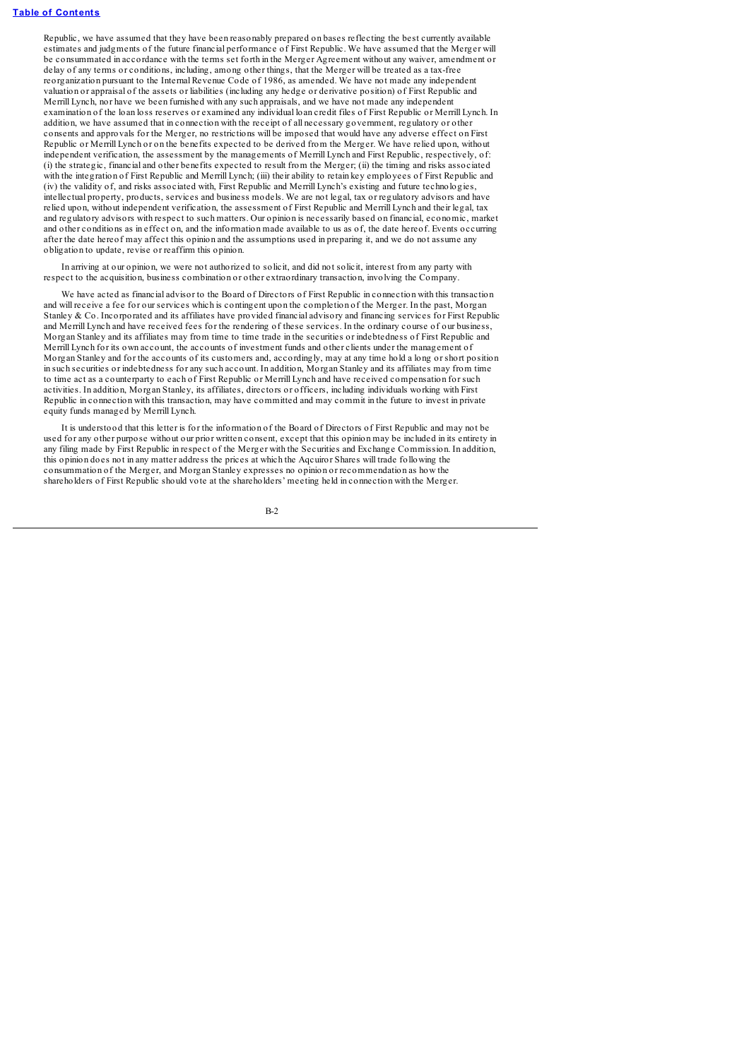Republic, we have assumed that they have been reasonably prepared on bases reflecting the best currently available estimates and judgments of the future financial performance of First Republic. We have assumed that the Merger will be consummated in accordance with the terms set forth in the Merger Agreement without any waiver, amendment or delay of any terms or conditions, including, among other things, that the Merger will be treated as a tax-free reorganization pursuant to the Internal Revenue Code of 1986, as amended. We have not made any independent valuation or appraisal of the assets or liabilities (including any hedge or derivative position) of First Republic and Merrill Lynch, nor have we been furnished with any such appraisals, and we have not made any independent examination of the loan loss reserves or examined any individual loan credit files of First Republic or Merrill Lynch. In addition, we have assumed that in connection with the receipt of all necessary government, regulatory or other consents and approvals for the Merger, no restrictions will be imposed that would have any adverse effect on First Republic or Merrill Lynch or on the benefits expected to be derived from the Merger. We have relied upon, without independent verification, the assessment by the managements of Merrill Lynch and First Republic, respectively, of: (i) the strategic, financial and other benefits expected to result from the Merger; (ii) the timing and risks associated with the integration of First Republic and Merrill Lynch; (iii) their ability to retain key employees of First Republic and (iv) the validity of, and risks associated with, First Republic and Merrill Lynch's existing and future technologies, intellectual property, products, services and business models. We are not legal, tax or regulatory advisors and have relied upon, without independent verification, the assessment of First Republic and Merrill Lynch and their legal, tax and regulatory advisors with respect to such matters. Our opinion is necessarily based on financial, economic, market and other conditions as in effect on, and the information made available to us as of, the date hereof. Events occurring after the date hereof may affect this opinion and the assumptions used in preparing it, and we do not assume any obligation to update, revise or reaffirm this opinion.

In arriving at our opinion, we were not authorized to solicit, and did not solicit, interest from any party with respect to the acquisition, business combination or other extraordinary transaction, involving the Company.

We have acted as financial advisor to the Board of Directors of First Republic in connection with this transaction and will receive a fee for our services which is contingent upon the completion of the Merger. In the past, Morgan Stanley & Co. Incorporated and its affiliates have provided financial advisory and financing services for First Republic and Merrill Lynch and have received fees for the rendering of these services. In the ordinary course of our business, Morgan Stanley and its affiliates may from time to time trade in the securities or indebtedness of First Republic and Merrill Lynch for its own account, the accounts of investment funds and other clients under the management of Morgan Stanley and for the accounts of its customers and, accordingly, may at any time hold a long or short position in such securities or indebtedness for any such account. In addition, Morgan Stanley and its affiliates may from time to time act as a counterparty to each of First Republic or Merrill Lynch and have received compensation for such activities. In addition, Morgan Stanley, its affiliates, directors or officers, including individuals working with First Republic in connection with this transaction, may have committed and may commit in the future to invest in private equity funds managed by Merrill Lynch.

It is understood that this letter is for the information of the Board of Directors of First Republic and may not be used for any other purpose without our prior written consent, except that this opinion may be included in its entirety in any filing made by First Republic in respect of the Merger with the Securities and Exchange Commission. In addition, this opinion does not in any matter address the prices at which the Aqcuiror Shares will trade following the consummation of the Merger, and Morgan Stanley expresses no opinion or recommendation as how the shareholders of First Republic should vote at the shareholders' meeting held in connection with the Merger.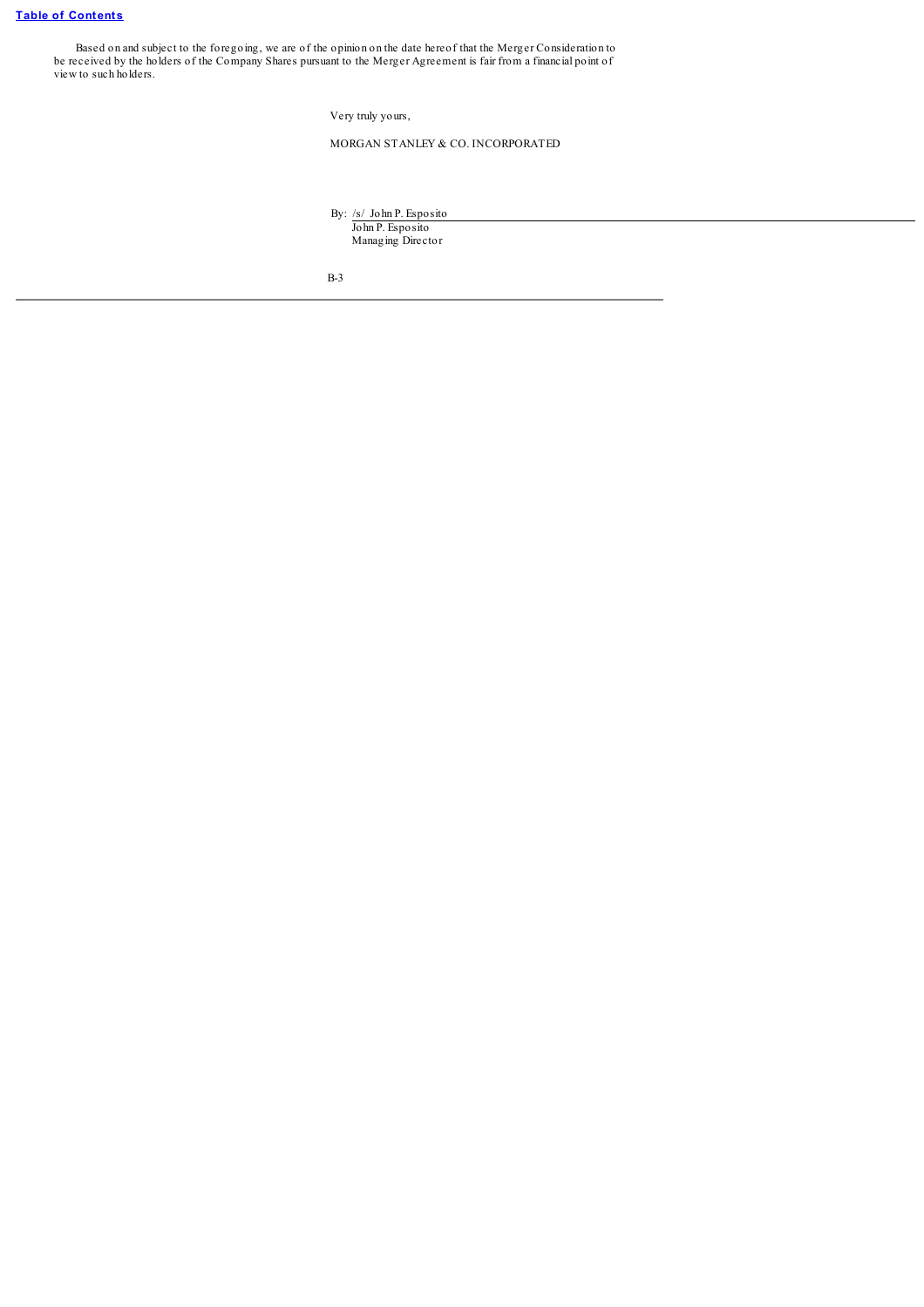Based on and subject to the foregoing, we are of the opinion on the date hereof that the Merger Consideration to be received by the holders of the Company Shares pursuant to the Merger Agreement is fair from a financial point of view to such holders.

Very truly yours,

MORGAN STANLEY & CO. INCORPORATED

By: /s/ John P. Esposito
John P. Esposito
Managing Director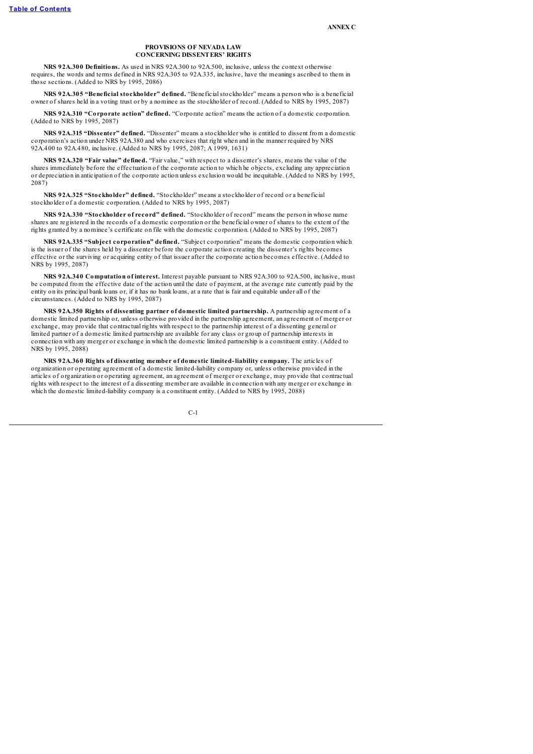**ANNEX C**

**PROVISIONS OF NEVADA LAW**
**CONCERNING DISSENTERS' RIGHTS**

**NRS 92A.300 Definitions.** As used in NRS 92A.300 to 92A.500, inclusive, unless the context otherwise requires, the words and terms defined in NRS 92A.305 to 92A.335, inclusive, have the meanings ascribed to them in those sections. (Added to NRS by 1995, 2086)

**NRS 92A.305 "Beneficial stockholder" defined.** "Beneficial stockholder" means a person who is a beneficial owner of shares held in a voting trust or by a nominee as the stockholder of record. (Added to NRS by 1995, 2087)

**NRS 92A.310 "Corporate action" defined.** "Corporate action" means the action of a domestic corporation. (Added to NRS by 1995, 2087)

**NRS 92A.315 "Dissenter" defined.** "Dissenter" means a stockholder who is entitled to dissent from a domestic corporation's action under NRS 92A.380 and who exercises that right when and in the manner required by NRS 92A.400 to 92A.480, inclusive. (Added to NRS by 1995, 2087; A 1999, 1631)

**NRS 92A.320 "Fair value" defined.** "Fair value," with respect to a dissenter's shares, means the value of the shares immediately before the effectuation of the corporate action to which he objects, excluding any appreciation or depreciation in anticipation of the corporate action unless exclusion would be inequitable. (Added to NRS by 1995, 2087)

**NRS 92A.325 "Stockholder" defined.** "Stockholder" means a stockholder of record or a beneficial stockholder of a domestic corporation. (Added to NRS by 1995, 2087)

**NRS 92A.330 "Stockholder of record" defined.** "Stockholder of record" means the person in whose name shares are registered in the records of a domestic corporation or the beneficial owner of shares to the extent of the rights granted by a nominee's certificate on file with the domestic corporation. (Added to NRS by 1995, 2087)

**NRS 92A.335 "Subject corporation" defined.** "Subject corporation" means the domestic corporation which is the issuer of the shares held by a dissenter before the corporate action creating the dissenter's rights becomes effective or the surviving or acquiring entity of that issuer after the corporate action becomes effective. (Added to NRS by 1995, 2087)

**NRS 92A.340 Computation of interest.** Interest payable pursuant to NRS 92A.300 to 92A.500, inclusive, must be computed from the effective date of the action until the date of payment, at the average rate currently paid by the entity on its principal bank loans or, if it has no bank loans, at a rate that is fair and equitable under all of the circumstances. (Added to NRS by 1995, 2087)

**NRS 92A.350 Rights of dissenting partner of domestic limited partnership.** A partnership agreement of a domestic limited partnership or, unless otherwise provided in the partnership agreement, an agreement of merger or exchange, may provide that contractual rights with respect to the partnership interest of a dissenting general or limited partner of a domestic limited partnership are available for any class or group of partnership interests in connection with any merger or exchange in which the domestic limited partnership is a constituent entity. (Added to NRS by 1995, 2088)

**NRS 92A.360 Rights of dissenting member of domestic limited-liability company.** The articles of organization or operating agreement of a domestic limited-liability company or, unless otherwise provided in the articles of organization or operating agreement, an agreement of merger or exchange, may provide that contractual rights with respect to the interest of a dissenting member are available in connection with any merger or exchange in which the domestic limited-liability company is a constituent entity. (Added to NRS by 1995, 2088)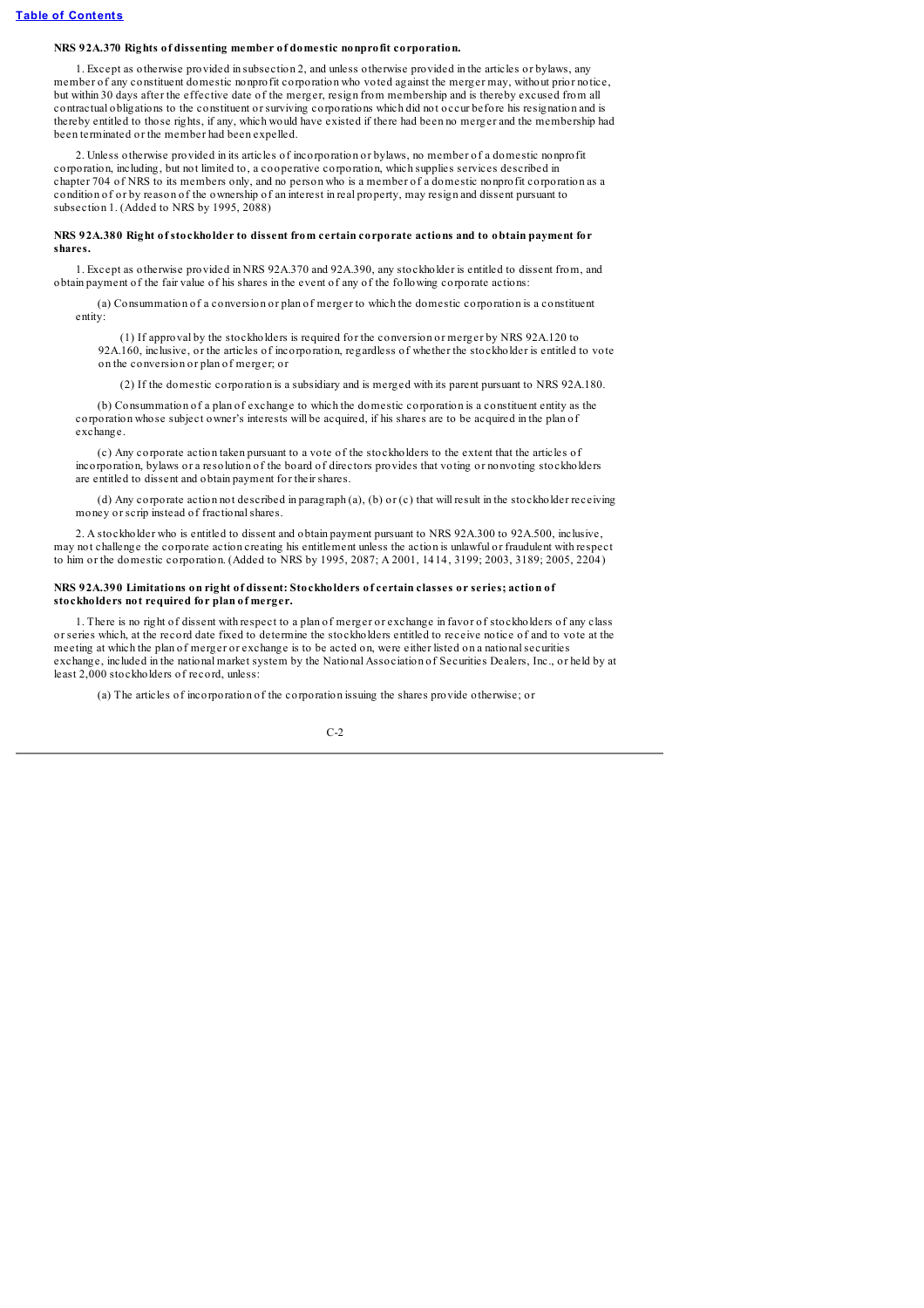**NRS 92A.370 Rights of dissenting member of domestic nonprofit corporation.**

1. Except as otherwise provided in subsection 2, and unless otherwise provided in the articles or bylaws, any member of any constituent domestic nonprofit corporation who voted against the merger may, without prior notice, but within 30 days after the effective date of the merger, resign from membership and is thereby excused from all contractual obligations to the constituent or surviving corporations which did not occur before his resignation and is thereby entitled to those rights, if any, which would have existed if there had been no merger and the membership had been terminated or the member had been expelled.

2. Unless otherwise provided in its articles of incorporation or bylaws, no member of a domestic nonprofit corporation, including, but not limited to, a cooperative corporation, which supplies services described in chapter 704 of NRS to its members only, and no person who is a member of a domestic nonprofit corporation as a condition of or by reason of the ownership of an interest in real property, may resign and dissent pursuant to subsection 1. (Added to NRS by 1995, 2088)

**NRS 92A.380 Right of stockholder to dissent from certain corporate actions and to obtain payment for shares.**

1. Except as otherwise provided in NRS 92A.370 and 92A.390, any stockholder is entitled to dissent from, and obtain payment of the fair value of his shares in the event of any of the following corporate actions:

(a) Consummation of a conversion or plan of merger to which the domestic corporation is a constituent entity:

(1) If approval by the stockholders is required for the conversion or merger by NRS 92A.120 to 92A.160, inclusive, or the articles of incorporation, regardless of whether the stockholder is entitled to vote on the conversion or plan of merger; or

(2) If the domestic corporation is a subsidiary and is merged with its parent pursuant to NRS 92A.180.

(b) Consummation of a plan of exchange to which the domestic corporation is a constituent entity as the corporation whose subject owner's interests will be acquired, if his shares are to be acquired in the plan of exchange.

(c) Any corporate action taken pursuant to a vote of the stockholders to the extent that the articles of incorporation, bylaws or a resolution of the board of directors provides that voting or nonvoting stockholders are entitled to dissent and obtain payment for their shares.

(d) Any corporate action not described in paragraph (a), (b) or (c) that will result in the stockholder receiving money or scrip instead of fractional shares.

2. A stockholder who is entitled to dissent and obtain payment pursuant to NRS 92A.300 to 92A.500, inclusive, may not challenge the corporate action creating his entitlement unless the action is unlawful or fraudulent with respect to him or the domestic corporation. (Added to NRS by 1995, 2087; A 2001, 1414, 3199; 2003, 3189; 2005, 2204)

**NRS 92A.390 Limitations on right of dissent: Stockholders of certain classes or series; action of stockholders not required for plan of merger.**

1. There is no right of dissent with respect to a plan of merger or exchange in favor of stockholders of any class or series which, at the record date fixed to determine the stockholders entitled to receive notice of and to vote at the meeting at which the plan of merger or exchange is to be acted on, were either listed on a national securities exchange, included in the national market system by the National Association of Securities Dealers, Inc., or held by at least 2,000 stockholders of record, unless:

(a) The articles of incorporation of the corporation issuing the shares provide otherwise; or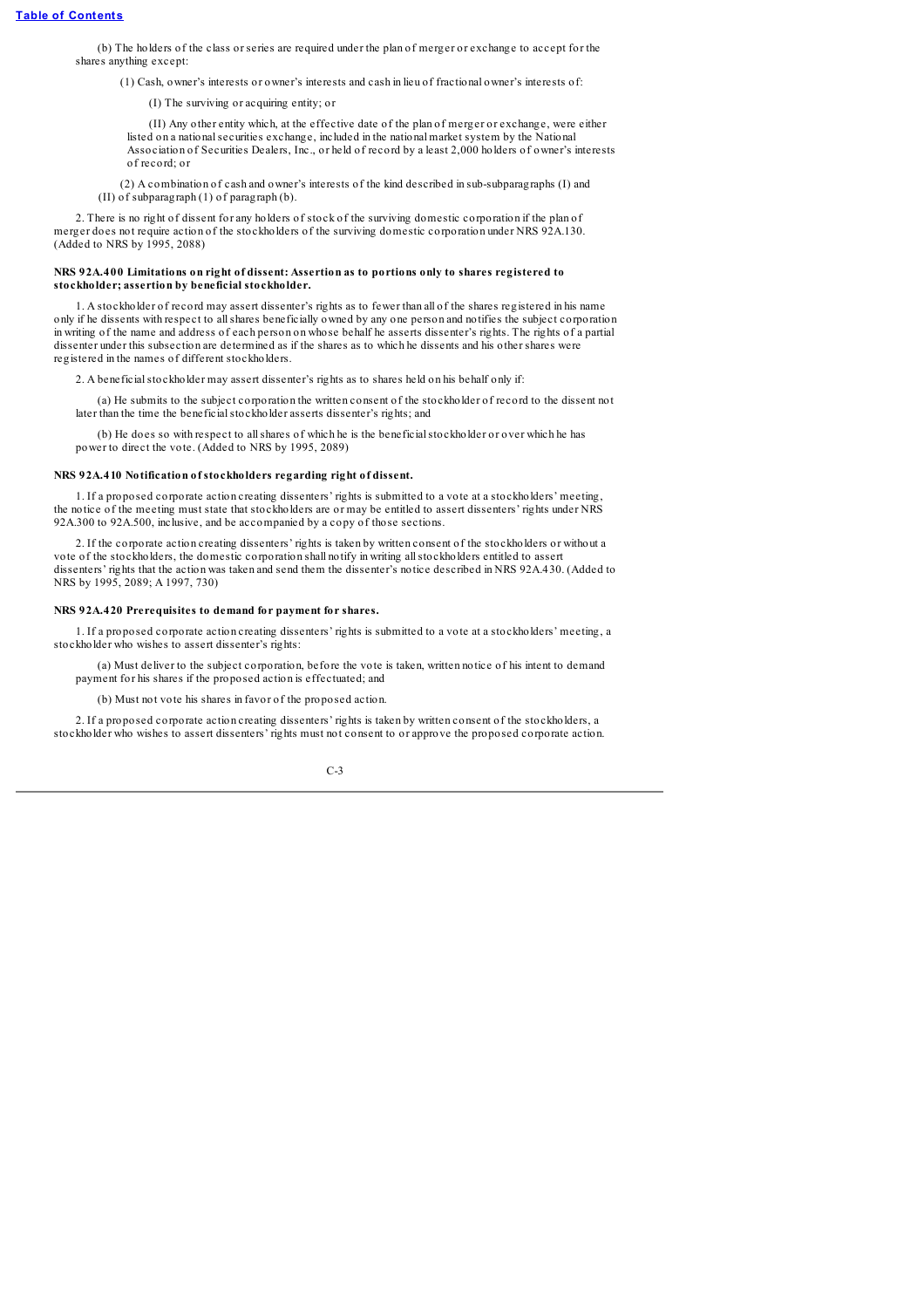(b) The holders of the class or series are required under the plan of merger or exchange to accept for the shares anything except:

(1) Cash, owner's interests or owner's interests and cash in lieu of fractional owner's interests of:

(I) The surviving or acquiring entity; or

(II) Any other entity which, at the effective date of the plan of merger or exchange, were either listed on a national securities exchange, included in the national market system by the National Association of Securities Dealers, Inc., or held of record by a least 2,000 holders of owner's interests of record; or

(2) A combination of cash and owner's interests of the kind described in sub-subparagraphs (I) and (II) of subparagraph (1) of paragraph (b).

2. There is no right of dissent for any holders of stock of the surviving domestic corporation if the plan of merger does not require action of the stockholders of the surviving domestic corporation under NRS 92A.130. (Added to NRS by 1995, 2088)

**NRS 92A.400 Limitations on right of dissent: Assertion as to portions only to shares registered to stockholder; assertion by beneficial stockholder.**

1. A stockholder of record may assert dissenter's rights as to fewer than all of the shares registered in his name only if he dissents with respect to all shares beneficially owned by any one person and notifies the subject corporation in writing of the name and address of each person on whose behalf he asserts dissenter's rights. The rights of a partial dissenter under this subsection are determined as if the shares as to which he dissents and his other shares were registered in the names of different stockholders.

2. A beneficial stockholder may assert dissenter's rights as to shares held on his behalf only if:

(a) He submits to the subject corporation the written consent of the stockholder of record to the dissent not later than the time the beneficial stockholder asserts dissenter's rights; and

(b) He does so with respect to all shares of which he is the beneficial stockholder or over which he has power to direct the vote. (Added to NRS by 1995, 2089)

**NRS 92A.410 Notification of stockholders regarding right of dissent.**

1. If a proposed corporate action creating dissenters' rights is submitted to a vote at a stockholders' meeting, the notice of the meeting must state that stockholders are or may be entitled to assert dissenters' rights under NRS 92A.300 to 92A.500, inclusive, and be accompanied by a copy of those sections.

2. If the corporate action creating dissenters' rights is taken by written consent of the stockholders or without a vote of the stockholders, the domestic corporation shall notify in writing all stockholders entitled to assert dissenters' rights that the action was taken and send them the dissenter's notice described in NRS 92A.430. (Added to NRS by 1995, 2089; A 1997, 730)

**NRS 92A.420 Prerequisites to demand for payment for shares.**

1. If a proposed corporate action creating dissenters' rights is submitted to a vote at a stockholders' meeting, a stockholder who wishes to assert dissenter's rights:

(a) Must deliver to the subject corporation, before the vote is taken, written notice of his intent to demand payment for his shares if the proposed action is effectuated; and

(b) Must not vote his shares in favor of the proposed action.

2. If a proposed corporate action creating dissenters' rights is taken by written consent of the stockholders, a stockholder who wishes to assert dissenters' rights must not consent to or approve the proposed corporate action.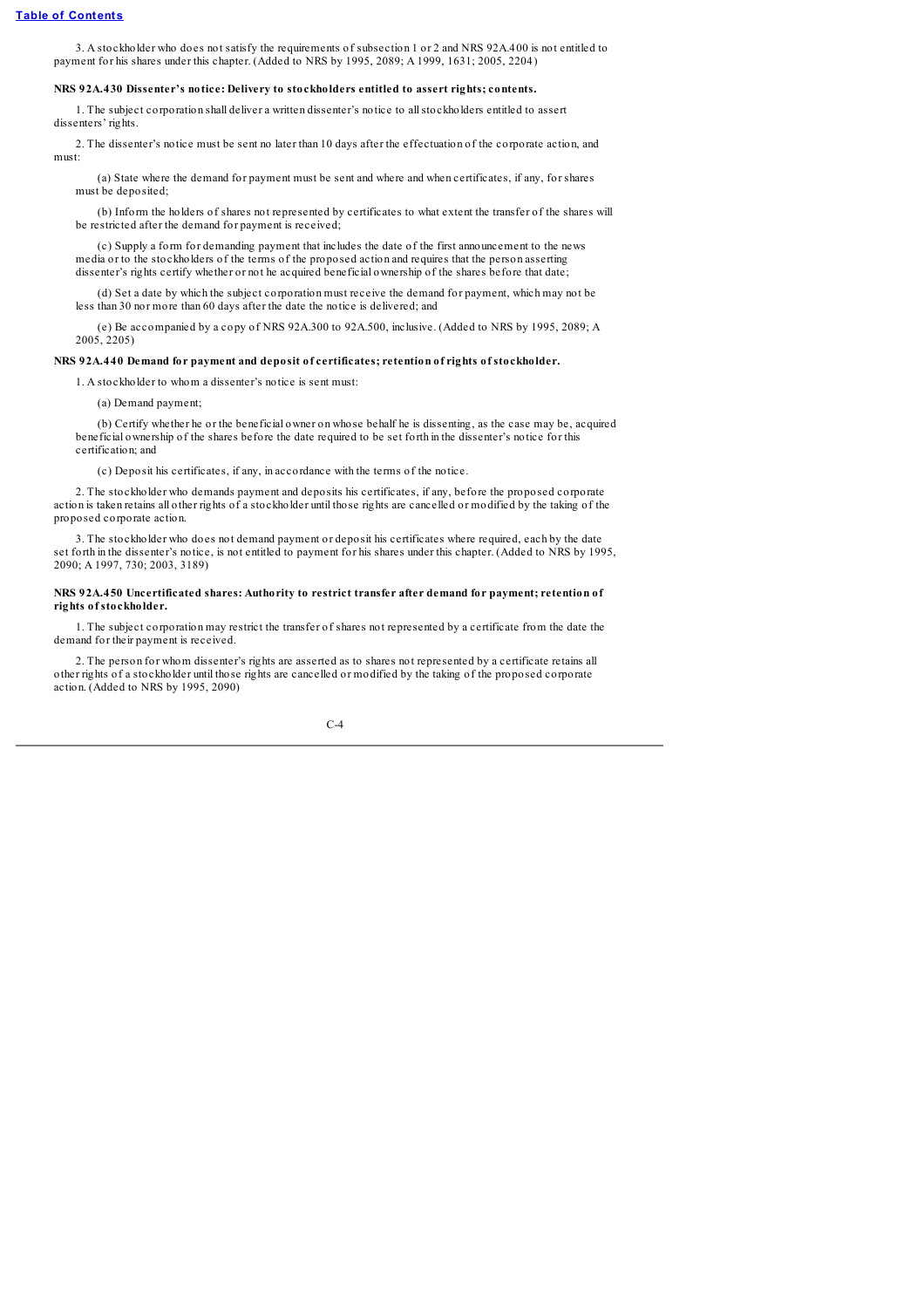3. A stockholder who does not satisfy the requirements of subsection 1 or 2 and NRS 92A.400 is not entitled to payment for his shares under this chapter. (Added to NRS by 1995, 2089; A 1999, 1631; 2005, 2204)

**NRS 92A.430 Dissenter's notice: Delivery to stockholders entitled to assert rights; contents.**

1. The subject corporation shall deliver a written dissenter's notice to all stockholders entitled to assert dissenters' rights.

2. The dissenter's notice must be sent no later than 10 days after the effectuation of the corporate action, and must:

(a) State where the demand for payment must be sent and where and when certificates, if any, for shares must be deposited;

(b) Inform the holders of shares not represented by certificates to what extent the transfer of the shares will be restricted after the demand for payment is received;

(c) Supply a form for demanding payment that includes the date of the first announcement to the news media or to the stockholders of the terms of the proposed action and requires that the person asserting dissenter's rights certify whether or not he acquired beneficial ownership of the shares before that date;

(d) Set a date by which the subject corporation must receive the demand for payment, which may not be less than 30 nor more than 60 days after the date the notice is delivered; and

(e) Be accompanied by a copy of NRS 92A.300 to 92A.500, inclusive. (Added to NRS by 1995, 2089; A 2005, 2205)

**NRS 92A.440 Demand for payment and deposit of certificates; retention of rights of stockholder.**

1. A stockholder to whom a dissenter's notice is sent must:

(a) Demand payment;

(b) Certify whether he or the beneficial owner on whose behalf he is dissenting, as the case may be, acquired beneficial ownership of the shares before the date required to be set forth in the dissenter's notice for this certification; and

(c) Deposit his certificates, if any, in accordance with the terms of the notice.

2. The stockholder who demands payment and deposits his certificates, if any, before the proposed corporate action is taken retains all other rights of a stockholder until those rights are cancelled or modified by the taking of the proposed corporate action.

3. The stockholder who does not demand payment or deposit his certificates where required, each by the date set forth in the dissenter's notice, is not entitled to payment for his shares under this chapter. (Added to NRS by 1995, 2090; A 1997, 730; 2003, 3189)

**NRS 92A.450 Uncertificated shares: Authority to restrict transfer after demand for payment; retention of rights of stockholder.**

1. The subject corporation may restrict the transfer of shares not represented by a certificate from the date the demand for their payment is received.

2. The person for whom dissenter's rights are asserted as to shares not represented by a certificate retains all other rights of a stockholder until those rights are cancelled or modified by the taking of the proposed corporate action. (Added to NRS by 1995, 2090)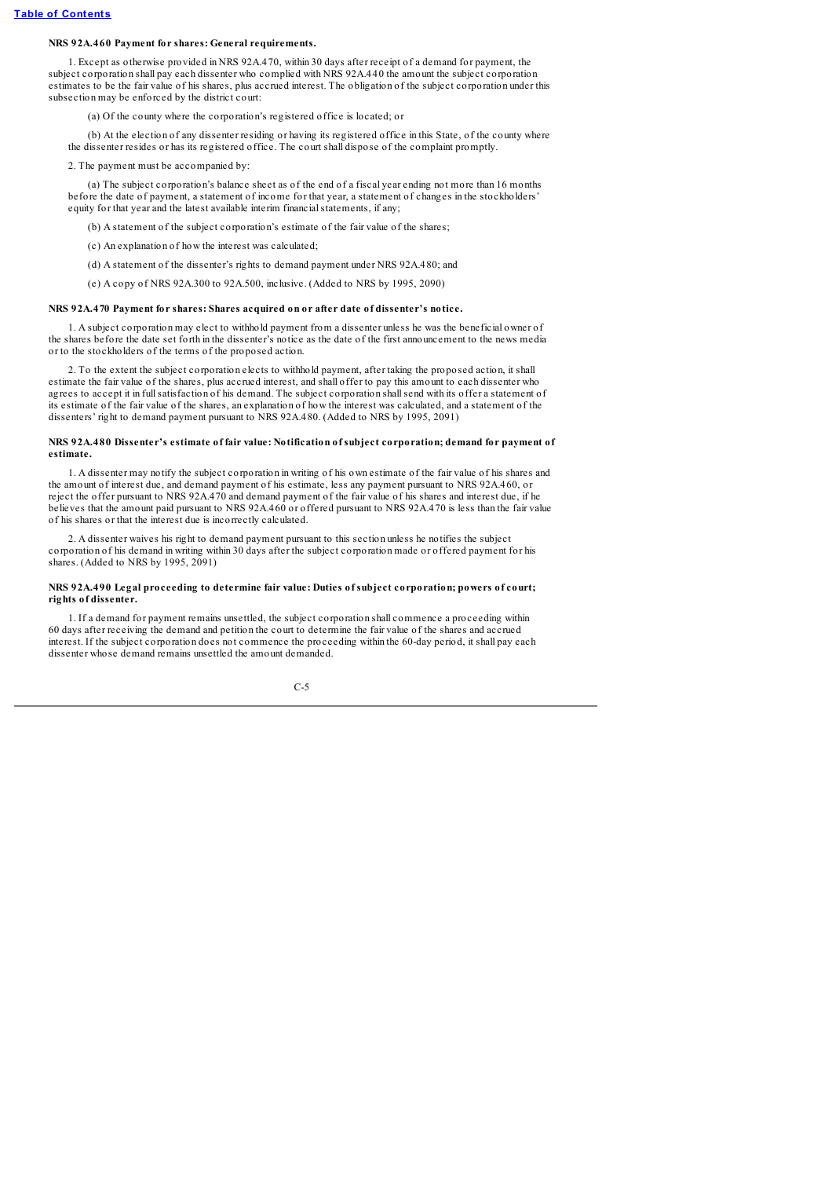**NRS 92A.460 Payment for shares: General requirements.**

1. Except as otherwise provided in NRS 92A.470, within 30 days after receipt of a demand for payment, the subject corporation shall pay each dissenter who complied with NRS 92A.440 the amount the subject corporation estimates to be the fair value of his shares, plus accrued interest. The obligation of the subject corporation under this subsection may be enforced by the district court:

(a) Of the county where the corporation's registered office is located; or

(b) At the election of any dissenter residing or having its registered office in this State, of the county where the dissenter resides or has its registered office. The court shall dispose of the complaint promptly.

2. The payment must be accompanied by:

(a) The subject corporation's balance sheet as of the end of a fiscal year ending not more than 16 months before the date of payment, a statement of income for that year, a statement of changes in the stockholders' equity for that year and the latest available interim financial statements, if any;

(b) A statement of the subject corporation's estimate of the fair value of the shares;

(c) An explanation of how the interest was calculated;

(d) A statement of the dissenter's rights to demand payment under NRS 92A.480; and

(e) A copy of NRS 92A.300 to 92A.500, inclusive. (Added to NRS by 1995, 2090)

**NRS 92A.470 Payment for shares: Shares acquired on or after date of dissenter's notice.**

1. A subject corporation may elect to withhold payment from a dissenter unless he was the beneficial owner of the shares before the date set forth in the dissenter's notice as the date of the first announcement to the news media or to the stockholders of the terms of the proposed action.

2. To the extent the subject corporation elects to withhold payment, after taking the proposed action, it shall estimate the fair value of the shares, plus accrued interest, and shall offer to pay this amount to each dissenter who agrees to accept it in full satisfaction of his demand. The subject corporation shall send with its offer a statement of its estimate of the fair value of the shares, an explanation of how the interest was calculated, and a statement of the dissenters' right to demand payment pursuant to NRS 92A.480. (Added to NRS by 1995, 2091)

**NRS 92A.480 Dissenter's estimate of fair value: Notification of subject corporation; demand for payment of estimate.**

1. A dissenter may notify the subject corporation in writing of his own estimate of the fair value of his shares and the amount of interest due, and demand payment of his estimate, less any payment pursuant to NRS 92A.460, or reject the offer pursuant to NRS 92A.470 and demand payment of the fair value of his shares and interest due, if he believes that the amount paid pursuant to NRS 92A.460 or offered pursuant to NRS 92A.470 is less than the fair value of his shares or that the interest due is incorrectly calculated.

2. A dissenter waives his right to demand payment pursuant to this section unless he notifies the subject corporation of his demand in writing within 30 days after the subject corporation made or offered payment for his shares. (Added to NRS by 1995, 2091)

**NRS 92A.490 Legal proceeding to determine fair value: Duties of subject corporation; powers of court; rights of dissenter.**

1. If a demand for payment remains unsettled, the subject corporation shall commence a proceeding within 60 days after receiving the demand and petition the court to determine the fair value of the shares and accrued interest. If the subject corporation does not commence the proceeding within the 60-day period, it shall pay each dissenter whose demand remains unsettled the amount demanded.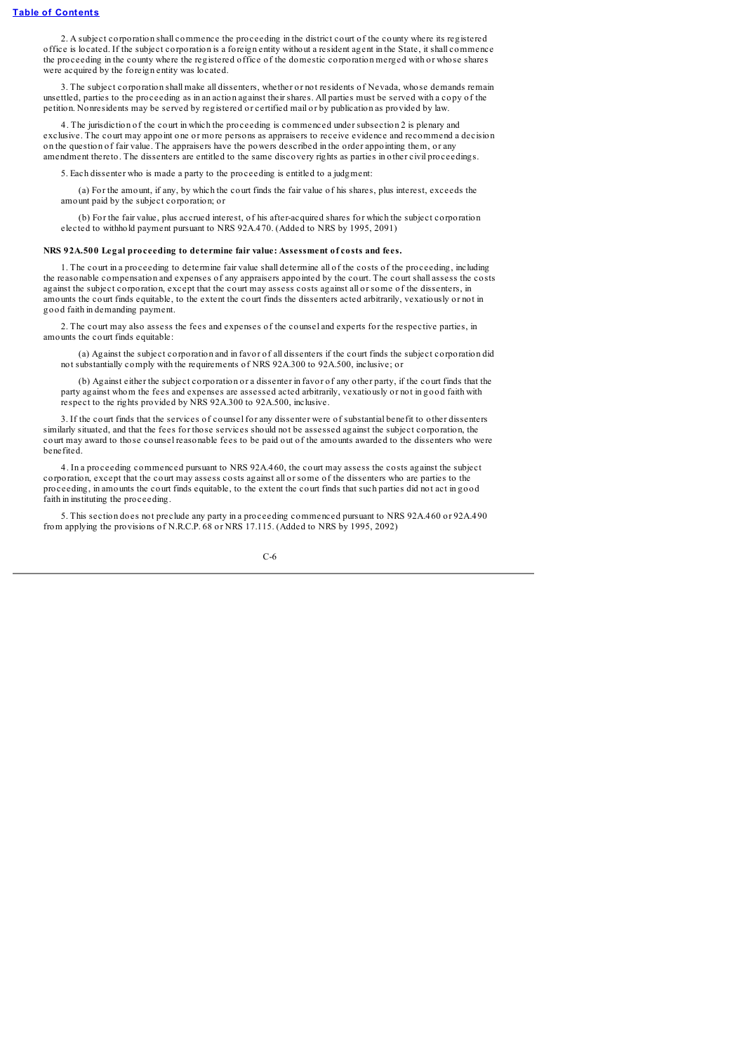2. A subject corporation shall commence the proceeding in the district court of the county where its registered office is located. If the subject corporation is a foreign entity without a resident agent in the State, it shall commence the proceeding in the county where the registered office of the domestic corporation merged with or whose shares were acquired by the foreign entity was located.

3. The subject corporation shall make all dissenters, whether or not residents of Nevada, whose demands remain unsettled, parties to the proceeding as in an action against their shares. All parties must be served with a copy of the petition. Nonresidents may be served by registered or certified mail or by publication as provided by law.

4. The jurisdiction of the court in which the proceeding is commenced under subsection 2 is plenary and exclusive. The court may appoint one or more persons as appraisers to receive evidence and recommend a decision on the question of fair value. The appraisers have the powers described in the order appointing them, or any amendment thereto. The dissenters are entitled to the same discovery rights as parties in other civil proceedings.

5. Each dissenter who is made a party to the proceeding is entitled to a judgment:

(a) For the amount, if any, by which the court finds the fair value of his shares, plus interest, exceeds the amount paid by the subject corporation; or

(b) For the fair value, plus accrued interest, of his after-acquired shares for which the subject corporation elected to withhold payment pursuant to NRS 92A.470. (Added to NRS by 1995, 2091)

**NRS 92A.500 Legal proceeding to determine fair value: Assessment of costs and fees.**

1. The court in a proceeding to determine fair value shall determine all of the costs of the proceeding, including the reasonable compensation and expenses of any appraisers appointed by the court. The court shall assess the costs against the subject corporation, except that the court may assess costs against all or some of the dissenters, in amounts the court finds equitable, to the extent the court finds the dissenters acted arbitrarily, vexatiously or not in good faith in demanding payment.

2. The court may also assess the fees and expenses of the counsel and experts for the respective parties, in amounts the court finds equitable:

(a) Against the subject corporation and in favor of all dissenters if the court finds the subject corporation did not substantially comply with the requirements of NRS 92A.300 to 92A.500, inclusive; or

(b) Against either the subject corporation or a dissenter in favor of any other party, if the court finds that the party against whom the fees and expenses are assessed acted arbitrarily, vexatiously or not in good faith with respect to the rights provided by NRS 92A.300 to 92A.500, inclusive.

3. If the court finds that the services of counsel for any dissenter were of substantial benefit to other dissenters similarly situated, and that the fees for those services should not be assessed against the subject corporation, the court may award to those counsel reasonable fees to be paid out of the amounts awarded to the dissenters who were benefited.

4. In a proceeding commenced pursuant to NRS 92A.460, the court may assess the costs against the subject corporation, except that the court may assess costs against all or some of the dissenters who are parties to the proceeding, in amounts the court finds equitable, to the extent the court finds that such parties did not act in good faith in instituting the proceeding.

5. This section does not preclude any party in a proceeding commenced pursuant to NRS 92A.460 or 92A.490 from applying the provisions of N.R.C.P. 68 or NRS 17.115. (Added to NRS by 1995, 2092)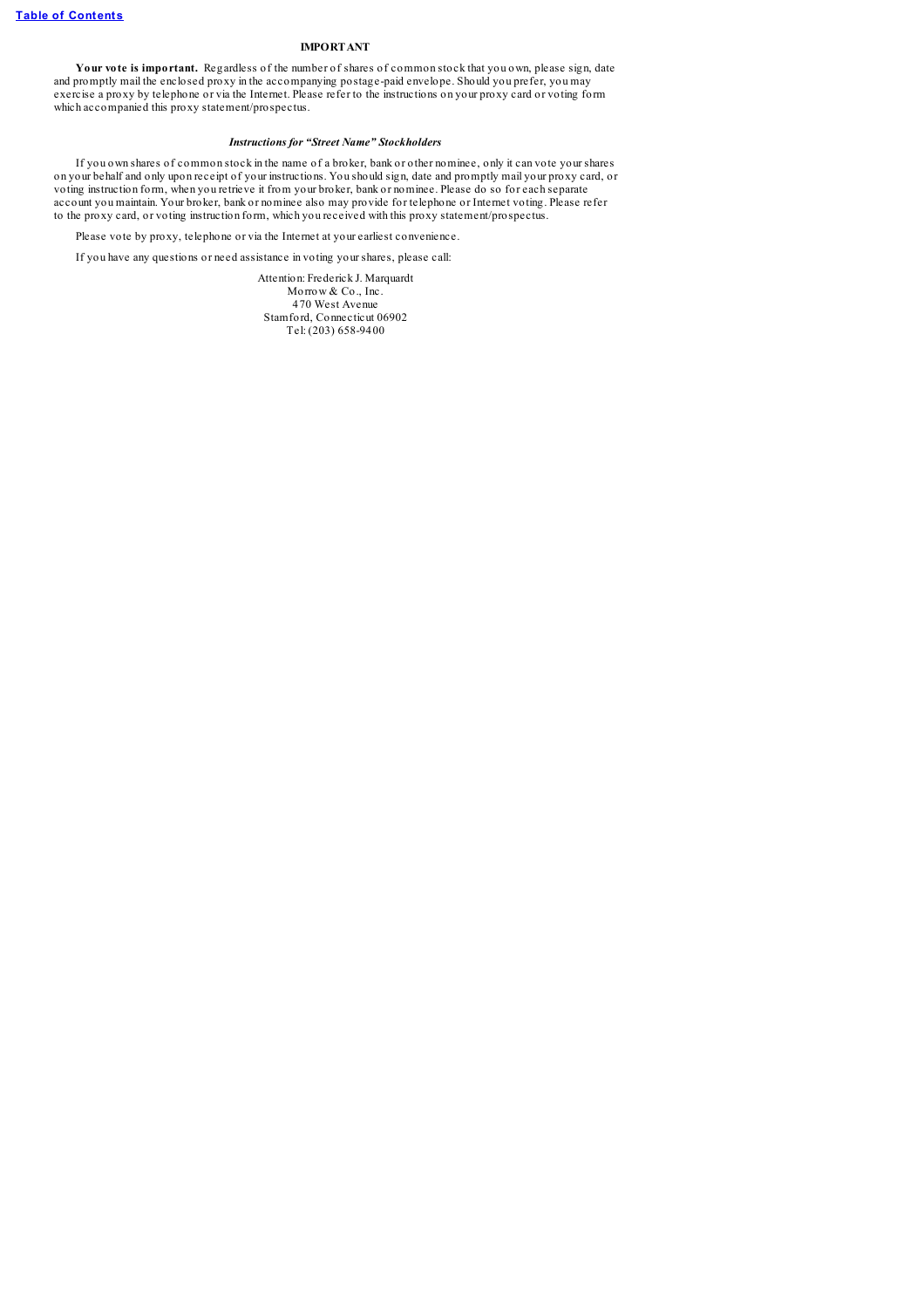# IMPORTANT

**Your vote is important.** Regardless of the number of shares of common stock that you own, please sign, date and promptly mail the enclosed proxy in the accompanying postage-paid envelope. Should you prefer, you may exercise a proxy by telephone or via the Internet. Please refer to the instructions on your proxy card or voting form which accompanied this proxy statement/prospectus.

***Instructions for "Street Name" Stockholders***

If you own shares of common stock in the name of a broker, bank or other nominee, only it can vote your shares on your behalf and only upon receipt of your instructions. You should sign, date and promptly mail your proxy card, or voting instruction form, when you retrieve it from your broker, bank or nominee. Please do so for each separate account you maintain. Your broker, bank or nominee also may provide for telephone or Internet voting. Please refer to the proxy card, or voting instruction form, which you received with this proxy statement/prospectus.

Please vote by proxy, telephone or via the Internet at your earliest convenience.

If you have any questions or need assistance in voting your shares, please call:

Attention: Frederick J. Marquardt
Morrow & Co., Inc.
470 West Avenue
Stamford, Connecticut 06902
Tel: (203) 658-9400